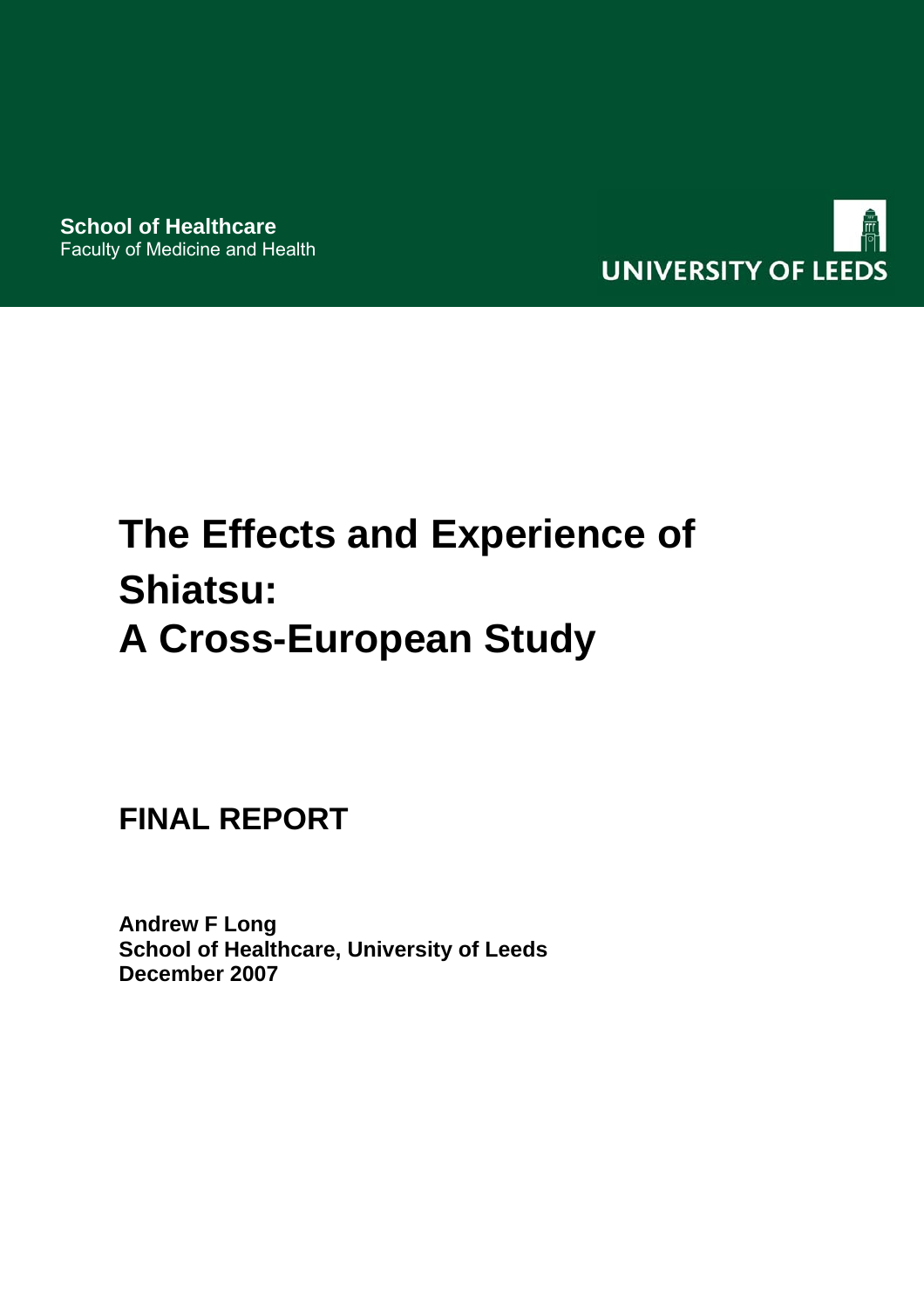**School of Healthcare**
Faculty of Medicine and Health

UNIVERSITY OF LEEDS

# The Effects and Experience of Shiatsu: A Cross-European Study

## FINAL REPORT

**Andrew F Long**
**School of Healthcare, University of Leeds**
**December 2007**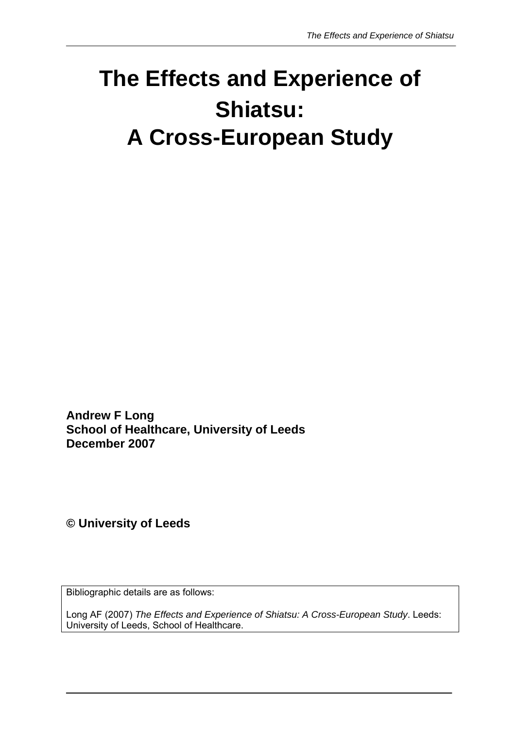# The Effects and Experience of Shiatsu: A Cross-European Study

**Andrew F Long**
**School of Healthcare, University of Leeds**
**December 2007**

**© University of Leeds**

Bibliographic details are as follows:

Long AF (2007) *The Effects and Experience of Shiatsu: A Cross-European Study*. Leeds: University of Leeds, School of Healthcare.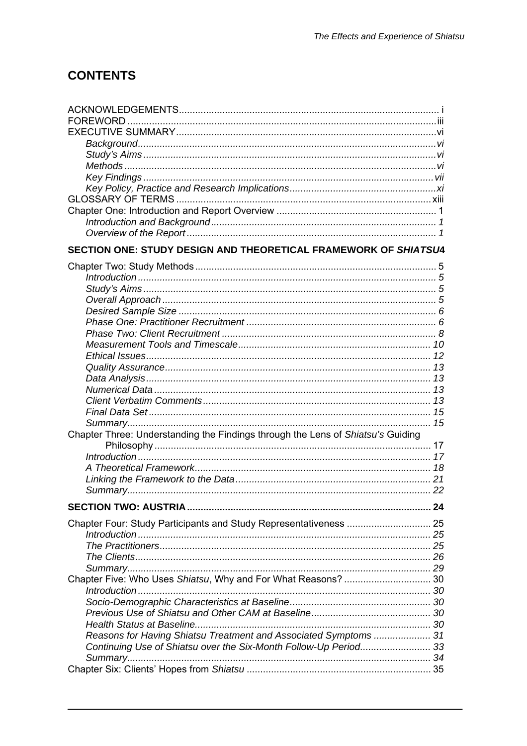# CONTENTS

ACKNOWLEDGEMENTS ... i
FOREWORD ... iii
EXECUTIVE SUMMARY ... vi
- *Background* ... *vi*
- *Study's Aims* ... *vi*
- *Methods* ... *vi*
- *Key Findings* ... *vii*
- *Key Policy, Practice and Research Implications* ... *xi*

GLOSSARY OF TERMS ... xiii
Chapter One: Introduction and Report Overview ... 1
- *Introduction and Background* ... *1*
- *Overview of the Report* ... *1*

**SECTION ONE: STUDY DESIGN AND THEORETICAL FRAMEWORK OF *SHIATSU* 4**

Chapter Two: Study Methods ... 5
- *Introduction* ... *5*
- *Study's Aims* ... *5*
- *Overall Approach* ... *5*
- *Desired Sample Size* ... *6*
- *Phase One: Practitioner Recruitment* ... *6*
- *Phase Two: Client Recruitment* ... *8*
- *Measurement Tools and Timescale* ... *10*
- *Ethical Issues* ... *12*
- *Quality Assurance* ... *13*
- *Data Analysis* ... *13*
- *Numerical Data* ... *13*
- *Client Verbatim Comments* ... *13*
- *Final Data Set* ... *15*
- *Summary* ... *15*

Chapter Three: Understanding the Findings through the Lens of *Shiatsu's* Guiding Philosophy ... 17
- *Introduction* ... *17*
- *A Theoretical Framework* ... *18*
- *Linking the Framework to the Data* ... *21*
- *Summary* ... *22*

**SECTION TWO: AUSTRIA ... 24**

Chapter Four: Study Participants and Study Representativeness ... 25
- *Introduction* ... *25*
- *The Practitioners* ... *25*
- *The Clients* ... *26*
- *Summary* ... *29*

Chapter Five: Who Uses *Shiatsu*, Why and For What Reasons? ... 30
- *Introduction* ... *30*
- *Socio-Demographic Characteristics at Baseline* ... *30*
- *Previous Use of Shiatsu and Other CAM at Baseline* ... *30*
- *Health Status at Baseline* ... *30*
- *Reasons for Having Shiatsu Treatment and Associated Symptoms* ... *31*
- *Continuing Use of Shiatsu over the Six-Month Follow-Up Period* ... *33*
- *Summary* ... *34*

Chapter Six: Clients' Hopes from *Shiatsu* ... 35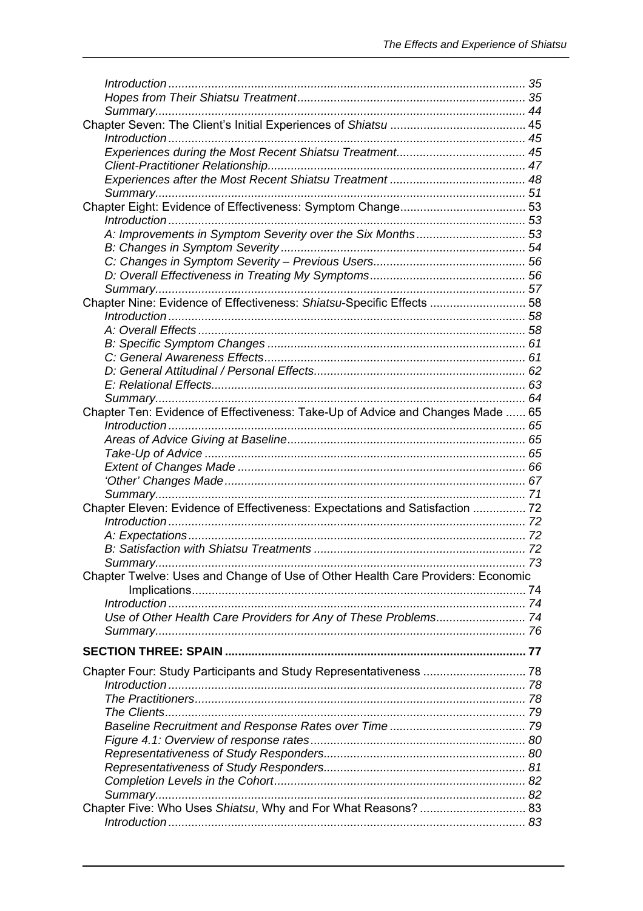*Introduction* ........................................................................................................... 35
*Hopes from Their Shiatsu Treatment* ..................................................................... 35
*Summary* ............................................................................................................... 44

Chapter Seven: The Client's Initial Experiences of *Shiatsu* ......................................... 45
*Introduction* ........................................................................................................... 45
*Experiences during the Most Recent Shiatsu Treatment* ....................................... 45
*Client-Practitioner Relationship* ............................................................................. 47
*Experiences after the Most Recent Shiatsu Treatment* ......................................... 48
*Summary* ............................................................................................................... 51

Chapter Eight: Evidence of Effectiveness: Symptom Change ...................................... 53
*Introduction* ........................................................................................................... 53
*A: Improvements in Symptom Severity over the Six Months* ................................. 53
*B: Changes in Symptom Severity* ......................................................................... 54
*C: Changes in Symptom Severity – Previous Users* ............................................. 56
*D: Overall Effectiveness in Treating My Symptoms* .............................................. 56
*Summary* ............................................................................................................... 57

Chapter Nine: Evidence of Effectiveness: *Shiatsu*-Specific Effects ............................. 58
*Introduction* ........................................................................................................... 58
*A: Overall Effects* .................................................................................................. 58
*B: Specific Symptom Changes* ............................................................................. 61
*C: General Awareness Effects* .............................................................................. 61
*D: General Attitudinal / Personal Effects* ............................................................... 62
*E: Relational Effects* .............................................................................................. 63
*Summary* ............................................................................................................... 64

Chapter Ten: Evidence of Effectiveness: Take-Up of Advice and Changes Made ...... 65
*Introduction* ........................................................................................................... 65
*Areas of Advice Giving at Baseline* ........................................................................ 65
*Take-Up of Advice* ................................................................................................. 65
*Extent of Changes Made* ....................................................................................... 66
*'Other' Changes Made* .......................................................................................... 67
*Summary* ............................................................................................................... 71

Chapter Eleven: Evidence of Effectiveness: Expectations and Satisfaction ................ 72
*Introduction* ........................................................................................................... 72
*A: Expectations* ..................................................................................................... 72
*B: Satisfaction with Shiatsu Treatments* ................................................................ 72
*Summary* ............................................................................................................... 73

Chapter Twelve: Uses and Change of Use of Other Health Care Providers: Economic Implications ........................................................................................................ 74
*Introduction* ........................................................................................................... 74
*Use of Other Health Care Providers for Any of These Problems* ........................... 74
*Summary* ............................................................................................................... 76

**SECTION THREE: SPAIN** ........................................................................................... **77**

Chapter Four: Study Participants and Study Representativeness ............................... 78
*Introduction* ........................................................................................................... 78
*The Practitioners* .................................................................................................... 78
*The Clients* ............................................................................................................. 79
*Baseline Recruitment and Response Rates over Time* ......................................... 79
*Figure 4.1: Overview of response rates* ................................................................. 80
*Representativeness of Study Responders* ............................................................. 80
*Representativeness of Study Responders* ............................................................. 81
*Completion Levels in the Cohort* ............................................................................ 82
*Summary* ............................................................................................................... 82

Chapter Five: Who Uses *Shiatsu*, Why and For What Reasons? ................................ 83
*Introduction* ........................................................................................................... 83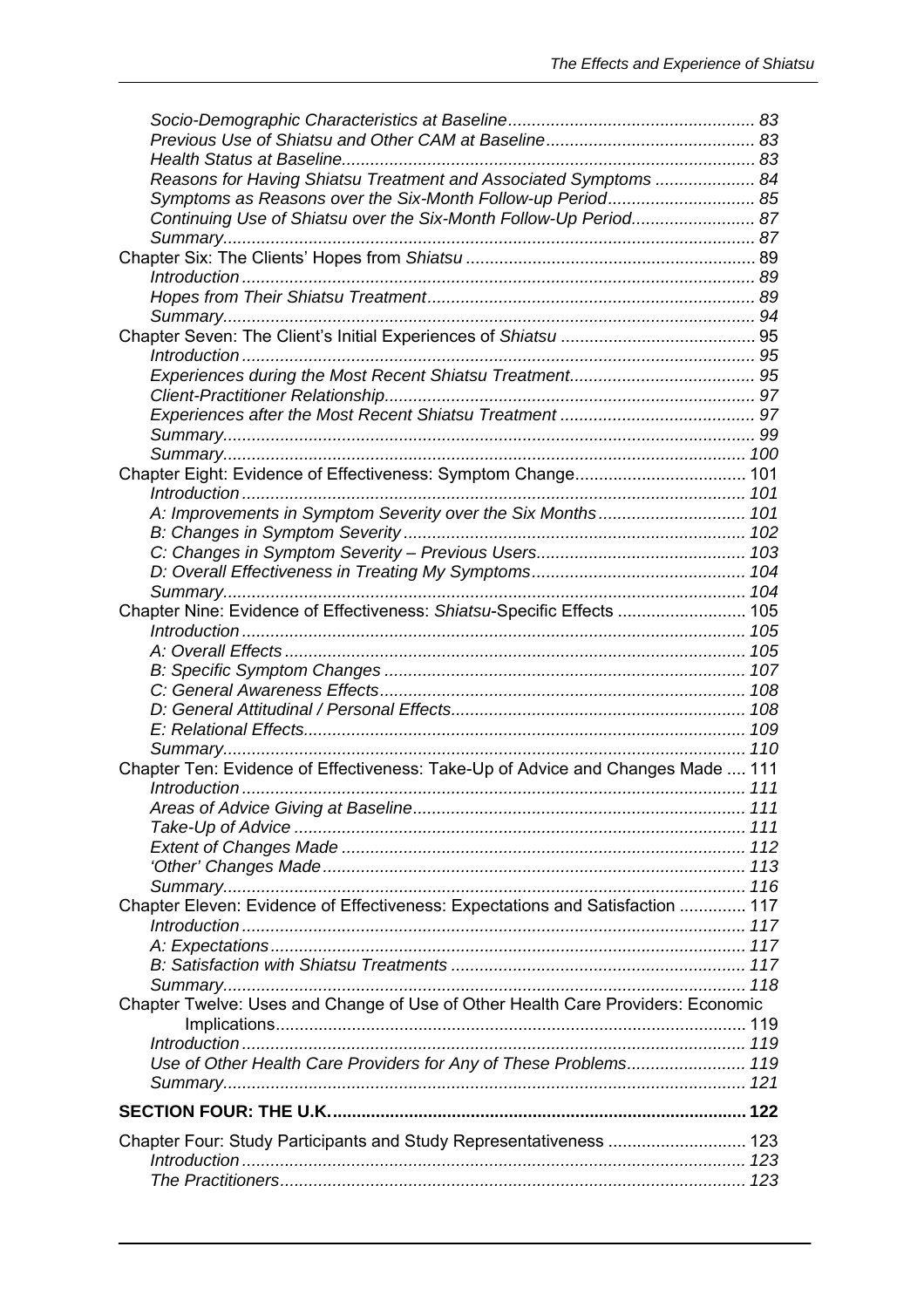*Socio-Demographic Characteristics at Baseline*.................................................... 83
*Previous Use of Shiatsu and Other CAM at Baseline*............................................ 83
*Health Status at Baseline*....................................................................................... 83
*Reasons for Having Shiatsu Treatment and Associated Symptoms* ..................... 84
*Symptoms as Reasons over the Six-Month Follow-up Period*............................... 85
*Continuing Use of Shiatsu over the Six-Month Follow-Up Period*.......................... 87
*Summary*................................................................................................................ 87

Chapter Six: The Clients' Hopes from *Shiatsu* ............................................................. 89
*Introduction* ........................................................................................................... 89
*Hopes from Their Shiatsu Treatment*..................................................................... 89
*Summary*................................................................................................................ 94

Chapter Seven: The Client's Initial Experiences of *Shiatsu* .......................................... 95
*Introduction* ........................................................................................................... 95
*Experiences during the Most Recent Shiatsu Treatment*....................................... 95
*Client-Practitioner Relationship*.............................................................................. 97
*Experiences after the Most Recent Shiatsu Treatment* .......................................... 97
*Summary*................................................................................................................ 99
*Summary*.............................................................................................................. 100

Chapter Eight: Evidence of Effectiveness: Symptom Change.................................... 101
*Introduction* ......................................................................................................... 101
*A: Improvements in Symptom Severity over the Six Months* ............................... 101
*B: Changes in Symptom Severity* ....................................................................... 102
*C: Changes in Symptom Severity – Previous Users*............................................ 103
*D: Overall Effectiveness in Treating My Symptoms*............................................. 104
*Summary*.............................................................................................................. 104

Chapter Nine: Evidence of Effectiveness: *Shiatsu*-Specific Effects ........................... 105
*Introduction* ......................................................................................................... 105
*A: Overall Effects* ................................................................................................ 105
*B: Specific Symptom Changes* ............................................................................ 107
*C: General Awareness Effects*............................................................................. 108
*D: General Attitudinal / Personal Effects*.............................................................. 108
*E: Relational Effects*............................................................................................. 109
*Summary*.............................................................................................................. 110

Chapter Ten: Evidence of Effectiveness: Take-Up of Advice and Changes Made .... 111
*Introduction* ......................................................................................................... 111
*Areas of Advice Giving at Baseline*...................................................................... 111
*Take-Up of Advice* ............................................................................................... 111
*Extent of Changes Made* ..................................................................................... 112
*'Other' Changes Made*......................................................................................... 113
*Summary*.............................................................................................................. 116

Chapter Eleven: Evidence of Effectiveness: Expectations and Satisfaction .............. 117
*Introduction* ......................................................................................................... 117
*A: Expectations*.................................................................................................... 117
*B: Satisfaction with Shiatsu Treatments* .............................................................. 117
*Summary*.............................................................................................................. 118

Chapter Twelve: Uses and Change of Use of Other Health Care Providers: Economic Implications.................................................................................................. 119
*Introduction* ......................................................................................................... 119
*Use of Other Health Care Providers for Any of These Problems*......................... 119
*Summary*.............................................................................................................. 121

**SECTION FOUR: THE U.K.......................................................................................... 122**

Chapter Four: Study Participants and Study Representativeness ............................. 123
*Introduction* ......................................................................................................... 123
*The Practitioners*.................................................................................................. 123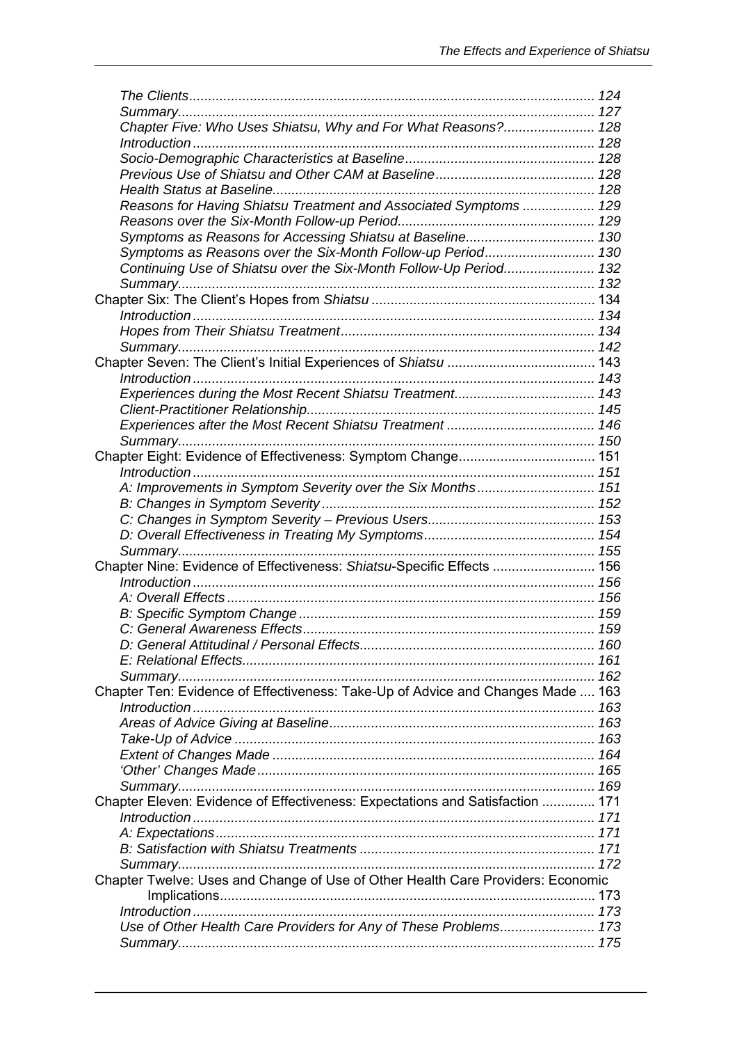*The Clients* ........................................................................................................ 124
*Summary* ........................................................................................................... 127
*Chapter Five: Who Uses Shiatsu, Why and For What Reasons?* ........................ 128
*Introduction* ....................................................................................................... 128
*Socio-Demographic Characteristics at Baseline* ................................................. 128
*Previous Use of Shiatsu and Other CAM at Baseline* .......................................... 128
*Health Status at Baseline* .................................................................................... 128
*Reasons for Having Shiatsu Treatment and Associated Symptoms* ................... 129
*Reasons over the Six-Month Follow-up Period* .................................................... 129
*Symptoms as Reasons for Accessing Shiatsu at Baseline* .................................. 130
*Symptoms as Reasons over the Six-Month Follow-up Period* ............................. 130
*Continuing Use of Shiatsu over the Six-Month Follow-Up Period* ........................ 132
*Summary* ........................................................................................................... 132
Chapter Six: The Client's Hopes from *Shiatsu* ........................................................... 134
*Introduction* ....................................................................................................... 134
*Hopes from Their Shiatsu Treatment* .................................................................. 134
*Summary* ........................................................................................................... 142
Chapter Seven: The Client's Initial Experiences of *Shiatsu* ....................................... 143
*Introduction* ....................................................................................................... 143
*Experiences during the Most Recent Shiatsu Treatment* ..................................... 143
*Client-Practitioner Relationship* ........................................................................... 145
*Experiences after the Most Recent Shiatsu Treatment* ....................................... 146
*Summary* ........................................................................................................... 150
Chapter Eight: Evidence of Effectiveness: Symptom Change .................................... 151
*Introduction* ....................................................................................................... 151
*A: Improvements in Symptom Severity over the Six Months* ............................... 151
*B: Changes in Symptom Severity* ....................................................................... 152
*C: Changes in Symptom Severity – Previous Users* ............................................ 153
*D: Overall Effectiveness in Treating My Symptoms* ............................................. 154
*Summary* ........................................................................................................... 155
Chapter Nine: Evidence of Effectiveness: *Shiatsu*-Specific Effects ........................... 156
*Introduction* ....................................................................................................... 156
*A: Overall Effects* ................................................................................................ 156
*B: Specific Symptom Change* ............................................................................. 159
*C: General Awareness Effects* ............................................................................ 159
*D: General Attitudinal / Personal Effects* ............................................................. 160
*E: Relational Effects* ............................................................................................ 161
*Summary* ........................................................................................................... 162
Chapter Ten: Evidence of Effectiveness: Take-Up of Advice and Changes Made .... 163
*Introduction* ....................................................................................................... 163
*Areas of Advice Giving at Baseline* ..................................................................... 163
*Take-Up of Advice* .............................................................................................. 163
*Extent of Changes Made* .................................................................................... 164
*'Other' Changes Made* ........................................................................................ 165
*Summary* ........................................................................................................... 169
Chapter Eleven: Evidence of Effectiveness: Expectations and Satisfaction .............. 171
*Introduction* ....................................................................................................... 171
*A: Expectations* ................................................................................................... 171
*B: Satisfaction with Shiatsu Treatments* .............................................................. 171
*Summary* ........................................................................................................... 172
Chapter Twelve: Uses and Change of Use of Other Health Care Providers: Economic Implications .................................................................................................. 173
*Introduction* ....................................................................................................... 173
*Use of Other Health Care Providers for Any of These Problems* ......................... 173
*Summary* ........................................................................................................... 175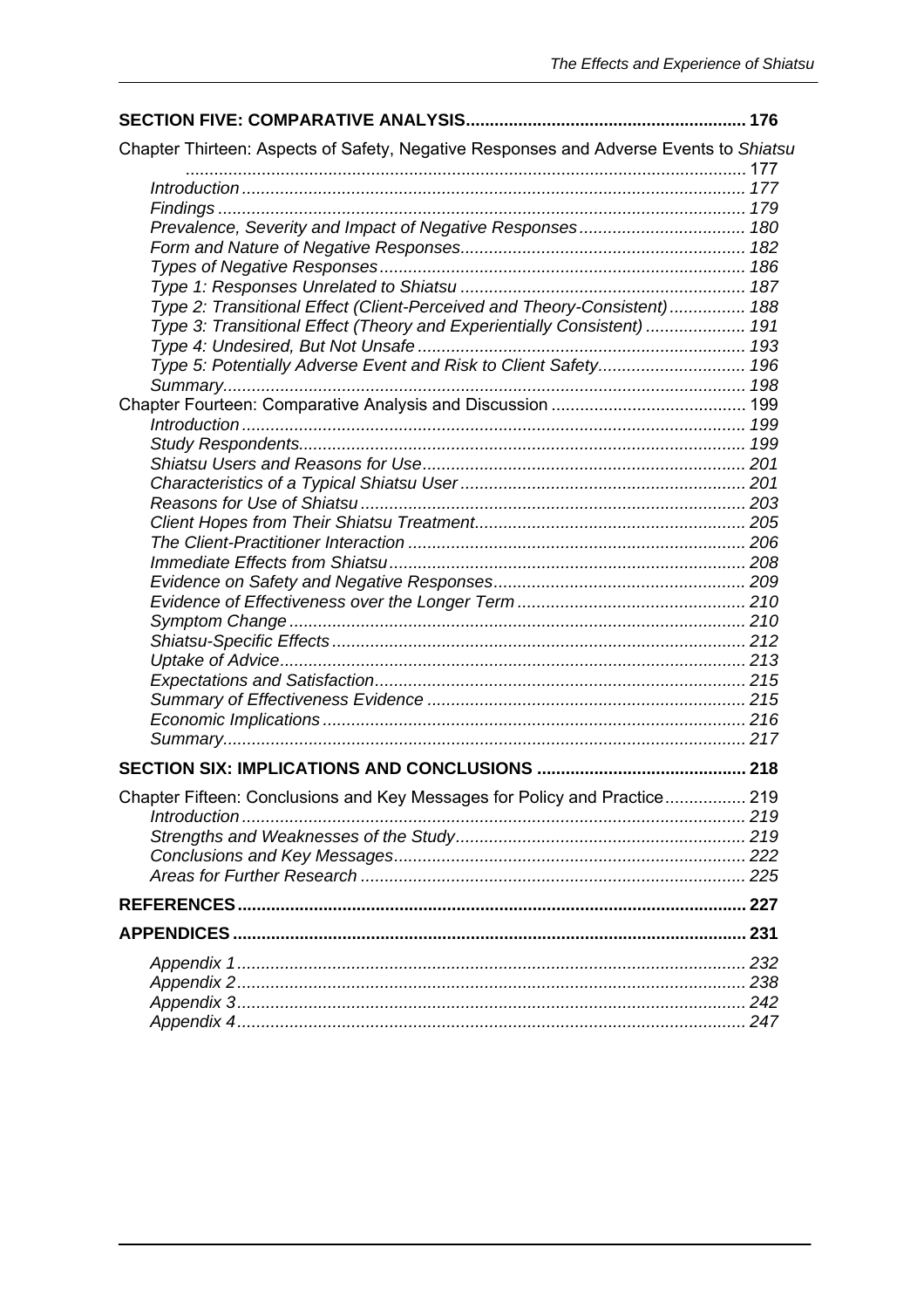**SECTION FIVE: COMPARATIVE ANALYSIS.......................................................... 176**

Chapter Thirteen: Aspects of Safety, Negative Responses and Adverse Events to *Shiatsu* ..................................................................................................................... 177

*Introduction ......................................................................................................... 177*
*Findings .............................................................................................................. 179*
*Prevalence, Severity and Impact of Negative Responses ................................... 180*
*Form and Nature of Negative Responses........................................................... 182*
*Types of Negative Responses ............................................................................ 186*
*Type 1: Responses Unrelated to Shiatsu ........................................................... 187*
*Type 2: Transitional Effect (Client-Perceived and Theory-Consistent) ................ 188*
*Type 3: Transitional Effect (Theory and Experientially Consistent) ..................... 191*
*Type 4: Undesired, But Not Unsafe .................................................................... 193*
*Type 5: Potentially Adverse Event and Risk to Client Safety............................... 196*
*Summary............................................................................................................. 198*

Chapter Fourteen: Comparative Analysis and Discussion ......................................... 199

*Introduction ......................................................................................................... 199*
*Study Respondents............................................................................................. 199*
*Shiatsu Users and Reasons for Use.................................................................... 201*
*Characteristics of a Typical Shiatsu User ............................................................ 201*
*Reasons for Use of Shiatsu ................................................................................. 203*
*Client Hopes from Their Shiatsu Treatment......................................................... 205*
*The Client-Practitioner Interaction ....................................................................... 206*
*Immediate Effects from Shiatsu........................................................................... 208*
*Evidence on Safety and Negative Responses..................................................... 209*
*Evidence of Effectiveness over the Longer Term ................................................ 210*
*Symptom Change ............................................................................................... 210*
*Shiatsu-Specific Effects ....................................................................................... 212*
*Uptake of Advice.................................................................................................. 213*
*Expectations and Satisfaction.............................................................................. 215*
*Summary of Effectiveness Evidence ................................................................... 215*
*Economic Implications ......................................................................................... 216*
*Summary............................................................................................................. 217*

**SECTION SIX: IMPLICATIONS AND CONCLUSIONS ............................................ 218**

Chapter Fifteen: Conclusions and Key Messages for Policy and Practice................. 219

*Introduction ......................................................................................................... 219*
*Strengths and Weaknesses of the Study............................................................. 219*
*Conclusions and Key Messages.......................................................................... 222*
*Areas for Further Research ................................................................................. 225*

**REFERENCES.......................................................................................................... 227**

**APPENDICES ........................................................................................................... 231**

*Appendix 1.......................................................................................................... 232*
*Appendix 2.......................................................................................................... 238*
*Appendix 3.......................................................................................................... 242*
*Appendix 4.......................................................................................................... 247*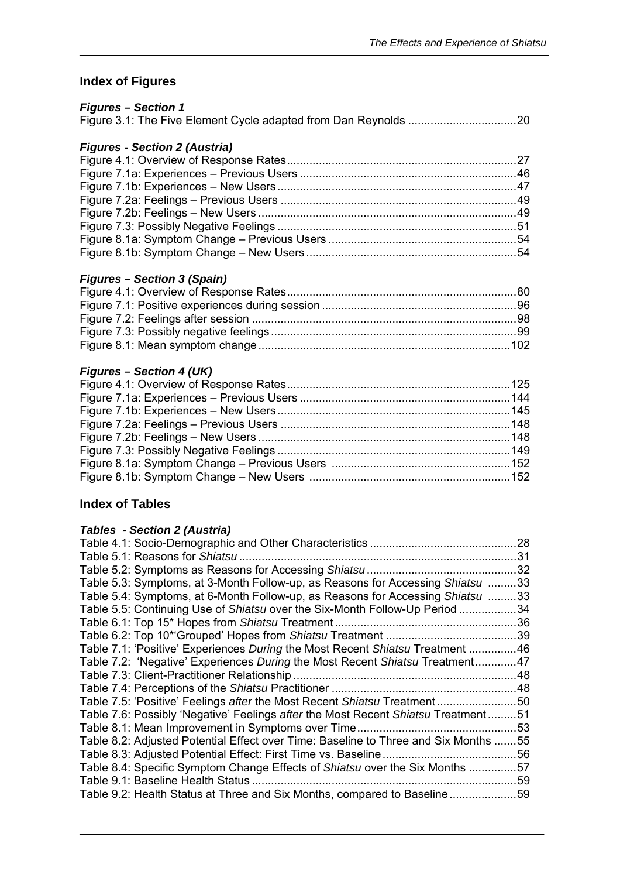## Index of Figures

### *Figures – Section 1*

Figure 3.1: The Five Element Cycle adapted from Dan Reynolds ..................................20

### *Figures - Section 2 (Austria)*

Figure 4.1: Overview of Response Rates........................................................................27
Figure 7.1a: Experiences – Previous Users ....................................................................46
Figure 7.1b: Experiences – New Users ...........................................................................47
Figure 7.2a: Feelings – Previous Users ..........................................................................49
Figure 7.2b: Feelings – New Users .................................................................................49
Figure 7.3: Possibly Negative Feelings ...........................................................................51
Figure 8.1a: Symptom Change – Previous Users ...........................................................54
Figure 8.1b: Symptom Change – New Users ..................................................................54

### *Figures – Section 3 (Spain)*

Figure 4.1: Overview of Response Rates........................................................................80
Figure 7.1: Positive experiences during session .............................................................96
Figure 7.2: Feelings after session ...................................................................................98
Figure 7.3: Possibly negative feelings .............................................................................99
Figure 8.1: Mean symptom change ...............................................................................102

### *Figures – Section 4 (UK)*

Figure 4.1: Overview of Response Rates......................................................................125
Figure 7.1a: Experiences – Previous Users ..................................................................144
Figure 7.1b: Experiences – New Users .........................................................................145
Figure 7.2a: Feelings – Previous Users ........................................................................148
Figure 7.2b: Feelings – New Users ...............................................................................148
Figure 7.3: Possibly Negative Feelings .........................................................................149
Figure 8.1a: Symptom Change – Previous Users ........................................................152
Figure 8.1b: Symptom Change – New Users ...............................................................152

## Index of Tables

### *Tables - Section 2 (Austria)*

Table 4.1: Socio-Demographic and Other Characteristics ..............................................28
Table 5.1: Reasons for *Shiatsu* .......................................................................................31
Table 5.2: Symptoms as Reasons for Accessing *Shiatsu* ...............................................32
Table 5.3: Symptoms, at 3-Month Follow-up, as Reasons for Accessing *Shiatsu* .........33
Table 5.4: Symptoms, at 6-Month Follow-up, as Reasons for Accessing *Shiatsu* .........33
Table 5.5: Continuing Use of *Shiatsu* over the Six-Month Follow-Up Period ..................34
Table 6.1: Top 15* Hopes from *Shiatsu* Treatment .........................................................36
Table 6.2: Top 10*'Grouped' Hopes from *Shiatsu* Treatment .........................................39
Table 7.1: 'Positive' Experiences *During* the Most Recent *Shiatsu* Treatment ...............46
Table 7.2: 'Negative' Experiences *During* the Most Recent *Shiatsu* Treatment.............47
Table 7.3: Client-Practitioner Relationship ......................................................................48
Table 7.4: Perceptions of the *Shiatsu* Practitioner ..........................................................48
Table 7.5: 'Positive' Feelings *after* the Most Recent *Shiatsu* Treatment .........................50
Table 7.6: Possibly 'Negative' Feelings *after* the Most Recent *Shiatsu* Treatment .........51
Table 8.1: Mean Improvement in Symptoms over Time..................................................53
Table 8.2: Adjusted Potential Effect over Time: Baseline to Three and Six Months .......55
Table 8.3: Adjusted Potential Effect: First Time vs. Baseline ..........................................56
Table 8.4: Specific Symptom Change Effects of *Shiatsu* over the Six Months ...............57
Table 9.1: Baseline Health Status ...................................................................................59
Table 9.2: Health Status at Three and Six Months, compared to Baseline.....................59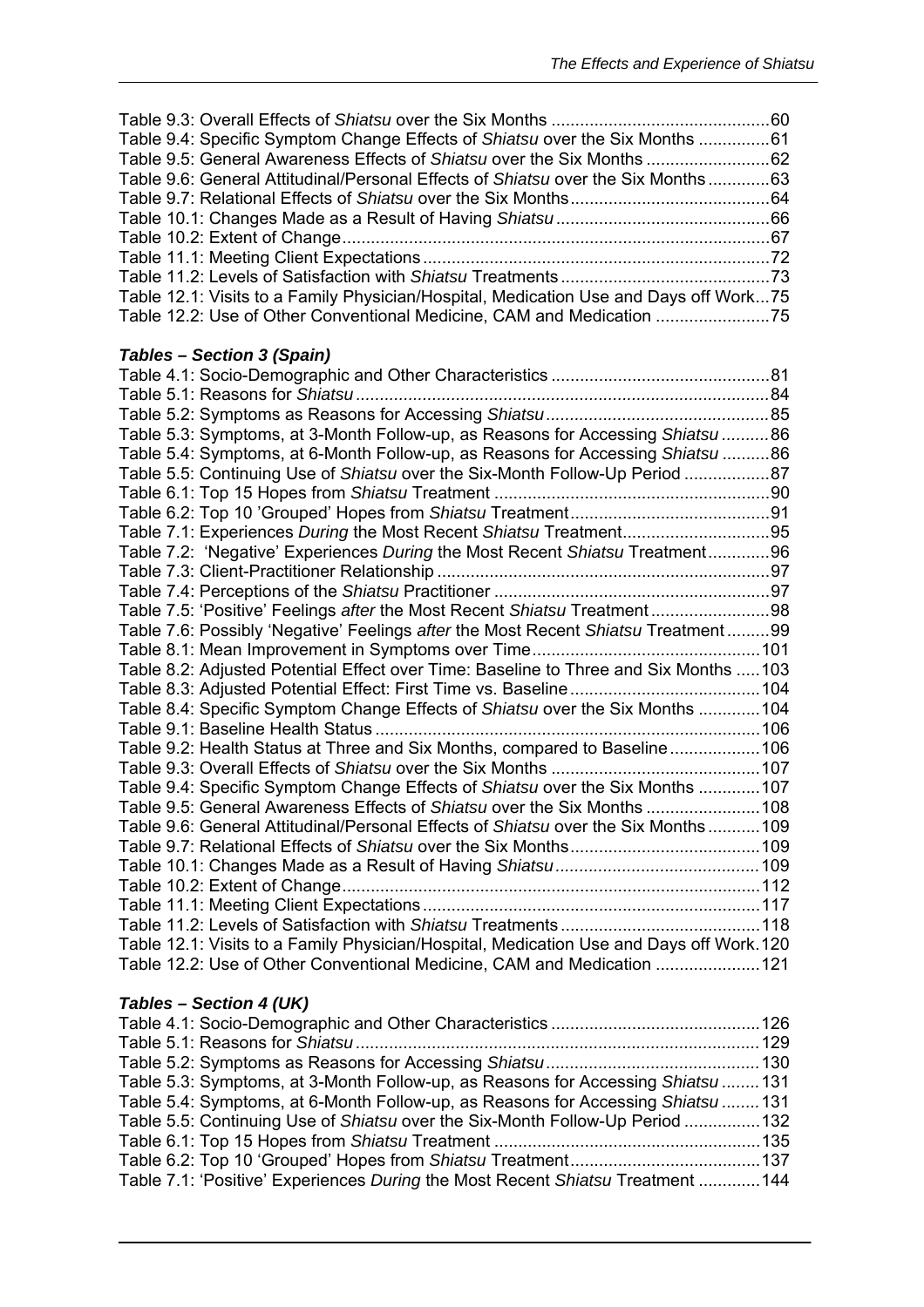Table 9.3: Overall Effects of *Shiatsu* over the Six Months ............................................60
Table 9.4: Specific Symptom Change Effects of *Shiatsu* over the Six Months ...............61
Table 9.5: General Awareness Effects of *Shiatsu* over the Six Months ..........................62
Table 9.6: General Attitudinal/Personal Effects of *Shiatsu* over the Six Months .............63
Table 9.7: Relational Effects of *Shiatsu* over the Six Months..........................................64
Table 10.1: Changes Made as a Result of Having *Shiatsu* .............................................66
Table 10.2: Extent of Change..........................................................................................67
Table 11.1: Meeting Client Expectations ........................................................................72
Table 11.2: Levels of Satisfaction with *Shiatsu* Treatments ...........................................73
Table 12.1: Visits to a Family Physician/Hospital, Medication Use and Days off Work...75
Table 12.2: Use of Other Conventional Medicine, CAM and Medication ........................75

### *Tables – Section 3 (Spain)*

Table 4.1: Socio-Demographic and Other Characteristics .............................................81
Table 5.1: Reasons for *Shiatsu* .......................................................................................84
Table 5.2: Symptoms as Reasons for Accessing *Shiatsu* ..............................................85
Table 5.3: Symptoms, at 3-Month Follow-up, as Reasons for Accessing *Shiatsu* ..........86
Table 5.4: Symptoms, at 6-Month Follow-up, as Reasons for Accessing *Shiatsu* ..........86
Table 5.5: Continuing Use of *Shiatsu* over the Six-Month Follow-Up Period ..................87
Table 6.1: Top 15 Hopes from *Shiatsu* Treatment ..........................................................90
Table 6.2: Top 10 'Grouped' Hopes from *Shiatsu* Treatment..........................................91
Table 7.1: Experiences *During* the Most Recent *Shiatsu* Treatment...............................95
Table 7.2: 'Negative' Experiences *During* the Most Recent *Shiatsu* Treatment.............96
Table 7.3: Client-Practitioner Relationship ......................................................................97
Table 7.4: Perceptions of the *Shiatsu* Practitioner ..........................................................97
Table 7.5: 'Positive' Feelings *after* the Most Recent *Shiatsu* Treatment .........................98
Table 7.6: Possibly 'Negative' Feelings *after* the Most Recent *Shiatsu* Treatment .........99
Table 8.1: Mean Improvement in Symptoms over Time................................................101
Table 8.2: Adjusted Potential Effect over Time: Baseline to Three and Six Months .....103
Table 8.3: Adjusted Potential Effect: First Time vs. Baseline ........................................104
Table 8.4: Specific Symptom Change Effects of *Shiatsu* over the Six Months .............104
Table 9.1: Baseline Health Status .................................................................................106
Table 9.2: Health Status at Three and Six Months, compared to Baseline ...................106
Table 9.3: Overall Effects of *Shiatsu* over the Six Months ............................................107
Table 9.4: Specific Symptom Change Effects of *Shiatsu* over the Six Months .............107
Table 9.5: General Awareness Effects of *Shiatsu* over the Six Months ........................108
Table 9.6: General Attitudinal/Personal Effects of *Shiatsu* over the Six Months ...........109
Table 9.7: Relational Effects of *Shiatsu* over the Six Months........................................109
Table 10.1: Changes Made as a Result of Having *Shiatsu* ...........................................109
Table 10.2: Extent of Change........................................................................................112
Table 11.1: Meeting Client Expectations .......................................................................117
Table 11.2: Levels of Satisfaction with *Shiatsu* Treatments ..........................................118
Table 12.1: Visits to a Family Physician/Hospital, Medication Use and Days off Work.120
Table 12.2: Use of Other Conventional Medicine, CAM and Medication ......................121

### *Tables – Section 4 (UK)*

Table 4.1: Socio-Demographic and Other Characteristics ............................................126
Table 5.1: Reasons for *Shiatsu* .....................................................................................129
Table 5.2: Symptoms as Reasons for Accessing *Shiatsu* ............................................130
Table 5.3: Symptoms, at 3-Month Follow-up, as Reasons for Accessing *Shiatsu* ........131
Table 5.4: Symptoms, at 6-Month Follow-up, as Reasons for Accessing *Shiatsu* ........131
Table 5.5: Continuing Use of *Shiatsu* over the Six-Month Follow-Up Period ................132
Table 6.1: Top 15 Hopes from *Shiatsu* Treatment ........................................................135
Table 6.2: Top 10 'Grouped' Hopes from *Shiatsu* Treatment........................................137
Table 7.1: 'Positive' Experiences *During* the Most Recent *Shiatsu* Treatment .............144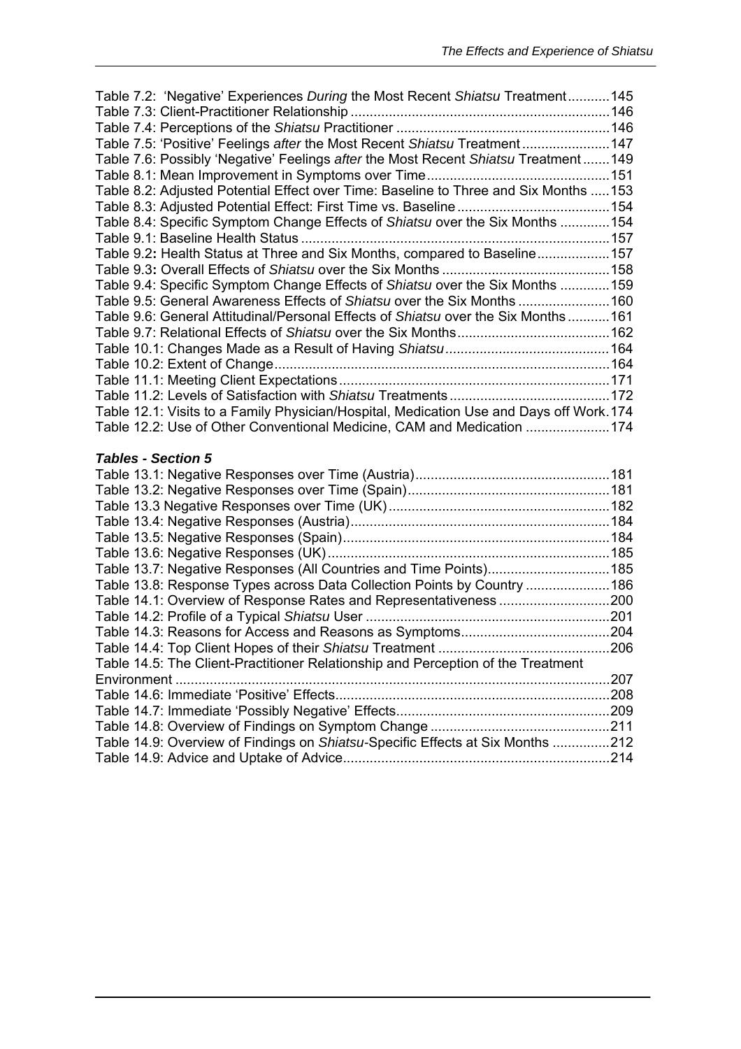Table 7.2: 'Negative' Experiences *During* the Most Recent *Shiatsu* Treatment...........145
Table 7.3: Client-Practitioner Relationship ....................................................................146
Table 7.4: Perceptions of the *Shiatsu* Practitioner ........................................................146
Table 7.5: 'Positive' Feelings *after* the Most Recent *Shiatsu* Treatment.......................147
Table 7.6: Possibly 'Negative' Feelings *after* the Most Recent *Shiatsu* Treatment .......149
Table 8.1: Mean Improvement in Symptoms over Time................................................151
Table 8.2: Adjusted Potential Effect over Time: Baseline to Three and Six Months .....153
Table 8.3: Adjusted Potential Effect: First Time vs. Baseline........................................154
Table 8.4: Specific Symptom Change Effects of *Shiatsu* over the Six Months .............154
Table 9.1: Baseline Health Status .................................................................................157
Table 9.2: Health Status at Three and Six Months, compared to Baseline...................157
Table 9.3: Overall Effects of *Shiatsu* over the Six Months ............................................158
Table 9.4: Specific Symptom Change Effects of *Shiatsu* over the Six Months .............159
Table 9.5: General Awareness Effects of *Shiatsu* over the Six Months ........................160
Table 9.6: General Attitudinal/Personal Effects of *Shiatsu* over the Six Months ...........161
Table 9.7: Relational Effects of *Shiatsu* over the Six Months........................................162
Table 10.1: Changes Made as a Result of Having *Shiatsu*...........................................164
Table 10.2: Extent of Change........................................................................................164
Table 11.1: Meeting Client Expectations.......................................................................171
Table 11.2: Levels of Satisfaction with *Shiatsu* Treatments ..........................................172
Table 12.1: Visits to a Family Physician/Hospital, Medication Use and Days off Work.174
Table 12.2: Use of Other Conventional Medicine, CAM and Medication ......................174

***Tables - Section 5***

Table 13.1: Negative Responses over Time (Austria)...................................................181
Table 13.2: Negative Responses over Time (Spain).....................................................181
Table 13.3 Negative Responses over Time (UK)..........................................................182
Table 13.4: Negative Responses (Austria)....................................................................184
Table 13.5: Negative Responses (Spain)......................................................................184
Table 13.6: Negative Responses (UK)..........................................................................185
Table 13.7: Negative Responses (All Countries and Time Points)................................185
Table 13.8: Response Types across Data Collection Points by Country ......................186
Table 14.1: Overview of Response Rates and Representativeness .............................200
Table 14.2: Profile of a Typical *Shiatsu* User ................................................................201
Table 14.3: Reasons for Access and Reasons as Symptoms.......................................204
Table 14.4: Top Client Hopes of their *Shiatsu* Treatment .............................................206
Table 14.5: The Client-Practitioner Relationship and Perception of the Treatment Environment ..................................................................................................................207
Table 14.6: Immediate 'Positive' Effects........................................................................208
Table 14.7: Immediate 'Possibly Negative' Effects........................................................209
Table 14.8: Overview of Findings on Symptom Change ...............................................211
Table 14.9: Overview of Findings on *Shiatsu*-Specific Effects at Six Months ...............212
Table 14.9: Advice and Uptake of Advice......................................................................214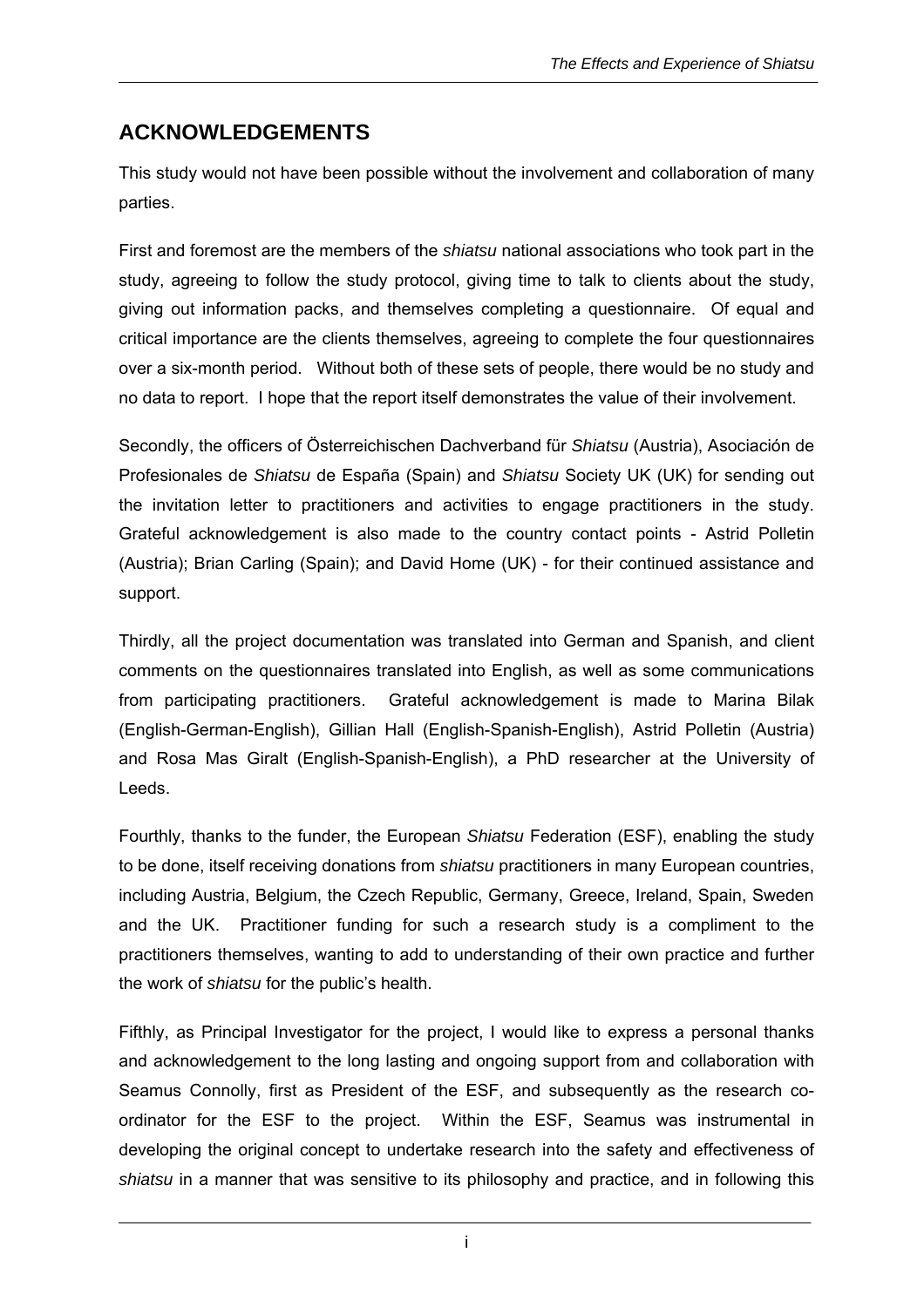## ACKNOWLEDGEMENTS

This study would not have been possible without the involvement and collaboration of many parties.

First and foremost are the members of the *shiatsu* national associations who took part in the study, agreeing to follow the study protocol, giving time to talk to clients about the study, giving out information packs, and themselves completing a questionnaire. Of equal and critical importance are the clients themselves, agreeing to complete the four questionnaires over a six-month period. Without both of these sets of people, there would be no study and no data to report. I hope that the report itself demonstrates the value of their involvement.

Secondly, the officers of Österreichischen Dachverband für *Shiatsu* (Austria), Asociación de Profesionales de *Shiatsu* de España (Spain) and *Shiatsu* Society UK (UK) for sending out the invitation letter to practitioners and activities to engage practitioners in the study. Grateful acknowledgement is also made to the country contact points - Astrid Polletin (Austria); Brian Carling (Spain); and David Home (UK) - for their continued assistance and support.

Thirdly, all the project documentation was translated into German and Spanish, and client comments on the questionnaires translated into English, as well as some communications from participating practitioners. Grateful acknowledgement is made to Marina Bilak (English-German-English), Gillian Hall (English-Spanish-English), Astrid Polletin (Austria) and Rosa Mas Giralt (English-Spanish-English), a PhD researcher at the University of Leeds.

Fourthly, thanks to the funder, the European *Shiatsu* Federation (ESF), enabling the study to be done, itself receiving donations from *shiatsu* practitioners in many European countries, including Austria, Belgium, the Czech Republic, Germany, Greece, Ireland, Spain, Sweden and the UK. Practitioner funding for such a research study is a compliment to the practitioners themselves, wanting to add to understanding of their own practice and further the work of *shiatsu* for the public's health.

Fifthly, as Principal Investigator for the project, I would like to express a personal thanks and acknowledgement to the long lasting and ongoing support from and collaboration with Seamus Connolly, first as President of the ESF, and subsequently as the research co-ordinator for the ESF to the project. Within the ESF, Seamus was instrumental in developing the original concept to undertake research into the safety and effectiveness of *shiatsu* in a manner that was sensitive to its philosophy and practice, and in following this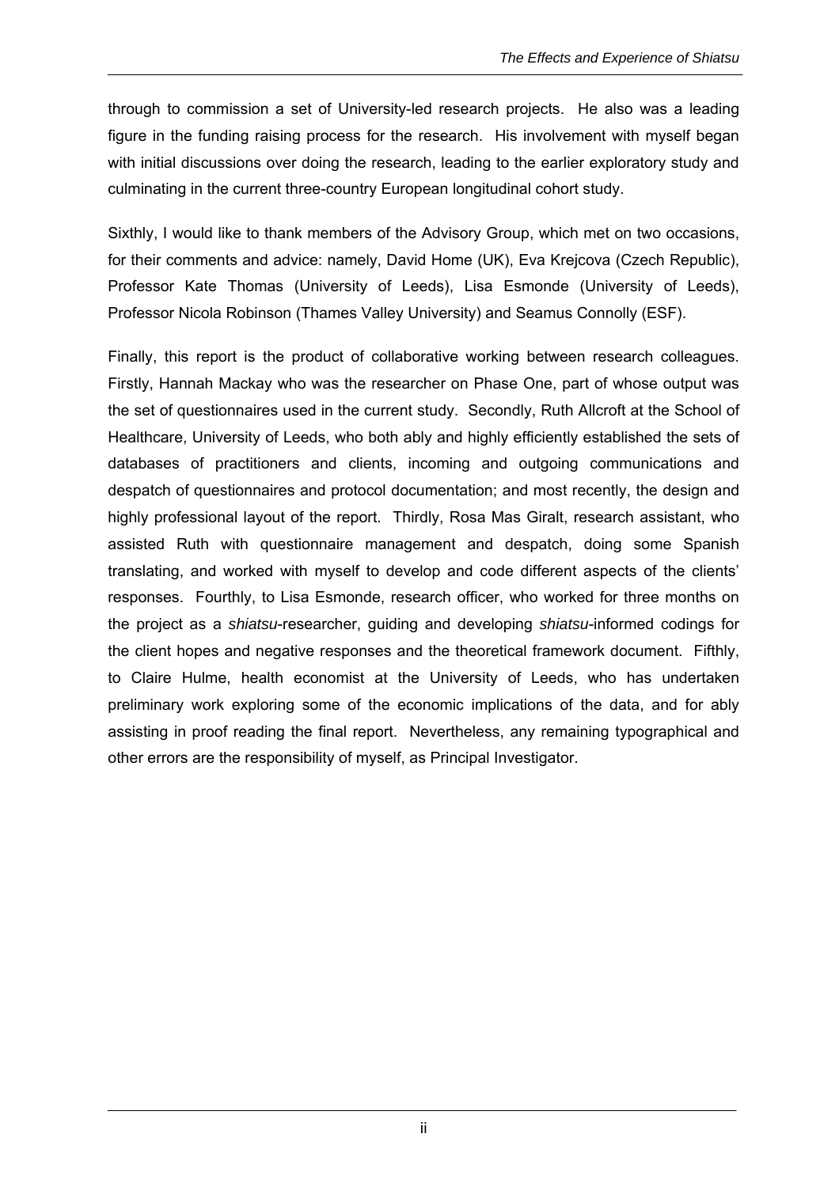through to commission a set of University-led research projects. He also was a leading figure in the funding raising process for the research. His involvement with myself began with initial discussions over doing the research, leading to the earlier exploratory study and culminating in the current three-country European longitudinal cohort study.

Sixthly, I would like to thank members of the Advisory Group, which met on two occasions, for their comments and advice: namely, David Home (UK), Eva Krejcova (Czech Republic), Professor Kate Thomas (University of Leeds), Lisa Esmonde (University of Leeds), Professor Nicola Robinson (Thames Valley University) and Seamus Connolly (ESF).

Finally, this report is the product of collaborative working between research colleagues. Firstly, Hannah Mackay who was the researcher on Phase One, part of whose output was the set of questionnaires used in the current study. Secondly, Ruth Allcroft at the School of Healthcare, University of Leeds, who both ably and highly efficiently established the sets of databases of practitioners and clients, incoming and outgoing communications and despatch of questionnaires and protocol documentation; and most recently, the design and highly professional layout of the report. Thirdly, Rosa Mas Giralt, research assistant, who assisted Ruth with questionnaire management and despatch, doing some Spanish translating, and worked with myself to develop and code different aspects of the clients' responses. Fourthly, to Lisa Esmonde, research officer, who worked for three months on the project as a *shiatsu*-researcher, guiding and developing *shiatsu*-informed codings for the client hopes and negative responses and the theoretical framework document. Fifthly, to Claire Hulme, health economist at the University of Leeds, who has undertaken preliminary work exploring some of the economic implications of the data, and for ably assisting in proof reading the final report. Nevertheless, any remaining typographical and other errors are the responsibility of myself, as Principal Investigator.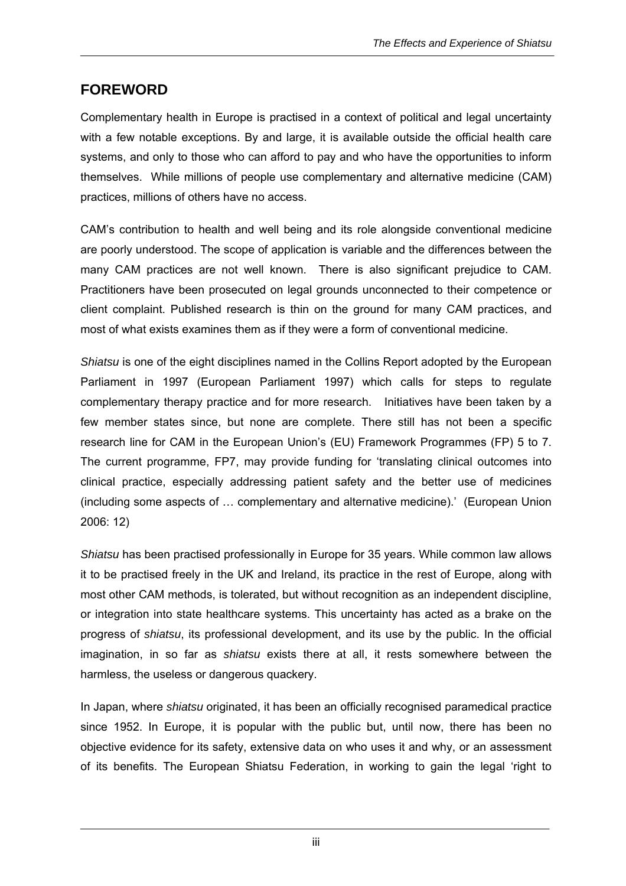## FOREWORD

Complementary health in Europe is practised in a context of political and legal uncertainty with a few notable exceptions. By and large, it is available outside the official health care systems, and only to those who can afford to pay and who have the opportunities to inform themselves. While millions of people use complementary and alternative medicine (CAM) practices, millions of others have no access.

CAM's contribution to health and well being and its role alongside conventional medicine are poorly understood. The scope of application is variable and the differences between the many CAM practices are not well known. There is also significant prejudice to CAM. Practitioners have been prosecuted on legal grounds unconnected to their competence or client complaint. Published research is thin on the ground for many CAM practices, and most of what exists examines them as if they were a form of conventional medicine.

*Shiatsu* is one of the eight disciplines named in the Collins Report adopted by the European Parliament in 1997 (European Parliament 1997) which calls for steps to regulate complementary therapy practice and for more research. Initiatives have been taken by a few member states since, but none are complete. There still has not been a specific research line for CAM in the European Union's (EU) Framework Programmes (FP) 5 to 7. The current programme, FP7, may provide funding for 'translating clinical outcomes into clinical practice, especially addressing patient safety and the better use of medicines (including some aspects of … complementary and alternative medicine).' (European Union 2006: 12)

*Shiatsu* has been practised professionally in Europe for 35 years. While common law allows it to be practised freely in the UK and Ireland, its practice in the rest of Europe, along with most other CAM methods, is tolerated, but without recognition as an independent discipline, or integration into state healthcare systems. This uncertainty has acted as a brake on the progress of *shiatsu*, its professional development, and its use by the public. In the official imagination, in so far as *shiatsu* exists there at all, it rests somewhere between the harmless, the useless or dangerous quackery.

In Japan, where *shiatsu* originated, it has been an officially recognised paramedical practice since 1952. In Europe, it is popular with the public but, until now, there has been no objective evidence for its safety, extensive data on who uses it and why, or an assessment of its benefits. The European Shiatsu Federation, in working to gain the legal 'right to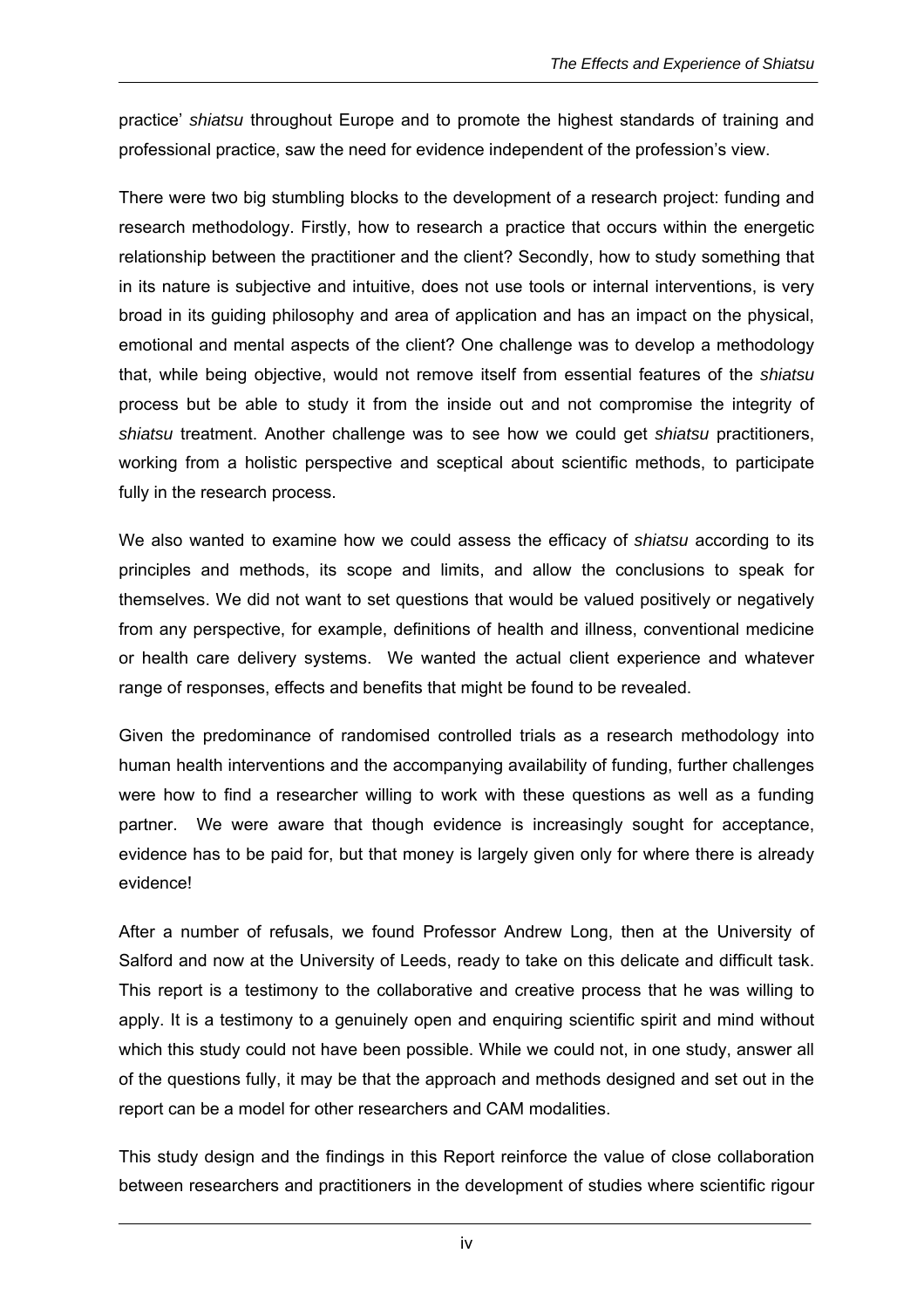practice' *shiatsu* throughout Europe and to promote the highest standards of training and professional practice, saw the need for evidence independent of the profession's view.

There were two big stumbling blocks to the development of a research project: funding and research methodology. Firstly, how to research a practice that occurs within the energetic relationship between the practitioner and the client? Secondly, how to study something that in its nature is subjective and intuitive, does not use tools or internal interventions, is very broad in its guiding philosophy and area of application and has an impact on the physical, emotional and mental aspects of the client? One challenge was to develop a methodology that, while being objective, would not remove itself from essential features of the *shiatsu* process but be able to study it from the inside out and not compromise the integrity of *shiatsu* treatment. Another challenge was to see how we could get *shiatsu* practitioners, working from a holistic perspective and sceptical about scientific methods, to participate fully in the research process.

We also wanted to examine how we could assess the efficacy of *shiatsu* according to its principles and methods, its scope and limits, and allow the conclusions to speak for themselves. We did not want to set questions that would be valued positively or negatively from any perspective, for example, definitions of health and illness, conventional medicine or health care delivery systems. We wanted the actual client experience and whatever range of responses, effects and benefits that might be found to be revealed.

Given the predominance of randomised controlled trials as a research methodology into human health interventions and the accompanying availability of funding, further challenges were how to find a researcher willing to work with these questions as well as a funding partner. We were aware that though evidence is increasingly sought for acceptance, evidence has to be paid for, but that money is largely given only for where there is already evidence!

After a number of refusals, we found Professor Andrew Long, then at the University of Salford and now at the University of Leeds, ready to take on this delicate and difficult task. This report is a testimony to the collaborative and creative process that he was willing to apply. It is a testimony to a genuinely open and enquiring scientific spirit and mind without which this study could not have been possible. While we could not, in one study, answer all of the questions fully, it may be that the approach and methods designed and set out in the report can be a model for other researchers and CAM modalities.

This study design and the findings in this Report reinforce the value of close collaboration between researchers and practitioners in the development of studies where scientific rigour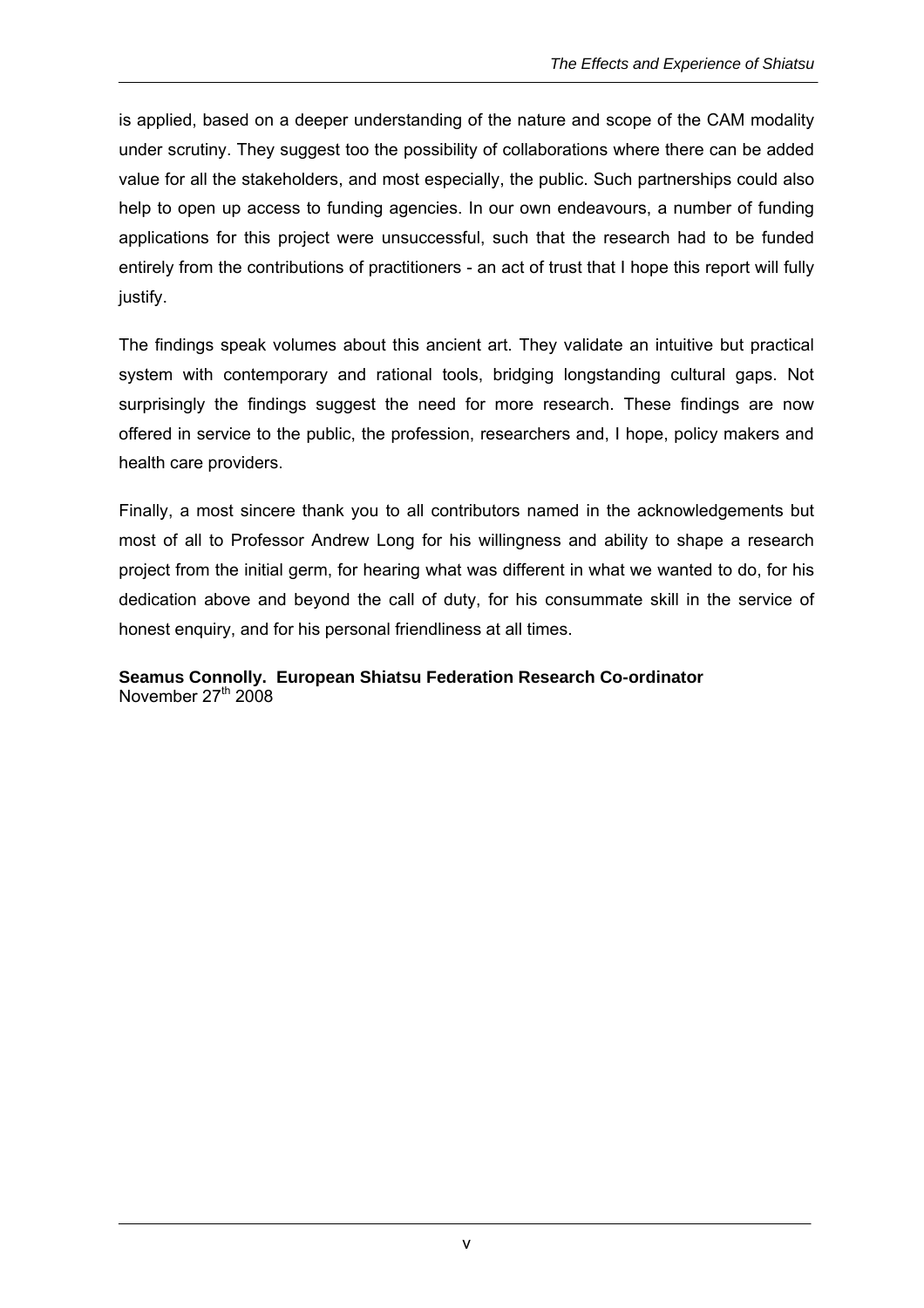is applied, based on a deeper understanding of the nature and scope of the CAM modality under scrutiny. They suggest too the possibility of collaborations where there can be added value for all the stakeholders, and most especially, the public. Such partnerships could also help to open up access to funding agencies. In our own endeavours, a number of funding applications for this project were unsuccessful, such that the research had to be funded entirely from the contributions of practitioners - an act of trust that I hope this report will fully justify.

The findings speak volumes about this ancient art. They validate an intuitive but practical system with contemporary and rational tools, bridging longstanding cultural gaps. Not surprisingly the findings suggest the need for more research. These findings are now offered in service to the public, the profession, researchers and, I hope, policy makers and health care providers.

Finally, a most sincere thank you to all contributors named in the acknowledgements but most of all to Professor Andrew Long for his willingness and ability to shape a research project from the initial germ, for hearing what was different in what we wanted to do, for his dedication above and beyond the call of duty, for his consummate skill in the service of honest enquiry, and for his personal friendliness at all times.

**Seamus Connolly. European Shiatsu Federation Research Co-ordinator**
November 27th 2008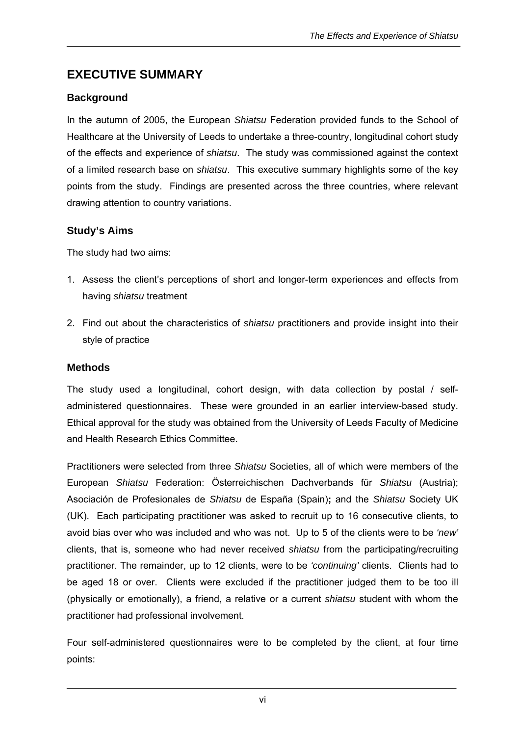# EXECUTIVE SUMMARY

## Background

In the autumn of 2005, the European *Shiatsu* Federation provided funds to the School of Healthcare at the University of Leeds to undertake a three-country, longitudinal cohort study of the effects and experience of *shiatsu*. The study was commissioned against the context of a limited research base on *shiatsu*. This executive summary highlights some of the key points from the study. Findings are presented across the three countries, where relevant drawing attention to country variations.

## Study's Aims

The study had two aims:

1. Assess the client's perceptions of short and longer-term experiences and effects from having *shiatsu* treatment
2. Find out about the characteristics of *shiatsu* practitioners and provide insight into their style of practice

## Methods

The study used a longitudinal, cohort design, with data collection by postal / self-administered questionnaires. These were grounded in an earlier interview-based study. Ethical approval for the study was obtained from the University of Leeds Faculty of Medicine and Health Research Ethics Committee.

Practitioners were selected from three *Shiatsu* Societies, all of which were members of the European *Shiatsu* Federation: Österreichischen Dachverbands für *Shiatsu* (Austria); Asociación de Profesionales de *Shiatsu* de España (Spain)**;** and the *Shiatsu* Society UK (UK). Each participating practitioner was asked to recruit up to 16 consecutive clients, to avoid bias over who was included and who was not. Up to 5 of the clients were to be *'new'* clients, that is, someone who had never received *shiatsu* from the participating/recruiting practitioner. The remainder, up to 12 clients, were to be *'continuing'* clients. Clients had to be aged 18 or over. Clients were excluded if the practitioner judged them to be too ill (physically or emotionally), a friend, a relative or a current *shiatsu* student with whom the practitioner had professional involvement.

Four self-administered questionnaires were to be completed by the client, at four time points: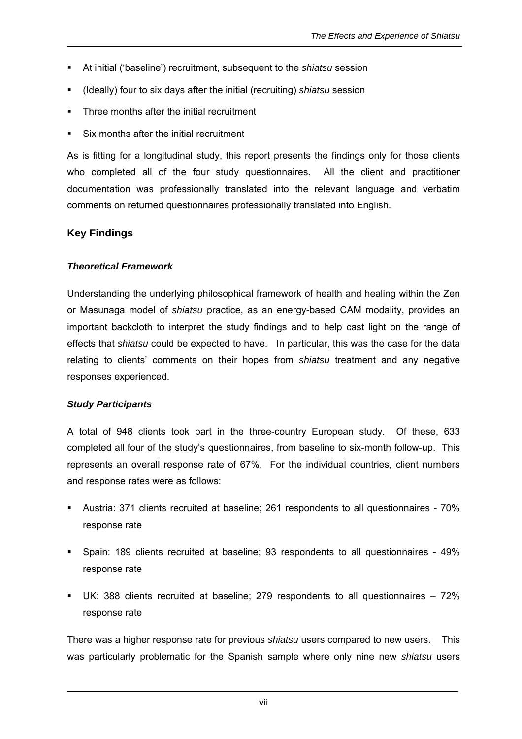- At initial ('baseline') recruitment, subsequent to the *shiatsu* session
- (Ideally) four to six days after the initial (recruiting) *shiatsu* session
- Three months after the initial recruitment
- Six months after the initial recruitment

As is fitting for a longitudinal study, this report presents the findings only for those clients who completed all of the four study questionnaires. All the client and practitioner documentation was professionally translated into the relevant language and verbatim comments on returned questionnaires professionally translated into English.

## Key Findings

### *Theoretical Framework*

Understanding the underlying philosophical framework of health and healing within the Zen or Masunaga model of *shiatsu* practice, as an energy-based CAM modality, provides an important backcloth to interpret the study findings and to help cast light on the range of effects that *shiatsu* could be expected to have. In particular, this was the case for the data relating to clients' comments on their hopes from *shiatsu* treatment and any negative responses experienced.

### *Study Participants*

A total of 948 clients took part in the three-country European study. Of these, 633 completed all four of the study's questionnaires, from baseline to six-month follow-up. This represents an overall response rate of 67%. For the individual countries, client numbers and response rates were as follows:

- Austria: 371 clients recruited at baseline; 261 respondents to all questionnaires - 70% response rate
- Spain: 189 clients recruited at baseline; 93 respondents to all questionnaires - 49% response rate
- UK: 388 clients recruited at baseline; 279 respondents to all questionnaires – 72% response rate

There was a higher response rate for previous *shiatsu* users compared to new users. This was particularly problematic for the Spanish sample where only nine new *shiatsu* users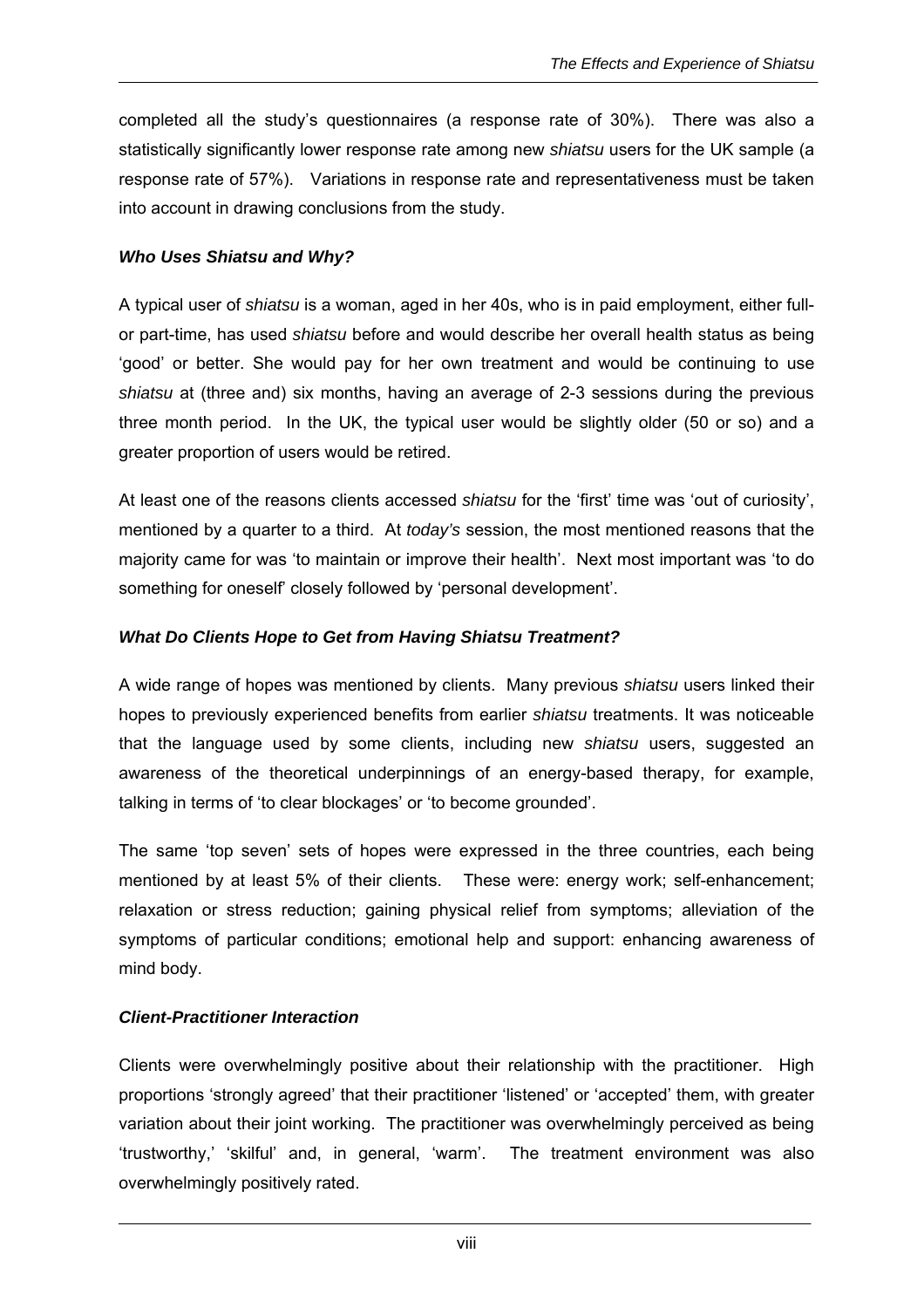completed all the study's questionnaires (a response rate of 30%). There was also a statistically significantly lower response rate among new *shiatsu* users for the UK sample (a response rate of 57%). Variations in response rate and representativeness must be taken into account in drawing conclusions from the study.

### *Who Uses Shiatsu and Why?*

A typical user of *shiatsu* is a woman, aged in her 40s, who is in paid employment, either full- or part-time, has used *shiatsu* before and would describe her overall health status as being 'good' or better. She would pay for her own treatment and would be continuing to use *shiatsu* at (three and) six months, having an average of 2-3 sessions during the previous three month period. In the UK, the typical user would be slightly older (50 or so) and a greater proportion of users would be retired.

At least one of the reasons clients accessed *shiatsu* for the 'first' time was 'out of curiosity', mentioned by a quarter to a third. At *today's* session, the most mentioned reasons that the majority came for was 'to maintain or improve their health'. Next most important was 'to do something for oneself' closely followed by 'personal development'.

### *What Do Clients Hope to Get from Having Shiatsu Treatment?*

A wide range of hopes was mentioned by clients. Many previous *shiatsu* users linked their hopes to previously experienced benefits from earlier *shiatsu* treatments. It was noticeable that the language used by some clients, including new *shiatsu* users, suggested an awareness of the theoretical underpinnings of an energy-based therapy, for example, talking in terms of 'to clear blockages' or 'to become grounded'.

The same 'top seven' sets of hopes were expressed in the three countries, each being mentioned by at least 5% of their clients. These were: energy work; self-enhancement; relaxation or stress reduction; gaining physical relief from symptoms; alleviation of the symptoms of particular conditions; emotional help and support: enhancing awareness of mind body.

### *Client-Practitioner Interaction*

Clients were overwhelmingly positive about their relationship with the practitioner. High proportions 'strongly agreed' that their practitioner 'listened' or 'accepted' them, with greater variation about their joint working. The practitioner was overwhelmingly perceived as being 'trustworthy,' 'skilful' and, in general, 'warm'. The treatment environment was also overwhelmingly positively rated.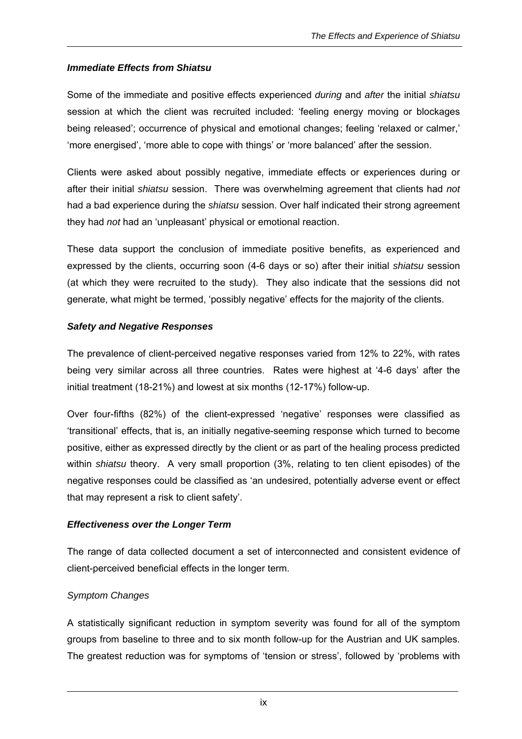### *Immediate Effects from Shiatsu*

Some of the immediate and positive effects experienced *during* and *after* the initial *shiatsu* session at which the client was recruited included: 'feeling energy moving or blockages being released'; occurrence of physical and emotional changes; feeling 'relaxed or calmer,' 'more energised', 'more able to cope with things' or 'more balanced' after the session.

Clients were asked about possibly negative, immediate effects or experiences during or after their initial *shiatsu* session. There was overwhelming agreement that clients had *not* had a bad experience during the *shiatsu* session. Over half indicated their strong agreement they had *not* had an 'unpleasant' physical or emotional reaction.

These data support the conclusion of immediate positive benefits, as experienced and expressed by the clients, occurring soon (4-6 days or so) after their initial *shiatsu* session (at which they were recruited to the study). They also indicate that the sessions did not generate, what might be termed, 'possibly negative' effects for the majority of the clients.

### *Safety and Negative Responses*

The prevalence of client-perceived negative responses varied from 12% to 22%, with rates being very similar across all three countries. Rates were highest at '4-6 days' after the initial treatment (18-21%) and lowest at six months (12-17%) follow-up.

Over four-fifths (82%) of the client-expressed 'negative' responses were classified as 'transitional' effects, that is, an initially negative-seeming response which turned to become positive, either as expressed directly by the client or as part of the healing process predicted within *shiatsu* theory. A very small proportion (3%, relating to ten client episodes) of the negative responses could be classified as 'an undesired, potentially adverse event or effect that may represent a risk to client safety'.

### *Effectiveness over the Longer Term*

The range of data collected document a set of interconnected and consistent evidence of client-perceived beneficial effects in the longer term.

*Symptom Changes*

A statistically significant reduction in symptom severity was found for all of the symptom groups from baseline to three and to six month follow-up for the Austrian and UK samples. The greatest reduction was for symptoms of 'tension or stress', followed by 'problems with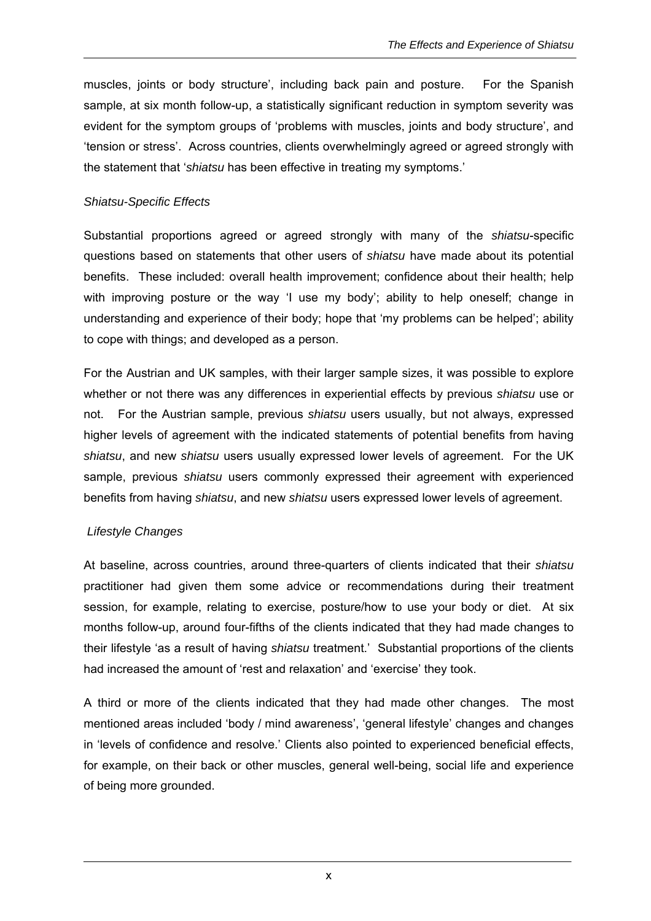muscles, joints or body structure', including back pain and posture. For the Spanish sample, at six month follow-up, a statistically significant reduction in symptom severity was evident for the symptom groups of 'problems with muscles, joints and body structure', and 'tension or stress'. Across countries, clients overwhelmingly agreed or agreed strongly with the statement that '*shiatsu* has been effective in treating my symptoms.'

*Shiatsu-Specific Effects*

Substantial proportions agreed or agreed strongly with many of the *shiatsu*-specific questions based on statements that other users of *shiatsu* have made about its potential benefits. These included: overall health improvement; confidence about their health; help with improving posture or the way 'I use my body'; ability to help oneself; change in understanding and experience of their body; hope that 'my problems can be helped'; ability to cope with things; and developed as a person.

For the Austrian and UK samples, with their larger sample sizes, it was possible to explore whether or not there was any differences in experiential effects by previous *shiatsu* use or not. For the Austrian sample, previous *shiatsu* users usually, but not always, expressed higher levels of agreement with the indicated statements of potential benefits from having *shiatsu*, and new *shiatsu* users usually expressed lower levels of agreement. For the UK sample, previous *shiatsu* users commonly expressed their agreement with experienced benefits from having *shiatsu*, and new *shiatsu* users expressed lower levels of agreement.

*Lifestyle Changes*

At baseline, across countries, around three-quarters of clients indicated that their *shiatsu* practitioner had given them some advice or recommendations during their treatment session, for example, relating to exercise, posture/how to use your body or diet. At six months follow-up, around four-fifths of the clients indicated that they had made changes to their lifestyle 'as a result of having *shiatsu* treatment.' Substantial proportions of the clients had increased the amount of 'rest and relaxation' and 'exercise' they took.

A third or more of the clients indicated that they had made other changes. The most mentioned areas included 'body / mind awareness', 'general lifestyle' changes and changes in 'levels of confidence and resolve.' Clients also pointed to experienced beneficial effects, for example, on their back or other muscles, general well-being, social life and experience of being more grounded.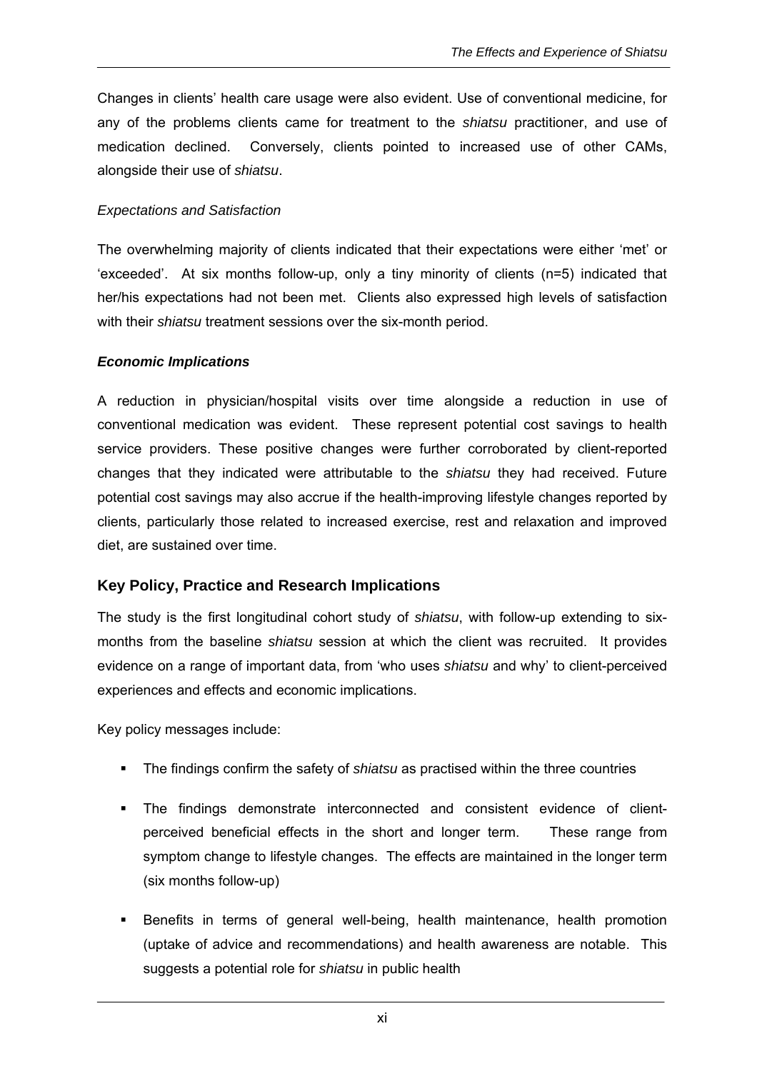Changes in clients' health care usage were also evident. Use of conventional medicine, for any of the problems clients came for treatment to the *shiatsu* practitioner, and use of medication declined. Conversely, clients pointed to increased use of other CAMs, alongside their use of *shiatsu*.

*Expectations and Satisfaction*

The overwhelming majority of clients indicated that their expectations were either 'met' or 'exceeded'. At six months follow-up, only a tiny minority of clients (n=5) indicated that her/his expectations had not been met. Clients also expressed high levels of satisfaction with their *shiatsu* treatment sessions over the six-month period.

***Economic Implications***

A reduction in physician/hospital visits over time alongside a reduction in use of conventional medication was evident. These represent potential cost savings to health service providers. These positive changes were further corroborated by client-reported changes that they indicated were attributable to the *shiatsu* they had received. Future potential cost savings may also accrue if the health-improving lifestyle changes reported by clients, particularly those related to increased exercise, rest and relaxation and improved diet, are sustained over time.

## Key Policy, Practice and Research Implications

The study is the first longitudinal cohort study of *shiatsu*, with follow-up extending to six-months from the baseline *shiatsu* session at which the client was recruited. It provides evidence on a range of important data, from 'who uses *shiatsu* and why' to client-perceived experiences and effects and economic implications.

Key policy messages include:

- The findings confirm the safety of *shiatsu* as practised within the three countries
- The findings demonstrate interconnected and consistent evidence of client-perceived beneficial effects in the short and longer term. These range from symptom change to lifestyle changes. The effects are maintained in the longer term (six months follow-up)
- Benefits in terms of general well-being, health maintenance, health promotion (uptake of advice and recommendations) and health awareness are notable. This suggests a potential role for *shiatsu* in public health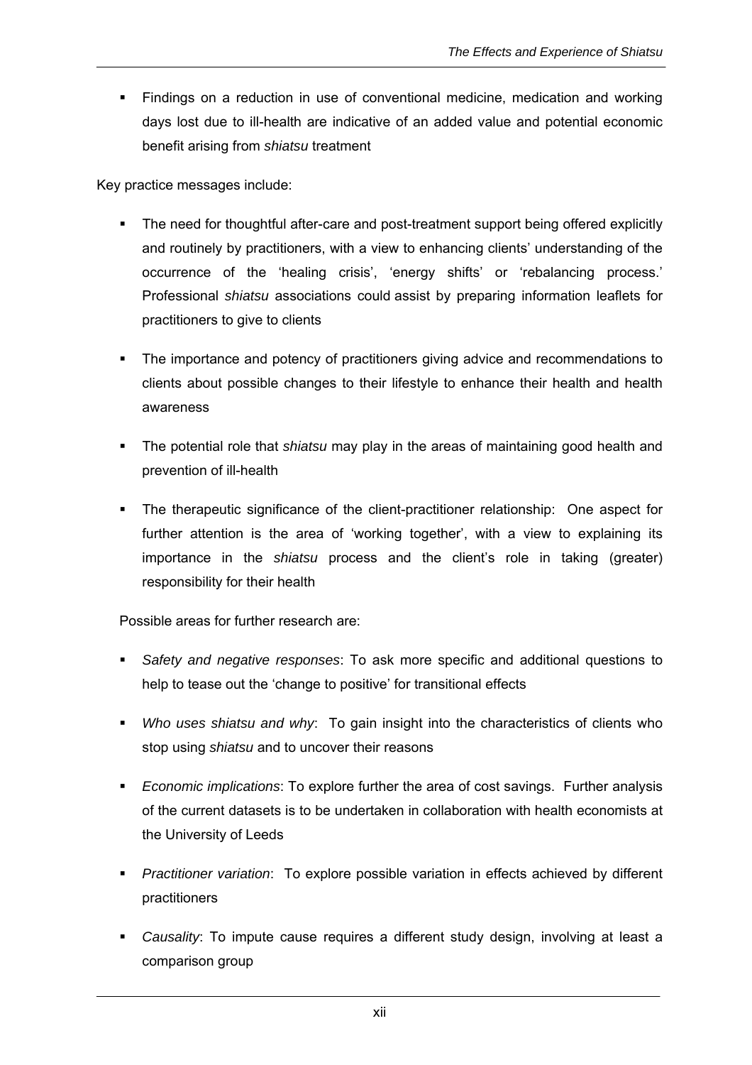- Findings on a reduction in use of conventional medicine, medication and working days lost due to ill-health are indicative of an added value and potential economic benefit arising from *shiatsu* treatment

Key practice messages include:

- The need for thoughtful after-care and post-treatment support being offered explicitly and routinely by practitioners, with a view to enhancing clients' understanding of the occurrence of the 'healing crisis', 'energy shifts' or 'rebalancing process.' Professional *shiatsu* associations could assist by preparing information leaflets for practitioners to give to clients

- The importance and potency of practitioners giving advice and recommendations to clients about possible changes to their lifestyle to enhance their health and health awareness

- The potential role that *shiatsu* may play in the areas of maintaining good health and prevention of ill-health

- The therapeutic significance of the client-practitioner relationship: One aspect for further attention is the area of 'working together', with a view to explaining its importance in the *shiatsu* process and the client's role in taking (greater) responsibility for their health

Possible areas for further research are:

- *Safety and negative responses*: To ask more specific and additional questions to help to tease out the 'change to positive' for transitional effects

- *Who uses shiatsu and why*: To gain insight into the characteristics of clients who stop using *shiatsu* and to uncover their reasons

- *Economic implications*: To explore further the area of cost savings. Further analysis of the current datasets is to be undertaken in collaboration with health economists at the University of Leeds

- *Practitioner variation*: To explore possible variation in effects achieved by different practitioners

- *Causality*: To impute cause requires a different study design, involving at least a comparison group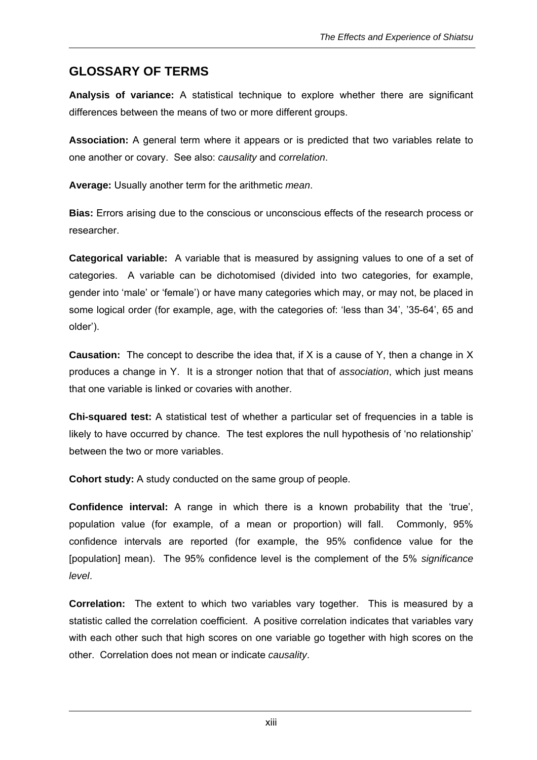## GLOSSARY OF TERMS

**Analysis of variance:** A statistical technique to explore whether there are significant differences between the means of two or more different groups.

**Association:** A general term where it appears or is predicted that two variables relate to one another or covary. See also: *causality* and *correlation*.

**Average:** Usually another term for the arithmetic *mean*.

**Bias:** Errors arising due to the conscious or unconscious effects of the research process or researcher.

**Categorical variable:** A variable that is measured by assigning values to one of a set of categories. A variable can be dichotomised (divided into two categories, for example, gender into 'male' or 'female') or have many categories which may, or may not, be placed in some logical order (for example, age, with the categories of: 'less than 34', '35-64', 65 and older').

**Causation:** The concept to describe the idea that, if X is a cause of Y, then a change in X produces a change in Y. It is a stronger notion that that of *association*, which just means that one variable is linked or covaries with another.

**Chi-squared test:** A statistical test of whether a particular set of frequencies in a table is likely to have occurred by chance. The test explores the null hypothesis of 'no relationship' between the two or more variables.

**Cohort study:** A study conducted on the same group of people.

**Confidence interval:** A range in which there is a known probability that the 'true', population value (for example, of a mean or proportion) will fall. Commonly, 95% confidence intervals are reported (for example, the 95% confidence value for the [population] mean). The 95% confidence level is the complement of the 5% *significance level*.

**Correlation:** The extent to which two variables vary together. This is measured by a statistic called the correlation coefficient. A positive correlation indicates that variables vary with each other such that high scores on one variable go together with high scores on the other. Correlation does not mean or indicate *causality*.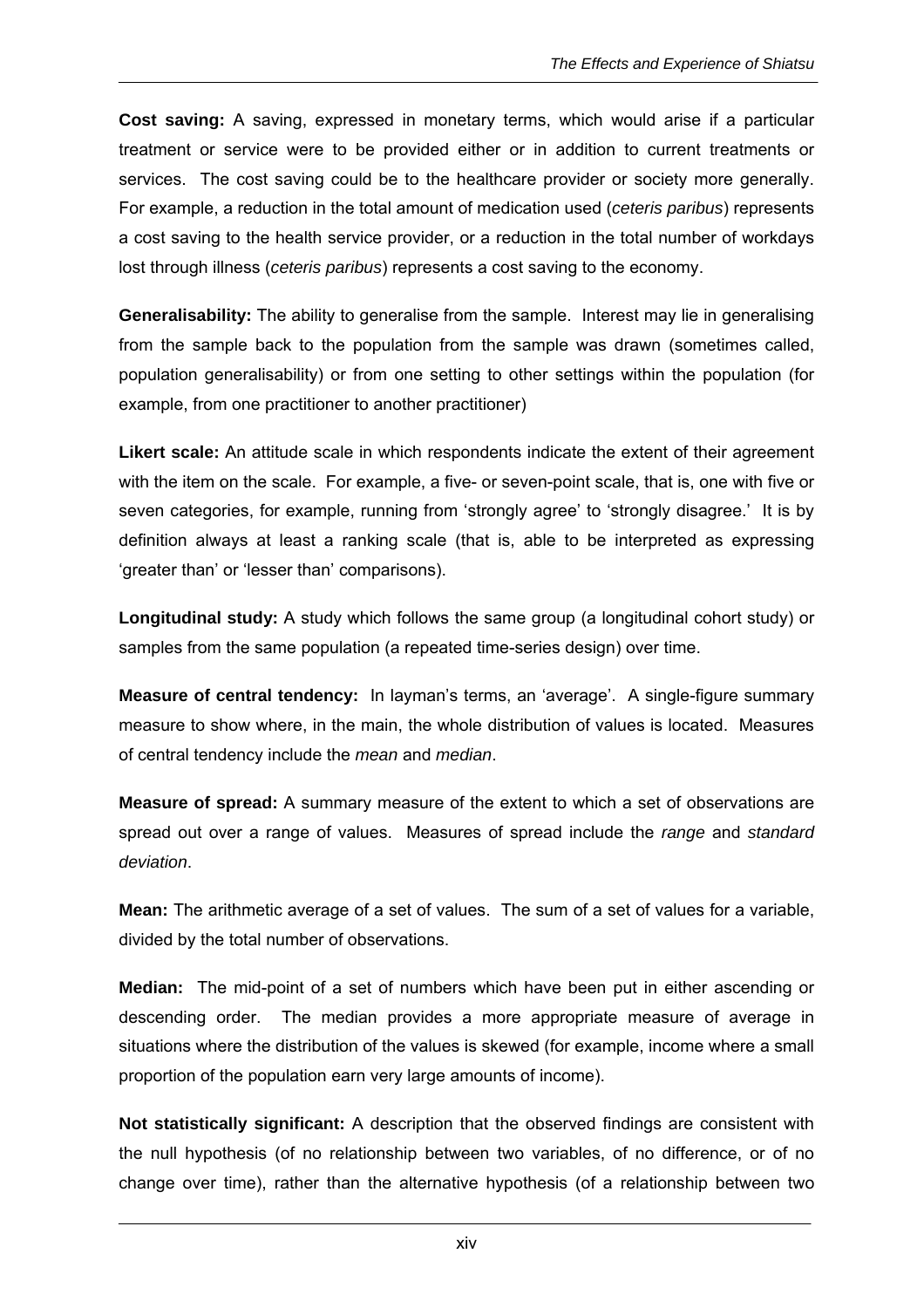**Cost saving:** A saving, expressed in monetary terms, which would arise if a particular treatment or service were to be provided either or in addition to current treatments or services. The cost saving could be to the healthcare provider or society more generally. For example, a reduction in the total amount of medication used (*ceteris paribus*) represents a cost saving to the health service provider, or a reduction in the total number of workdays lost through illness (*ceteris paribus*) represents a cost saving to the economy.

**Generalisability:** The ability to generalise from the sample. Interest may lie in generalising from the sample back to the population from the sample was drawn (sometimes called, population generalisability) or from one setting to other settings within the population (for example, from one practitioner to another practitioner)

**Likert scale:** An attitude scale in which respondents indicate the extent of their agreement with the item on the scale. For example, a five- or seven-point scale, that is, one with five or seven categories, for example, running from 'strongly agree' to 'strongly disagree.' It is by definition always at least a ranking scale (that is, able to be interpreted as expressing 'greater than' or 'lesser than' comparisons).

**Longitudinal study:** A study which follows the same group (a longitudinal cohort study) or samples from the same population (a repeated time-series design) over time.

**Measure of central tendency:** In layman's terms, an 'average'. A single-figure summary measure to show where, in the main, the whole distribution of values is located. Measures of central tendency include the *mean* and *median*.

**Measure of spread:** A summary measure of the extent to which a set of observations are spread out over a range of values. Measures of spread include the *range* and *standard deviation*.

**Mean:** The arithmetic average of a set of values. The sum of a set of values for a variable, divided by the total number of observations.

**Median:** The mid-point of a set of numbers which have been put in either ascending or descending order. The median provides a more appropriate measure of average in situations where the distribution of the values is skewed (for example, income where a small proportion of the population earn very large amounts of income).

**Not statistically significant:** A description that the observed findings are consistent with the null hypothesis (of no relationship between two variables, of no difference, or of no change over time), rather than the alternative hypothesis (of a relationship between two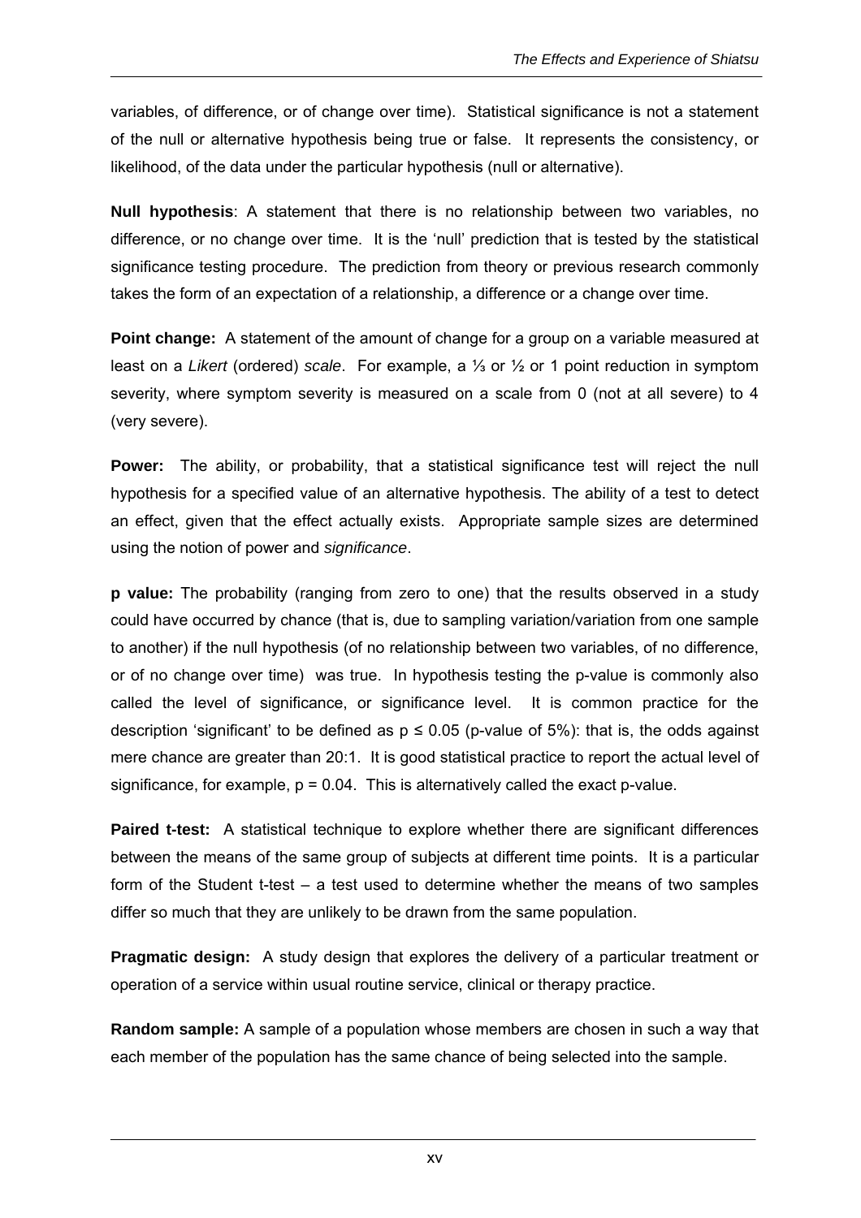variables, of difference, or of change over time). Statistical significance is not a statement of the null or alternative hypothesis being true or false. It represents the consistency, or likelihood, of the data under the particular hypothesis (null or alternative).

**Null hypothesis**: A statement that there is no relationship between two variables, no difference, or no change over time. It is the 'null' prediction that is tested by the statistical significance testing procedure. The prediction from theory or previous research commonly takes the form of an expectation of a relationship, a difference or a change over time.

**Point change:** A statement of the amount of change for a group on a variable measured at least on a *Likert* (ordered) *scale*. For example, a ⅓ or ½ or 1 point reduction in symptom severity, where symptom severity is measured on a scale from 0 (not at all severe) to 4 (very severe).

**Power:** The ability, or probability, that a statistical significance test will reject the null hypothesis for a specified value of an alternative hypothesis. The ability of a test to detect an effect, given that the effect actually exists. Appropriate sample sizes are determined using the notion of power and *significance*.

**p value:** The probability (ranging from zero to one) that the results observed in a study could have occurred by chance (that is, due to sampling variation/variation from one sample to another) if the null hypothesis (of no relationship between two variables, of no difference, or of no change over time) was true. In hypothesis testing the p-value is commonly also called the level of significance, or significance level. It is common practice for the description 'significant' to be defined as $p \leq 0.05$ (p-value of 5%): that is, the odds against mere chance are greater than 20:1. It is good statistical practice to report the actual level of significance, for example, $p = 0.04$. This is alternatively called the exact p-value.

**Paired t-test:** A statistical technique to explore whether there are significant differences between the means of the same group of subjects at different time points. It is a particular form of the Student t-test – a test used to determine whether the means of two samples differ so much that they are unlikely to be drawn from the same population.

**Pragmatic design:** A study design that explores the delivery of a particular treatment or operation of a service within usual routine service, clinical or therapy practice.

**Random sample:** A sample of a population whose members are chosen in such a way that each member of the population has the same chance of being selected into the sample.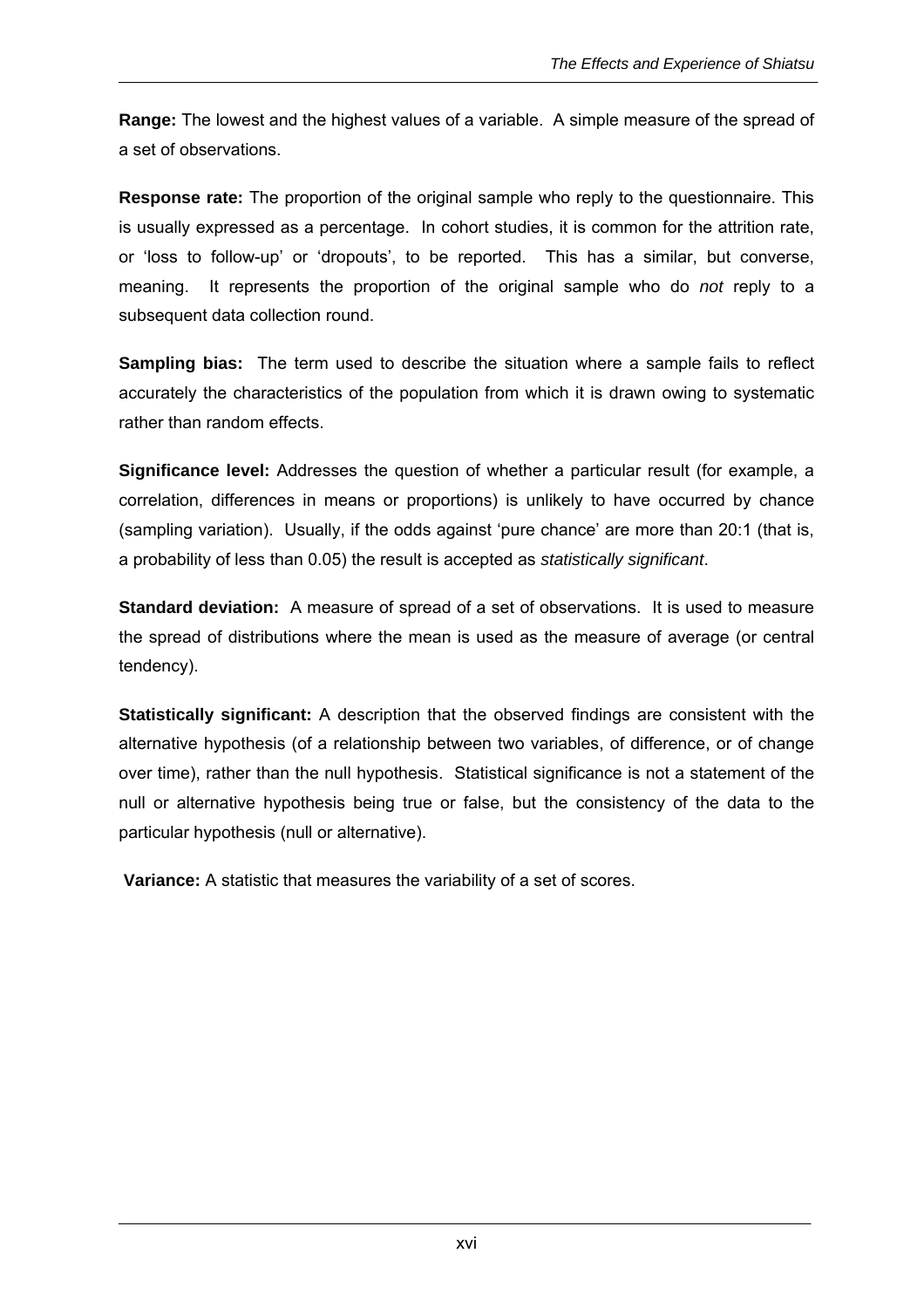**Range:** The lowest and the highest values of a variable. A simple measure of the spread of a set of observations.

**Response rate:** The proportion of the original sample who reply to the questionnaire. This is usually expressed as a percentage. In cohort studies, it is common for the attrition rate, or 'loss to follow-up' or 'dropouts', to be reported. This has a similar, but converse, meaning. It represents the proportion of the original sample who do *not* reply to a subsequent data collection round.

**Sampling bias:** The term used to describe the situation where a sample fails to reflect accurately the characteristics of the population from which it is drawn owing to systematic rather than random effects.

**Significance level:** Addresses the question of whether a particular result (for example, a correlation, differences in means or proportions) is unlikely to have occurred by chance (sampling variation). Usually, if the odds against 'pure chance' are more than 20:1 (that is, a probability of less than 0.05) the result is accepted as *statistically significant*.

**Standard deviation:** A measure of spread of a set of observations. It is used to measure the spread of distributions where the mean is used as the measure of average (or central tendency).

**Statistically significant:** A description that the observed findings are consistent with the alternative hypothesis (of a relationship between two variables, of difference, or of change over time), rather than the null hypothesis. Statistical significance is not a statement of the null or alternative hypothesis being true or false, but the consistency of the data to the particular hypothesis (null or alternative).

**Variance:** A statistic that measures the variability of a set of scores.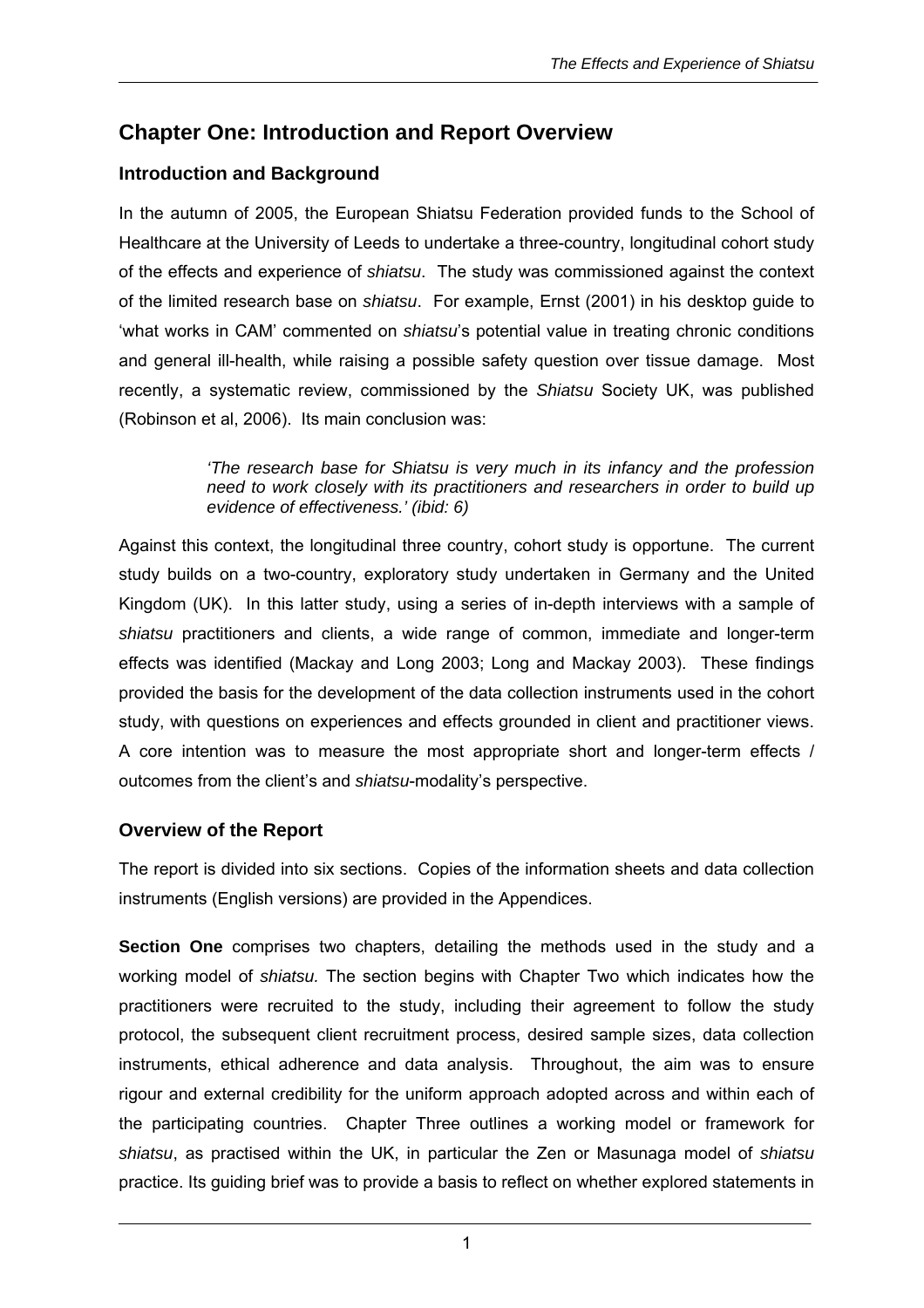# Chapter One: Introduction and Report Overview

## Introduction and Background

In the autumn of 2005, the European Shiatsu Federation provided funds to the School of Healthcare at the University of Leeds to undertake a three-country, longitudinal cohort study of the effects and experience of *shiatsu*. The study was commissioned against the context of the limited research base on *shiatsu*. For example, Ernst (2001) in his desktop guide to 'what works in CAM' commented on *shiatsu*'s potential value in treating chronic conditions and general ill-health, while raising a possible safety question over tissue damage. Most recently, a systematic review, commissioned by the *Shiatsu* Society UK, was published (Robinson et al, 2006). Its main conclusion was:

> *'The research base for Shiatsu is very much in its infancy and the profession need to work closely with its practitioners and researchers in order to build up evidence of effectiveness.' (ibid: 6)*

Against this context, the longitudinal three country, cohort study is opportune. The current study builds on a two-country, exploratory study undertaken in Germany and the United Kingdom (UK). In this latter study, using a series of in-depth interviews with a sample of *shiatsu* practitioners and clients, a wide range of common, immediate and longer-term effects was identified (Mackay and Long 2003; Long and Mackay 2003). These findings provided the basis for the development of the data collection instruments used in the cohort study, with questions on experiences and effects grounded in client and practitioner views. A core intention was to measure the most appropriate short and longer-term effects / outcomes from the client's and *shiatsu*-modality's perspective.

## Overview of the Report

The report is divided into six sections. Copies of the information sheets and data collection instruments (English versions) are provided in the Appendices.

**Section One** comprises two chapters, detailing the methods used in the study and a working model of *shiatsu.* The section begins with Chapter Two which indicates how the practitioners were recruited to the study, including their agreement to follow the study protocol, the subsequent client recruitment process, desired sample sizes, data collection instruments, ethical adherence and data analysis. Throughout, the aim was to ensure rigour and external credibility for the uniform approach adopted across and within each of the participating countries. Chapter Three outlines a working model or framework for *shiatsu*, as practised within the UK, in particular the Zen or Masunaga model of *shiatsu* practice. Its guiding brief was to provide a basis to reflect on whether explored statements in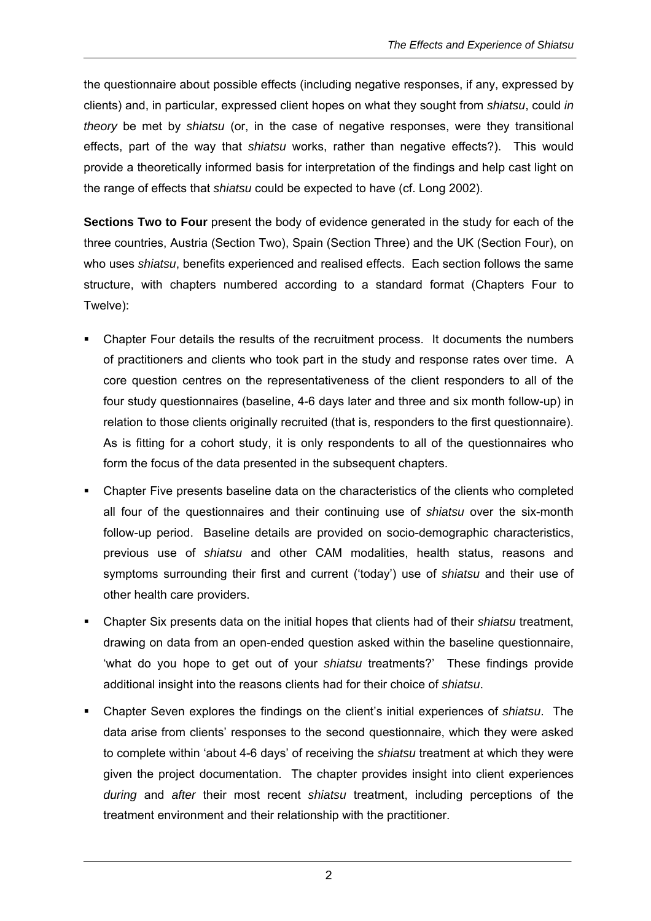the questionnaire about possible effects (including negative responses, if any, expressed by clients) and, in particular, expressed client hopes on what they sought from *shiatsu*, could *in theory* be met by *shiatsu* (or, in the case of negative responses, were they transitional effects, part of the way that *shiatsu* works, rather than negative effects?). This would provide a theoretically informed basis for interpretation of the findings and help cast light on the range of effects that *shiatsu* could be expected to have (cf. Long 2002).

**Sections Two to Four** present the body of evidence generated in the study for each of the three countries, Austria (Section Two), Spain (Section Three) and the UK (Section Four), on who uses *shiatsu*, benefits experienced and realised effects. Each section follows the same structure, with chapters numbered according to a standard format (Chapters Four to Twelve):

- Chapter Four details the results of the recruitment process. It documents the numbers of practitioners and clients who took part in the study and response rates over time. A core question centres on the representativeness of the client responders to all of the four study questionnaires (baseline, 4-6 days later and three and six month follow-up) in relation to those clients originally recruited (that is, responders to the first questionnaire). As is fitting for a cohort study, it is only respondents to all of the questionnaires who form the focus of the data presented in the subsequent chapters.
- Chapter Five presents baseline data on the characteristics of the clients who completed all four of the questionnaires and their continuing use of *shiatsu* over the six-month follow-up period. Baseline details are provided on socio-demographic characteristics, previous use of *shiatsu* and other CAM modalities, health status, reasons and symptoms surrounding their first and current ('today') use of *shiatsu* and their use of other health care providers.
- Chapter Six presents data on the initial hopes that clients had of their *shiatsu* treatment, drawing on data from an open-ended question asked within the baseline questionnaire, 'what do you hope to get out of your *shiatsu* treatments?' These findings provide additional insight into the reasons clients had for their choice of *shiatsu*.
- Chapter Seven explores the findings on the client's initial experiences of *shiatsu*. The data arise from clients' responses to the second questionnaire, which they were asked to complete within 'about 4-6 days' of receiving the *shiatsu* treatment at which they were given the project documentation. The chapter provides insight into client experiences *during* and *after* their most recent *shiatsu* treatment, including perceptions of the treatment environment and their relationship with the practitioner.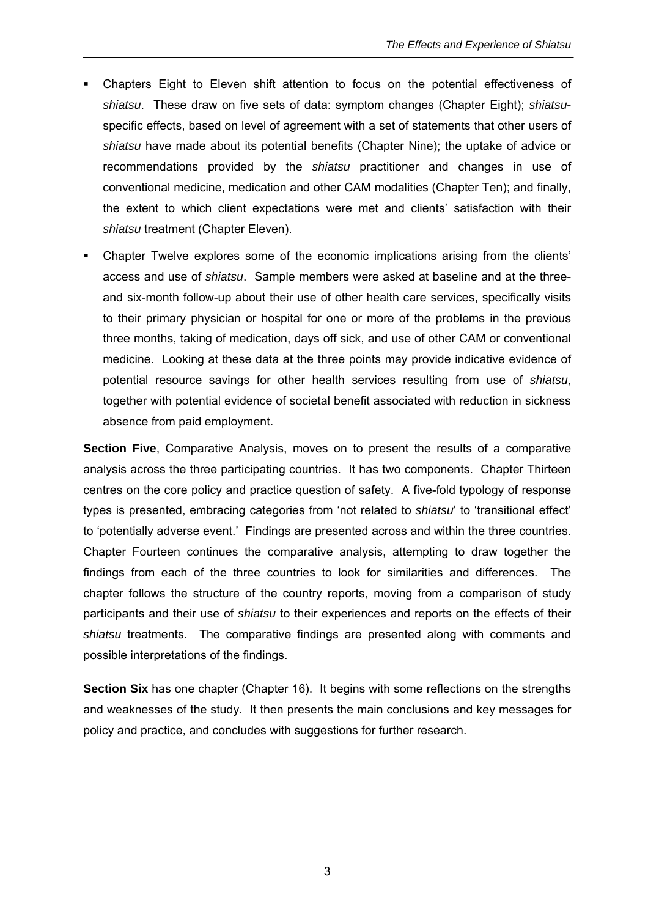- Chapters Eight to Eleven shift attention to focus on the potential effectiveness of *shiatsu*. These draw on five sets of data: symptom changes (Chapter Eight); *shiatsu*-specific effects, based on level of agreement with a set of statements that other users of *shiatsu* have made about its potential benefits (Chapter Nine); the uptake of advice or recommendations provided by the *shiatsu* practitioner and changes in use of conventional medicine, medication and other CAM modalities (Chapter Ten); and finally, the extent to which client expectations were met and clients' satisfaction with their *shiatsu* treatment (Chapter Eleven).
- Chapter Twelve explores some of the economic implications arising from the clients' access and use of *shiatsu*. Sample members were asked at baseline and at the three- and six-month follow-up about their use of other health care services, specifically visits to their primary physician or hospital for one or more of the problems in the previous three months, taking of medication, days off sick, and use of other CAM or conventional medicine. Looking at these data at the three points may provide indicative evidence of potential resource savings for other health services resulting from use of *shiatsu*, together with potential evidence of societal benefit associated with reduction in sickness absence from paid employment.

**Section Five**, Comparative Analysis, moves on to present the results of a comparative analysis across the three participating countries. It has two components. Chapter Thirteen centres on the core policy and practice question of safety. A five-fold typology of response types is presented, embracing categories from 'not related to *shiatsu*' to 'transitional effect' to 'potentially adverse event.' Findings are presented across and within the three countries. Chapter Fourteen continues the comparative analysis, attempting to draw together the findings from each of the three countries to look for similarities and differences. The chapter follows the structure of the country reports, moving from a comparison of study participants and their use of *shiatsu* to their experiences and reports on the effects of their *shiatsu* treatments. The comparative findings are presented along with comments and possible interpretations of the findings.

**Section Six** has one chapter (Chapter 16). It begins with some reflections on the strengths and weaknesses of the study. It then presents the main conclusions and key messages for policy and practice, and concludes with suggestions for further research.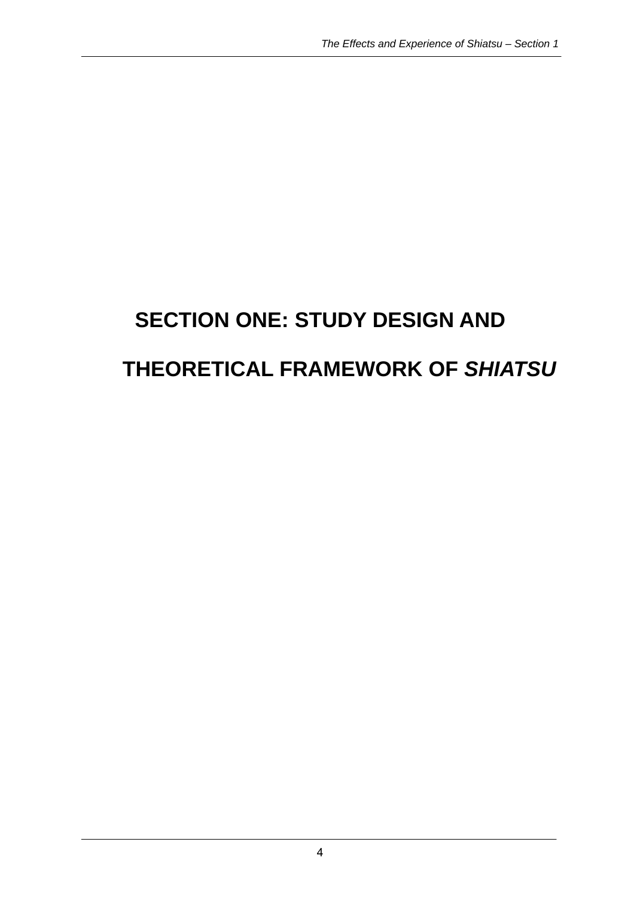# SECTION ONE: STUDY DESIGN AND THEORETICAL FRAMEWORK OF *SHIATSU*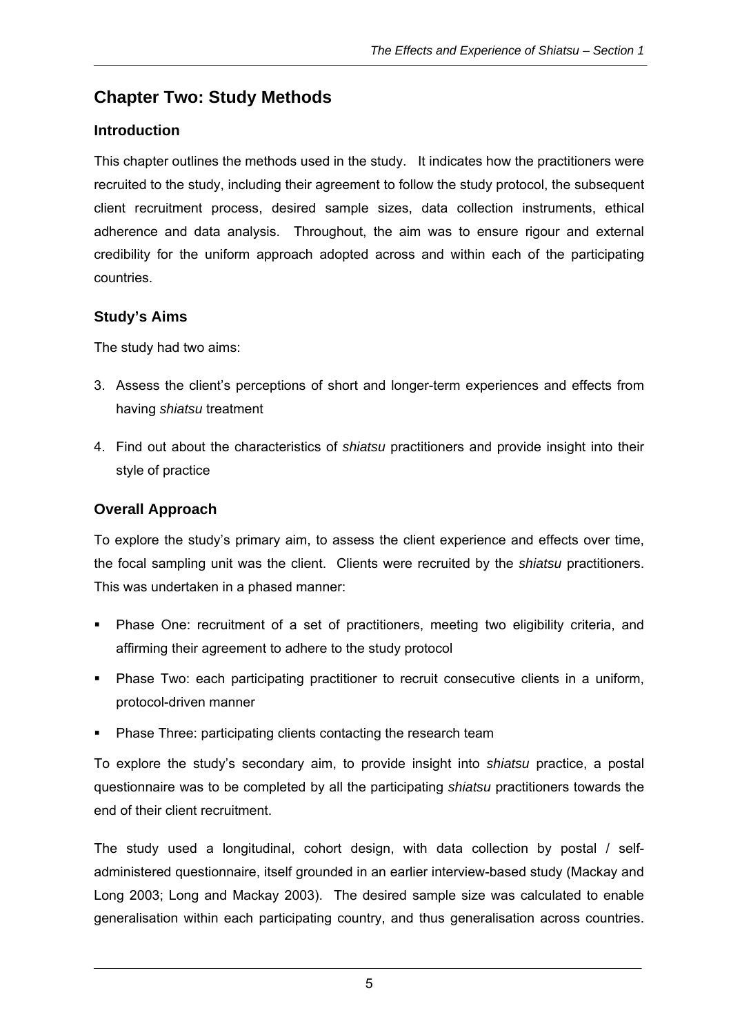# Chapter Two: Study Methods

## Introduction

This chapter outlines the methods used in the study. It indicates how the practitioners were recruited to the study, including their agreement to follow the study protocol, the subsequent client recruitment process, desired sample sizes, data collection instruments, ethical adherence and data analysis. Throughout, the aim was to ensure rigour and external credibility for the uniform approach adopted across and within each of the participating countries.

## Study's Aims

The study had two aims:

3. Assess the client's perceptions of short and longer-term experiences and effects from having *shiatsu* treatment
4. Find out about the characteristics of *shiatsu* practitioners and provide insight into their style of practice

## Overall Approach

To explore the study's primary aim, to assess the client experience and effects over time, the focal sampling unit was the client. Clients were recruited by the *shiatsu* practitioners. This was undertaken in a phased manner:

- Phase One: recruitment of a set of practitioners, meeting two eligibility criteria, and affirming their agreement to adhere to the study protocol
- Phase Two: each participating practitioner to recruit consecutive clients in a uniform, protocol-driven manner
- Phase Three: participating clients contacting the research team

To explore the study's secondary aim, to provide insight into *shiatsu* practice, a postal questionnaire was to be completed by all the participating *shiatsu* practitioners towards the end of their client recruitment.

The study used a longitudinal, cohort design, with data collection by postal / self-administered questionnaire, itself grounded in an earlier interview-based study (Mackay and Long 2003; Long and Mackay 2003). The desired sample size was calculated to enable generalisation within each participating country, and thus generalisation across countries.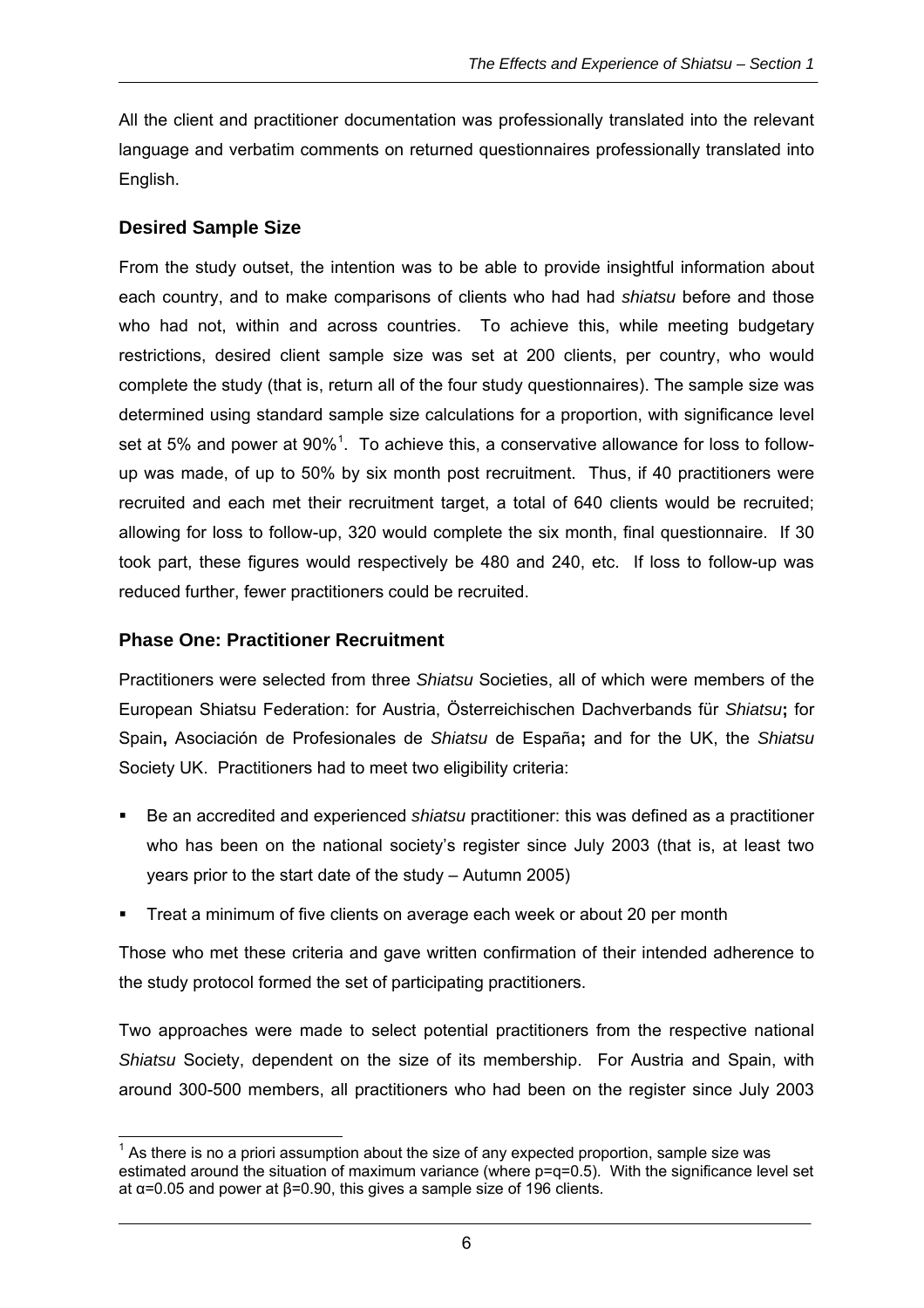All the client and practitioner documentation was professionally translated into the relevant language and verbatim comments on returned questionnaires professionally translated into English.

### Desired Sample Size

From the study outset, the intention was to be able to provide insightful information about each country, and to make comparisons of clients who had had *shiatsu* before and those who had not, within and across countries. To achieve this, while meeting budgetary restrictions, desired client sample size was set at 200 clients, per country, who would complete the study (that is, return all of the four study questionnaires). The sample size was determined using standard sample size calculations for a proportion, with significance level set at 5% and power at 90%[1]. To achieve this, a conservative allowance for loss to follow-up was made, of up to 50% by six month post recruitment. Thus, if 40 practitioners were recruited and each met their recruitment target, a total of 640 clients would be recruited; allowing for loss to follow-up, 320 would complete the six month, final questionnaire. If 30 took part, these figures would respectively be 480 and 240, etc. If loss to follow-up was reduced further, fewer practitioners could be recruited.

### Phase One: Practitioner Recruitment

Practitioners were selected from three *Shiatsu* Societies, all of which were members of the European Shiatsu Federation: for Austria, Österreichischen Dachverbands für *Shiatsu*; for Spain, Asociación de Profesionales de *Shiatsu* de España; and for the UK, the *Shiatsu* Society UK. Practitioners had to meet two eligibility criteria:

- Be an accredited and experienced *shiatsu* practitioner: this was defined as a practitioner who has been on the national society's register since July 2003 (that is, at least two years prior to the start date of the study – Autumn 2005)
- Treat a minimum of five clients on average each week or about 20 per month

Those who met these criteria and gave written confirmation of their intended adherence to the study protocol formed the set of participating practitioners.

Two approaches were made to select potential practitioners from the respective national *Shiatsu* Society, dependent on the size of its membership. For Austria and Spain, with around 300-500 members, all practitioners who had been on the register since July 2003

[1] As there is no a priori assumption about the size of any expected proportion, sample size was estimated around the situation of maximum variance (where $p=q=0.5$). With the significance level set at $\alpha=0.05$ and power at $\beta=0.90$, this gives a sample size of 196 clients.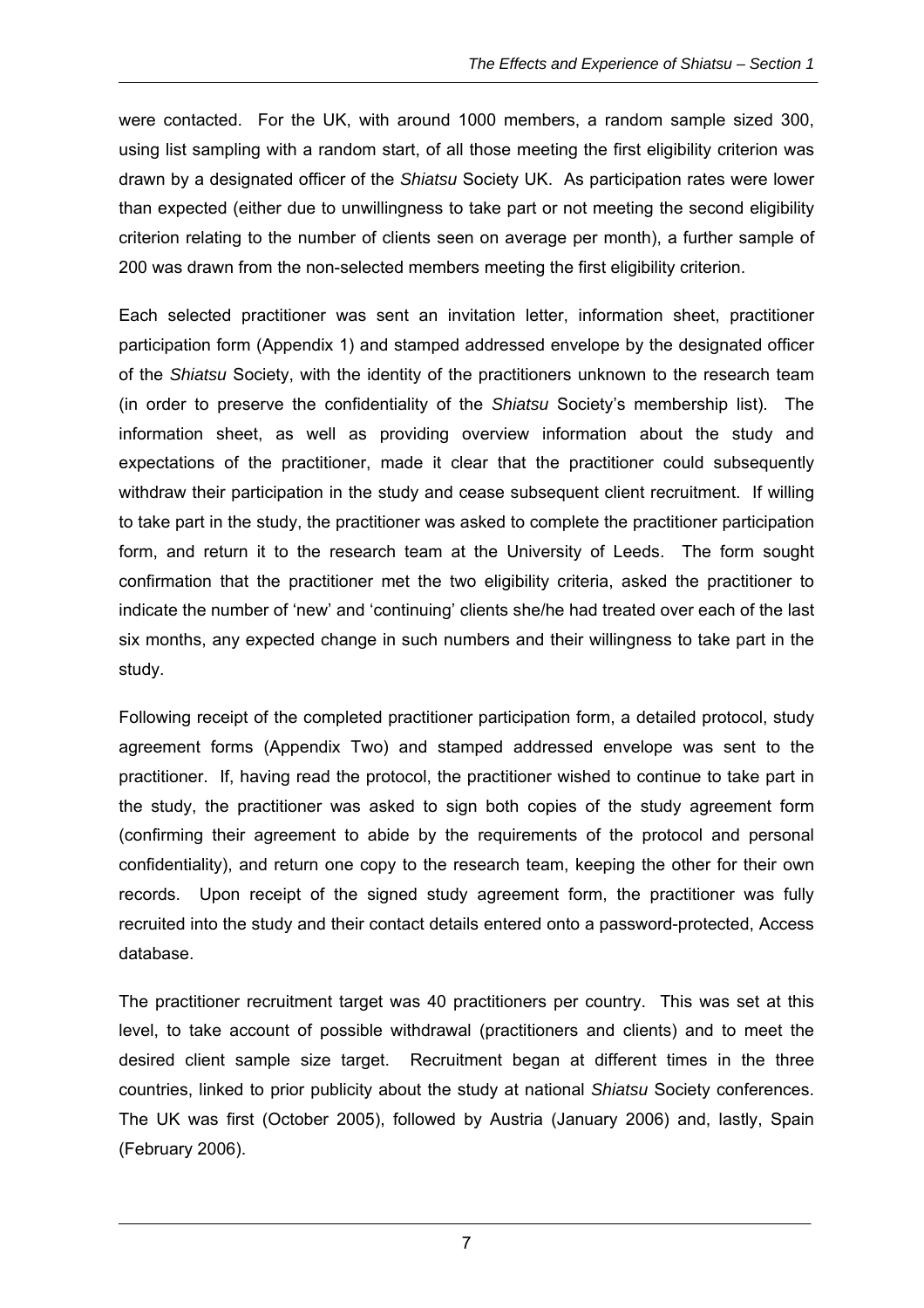were contacted. For the UK, with around 1000 members, a random sample sized 300, using list sampling with a random start, of all those meeting the first eligibility criterion was drawn by a designated officer of the *Shiatsu* Society UK. As participation rates were lower than expected (either due to unwillingness to take part or not meeting the second eligibility criterion relating to the number of clients seen on average per month), a further sample of 200 was drawn from the non-selected members meeting the first eligibility criterion.

Each selected practitioner was sent an invitation letter, information sheet, practitioner participation form (Appendix 1) and stamped addressed envelope by the designated officer of the *Shiatsu* Society, with the identity of the practitioners unknown to the research team (in order to preserve the confidentiality of the *Shiatsu* Society's membership list). The information sheet, as well as providing overview information about the study and expectations of the practitioner, made it clear that the practitioner could subsequently withdraw their participation in the study and cease subsequent client recruitment. If willing to take part in the study, the practitioner was asked to complete the practitioner participation form, and return it to the research team at the University of Leeds. The form sought confirmation that the practitioner met the two eligibility criteria, asked the practitioner to indicate the number of 'new' and 'continuing' clients she/he had treated over each of the last six months, any expected change in such numbers and their willingness to take part in the study.

Following receipt of the completed practitioner participation form, a detailed protocol, study agreement forms (Appendix Two) and stamped addressed envelope was sent to the practitioner. If, having read the protocol, the practitioner wished to continue to take part in the study, the practitioner was asked to sign both copies of the study agreement form (confirming their agreement to abide by the requirements of the protocol and personal confidentiality), and return one copy to the research team, keeping the other for their own records. Upon receipt of the signed study agreement form, the practitioner was fully recruited into the study and their contact details entered onto a password-protected, Access database.

The practitioner recruitment target was 40 practitioners per country. This was set at this level, to take account of possible withdrawal (practitioners and clients) and to meet the desired client sample size target. Recruitment began at different times in the three countries, linked to prior publicity about the study at national *Shiatsu* Society conferences. The UK was first (October 2005), followed by Austria (January 2006) and, lastly, Spain (February 2006).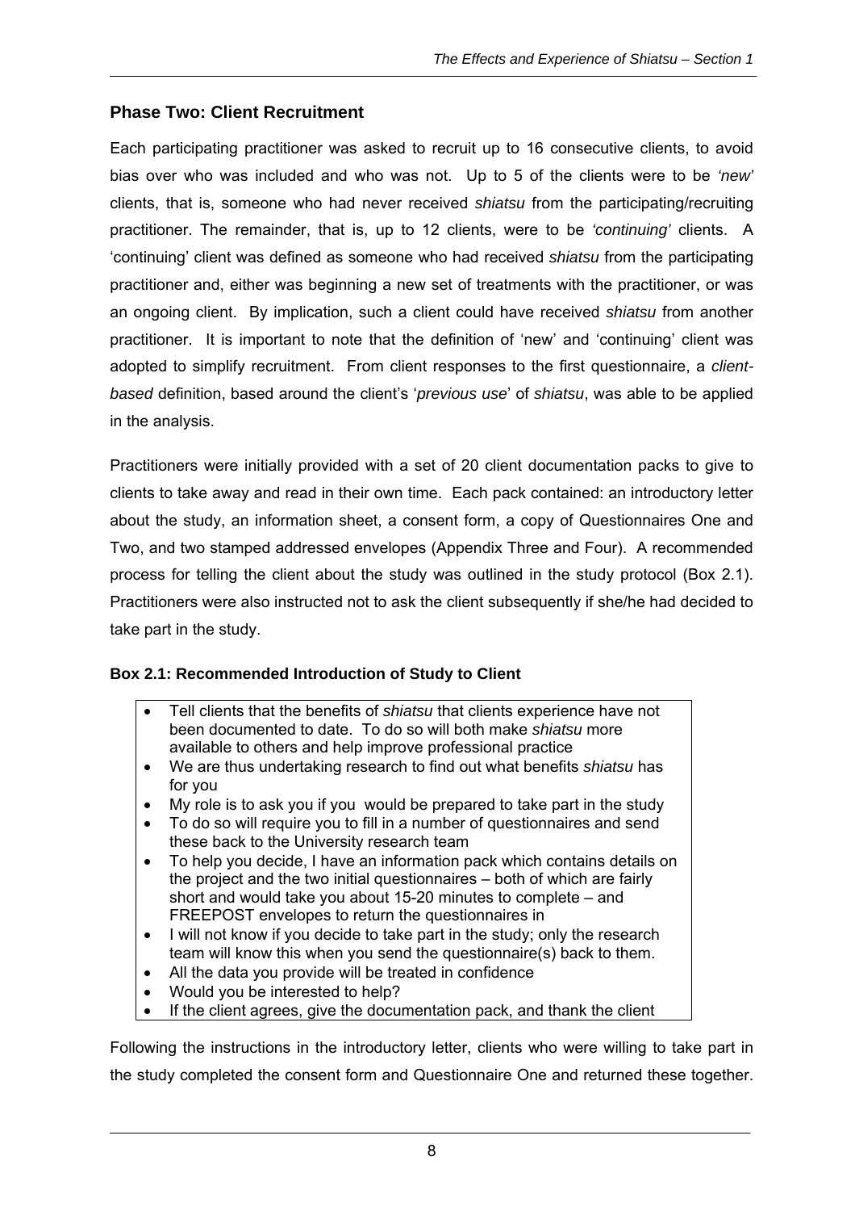## Phase Two: Client Recruitment

Each participating practitioner was asked to recruit up to 16 consecutive clients, to avoid bias over who was included and who was not. Up to 5 of the clients were to be *'new'* clients, that is, someone who had never received *shiatsu* from the participating/recruiting practitioner. The remainder, that is, up to 12 clients, were to be *'continuing'* clients. A 'continuing' client was defined as someone who had received *shiatsu* from the participating practitioner and, either was beginning a new set of treatments with the practitioner, or was an ongoing client. By implication, such a client could have received *shiatsu* from another practitioner. It is important to note that the definition of 'new' and 'continuing' client was adopted to simplify recruitment. From client responses to the first questionnaire, a *client-based* definition, based around the client's '*previous use*' of *shiatsu*, was able to be applied in the analysis.

Practitioners were initially provided with a set of 20 client documentation packs to give to clients to take away and read in their own time. Each pack contained: an introductory letter about the study, an information sheet, a consent form, a copy of Questionnaires One and Two, and two stamped addressed envelopes (Appendix Three and Four). A recommended process for telling the client about the study was outlined in the study protocol (Box 2.1). Practitioners were also instructed not to ask the client subsequently if she/he had decided to take part in the study.

**Box 2.1: Recommended Introduction of Study to Client**

- Tell clients that the benefits of *shiatsu* that clients experience have not been documented to date. To do so will both make *shiatsu* more available to others and help improve professional practice
- We are thus undertaking research to find out what benefits *shiatsu* has for you
- My role is to ask you if you would be prepared to take part in the study
- To do so will require you to fill in a number of questionnaires and send these back to the University research team
- To help you decide, I have an information pack which contains details on the project and the two initial questionnaires – both of which are fairly short and would take you about 15-20 minutes to complete – and FREEPOST envelopes to return the questionnaires in
- I will not know if you decide to take part in the study; only the research team will know this when you send the questionnaire(s) back to them.
- All the data you provide will be treated in confidence
- Would you be interested to help?
- If the client agrees, give the documentation pack, and thank the client

Following the instructions in the introductory letter, clients who were willing to take part in the study completed the consent form and Questionnaire One and returned these together.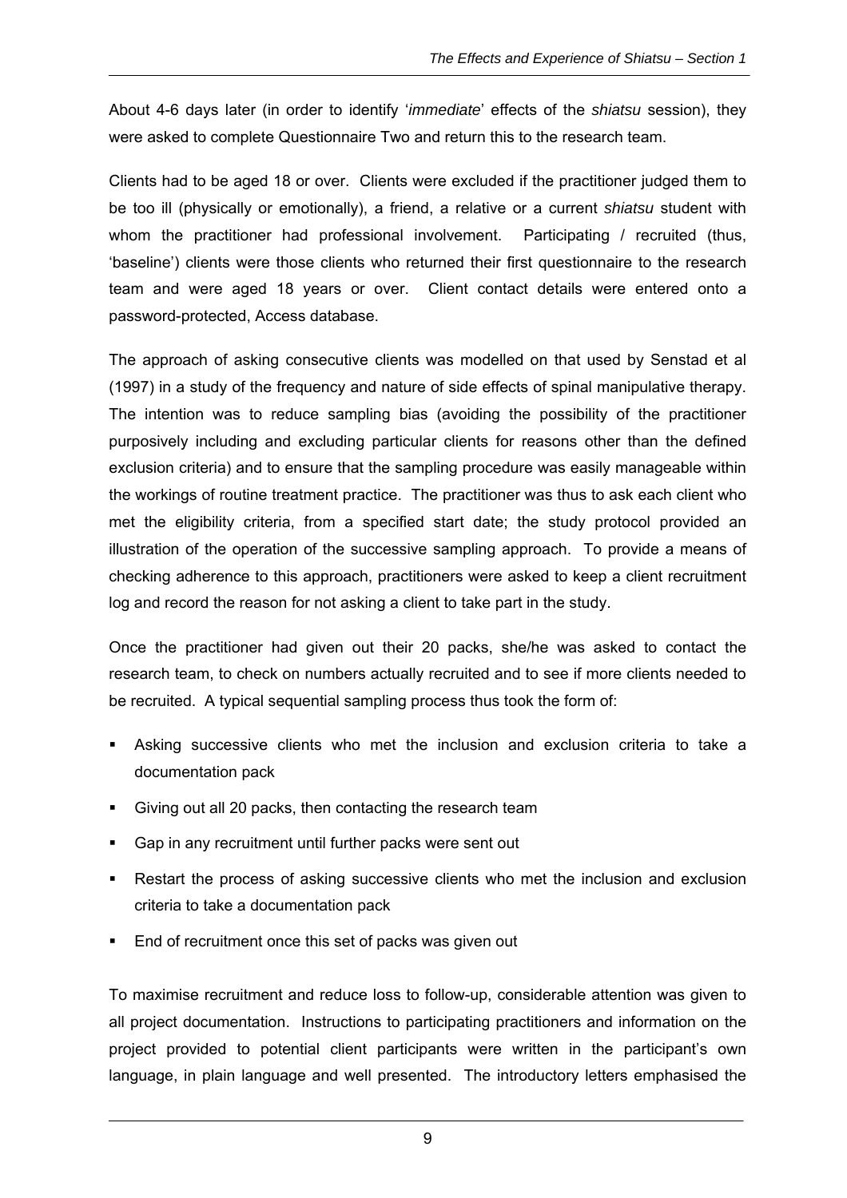About 4-6 days later (in order to identify '*immediate*' effects of the *shiatsu* session), they were asked to complete Questionnaire Two and return this to the research team.

Clients had to be aged 18 or over. Clients were excluded if the practitioner judged them to be too ill (physically or emotionally), a friend, a relative or a current *shiatsu* student with whom the practitioner had professional involvement. Participating / recruited (thus, 'baseline') clients were those clients who returned their first questionnaire to the research team and were aged 18 years or over. Client contact details were entered onto a password-protected, Access database.

The approach of asking consecutive clients was modelled on that used by Senstad et al (1997) in a study of the frequency and nature of side effects of spinal manipulative therapy. The intention was to reduce sampling bias (avoiding the possibility of the practitioner purposively including and excluding particular clients for reasons other than the defined exclusion criteria) and to ensure that the sampling procedure was easily manageable within the workings of routine treatment practice. The practitioner was thus to ask each client who met the eligibility criteria, from a specified start date; the study protocol provided an illustration of the operation of the successive sampling approach. To provide a means of checking adherence to this approach, practitioners were asked to keep a client recruitment log and record the reason for not asking a client to take part in the study.

Once the practitioner had given out their 20 packs, she/he was asked to contact the research team, to check on numbers actually recruited and to see if more clients needed to be recruited. A typical sequential sampling process thus took the form of:

- Asking successive clients who met the inclusion and exclusion criteria to take a documentation pack
- Giving out all 20 packs, then contacting the research team
- Gap in any recruitment until further packs were sent out
- Restart the process of asking successive clients who met the inclusion and exclusion criteria to take a documentation pack
- End of recruitment once this set of packs was given out

To maximise recruitment and reduce loss to follow-up, considerable attention was given to all project documentation. Instructions to participating practitioners and information on the project provided to potential client participants were written in the participant's own language, in plain language and well presented. The introductory letters emphasised the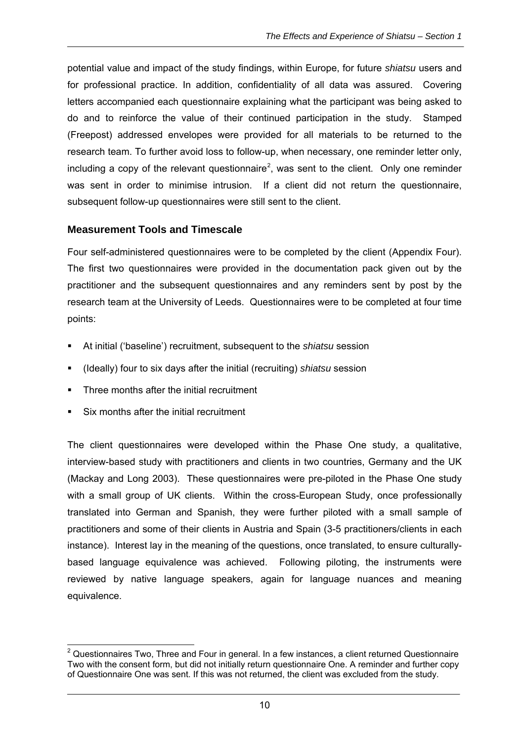potential value and impact of the study findings, within Europe, for future *shiatsu* users and for professional practice. In addition, confidentiality of all data was assured. Covering letters accompanied each questionnaire explaining what the participant was being asked to do and to reinforce the value of their continued participation in the study. Stamped (Freepost) addressed envelopes were provided for all materials to be returned to the research team. To further avoid loss to follow-up, when necessary, one reminder letter only, including a copy of the relevant questionnaire[2], was sent to the client. Only one reminder was sent in order to minimise intrusion. If a client did not return the questionnaire, subsequent follow-up questionnaires were still sent to the client.

### Measurement Tools and Timescale

Four self-administered questionnaires were to be completed by the client (Appendix Four). The first two questionnaires were provided in the documentation pack given out by the practitioner and the subsequent questionnaires and any reminders sent by post by the research team at the University of Leeds. Questionnaires were to be completed at four time points:

- At initial ('baseline') recruitment, subsequent to the *shiatsu* session
- (Ideally) four to six days after the initial (recruiting) *shiatsu* session
- Three months after the initial recruitment
- Six months after the initial recruitment

The client questionnaires were developed within the Phase One study, a qualitative, interview-based study with practitioners and clients in two countries, Germany and the UK (Mackay and Long 2003). These questionnaires were pre-piloted in the Phase One study with a small group of UK clients. Within the cross-European Study, once professionally translated into German and Spanish, they were further piloted with a small sample of practitioners and some of their clients in Austria and Spain (3-5 practitioners/clients in each instance). Interest lay in the meaning of the questions, once translated, to ensure culturally-based language equivalence was achieved. Following piloting, the instruments were reviewed by native language speakers, again for language nuances and meaning equivalence.

---

[2] Questionnaires Two, Three and Four in general. In a few instances, a client returned Questionnaire Two with the consent form, but did not initially return questionnaire One. A reminder and further copy of Questionnaire One was sent. If this was not returned, the client was excluded from the study.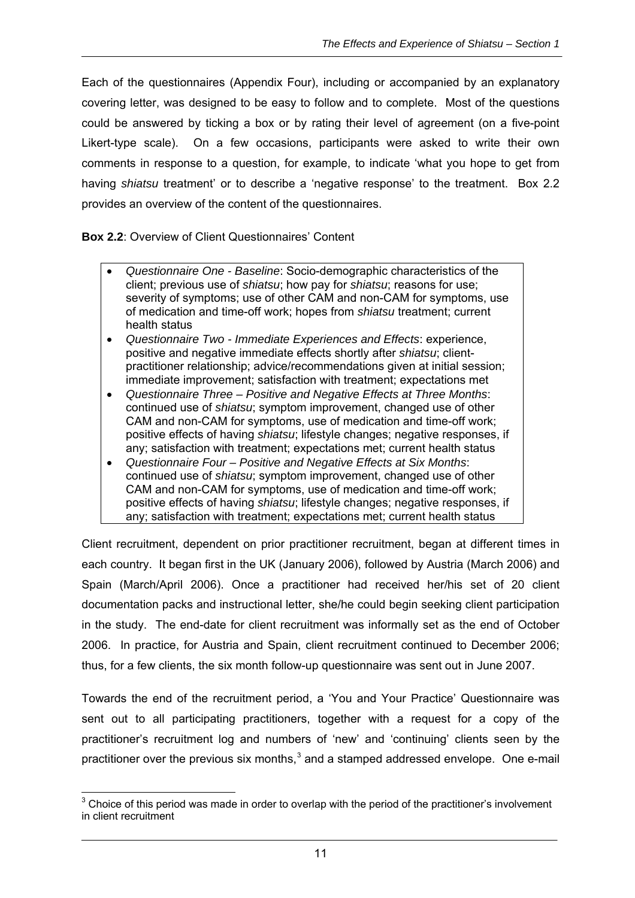Each of the questionnaires (Appendix Four), including or accompanied by an explanatory covering letter, was designed to be easy to follow and to complete. Most of the questions could be answered by ticking a box or by rating their level of agreement (on a five-point Likert-type scale). On a few occasions, participants were asked to write their own comments in response to a question, for example, to indicate 'what you hope to get from having *shiatsu* treatment' or to describe a 'negative response' to the treatment. Box 2.2 provides an overview of the content of the questionnaires.

**Box 2.2**: Overview of Client Questionnaires' Content

- *Questionnaire One - Baseline*: Socio-demographic characteristics of the client; previous use of *shiatsu*; how pay for *shiatsu*; reasons for use; severity of symptoms; use of other CAM and non-CAM for symptoms, use of medication and time-off work; hopes from *shiatsu* treatment; current health status
- *Questionnaire Two - Immediate Experiences and Effects*: experience, positive and negative immediate effects shortly after *shiatsu*; client-practitioner relationship; advice/recommendations given at initial session; immediate improvement; satisfaction with treatment; expectations met
- *Questionnaire Three – Positive and Negative Effects at Three Months*: continued use of *shiatsu*; symptom improvement, changed use of other CAM and non-CAM for symptoms, use of medication and time-off work; positive effects of having *shiatsu*; lifestyle changes; negative responses, if any; satisfaction with treatment; expectations met; current health status
- *Questionnaire Four – Positive and Negative Effects at Six Months*: continued use of *shiatsu*; symptom improvement, changed use of other CAM and non-CAM for symptoms, use of medication and time-off work; positive effects of having *shiatsu*; lifestyle changes; negative responses, if any; satisfaction with treatment; expectations met; current health status

Client recruitment, dependent on prior practitioner recruitment, began at different times in each country. It began first in the UK (January 2006), followed by Austria (March 2006) and Spain (March/April 2006). Once a practitioner had received her/his set of 20 client documentation packs and instructional letter, she/he could begin seeking client participation in the study. The end-date for client recruitment was informally set as the end of October 2006. In practice, for Austria and Spain, client recruitment continued to December 2006; thus, for a few clients, the six month follow-up questionnaire was sent out in June 2007.

Towards the end of the recruitment period, a 'You and Your Practice' Questionnaire was sent out to all participating practitioners, together with a request for a copy of the practitioner's recruitment log and numbers of 'new' and 'continuing' clients seen by the practitioner over the previous six months,[3] and a stamped addressed envelope. One e-mail

[3] Choice of this period was made in order to overlap with the period of the practitioner's involvement in client recruitment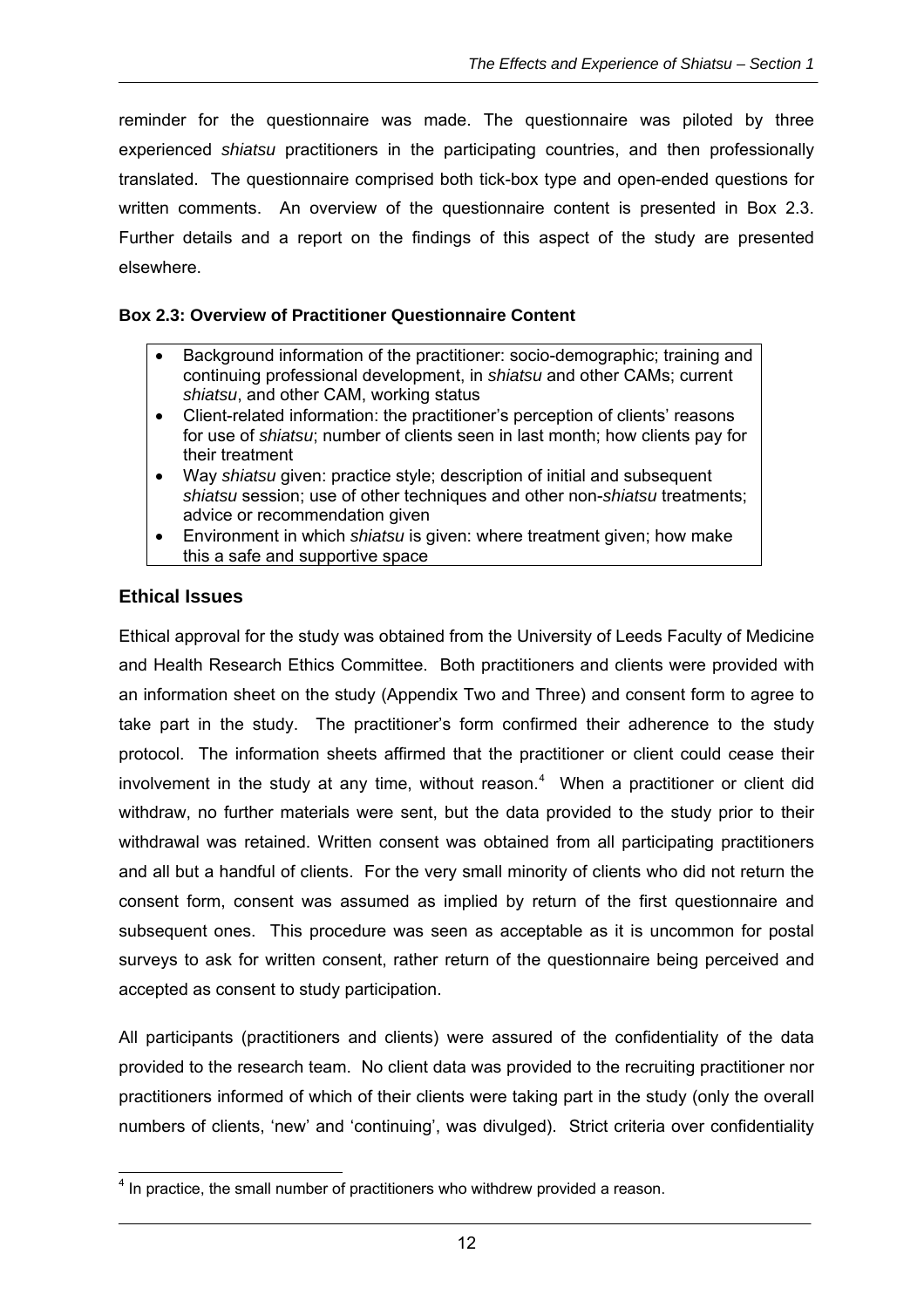reminder for the questionnaire was made. The questionnaire was piloted by three experienced *shiatsu* practitioners in the participating countries, and then professionally translated. The questionnaire comprised both tick-box type and open-ended questions for written comments. An overview of the questionnaire content is presented in Box 2.3. Further details and a report on the findings of this aspect of the study are presented elsewhere.

**Box 2.3: Overview of Practitioner Questionnaire Content**

- Background information of the practitioner: socio-demographic; training and continuing professional development, in *shiatsu* and other CAMs; current *shiatsu*, and other CAM, working status
- Client-related information: the practitioner's perception of clients' reasons for use of *shiatsu*; number of clients seen in last month; how clients pay for their treatment
- Way *shiatsu* given: practice style; description of initial and subsequent *shiatsu* session; use of other techniques and other non-*shiatsu* treatments; advice or recommendation given
- Environment in which *shiatsu* is given: where treatment given; how make this a safe and supportive space

## Ethical Issues

Ethical approval for the study was obtained from the University of Leeds Faculty of Medicine and Health Research Ethics Committee. Both practitioners and clients were provided with an information sheet on the study (Appendix Two and Three) and consent form to agree to take part in the study. The practitioner's form confirmed their adherence to the study protocol. The information sheets affirmed that the practitioner or client could cease their involvement in the study at any time, without reason.[4] When a practitioner or client did withdraw, no further materials were sent, but the data provided to the study prior to their withdrawal was retained. Written consent was obtained from all participating practitioners and all but a handful of clients. For the very small minority of clients who did not return the consent form, consent was assumed as implied by return of the first questionnaire and subsequent ones. This procedure was seen as acceptable as it is uncommon for postal surveys to ask for written consent, rather return of the questionnaire being perceived and accepted as consent to study participation.

All participants (practitioners and clients) were assured of the confidentiality of the data provided to the research team. No client data was provided to the recruiting practitioner nor practitioners informed of which of their clients were taking part in the study (only the overall numbers of clients, 'new' and 'continuing', was divulged). Strict criteria over confidentiality

[4] In practice, the small number of practitioners who withdrew provided a reason.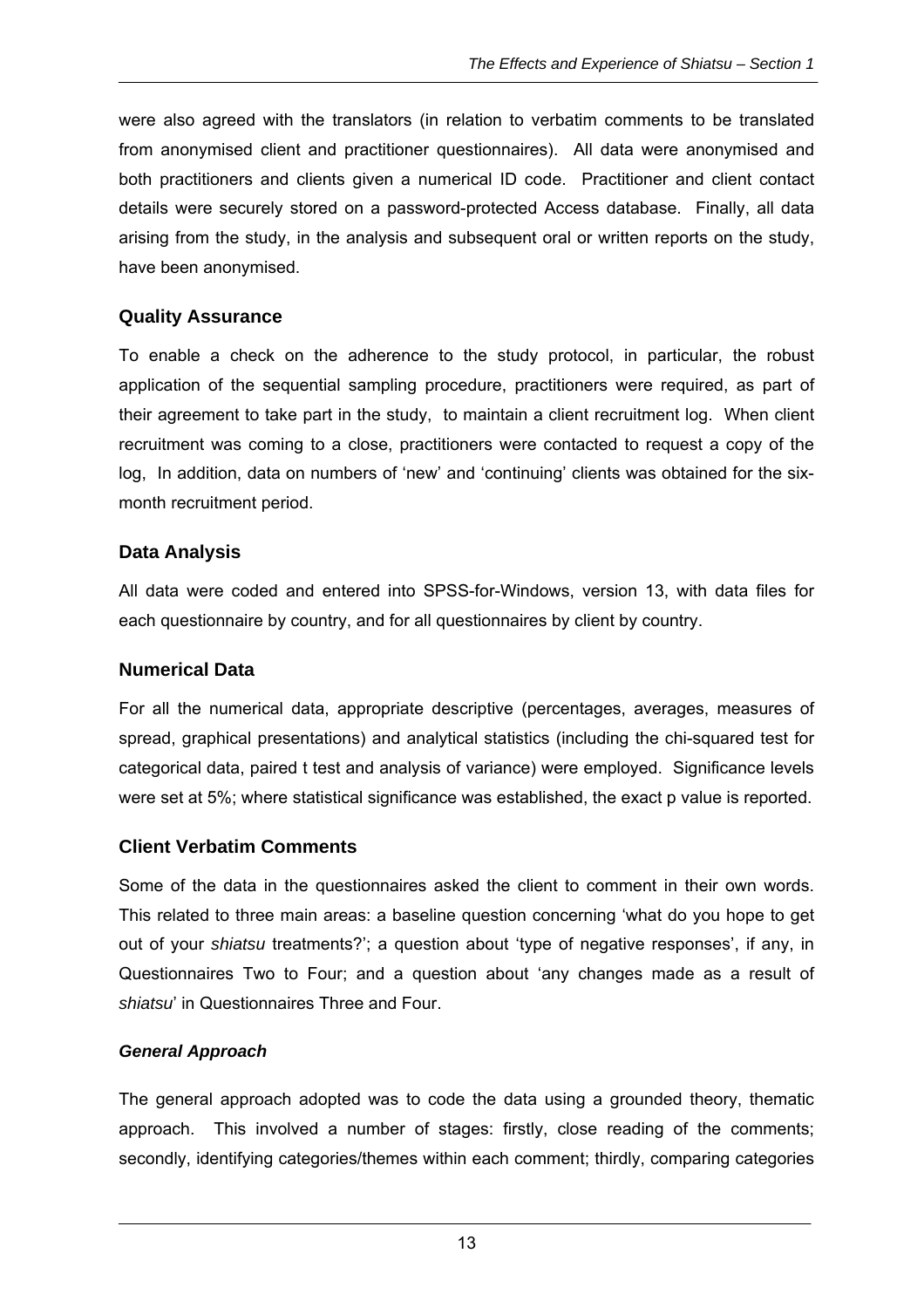were also agreed with the translators (in relation to verbatim comments to be translated from anonymised client and practitioner questionnaires). All data were anonymised and both practitioners and clients given a numerical ID code. Practitioner and client contact details were securely stored on a password-protected Access database. Finally, all data arising from the study, in the analysis and subsequent oral or written reports on the study, have been anonymised.

## Quality Assurance

To enable a check on the adherence to the study protocol, in particular, the robust application of the sequential sampling procedure, practitioners were required, as part of their agreement to take part in the study, to maintain a client recruitment log. When client recruitment was coming to a close, practitioners were contacted to request a copy of the log, In addition, data on numbers of 'new' and 'continuing' clients was obtained for the six-month recruitment period.

## Data Analysis

All data were coded and entered into SPSS-for-Windows, version 13, with data files for each questionnaire by country, and for all questionnaires by client by country.

## Numerical Data

For all the numerical data, appropriate descriptive (percentages, averages, measures of spread, graphical presentations) and analytical statistics (including the chi-squared test for categorical data, paired t test and analysis of variance) were employed. Significance levels were set at 5%; where statistical significance was established, the exact p value is reported.

## Client Verbatim Comments

Some of the data in the questionnaires asked the client to comment in their own words. This related to three main areas: a baseline question concerning 'what do you hope to get out of your *shiatsu* treatments?'; a question about 'type of negative responses', if any, in Questionnaires Two to Four; and a question about 'any changes made as a result of *shiatsu*' in Questionnaires Three and Four.

### *General Approach*

The general approach adopted was to code the data using a grounded theory, thematic approach. This involved a number of stages: firstly, close reading of the comments; secondly, identifying categories/themes within each comment; thirdly, comparing categories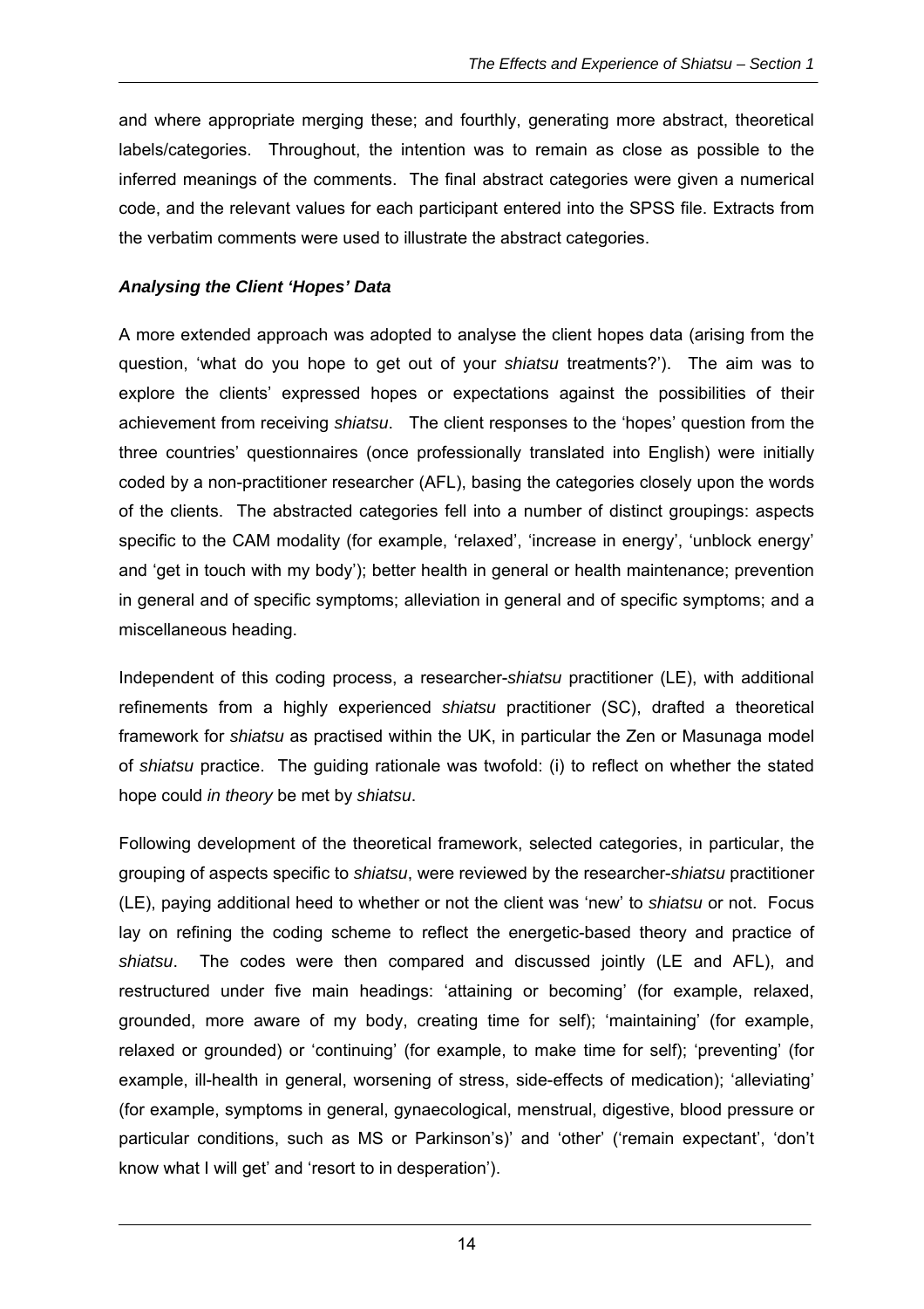and where appropriate merging these; and fourthly, generating more abstract, theoretical labels/categories. Throughout, the intention was to remain as close as possible to the inferred meanings of the comments. The final abstract categories were given a numerical code, and the relevant values for each participant entered into the SPSS file. Extracts from the verbatim comments were used to illustrate the abstract categories.

### *Analysing the Client 'Hopes' Data*

A more extended approach was adopted to analyse the client hopes data (arising from the question, 'what do you hope to get out of your *shiatsu* treatments?'). The aim was to explore the clients' expressed hopes or expectations against the possibilities of their achievement from receiving *shiatsu*. The client responses to the 'hopes' question from the three countries' questionnaires (once professionally translated into English) were initially coded by a non-practitioner researcher (AFL), basing the categories closely upon the words of the clients. The abstracted categories fell into a number of distinct groupings: aspects specific to the CAM modality (for example, 'relaxed', 'increase in energy', 'unblock energy' and 'get in touch with my body'); better health in general or health maintenance; prevention in general and of specific symptoms; alleviation in general and of specific symptoms; and a miscellaneous heading.

Independent of this coding process, a researcher-*shiatsu* practitioner (LE), with additional refinements from a highly experienced *shiatsu* practitioner (SC), drafted a theoretical framework for *shiatsu* as practised within the UK, in particular the Zen or Masunaga model of *shiatsu* practice. The guiding rationale was twofold: (i) to reflect on whether the stated hope could *in theory* be met by *shiatsu*.

Following development of the theoretical framework, selected categories, in particular, the grouping of aspects specific to *shiatsu*, were reviewed by the researcher-*shiatsu* practitioner (LE), paying additional heed to whether or not the client was 'new' to *shiatsu* or not. Focus lay on refining the coding scheme to reflect the energetic-based theory and practice of *shiatsu*. The codes were then compared and discussed jointly (LE and AFL), and restructured under five main headings: 'attaining or becoming' (for example, relaxed, grounded, more aware of my body, creating time for self); 'maintaining' (for example, relaxed or grounded) or 'continuing' (for example, to make time for self); 'preventing' (for example, ill-health in general, worsening of stress, side-effects of medication); 'alleviating' (for example, symptoms in general, gynaecological, menstrual, digestive, blood pressure or particular conditions, such as MS or Parkinson's)' and 'other' ('remain expectant', 'don't know what I will get' and 'resort to in desperation').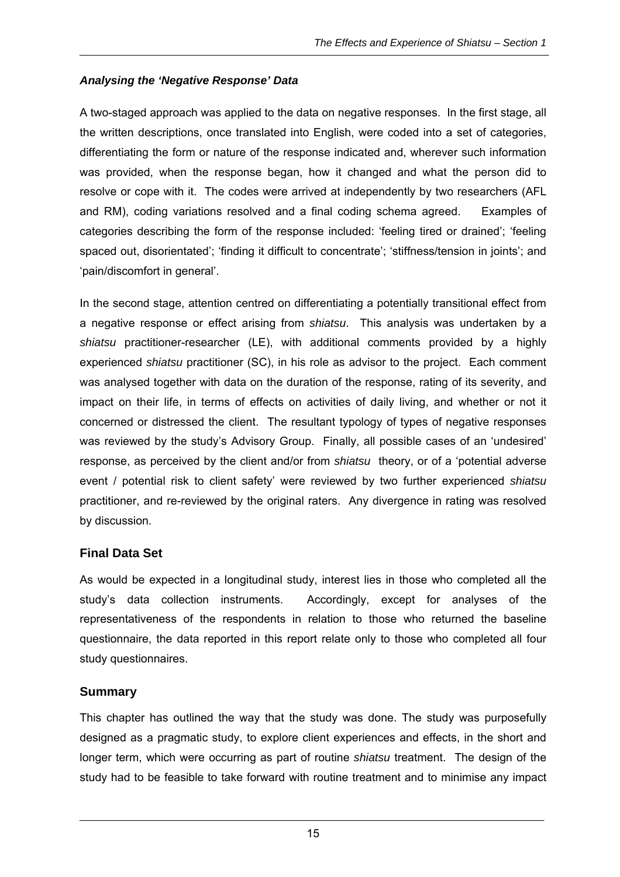### *Analysing the 'Negative Response' Data*

A two-staged approach was applied to the data on negative responses. In the first stage, all the written descriptions, once translated into English, were coded into a set of categories, differentiating the form or nature of the response indicated and, wherever such information was provided, when the response began, how it changed and what the person did to resolve or cope with it. The codes were arrived at independently by two researchers (AFL and RM), coding variations resolved and a final coding schema agreed. Examples of categories describing the form of the response included: 'feeling tired or drained'; 'feeling spaced out, disorientated'; 'finding it difficult to concentrate'; 'stiffness/tension in joints'; and 'pain/discomfort in general'.

In the second stage, attention centred on differentiating a potentially transitional effect from a negative response or effect arising from *shiatsu*. This analysis was undertaken by a *shiatsu* practitioner-researcher (LE), with additional comments provided by a highly experienced *shiatsu* practitioner (SC), in his role as advisor to the project. Each comment was analysed together with data on the duration of the response, rating of its severity, and impact on their life, in terms of effects on activities of daily living, and whether or not it concerned or distressed the client. The resultant typology of types of negative responses was reviewed by the study's Advisory Group. Finally, all possible cases of an 'undesired' response, as perceived by the client and/or from *shiatsu* theory, or of a 'potential adverse event / potential risk to client safety' were reviewed by two further experienced *shiatsu* practitioner, and re-reviewed by the original raters. Any divergence in rating was resolved by discussion.

## Final Data Set

As would be expected in a longitudinal study, interest lies in those who completed all the study's data collection instruments. Accordingly, except for analyses of the representativeness of the respondents in relation to those who returned the baseline questionnaire, the data reported in this report relate only to those who completed all four study questionnaires.

## Summary

This chapter has outlined the way that the study was done. The study was purposefully designed as a pragmatic study, to explore client experiences and effects, in the short and longer term, which were occurring as part of routine *shiatsu* treatment. The design of the study had to be feasible to take forward with routine treatment and to minimise any impact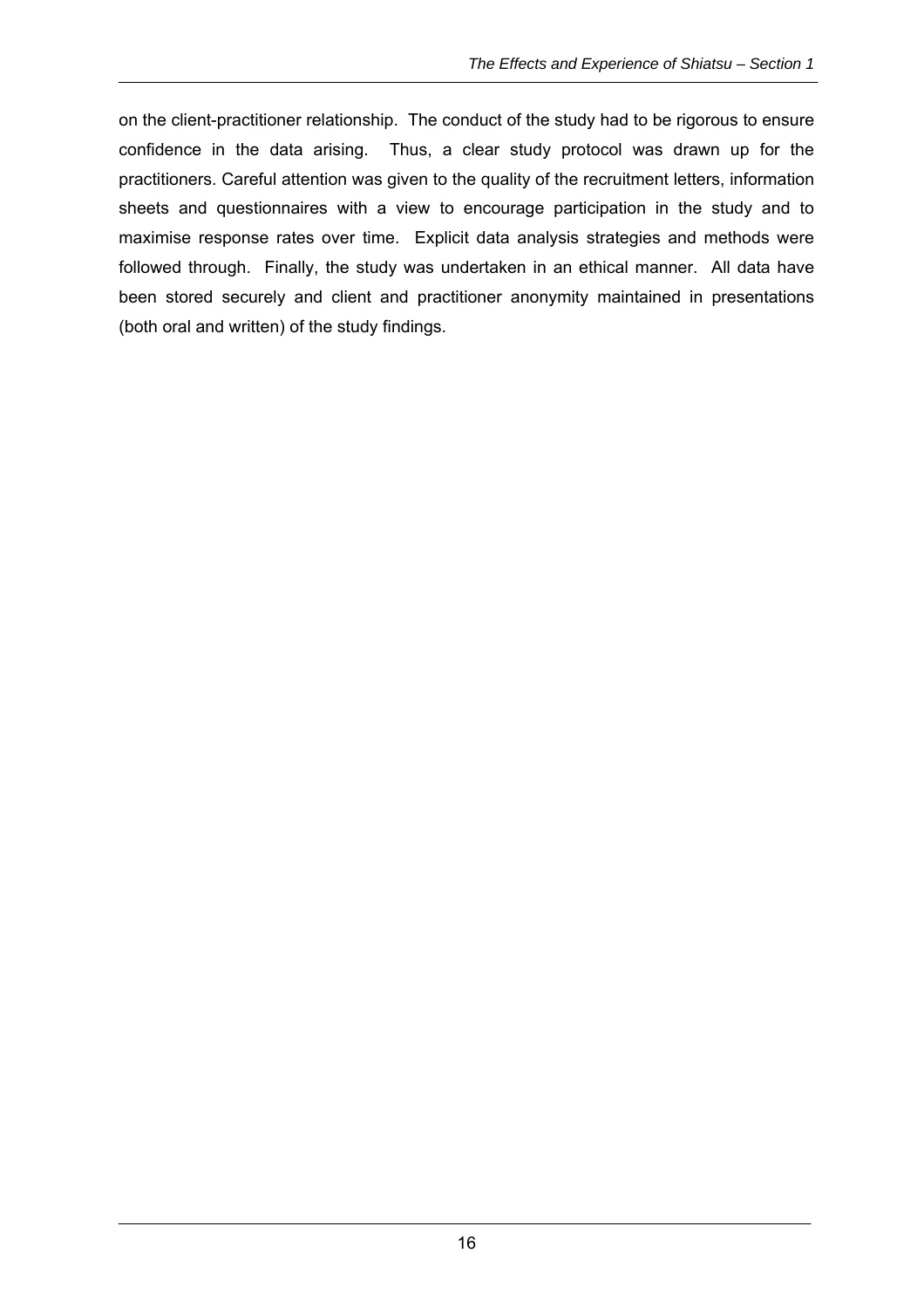on the client-practitioner relationship. The conduct of the study had to be rigorous to ensure confidence in the data arising. Thus, a clear study protocol was drawn up for the practitioners. Careful attention was given to the quality of the recruitment letters, information sheets and questionnaires with a view to encourage participation in the study and to maximise response rates over time. Explicit data analysis strategies and methods were followed through. Finally, the study was undertaken in an ethical manner. All data have been stored securely and client and practitioner anonymity maintained in presentations (both oral and written) of the study findings.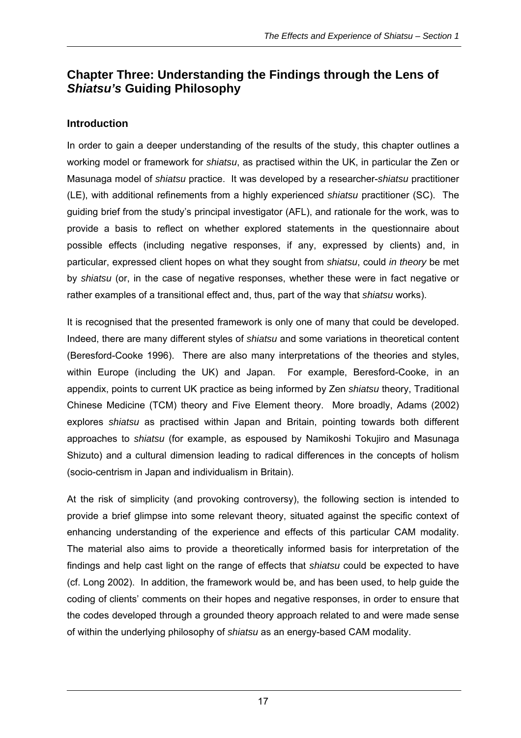## Chapter Three: Understanding the Findings through the Lens of *Shiatsu's* Guiding Philosophy

### Introduction

In order to gain a deeper understanding of the results of the study, this chapter outlines a working model or framework for *shiatsu*, as practised within the UK, in particular the Zen or Masunaga model of *shiatsu* practice. It was developed by a researcher-*shiatsu* practitioner (LE), with additional refinements from a highly experienced *shiatsu* practitioner (SC). The guiding brief from the study's principal investigator (AFL), and rationale for the work, was to provide a basis to reflect on whether explored statements in the questionnaire about possible effects (including negative responses, if any, expressed by clients) and, in particular, expressed client hopes on what they sought from *shiatsu*, could *in theory* be met by *shiatsu* (or, in the case of negative responses, whether these were in fact negative or rather examples of a transitional effect and, thus, part of the way that *shiatsu* works).

It is recognised that the presented framework is only one of many that could be developed. Indeed, there are many different styles of *shiatsu* and some variations in theoretical content (Beresford-Cooke 1996). There are also many interpretations of the theories and styles, within Europe (including the UK) and Japan. For example, Beresford-Cooke, in an appendix, points to current UK practice as being informed by Zen *shiatsu* theory, Traditional Chinese Medicine (TCM) theory and Five Element theory. More broadly, Adams (2002) explores *shiatsu* as practised within Japan and Britain, pointing towards both different approaches to *shiatsu* (for example, as espoused by Namikoshi Tokujiro and Masunaga Shizuto) and a cultural dimension leading to radical differences in the concepts of holism (socio-centrism in Japan and individualism in Britain).

At the risk of simplicity (and provoking controversy), the following section is intended to provide a brief glimpse into some relevant theory, situated against the specific context of enhancing understanding of the experience and effects of this particular CAM modality. The material also aims to provide a theoretically informed basis for interpretation of the findings and help cast light on the range of effects that *shiatsu* could be expected to have (cf. Long 2002). In addition, the framework would be, and has been used, to help guide the coding of clients' comments on their hopes and negative responses, in order to ensure that the codes developed through a grounded theory approach related to and were made sense of within the underlying philosophy of *shiatsu* as an energy-based CAM modality.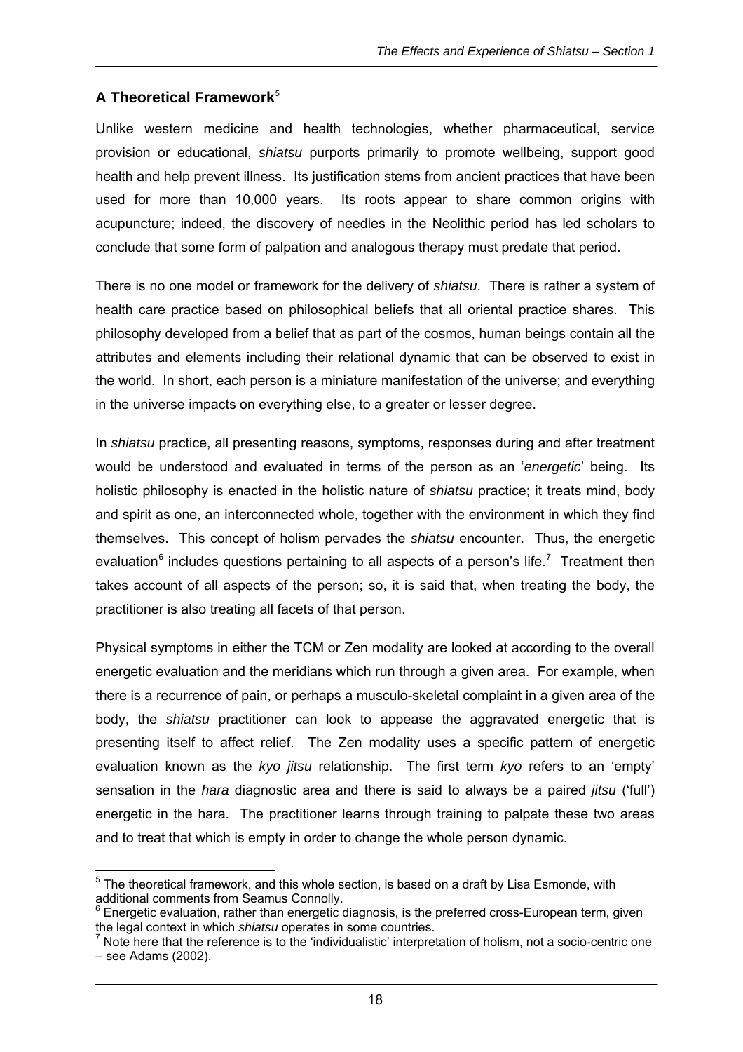## A Theoretical Framework[5]

Unlike western medicine and health technologies, whether pharmaceutical, service provision or educational, *shiatsu* purports primarily to promote wellbeing, support good health and help prevent illness. Its justification stems from ancient practices that have been used for more than 10,000 years. Its roots appear to share common origins with acupuncture; indeed, the discovery of needles in the Neolithic period has led scholars to conclude that some form of palpation and analogous therapy must predate that period.

There is no one model or framework for the delivery of *shiatsu*. There is rather a system of health care practice based on philosophical beliefs that all oriental practice shares. This philosophy developed from a belief that as part of the cosmos, human beings contain all the attributes and elements including their relational dynamic that can be observed to exist in the world. In short, each person is a miniature manifestation of the universe; and everything in the universe impacts on everything else, to a greater or lesser degree.

In *shiatsu* practice, all presenting reasons, symptoms, responses during and after treatment would be understood and evaluated in terms of the person as an '*energetic*' being. Its holistic philosophy is enacted in the holistic nature of *shiatsu* practice; it treats mind, body and spirit as one, an interconnected whole, together with the environment in which they find themselves. This concept of holism pervades the *shiatsu* encounter. Thus, the energetic evaluation[6] includes questions pertaining to all aspects of a person's life.[7] Treatment then takes account of all aspects of the person; so, it is said that, when treating the body, the practitioner is also treating all facets of that person.

Physical symptoms in either the TCM or Zen modality are looked at according to the overall energetic evaluation and the meridians which run through a given area. For example, when there is a recurrence of pain, or perhaps a musculo-skeletal complaint in a given area of the body, the *shiatsu* practitioner can look to appease the aggravated energetic that is presenting itself to affect relief. The Zen modality uses a specific pattern of energetic evaluation known as the *kyo jitsu* relationship. The first term *kyo* refers to an 'empty' sensation in the *hara* diagnostic area and there is said to always be a paired *jitsu* ('full') energetic in the hara. The practitioner learns through training to palpate these two areas and to treat that which is empty in order to change the whole person dynamic.

---

[5] The theoretical framework, and this whole section, is based on a draft by Lisa Esmonde, with additional comments from Seamus Connolly.

[6] Energetic evaluation, rather than energetic diagnosis, is the preferred cross-European term, given the legal context in which *shiatsu* operates in some countries.

[7] Note here that the reference is to the 'individualistic' interpretation of holism, not a socio-centric one – see Adams (2002).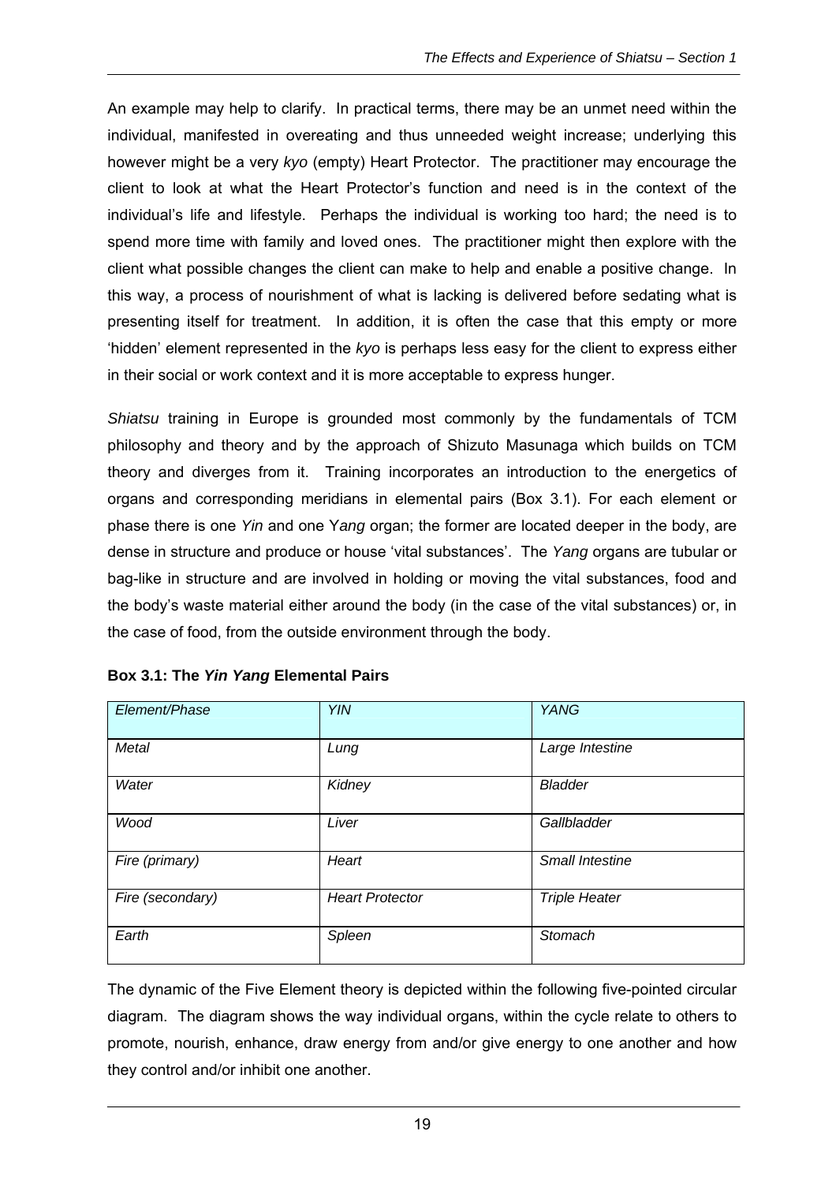An example may help to clarify. In practical terms, there may be an unmet need within the individual, manifested in overeating and thus unneeded weight increase; underlying this however might be a very *kyo* (empty) Heart Protector. The practitioner may encourage the client to look at what the Heart Protector's function and need is in the context of the individual's life and lifestyle. Perhaps the individual is working too hard; the need is to spend more time with family and loved ones. The practitioner might then explore with the client what possible changes the client can make to help and enable a positive change. In this way, a process of nourishment of what is lacking is delivered before sedating what is presenting itself for treatment. In addition, it is often the case that this empty or more 'hidden' element represented in the *kyo* is perhaps less easy for the client to express either in their social or work context and it is more acceptable to express hunger.

*Shiatsu* training in Europe is grounded most commonly by the fundamentals of TCM philosophy and theory and by the approach of Shizuto Masunaga which builds on TCM theory and diverges from it. Training incorporates an introduction to the energetics of organs and corresponding meridians in elemental pairs (Box 3.1). For each element or phase there is one *Yin* and one Y*ang* organ; the former are located deeper in the body, are dense in structure and produce or house 'vital substances'. The *Yang* organs are tubular or bag-like in structure and are involved in holding or moving the vital substances, food and the body's waste material either around the body (in the case of the vital substances) or, in the case of food, from the outside environment through the body.

**Box 3.1: The *Yin Yang* Elemental Pairs**

| *Element/Phase* | *YIN* | *YANG* |
|---|---|---|
| *Metal* | *Lung* | *Large Intestine* |
| *Water* | *Kidney* | *Bladder* |
| *Wood* | *Liver* | *Gallbladder* |
| *Fire (primary)* | *Heart* | *Small Intestine* |
| *Fire (secondary)* | *Heart Protector* | *Triple Heater* |
| *Earth* | *Spleen* | *Stomach* |

The dynamic of the Five Element theory is depicted within the following five-pointed circular diagram. The diagram shows the way individual organs, within the cycle relate to others to promote, nourish, enhance, draw energy from and/or give energy to one another and how they control and/or inhibit one another.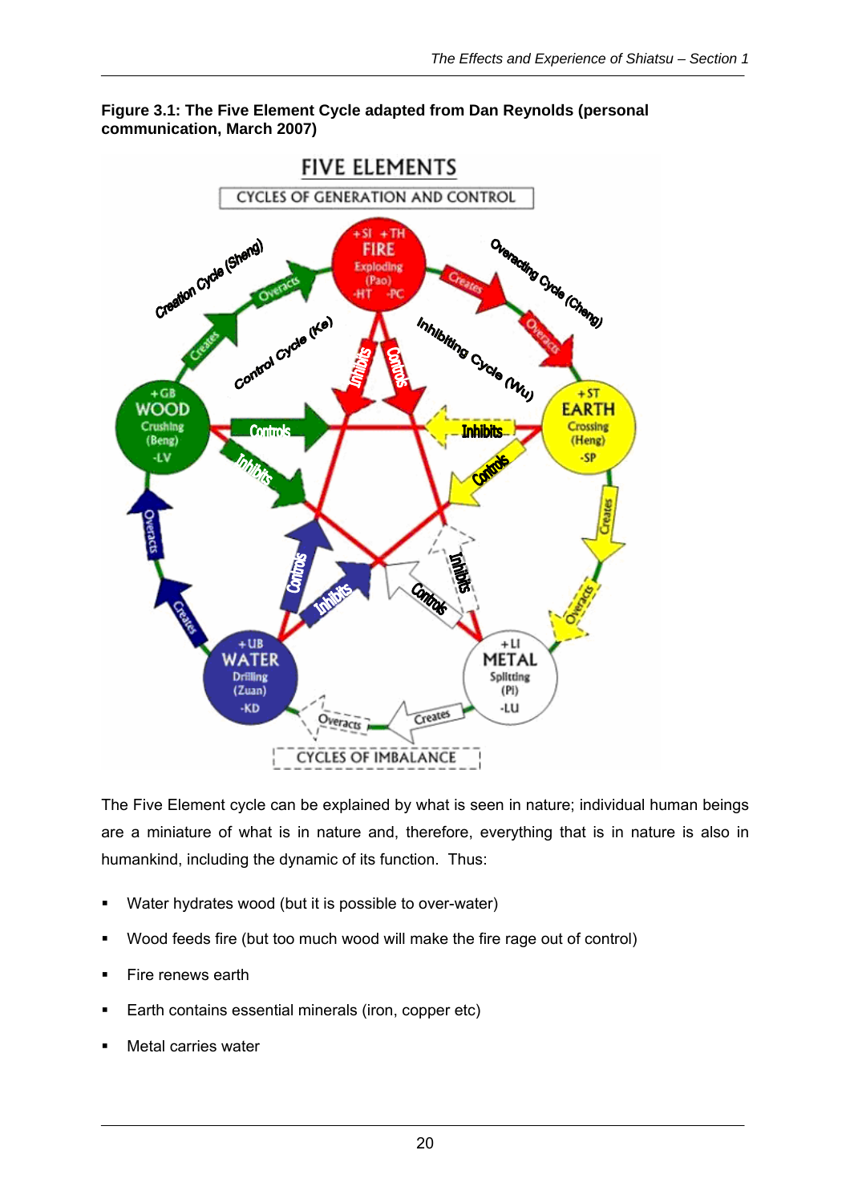**Figure 3.1: The Five Element Cycle adapted from Dan Reynolds (personal communication, March 2007)**

The Five Element cycle can be explained by what is seen in nature; individual human beings are a miniature of what is in nature and, therefore, everything that is in nature is also in humankind, including the dynamic of its function. Thus:

- Water hydrates wood (but it is possible to over-water)
- Wood feeds fire (but too much wood will make the fire rage out of control)
- Fire renews earth
- Earth contains essential minerals (iron, copper etc)
- Metal carries water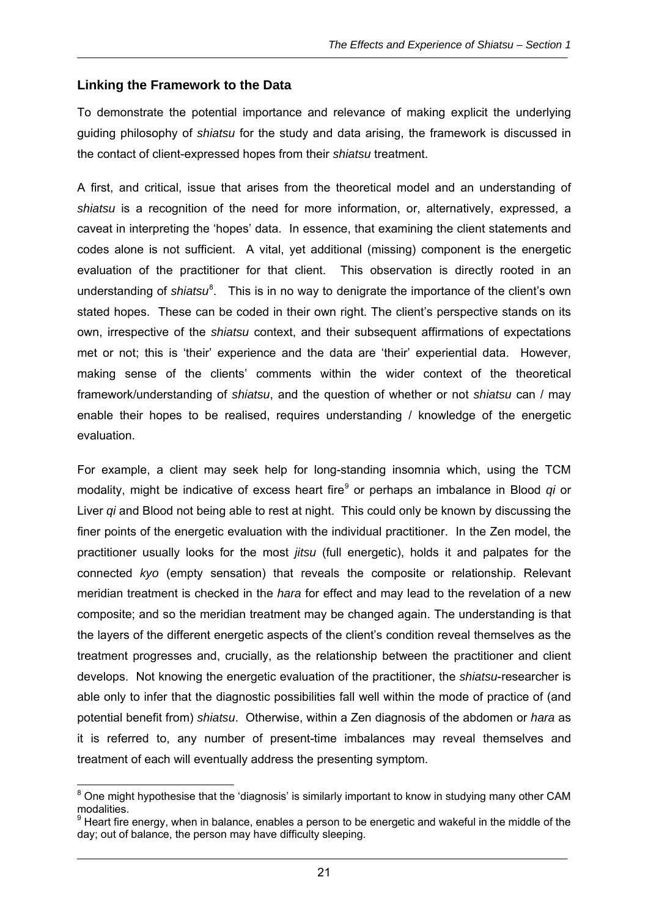## Linking the Framework to the Data

To demonstrate the potential importance and relevance of making explicit the underlying guiding philosophy of *shiatsu* for the study and data arising, the framework is discussed in the contact of client-expressed hopes from their *shiatsu* treatment.

A first, and critical, issue that arises from the theoretical model and an understanding of *shiatsu* is a recognition of the need for more information, or, alternatively, expressed, a caveat in interpreting the 'hopes' data. In essence, that examining the client statements and codes alone is not sufficient. A vital, yet additional (missing) component is the energetic evaluation of the practitioner for that client. This observation is directly rooted in an understanding of *shiatsu*[8]. This is in no way to denigrate the importance of the client's own stated hopes. These can be coded in their own right. The client's perspective stands on its own, irrespective of the *shiatsu* context, and their subsequent affirmations of expectations met or not; this is 'their' experience and the data are 'their' experiential data. However, making sense of the clients' comments within the wider context of the theoretical framework/understanding of *shiatsu*, and the question of whether or not *shiatsu* can / may enable their hopes to be realised, requires understanding / knowledge of the energetic evaluation.

For example, a client may seek help for long-standing insomnia which, using the TCM modality, might be indicative of excess heart fire[9] or perhaps an imbalance in Blood *qi* or Liver *qi* and Blood not being able to rest at night. This could only be known by discussing the finer points of the energetic evaluation with the individual practitioner. In the Zen model, the practitioner usually looks for the most *jitsu* (full energetic), holds it and palpates for the connected *kyo* (empty sensation) that reveals the composite or relationship. Relevant meridian treatment is checked in the *hara* for effect and may lead to the revelation of a new composite; and so the meridian treatment may be changed again. The understanding is that the layers of the different energetic aspects of the client's condition reveal themselves as the treatment progresses and, crucially, as the relationship between the practitioner and client develops. Not knowing the energetic evaluation of the practitioner, the *shiatsu*-researcher is able only to infer that the diagnostic possibilities fall well within the mode of practice of (and potential benefit from) *shiatsu*. Otherwise, within a Zen diagnosis of the abdomen or *hara* as it is referred to, any number of present-time imbalances may reveal themselves and treatment of each will eventually address the presenting symptom.

---

[8] One might hypothesise that the 'diagnosis' is similarly important to know in studying many other CAM modalities.

[9] Heart fire energy, when in balance, enables a person to be energetic and wakeful in the middle of the day; out of balance, the person may have difficulty sleeping.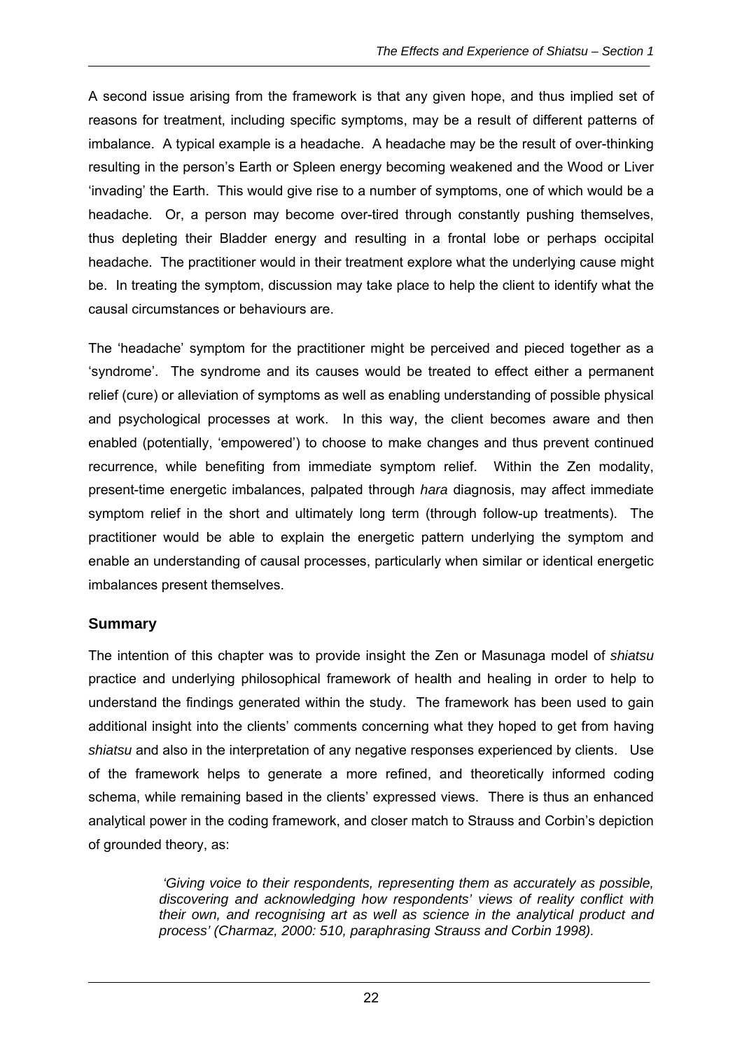A second issue arising from the framework is that any given hope, and thus implied set of reasons for treatment, including specific symptoms, may be a result of different patterns of imbalance. A typical example is a headache. A headache may be the result of over-thinking resulting in the person's Earth or Spleen energy becoming weakened and the Wood or Liver 'invading' the Earth. This would give rise to a number of symptoms, one of which would be a headache. Or, a person may become over-tired through constantly pushing themselves, thus depleting their Bladder energy and resulting in a frontal lobe or perhaps occipital headache. The practitioner would in their treatment explore what the underlying cause might be. In treating the symptom, discussion may take place to help the client to identify what the causal circumstances or behaviours are.

The 'headache' symptom for the practitioner might be perceived and pieced together as a 'syndrome'. The syndrome and its causes would be treated to effect either a permanent relief (cure) or alleviation of symptoms as well as enabling understanding of possible physical and psychological processes at work. In this way, the client becomes aware and then enabled (potentially, 'empowered') to choose to make changes and thus prevent continued recurrence, while benefiting from immediate symptom relief. Within the Zen modality, present-time energetic imbalances, palpated through *hara* diagnosis, may affect immediate symptom relief in the short and ultimately long term (through follow-up treatments). The practitioner would be able to explain the energetic pattern underlying the symptom and enable an understanding of causal processes, particularly when similar or identical energetic imbalances present themselves.

## Summary

The intention of this chapter was to provide insight the Zen or Masunaga model of *shiatsu* practice and underlying philosophical framework of health and healing in order to help to understand the findings generated within the study. The framework has been used to gain additional insight into the clients' comments concerning what they hoped to get from having *shiatsu* and also in the interpretation of any negative responses experienced by clients. Use of the framework helps to generate a more refined, and theoretically informed coding schema, while remaining based in the clients' expressed views. There is thus an enhanced analytical power in the coding framework, and closer match to Strauss and Corbin's depiction of grounded theory, as:

> *'Giving voice to their respondents, representing them as accurately as possible, discovering and acknowledging how respondents' views of reality conflict with their own, and recognising art as well as science in the analytical product and process' (Charmaz, 2000: 510, paraphrasing Strauss and Corbin 1998).*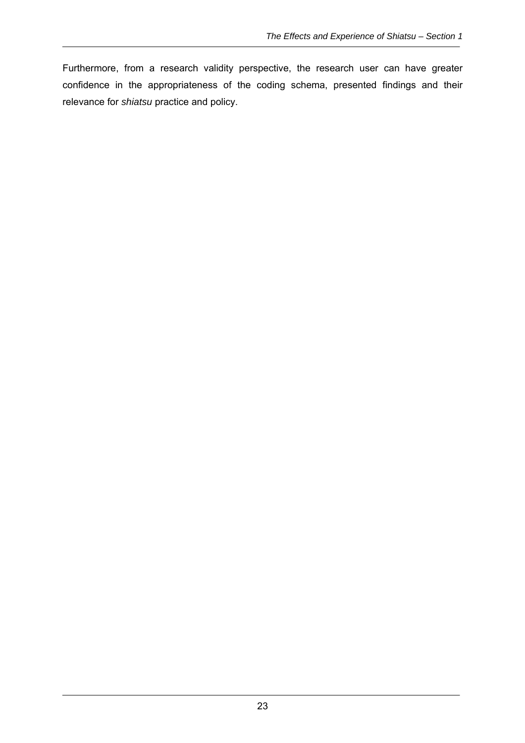Furthermore, from a research validity perspective, the research user can have greater confidence in the appropriateness of the coding schema, presented findings and their relevance for *shiatsu* practice and policy.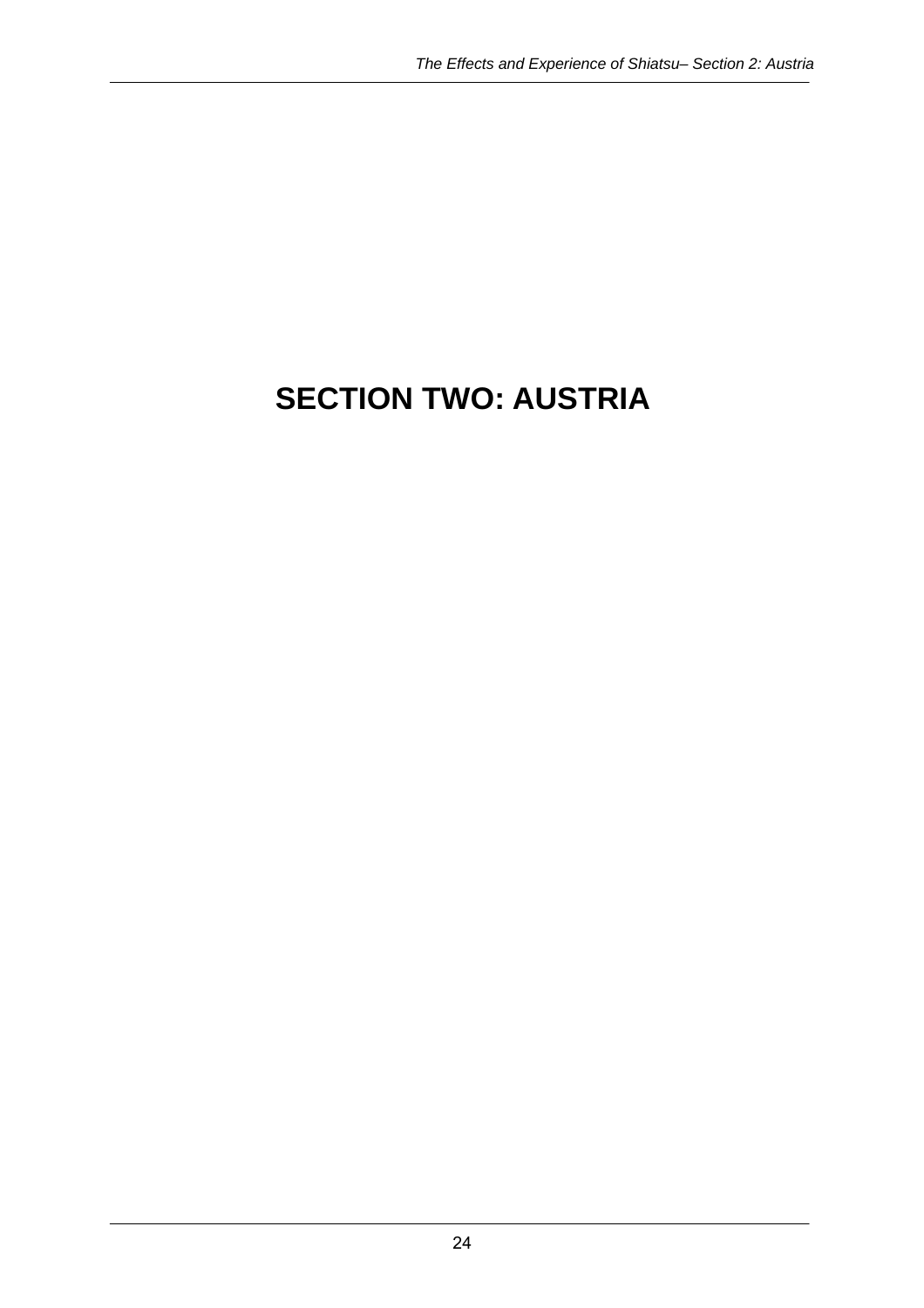# SECTION TWO: AUSTRIA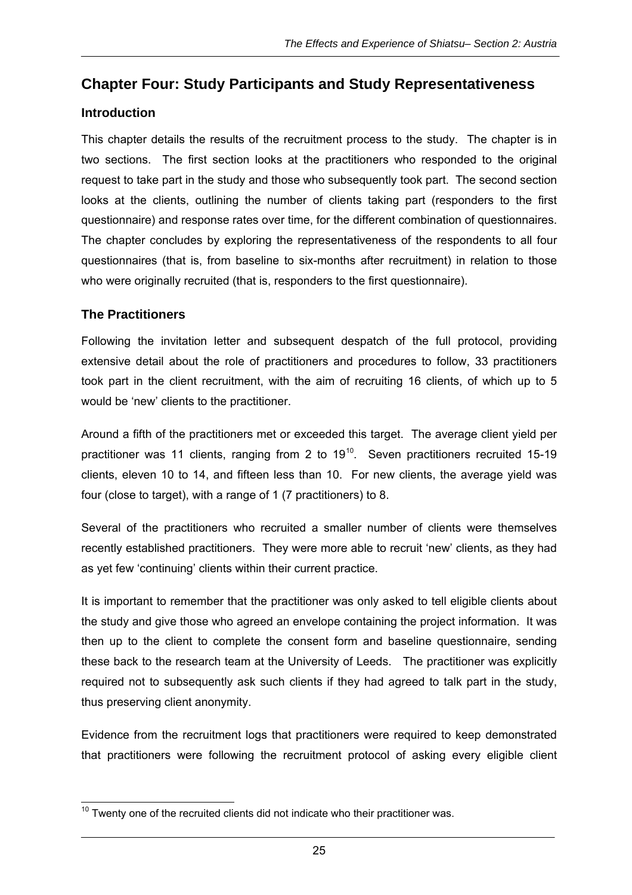## Chapter Four: Study Participants and Study Representativeness

### Introduction

This chapter details the results of the recruitment process to the study. The chapter is in two sections. The first section looks at the practitioners who responded to the original request to take part in the study and those who subsequently took part. The second section looks at the clients, outlining the number of clients taking part (responders to the first questionnaire) and response rates over time, for the different combination of questionnaires. The chapter concludes by exploring the representativeness of the respondents to all four questionnaires (that is, from baseline to six-months after recruitment) in relation to those who were originally recruited (that is, responders to the first questionnaire).

### The Practitioners

Following the invitation letter and subsequent despatch of the full protocol, providing extensive detail about the role of practitioners and procedures to follow, 33 practitioners took part in the client recruitment, with the aim of recruiting 16 clients, of which up to 5 would be 'new' clients to the practitioner.

Around a fifth of the practitioners met or exceeded this target. The average client yield per practitioner was 11 clients, ranging from 2 to 19[10]. Seven practitioners recruited 15-19 clients, eleven 10 to 14, and fifteen less than 10. For new clients, the average yield was four (close to target), with a range of 1 (7 practitioners) to 8.

Several of the practitioners who recruited a smaller number of clients were themselves recently established practitioners. They were more able to recruit 'new' clients, as they had as yet few 'continuing' clients within their current practice.

It is important to remember that the practitioner was only asked to tell eligible clients about the study and give those who agreed an envelope containing the project information. It was then up to the client to complete the consent form and baseline questionnaire, sending these back to the research team at the University of Leeds. The practitioner was explicitly required not to subsequently ask such clients if they had agreed to talk part in the study, thus preserving client anonymity.

Evidence from the recruitment logs that practitioners were required to keep demonstrated that practitioners were following the recruitment protocol of asking every eligible client

[10] Twenty one of the recruited clients did not indicate who their practitioner was.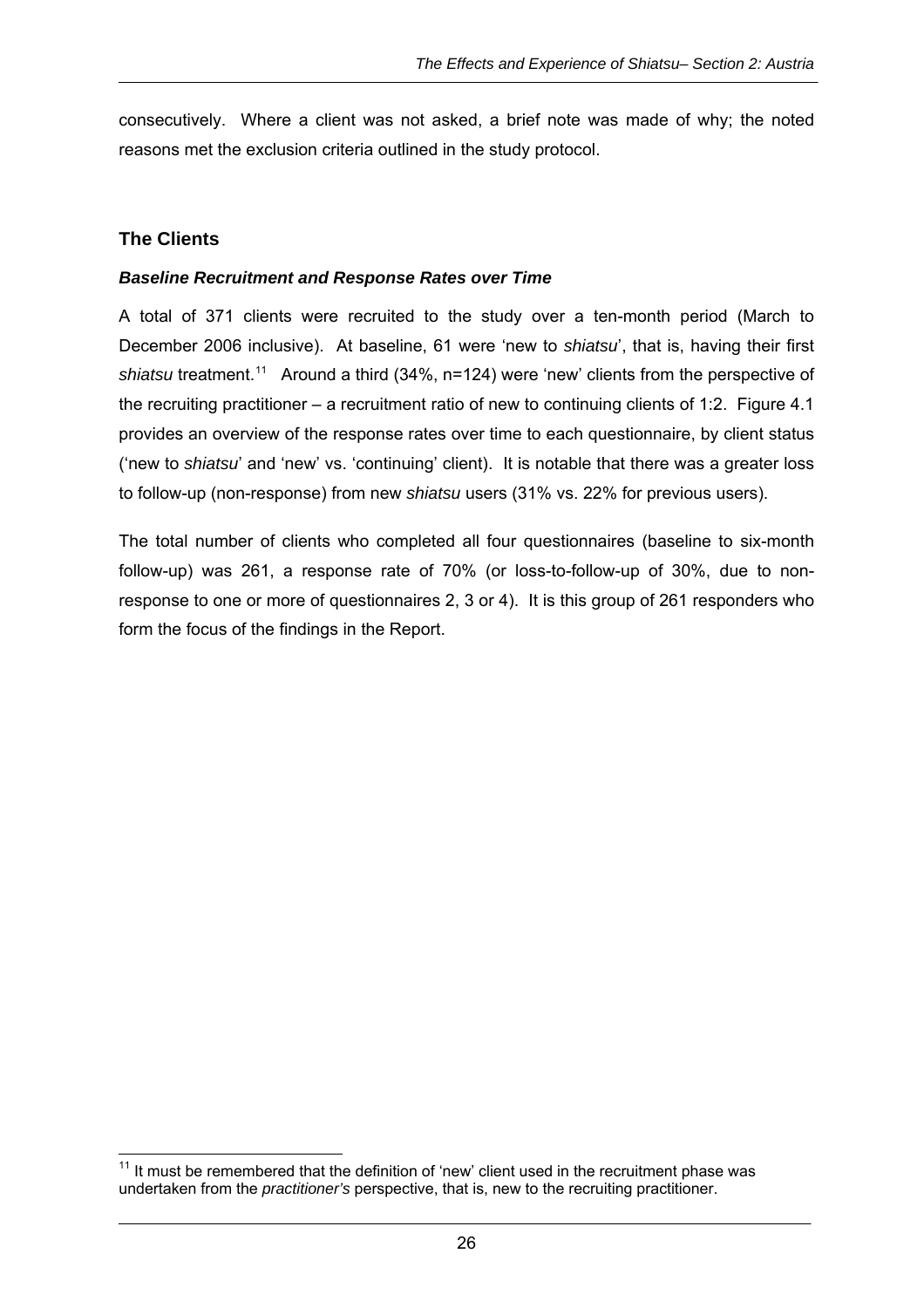consecutively. Where a client was not asked, a brief note was made of why; the noted reasons met the exclusion criteria outlined in the study protocol.

## The Clients

### *Baseline Recruitment and Response Rates over Time*

A total of 371 clients were recruited to the study over a ten-month period (March to December 2006 inclusive). At baseline, 61 were 'new to *shiatsu*', that is, having their first *shiatsu* treatment.[11] Around a third (34%, n=124) were 'new' clients from the perspective of the recruiting practitioner – a recruitment ratio of new to continuing clients of 1:2. Figure 4.1 provides an overview of the response rates over time to each questionnaire, by client status ('new to *shiatsu*' and 'new' vs. 'continuing' client). It is notable that there was a greater loss to follow-up (non-response) from new *shiatsu* users (31% vs. 22% for previous users).

The total number of clients who completed all four questionnaires (baseline to six-month follow-up) was 261, a response rate of 70% (or loss-to-follow-up of 30%, due to non-response to one or more of questionnaires 2, 3 or 4). It is this group of 261 responders who form the focus of the findings in the Report.

---

[11] It must be remembered that the definition of 'new' client used in the recruitment phase was undertaken from the *practitioner's* perspective, that is, new to the recruiting practitioner.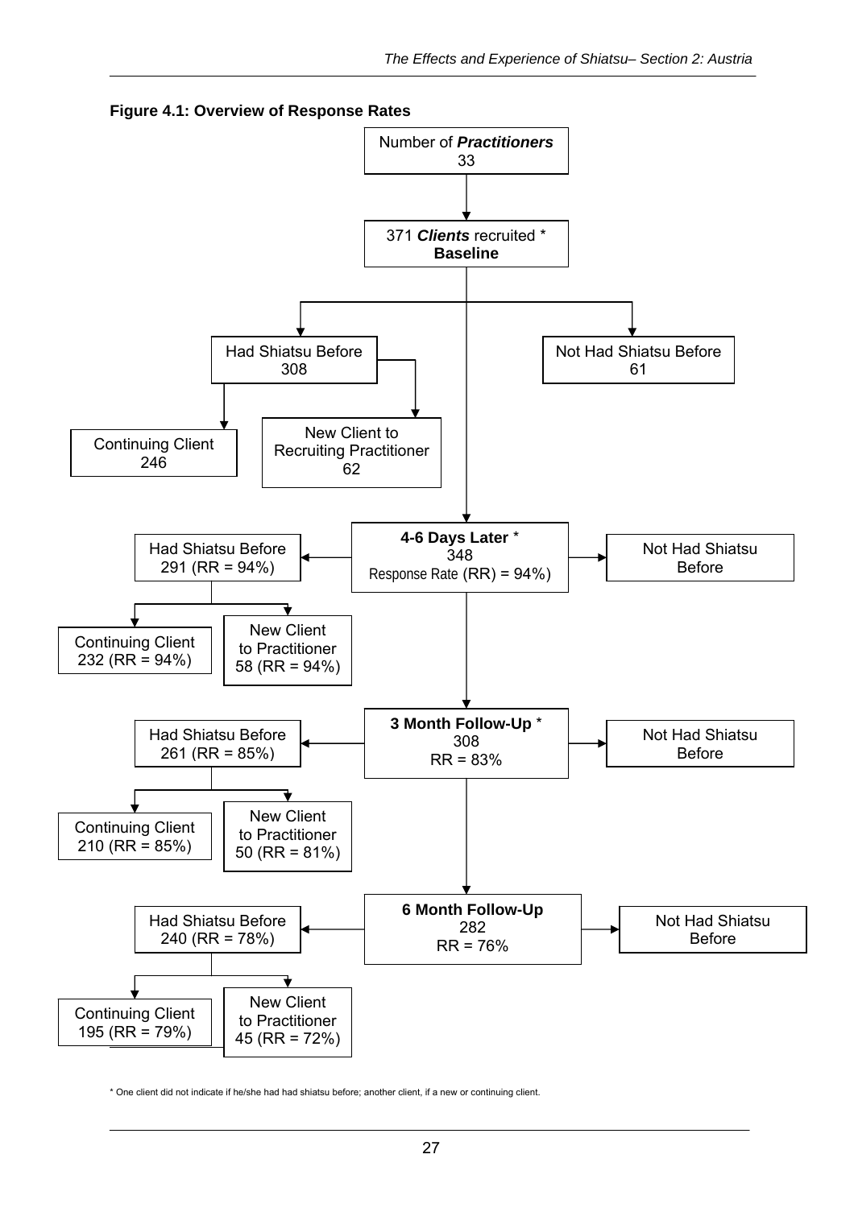**Figure 4.1: Overview of Response Rates**

- Number of ***Practitioners*** 33
  - 371 ***Clients*** recruited * **Baseline**
    - Had Shiatsu Before 308
      - Continuing Client 246
      - New Client to Recruiting Practitioner 62
    - Not Had Shiatsu Before 61
  - **4-6 Days Later** * 348, Response Rate (RR) = 94%
    - Had Shiatsu Before 291 (RR = 94%)
      - Continuing Client 232 (RR = 94%)
      - New Client to Practitioner 58 (RR = 94%)
    - Not Had Shiatsu Before
  - **3 Month Follow-Up** * 308, RR = 83%
    - Had Shiatsu Before 261 (RR = 85%)
      - Continuing Client 210 (RR = 85%)
      - New Client to Practitioner 50 (RR = 81%)
    - Not Had Shiatsu Before
  - **6 Month Follow-Up** 282, RR = 76%
    - Had Shiatsu Before 240 (RR = 78%)
      - Continuing Client 195 (RR = 79%)
      - New Client to Practitioner 45 (RR = 72%)
    - Not Had Shiatsu Before

* One client did not indicate if he/she had had shiatsu before; another client, if a new or continuing client.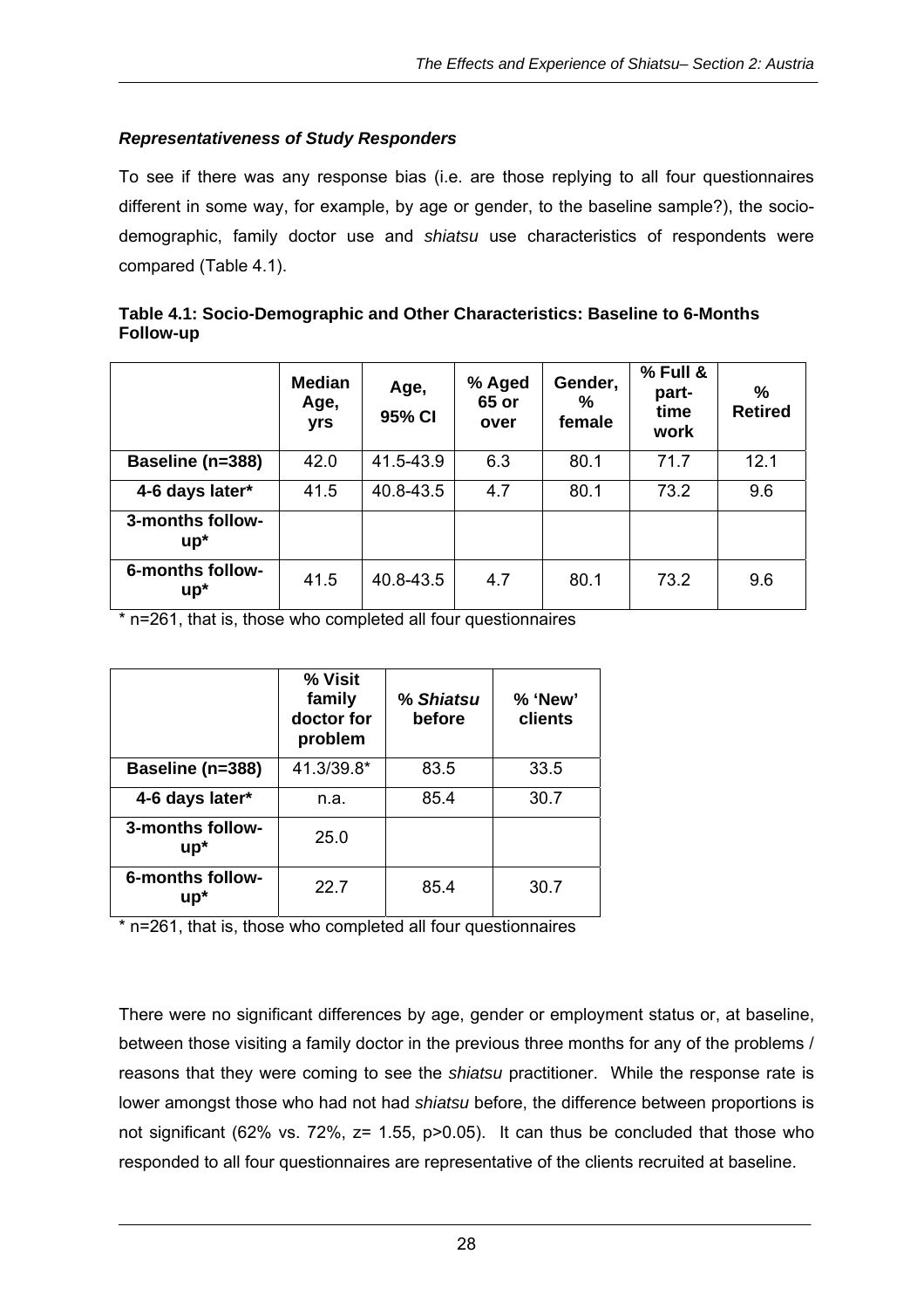### *Representativeness of Study Responders*

To see if there was any response bias (i.e. are those replying to all four questionnaires different in some way, for example, by age or gender, to the baseline sample?), the socio-demographic, family doctor use and *shiatsu* use characteristics of respondents were compared (Table 4.1).

**Table 4.1: Socio-Demographic and Other Characteristics: Baseline to 6-Months Follow-up**

| | Median Age, yrs | Age, 95% CI | % Aged 65 or over | Gender, % female | % Full & part-time work | % Retired |
|---|---|---|---|---|---|---|
| **Baseline (n=388)** | 42.0 | 41.5-43.9 | 6.3 | 80.1 | 71.7 | 12.1 |
| **4-6 days later*** | 41.5 | 40.8-43.5 | 4.7 | 80.1 | 73.2 | 9.6 |
| **3-months follow-up*** | | | | | | |
| **6-months follow-up*** | 41.5 | 40.8-43.5 | 4.7 | 80.1 | 73.2 | 9.6 |

* n=261, that is, those who completed all four questionnaires

| | % Visit family doctor for problem | % *Shiatsu* before | % 'New' clients |
|---|---|---|---|
| **Baseline (n=388)** | 41.3/39.8* | 83.5 | 33.5 |
| **4-6 days later*** | n.a. | 85.4 | 30.7 |
| **3-months follow-up*** | 25.0 | | |
| **6-months follow-up*** | 22.7 | 85.4 | 30.7 |

* n=261, that is, those who completed all four questionnaires

There were no significant differences by age, gender or employment status or, at baseline, between those visiting a family doctor in the previous three months for any of the problems / reasons that they were coming to see the *shiatsu* practitioner. While the response rate is lower amongst those who had not had *shiatsu* before, the difference between proportions is not significant (62% vs. 72%, $z = 1.55$, $p > 0.05$). It can thus be concluded that those who responded to all four questionnaires are representative of the clients recruited at baseline.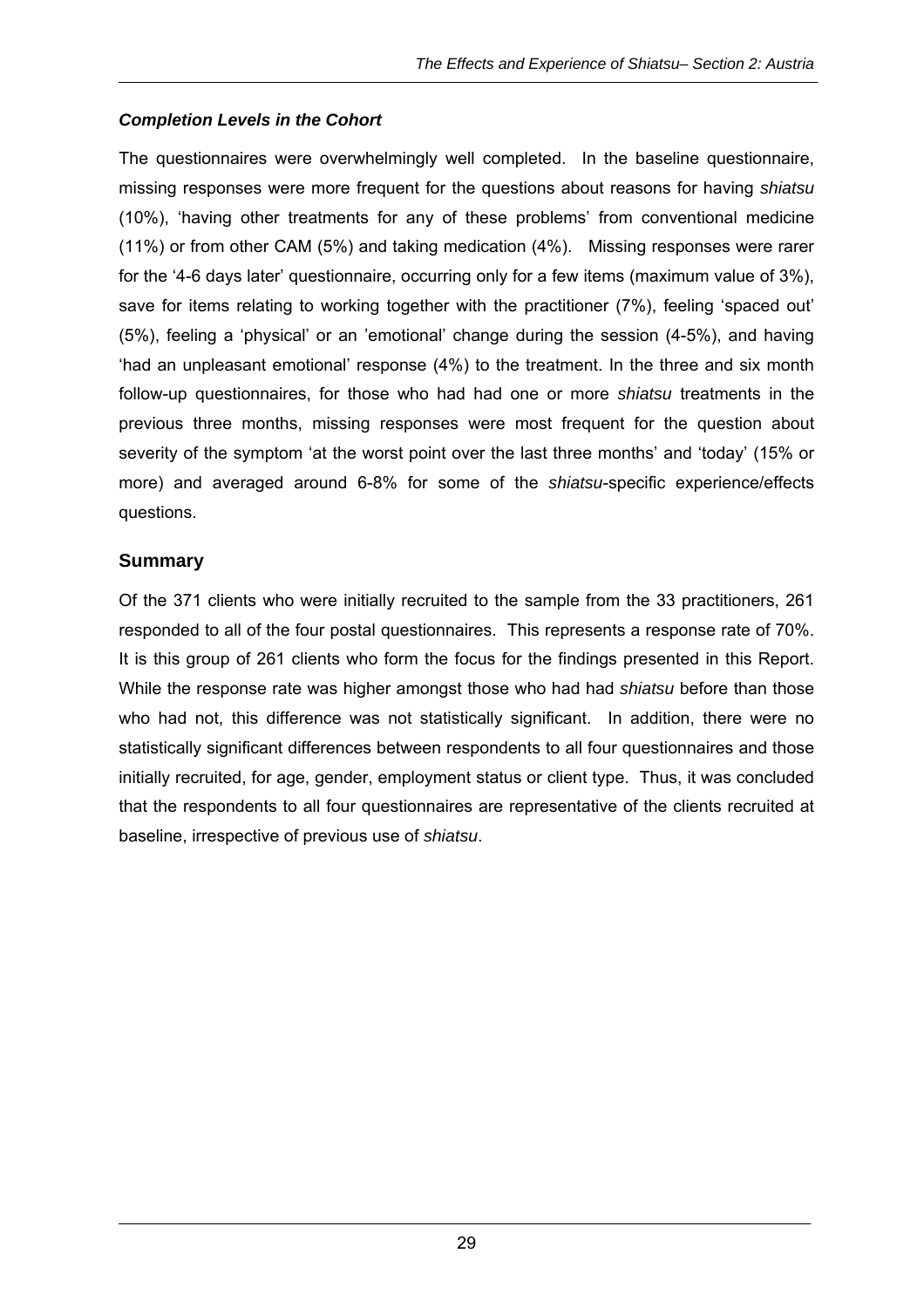### *Completion Levels in the Cohort*

The questionnaires were overwhelmingly well completed. In the baseline questionnaire, missing responses were more frequent for the questions about reasons for having *shiatsu* (10%), 'having other treatments for any of these problems' from conventional medicine (11%) or from other CAM (5%) and taking medication (4%). Missing responses were rarer for the '4-6 days later' questionnaire, occurring only for a few items (maximum value of 3%), save for items relating to working together with the practitioner (7%), feeling 'spaced out' (5%), feeling a 'physical' or an 'emotional' change during the session (4-5%), and having 'had an unpleasant emotional' response (4%) to the treatment. In the three and six month follow-up questionnaires, for those who had had one or more *shiatsu* treatments in the previous three months, missing responses were most frequent for the question about severity of the symptom 'at the worst point over the last three months' and 'today' (15% or more) and averaged around 6-8% for some of the *shiatsu*-specific experience/effects questions.

## Summary

Of the 371 clients who were initially recruited to the sample from the 33 practitioners, 261 responded to all of the four postal questionnaires. This represents a response rate of 70%. It is this group of 261 clients who form the focus for the findings presented in this Report. While the response rate was higher amongst those who had had *shiatsu* before than those who had not, this difference was not statistically significant. In addition, there were no statistically significant differences between respondents to all four questionnaires and those initially recruited, for age, gender, employment status or client type. Thus, it was concluded that the respondents to all four questionnaires are representative of the clients recruited at baseline, irrespective of previous use of *shiatsu*.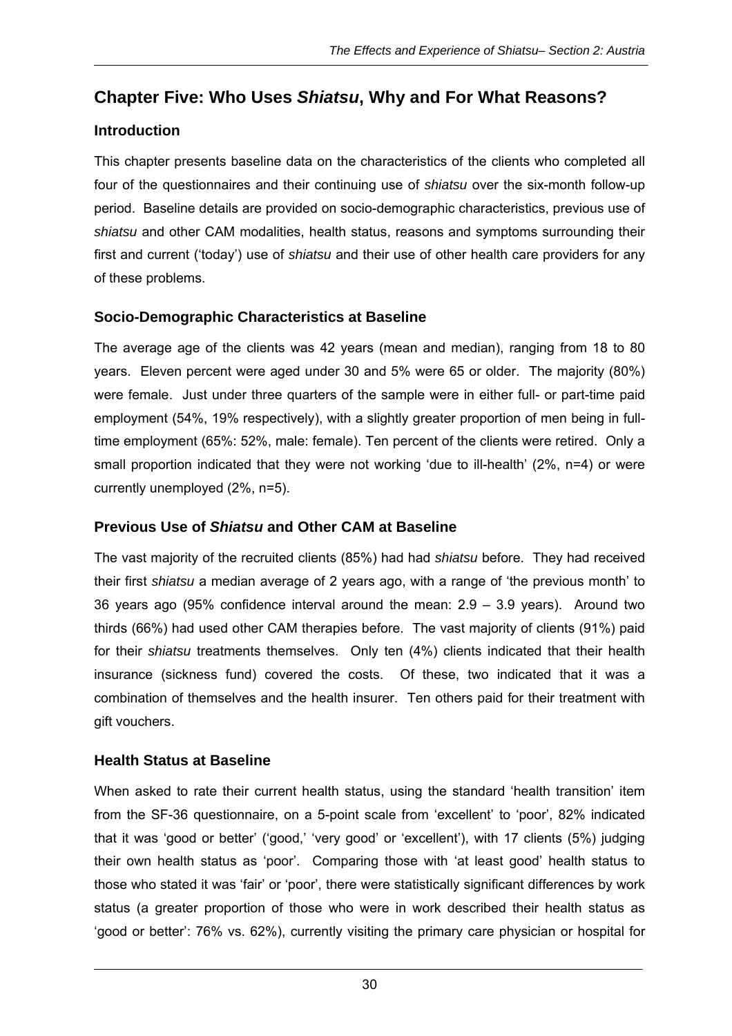# Chapter Five: Who Uses *Shiatsu*, Why and For What Reasons?

## Introduction

This chapter presents baseline data on the characteristics of the clients who completed all four of the questionnaires and their continuing use of *shiatsu* over the six-month follow-up period. Baseline details are provided on socio-demographic characteristics, previous use of *shiatsu* and other CAM modalities, health status, reasons and symptoms surrounding their first and current ('today') use of *shiatsu* and their use of other health care providers for any of these problems.

## Socio-Demographic Characteristics at Baseline

The average age of the clients was 42 years (mean and median), ranging from 18 to 80 years. Eleven percent were aged under 30 and 5% were 65 or older. The majority (80%) were female. Just under three quarters of the sample were in either full- or part-time paid employment (54%, 19% respectively), with a slightly greater proportion of men being in full-time employment (65%: 52%, male: female). Ten percent of the clients were retired. Only a small proportion indicated that they were not working 'due to ill-health' (2%, n=4) or were currently unemployed (2%, n=5).

## Previous Use of *Shiatsu* and Other CAM at Baseline

The vast majority of the recruited clients (85%) had had *shiatsu* before. They had received their first *shiatsu* a median average of 2 years ago, with a range of 'the previous month' to 36 years ago (95% confidence interval around the mean: 2.9 – 3.9 years). Around two thirds (66%) had used other CAM therapies before. The vast majority of clients (91%) paid for their *shiatsu* treatments themselves. Only ten (4%) clients indicated that their health insurance (sickness fund) covered the costs. Of these, two indicated that it was a combination of themselves and the health insurer. Ten others paid for their treatment with gift vouchers.

## Health Status at Baseline

When asked to rate their current health status, using the standard 'health transition' item from the SF-36 questionnaire, on a 5-point scale from 'excellent' to 'poor', 82% indicated that it was 'good or better' ('good,' 'very good' or 'excellent'), with 17 clients (5%) judging their own health status as 'poor'. Comparing those with 'at least good' health status to those who stated it was 'fair' or 'poor', there were statistically significant differences by work status (a greater proportion of those who were in work described their health status as 'good or better': 76% vs. 62%), currently visiting the primary care physician or hospital for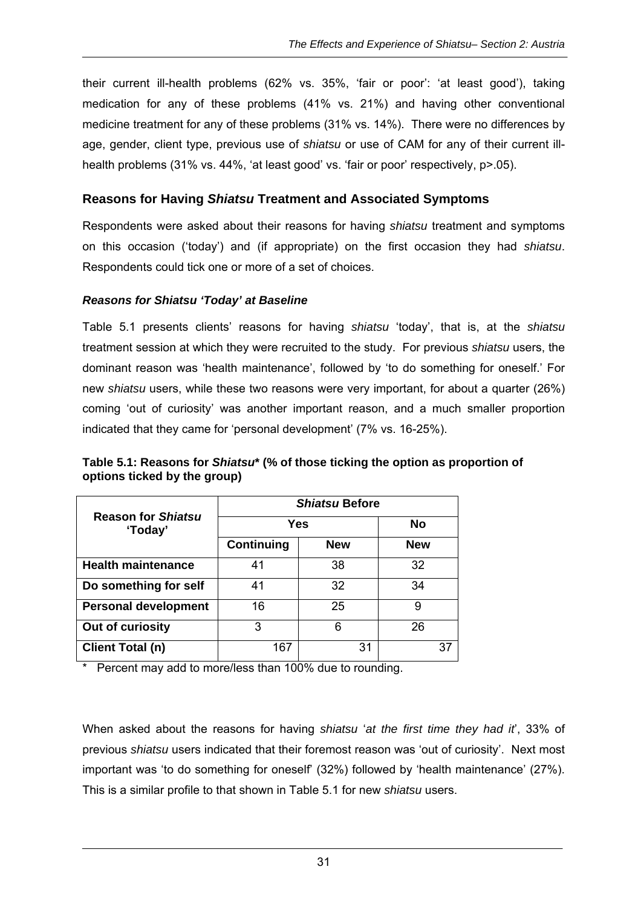their current ill-health problems (62% vs. 35%, 'fair or poor': 'at least good'), taking medication for any of these problems (41% vs. 21%) and having other conventional medicine treatment for any of these problems (31% vs. 14%). There were no differences by age, gender, client type, previous use of *shiatsu* or use of CAM for any of their current ill-health problems (31% vs. 44%, 'at least good' vs. 'fair or poor' respectively, p>.05).

## Reasons for Having *Shiatsu* Treatment and Associated Symptoms

Respondents were asked about their reasons for having *shiatsu* treatment and symptoms on this occasion ('today') and (if appropriate) on the first occasion they had *shiatsu*. Respondents could tick one or more of a set of choices.

### *Reasons for Shiatsu 'Today' at Baseline*

Table 5.1 presents clients' reasons for having *shiatsu* 'today', that is, at the *shiatsu* treatment session at which they were recruited to the study. For previous *shiatsu* users, the dominant reason was 'health maintenance', followed by 'to do something for oneself.' For new *shiatsu* users, while these two reasons were very important, for about a quarter (26%) coming 'out of curiosity' was another important reason, and a much smaller proportion indicated that they came for 'personal development' (7% vs. 16-25%).

**Table 5.1: Reasons for *Shiatsu** (% of those ticking the option as proportion of options ticked by the group)**

| Reason for *Shiatsu* 'Today' | *Shiatsu* Before | | |
|---|---|---|---|
| | Yes | | No |
| | Continuing | New | New |
| **Health maintenance** | 41 | 38 | 32 |
| **Do something for self** | 41 | 32 | 34 |
| **Personal development** | 16 | 25 | 9 |
| **Out of curiosity** | 3 | 6 | 26 |
| **Client Total (n)** | 167 | 31 | 37 |

\* Percent may add to more/less than 100% due to rounding.

When asked about the reasons for having *shiatsu* '*at the first time they had it*', 33% of previous *shiatsu* users indicated that their foremost reason was 'out of curiosity'. Next most important was 'to do something for oneself' (32%) followed by 'health maintenance' (27%). This is a similar profile to that shown in Table 5.1 for new *shiatsu* users.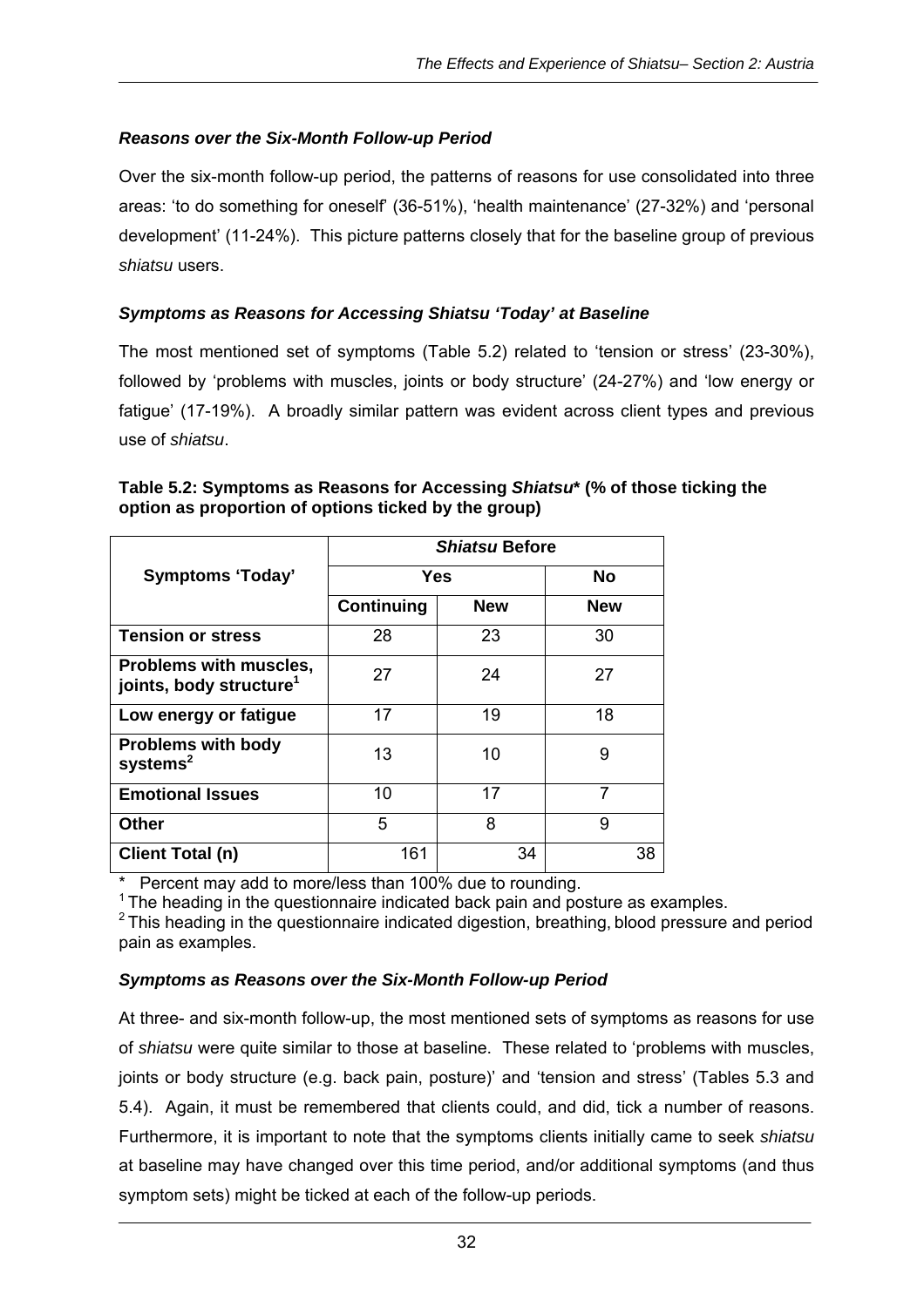### *Reasons over the Six-Month Follow-up Period*

Over the six-month follow-up period, the patterns of reasons for use consolidated into three areas: 'to do something for oneself' (36-51%), 'health maintenance' (27-32%) and 'personal development' (11-24%). This picture patterns closely that for the baseline group of previous *shiatsu* users.

### *Symptoms as Reasons for Accessing Shiatsu 'Today' at Baseline*

The most mentioned set of symptoms (Table 5.2) related to 'tension or stress' (23-30%), followed by 'problems with muscles, joints or body structure' (24-27%) and 'low energy or fatigue' (17-19%). A broadly similar pattern was evident across client types and previous use of *shiatsu*.

**Table 5.2: Symptoms as Reasons for Accessing *Shiatsu** (% of those ticking the option as proportion of options ticked by the group)**

| Symptoms 'Today' | *Shiatsu* Before | | |
|---|---|---|---|
| | Yes | | No |
| | Continuing | New | New |
| **Tension or stress** | 28 | 23 | 30 |
| **Problems with muscles, joints, body structure**[1] | 27 | 24 | 27 |
| **Low energy or fatigue** | 17 | 19 | 18 |
| **Problems with body systems**[2] | 13 | 10 | 9 |
| **Emotional Issues** | 10 | 17 | 7 |
| **Other** | 5 | 8 | 9 |
| **Client Total (n)** | 161 | 34 | 38 |

\* Percent may add to more/less than 100% due to rounding.
[1] The heading in the questionnaire indicated back pain and posture as examples.
[2] This heading in the questionnaire indicated digestion, breathing, blood pressure and period pain as examples.

### *Symptoms as Reasons over the Six-Month Follow-up Period*

At three- and six-month follow-up, the most mentioned sets of symptoms as reasons for use of *shiatsu* were quite similar to those at baseline. These related to 'problems with muscles, joints or body structure (e.g. back pain, posture)' and 'tension and stress' (Tables 5.3 and 5.4). Again, it must be remembered that clients could, and did, tick a number of reasons. Furthermore, it is important to note that the symptoms clients initially came to seek *shiatsu* at baseline may have changed over this time period, and/or additional symptoms (and thus symptom sets) might be ticked at each of the follow-up periods.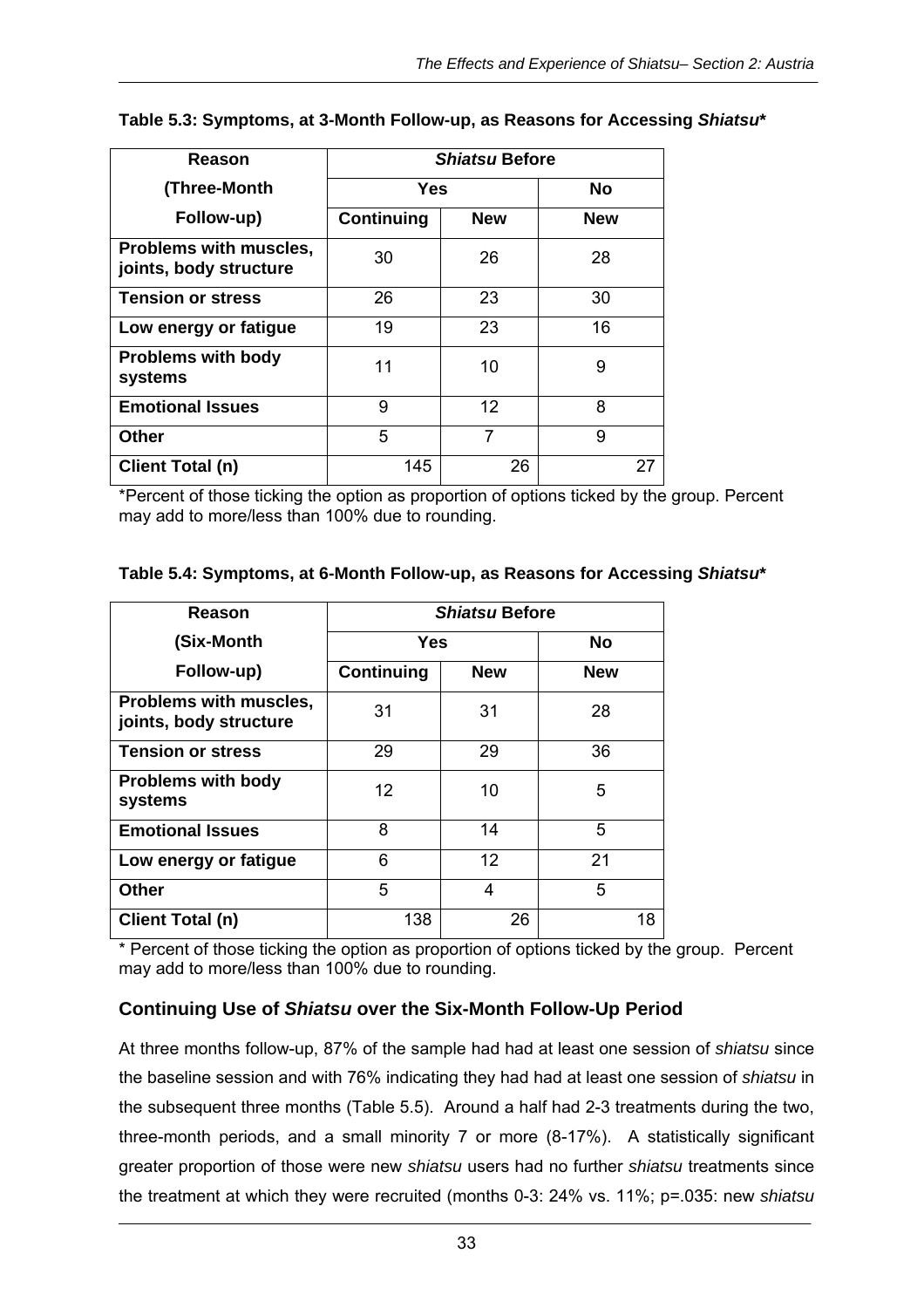**Table 5.3: Symptoms, at 3-Month Follow-up, as Reasons for Accessing *Shiatsu****

| Reason (Three-Month Follow-up) | *Shiatsu* Before | | |
|---|---|---|---|
| | Yes | | No |
| | Continuing | New | New |
| Problems with muscles, joints, body structure | 30 | 26 | 28 |
| Tension or stress | 26 | 23 | 30 |
| Low energy or fatigue | 19 | 23 | 16 |
| Problems with body systems | 11 | 10 | 9 |
| Emotional Issues | 9 | 12 | 8 |
| Other | 5 | 7 | 9 |
| Client Total (n) | 145 | 26 | 27 |

*Percent of those ticking the option as proportion of options ticked by the group. Percent may add to more/less than 100% due to rounding.

**Table 5.4: Symptoms, at 6-Month Follow-up, as Reasons for Accessing *Shiatsu****

| Reason (Six-Month Follow-up) | *Shiatsu* Before | | |
|---|---|---|---|
| | Yes | | No |
| | Continuing | New | New |
| Problems with muscles, joints, body structure | 31 | 31 | 28 |
| Tension or stress | 29 | 29 | 36 |
| Problems with body systems | 12 | 10 | 5 |
| Emotional Issues | 8 | 14 | 5 |
| Low energy or fatigue | 6 | 12 | 21 |
| Other | 5 | 4 | 5 |
| Client Total (n) | 138 | 26 | 18 |

* Percent of those ticking the option as proportion of options ticked by the group. Percent may add to more/less than 100% due to rounding.

## Continuing Use of *Shiatsu* over the Six-Month Follow-Up Period

At three months follow-up, 87% of the sample had had at least one session of *shiatsu* since the baseline session and with 76% indicating they had had at least one session of *shiatsu* in the subsequent three months (Table 5.5). Around a half had 2-3 treatments during the two, three-month periods, and a small minority 7 or more (8-17%). A statistically significant greater proportion of those were new *shiatsu* users had no further *shiatsu* treatments since the treatment at which they were recruited (months 0-3: 24% vs. 11%; p=.035: new *shiatsu*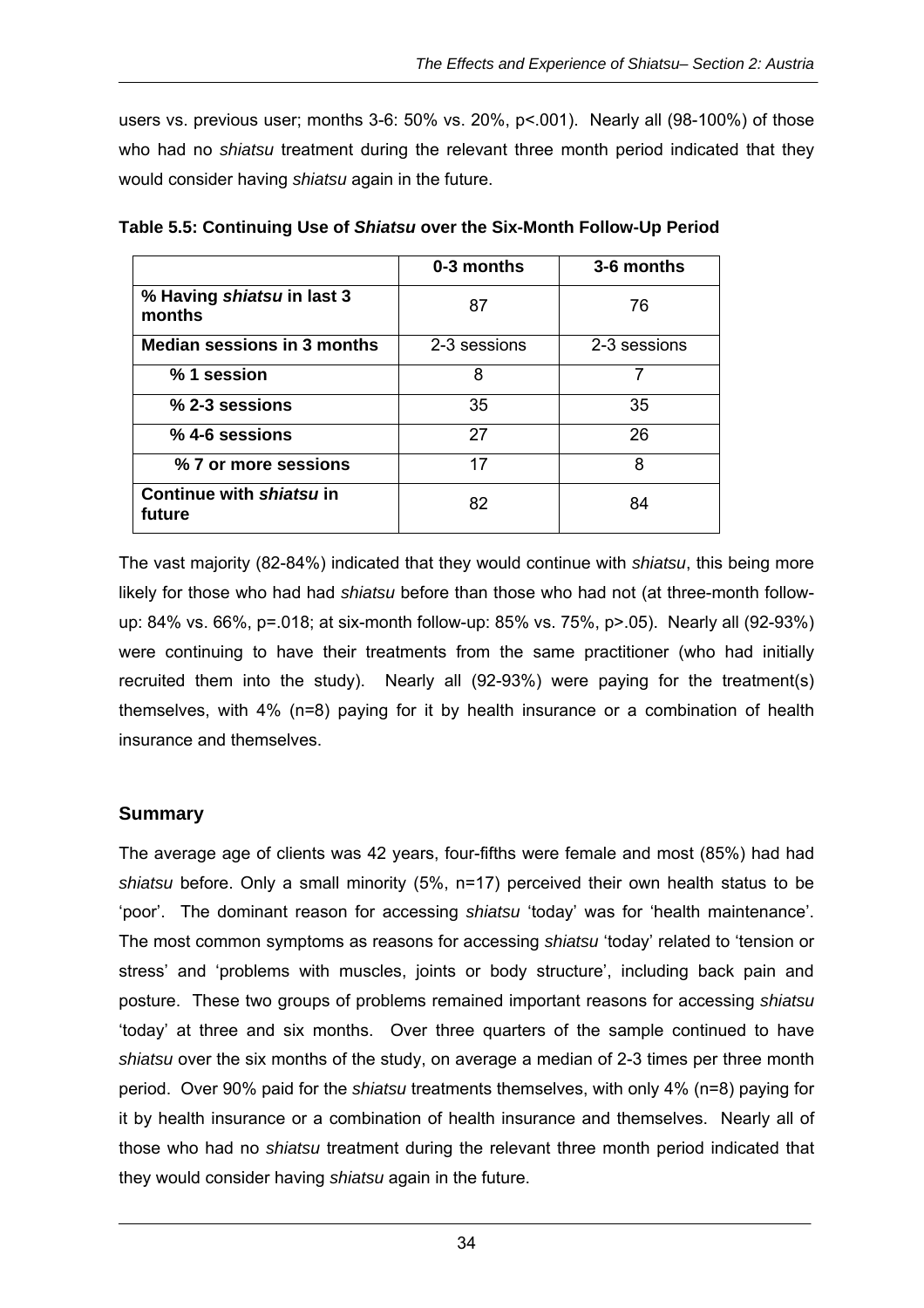users vs. previous user; months 3-6: 50% vs. 20%, $p<.001$). Nearly all (98-100%) of those who had no *shiatsu* treatment during the relevant three month period indicated that they would consider having *shiatsu* again in the future.

**Table 5.5: Continuing Use of *Shiatsu* over the Six-Month Follow-Up Period**

| | 0-3 months | 3-6 months |
|---|---|---|
| **% Having *shiatsu* in last 3 months** | 87 | 76 |
| **Median sessions in 3 months** | 2-3 sessions | 2-3 sessions |
| **% 1 session** | 8 | 7 |
| **% 2-3 sessions** | 35 | 35 |
| **% 4-6 sessions** | 27 | 26 |
| **% 7 or more sessions** | 17 | 8 |
| **Continue with *shiatsu* in future** | 82 | 84 |

The vast majority (82-84%) indicated that they would continue with *shiatsu*, this being more likely for those who had had *shiatsu* before than those who had not (at three-month follow-up: 84% vs. 66%, $p=.018$; at six-month follow-up: 85% vs. 75%, $p>.05$). Nearly all (92-93%) were continuing to have their treatments from the same practitioner (who had initially recruited them into the study). Nearly all (92-93%) were paying for the treatment(s) themselves, with 4% (n=8) paying for it by health insurance or a combination of health insurance and themselves.

## Summary

The average age of clients was 42 years, four-fifths were female and most (85%) had had *shiatsu* before. Only a small minority (5%, n=17) perceived their own health status to be 'poor'. The dominant reason for accessing *shiatsu* 'today' was for 'health maintenance'. The most common symptoms as reasons for accessing *shiatsu* 'today' related to 'tension or stress' and 'problems with muscles, joints or body structure', including back pain and posture. These two groups of problems remained important reasons for accessing *shiatsu* 'today' at three and six months. Over three quarters of the sample continued to have *shiatsu* over the six months of the study, on average a median of 2-3 times per three month period. Over 90% paid for the *shiatsu* treatments themselves, with only 4% (n=8) paying for it by health insurance or a combination of health insurance and themselves. Nearly all of those who had no *shiatsu* treatment during the relevant three month period indicated that they would consider having *shiatsu* again in the future.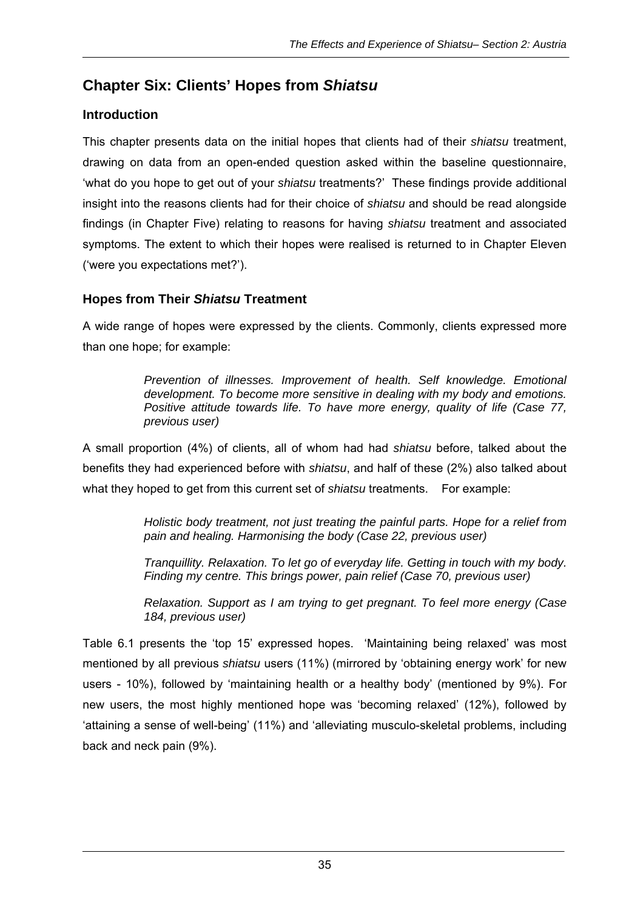## Chapter Six: Clients' Hopes from *Shiatsu*

### Introduction

This chapter presents data on the initial hopes that clients had of their *shiatsu* treatment, drawing on data from an open-ended question asked within the baseline questionnaire, 'what do you hope to get out of your *shiatsu* treatments?' These findings provide additional insight into the reasons clients had for their choice of *shiatsu* and should be read alongside findings (in Chapter Five) relating to reasons for having *shiatsu* treatment and associated symptoms. The extent to which their hopes were realised is returned to in Chapter Eleven ('were you expectations met?').

### Hopes from Their *Shiatsu* Treatment

A wide range of hopes were expressed by the clients. Commonly, clients expressed more than one hope; for example:

> *Prevention of illnesses. Improvement of health. Self knowledge. Emotional development. To become more sensitive in dealing with my body and emotions. Positive attitude towards life. To have more energy, quality of life (Case 77, previous user)*

A small proportion (4%) of clients, all of whom had had *shiatsu* before, talked about the benefits they had experienced before with *shiatsu*, and half of these (2%) also talked about what they hoped to get from this current set of *shiatsu* treatments. For example:

> *Holistic body treatment, not just treating the painful parts. Hope for a relief from pain and healing. Harmonising the body (Case 22, previous user)*

> *Tranquillity. Relaxation. To let go of everyday life. Getting in touch with my body. Finding my centre. This brings power, pain relief (Case 70, previous user)*

> *Relaxation. Support as I am trying to get pregnant. To feel more energy (Case 184, previous user)*

Table 6.1 presents the 'top 15' expressed hopes. 'Maintaining being relaxed' was most mentioned by all previous *shiatsu* users (11%) (mirrored by 'obtaining energy work' for new users - 10%), followed by 'maintaining health or a healthy body' (mentioned by 9%). For new users, the most highly mentioned hope was 'becoming relaxed' (12%), followed by 'attaining a sense of well-being' (11%) and 'alleviating musculo-skeletal problems, including back and neck pain (9%).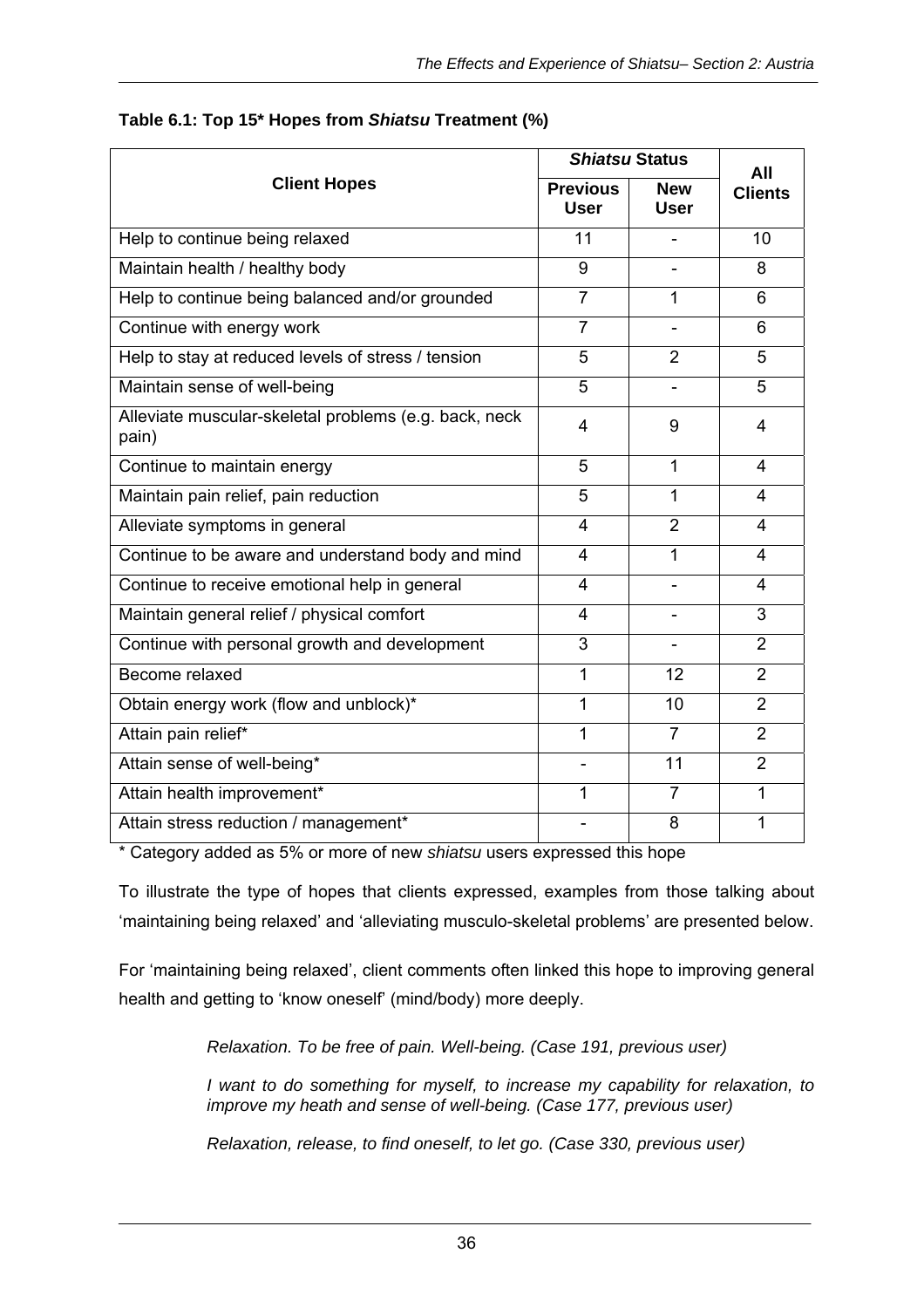**Table 6.1: Top 15* Hopes from *Shiatsu* Treatment (%)**

| Client Hopes | *Shiatsu* Status | | All Clients |
|---|---|---|---|
| | Previous User | New User | |
| Help to continue being relaxed | 11 | - | 10 |
| Maintain health / healthy body | 9 | - | 8 |
| Help to continue being balanced and/or grounded | 7 | 1 | 6 |
| Continue with energy work | 7 | - | 6 |
| Help to stay at reduced levels of stress / tension | 5 | 2 | 5 |
| Maintain sense of well-being | 5 | - | 5 |
| Alleviate muscular-skeletal problems (e.g. back, neck pain) | 4 | 9 | 4 |
| Continue to maintain energy | 5 | 1 | 4 |
| Maintain pain relief, pain reduction | 5 | 1 | 4 |
| Alleviate symptoms in general | 4 | 2 | 4 |
| Continue to be aware and understand body and mind | 4 | 1 | 4 |
| Continue to receive emotional help in general | 4 | - | 4 |
| Maintain general relief / physical comfort | 4 | - | 3 |
| Continue with personal growth and development | 3 | - | 2 |
| Become relaxed | 1 | 12 | 2 |
| Obtain energy work (flow and unblock)* | 1 | 10 | 2 |
| Attain pain relief* | 1 | 7 | 2 |
| Attain sense of well-being* | - | 11 | 2 |
| Attain health improvement* | 1 | 7 | 1 |
| Attain stress reduction / management* | - | 8 | 1 |

\* Category added as 5% or more of new *shiatsu* users expressed this hope

To illustrate the type of hopes that clients expressed, examples from those talking about 'maintaining being relaxed' and 'alleviating musculo-skeletal problems' are presented below.

For 'maintaining being relaxed', client comments often linked this hope to improving general health and getting to 'know oneself' (mind/body) more deeply.

> *Relaxation. To be free of pain. Well-being. (Case 191, previous user)*
>
> *I want to do something for myself, to increase my capability for relaxation, to improve my heath and sense of well-being. (Case 177, previous user)*
>
> *Relaxation, release, to find oneself, to let go. (Case 330, previous user)*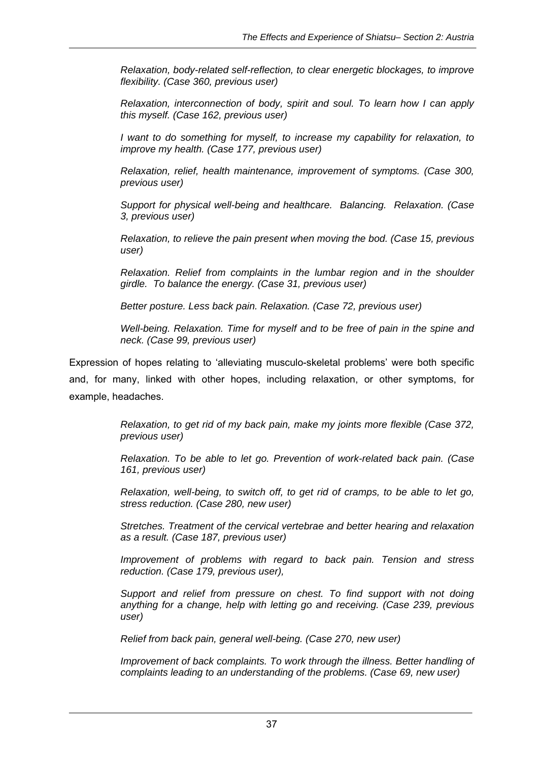> *Relaxation, body-related self-reflection, to clear energetic blockages, to improve flexibility. (Case 360, previous user)*
>
> *Relaxation, interconnection of body, spirit and soul. To learn how I can apply this myself. (Case 162, previous user)*
>
> *I want to do something for myself, to increase my capability for relaxation, to improve my health. (Case 177, previous user)*
>
> *Relaxation, relief, health maintenance, improvement of symptoms. (Case 300, previous user)*
>
> *Support for physical well-being and healthcare. Balancing. Relaxation. (Case 3, previous user)*
>
> *Relaxation, to relieve the pain present when moving the bod. (Case 15, previous user)*
>
> *Relaxation. Relief from complaints in the lumbar region and in the shoulder girdle. To balance the energy. (Case 31, previous user)*
>
> *Better posture. Less back pain. Relaxation. (Case 72, previous user)*
>
> *Well-being. Relaxation. Time for myself and to be free of pain in the spine and neck. (Case 99, previous user)*

Expression of hopes relating to 'alleviating musculo-skeletal problems' were both specific and, for many, linked with other hopes, including relaxation, or other symptoms, for example, headaches.

> *Relaxation, to get rid of my back pain, make my joints more flexible (Case 372, previous user)*
>
> *Relaxation. To be able to let go. Prevention of work-related back pain. (Case 161, previous user)*
>
> *Relaxation, well-being, to switch off, to get rid of cramps, to be able to let go, stress reduction. (Case 280, new user)*
>
> *Stretches. Treatment of the cervical vertebrae and better hearing and relaxation as a result. (Case 187, previous user)*
>
> *Improvement of problems with regard to back pain. Tension and stress reduction. (Case 179, previous user),*
>
> *Support and relief from pressure on chest. To find support with not doing anything for a change, help with letting go and receiving. (Case 239, previous user)*
>
> *Relief from back pain, general well-being. (Case 270, new user)*
>
> *Improvement of back complaints. To work through the illness. Better handling of complaints leading to an understanding of the problems. (Case 69, new user)*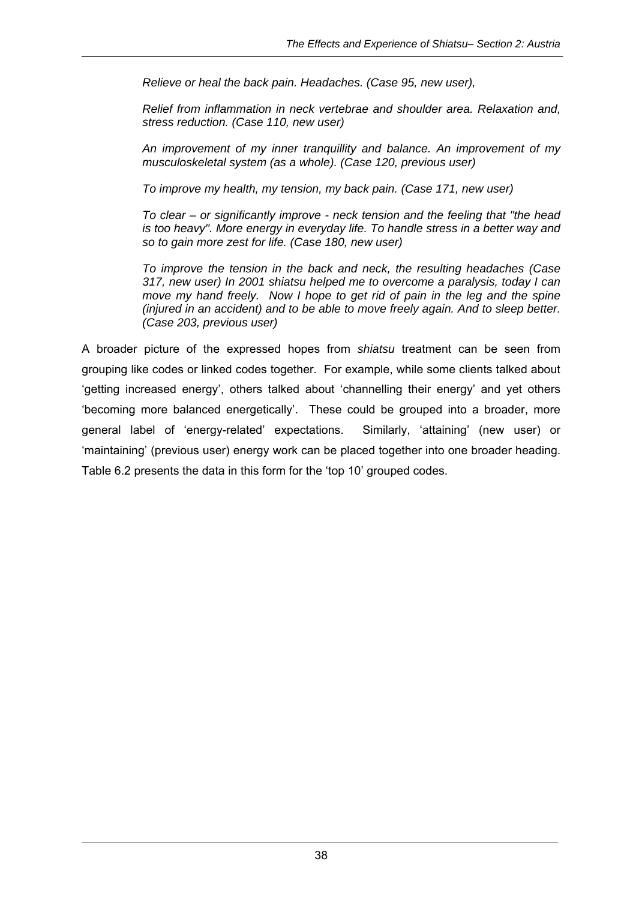*Relieve or heal the back pain. Headaches. (Case 95, new user),*

*Relief from inflammation in neck vertebrae and shoulder area. Relaxation and, stress reduction. (Case 110, new user)*

*An improvement of my inner tranquillity and balance. An improvement of my musculoskeletal system (as a whole). (Case 120, previous user)*

*To improve my health, my tension, my back pain. (Case 171, new user)*

*To clear – or significantly improve - neck tension and the feeling that "the head is too heavy". More energy in everyday life. To handle stress in a better way and so to gain more zest for life. (Case 180, new user)*

*To improve the tension in the back and neck, the resulting headaches (Case 317, new user) In 2001 shiatsu helped me to overcome a paralysis, today I can move my hand freely. Now I hope to get rid of pain in the leg and the spine (injured in an accident) and to be able to move freely again. And to sleep better. (Case 203, previous user)*

A broader picture of the expressed hopes from *shiatsu* treatment can be seen from grouping like codes or linked codes together. For example, while some clients talked about 'getting increased energy', others talked about 'channelling their energy' and yet others 'becoming more balanced energetically'. These could be grouped into a broader, more general label of 'energy-related' expectations. Similarly, 'attaining' (new user) or 'maintaining' (previous user) energy work can be placed together into one broader heading. Table 6.2 presents the data in this form for the 'top 10' grouped codes.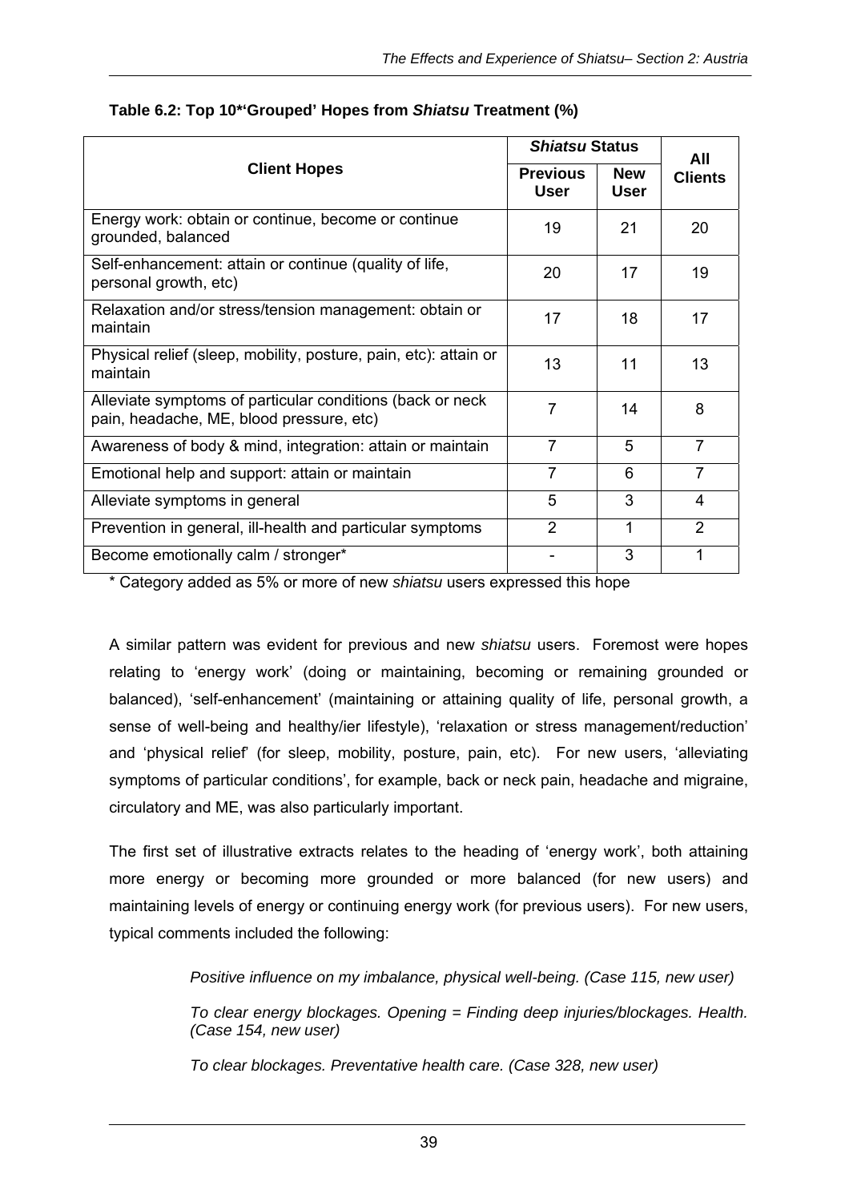**Table 6.2: Top 10*'Grouped' Hopes from *Shiatsu* Treatment (%)**

| Client Hopes | *Shiatsu* Status | | All Clients |
|---|---|---|---|
| | Previous User | New User | |
| Energy work: obtain or continue, become or continue grounded, balanced | 19 | 21 | 20 |
| Self-enhancement: attain or continue (quality of life, personal growth, etc) | 20 | 17 | 19 |
| Relaxation and/or stress/tension management: obtain or maintain | 17 | 18 | 17 |
| Physical relief (sleep, mobility, posture, pain, etc): attain or maintain | 13 | 11 | 13 |
| Alleviate symptoms of particular conditions (back or neck pain, headache, ME, blood pressure, etc) | 7 | 14 | 8 |
| Awareness of body & mind, integration: attain or maintain | 7 | 5 | 7 |
| Emotional help and support: attain or maintain | 7 | 6 | 7 |
| Alleviate symptoms in general | 5 | 3 | 4 |
| Prevention in general, ill-health and particular symptoms | 2 | 1 | 2 |
| Become emotionally calm / stronger* | - | 3 | 1 |

\* Category added as 5% or more of new *shiatsu* users expressed this hope

A similar pattern was evident for previous and new *shiatsu* users. Foremost were hopes relating to 'energy work' (doing or maintaining, becoming or remaining grounded or balanced), 'self-enhancement' (maintaining or attaining quality of life, personal growth, a sense of well-being and healthy/ier lifestyle), 'relaxation or stress management/reduction' and 'physical relief' (for sleep, mobility, posture, pain, etc). For new users, 'alleviating symptoms of particular conditions', for example, back or neck pain, headache and migraine, circulatory and ME, was also particularly important.

The first set of illustrative extracts relates to the heading of 'energy work', both attaining more energy or becoming more grounded or more balanced (for new users) and maintaining levels of energy or continuing energy work (for previous users). For new users, typical comments included the following:

> *Positive influence on my imbalance, physical well-being. (Case 115, new user)*
>
> *To clear energy blockages. Opening = Finding deep injuries/blockages. Health. (Case 154, new user)*
>
> *To clear blockages. Preventative health care. (Case 328, new user)*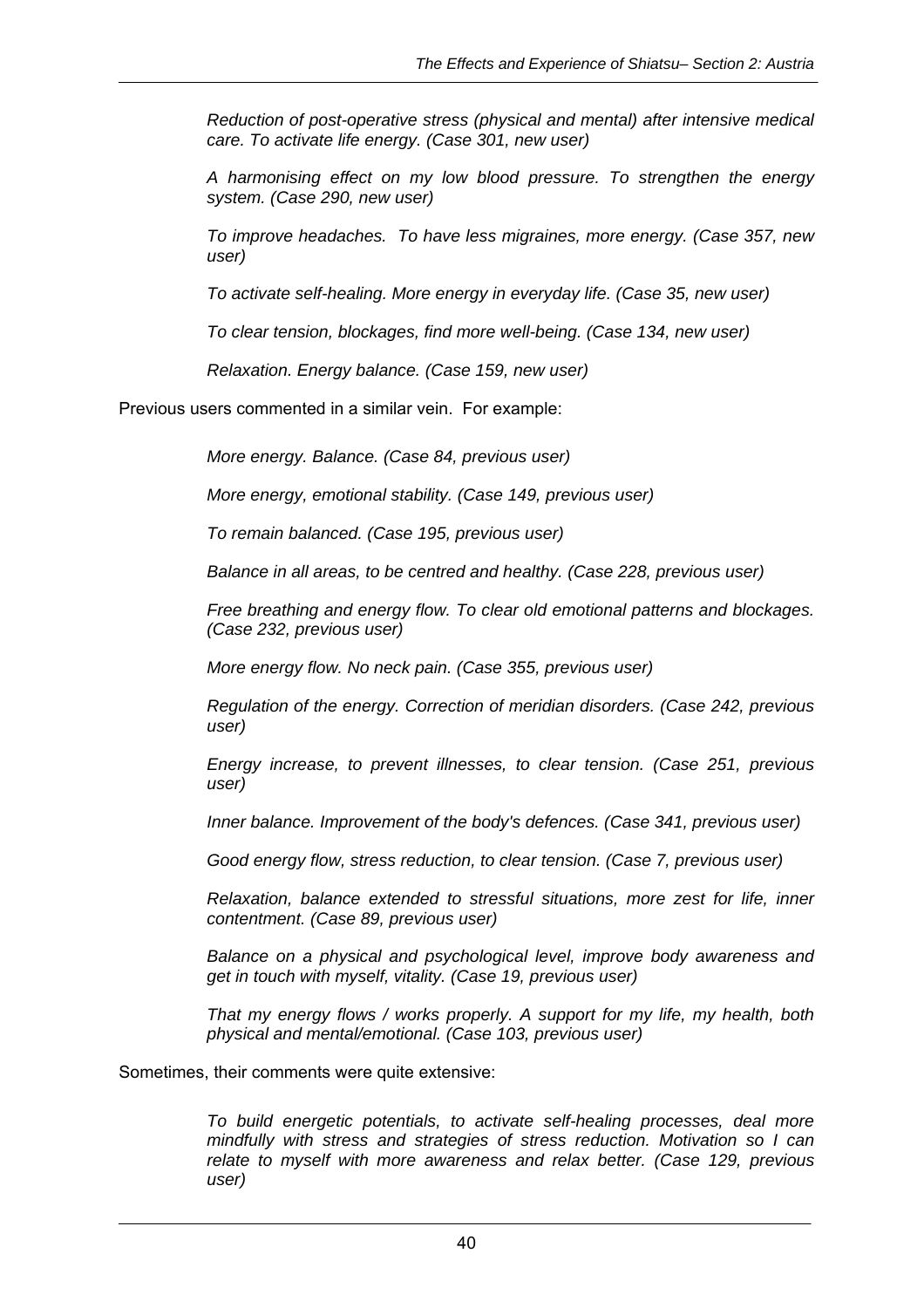*Reduction of post-operative stress (physical and mental) after intensive medical care. To activate life energy. (Case 301, new user)*

*A harmonising effect on my low blood pressure. To strengthen the energy system. (Case 290, new user)*

*To improve headaches. To have less migraines, more energy. (Case 357, new user)*

*To activate self-healing. More energy in everyday life. (Case 35, new user)*

*To clear tension, blockages, find more well-being. (Case 134, new user)*

*Relaxation. Energy balance. (Case 159, new user)*

Previous users commented in a similar vein. For example:

*More energy. Balance. (Case 84, previous user)*

*More energy, emotional stability. (Case 149, previous user)*

*To remain balanced. (Case 195, previous user)*

*Balance in all areas, to be centred and healthy. (Case 228, previous user)*

*Free breathing and energy flow. To clear old emotional patterns and blockages. (Case 232, previous user)*

*More energy flow. No neck pain. (Case 355, previous user)*

*Regulation of the energy. Correction of meridian disorders. (Case 242, previous user)*

*Energy increase, to prevent illnesses, to clear tension. (Case 251, previous user)*

*Inner balance. Improvement of the body's defences. (Case 341, previous user)*

*Good energy flow, stress reduction, to clear tension. (Case 7, previous user)*

*Relaxation, balance extended to stressful situations, more zest for life, inner contentment. (Case 89, previous user)*

*Balance on a physical and psychological level, improve body awareness and get in touch with myself, vitality. (Case 19, previous user)*

*That my energy flows / works properly. A support for my life, my health, both physical and mental/emotional. (Case 103, previous user)*

Sometimes, their comments were quite extensive:

*To build energetic potentials, to activate self-healing processes, deal more mindfully with stress and strategies of stress reduction. Motivation so I can relate to myself with more awareness and relax better. (Case 129, previous user)*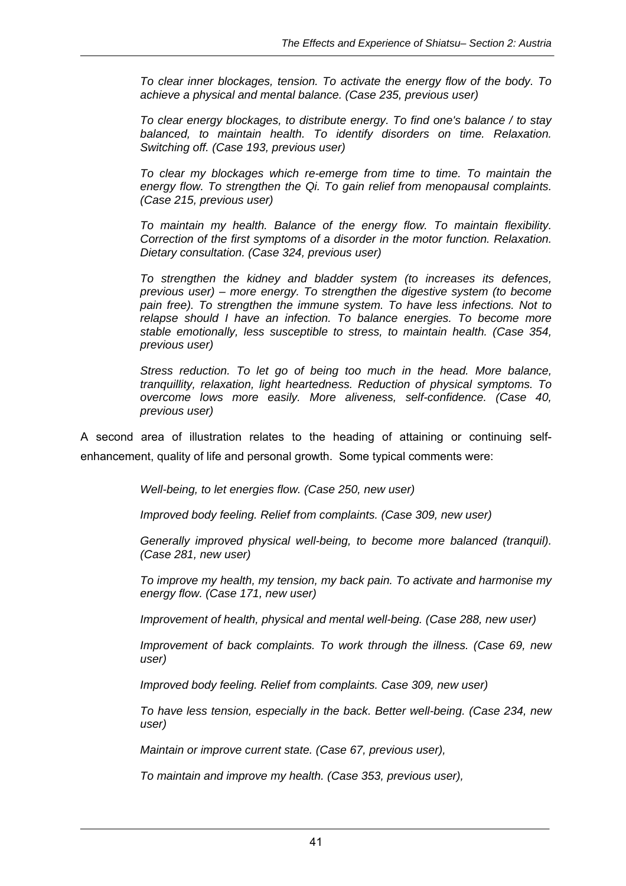*To clear inner blockages, tension. To activate the energy flow of the body. To achieve a physical and mental balance. (Case 235, previous user)*

*To clear energy blockages, to distribute energy. To find one's balance / to stay balanced, to maintain health. To identify disorders on time. Relaxation. Switching off. (Case 193, previous user)*

*To clear my blockages which re-emerge from time to time. To maintain the energy flow. To strengthen the Qi. To gain relief from menopausal complaints. (Case 215, previous user)*

*To maintain my health. Balance of the energy flow. To maintain flexibility. Correction of the first symptoms of a disorder in the motor function. Relaxation. Dietary consultation. (Case 324, previous user)*

*To strengthen the kidney and bladder system (to increases its defences, previous user) – more energy. To strengthen the digestive system (to become pain free). To strengthen the immune system. To have less infections. Not to relapse should I have an infection. To balance energies. To become more stable emotionally, less susceptible to stress, to maintain health. (Case 354, previous user)*

*Stress reduction. To let go of being too much in the head. More balance, tranquillity, relaxation, light heartedness. Reduction of physical symptoms. To overcome lows more easily. More aliveness, self-confidence. (Case 40, previous user)*

A second area of illustration relates to the heading of attaining or continuing self-enhancement, quality of life and personal growth. Some typical comments were:

*Well-being, to let energies flow. (Case 250, new user)*

*Improved body feeling. Relief from complaints. (Case 309, new user)*

*Generally improved physical well-being, to become more balanced (tranquil). (Case 281, new user)*

*To improve my health, my tension, my back pain. To activate and harmonise my energy flow. (Case 171, new user)*

*Improvement of health, physical and mental well-being. (Case 288, new user)*

*Improvement of back complaints. To work through the illness. (Case 69, new user)*

*Improved body feeling. Relief from complaints. Case 309, new user)*

*To have less tension, especially in the back. Better well-being. (Case 234, new user)*

*Maintain or improve current state. (Case 67, previous user),*

*To maintain and improve my health. (Case 353, previous user),*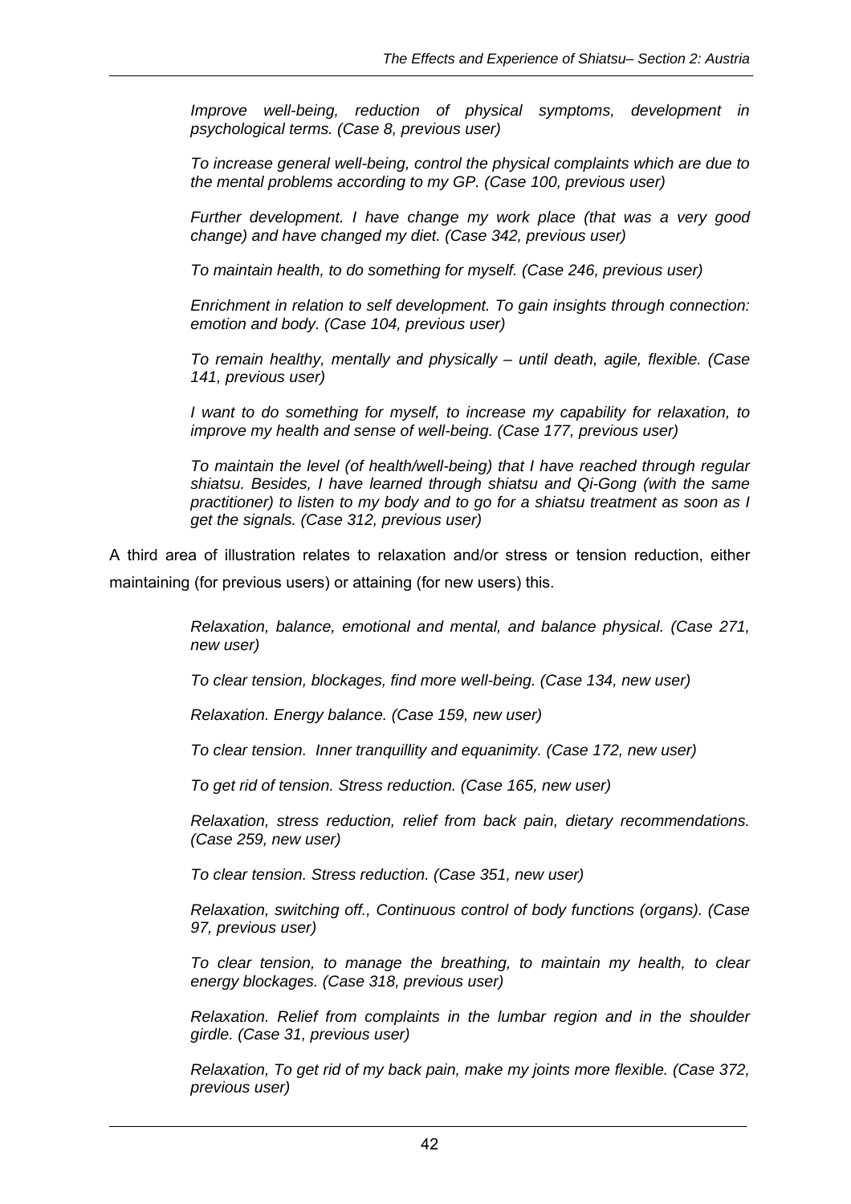*Improve well-being, reduction of physical symptoms, development in psychological terms. (Case 8, previous user)*

*To increase general well-being, control the physical complaints which are due to the mental problems according to my GP. (Case 100, previous user)*

*Further development. I have change my work place (that was a very good change) and have changed my diet. (Case 342, previous user)*

*To maintain health, to do something for myself. (Case 246, previous user)*

*Enrichment in relation to self development. To gain insights through connection: emotion and body. (Case 104, previous user)*

*To remain healthy, mentally and physically – until death, agile, flexible. (Case 141, previous user)*

*I want to do something for myself, to increase my capability for relaxation, to improve my health and sense of well-being. (Case 177, previous user)*

*To maintain the level (of health/well-being) that I have reached through regular shiatsu. Besides, I have learned through shiatsu and Qi-Gong (with the same practitioner) to listen to my body and to go for a shiatsu treatment as soon as I get the signals. (Case 312, previous user)*

A third area of illustration relates to relaxation and/or stress or tension reduction, either maintaining (for previous users) or attaining (for new users) this.

*Relaxation, balance, emotional and mental, and balance physical. (Case 271, new user)*

*To clear tension, blockages, find more well-being. (Case 134, new user)*

*Relaxation. Energy balance. (Case 159, new user)*

*To clear tension. Inner tranquillity and equanimity. (Case 172, new user)*

*To get rid of tension. Stress reduction. (Case 165, new user)*

*Relaxation, stress reduction, relief from back pain, dietary recommendations. (Case 259, new user)*

*To clear tension. Stress reduction. (Case 351, new user)*

*Relaxation, switching off., Continuous control of body functions (organs). (Case 97, previous user)*

*To clear tension, to manage the breathing, to maintain my health, to clear energy blockages. (Case 318, previous user)*

*Relaxation. Relief from complaints in the lumbar region and in the shoulder girdle. (Case 31, previous user)*

*Relaxation, To get rid of my back pain, make my joints more flexible. (Case 372, previous user)*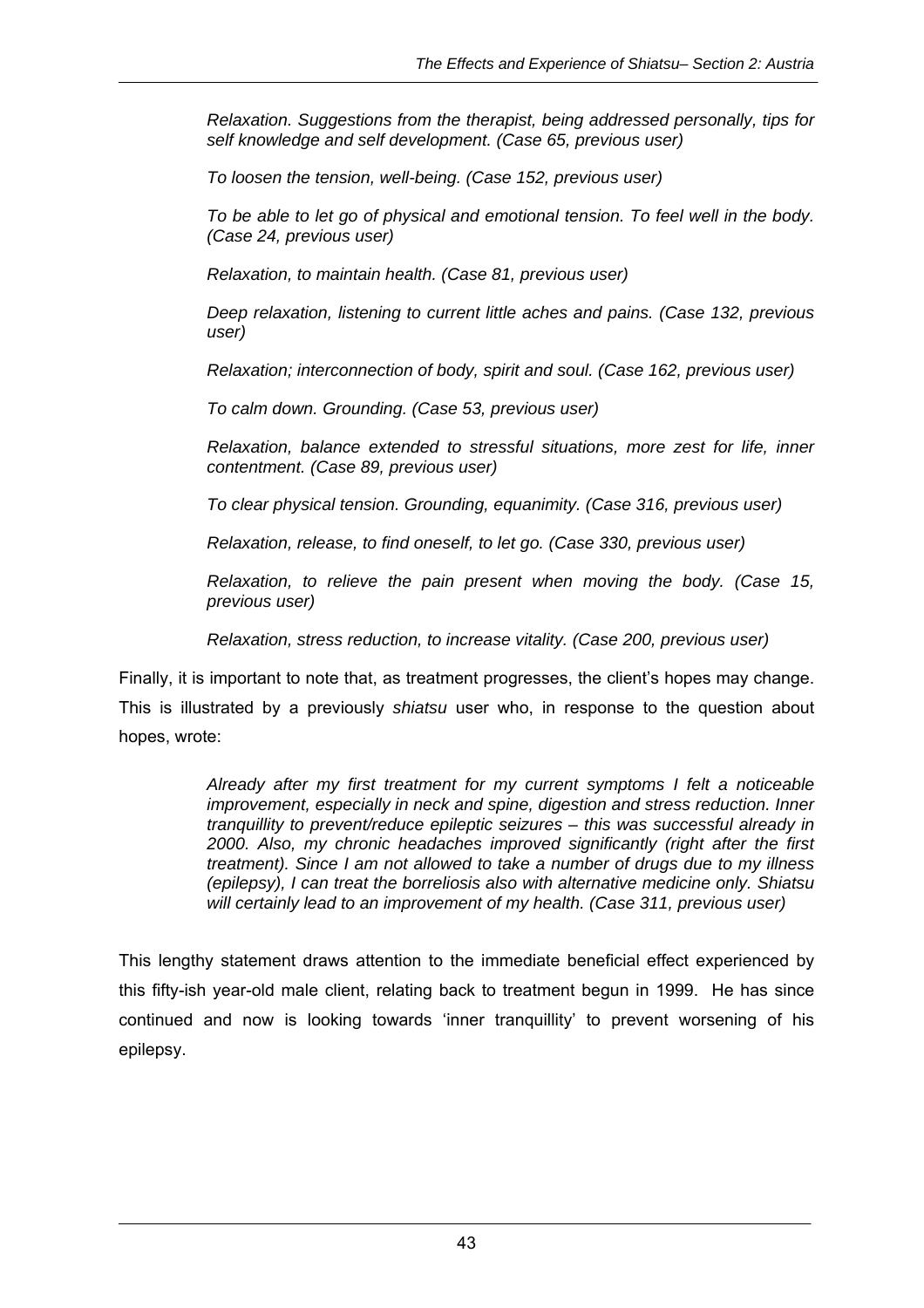*Relaxation. Suggestions from the therapist, being addressed personally, tips for self knowledge and self development. (Case 65, previous user)*

*To loosen the tension, well-being. (Case 152, previous user)*

*To be able to let go of physical and emotional tension. To feel well in the body. (Case 24, previous user)*

*Relaxation, to maintain health. (Case 81, previous user)*

*Deep relaxation, listening to current little aches and pains. (Case 132, previous user)*

*Relaxation; interconnection of body, spirit and soul. (Case 162, previous user)*

*To calm down. Grounding. (Case 53, previous user)*

*Relaxation, balance extended to stressful situations, more zest for life, inner contentment. (Case 89, previous user)*

*To clear physical tension. Grounding, equanimity. (Case 316, previous user)*

*Relaxation, release, to find oneself, to let go. (Case 330, previous user)*

*Relaxation, to relieve the pain present when moving the body. (Case 15, previous user)*

*Relaxation, stress reduction, to increase vitality. (Case 200, previous user)*

Finally, it is important to note that, as treatment progresses, the client's hopes may change. This is illustrated by a previously *shiatsu* user who, in response to the question about hopes, wrote:

> *Already after my first treatment for my current symptoms I felt a noticeable improvement, especially in neck and spine, digestion and stress reduction. Inner tranquillity to prevent/reduce epileptic seizures – this was successful already in 2000. Also, my chronic headaches improved significantly (right after the first treatment). Since I am not allowed to take a number of drugs due to my illness (epilepsy), I can treat the borreliosis also with alternative medicine only. Shiatsu will certainly lead to an improvement of my health. (Case 311, previous user)*

This lengthy statement draws attention to the immediate beneficial effect experienced by this fifty-ish year-old male client, relating back to treatment begun in 1999. He has since continued and now is looking towards 'inner tranquillity' to prevent worsening of his epilepsy.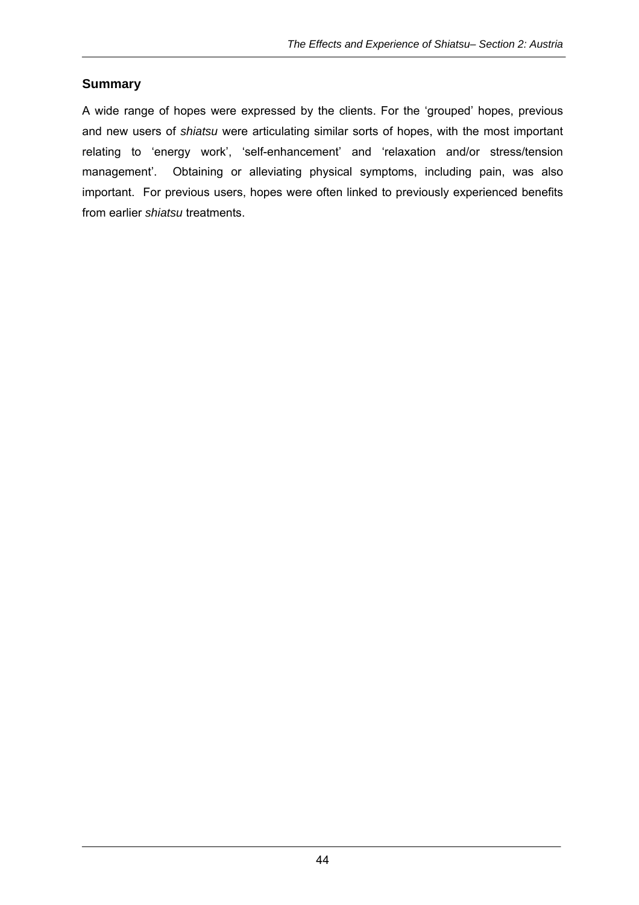## Summary

A wide range of hopes were expressed by the clients. For the 'grouped' hopes, previous and new users of *shiatsu* were articulating similar sorts of hopes, with the most important relating to 'energy work', 'self-enhancement' and 'relaxation and/or stress/tension management'. Obtaining or alleviating physical symptoms, including pain, was also important. For previous users, hopes were often linked to previously experienced benefits from earlier *shiatsu* treatments.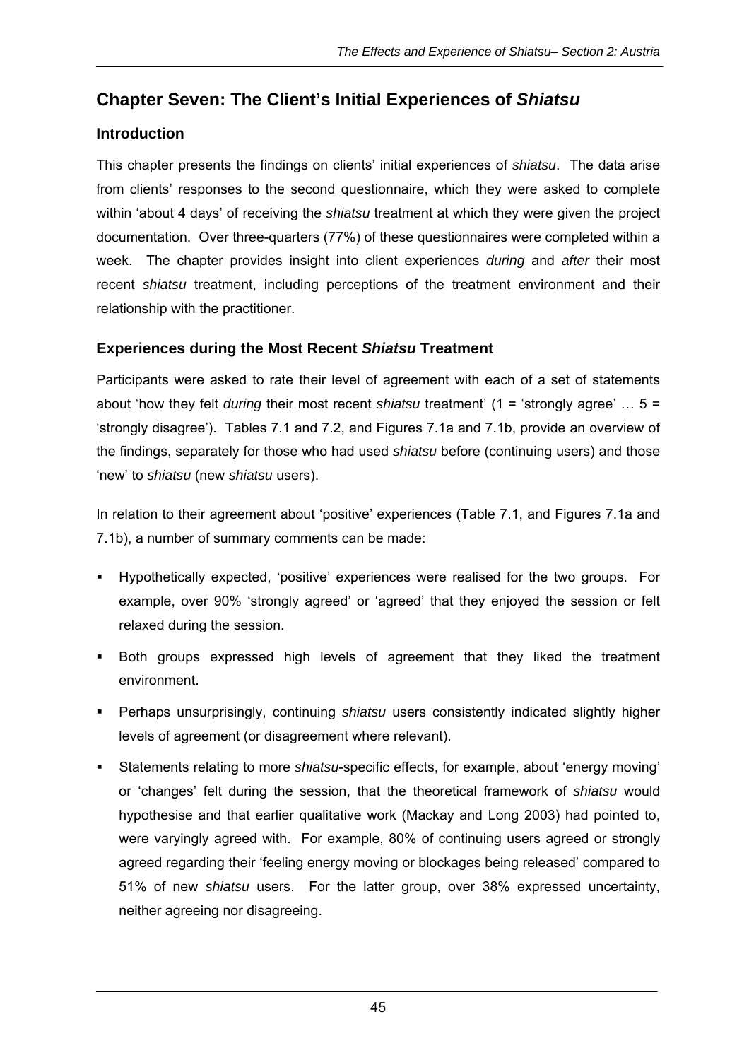# Chapter Seven: The Client's Initial Experiences of *Shiatsu*

## Introduction

This chapter presents the findings on clients' initial experiences of *shiatsu*. The data arise from clients' responses to the second questionnaire, which they were asked to complete within 'about 4 days' of receiving the *shiatsu* treatment at which they were given the project documentation. Over three-quarters (77%) of these questionnaires were completed within a week. The chapter provides insight into client experiences *during* and *after* their most recent *shiatsu* treatment, including perceptions of the treatment environment and their relationship with the practitioner.

## Experiences during the Most Recent *Shiatsu* Treatment

Participants were asked to rate their level of agreement with each of a set of statements about 'how they felt *during* their most recent *shiatsu* treatment' (1 = 'strongly agree' … 5 = 'strongly disagree'). Tables 7.1 and 7.2, and Figures 7.1a and 7.1b, provide an overview of the findings, separately for those who had used *shiatsu* before (continuing users) and those 'new' to *shiatsu* (new *shiatsu* users).

In relation to their agreement about 'positive' experiences (Table 7.1, and Figures 7.1a and 7.1b), a number of summary comments can be made:

- Hypothetically expected, 'positive' experiences were realised for the two groups. For example, over 90% 'strongly agreed' or 'agreed' that they enjoyed the session or felt relaxed during the session.
- Both groups expressed high levels of agreement that they liked the treatment environment.
- Perhaps unsurprisingly, continuing *shiatsu* users consistently indicated slightly higher levels of agreement (or disagreement where relevant).
- Statements relating to more *shiatsu*-specific effects, for example, about 'energy moving' or 'changes' felt during the session, that the theoretical framework of *shiatsu* would hypothesise and that earlier qualitative work (Mackay and Long 2003) had pointed to, were varyingly agreed with. For example, 80% of continuing users agreed or strongly agreed regarding their 'feeling energy moving or blockages being released' compared to 51% of new *shiatsu* users. For the latter group, over 38% expressed uncertainty, neither agreeing nor disagreeing.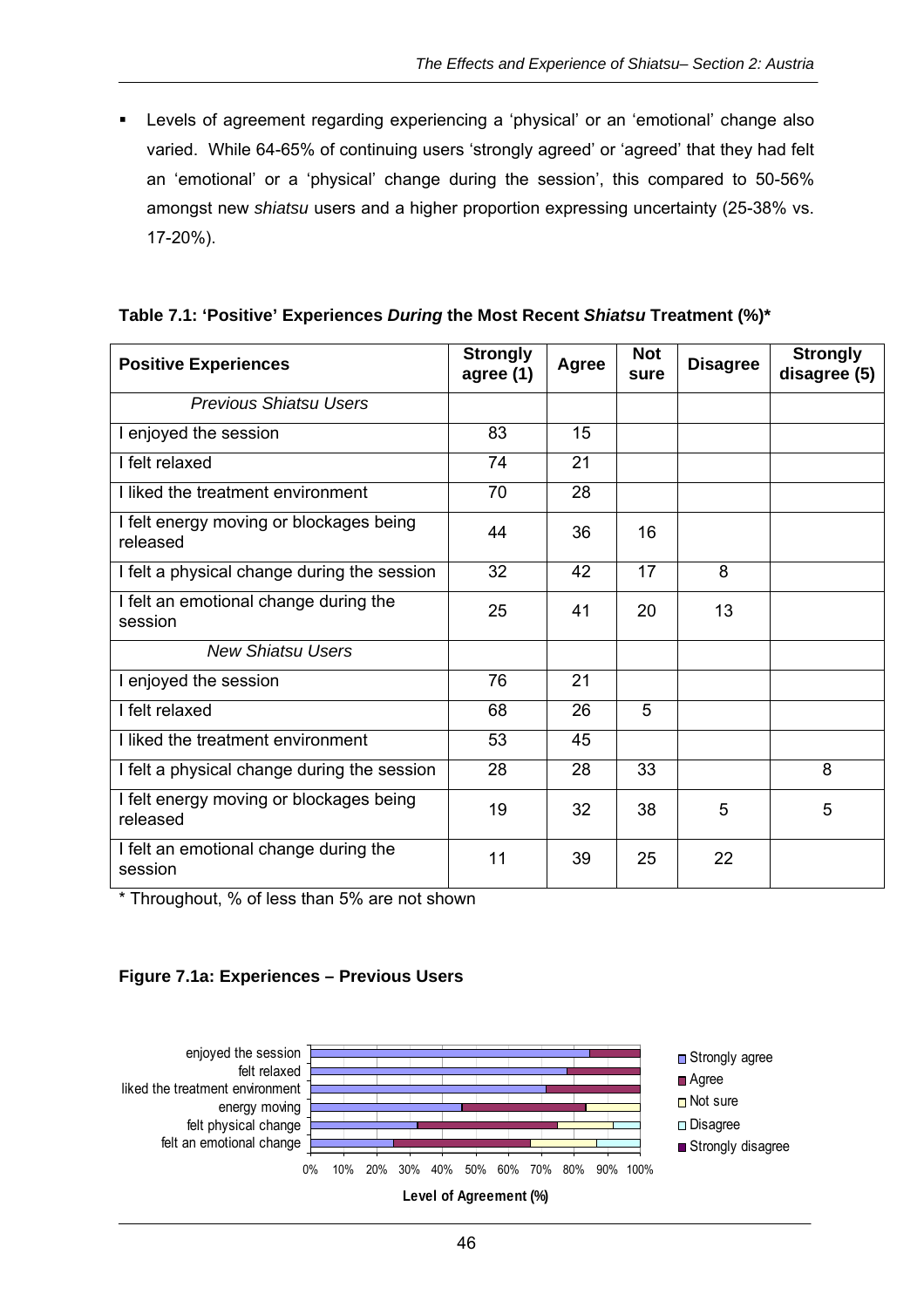- Levels of agreement regarding experiencing a 'physical' or an 'emotional' change also varied. While 64-65% of continuing users 'strongly agreed' or 'agreed' that they had felt an 'emotional' or a 'physical' change during the session', this compared to 50-56% amongst new *shiatsu* users and a higher proportion expressing uncertainty (25-38% vs. 17-20%).

**Table 7.1: 'Positive' Experiences *During* the Most Recent *Shiatsu* Treatment (%)***

| Positive Experiences | Strongly agree (1) | Agree | Not sure | Disagree | Strongly disagree (5) |
|---|---|---|---|---|---|
| *Previous Shiatsu Users* | | | | | |
| I enjoyed the session | 83 | 15 | | | |
| I felt relaxed | 74 | 21 | | | |
| I liked the treatment environment | 70 | 28 | | | |
| I felt energy moving or blockages being released | 44 | 36 | 16 | | |
| I felt a physical change during the session | 32 | 42 | 17 | 8 | |
| I felt an emotional change during the session | 25 | 41 | 20 | 13 | |
| *New Shiatsu Users* | | | | | |
| I enjoyed the session | 76 | 21 | | | |
| I felt relaxed | 68 | 26 | 5 | | |
| I liked the treatment environment | 53 | 45 | | | |
| I felt a physical change during the session | 28 | 28 | 33 | | 8 |
| I felt energy moving or blockages being released | 19 | 32 | 38 | 5 | 5 |
| I felt an emotional change during the session | 11 | 39 | 25 | 22 | |

\* Throughout, % of less than 5% are not shown

**Figure 7.1a: Experiences – Previous Users**

enjoyed the session
felt relaxed
liked the treatment environment
energy moving
felt physical change
felt an emotional change

0% 10% 20% 30% 40% 50% 60% 70% 80% 90% 100%

**Level of Agreement (%)**

Strongly agree
Agree
Not sure
Disagree
Strongly disagree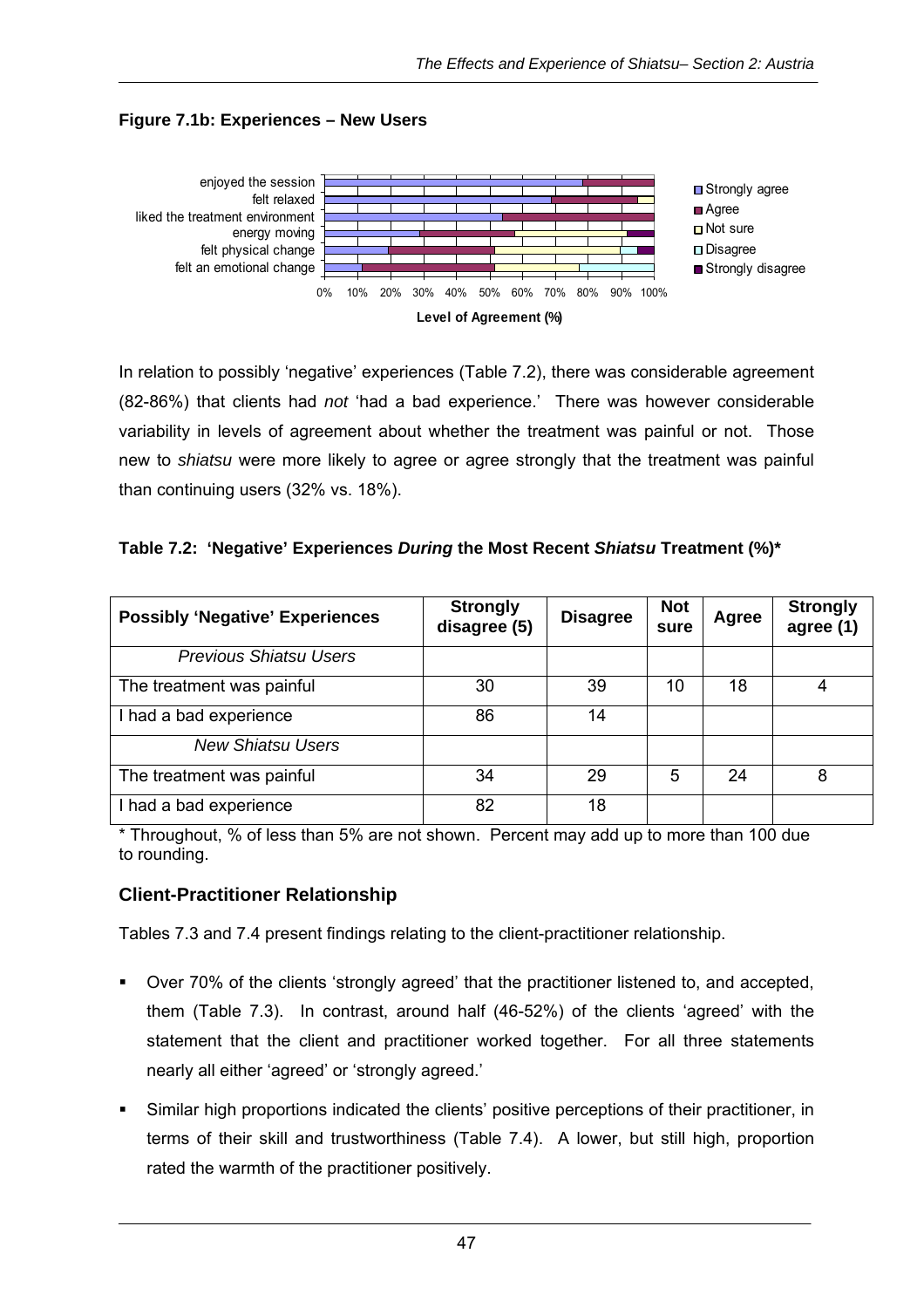**Figure 7.1b: Experiences – New Users**

In relation to possibly 'negative' experiences (Table 7.2), there was considerable agreement (82-86%) that clients had *not* 'had a bad experience.' There was however considerable variability in levels of agreement about whether the treatment was painful or not. Those new to *shiatsu* were more likely to agree or agree strongly that the treatment was painful than continuing users (32% vs. 18%).

**Table 7.2: 'Negative' Experiences *During* the Most Recent *Shiatsu* Treatment (%)***

| Possibly 'Negative' Experiences | Strongly disagree (5) | Disagree | Not sure | Agree | Strongly agree (1) |
|---|---|---|---|---|---|
| *Previous Shiatsu Users* | | | | | |
| The treatment was painful | 30 | 39 | 10 | 18 | 4 |
| I had a bad experience | 86 | 14 | | | |
| *New Shiatsu Users* | | | | | |
| The treatment was painful | 34 | 29 | 5 | 24 | 8 |
| I had a bad experience | 82 | 18 | | | |

* Throughout, % of less than 5% are not shown. Percent may add up to more than 100 due to rounding.

## Client-Practitioner Relationship

Tables 7.3 and 7.4 present findings relating to the client-practitioner relationship.

- Over 70% of the clients 'strongly agreed' that the practitioner listened to, and accepted, them (Table 7.3). In contrast, around half (46-52%) of the clients 'agreed' with the statement that the client and practitioner worked together. For all three statements nearly all either 'agreed' or 'strongly agreed.'
- Similar high proportions indicated the clients' positive perceptions of their practitioner, in terms of their skill and trustworthiness (Table 7.4). A lower, but still high, proportion rated the warmth of the practitioner positively.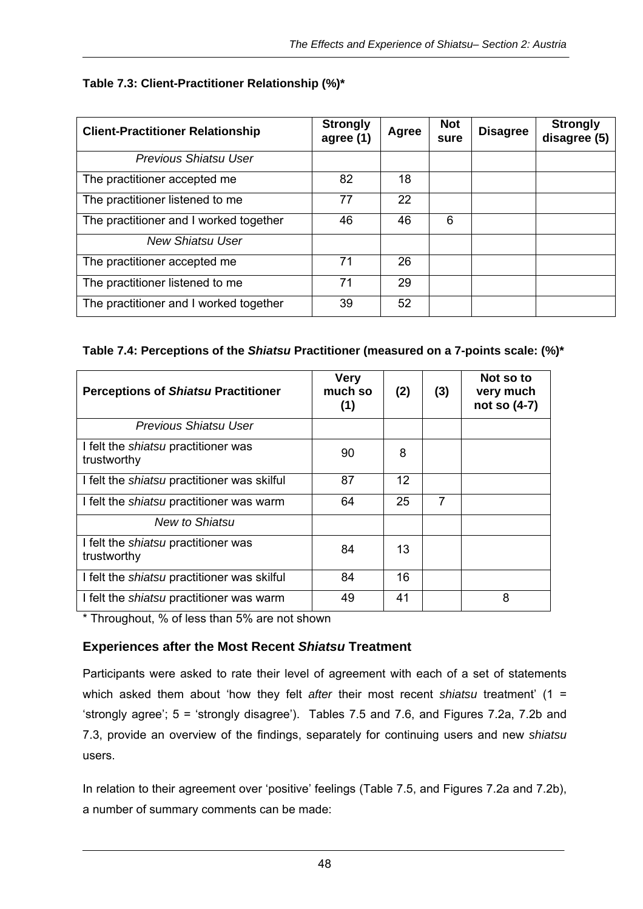**Table 7.3: Client-Practitioner Relationship (%)***

| Client-Practitioner Relationship | Strongly agree (1) | Agree | Not sure | Disagree | Strongly disagree (5) |
|---|---|---|---|---|---|
| *Previous Shiatsu User* | | | | | |
| The practitioner accepted me | 82 | 18 | | | |
| The practitioner listened to me | 77 | 22 | | | |
| The practitioner and I worked together | 46 | 46 | 6 | | |
| *New Shiatsu User* | | | | | |
| The practitioner accepted me | 71 | 26 | | | |
| The practitioner listened to me | 71 | 29 | | | |
| The practitioner and I worked together | 39 | 52 | | | |

**Table 7.4: Perceptions of the *Shiatsu* Practitioner (measured on a 7-points scale: (%)***

| Perceptions of *Shiatsu* Practitioner | Very much so (1) | (2) | (3) | Not so to very much not so (4-7) |
|---|---|---|---|---|
| *Previous Shiatsu User* | | | | |
| I felt the *shiatsu* practitioner was trustworthy | 90 | 8 | | |
| I felt the *shiatsu* practitioner was skilful | 87 | 12 | | |
| I felt the *shiatsu* practitioner was warm | 64 | 25 | 7 | |
| *New to Shiatsu* | | | | |
| I felt the *shiatsu* practitioner was trustworthy | 84 | 13 | | |
| I felt the *shiatsu* practitioner was skilful | 84 | 16 | | |
| I felt the *shiatsu* practitioner was warm | 49 | 41 | | 8 |

* Throughout, % of less than 5% are not shown

## Experiences after the Most Recent *Shiatsu* Treatment

Participants were asked to rate their level of agreement with each of a set of statements which asked them about 'how they felt *after* their most recent *shiatsu* treatment' (1 = 'strongly agree'; 5 = 'strongly disagree'). Tables 7.5 and 7.6, and Figures 7.2a, 7.2b and 7.3, provide an overview of the findings, separately for continuing users and new *shiatsu* users.

In relation to their agreement over 'positive' feelings (Table 7.5, and Figures 7.2a and 7.2b), a number of summary comments can be made: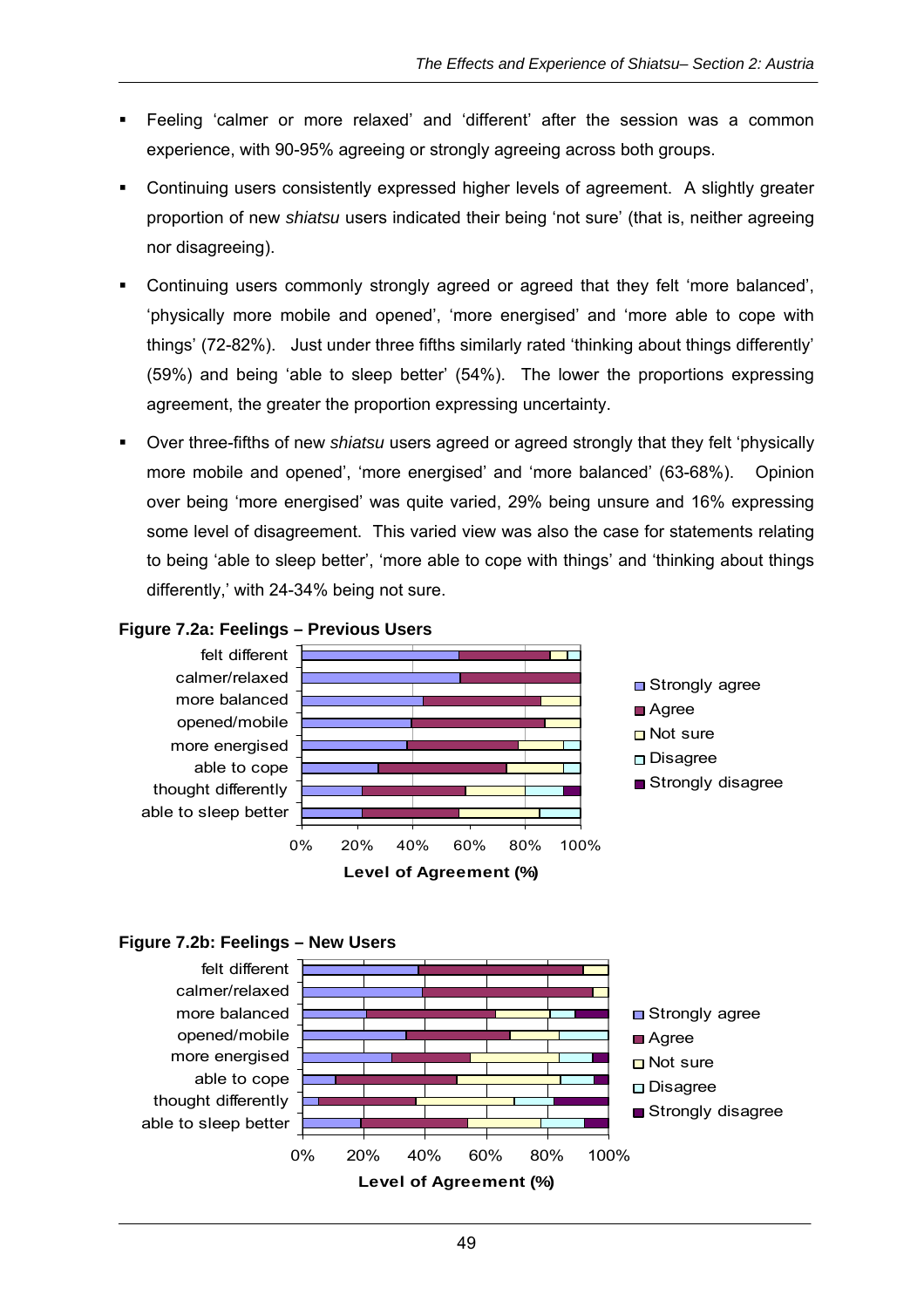- Feeling 'calmer or more relaxed' and 'different' after the session was a common experience, with 90-95% agreeing or strongly agreeing across both groups.
- Continuing users consistently expressed higher levels of agreement. A slightly greater proportion of new *shiatsu* users indicated their being 'not sure' (that is, neither agreeing nor disagreeing).
- Continuing users commonly strongly agreed or agreed that they felt 'more balanced', 'physically more mobile and opened', 'more energised' and 'more able to cope with things' (72-82%). Just under three fifths similarly rated 'thinking about things differently' (59%) and being 'able to sleep better' (54%). The lower the proportions expressing agreement, the greater the proportion expressing uncertainty.
- Over three-fifths of new *shiatsu* users agreed or agreed strongly that they felt 'physically more mobile and opened', 'more energised' and 'more balanced' (63-68%). Opinion over being 'more energised' was quite varied, 29% being unsure and 16% expressing some level of disagreement. This varied view was also the case for statements relating to being 'able to sleep better', 'more able to cope with things' and 'thinking about things differently,' with 24-34% being not sure.

**Figure 7.2a: Feelings – Previous Users**

**Figure 7.2b: Feelings – New Users**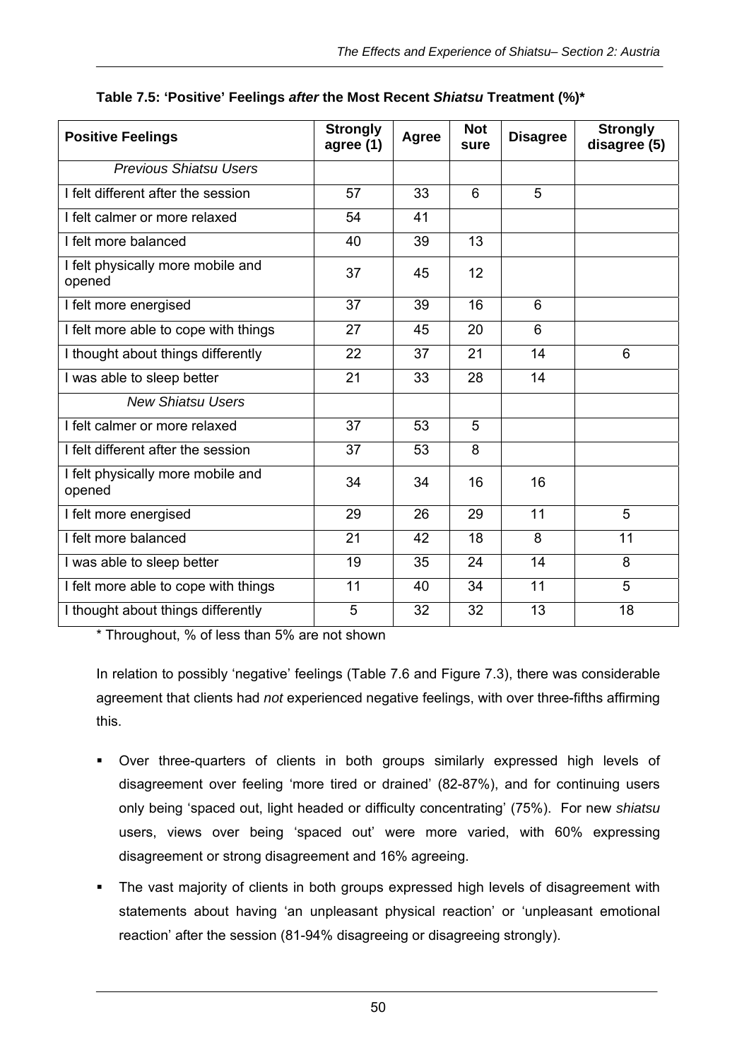**Table 7.5: 'Positive' Feelings *after* the Most Recent *Shiatsu* Treatment (%)***

| Positive Feelings | Strongly agree (1) | Agree | Not sure | Disagree | Strongly disagree (5) |
|---|---|---|---|---|---|
| *Previous Shiatsu Users* | | | | | |
| I felt different after the session | 57 | 33 | 6 | 5 | |
| I felt calmer or more relaxed | 54 | 41 | | | |
| I felt more balanced | 40 | 39 | 13 | | |
| I felt physically more mobile and opened | 37 | 45 | 12 | | |
| I felt more energised | 37 | 39 | 16 | 6 | |
| I felt more able to cope with things | 27 | 45 | 20 | 6 | |
| I thought about things differently | 22 | 37 | 21 | 14 | 6 |
| I was able to sleep better | 21 | 33 | 28 | 14 | |
| *New Shiatsu Users* | | | | | |
| I felt calmer or more relaxed | 37 | 53 | 5 | | |
| I felt different after the session | 37 | 53 | 8 | | |
| I felt physically more mobile and opened | 34 | 34 | 16 | 16 | |
| I felt more energised | 29 | 26 | 29 | 11 | 5 |
| I felt more balanced | 21 | 42 | 18 | 8 | 11 |
| I was able to sleep better | 19 | 35 | 24 | 14 | 8 |
| I felt more able to cope with things | 11 | 40 | 34 | 11 | 5 |
| I thought about things differently | 5 | 32 | 32 | 13 | 18 |

\* Throughout, % of less than 5% are not shown

In relation to possibly 'negative' feelings (Table 7.6 and Figure 7.3), there was considerable agreement that clients had *not* experienced negative feelings, with over three-fifths affirming this.

- Over three-quarters of clients in both groups similarly expressed high levels of disagreement over feeling 'more tired or drained' (82-87%), and for continuing users only being 'spaced out, light headed or difficulty concentrating' (75%). For new *shiatsu* users, views over being 'spaced out' were more varied, with 60% expressing disagreement or strong disagreement and 16% agreeing.
- The vast majority of clients in both groups expressed high levels of disagreement with statements about having 'an unpleasant physical reaction' or 'unpleasant emotional reaction' after the session (81-94% disagreeing or disagreeing strongly).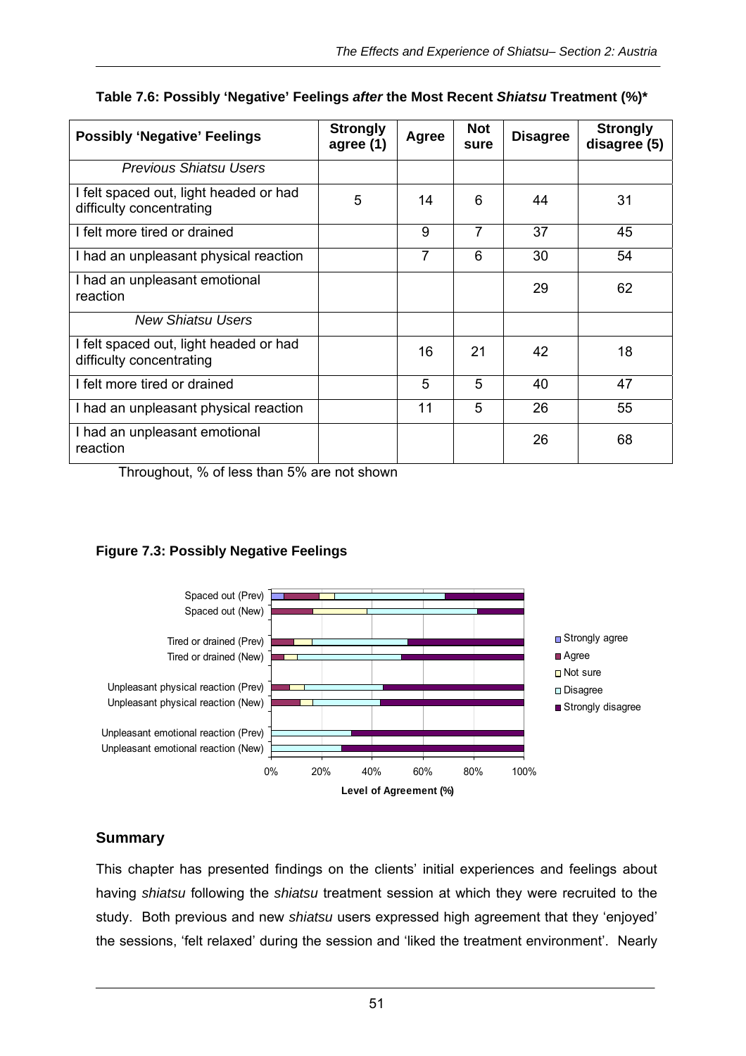**Table 7.6: Possibly 'Negative' Feelings *after* the Most Recent *Shiatsu* Treatment (%)***

| Possibly 'Negative' Feelings | Strongly agree (1) | Agree | Not sure | Disagree | Strongly disagree (5) |
|---|---|---|---|---|---|
| *Previous Shiatsu Users* | | | | | |
| I felt spaced out, light headed or had difficulty concentrating | 5 | 14 | 6 | 44 | 31 |
| I felt more tired or drained | | 9 | 7 | 37 | 45 |
| I had an unpleasant physical reaction | | 7 | 6 | 30 | 54 |
| I had an unpleasant emotional reaction | | | | 29 | 62 |
| *New Shiatsu Users* | | | | | |
| I felt spaced out, light headed or had difficulty concentrating | | 16 | 21 | 42 | 18 |
| I felt more tired or drained | | 5 | 5 | 40 | 47 |
| I had an unpleasant physical reaction | | 11 | 5 | 26 | 55 |
| I had an unpleasant emotional reaction | | | | 26 | 68 |

Throughout, % of less than 5% are not shown

**Figure 7.3: Possibly Negative Feelings**

## Summary

This chapter has presented findings on the clients' initial experiences and feelings about having *shiatsu* following the *shiatsu* treatment session at which they were recruited to the study. Both previous and new *shiatsu* users expressed high agreement that they 'enjoyed' the sessions, 'felt relaxed' during the session and 'liked the treatment environment'. Nearly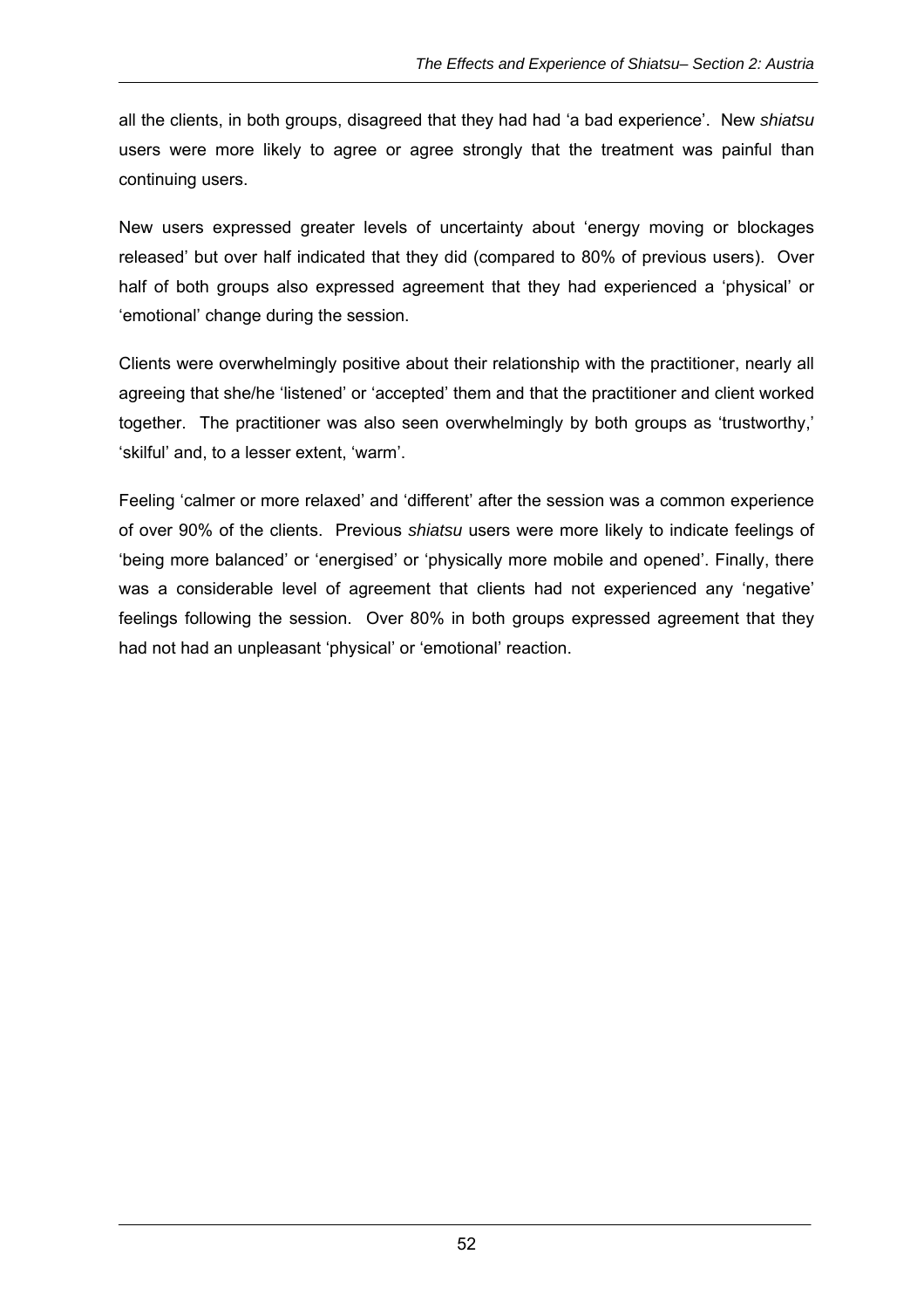all the clients, in both groups, disagreed that they had had 'a bad experience'. New *shiatsu* users were more likely to agree or agree strongly that the treatment was painful than continuing users.

New users expressed greater levels of uncertainty about 'energy moving or blockages released' but over half indicated that they did (compared to 80% of previous users). Over half of both groups also expressed agreement that they had experienced a 'physical' or 'emotional' change during the session.

Clients were overwhelmingly positive about their relationship with the practitioner, nearly all agreeing that she/he 'listened' or 'accepted' them and that the practitioner and client worked together. The practitioner was also seen overwhelmingly by both groups as 'trustworthy,' 'skilful' and, to a lesser extent, 'warm'.

Feeling 'calmer or more relaxed' and 'different' after the session was a common experience of over 90% of the clients. Previous *shiatsu* users were more likely to indicate feelings of 'being more balanced' or 'energised' or 'physically more mobile and opened'. Finally, there was a considerable level of agreement that clients had not experienced any 'negative' feelings following the session. Over 80% in both groups expressed agreement that they had not had an unpleasant 'physical' or 'emotional' reaction.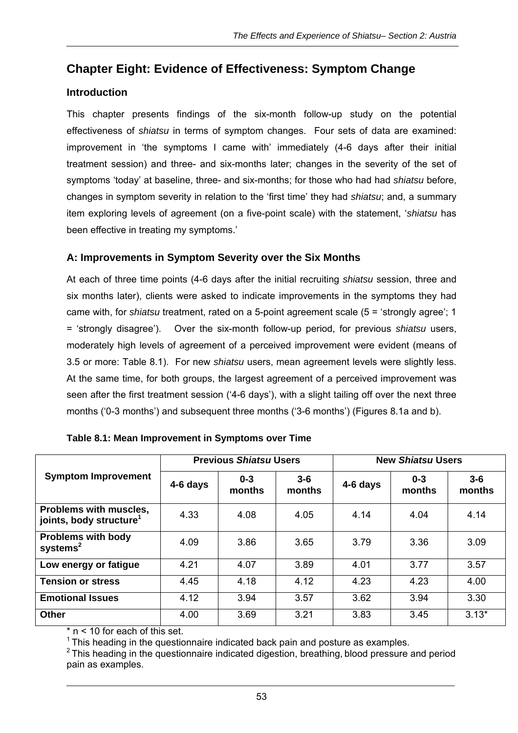# Chapter Eight: Evidence of Effectiveness: Symptom Change

## Introduction

This chapter presents findings of the six-month follow-up study on the potential effectiveness of *shiatsu* in terms of symptom changes. Four sets of data are examined: improvement in 'the symptoms I came with' immediately (4-6 days after their initial treatment session) and three- and six-months later; changes in the severity of the set of symptoms 'today' at baseline, three- and six-months; for those who had had *shiatsu* before, changes in symptom severity in relation to the 'first time' they had *shiatsu*; and, a summary item exploring levels of agreement (on a five-point scale) with the statement, '*shiatsu* has been effective in treating my symptoms.'

## A: Improvements in Symptom Severity over the Six Months

At each of three time points (4-6 days after the initial recruiting *shiatsu* session, three and six months later), clients were asked to indicate improvements in the symptoms they had came with, for *shiatsu* treatment, rated on a 5-point agreement scale (5 = 'strongly agree'; 1 = 'strongly disagree'). Over the six-month follow-up period, for previous *shiatsu* users, moderately high levels of agreement of a perceived improvement were evident (means of 3.5 or more: Table 8.1). For new *shiatsu* users, mean agreement levels were slightly less. At the same time, for both groups, the largest agreement of a perceived improvement was seen after the first treatment session ('4-6 days'), with a slight tailing off over the next three months ('0-3 months') and subsequent three months ('3-6 months') (Figures 8.1a and b).

**Table 8.1: Mean Improvement in Symptoms over Time**

| Symptom Improvement | Previous *Shiatsu* Users | | | New *Shiatsu* Users | | |
|---|---|---|---|---|---|---|
| | 4-6 days | 0-3 months | 3-6 months | 4-6 days | 0-3 months | 3-6 months |
| **Problems with muscles, joints, body structure**[1] | 4.33 | 4.08 | 4.05 | 4.14 | 4.04 | 4.14 |
| **Problems with body systems**[2] | 4.09 | 3.86 | 3.65 | 3.79 | 3.36 | 3.09 |
| **Low energy or fatigue** | 4.21 | 4.07 | 3.89 | 4.01 | 3.77 | 3.57 |
| **Tension or stress** | 4.45 | 4.18 | 4.12 | 4.23 | 4.23 | 4.00 |
| **Emotional Issues** | 4.12 | 3.94 | 3.57 | 3.62 | 3.94 | 3.30 |
| **Other** | 4.00 | 3.69 | 3.21 | 3.83 | 3.45 | 3.13* |

* n < 10 for each of this set.

[1] This heading in the questionnaire indicated back pain and posture as examples.

[2] This heading in the questionnaire indicated digestion, breathing, blood pressure and period pain as examples.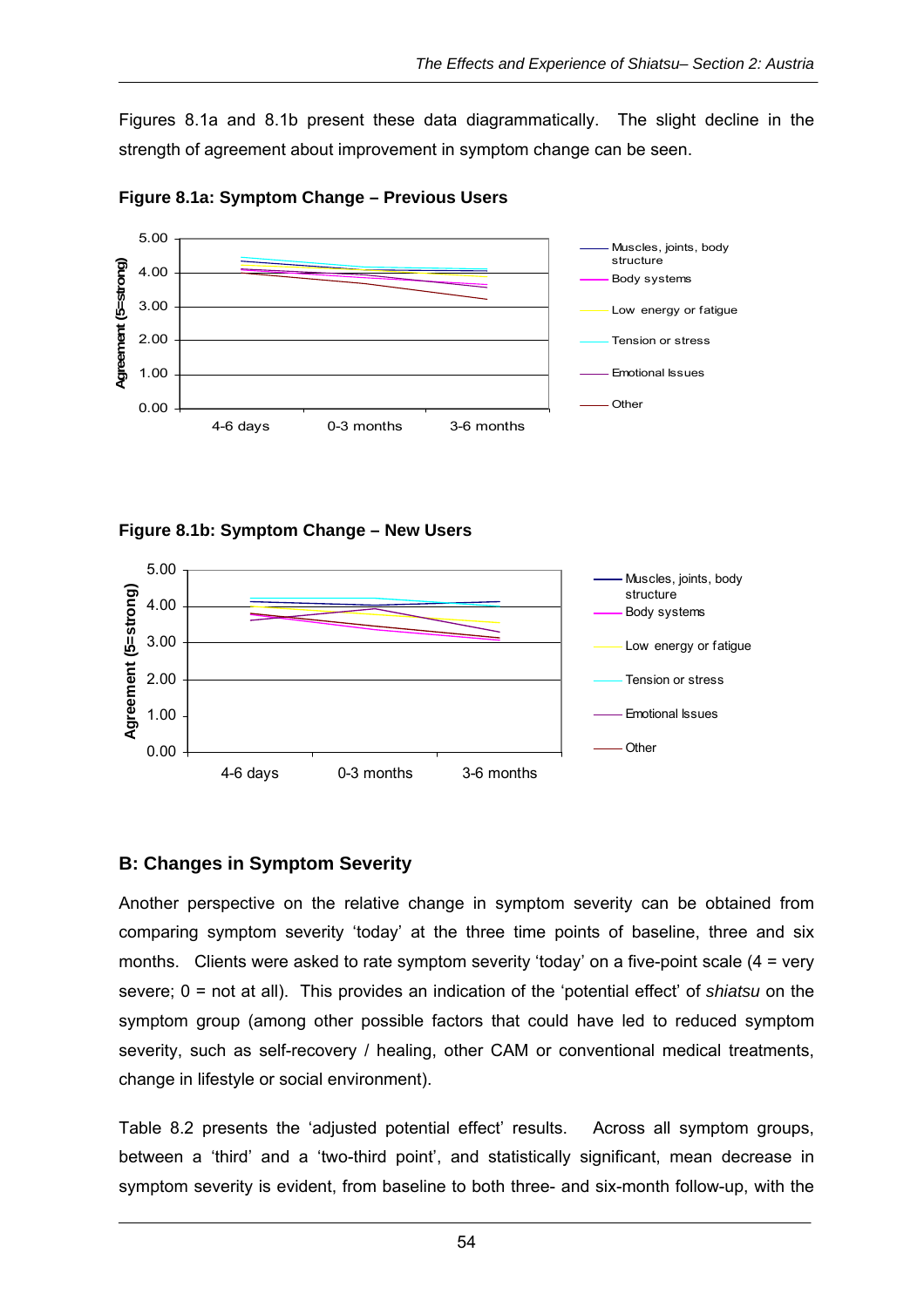Figures 8.1a and 8.1b present these data diagrammatically. The slight decline in the strength of agreement about improvement in symptom change can be seen.

**Figure 8.1a: Symptom Change – Previous Users**

**Figure 8.1b: Symptom Change – New Users**

## B: Changes in Symptom Severity

Another perspective on the relative change in symptom severity can be obtained from comparing symptom severity 'today' at the three time points of baseline, three and six months. Clients were asked to rate symptom severity 'today' on a five-point scale (4 = very severe; 0 = not at all). This provides an indication of the 'potential effect' of *shiatsu* on the symptom group (among other possible factors that could have led to reduced symptom severity, such as self-recovery / healing, other CAM or conventional medical treatments, change in lifestyle or social environment).

Table 8.2 presents the 'adjusted potential effect' results. Across all symptom groups, between a 'third' and a 'two-third point', and statistically significant, mean decrease in symptom severity is evident, from baseline to both three- and six-month follow-up, with the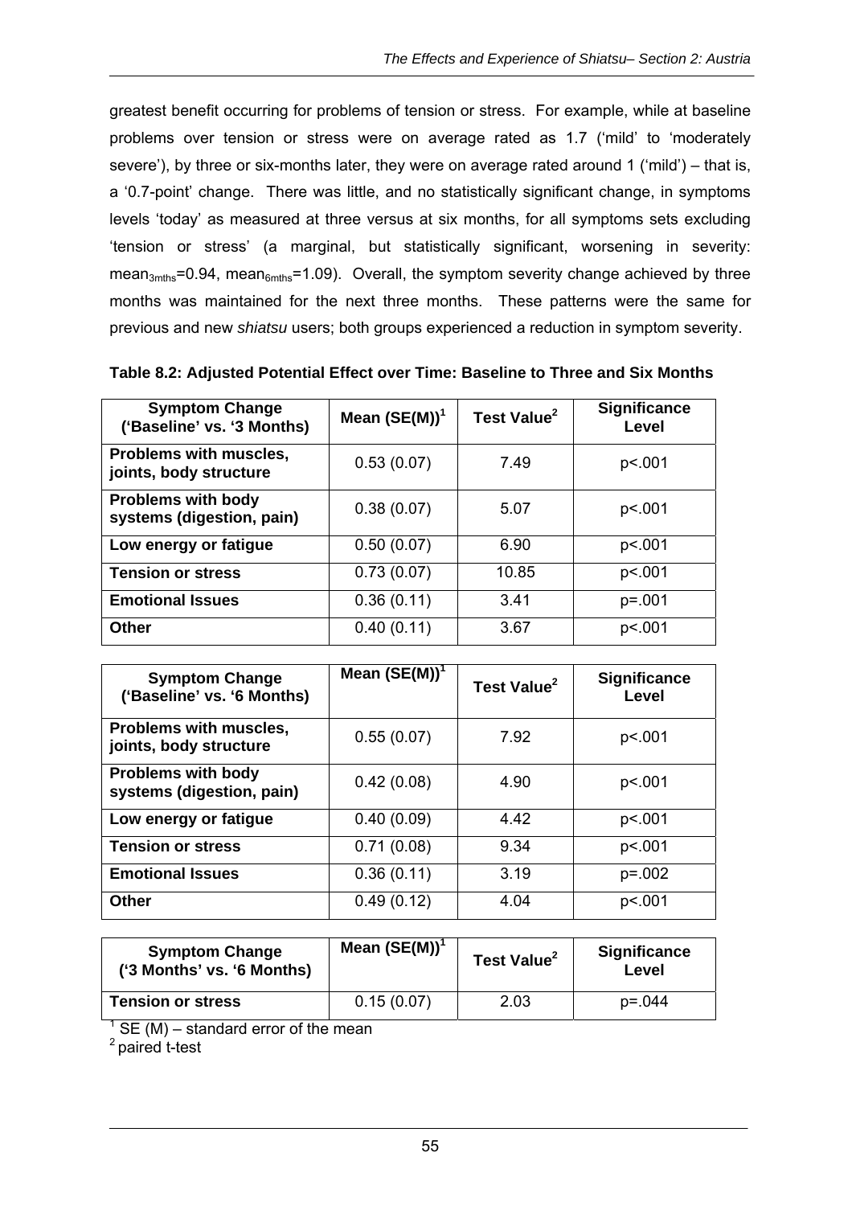greatest benefit occurring for problems of tension or stress. For example, while at baseline problems over tension or stress were on average rated as 1.7 ('mild' to 'moderately severe'), by three or six-months later, they were on average rated around 1 ('mild') – that is, a '0.7-point' change. There was little, and no statistically significant change, in symptoms levels 'today' as measured at three versus at six months, for all symptoms sets excluding 'tension or stress' (a marginal, but statistically significant, worsening in severity: $mean_{3mths}=0.94$, $mean_{6mths}=1.09$). Overall, the symptom severity change achieved by three months was maintained for the next three months. These patterns were the same for previous and new *shiatsu* users; both groups experienced a reduction in symptom severity.

**Table 8.2: Adjusted Potential Effect over Time: Baseline to Three and Six Months**

| Symptom Change ('Baseline' vs. '3 Months) | Mean (SE(M))[1] | Test Value[2] | Significance Level |
|---|---|---|---|
| **Problems with muscles, joints, body structure** | 0.53 (0.07) | 7.49 | p<.001 |
| **Problems with body systems (digestion, pain)** | 0.38 (0.07) | 5.07 | p<.001 |
| **Low energy or fatigue** | 0.50 (0.07) | 6.90 | p<.001 |
| **Tension or stress** | 0.73 (0.07) | 10.85 | p<.001 |
| **Emotional Issues** | 0.36 (0.11) | 3.41 | p=.001 |
| **Other** | 0.40 (0.11) | 3.67 | p<.001 |

| Symptom Change ('Baseline' vs. '6 Months) | Mean (SE(M))[1] | Test Value[2] | Significance Level |
|---|---|---|---|
| **Problems with muscles, joints, body structure** | 0.55 (0.07) | 7.92 | p<.001 |
| **Problems with body systems (digestion, pain)** | 0.42 (0.08) | 4.90 | p<.001 |
| **Low energy or fatigue** | 0.40 (0.09) | 4.42 | p<.001 |
| **Tension or stress** | 0.71 (0.08) | 9.34 | p<.001 |
| **Emotional Issues** | 0.36 (0.11) | 3.19 | p=.002 |
| **Other** | 0.49 (0.12) | 4.04 | p<.001 |

| Symptom Change ('3 Months' vs. '6 Months) | Mean (SE(M))[1] | Test Value[2] | Significance Level |
|---|---|---|---|
| **Tension or stress** | 0.15 (0.07) | 2.03 | p=.044 |

[1] SE (M) – standard error of the mean
[2] paired t-test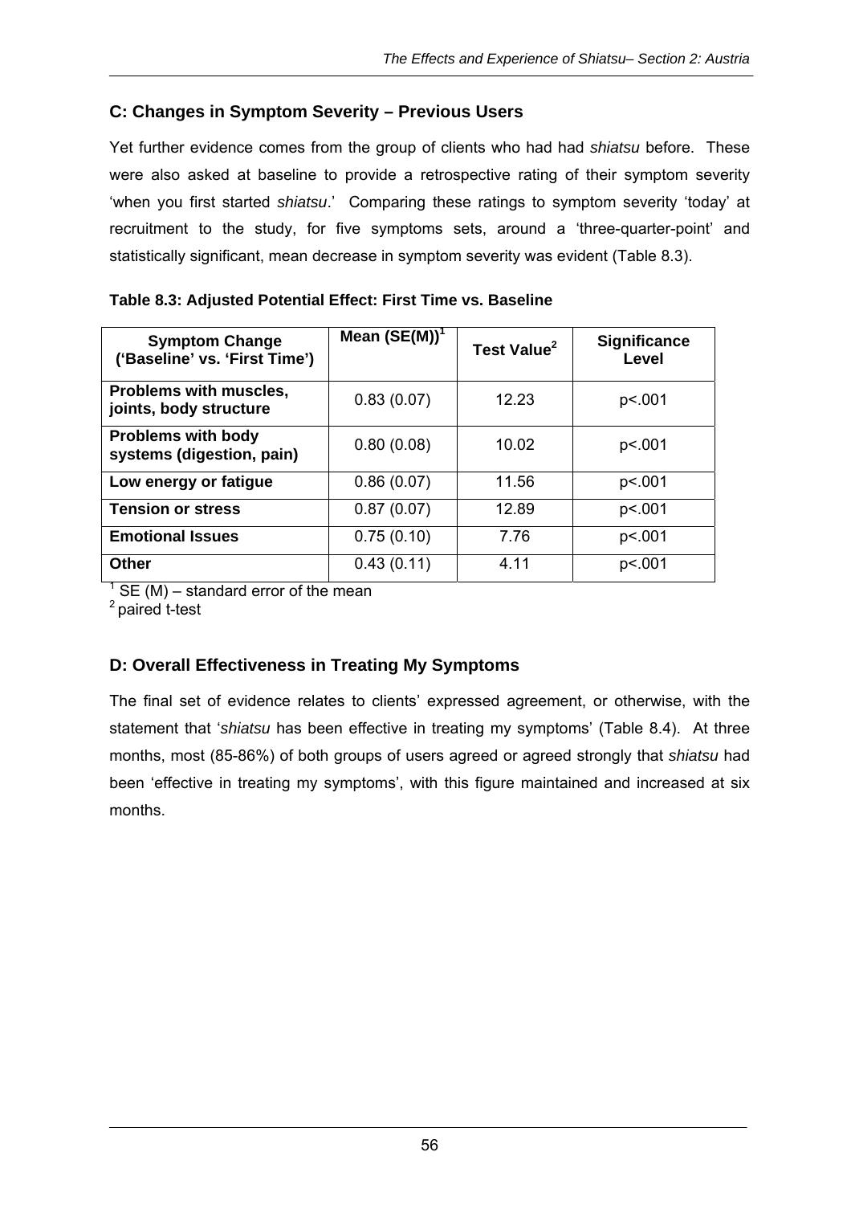## C: Changes in Symptom Severity – Previous Users

Yet further evidence comes from the group of clients who had had *shiatsu* before. These were also asked at baseline to provide a retrospective rating of their symptom severity 'when you first started *shiatsu*.' Comparing these ratings to symptom severity 'today' at recruitment to the study, for five symptoms sets, around a 'three-quarter-point' and statistically significant, mean decrease in symptom severity was evident (Table 8.3).

**Table 8.3: Adjusted Potential Effect: First Time vs. Baseline**

| Symptom Change ('Baseline' vs. 'First Time') | Mean (SE(M))[1] | Test Value[2] | Significance Level |
|---|---|---|---|
| **Problems with muscles, joints, body structure** | 0.83 (0.07) | 12.23 | p<.001 |
| **Problems with body systems (digestion, pain)** | 0.80 (0.08) | 10.02 | p<.001 |
| **Low energy or fatigue** | 0.86 (0.07) | 11.56 | p<.001 |
| **Tension or stress** | 0.87 (0.07) | 12.89 | p<.001 |
| **Emotional Issues** | 0.75 (0.10) | 7.76 | p<.001 |
| **Other** | 0.43 (0.11) | 4.11 | p<.001 |

[1] SE (M) – standard error of the mean
[2] paired t-test

## D: Overall Effectiveness in Treating My Symptoms

The final set of evidence relates to clients' expressed agreement, or otherwise, with the statement that '*shiatsu* has been effective in treating my symptoms' (Table 8.4). At three months, most (85-86%) of both groups of users agreed or agreed strongly that *shiatsu* had been 'effective in treating my symptoms', with this figure maintained and increased at six months.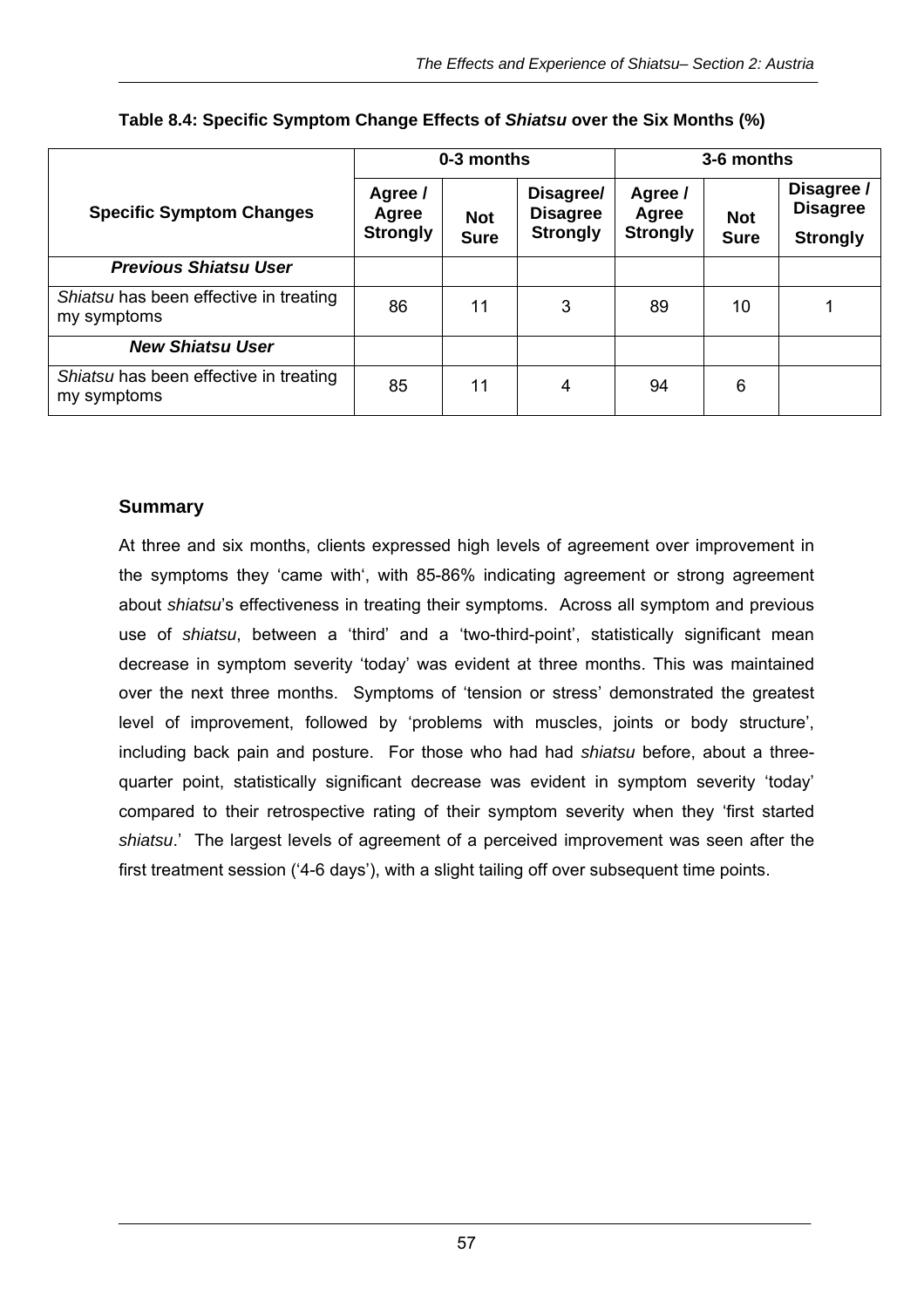**Table 8.4: Specific Symptom Change Effects of *Shiatsu* over the Six Months (%)**

| Specific Symptom Changes | 0-3 months | | | 3-6 months | | |
|---|---|---|---|---|---|---|
| | Agree / Agree Strongly | Not Sure | Disagree/ Disagree Strongly | Agree / Agree Strongly | Not Sure | Disagree / Disagree Strongly |
| ***Previous Shiatsu User*** | | | | | | |
| *Shiatsu* has been effective in treating my symptoms | 86 | 11 | 3 | 89 | 10 | 1 |
| ***New Shiatsu User*** | | | | | | |
| *Shiatsu* has been effective in treating my symptoms | 85 | 11 | 4 | 94 | 6 | |

## Summary

At three and six months, clients expressed high levels of agreement over improvement in the symptoms they 'came with', with 85-86% indicating agreement or strong agreement about *shiatsu*'s effectiveness in treating their symptoms. Across all symptom and previous use of *shiatsu*, between a 'third' and a 'two-third-point', statistically significant mean decrease in symptom severity 'today' was evident at three months. This was maintained over the next three months. Symptoms of 'tension or stress' demonstrated the greatest level of improvement, followed by 'problems with muscles, joints or body structure', including back pain and posture. For those who had had *shiatsu* before, about a three-quarter point, statistically significant decrease was evident in symptom severity 'today' compared to their retrospective rating of their symptom severity when they 'first started *shiatsu*.' The largest levels of agreement of a perceived improvement was seen after the first treatment session ('4-6 days'), with a slight tailing off over subsequent time points.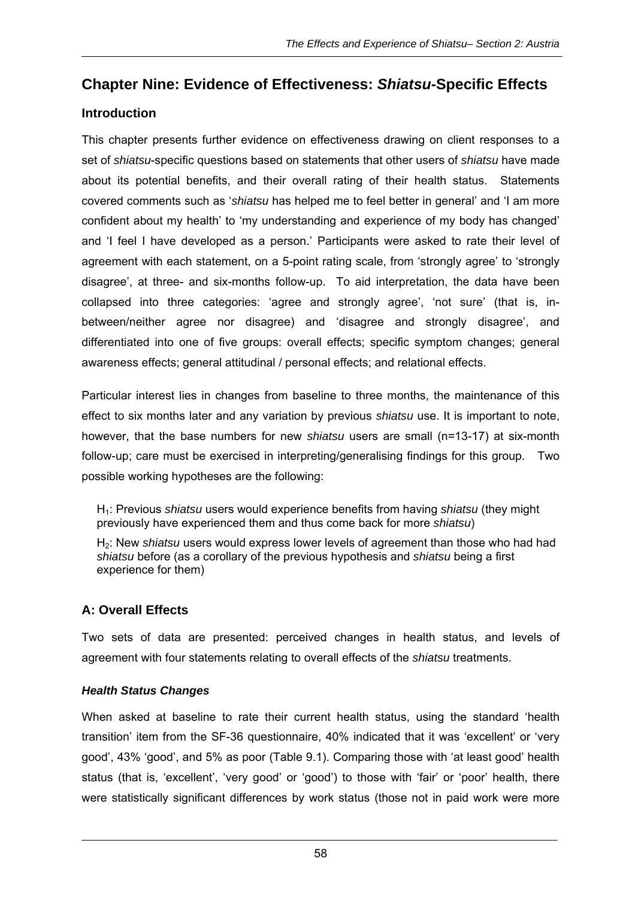# Chapter Nine: Evidence of Effectiveness: *Shiatsu*-Specific Effects

## Introduction

This chapter presents further evidence on effectiveness drawing on client responses to a set of *shiatsu*-specific questions based on statements that other users of *shiatsu* have made about its potential benefits, and their overall rating of their health status. Statements covered comments such as '*shiatsu* has helped me to feel better in general' and 'I am more confident about my health' to 'my understanding and experience of my body has changed' and 'I feel I have developed as a person.' Participants were asked to rate their level of agreement with each statement, on a 5-point rating scale, from 'strongly agree' to 'strongly disagree', at three- and six-months follow-up. To aid interpretation, the data have been collapsed into three categories: 'agree and strongly agree', 'not sure' (that is, in-between/neither agree nor disagree) and 'disagree and strongly disagree', and differentiated into one of five groups: overall effects; specific symptom changes; general awareness effects; general attitudinal / personal effects; and relational effects.

Particular interest lies in changes from baseline to three months, the maintenance of this effect to six months later and any variation by previous *shiatsu* use. It is important to note, however, that the base numbers for new *shiatsu* users are small (n=13-17) at six-month follow-up; care must be exercised in interpreting/generalising findings for this group. Two possible working hypotheses are the following:

$H_1$: Previous *shiatsu* users would experience benefits from having *shiatsu* (they might previously have experienced them and thus come back for more *shiatsu*)

$H_2$: New *shiatsu* users would express lower levels of agreement than those who had had *shiatsu* before (as a corollary of the previous hypothesis and *shiatsu* being a first experience for them)

## A: Overall Effects

Two sets of data are presented: perceived changes in health status, and levels of agreement with four statements relating to overall effects of the *shiatsu* treatments.

### *Health Status Changes*

When asked at baseline to rate their current health status, using the standard 'health transition' item from the SF-36 questionnaire, 40% indicated that it was 'excellent' or 'very good', 43% 'good', and 5% as poor (Table 9.1). Comparing those with 'at least good' health status (that is, 'excellent', 'very good' or 'good') to those with 'fair' or 'poor' health, there were statistically significant differences by work status (those not in paid work were more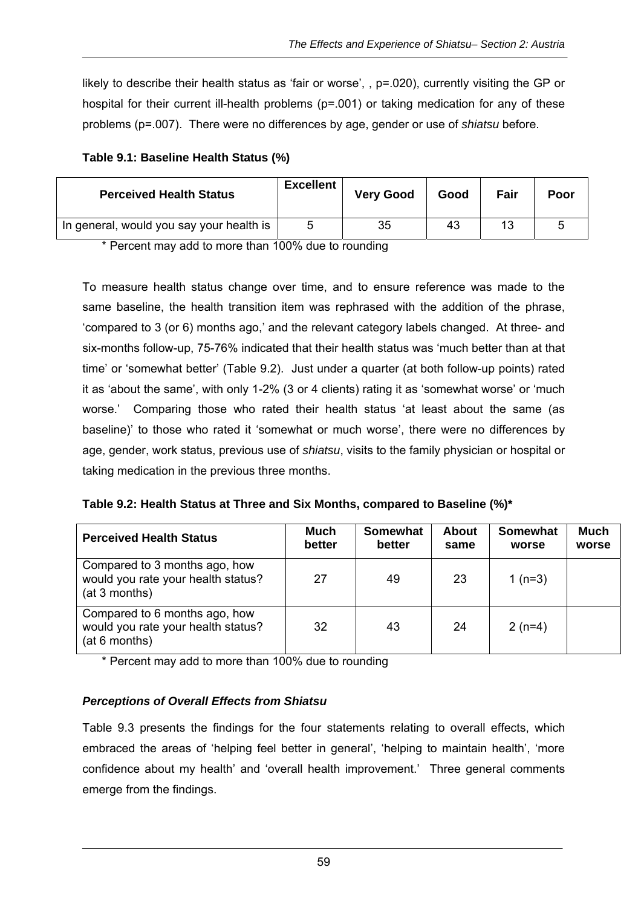likely to describe their health status as 'fair or worse', , p=.020), currently visiting the GP or hospital for their current ill-health problems (p=.001) or taking medication for any of these problems (p=.007). There were no differences by age, gender or use of *shiatsu* before.

**Table 9.1: Baseline Health Status (%)**

| Perceived Health Status | Excellent | Very Good | Good | Fair | Poor |
|---|---|---|---|---|---|
| In general, would you say your health is | 5 | 35 | 43 | 13 | 5 |

\* Percent may add to more than 100% due to rounding

To measure health status change over time, and to ensure reference was made to the same baseline, the health transition item was rephrased with the addition of the phrase, 'compared to 3 (or 6) months ago,' and the relevant category labels changed. At three- and six-months follow-up, 75-76% indicated that their health status was 'much better than at that time' or 'somewhat better' (Table 9.2). Just under a quarter (at both follow-up points) rated it as 'about the same', with only 1-2% (3 or 4 clients) rating it as 'somewhat worse' or 'much worse.' Comparing those who rated their health status 'at least about the same (as baseline)' to those who rated it 'somewhat or much worse', there were no differences by age, gender, work status, previous use of *shiatsu*, visits to the family physician or hospital or taking medication in the previous three months.

**Table 9.2: Health Status at Three and Six Months, compared to Baseline (%)\***

| Perceived Health Status | Much better | Somewhat better | About same | Somewhat worse | Much worse |
|---|---|---|---|---|---|
| Compared to 3 months ago, how would you rate your health status? (at 3 months) | 27 | 49 | 23 | 1 (n=3) | |
| Compared to 6 months ago, how would you rate your health status? (at 6 months) | 32 | 43 | 24 | 2 (n=4) | |

\* Percent may add to more than 100% due to rounding

### *Perceptions of Overall Effects from Shiatsu*

Table 9.3 presents the findings for the four statements relating to overall effects, which embraced the areas of 'helping feel better in general', 'helping to maintain health', 'more confidence about my health' and 'overall health improvement.' Three general comments emerge from the findings.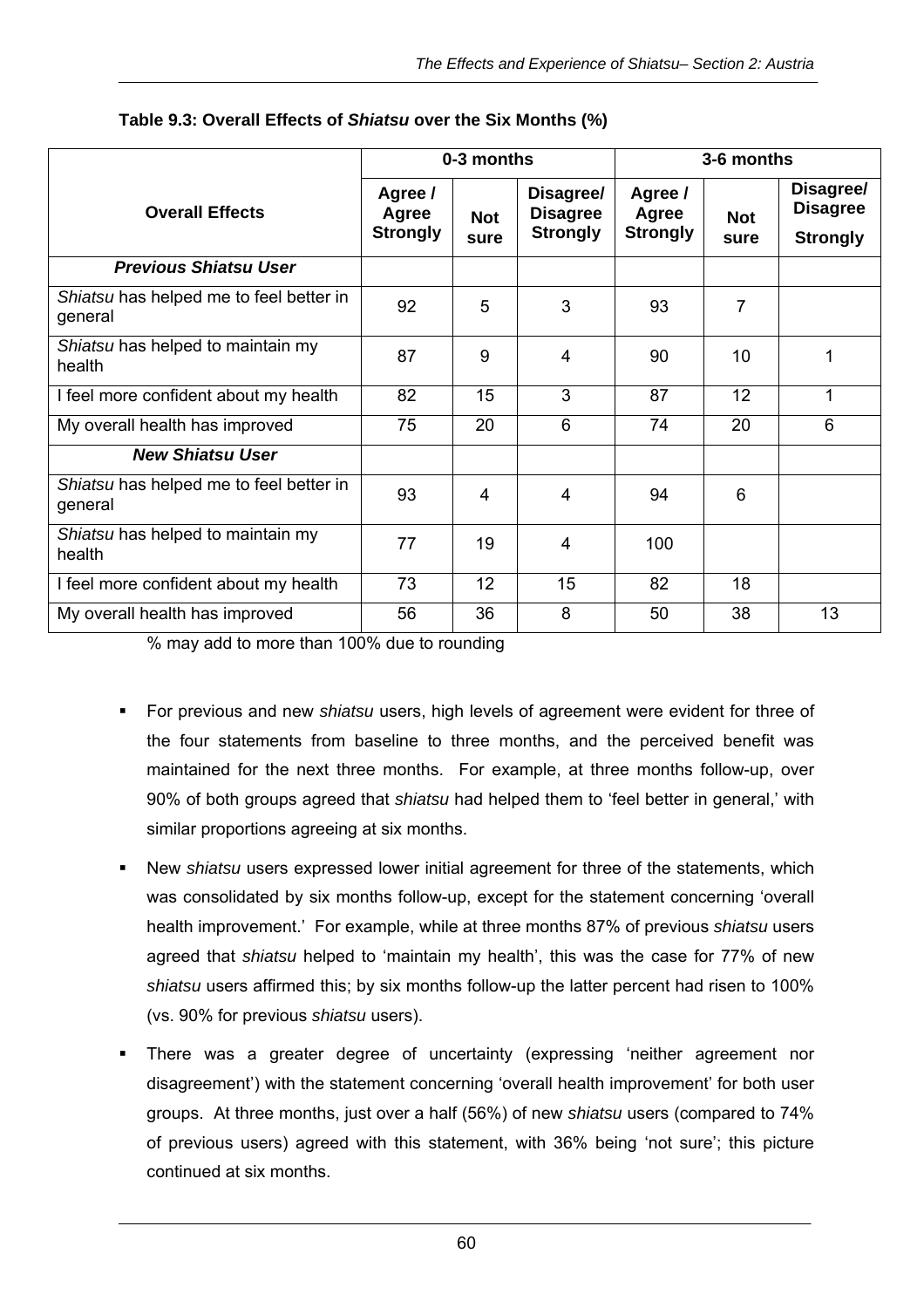**Table 9.3: Overall Effects of *Shiatsu* over the Six Months (%)**

| Overall Effects | 0-3 months | | | 3-6 months | | |
|---|---|---|---|---|---|---|
| | Agree / Agree Strongly | Not sure | Disagree/ Disagree Strongly | Agree / Agree Strongly | Not sure | Disagree/ Disagree Strongly |
| ***Previous Shiatsu User*** | | | | | | |
| *Shiatsu* has helped me to feel better in general | 92 | 5 | 3 | 93 | 7 | |
| *Shiatsu* has helped to maintain my health | 87 | 9 | 4 | 90 | 10 | 1 |
| I feel more confident about my health | 82 | 15 | 3 | 87 | 12 | 1 |
| My overall health has improved | 75 | 20 | 6 | 74 | 20 | 6 |
| ***New Shiatsu User*** | | | | | | |
| *Shiatsu* has helped me to feel better in general | 93 | 4 | 4 | 94 | 6 | |
| *Shiatsu* has helped to maintain my health | 77 | 19 | 4 | 100 | | |
| I feel more confident about my health | 73 | 12 | 15 | 82 | 18 | |
| My overall health has improved | 56 | 36 | 8 | 50 | 38 | 13 |

% may add to more than 100% due to rounding

- For previous and new *shiatsu* users, high levels of agreement were evident for three of the four statements from baseline to three months, and the perceived benefit was maintained for the next three months. For example, at three months follow-up, over 90% of both groups agreed that *shiatsu* had helped them to 'feel better in general,' with similar proportions agreeing at six months.
- New *shiatsu* users expressed lower initial agreement for three of the statements, which was consolidated by six months follow-up, except for the statement concerning 'overall health improvement.' For example, while at three months 87% of previous *shiatsu* users agreed that *shiatsu* helped to 'maintain my health', this was the case for 77% of new *shiatsu* users affirmed this; by six months follow-up the latter percent had risen to 100% (vs. 90% for previous *shiatsu* users).
- There was a greater degree of uncertainty (expressing 'neither agreement nor disagreement') with the statement concerning 'overall health improvement' for both user groups. At three months, just over a half (56%) of new *shiatsu* users (compared to 74% of previous users) agreed with this statement, with 36% being 'not sure'; this picture continued at six months.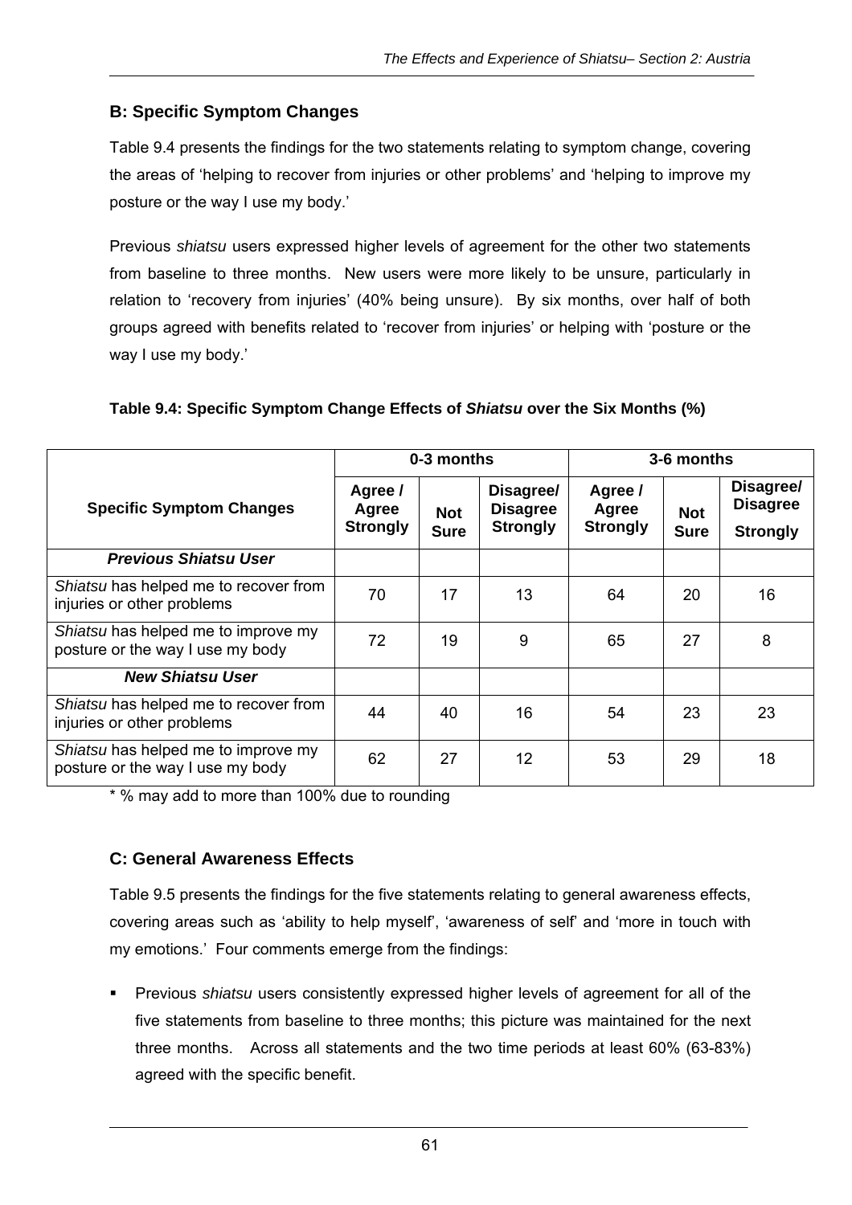### B: Specific Symptom Changes

Table 9.4 presents the findings for the two statements relating to symptom change, covering the areas of 'helping to recover from injuries or other problems' and 'helping to improve my posture or the way I use my body.'

Previous *shiatsu* users expressed higher levels of agreement for the other two statements from baseline to three months. New users were more likely to be unsure, particularly in relation to 'recovery from injuries' (40% being unsure). By six months, over half of both groups agreed with benefits related to 'recover from injuries' or helping with 'posture or the way I use my body.'

**Table 9.4: Specific Symptom Change Effects of *Shiatsu* over the Six Months (%)**

| Specific Symptom Changes | 0-3 months | | | 3-6 months | | |
|---|---|---|---|---|---|---|
| | Agree / Agree Strongly | Not Sure | Disagree/ Disagree Strongly | Agree / Agree Strongly | Not Sure | Disagree/ Disagree Strongly |
| ***Previous Shiatsu User*** | | | | | | |
| *Shiatsu* has helped me to recover from injuries or other problems | 70 | 17 | 13 | 64 | 20 | 16 |
| *Shiatsu* has helped me to improve my posture or the way I use my body | 72 | 19 | 9 | 65 | 27 | 8 |
| ***New Shiatsu User*** | | | | | | |
| *Shiatsu* has helped me to recover from injuries or other problems | 44 | 40 | 16 | 54 | 23 | 23 |
| *Shiatsu* has helped me to improve my posture or the way I use my body | 62 | 27 | 12 | 53 | 29 | 18 |

* % may add to more than 100% due to rounding

### C: General Awareness Effects

Table 9.5 presents the findings for the five statements relating to general awareness effects, covering areas such as 'ability to help myself', 'awareness of self' and 'more in touch with my emotions.' Four comments emerge from the findings:

- Previous *shiatsu* users consistently expressed higher levels of agreement for all of the five statements from baseline to three months; this picture was maintained for the next three months. Across all statements and the two time periods at least 60% (63-83%) agreed with the specific benefit.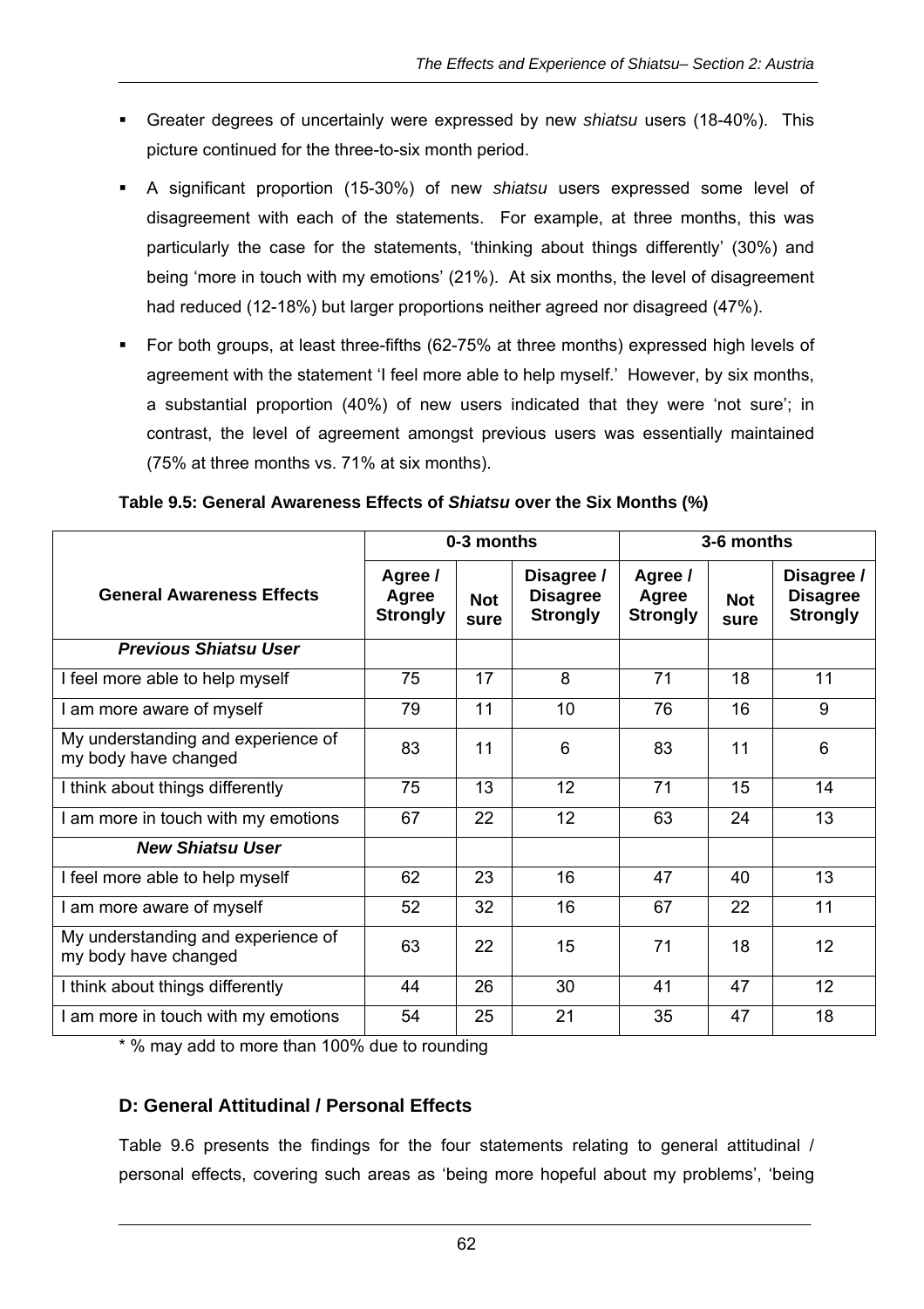- Greater degrees of uncertainly were expressed by new *shiatsu* users (18-40%). This picture continued for the three-to-six month period.
- A significant proportion (15-30%) of new *shiatsu* users expressed some level of disagreement with each of the statements. For example, at three months, this was particularly the case for the statements, 'thinking about things differently' (30%) and being 'more in touch with my emotions' (21%). At six months, the level of disagreement had reduced (12-18%) but larger proportions neither agreed nor disagreed (47%).
- For both groups, at least three-fifths (62-75% at three months) expressed high levels of agreement with the statement 'I feel more able to help myself.' However, by six months, a substantial proportion (40%) of new users indicated that they were 'not sure'; in contrast, the level of agreement amongst previous users was essentially maintained (75% at three months vs. 71% at six months).

**Table 9.5: General Awareness Effects of *Shiatsu* over the Six Months (%)**

| General Awareness Effects | 0-3 months | | | 3-6 months | | |
|---|---|---|---|---|---|---|
| | Agree / Agree Strongly | Not sure | Disagree / Disagree Strongly | Agree / Agree Strongly | Not sure | Disagree / Disagree Strongly |
| ***Previous Shiatsu User*** | | | | | | |
| I feel more able to help myself | 75 | 17 | 8 | 71 | 18 | 11 |
| I am more aware of myself | 79 | 11 | 10 | 76 | 16 | 9 |
| My understanding and experience of my body have changed | 83 | 11 | 6 | 83 | 11 | 6 |
| I think about things differently | 75 | 13 | 12 | 71 | 15 | 14 |
| I am more in touch with my emotions | 67 | 22 | 12 | 63 | 24 | 13 |
| ***New Shiatsu User*** | | | | | | |
| I feel more able to help myself | 62 | 23 | 16 | 47 | 40 | 13 |
| I am more aware of myself | 52 | 32 | 16 | 67 | 22 | 11 |
| My understanding and experience of my body have changed | 63 | 22 | 15 | 71 | 18 | 12 |
| I think about things differently | 44 | 26 | 30 | 41 | 47 | 12 |
| I am more in touch with my emotions | 54 | 25 | 21 | 35 | 47 | 18 |

\* % may add to more than 100% due to rounding

### D: General Attitudinal / Personal Effects

Table 9.6 presents the findings for the four statements relating to general attitudinal / personal effects, covering such areas as 'being more hopeful about my problems', 'being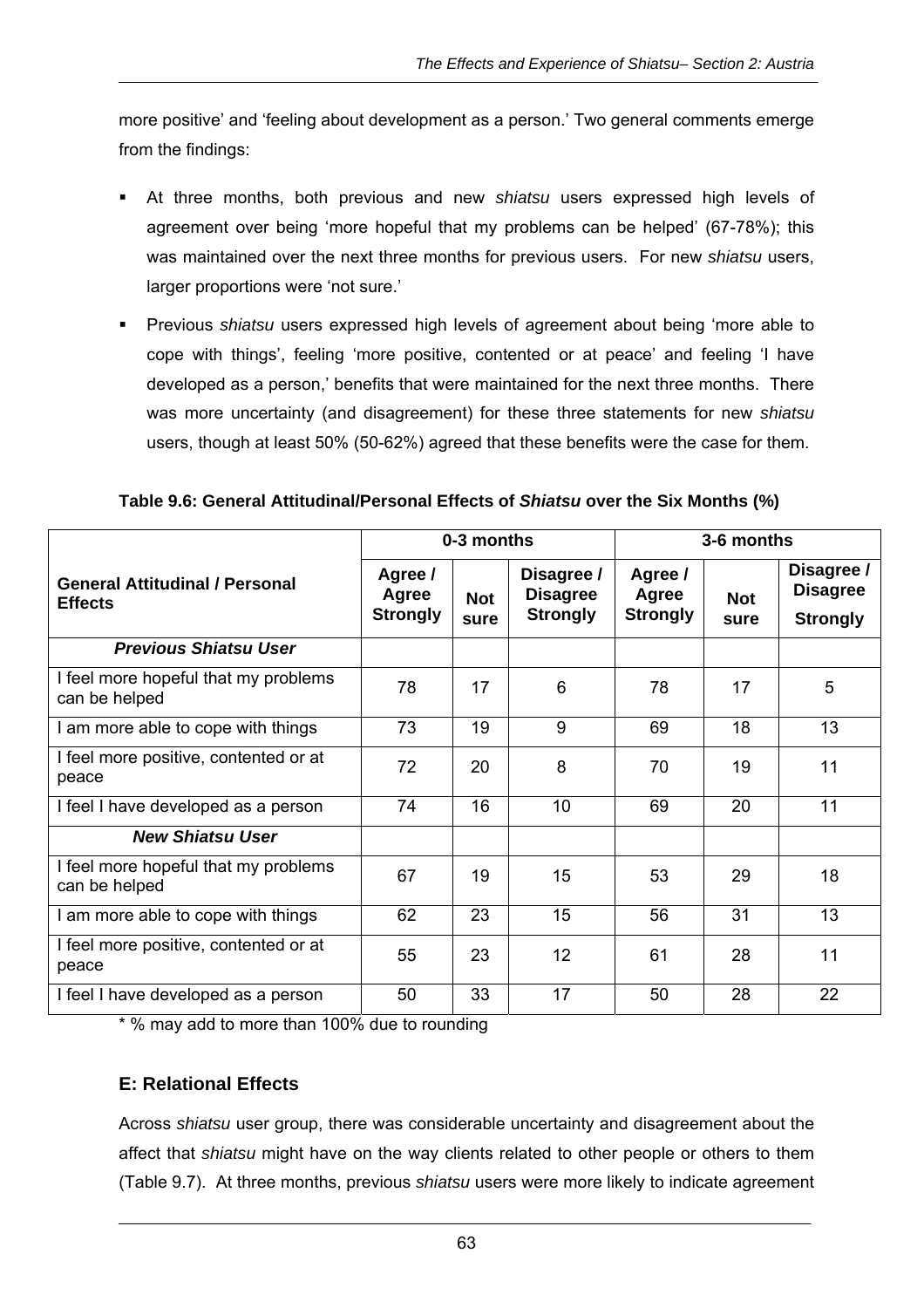more positive' and 'feeling about development as a person.' Two general comments emerge from the findings:

- At three months, both previous and new *shiatsu* users expressed high levels of agreement over being 'more hopeful that my problems can be helped' (67-78%); this was maintained over the next three months for previous users. For new *shiatsu* users, larger proportions were 'not sure.'
- Previous *shiatsu* users expressed high levels of agreement about being 'more able to cope with things', feeling 'more positive, contented or at peace' and feeling 'I have developed as a person,' benefits that were maintained for the next three months. There was more uncertainty (and disagreement) for these three statements for new *shiatsu* users, though at least 50% (50-62%) agreed that these benefits were the case for them.

**Table 9.6: General Attitudinal/Personal Effects of *Shiatsu* over the Six Months (%)**

| General Attitudinal / Personal Effects | 0-3 months | | | 3-6 months | | |
|---|---|---|---|---|---|---|
| | Agree / Agree Strongly | Not sure | Disagree / Disagree Strongly | Agree / Agree Strongly | Not sure | Disagree / Disagree Strongly |
| ***Previous Shiatsu User*** | | | | | | |
| I feel more hopeful that my problems can be helped | 78 | 17 | 6 | 78 | 17 | 5 |
| I am more able to cope with things | 73 | 19 | 9 | 69 | 18 | 13 |
| I feel more positive, contented or at peace | 72 | 20 | 8 | 70 | 19 | 11 |
| I feel I have developed as a person | 74 | 16 | 10 | 69 | 20 | 11 |
| ***New Shiatsu User*** | | | | | | |
| I feel more hopeful that my problems can be helped | 67 | 19 | 15 | 53 | 29 | 18 |
| I am more able to cope with things | 62 | 23 | 15 | 56 | 31 | 13 |
| I feel more positive, contented or at peace | 55 | 23 | 12 | 61 | 28 | 11 |
| I feel I have developed as a person | 50 | 33 | 17 | 50 | 28 | 22 |

\* % may add to more than 100% due to rounding

### E: Relational Effects

Across *shiatsu* user group, there was considerable uncertainty and disagreement about the affect that *shiatsu* might have on the way clients related to other people or others to them (Table 9.7). At three months, previous *shiatsu* users were more likely to indicate agreement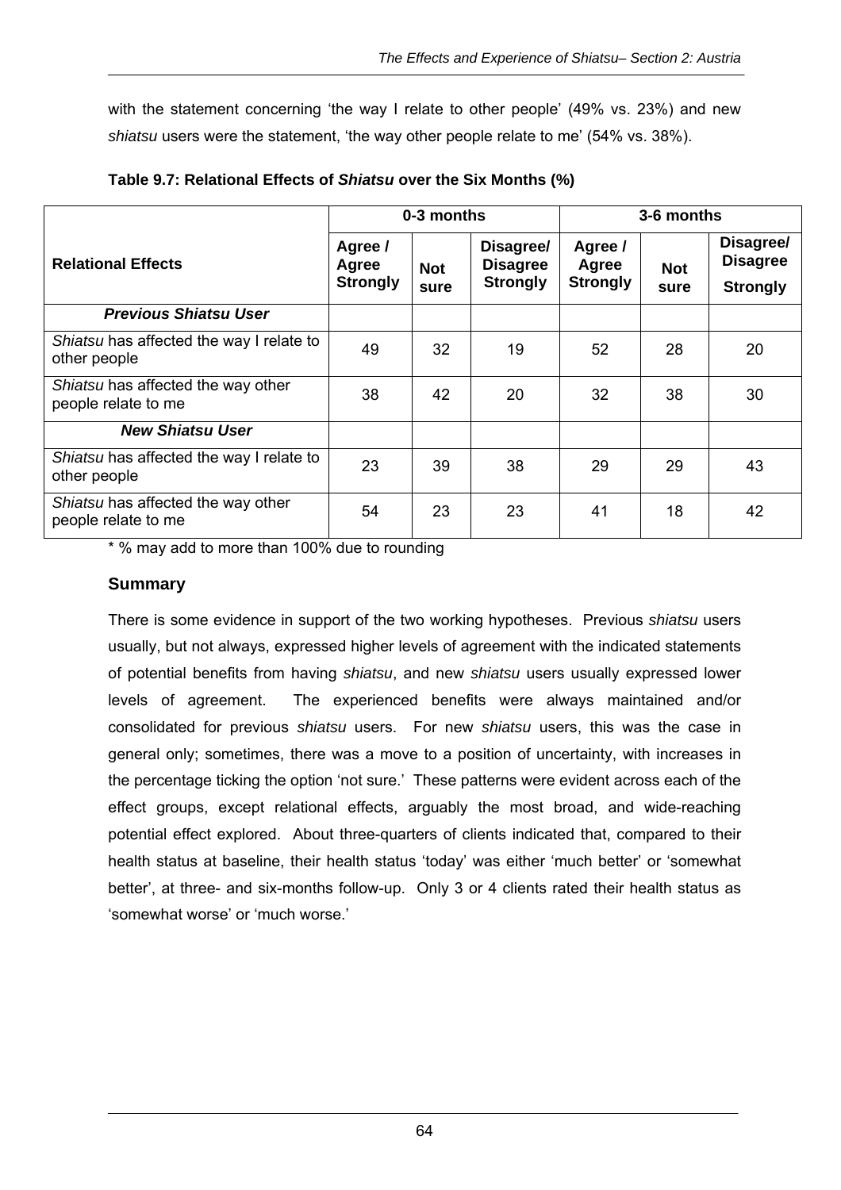with the statement concerning 'the way I relate to other people' (49% vs. 23%) and new *shiatsu* users were the statement, 'the way other people relate to me' (54% vs. 38%).

**Table 9.7: Relational Effects of *Shiatsu* over the Six Months (%)**

| Relational Effects | 0-3 months | | | 3-6 months | | |
|---|---|---|---|---|---|---|
| | Agree / Agree Strongly | Not sure | Disagree/ Disagree Strongly | Agree / Agree Strongly | Not sure | Disagree/ Disagree Strongly |
| ***Previous Shiatsu User*** | | | | | | |
| *Shiatsu* has affected the way I relate to other people | 49 | 32 | 19 | 52 | 28 | 20 |
| *Shiatsu* has affected the way other people relate to me | 38 | 42 | 20 | 32 | 38 | 30 |
| ***New Shiatsu User*** | | | | | | |
| *Shiatsu* has affected the way I relate to other people | 23 | 39 | 38 | 29 | 29 | 43 |
| *Shiatsu* has affected the way other people relate to me | 54 | 23 | 23 | 41 | 18 | 42 |

* % may add to more than 100% due to rounding

### Summary

There is some evidence in support of the two working hypotheses. Previous *shiatsu* users usually, but not always, expressed higher levels of agreement with the indicated statements of potential benefits from having *shiatsu*, and new *shiatsu* users usually expressed lower levels of agreement. The experienced benefits were always maintained and/or consolidated for previous *shiatsu* users. For new *shiatsu* users, this was the case in general only; sometimes, there was a move to a position of uncertainty, with increases in the percentage ticking the option 'not sure.' These patterns were evident across each of the effect groups, except relational effects, arguably the most broad, and wide-reaching potential effect explored. About three-quarters of clients indicated that, compared to their health status at baseline, their health status 'today' was either 'much better' or 'somewhat better', at three- and six-months follow-up. Only 3 or 4 clients rated their health status as 'somewhat worse' or 'much worse.'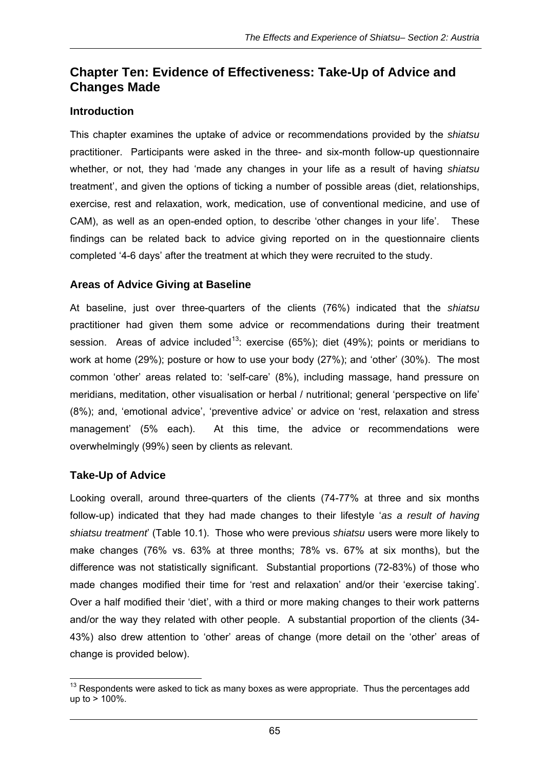## Chapter Ten: Evidence of Effectiveness: Take-Up of Advice and Changes Made

### Introduction

This chapter examines the uptake of advice or recommendations provided by the *shiatsu* practitioner. Participants were asked in the three- and six-month follow-up questionnaire whether, or not, they had 'made any changes in your life as a result of having *shiatsu* treatment', and given the options of ticking a number of possible areas (diet, relationships, exercise, rest and relaxation, work, medication, use of conventional medicine, and use of CAM), as well as an open-ended option, to describe 'other changes in your life'. These findings can be related back to advice giving reported on in the questionnaire clients completed '4-6 days' after the treatment at which they were recruited to the study.

### Areas of Advice Giving at Baseline

At baseline, just over three-quarters of the clients (76%) indicated that the *shiatsu* practitioner had given them some advice or recommendations during their treatment session. Areas of advice included[13]: exercise (65%); diet (49%); points or meridians to work at home (29%); posture or how to use your body (27%); and 'other' (30%). The most common 'other' areas related to: 'self-care' (8%), including massage, hand pressure on meridians, meditation, other visualisation or herbal / nutritional; general 'perspective on life' (8%); and, 'emotional advice', 'preventive advice' or advice on 'rest, relaxation and stress management' (5% each). At this time, the advice or recommendations were overwhelmingly (99%) seen by clients as relevant.

### Take-Up of Advice

Looking overall, around three-quarters of the clients (74-77% at three and six months follow-up) indicated that they had made changes to their lifestyle '*as a result of having shiatsu treatment*' (Table 10.1). Those who were previous *shiatsu* users were more likely to make changes (76% vs. 63% at three months; 78% vs. 67% at six months), but the difference was not statistically significant. Substantial proportions (72-83%) of those who made changes modified their time for 'rest and relaxation' and/or their 'exercise taking'. Over a half modified their 'diet', with a third or more making changes to their work patterns and/or the way they related with other people. A substantial proportion of the clients (34-43%) also drew attention to 'other' areas of change (more detail on the 'other' areas of change is provided below).

[13] Respondents were asked to tick as many boxes as were appropriate. Thus the percentages add up to > 100%.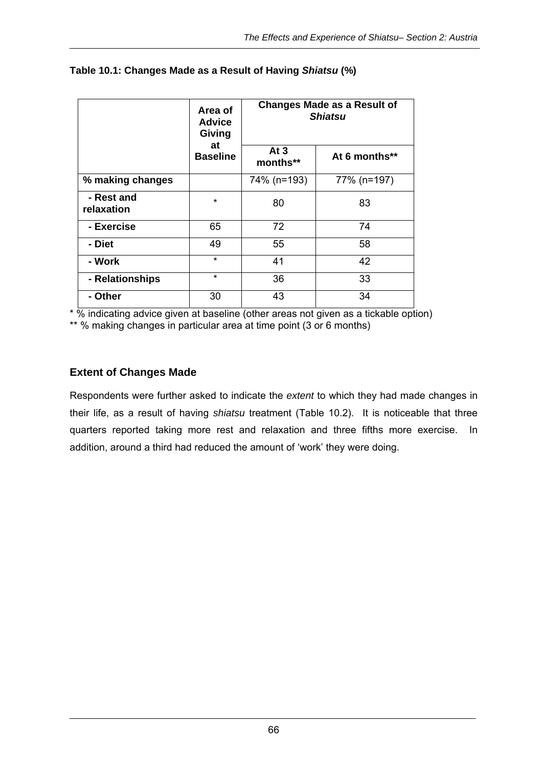**Table 10.1: Changes Made as a Result of Having *Shiatsu* (%)**

| | Area of Advice Giving at Baseline | Changes Made as a Result of *Shiatsu* | |
|---|---|---|---|
| | | At 3 months** | At 6 months** |
| **% making changes** | | 74% (n=193) | 77% (n=197) |
| **- Rest and relaxation** | * | 80 | 83 |
| **- Exercise** | 65 | 72 | 74 |
| **- Diet** | 49 | 55 | 58 |
| **- Work** | * | 41 | 42 |
| **- Relationships** | * | 36 | 33 |
| **- Other** | 30 | 43 | 34 |

\* % indicating advice given at baseline (other areas not given as a tickable option)
** % making changes in particular area at time point (3 or 6 months)

### Extent of Changes Made

Respondents were further asked to indicate the *extent* to which they had made changes in their life, as a result of having *shiatsu* treatment (Table 10.2). It is noticeable that three quarters reported taking more rest and relaxation and three fifths more exercise. In addition, around a third had reduced the amount of 'work' they were doing.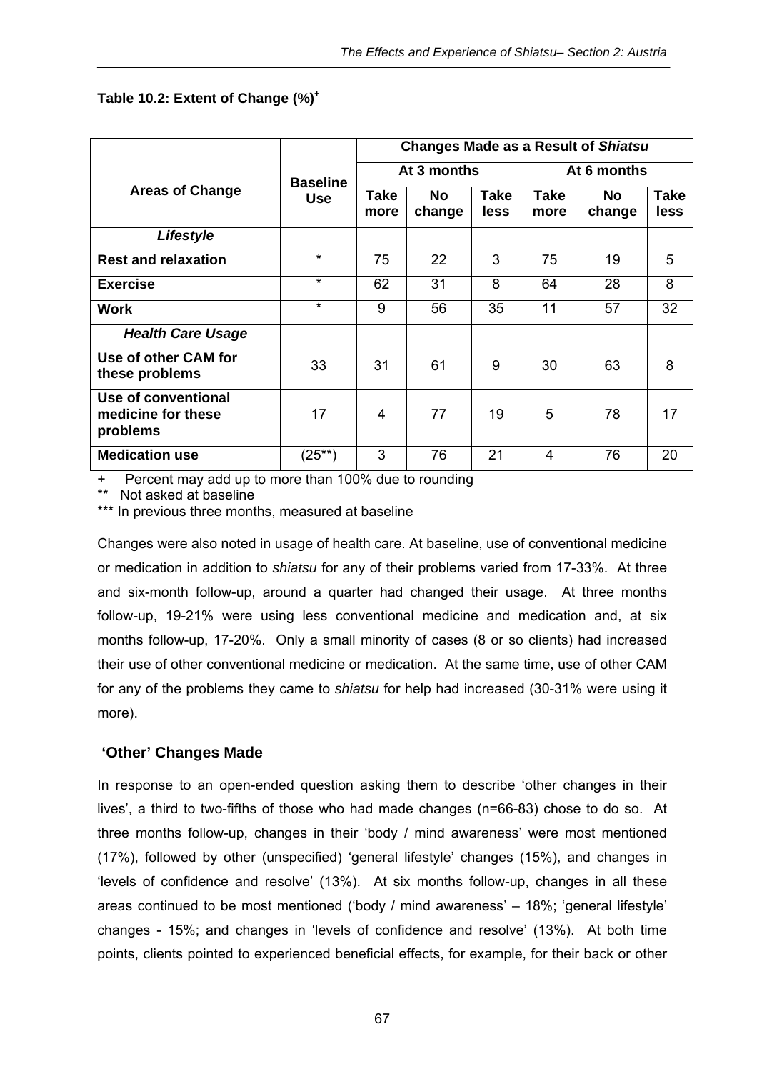**Table 10.2: Extent of Change (%)[+]**

| Areas of Change | Baseline Use | Changes Made as a Result of *Shiatsu* | | | | | |
|---|---|---|---|---|---|---|---|
| | | At 3 months | | | At 6 months | | |
| | | Take more | No change | Take less | Take more | No change | Take less |
| ***Lifestyle*** | | | | | | | |
| **Rest and relaxation** | * | 75 | 22 | 3 | 75 | 19 | 5 |
| **Exercise** | * | 62 | 31 | 8 | 64 | 28 | 8 |
| **Work** | * | 9 | 56 | 35 | 11 | 57 | 32 |
| ***Health Care Usage*** | | | | | | | |
| **Use of other CAM for these problems** | 33 | 31 | 61 | 9 | 30 | 63 | 8 |
| **Use of conventional medicine for these problems** | 17 | 4 | 77 | 19 | 5 | 78 | 17 |
| **Medication use** | (25**) | 3 | 76 | 21 | 4 | 76 | 20 |

\+ Percent may add up to more than 100% due to rounding

** Not asked at baseline

*** In previous three months, measured at baseline

Changes were also noted in usage of health care. At baseline, use of conventional medicine or medication in addition to *shiatsu* for any of their problems varied from 17-33%. At three and six-month follow-up, around a quarter had changed their usage. At three months follow-up, 19-21% were using less conventional medicine and medication and, at six months follow-up, 17-20%. Only a small minority of cases (8 or so clients) had increased their use of other conventional medicine or medication. At the same time, use of other CAM for any of the problems they came to *shiatsu* for help had increased (30-31% were using it more).

## 'Other' Changes Made

In response to an open-ended question asking them to describe 'other changes in their lives', a third to two-fifths of those who had made changes (n=66-83) chose to do so. At three months follow-up, changes in their 'body / mind awareness' were most mentioned (17%), followed by other (unspecified) 'general lifestyle' changes (15%), and changes in 'levels of confidence and resolve' (13%). At six months follow-up, changes in all these areas continued to be most mentioned ('body / mind awareness' – 18%; 'general lifestyle' changes - 15%; and changes in 'levels of confidence and resolve' (13%). At both time points, clients pointed to experienced beneficial effects, for example, for their back or other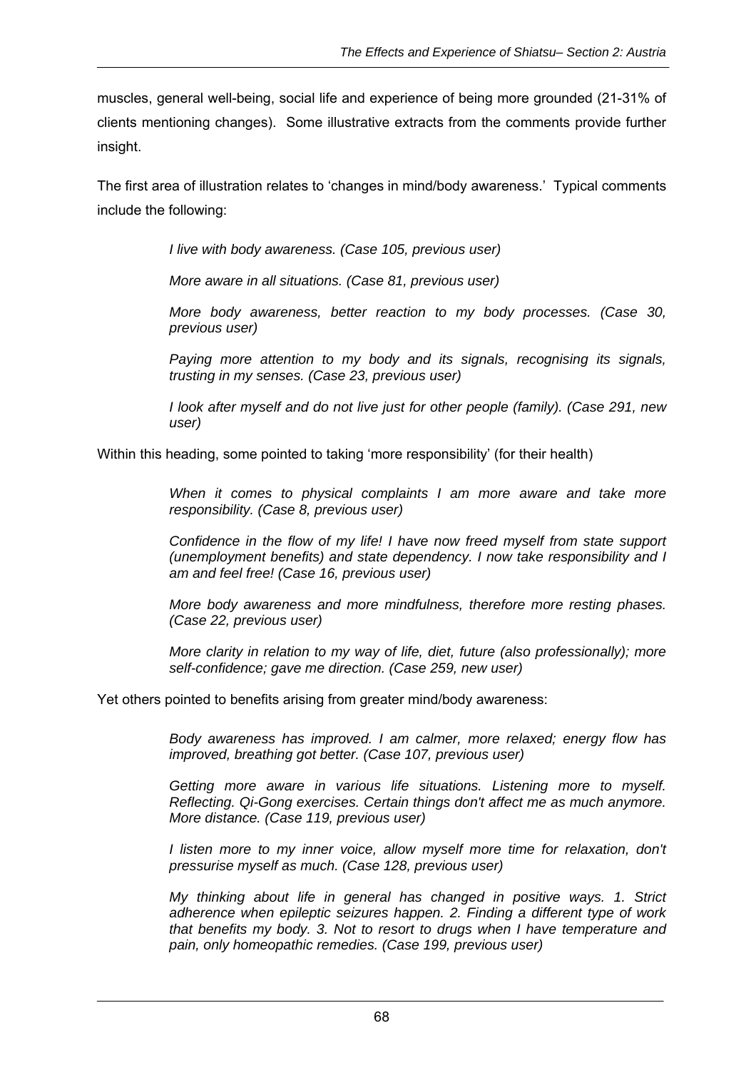muscles, general well-being, social life and experience of being more grounded (21-31% of clients mentioning changes). Some illustrative extracts from the comments provide further insight.

The first area of illustration relates to 'changes in mind/body awareness.' Typical comments include the following:

> *I live with body awareness. (Case 105, previous user)*
>
> *More aware in all situations. (Case 81, previous user)*
>
> *More body awareness, better reaction to my body processes. (Case 30, previous user)*
>
> *Paying more attention to my body and its signals, recognising its signals, trusting in my senses. (Case 23, previous user)*
>
> *I look after myself and do not live just for other people (family). (Case 291, new user)*

Within this heading, some pointed to taking 'more responsibility' (for their health)

> *When it comes to physical complaints I am more aware and take more responsibility. (Case 8, previous user)*
>
> *Confidence in the flow of my life! I have now freed myself from state support (unemployment benefits) and state dependency. I now take responsibility and I am and feel free! (Case 16, previous user)*
>
> *More body awareness and more mindfulness, therefore more resting phases. (Case 22, previous user)*
>
> *More clarity in relation to my way of life, diet, future (also professionally); more self-confidence; gave me direction. (Case 259, new user)*

Yet others pointed to benefits arising from greater mind/body awareness:

> *Body awareness has improved. I am calmer, more relaxed; energy flow has improved, breathing got better. (Case 107, previous user)*
>
> *Getting more aware in various life situations. Listening more to myself. Reflecting. Qi-Gong exercises. Certain things don't affect me as much anymore. More distance. (Case 119, previous user)*
>
> *I listen more to my inner voice, allow myself more time for relaxation, don't pressurise myself as much. (Case 128, previous user)*
>
> *My thinking about life in general has changed in positive ways. 1. Strict adherence when epileptic seizures happen. 2. Finding a different type of work that benefits my body. 3. Not to resort to drugs when I have temperature and pain, only homeopathic remedies. (Case 199, previous user)*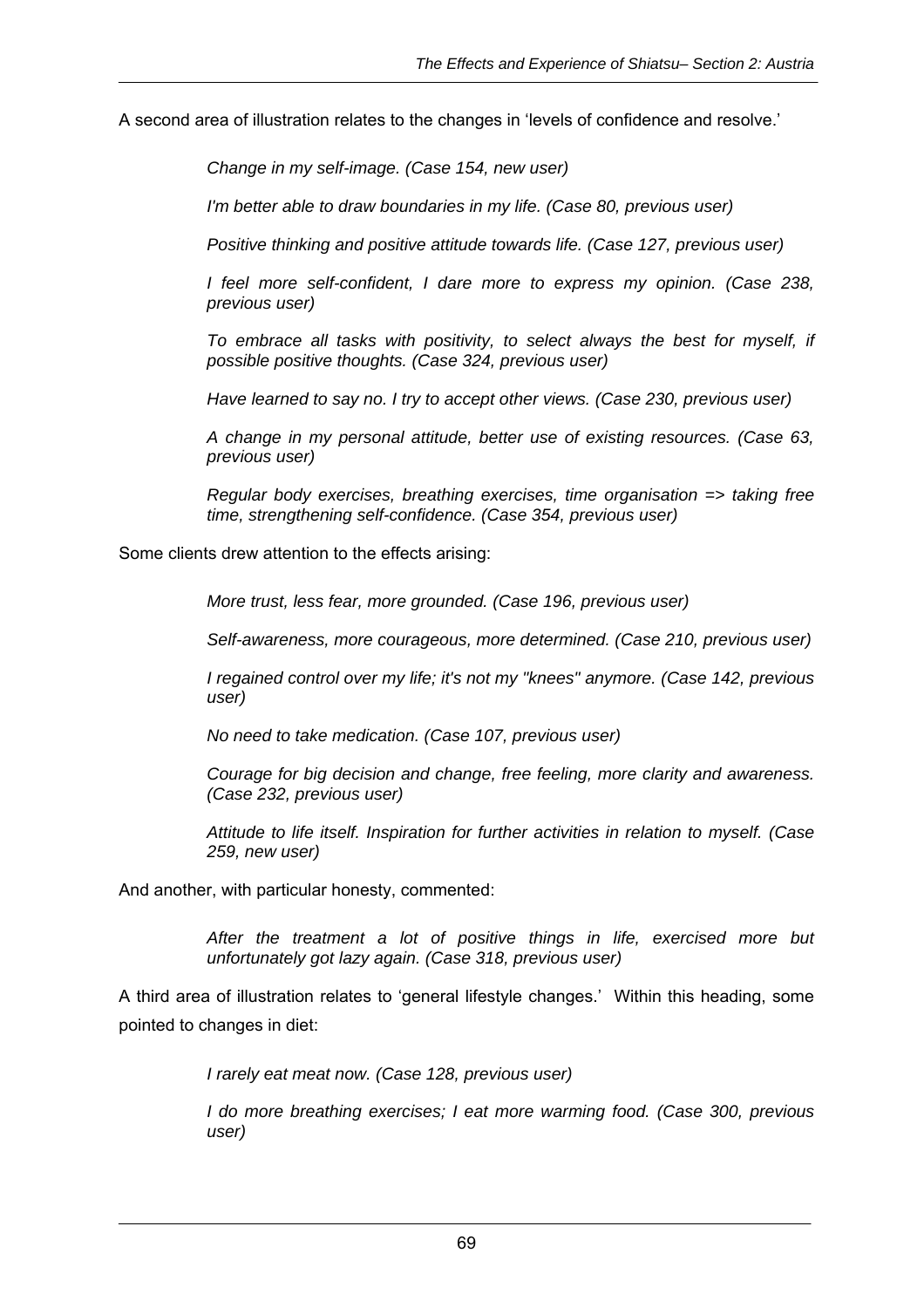A second area of illustration relates to the changes in 'levels of confidence and resolve.'

> *Change in my self-image. (Case 154, new user)*
>
> *I'm better able to draw boundaries in my life. (Case 80, previous user)*
>
> *Positive thinking and positive attitude towards life. (Case 127, previous user)*
>
> *I feel more self-confident, I dare more to express my opinion. (Case 238, previous user)*
>
> *To embrace all tasks with positivity, to select always the best for myself, if possible positive thoughts. (Case 324, previous user)*
>
> *Have learned to say no. I try to accept other views. (Case 230, previous user)*
>
> *A change in my personal attitude, better use of existing resources. (Case 63, previous user)*
>
> *Regular body exercises, breathing exercises, time organisation => taking free time, strengthening self-confidence. (Case 354, previous user)*

Some clients drew attention to the effects arising:

> *More trust, less fear, more grounded. (Case 196, previous user)*
>
> *Self-awareness, more courageous, more determined. (Case 210, previous user)*
>
> *I regained control over my life; it's not my "knees" anymore. (Case 142, previous user)*
>
> *No need to take medication. (Case 107, previous user)*
>
> *Courage for big decision and change, free feeling, more clarity and awareness. (Case 232, previous user)*
>
> *Attitude to life itself. Inspiration for further activities in relation to myself. (Case 259, new user)*

And another, with particular honesty, commented:

> *After the treatment a lot of positive things in life, exercised more but unfortunately got lazy again. (Case 318, previous user)*

A third area of illustration relates to 'general lifestyle changes.' Within this heading, some pointed to changes in diet:

> *I rarely eat meat now. (Case 128, previous user)*
>
> *I do more breathing exercises; I eat more warming food. (Case 300, previous user)*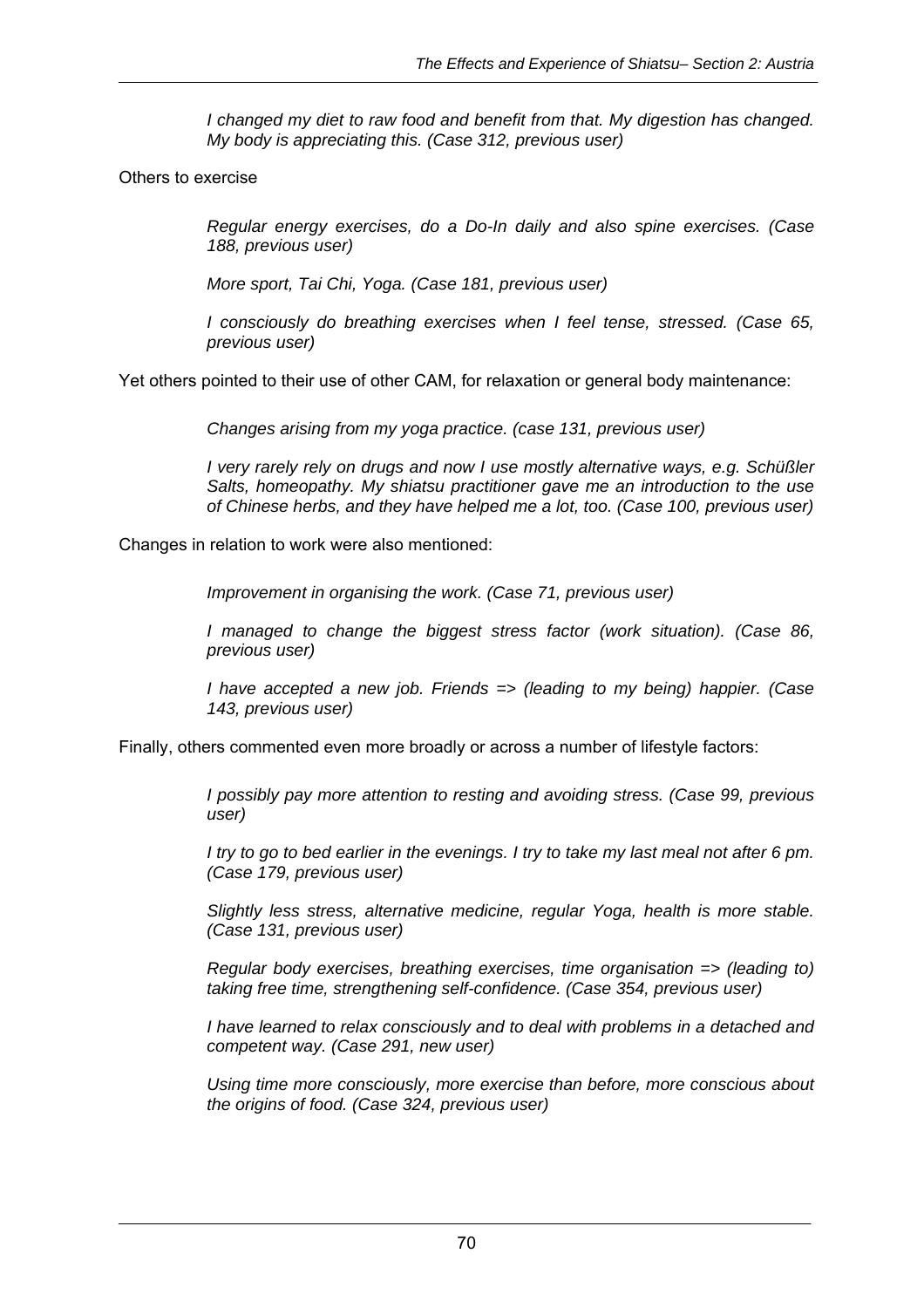*I changed my diet to raw food and benefit from that. My digestion has changed. My body is appreciating this. (Case 312, previous user)*

Others to exercise

*Regular energy exercises, do a Do-In daily and also spine exercises. (Case 188, previous user)*

*More sport, Tai Chi, Yoga. (Case 181, previous user)*

*I consciously do breathing exercises when I feel tense, stressed. (Case 65, previous user)*

Yet others pointed to their use of other CAM, for relaxation or general body maintenance:

*Changes arising from my yoga practice. (case 131, previous user)*

*I very rarely rely on drugs and now I use mostly alternative ways, e.g. Schüßler Salts, homeopathy. My shiatsu practitioner gave me an introduction to the use of Chinese herbs, and they have helped me a lot, too. (Case 100, previous user)*

Changes in relation to work were also mentioned:

*Improvement in organising the work. (Case 71, previous user)*

*I managed to change the biggest stress factor (work situation). (Case 86, previous user)*

*I have accepted a new job. Friends => (leading to my being) happier. (Case 143, previous user)*

Finally, others commented even more broadly or across a number of lifestyle factors:

*I possibly pay more attention to resting and avoiding stress. (Case 99, previous user)*

*I try to go to bed earlier in the evenings. I try to take my last meal not after 6 pm. (Case 179, previous user)*

*Slightly less stress, alternative medicine, regular Yoga, health is more stable. (Case 131, previous user)*

*Regular body exercises, breathing exercises, time organisation => (leading to) taking free time, strengthening self-confidence. (Case 354, previous user)*

*I have learned to relax consciously and to deal with problems in a detached and competent way. (Case 291, new user)*

*Using time more consciously, more exercise than before, more conscious about the origins of food. (Case 324, previous user)*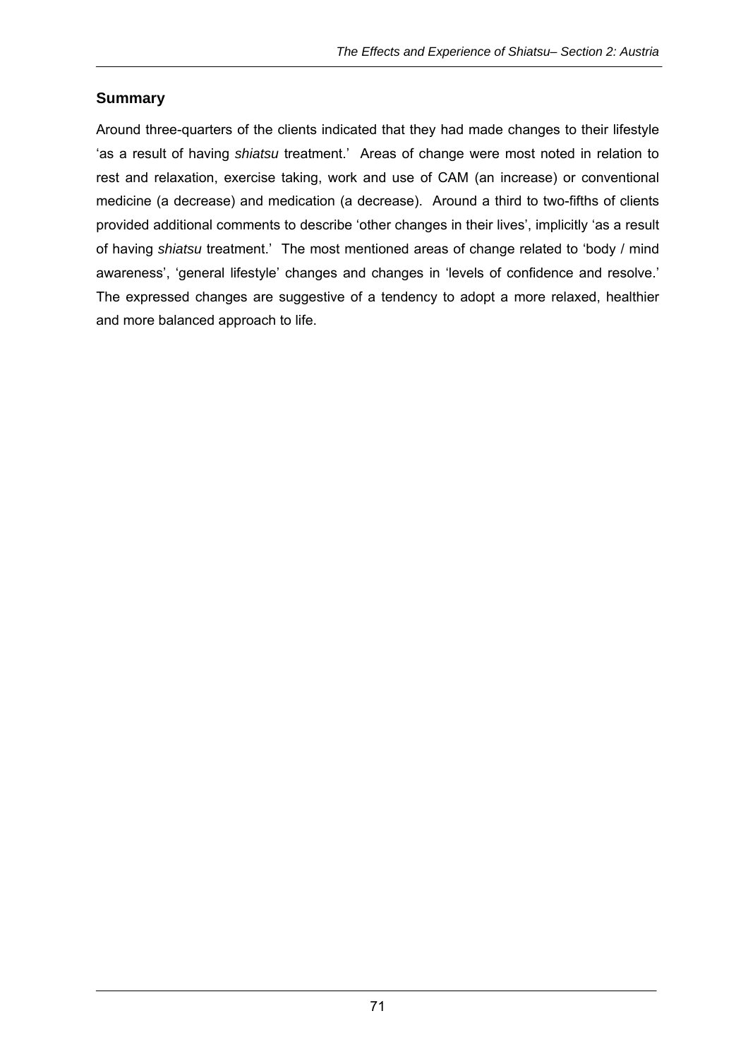## Summary

Around three-quarters of the clients indicated that they had made changes to their lifestyle ‘as a result of having *shiatsu* treatment.’ Areas of change were most noted in relation to rest and relaxation, exercise taking, work and use of CAM (an increase) or conventional medicine (a decrease) and medication (a decrease). Around a third to two-fifths of clients provided additional comments to describe ‘other changes in their lives’, implicitly ‘as a result of having *shiatsu* treatment.’ The most mentioned areas of change related to ‘body / mind awareness’, ‘general lifestyle’ changes and changes in ‘levels of confidence and resolve.’ The expressed changes are suggestive of a tendency to adopt a more relaxed, healthier and more balanced approach to life.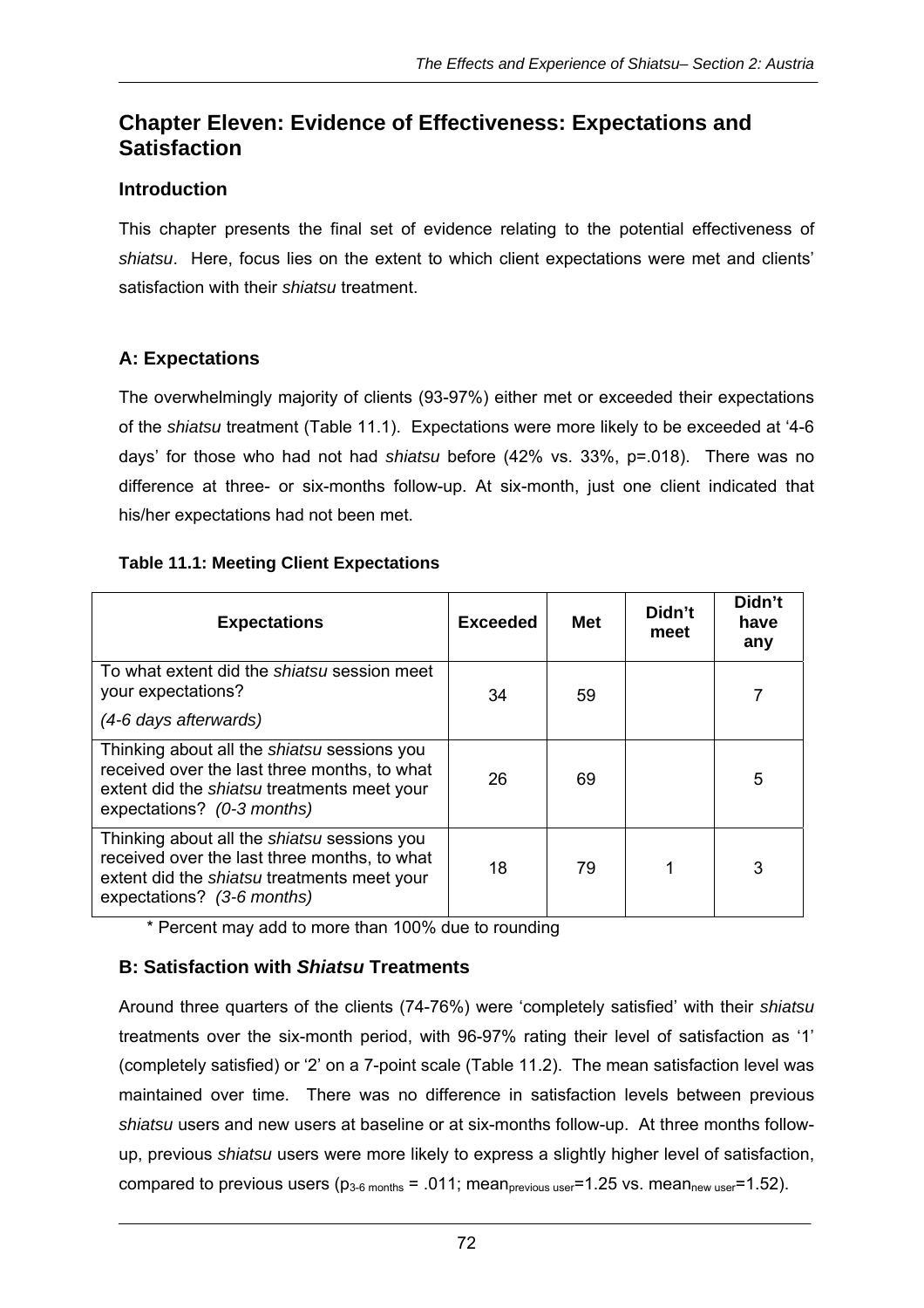# Chapter Eleven: Evidence of Effectiveness: Expectations and Satisfaction

## Introduction

This chapter presents the final set of evidence relating to the potential effectiveness of *shiatsu*. Here, focus lies on the extent to which client expectations were met and clients' satisfaction with their *shiatsu* treatment.

## A: Expectations

The overwhelmingly majority of clients (93-97%) either met or exceeded their expectations of the *shiatsu* treatment (Table 11.1). Expectations were more likely to be exceeded at '4-6 days' for those who had not had *shiatsu* before (42% vs. 33%, p=.018). There was no difference at three- or six-months follow-up. At six-month, just one client indicated that his/her expectations had not been met.

**Table 11.1: Meeting Client Expectations**

| Expectations | Exceeded | Met | Didn't meet | Didn't have any |
|---|---|---|---|---|
| To what extent did the *shiatsu* session meet your expectations? *(4-6 days afterwards)* | 34 | 59 | | 7 |
| Thinking about all the *shiatsu* sessions you received over the last three months, to what extent did the *shiatsu* treatments meet your expectations? *(0-3 months)* | 26 | 69 | | 5 |
| Thinking about all the *shiatsu* sessions you received over the last three months, to what extent did the *shiatsu* treatments meet your expectations? *(3-6 months)* | 18 | 79 | 1 | 3 |

\* Percent may add to more than 100% due to rounding

## B: Satisfaction with *Shiatsu* Treatments

Around three quarters of the clients (74-76%) were 'completely satisfied' with their *shiatsu* treatments over the six-month period, with 96-97% rating their level of satisfaction as '1' (completely satisfied) or '2' on a 7-point scale (Table 11.2). The mean satisfaction level was maintained over time. There was no difference in satisfaction levels between previous *shiatsu* users and new users at baseline or at six-months follow-up. At three months follow-up, previous *shiatsu* users were more likely to express a slightly higher level of satisfaction, compared to previous users ($p_{3\text{-}6\ months}$ = .011; $mean_{previous\ user}$=1.25 vs. $mean_{new\ user}$=1.52).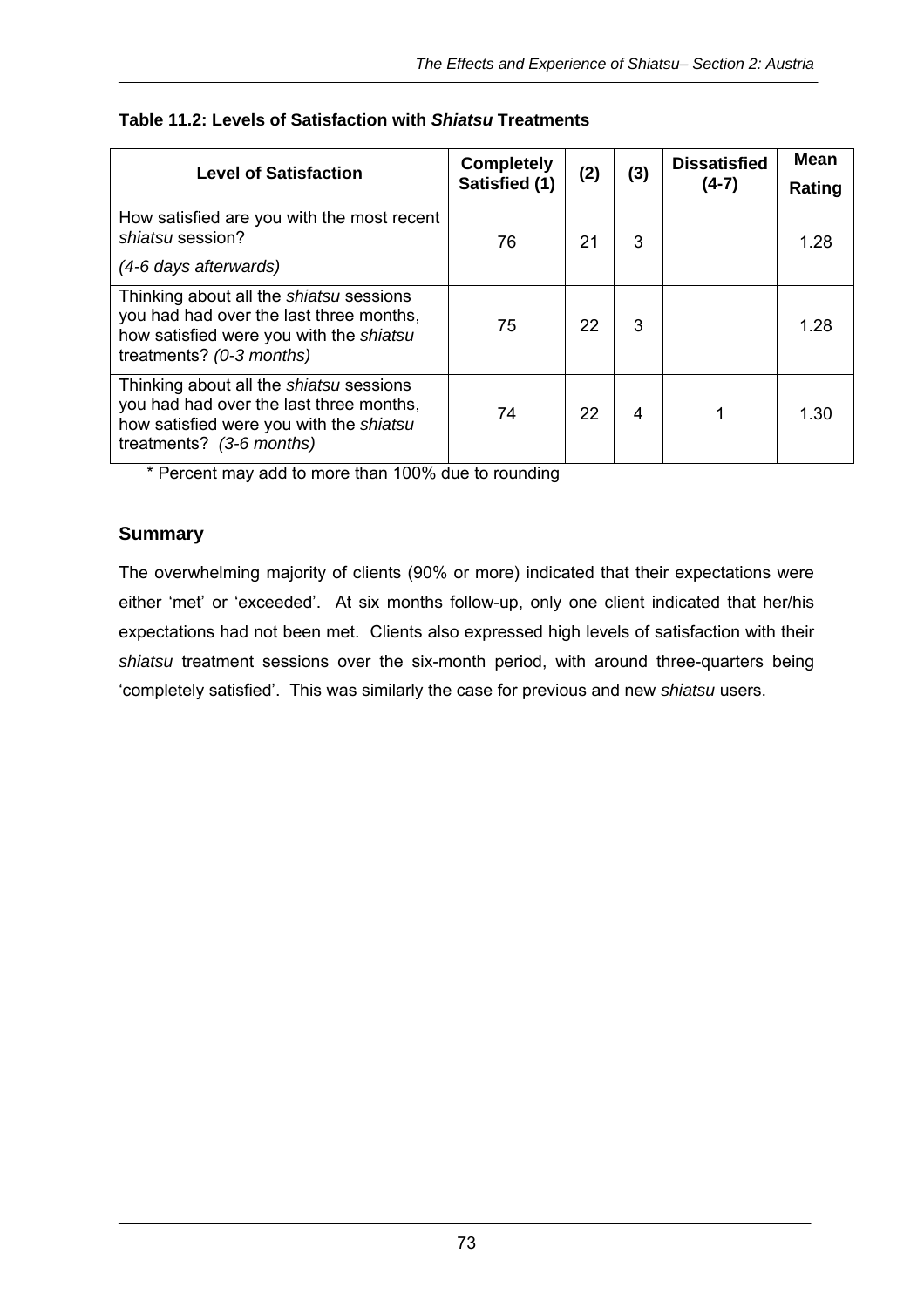**Table 11.2: Levels of Satisfaction with *Shiatsu* Treatments**

| Level of Satisfaction | Completely Satisfied (1) | (2) | (3) | Dissatisfied (4-7) | Mean Rating |
|---|---|---|---|---|---|
| How satisfied are you with the most recent *shiatsu* session? *(4-6 days afterwards)* | 76 | 21 | 3 | | 1.28 |
| Thinking about all the *shiatsu* sessions you had had over the last three months, how satisfied were you with the *shiatsu* treatments? *(0-3 months)* | 75 | 22 | 3 | | 1.28 |
| Thinking about all the *shiatsu* sessions you had had over the last three months, how satisfied were you with the *shiatsu* treatments? *(3-6 months)* | 74 | 22 | 4 | 1 | 1.30 |

* Percent may add to more than 100% due to rounding

## Summary

The overwhelming majority of clients (90% or more) indicated that their expectations were either 'met' or 'exceeded'. At six months follow-up, only one client indicated that her/his expectations had not been met. Clients also expressed high levels of satisfaction with their *shiatsu* treatment sessions over the six-month period, with around three-quarters being 'completely satisfied'. This was similarly the case for previous and new *shiatsu* users.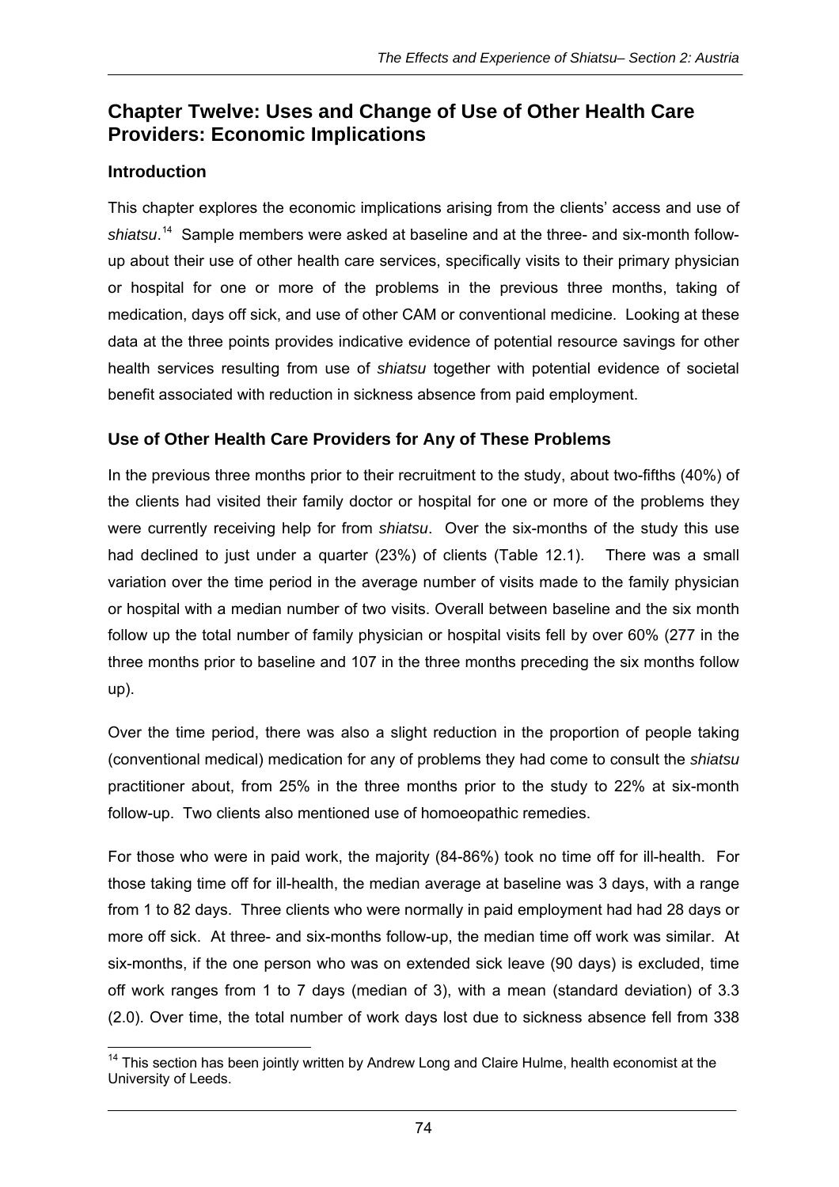## Chapter Twelve: Uses and Change of Use of Other Health Care Providers: Economic Implications

### Introduction

This chapter explores the economic implications arising from the clients' access and use of *shiatsu*.[14] Sample members were asked at baseline and at the three- and six-month follow-up about their use of other health care services, specifically visits to their primary physician or hospital for one or more of the problems in the previous three months, taking of medication, days off sick, and use of other CAM or conventional medicine. Looking at these data at the three points provides indicative evidence of potential resource savings for other health services resulting from use of *shiatsu* together with potential evidence of societal benefit associated with reduction in sickness absence from paid employment.

### Use of Other Health Care Providers for Any of These Problems

In the previous three months prior to their recruitment to the study, about two-fifths (40%) of the clients had visited their family doctor or hospital for one or more of the problems they were currently receiving help for from *shiatsu*. Over the six-months of the study this use had declined to just under a quarter (23%) of clients (Table 12.1). There was a small variation over the time period in the average number of visits made to the family physician or hospital with a median number of two visits. Overall between baseline and the six month follow up the total number of family physician or hospital visits fell by over 60% (277 in the three months prior to baseline and 107 in the three months preceding the six months follow up).

Over the time period, there was also a slight reduction in the proportion of people taking (conventional medical) medication for any of problems they had come to consult the *shiatsu* practitioner about, from 25% in the three months prior to the study to 22% at six-month follow-up. Two clients also mentioned use of homoeopathic remedies.

For those who were in paid work, the majority (84-86%) took no time off for ill-health. For those taking time off for ill-health, the median average at baseline was 3 days, with a range from 1 to 82 days. Three clients who were normally in paid employment had had 28 days or more off sick. At three- and six-months follow-up, the median time off work was similar. At six-months, if the one person who was on extended sick leave (90 days) is excluded, time off work ranges from 1 to 7 days (median of 3), with a mean (standard deviation) of 3.3 (2.0). Over time, the total number of work days lost due to sickness absence fell from 338

---

[14] This section has been jointly written by Andrew Long and Claire Hulme, health economist at the University of Leeds.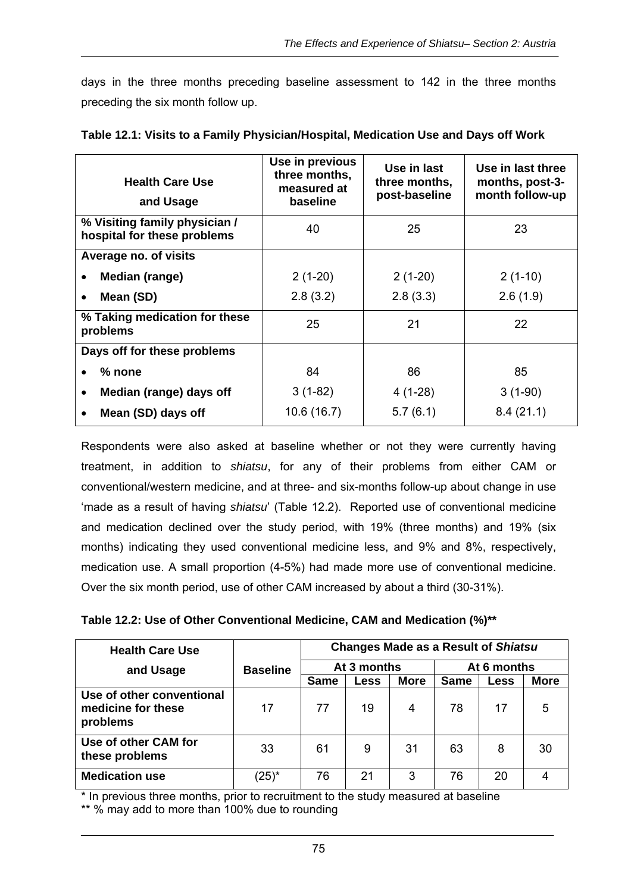days in the three months preceding baseline assessment to 142 in the three months preceding the six month follow up.

**Table 12.1: Visits to a Family Physician/Hospital, Medication Use and Days off Work**

| Health Care Use and Usage | Use in previous three months, measured at baseline | Use in last three months, post-baseline | Use in last three months, post-3-month follow-up |
|---|---|---|---|
| **% Visiting family physician / hospital for these problems** | 40 | 25 | 23 |
| **Average no. of visits** | | | |
| • **Median (range)** | 2 (1-20) | 2 (1-20) | 2 (1-10) |
| • **Mean (SD)** | 2.8 (3.2) | 2.8 (3.3) | 2.6 (1.9) |
| **% Taking medication for these problems** | 25 | 21 | 22 |
| **Days off for these problems** | | | |
| • **% none** | 84 | 86 | 85 |
| • **Median (range) days off** | 3 (1-82) | 4 (1-28) | 3 (1-90) |
| • **Mean (SD) days off** | 10.6 (16.7) | 5.7 (6.1) | 8.4 (21.1) |

Respondents were also asked at baseline whether or not they were currently having treatment, in addition to *shiatsu*, for any of their problems from either CAM or conventional/western medicine, and at three- and six-months follow-up about change in use 'made as a result of having *shiatsu*' (Table 12.2). Reported use of conventional medicine and medication declined over the study period, with 19% (three months) and 19% (six months) indicating they used conventional medicine less, and 9% and 8%, respectively, medication use. A small proportion (4-5%) had made more use of conventional medicine. Over the six month period, use of other CAM increased by about a third (30-31%).

**Table 12.2: Use of Other Conventional Medicine, CAM and Medication (%)\*\***

| Health Care Use and Usage | Baseline | Changes Made as a Result of *Shiatsu* | | | | | |
|---|---|---|---|---|---|---|---|
| | | At 3 months | | | At 6 months | | |
| | | Same | Less | More | Same | Less | More |
| **Use of other conventional medicine for these problems** | 17 | 77 | 19 | 4 | 78 | 17 | 5 |
| **Use of other CAM for these problems** | 33 | 61 | 9 | 31 | 63 | 8 | 30 |
| **Medication use** | (25)* | 76 | 21 | 3 | 76 | 20 | 4 |

\* In previous three months, prior to recruitment to the study measured at baseline

\*\* % may add to more than 100% due to rounding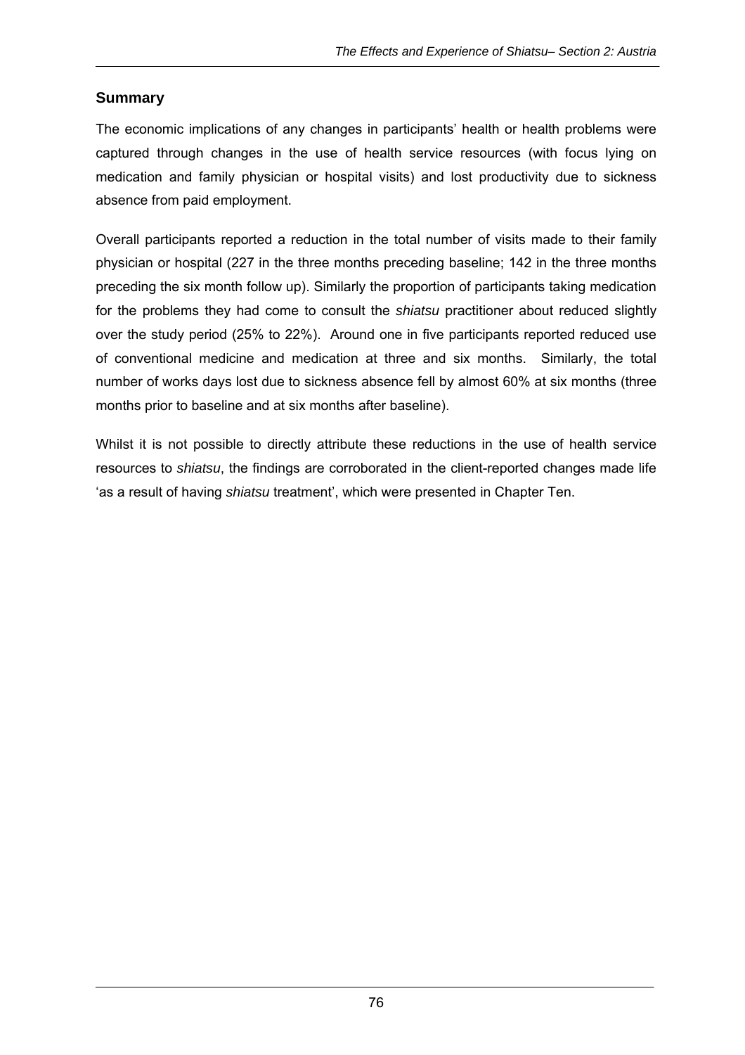## Summary

The economic implications of any changes in participants' health or health problems were captured through changes in the use of health service resources (with focus lying on medication and family physician or hospital visits) and lost productivity due to sickness absence from paid employment.

Overall participants reported a reduction in the total number of visits made to their family physician or hospital (227 in the three months preceding baseline; 142 in the three months preceding the six month follow up). Similarly the proportion of participants taking medication for the problems they had come to consult the *shiatsu* practitioner about reduced slightly over the study period (25% to 22%). Around one in five participants reported reduced use of conventional medicine and medication at three and six months. Similarly, the total number of works days lost due to sickness absence fell by almost 60% at six months (three months prior to baseline and at six months after baseline).

Whilst it is not possible to directly attribute these reductions in the use of health service resources to *shiatsu*, the findings are corroborated in the client-reported changes made life 'as a result of having *shiatsu* treatment', which were presented in Chapter Ten.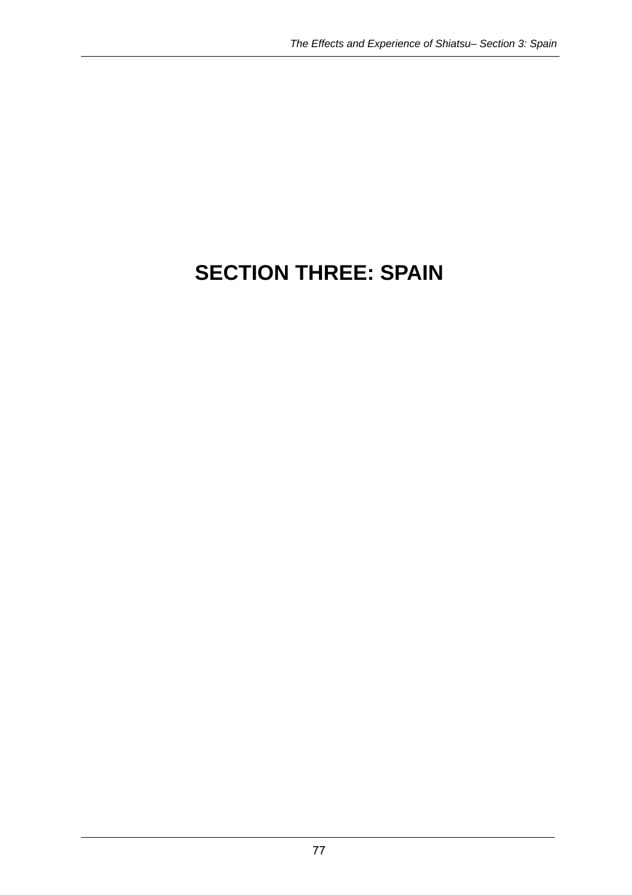# SECTION THREE: SPAIN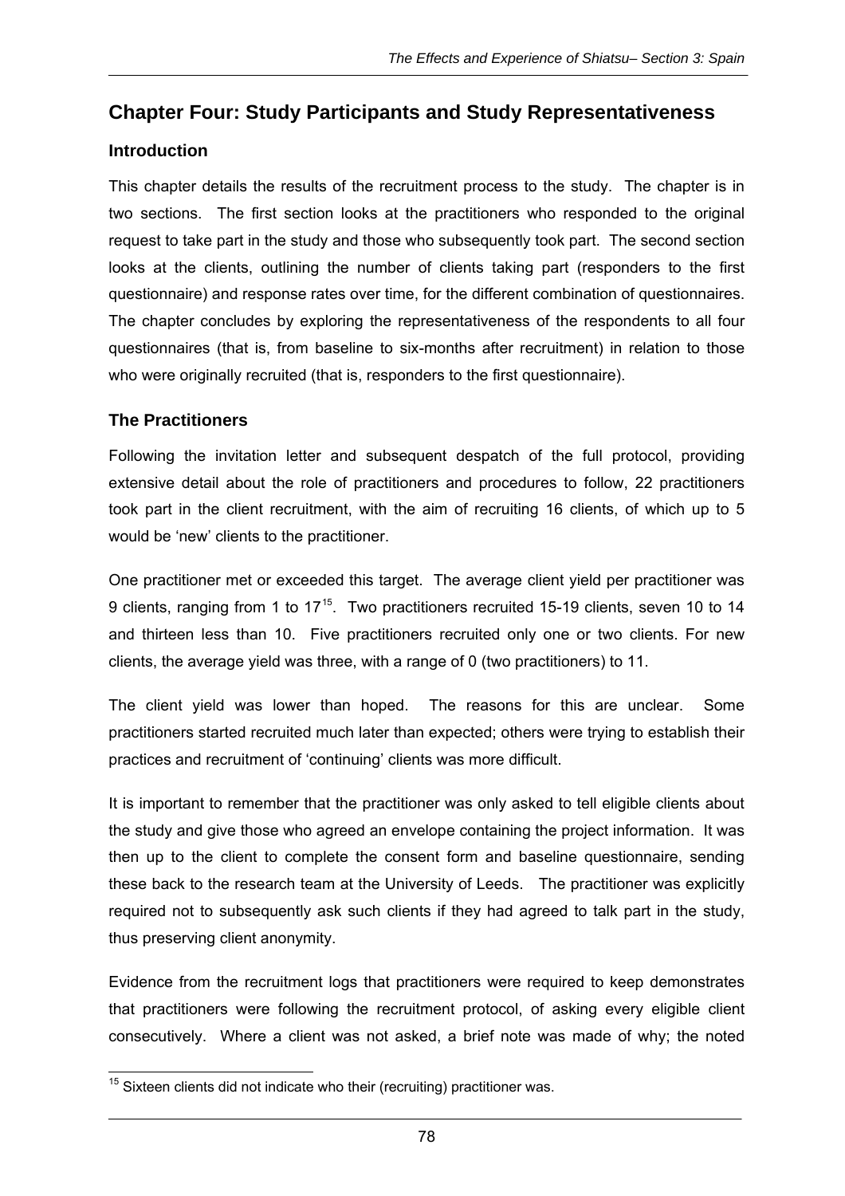## Chapter Four: Study Participants and Study Representativeness

### Introduction

This chapter details the results of the recruitment process to the study. The chapter is in two sections. The first section looks at the practitioners who responded to the original request to take part in the study and those who subsequently took part. The second section looks at the clients, outlining the number of clients taking part (responders to the first questionnaire) and response rates over time, for the different combination of questionnaires. The chapter concludes by exploring the representativeness of the respondents to all four questionnaires (that is, from baseline to six-months after recruitment) in relation to those who were originally recruited (that is, responders to the first questionnaire).

### The Practitioners

Following the invitation letter and subsequent despatch of the full protocol, providing extensive detail about the role of practitioners and procedures to follow, 22 practitioners took part in the client recruitment, with the aim of recruiting 16 clients, of which up to 5 would be 'new' clients to the practitioner.

One practitioner met or exceeded this target. The average client yield per practitioner was 9 clients, ranging from 1 to 17[15]. Two practitioners recruited 15-19 clients, seven 10 to 14 and thirteen less than 10. Five practitioners recruited only one or two clients. For new clients, the average yield was three, with a range of 0 (two practitioners) to 11.

The client yield was lower than hoped. The reasons for this are unclear. Some practitioners started recruited much later than expected; others were trying to establish their practices and recruitment of 'continuing' clients was more difficult.

It is important to remember that the practitioner was only asked to tell eligible clients about the study and give those who agreed an envelope containing the project information. It was then up to the client to complete the consent form and baseline questionnaire, sending these back to the research team at the University of Leeds. The practitioner was explicitly required not to subsequently ask such clients if they had agreed to talk part in the study, thus preserving client anonymity.

Evidence from the recruitment logs that practitioners were required to keep demonstrates that practitioners were following the recruitment protocol, of asking every eligible client consecutively. Where a client was not asked, a brief note was made of why; the noted

[15] Sixteen clients did not indicate who their (recruiting) practitioner was.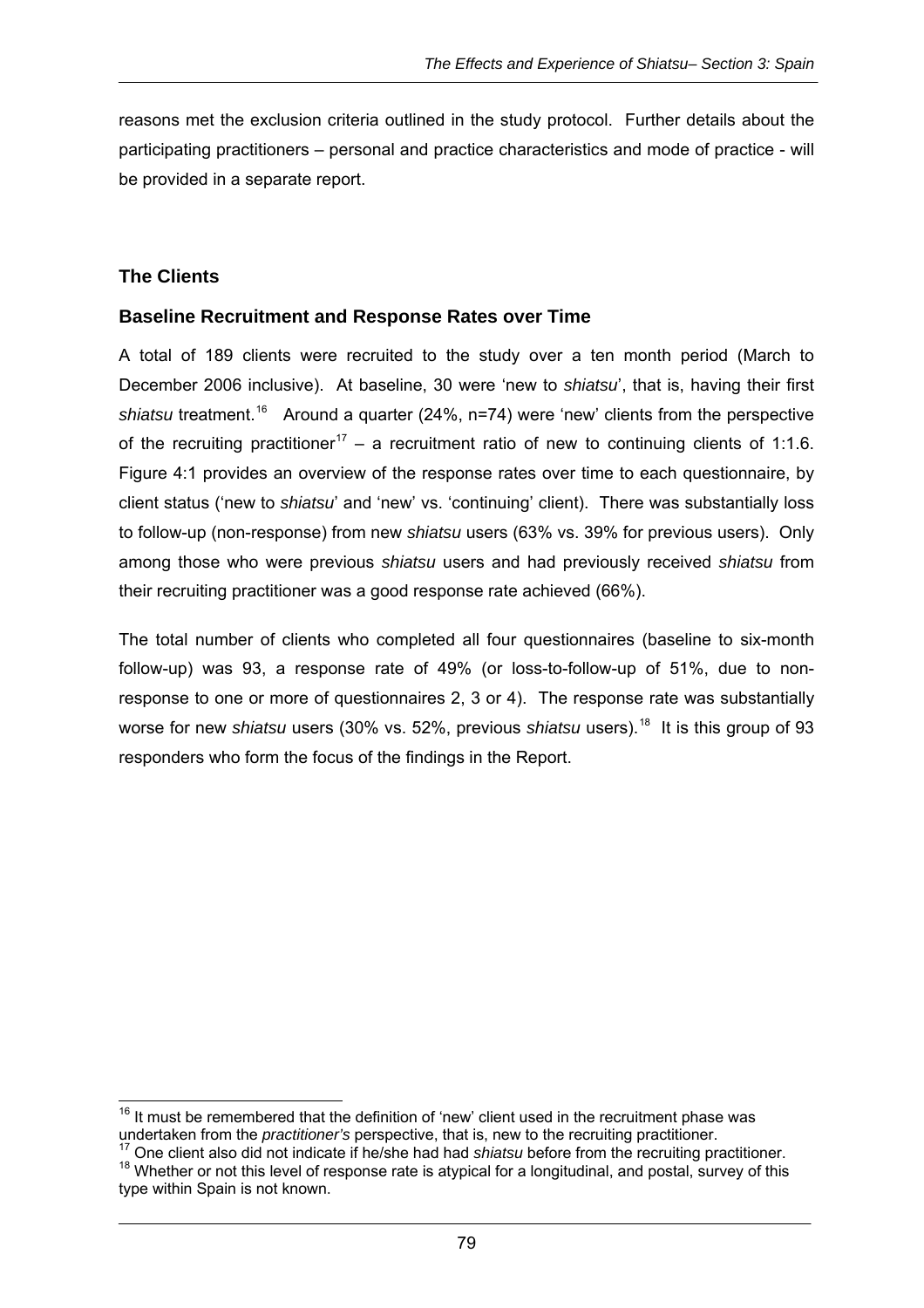reasons met the exclusion criteria outlined in the study protocol. Further details about the participating practitioners – personal and practice characteristics and mode of practice - will be provided in a separate report.

## The Clients

### Baseline Recruitment and Response Rates over Time

A total of 189 clients were recruited to the study over a ten month period (March to December 2006 inclusive). At baseline, 30 were 'new to *shiatsu*', that is, having their first *shiatsu* treatment.[16] Around a quarter (24%, n=74) were 'new' clients from the perspective of the recruiting practitioner[17] – a recruitment ratio of new to continuing clients of 1:1.6. Figure 4:1 provides an overview of the response rates over time to each questionnaire, by client status ('new to *shiatsu*' and 'new' vs. 'continuing' client). There was substantially loss to follow-up (non-response) from new *shiatsu* users (63% vs. 39% for previous users). Only among those who were previous *shiatsu* users and had previously received *shiatsu* from their recruiting practitioner was a good response rate achieved (66%).

The total number of clients who completed all four questionnaires (baseline to six-month follow-up) was 93, a response rate of 49% (or loss-to-follow-up of 51%, due to non-response to one or more of questionnaires 2, 3 or 4). The response rate was substantially worse for new *shiatsu* users (30% vs. 52%, previous *shiatsu* users).[18] It is this group of 93 responders who form the focus of the findings in the Report.

---

[16] It must be remembered that the definition of 'new' client used in the recruitment phase was undertaken from the *practitioner's* perspective, that is, new to the recruiting practitioner.

[17] One client also did not indicate if he/she had had *shiatsu* before from the recruiting practitioner.

[18] Whether or not this level of response rate is atypical for a longitudinal, and postal, survey of this type within Spain is not known.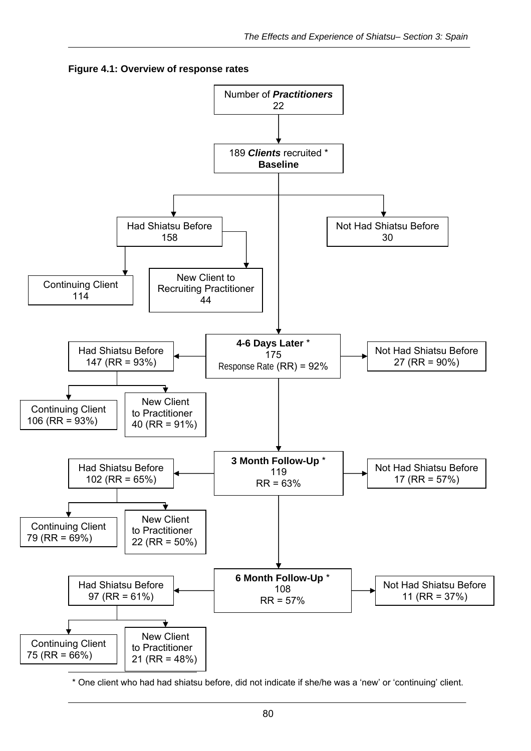**Figure 4.1: Overview of response rates**

Number of ***Practitioners***
22

189 ***Clients*** recruited *
**Baseline**

- Had Shiatsu Before: 158
  - Continuing Client: 114
  - New Client to Recruiting Practitioner: 44
- Not Had Shiatsu Before: 30

**4-6 Days Later** *
175
Response Rate (RR) = 92%

- Had Shiatsu Before: 147 (RR = 93%)
  - Continuing Client: 106 (RR = 93%)
  - New Client to Practitioner: 40 (RR = 91%)
- Not Had Shiatsu Before: 27 (RR = 90%)

**3 Month Follow-Up** *
119
RR = 63%

- Had Shiatsu Before: 102 (RR = 65%)
  - Continuing Client: 79 (RR = 69%)
  - New Client to Practitioner: 22 (RR = 50%)
- Not Had Shiatsu Before: 17 (RR = 57%)

**6 Month Follow-Up** *
108
RR = 57%

- Had Shiatsu Before: 97 (RR = 61%)
  - Continuing Client: 75 (RR = 66%)
  - New Client to Practitioner: 21 (RR = 48%)
- Not Had Shiatsu Before: 11 (RR = 37%)

* One client who had had shiatsu before, did not indicate if she/he was a 'new' or 'continuing' client.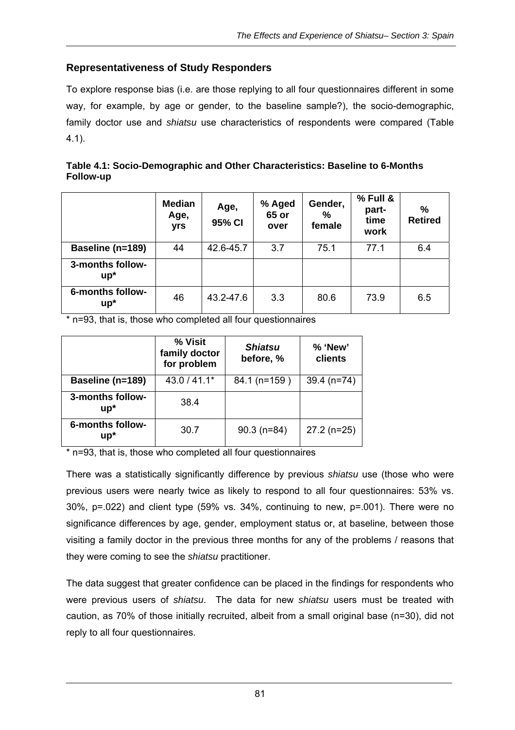## Representativeness of Study Responders

To explore response bias (i.e. are those replying to all four questionnaires different in some way, for example, by age or gender, to the baseline sample?), the socio-demographic, family doctor use and *shiatsu* use characteristics of respondents were compared (Table 4.1).

**Table 4.1: Socio-Demographic and Other Characteristics: Baseline to 6-Months Follow-up**

| | Median Age, yrs | Age, 95% CI | % Aged 65 or over | Gender, % female | % Full & part-time work | % Retired |
|---|---|---|---|---|---|---|
| **Baseline (n=189)** | 44 | 42.6-45.7 | 3.7 | 75.1 | 77.1 | 6.4 |
| **3-months follow-up*** | | | | | | |
| **6-months follow-up*** | 46 | 43.2-47.6 | 3.3 | 80.6 | 73.9 | 6.5 |

\* n=93, that is, those who completed all four questionnaires

| | % Visit family doctor for problem | *Shiatsu* before, % | % 'New' clients |
|---|---|---|---|
| **Baseline (n=189)** | 43.0 / 41.1* | 84.1 (n=159 ) | 39.4 (n=74) |
| **3-months follow-up*** | 38.4 | | |
| **6-months follow-up*** | 30.7 | 90.3 (n=84) | 27.2 (n=25) |

\* n=93, that is, those who completed all four questionnaires

There was a statistically significantly difference by previous *shiatsu* use (those who were previous users were nearly twice as likely to respond to all four questionnaires: 53% vs. 30%, p=.022) and client type (59% vs. 34%, continuing to new, p=.001). There were no significance differences by age, gender, employment status or, at baseline, between those visiting a family doctor in the previous three months for any of the problems / reasons that they were coming to see the *shiatsu* practitioner.

The data suggest that greater confidence can be placed in the findings for respondents who were previous users of *shiatsu*. The data for new *shiatsu* users must be treated with caution, as 70% of those initially recruited, albeit from a small original base (n=30), did not reply to all four questionnaires.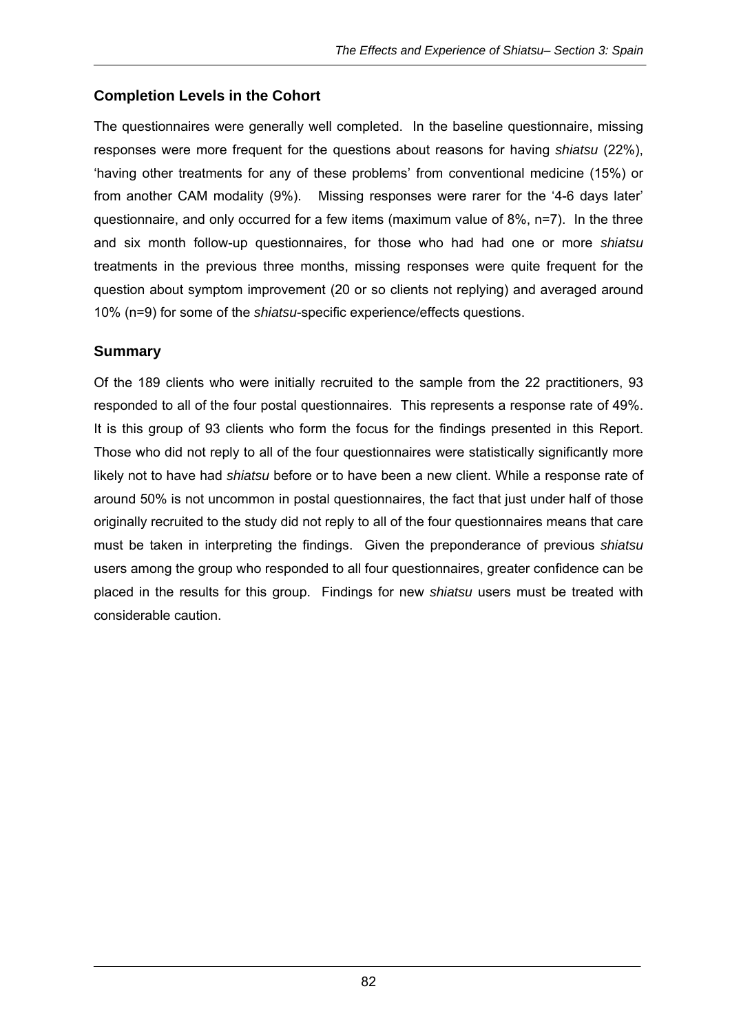## Completion Levels in the Cohort

The questionnaires were generally well completed. In the baseline questionnaire, missing responses were more frequent for the questions about reasons for having *shiatsu* (22%), 'having other treatments for any of these problems' from conventional medicine (15%) or from another CAM modality (9%). Missing responses were rarer for the '4-6 days later' questionnaire, and only occurred for a few items (maximum value of 8%, n=7). In the three and six month follow-up questionnaires, for those who had had one or more *shiatsu* treatments in the previous three months, missing responses were quite frequent for the question about symptom improvement (20 or so clients not replying) and averaged around 10% (n=9) for some of the *shiatsu*-specific experience/effects questions.

## Summary

Of the 189 clients who were initially recruited to the sample from the 22 practitioners, 93 responded to all of the four postal questionnaires. This represents a response rate of 49%. It is this group of 93 clients who form the focus for the findings presented in this Report. Those who did not reply to all of the four questionnaires were statistically significantly more likely not to have had *shiatsu* before or to have been a new client. While a response rate of around 50% is not uncommon in postal questionnaires, the fact that just under half of those originally recruited to the study did not reply to all of the four questionnaires means that care must be taken in interpreting the findings. Given the preponderance of previous *shiatsu* users among the group who responded to all four questionnaires, greater confidence can be placed in the results for this group. Findings for new *shiatsu* users must be treated with considerable caution.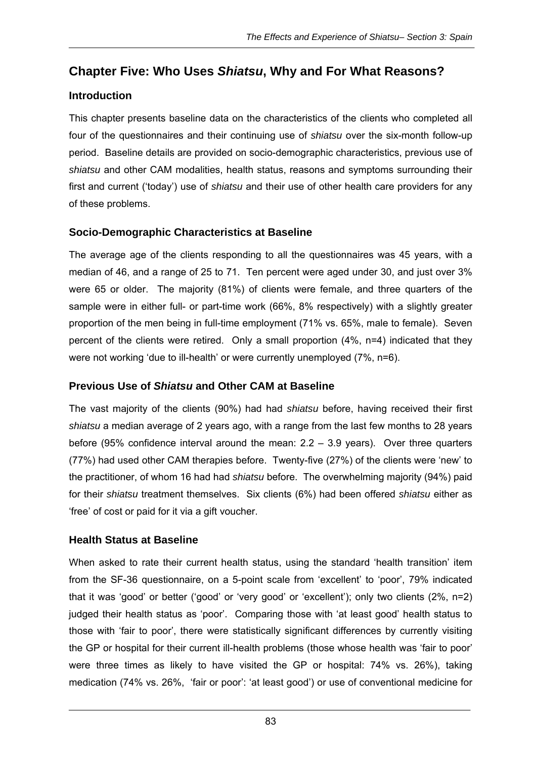## Chapter Five: Who Uses *Shiatsu*, Why and For What Reasons?

### Introduction

This chapter presents baseline data on the characteristics of the clients who completed all four of the questionnaires and their continuing use of *shiatsu* over the six-month follow-up period. Baseline details are provided on socio-demographic characteristics, previous use of *shiatsu* and other CAM modalities, health status, reasons and symptoms surrounding their first and current ('today') use of *shiatsu* and their use of other health care providers for any of these problems.

### Socio-Demographic Characteristics at Baseline

The average age of the clients responding to all the questionnaires was 45 years, with a median of 46, and a range of 25 to 71. Ten percent were aged under 30, and just over 3% were 65 or older. The majority (81%) of clients were female, and three quarters of the sample were in either full- or part-time work (66%, 8% respectively) with a slightly greater proportion of the men being in full-time employment (71% vs. 65%, male to female). Seven percent of the clients were retired. Only a small proportion (4%, n=4) indicated that they were not working 'due to ill-health' or were currently unemployed (7%, n=6).

### Previous Use of *Shiatsu* and Other CAM at Baseline

The vast majority of the clients (90%) had had *shiatsu* before, having received their first *shiatsu* a median average of 2 years ago, with a range from the last few months to 28 years before (95% confidence interval around the mean: 2.2 – 3.9 years). Over three quarters (77%) had used other CAM therapies before. Twenty-five (27%) of the clients were 'new' to the practitioner, of whom 16 had had *shiatsu* before. The overwhelming majority (94%) paid for their *shiatsu* treatment themselves. Six clients (6%) had been offered *shiatsu* either as 'free' of cost or paid for it via a gift voucher.

### Health Status at Baseline

When asked to rate their current health status, using the standard 'health transition' item from the SF-36 questionnaire, on a 5-point scale from 'excellent' to 'poor', 79% indicated that it was 'good' or better ('good' or 'very good' or 'excellent'); only two clients (2%, n=2) judged their health status as 'poor'. Comparing those with 'at least good' health status to those with 'fair to poor', there were statistically significant differences by currently visiting the GP or hospital for their current ill-health problems (those whose health was 'fair to poor' were three times as likely to have visited the GP or hospital: 74% vs. 26%), taking medication (74% vs. 26%, 'fair or poor': 'at least good') or use of conventional medicine for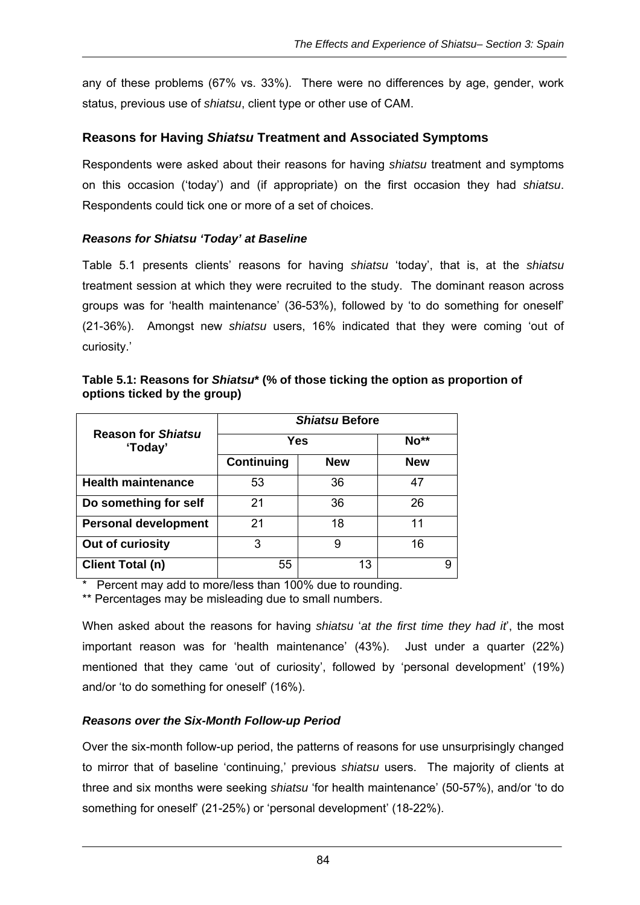any of these problems (67% vs. 33%). There were no differences by age, gender, work status, previous use of *shiatsu*, client type or other use of CAM.

## Reasons for Having *Shiatsu* Treatment and Associated Symptoms

Respondents were asked about their reasons for having *shiatsu* treatment and symptoms on this occasion ('today') and (if appropriate) on the first occasion they had *shiatsu*. Respondents could tick one or more of a set of choices.

### *Reasons for Shiatsu 'Today' at Baseline*

Table 5.1 presents clients' reasons for having *shiatsu* 'today', that is, at the *shiatsu* treatment session at which they were recruited to the study. The dominant reason across groups was for 'health maintenance' (36-53%), followed by 'to do something for oneself' (21-36%). Amongst new *shiatsu* users, 16% indicated that they were coming 'out of curiosity.'

**Table 5.1: Reasons for *Shiatsu** (% of those ticking the option as proportion of options ticked by the group)**

| Reason for *Shiatsu* 'Today' | *Shiatsu* Before | | |
|---|---|---|---|
| | Yes | | No** |
| | Continuing | New | New |
| **Health maintenance** | 53 | 36 | 47 |
| **Do something for self** | 21 | 36 | 26 |
| **Personal development** | 21 | 18 | 11 |
| **Out of curiosity** | 3 | 9 | 16 |
| **Client Total (n)** | 55 | 13 | 9 |

\* Percent may add to more/less than 100% due to rounding.

** Percentages may be misleading due to small numbers.

When asked about the reasons for having *shiatsu* '*at the first time they had it*', the most important reason was for 'health maintenance' (43%). Just under a quarter (22%) mentioned that they came 'out of curiosity', followed by 'personal development' (19%) and/or 'to do something for oneself' (16%).

### *Reasons over the Six-Month Follow-up Period*

Over the six-month follow-up period, the patterns of reasons for use unsurprisingly changed to mirror that of baseline 'continuing,' previous *shiatsu* users. The majority of clients at three and six months were seeking *shiatsu* 'for health maintenance' (50-57%), and/or 'to do something for oneself' (21-25%) or 'personal development' (18-22%).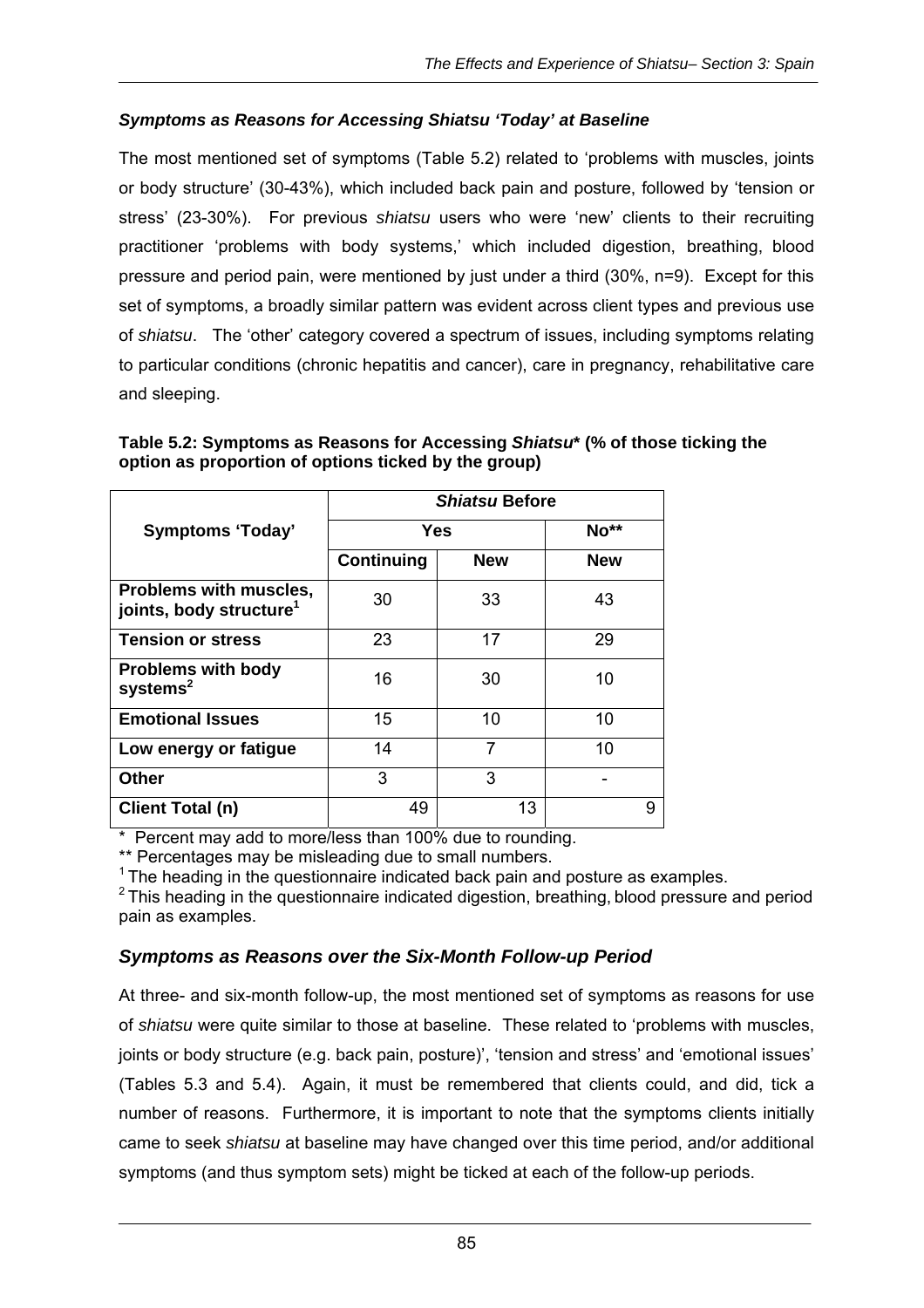### *Symptoms as Reasons for Accessing Shiatsu 'Today' at Baseline*

The most mentioned set of symptoms (Table 5.2) related to 'problems with muscles, joints or body structure' (30-43%), which included back pain and posture, followed by 'tension or stress' (23-30%). For previous *shiatsu* users who were 'new' clients to their recruiting practitioner 'problems with body systems,' which included digestion, breathing, blood pressure and period pain, were mentioned by just under a third (30%, n=9). Except for this set of symptoms, a broadly similar pattern was evident across client types and previous use of *shiatsu*. The 'other' category covered a spectrum of issues, including symptoms relating to particular conditions (chronic hepatitis and cancer), care in pregnancy, rehabilitative care and sleeping.

**Table 5.2: Symptoms as Reasons for Accessing *Shiatsu*\* (% of those ticking the option as proportion of options ticked by the group)**

| Symptoms 'Today' | *Shiatsu* Before | | |
|---|---|---|---|
| | Yes | | No** |
| | Continuing | New | New |
| **Problems with muscles, joints, body structure**[1] | 30 | 33 | 43 |
| **Tension or stress** | 23 | 17 | 29 |
| **Problems with body systems**[2] | 16 | 30 | 10 |
| **Emotional Issues** | 15 | 10 | 10 |
| **Low energy or fatigue** | 14 | 7 | 10 |
| **Other** | 3 | 3 | - |
| **Client Total (n)** | 49 | 13 | 9 |

\* Percent may add to more/less than 100% due to rounding.
** Percentages may be misleading due to small numbers.
[1] The heading in the questionnaire indicated back pain and posture as examples.
[2] This heading in the questionnaire indicated digestion, breathing, blood pressure and period pain as examples.

## *Symptoms as Reasons over the Six-Month Follow-up Period*

At three- and six-month follow-up, the most mentioned set of symptoms as reasons for use of *shiatsu* were quite similar to those at baseline. These related to 'problems with muscles, joints or body structure (e.g. back pain, posture)', 'tension and stress' and 'emotional issues' (Tables 5.3 and 5.4). Again, it must be remembered that clients could, and did, tick a number of reasons. Furthermore, it is important to note that the symptoms clients initially came to seek *shiatsu* at baseline may have changed over this time period, and/or additional symptoms (and thus symptom sets) might be ticked at each of the follow-up periods.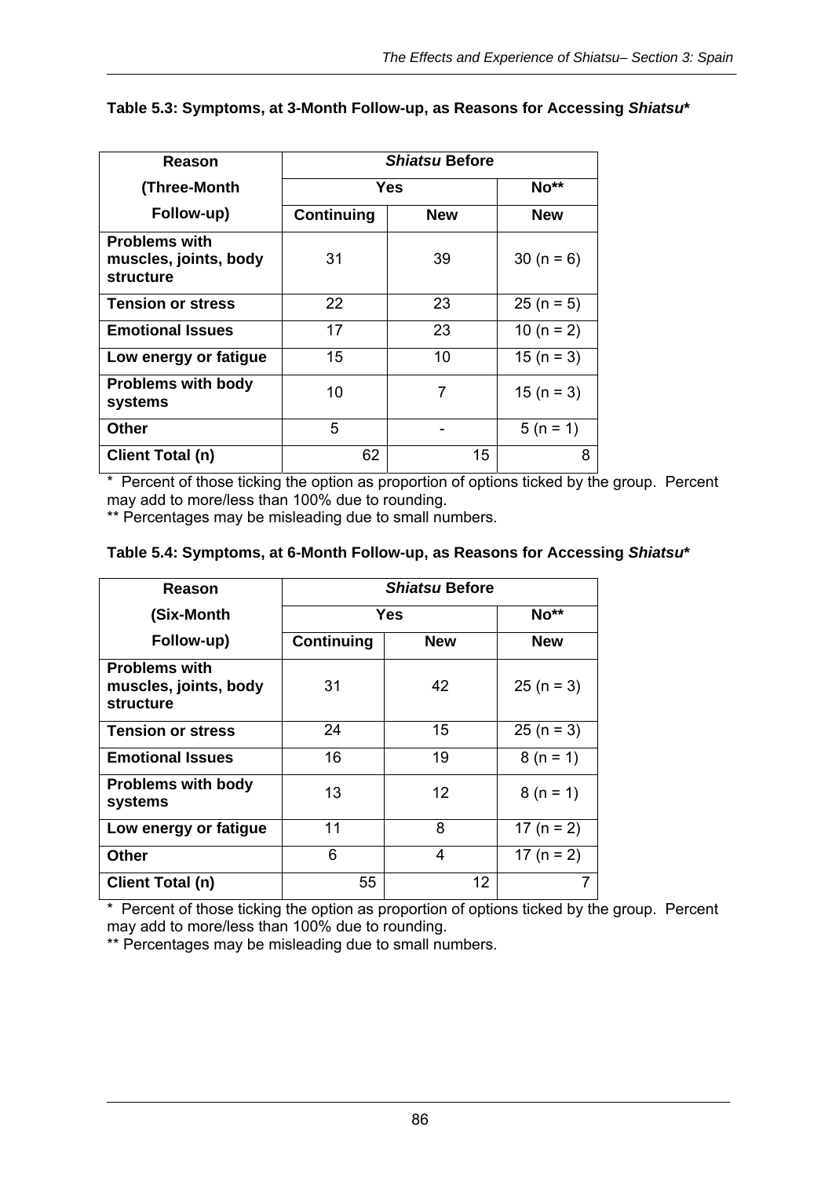**Table 5.3: Symptoms, at 3-Month Follow-up, as Reasons for Accessing *Shiatsu****

| Reason (Three-Month Follow-up) | *Shiatsu* Before | | |
|---|---|---|---|
| | Yes | | No** |
| | Continuing | New | New |
| **Problems with muscles, joints, body structure** | 31 | 39 | 30 (n = 6) |
| **Tension or stress** | 22 | 23 | 25 (n = 5) |
| **Emotional Issues** | 17 | 23 | 10 (n = 2) |
| **Low energy or fatigue** | 15 | 10 | 15 (n = 3) |
| **Problems with body systems** | 10 | 7 | 15 (n = 3) |
| **Other** | 5 | - | 5 (n = 1) |
| **Client Total (n)** | 62 | 15 | 8 |

\* Percent of those ticking the option as proportion of options ticked by the group. Percent may add to more/less than 100% due to rounding.
** Percentages may be misleading due to small numbers.

**Table 5.4: Symptoms, at 6-Month Follow-up, as Reasons for Accessing *Shiatsu****

| Reason (Six-Month Follow-up) | *Shiatsu* Before | | |
|---|---|---|---|
| | Yes | | No** |
| | Continuing | New | New |
| **Problems with muscles, joints, body structure** | 31 | 42 | 25 (n = 3) |
| **Tension or stress** | 24 | 15 | 25 (n = 3) |
| **Emotional Issues** | 16 | 19 | 8 (n = 1) |
| **Problems with body systems** | 13 | 12 | 8 (n = 1) |
| **Low energy or fatigue** | 11 | 8 | 17 (n = 2) |
| **Other** | 6 | 4 | 17 (n = 2) |
| **Client Total (n)** | 55 | 12 | 7 |

\* Percent of those ticking the option as proportion of options ticked by the group. Percent may add to more/less than 100% due to rounding.
** Percentages may be misleading due to small numbers.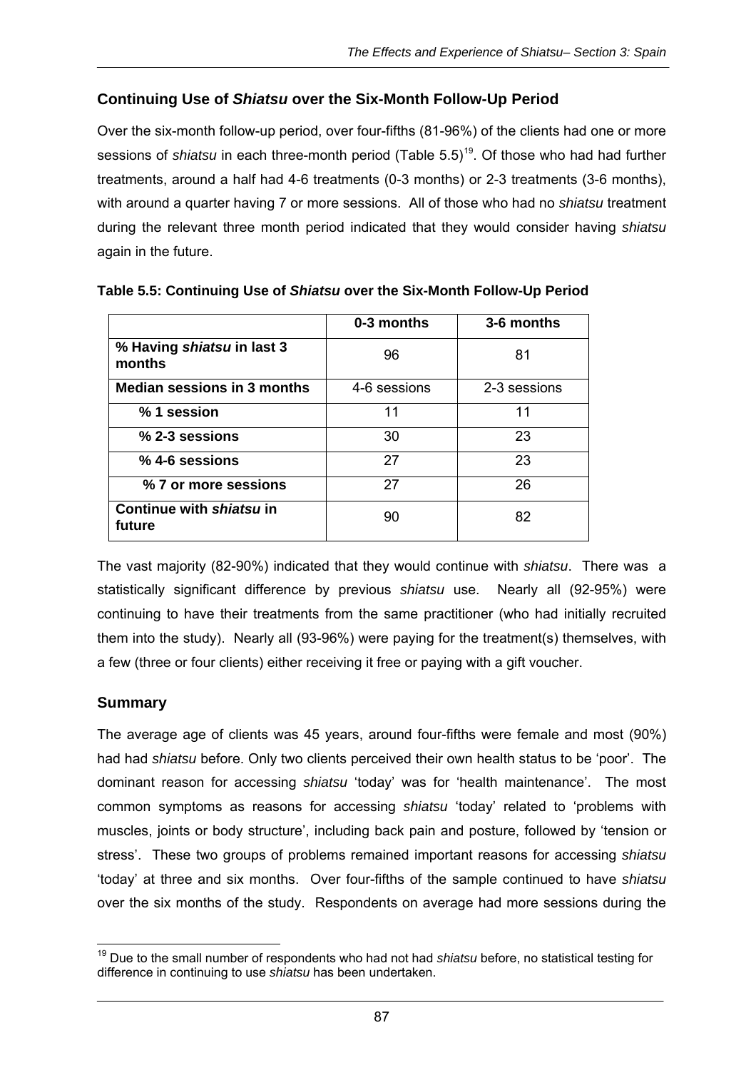## Continuing Use of *Shiatsu* over the Six-Month Follow-Up Period

Over the six-month follow-up period, over four-fifths (81-96%) of the clients had one or more sessions of *shiatsu* in each three-month period (Table 5.5)[19]. Of those who had had further treatments, around a half had 4-6 treatments (0-3 months) or 2-3 treatments (3-6 months), with around a quarter having 7 or more sessions. All of those who had no *shiatsu* treatment during the relevant three month period indicated that they would consider having *shiatsu* again in the future.

**Table 5.5: Continuing Use of *Shiatsu* over the Six-Month Follow-Up Period**

| | 0-3 months | 3-6 months |
|---|---|---|
| **% Having *shiatsu* in last 3 months** | 96 | 81 |
| **Median sessions in 3 months** | 4-6 sessions | 2-3 sessions |
| **% 1 session** | 11 | 11 |
| **% 2-3 sessions** | 30 | 23 |
| **% 4-6 sessions** | 27 | 23 |
| **% 7 or more sessions** | 27 | 26 |
| **Continue with *shiatsu* in future** | 90 | 82 |

The vast majority (82-90%) indicated that they would continue with *shiatsu*. There was a statistically significant difference by previous *shiatsu* use. Nearly all (92-95%) were continuing to have their treatments from the same practitioner (who had initially recruited them into the study). Nearly all (93-96%) were paying for the treatment(s) themselves, with a few (three or four clients) either receiving it free or paying with a gift voucher.

## Summary

The average age of clients was 45 years, around four-fifths were female and most (90%) had had *shiatsu* before. Only two clients perceived their own health status to be 'poor'. The dominant reason for accessing *shiatsu* 'today' was for 'health maintenance'. The most common symptoms as reasons for accessing *shiatsu* 'today' related to 'problems with muscles, joints or body structure', including back pain and posture, followed by 'tension or stress'. These two groups of problems remained important reasons for accessing *shiatsu* 'today' at three and six months. Over four-fifths of the sample continued to have *shiatsu* over the six months of the study. Respondents on average had more sessions during the

[19] Due to the small number of respondents who had not had *shiatsu* before, no statistical testing for difference in continuing to use *shiatsu* has been undertaken.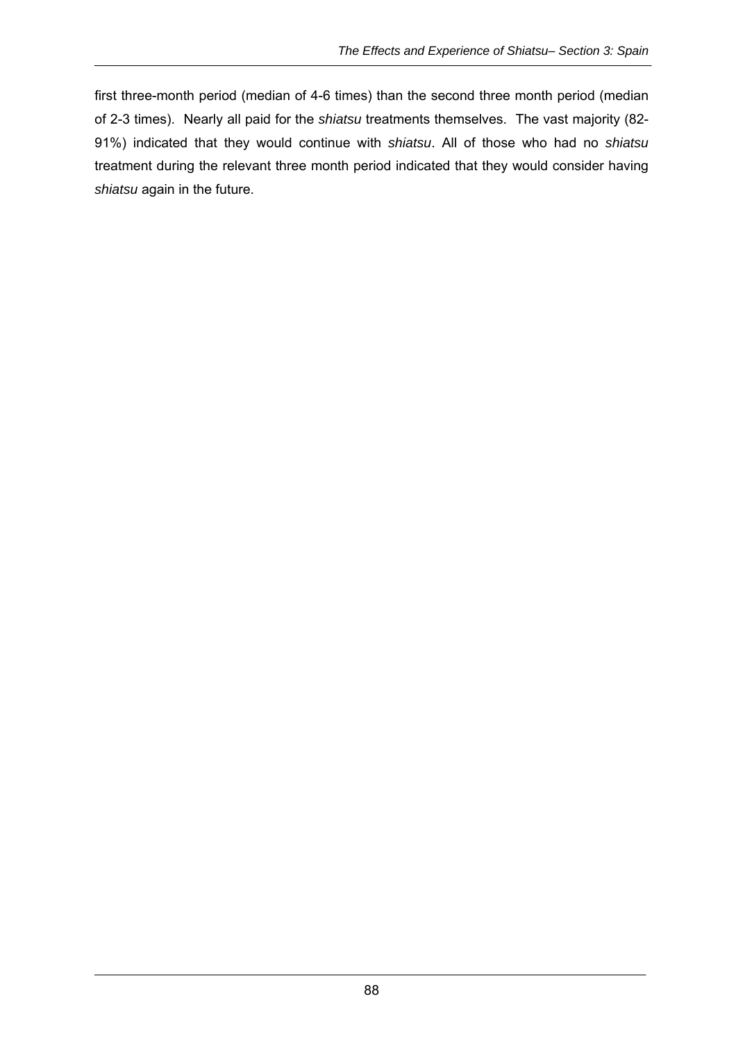first three-month period (median of 4-6 times) than the second three month period (median of 2-3 times). Nearly all paid for the *shiatsu* treatments themselves. The vast majority (82-91%) indicated that they would continue with *shiatsu*. All of those who had no *shiatsu* treatment during the relevant three month period indicated that they would consider having *shiatsu* again in the future.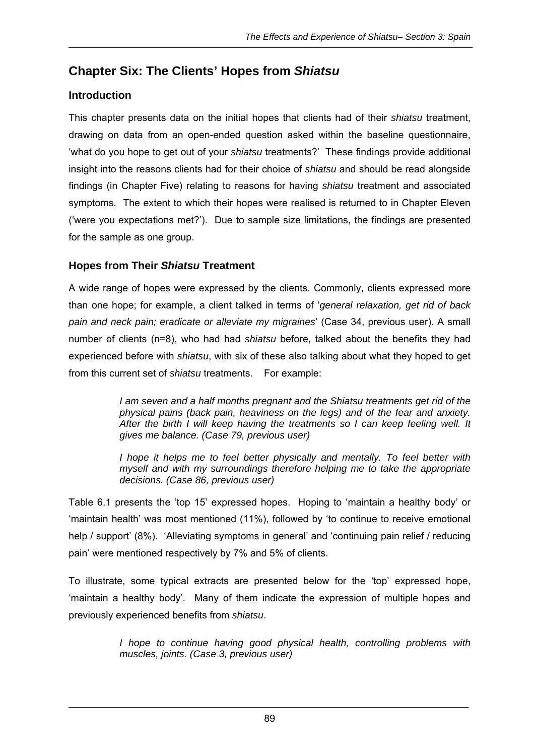# Chapter Six: The Clients' Hopes from *Shiatsu*

## Introduction

This chapter presents data on the initial hopes that clients had of their *shiatsu* treatment, drawing on data from an open-ended question asked within the baseline questionnaire, 'what do you hope to get out of your *shiatsu* treatments?' These findings provide additional insight into the reasons clients had for their choice of *shiatsu* and should be read alongside findings (in Chapter Five) relating to reasons for having *shiatsu* treatment and associated symptoms. The extent to which their hopes were realised is returned to in Chapter Eleven ('were you expectations met?'). Due to sample size limitations, the findings are presented for the sample as one group.

## Hopes from Their *Shiatsu* Treatment

A wide range of hopes were expressed by the clients. Commonly, clients expressed more than one hope; for example, a client talked in terms of '*general relaxation, get rid of back pain and neck pain; eradicate or alleviate my migraines*' (Case 34, previous user). A small number of clients (n=8), who had had *shiatsu* before, talked about the benefits they had experienced before with *shiatsu*, with six of these also talking about what they hoped to get from this current set of *shiatsu* treatments. For example:

> *I am seven and a half months pregnant and the Shiatsu treatments get rid of the physical pains (back pain, heaviness on the legs) and of the fear and anxiety. After the birth I will keep having the treatments so I can keep feeling well. It gives me balance. (Case 79, previous user)*

> *I hope it helps me to feel better physically and mentally. To feel better with myself and with my surroundings therefore helping me to take the appropriate decisions. (Case 86, previous user)*

Table 6.1 presents the 'top 15' expressed hopes. Hoping to 'maintain a healthy body' or 'maintain health' was most mentioned (11%), followed by 'to continue to receive emotional help / support' (8%). 'Alleviating symptoms in general' and 'continuing pain relief / reducing pain' were mentioned respectively by 7% and 5% of clients.

To illustrate, some typical extracts are presented below for the 'top' expressed hope, 'maintain a healthy body'. Many of them indicate the expression of multiple hopes and previously experienced benefits from *shiatsu*.

> *I hope to continue having good physical health, controlling problems with muscles, joints. (Case 3, previous user)*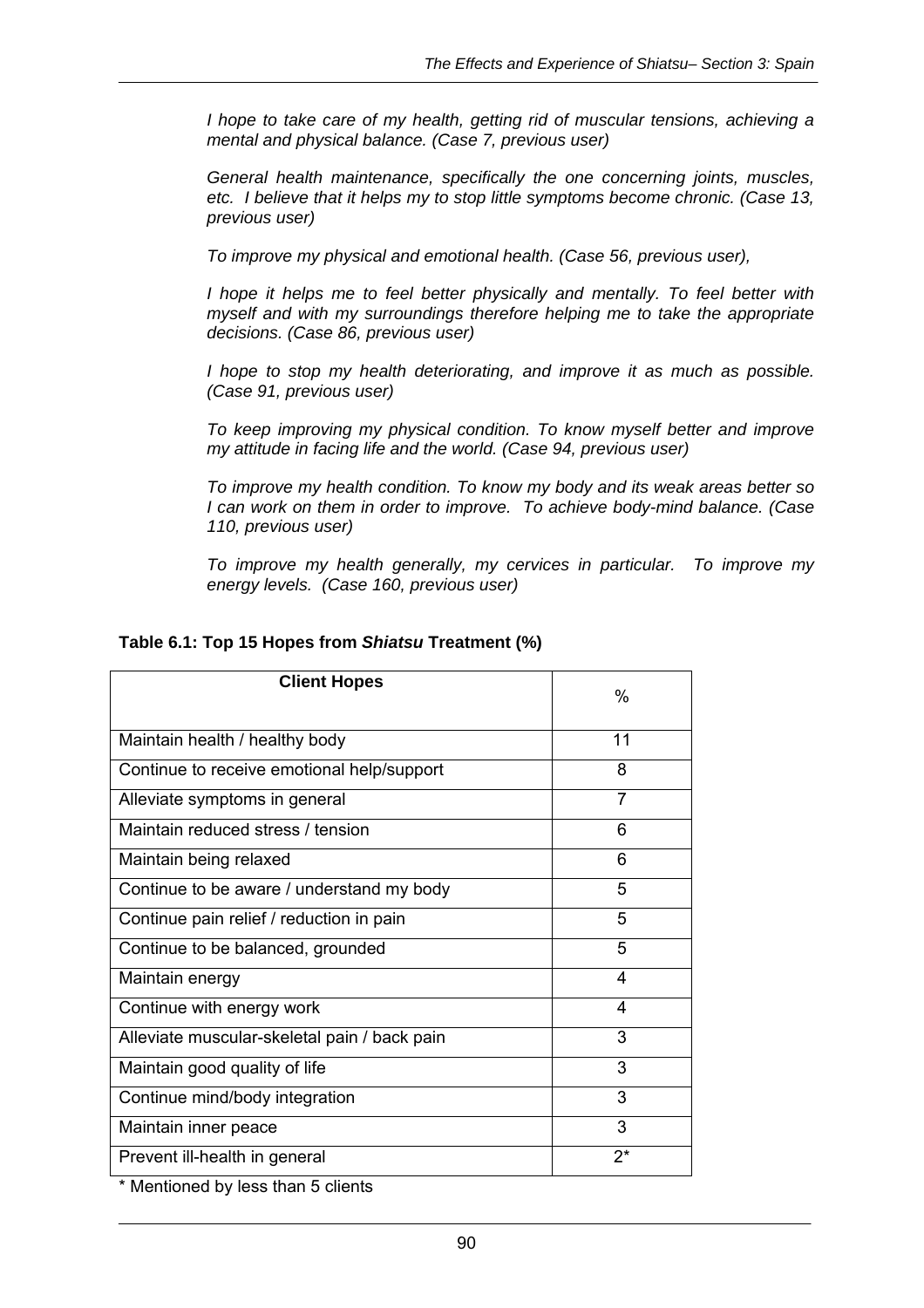*I hope to take care of my health, getting rid of muscular tensions, achieving a mental and physical balance. (Case 7, previous user)*

*General health maintenance, specifically the one concerning joints, muscles, etc. I believe that it helps my to stop little symptoms become chronic. (Case 13, previous user)*

*To improve my physical and emotional health. (Case 56, previous user),*

*I hope it helps me to feel better physically and mentally. To feel better with myself and with my surroundings therefore helping me to take the appropriate decisions. (Case 86, previous user)*

*I hope to stop my health deteriorating, and improve it as much as possible. (Case 91, previous user)*

*To keep improving my physical condition. To know myself better and improve my attitude in facing life and the world. (Case 94, previous user)*

*To improve my health condition. To know my body and its weak areas better so I can work on them in order to improve. To achieve body-mind balance. (Case 110, previous user)*

*To improve my health generally, my cervices in particular. To improve my energy levels. (Case 160, previous user)*

**Table 6.1: Top 15 Hopes from *Shiatsu* Treatment (%)**

| Client Hopes | % |
|---|---|
| Maintain health / healthy body | 11 |
| Continue to receive emotional help/support | 8 |
| Alleviate symptoms in general | 7 |
| Maintain reduced stress / tension | 6 |
| Maintain being relaxed | 6 |
| Continue to be aware / understand my body | 5 |
| Continue pain relief / reduction in pain | 5 |
| Continue to be balanced, grounded | 5 |
| Maintain energy | 4 |
| Continue with energy work | 4 |
| Alleviate muscular-skeletal pain / back pain | 3 |
| Maintain good quality of life | 3 |
| Continue mind/body integration | 3 |
| Maintain inner peace | 3 |
| Prevent ill-health in general | 2* |

\* Mentioned by less than 5 clients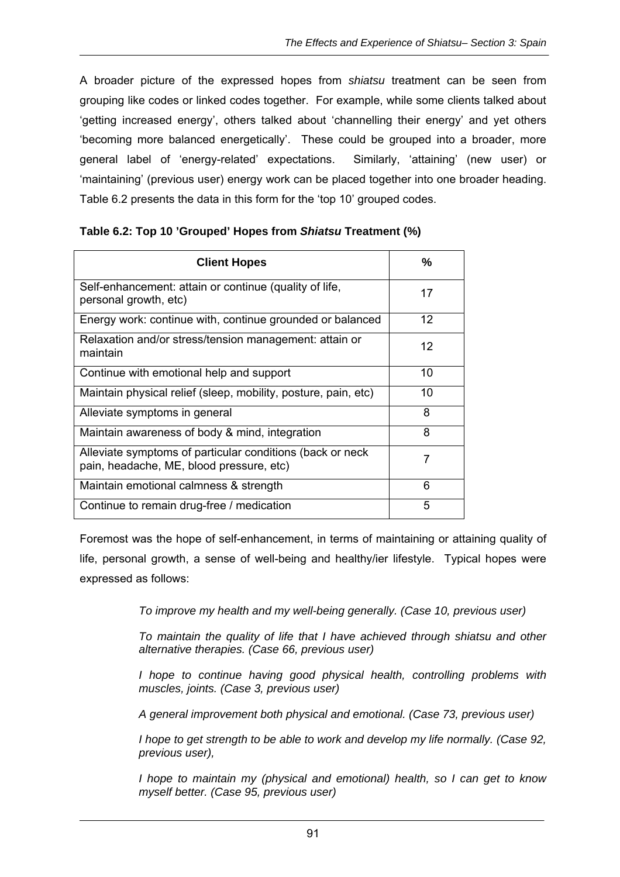A broader picture of the expressed hopes from *shiatsu* treatment can be seen from grouping like codes or linked codes together. For example, while some clients talked about 'getting increased energy', others talked about 'channelling their energy' and yet others 'becoming more balanced energetically'. These could be grouped into a broader, more general label of 'energy-related' expectations. Similarly, 'attaining' (new user) or 'maintaining' (previous user) energy work can be placed together into one broader heading. Table 6.2 presents the data in this form for the 'top 10' grouped codes.

**Table 6.2: Top 10 'Grouped' Hopes from *Shiatsu* Treatment (%)**

| Client Hopes | % |
|---|---|
| Self-enhancement: attain or continue (quality of life, personal growth, etc) | 17 |
| Energy work: continue with, continue grounded or balanced | 12 |
| Relaxation and/or stress/tension management: attain or maintain | 12 |
| Continue with emotional help and support | 10 |
| Maintain physical relief (sleep, mobility, posture, pain, etc) | 10 |
| Alleviate symptoms in general | 8 |
| Maintain awareness of body & mind, integration | 8 |
| Alleviate symptoms of particular conditions (back or neck pain, headache, ME, blood pressure, etc) | 7 |
| Maintain emotional calmness & strength | 6 |
| Continue to remain drug-free / medication | 5 |

Foremost was the hope of self-enhancement, in terms of maintaining or attaining quality of life, personal growth, a sense of well-being and healthy/ier lifestyle. Typical hopes were expressed as follows:

> *To improve my health and my well-being generally. (Case 10, previous user)*
>
> *To maintain the quality of life that I have achieved through shiatsu and other alternative therapies. (Case 66, previous user)*
>
> *I hope to continue having good physical health, controlling problems with muscles, joints. (Case 3, previous user)*
>
> *A general improvement both physical and emotional. (Case 73, previous user)*
>
> *I hope to get strength to be able to work and develop my life normally. (Case 92, previous user),*
>
> *I hope to maintain my (physical and emotional) health, so I can get to know myself better. (Case 95, previous user)*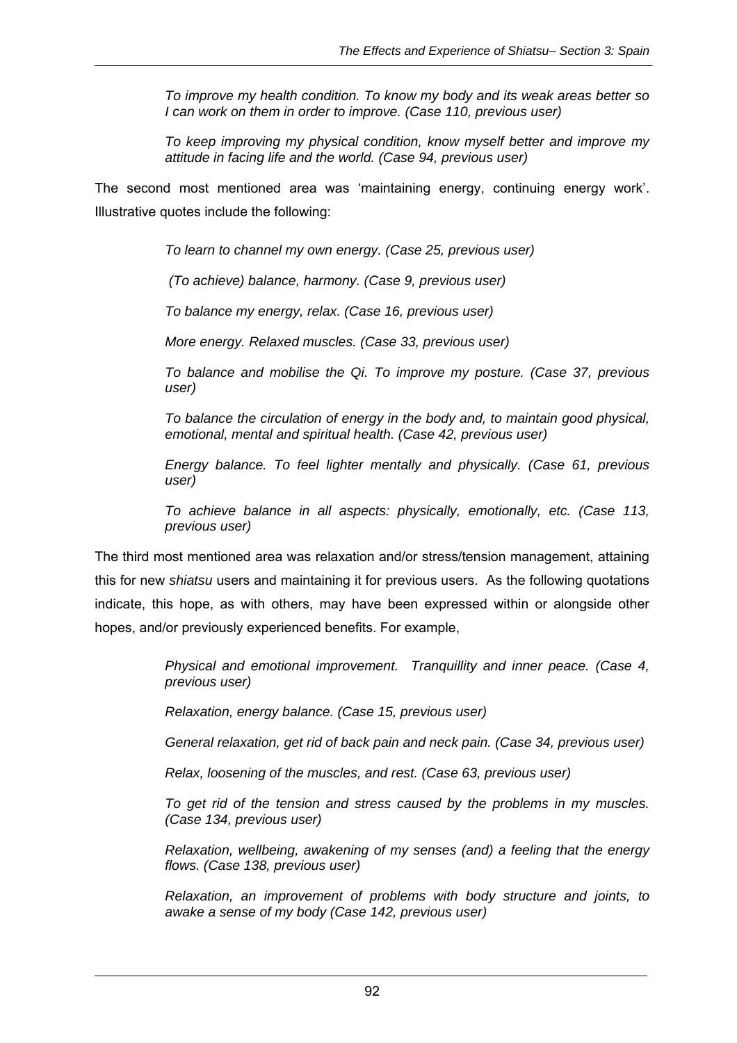*To improve my health condition. To know my body and its weak areas better so I can work on them in order to improve. (Case 110, previous user)*

*To keep improving my physical condition, know myself better and improve my attitude in facing life and the world. (Case 94, previous user)*

The second most mentioned area was 'maintaining energy, continuing energy work'. Illustrative quotes include the following:

*To learn to channel my own energy. (Case 25, previous user)*

*(To achieve) balance, harmony. (Case 9, previous user)*

*To balance my energy, relax. (Case 16, previous user)*

*More energy. Relaxed muscles. (Case 33, previous user)*

*To balance and mobilise the Qi. To improve my posture. (Case 37, previous user)*

*To balance the circulation of energy in the body and, to maintain good physical, emotional, mental and spiritual health. (Case 42, previous user)*

*Energy balance. To feel lighter mentally and physically. (Case 61, previous user)*

*To achieve balance in all aspects: physically, emotionally, etc. (Case 113, previous user)*

The third most mentioned area was relaxation and/or stress/tension management, attaining this for new *shiatsu* users and maintaining it for previous users. As the following quotations indicate, this hope, as with others, may have been expressed within or alongside other hopes, and/or previously experienced benefits. For example,

*Physical and emotional improvement. Tranquillity and inner peace. (Case 4, previous user)*

*Relaxation, energy balance. (Case 15, previous user)*

*General relaxation, get rid of back pain and neck pain. (Case 34, previous user)*

*Relax, loosening of the muscles, and rest. (Case 63, previous user)*

*To get rid of the tension and stress caused by the problems in my muscles. (Case 134, previous user)*

*Relaxation, wellbeing, awakening of my senses (and) a feeling that the energy flows. (Case 138, previous user)*

*Relaxation, an improvement of problems with body structure and joints, to awake a sense of my body (Case 142, previous user)*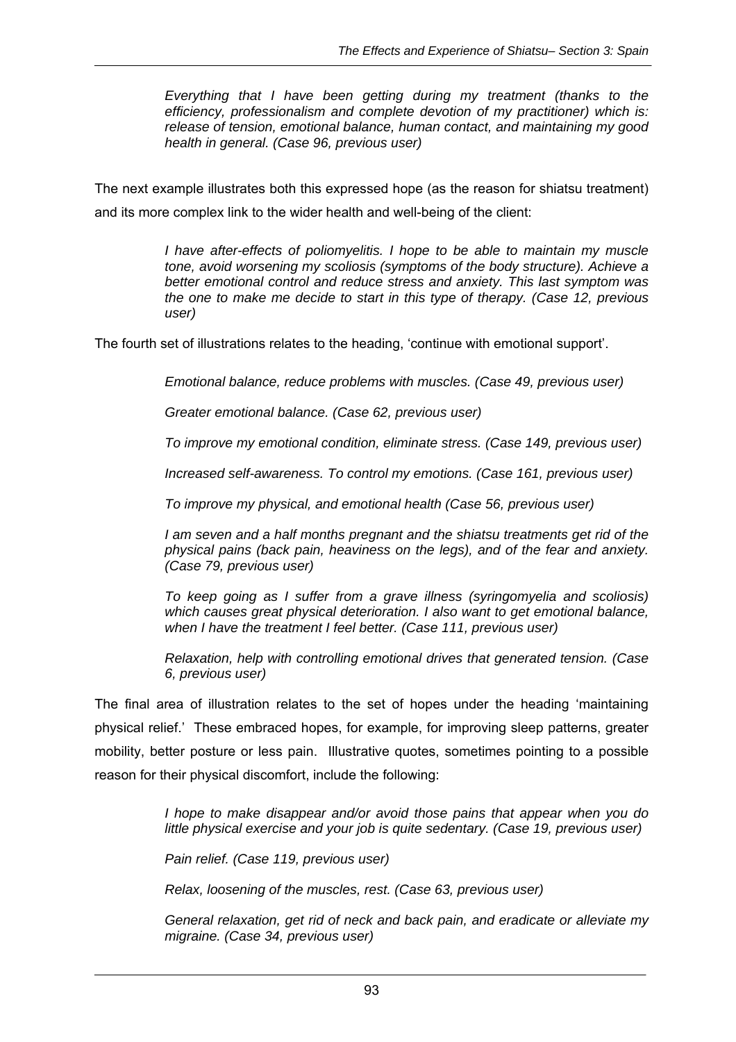> *Everything that I have been getting during my treatment (thanks to the efficiency, professionalism and complete devotion of my practitioner) which is: release of tension, emotional balance, human contact, and maintaining my good health in general. (Case 96, previous user)*

The next example illustrates both this expressed hope (as the reason for shiatsu treatment) and its more complex link to the wider health and well-being of the client:

> *I have after-effects of poliomyelitis. I hope to be able to maintain my muscle tone, avoid worsening my scoliosis (symptoms of the body structure). Achieve a better emotional control and reduce stress and anxiety. This last symptom was the one to make me decide to start in this type of therapy. (Case 12, previous user)*

The fourth set of illustrations relates to the heading, 'continue with emotional support'.

> *Emotional balance, reduce problems with muscles. (Case 49, previous user)*
>
> *Greater emotional balance. (Case 62, previous user)*
>
> *To improve my emotional condition, eliminate stress. (Case 149, previous user)*
>
> *Increased self-awareness. To control my emotions. (Case 161, previous user)*
>
> *To improve my physical, and emotional health (Case 56, previous user)*
>
> *I am seven and a half months pregnant and the shiatsu treatments get rid of the physical pains (back pain, heaviness on the legs), and of the fear and anxiety. (Case 79, previous user)*
>
> *To keep going as I suffer from a grave illness (syringomyelia and scoliosis) which causes great physical deterioration. I also want to get emotional balance, when I have the treatment I feel better. (Case 111, previous user)*
>
> *Relaxation, help with controlling emotional drives that generated tension. (Case 6, previous user)*

The final area of illustration relates to the set of hopes under the heading 'maintaining physical relief.' These embraced hopes, for example, for improving sleep patterns, greater mobility, better posture or less pain. Illustrative quotes, sometimes pointing to a possible reason for their physical discomfort, include the following:

> *I hope to make disappear and/or avoid those pains that appear when you do little physical exercise and your job is quite sedentary. (Case 19, previous user)*
>
> *Pain relief. (Case 119, previous user)*
>
> *Relax, loosening of the muscles, rest. (Case 63, previous user)*
>
> *General relaxation, get rid of neck and back pain, and eradicate or alleviate my migraine. (Case 34, previous user)*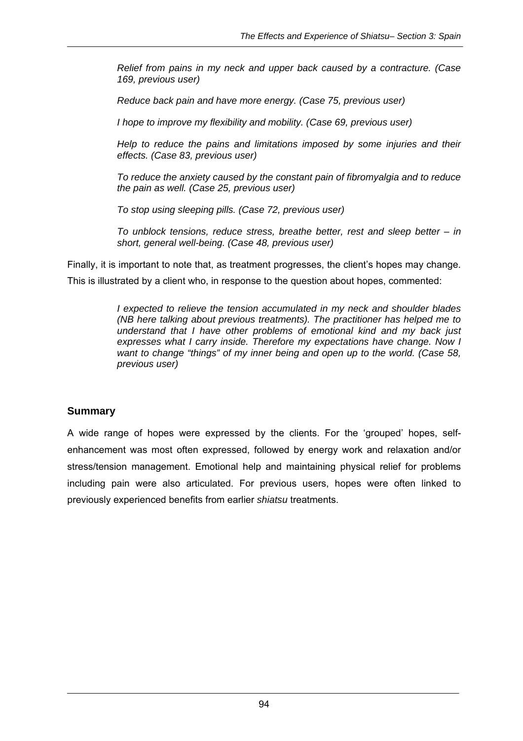> *Relief from pains in my neck and upper back caused by a contracture. (Case 169, previous user)*
>
> *Reduce back pain and have more energy. (Case 75, previous user)*
>
> *I hope to improve my flexibility and mobility. (Case 69, previous user)*
>
> *Help to reduce the pains and limitations imposed by some injuries and their effects. (Case 83, previous user)*
>
> *To reduce the anxiety caused by the constant pain of fibromyalgia and to reduce the pain as well. (Case 25, previous user)*
>
> *To stop using sleeping pills. (Case 72, previous user)*
>
> *To unblock tensions, reduce stress, breathe better, rest and sleep better – in short, general well-being. (Case 48, previous user)*

Finally, it is important to note that, as treatment progresses, the client's hopes may change. This is illustrated by a client who, in response to the question about hopes, commented:

> *I expected to relieve the tension accumulated in my neck and shoulder blades (NB here talking about previous treatments). The practitioner has helped me to understand that I have other problems of emotional kind and my back just expresses what I carry inside. Therefore my expectations have change. Now I want to change "things" of my inner being and open up to the world. (Case 58, previous user)*

### Summary

A wide range of hopes were expressed by the clients. For the 'grouped' hopes, self-enhancement was most often expressed, followed by energy work and relaxation and/or stress/tension management. Emotional help and maintaining physical relief for problems including pain were also articulated. For previous users, hopes were often linked to previously experienced benefits from earlier *shiatsu* treatments.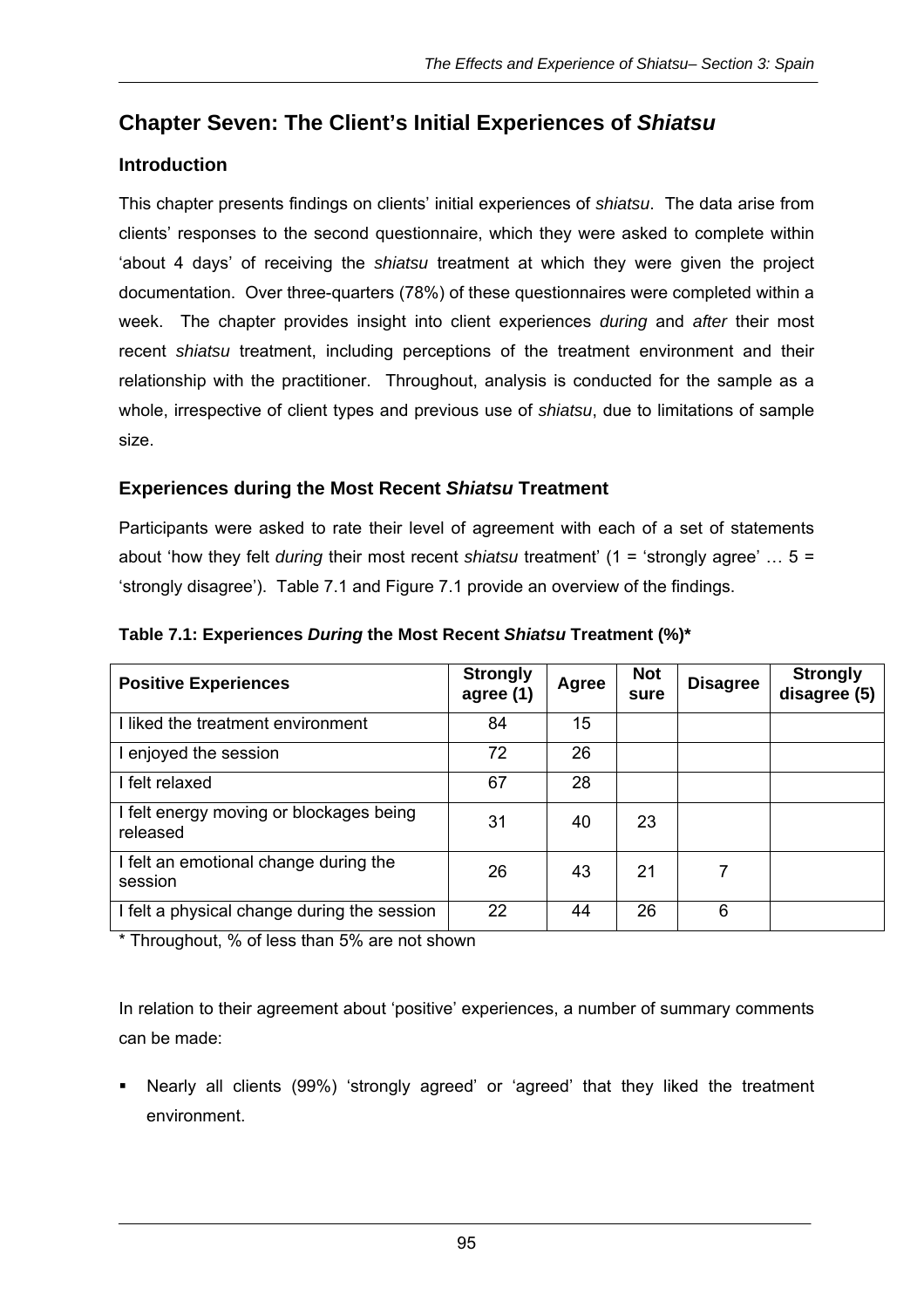# Chapter Seven: The Client's Initial Experiences of *Shiatsu*

## Introduction

This chapter presents findings on clients' initial experiences of *shiatsu*. The data arise from clients' responses to the second questionnaire, which they were asked to complete within 'about 4 days' of receiving the *shiatsu* treatment at which they were given the project documentation. Over three-quarters (78%) of these questionnaires were completed within a week. The chapter provides insight into client experiences *during* and *after* their most recent *shiatsu* treatment, including perceptions of the treatment environment and their relationship with the practitioner. Throughout, analysis is conducted for the sample as a whole, irrespective of client types and previous use of *shiatsu*, due to limitations of sample size.

## Experiences during the Most Recent *Shiatsu* Treatment

Participants were asked to rate their level of agreement with each of a set of statements about 'how they felt *during* their most recent *shiatsu* treatment' (1 = 'strongly agree' … 5 = 'strongly disagree'). Table 7.1 and Figure 7.1 provide an overview of the findings.

**Table 7.1: Experiences *During* the Most Recent *Shiatsu* Treatment (%)***

| Positive Experiences | Strongly agree (1) | Agree | Not sure | Disagree | Strongly disagree (5) |
|---|---|---|---|---|---|
| I liked the treatment environment | 84 | 15 | | | |
| I enjoyed the session | 72 | 26 | | | |
| I felt relaxed | 67 | 28 | | | |
| I felt energy moving or blockages being released | 31 | 40 | 23 | | |
| I felt an emotional change during the session | 26 | 43 | 21 | 7 | |
| I felt a physical change during the session | 22 | 44 | 26 | 6 | |

\* Throughout, % of less than 5% are not shown

In relation to their agreement about 'positive' experiences, a number of summary comments can be made:

- Nearly all clients (99%) 'strongly agreed' or 'agreed' that they liked the treatment environment.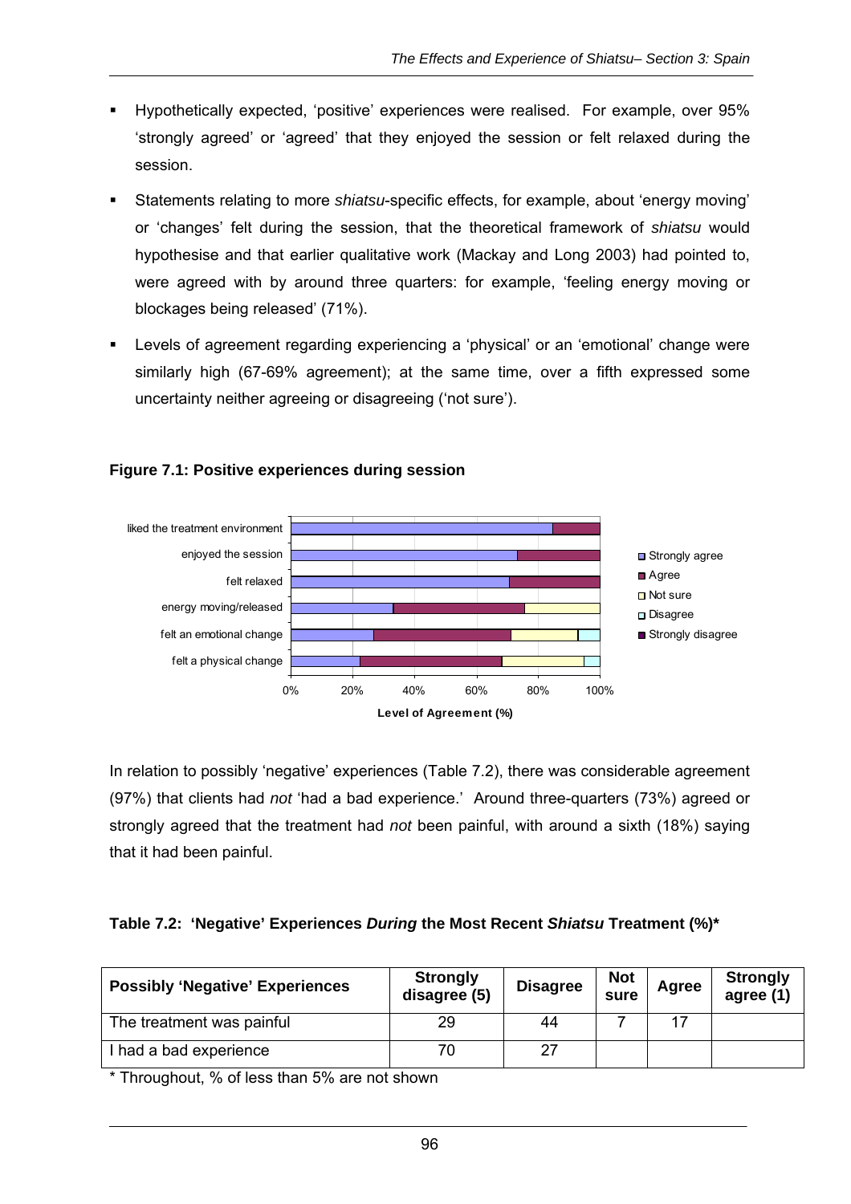- Hypothetically expected, 'positive' experiences were realised. For example, over 95% 'strongly agreed' or 'agreed' that they enjoyed the session or felt relaxed during the session.
- Statements relating to more *shiatsu*-specific effects, for example, about 'energy moving' or 'changes' felt during the session, that the theoretical framework of *shiatsu* would hypothesise and that earlier qualitative work (Mackay and Long 2003) had pointed to, were agreed with by around three quarters: for example, 'feeling energy moving or blockages being released' (71%).
- Levels of agreement regarding experiencing a 'physical' or an 'emotional' change were similarly high (67-69% agreement); at the same time, over a fifth expressed some uncertainty neither agreeing or disagreeing ('not sure').

**Figure 7.1: Positive experiences during session**

In relation to possibly 'negative' experiences (Table 7.2), there was considerable agreement (97%) that clients had *not* 'had a bad experience.' Around three-quarters (73%) agreed or strongly agreed that the treatment had *not* been painful, with around a sixth (18%) saying that it had been painful.

**Table 7.2: 'Negative' Experiences *During* the Most Recent *Shiatsu* Treatment (%)***

| Possibly 'Negative' Experiences | Strongly disagree (5) | Disagree | Not sure | Agree | Strongly agree (1) |
|---|---|---|---|---|---|
| The treatment was painful | 29 | 44 | 7 | 17 | |
| I had a bad experience | 70 | 27 | | | |

\* Throughout, % of less than 5% are not shown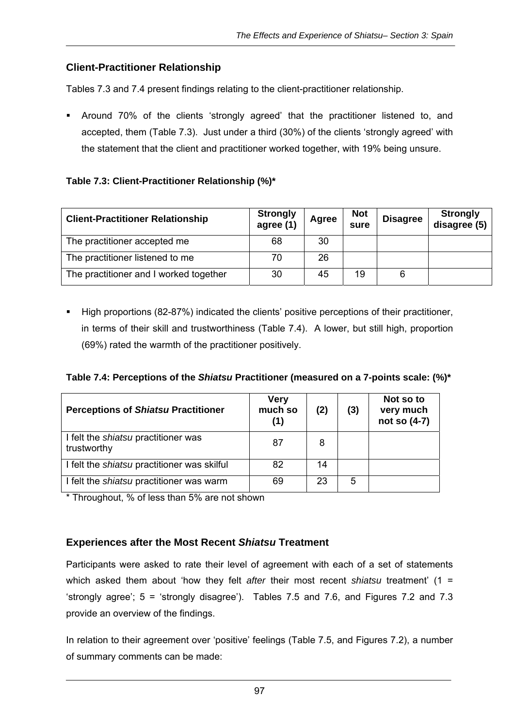## Client-Practitioner Relationship

Tables 7.3 and 7.4 present findings relating to the client-practitioner relationship.

- Around 70% of the clients 'strongly agreed' that the practitioner listened to, and accepted, them (Table 7.3). Just under a third (30%) of the clients 'strongly agreed' with the statement that the client and practitioner worked together, with 19% being unsure.

**Table 7.3: Client-Practitioner Relationship (%)***

| Client-Practitioner Relationship | Strongly agree (1) | Agree | Not sure | Disagree | Strongly disagree (5) |
|---|---|---|---|---|---|
| The practitioner accepted me | 68 | 30 | | | |
| The practitioner listened to me | 70 | 26 | | | |
| The practitioner and I worked together | 30 | 45 | 19 | 6 | |

- High proportions (82-87%) indicated the clients' positive perceptions of their practitioner, in terms of their skill and trustworthiness (Table 7.4). A lower, but still high, proportion (69%) rated the warmth of the practitioner positively.

**Table 7.4: Perceptions of the *Shiatsu* Practitioner (measured on a 7-points scale: (%)***

| Perceptions of *Shiatsu* Practitioner | Very much so (1) | (2) | (3) | Not so to very much not so (4-7) |
|---|---|---|---|---|
| I felt the *shiatsu* practitioner was trustworthy | 87 | 8 | | |
| I felt the *shiatsu* practitioner was skilful | 82 | 14 | | |
| I felt the *shiatsu* practitioner was warm | 69 | 23 | 5 | |

\* Throughout, % of less than 5% are not shown

## Experiences after the Most Recent *Shiatsu* Treatment

Participants were asked to rate their level of agreement with each of a set of statements which asked them about 'how they felt *after* their most recent *shiatsu* treatment' (1 = 'strongly agree'; 5 = 'strongly disagree'). Tables 7.5 and 7.6, and Figures 7.2 and 7.3 provide an overview of the findings.

In relation to their agreement over 'positive' feelings (Table 7.5, and Figures 7.2), a number of summary comments can be made: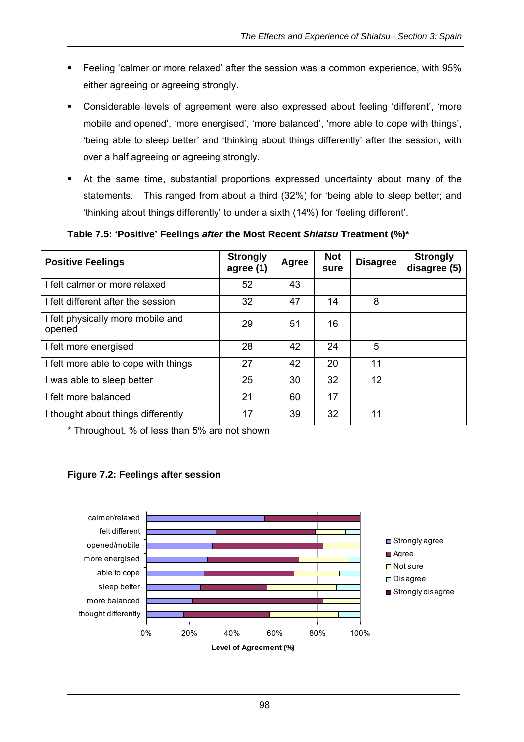- Feeling 'calmer or more relaxed' after the session was a common experience, with 95% either agreeing or agreeing strongly.
- Considerable levels of agreement were also expressed about feeling 'different', 'more mobile and opened', 'more energised', 'more balanced', 'more able to cope with things', 'being able to sleep better' and 'thinking about things differently' after the session, with over a half agreeing or agreeing strongly.
- At the same time, substantial proportions expressed uncertainty about many of the statements. This ranged from about a third (32%) for 'being able to sleep better; and 'thinking about things differently' to under a sixth (14%) for 'feeling different'.

**Table 7.5: 'Positive' Feelings *after* the Most Recent *Shiatsu* Treatment (%)\***

| Positive Feelings | Strongly agree (1) | Agree | Not sure | Disagree | Strongly disagree (5) |
|---|---|---|---|---|---|
| I felt calmer or more relaxed | 52 | 43 | | | |
| I felt different after the session | 32 | 47 | 14 | 8 | |
| I felt physically more mobile and opened | 29 | 51 | 16 | | |
| I felt more energised | 28 | 42 | 24 | 5 | |
| I felt more able to cope with things | 27 | 42 | 20 | 11 | |
| I was able to sleep better | 25 | 30 | 32 | 12 | |
| I felt more balanced | 21 | 60 | 17 | | |
| I thought about things differently | 17 | 39 | 32 | 11 | |

\* Throughout, % of less than 5% are not shown

**Figure 7.2: Feelings after session**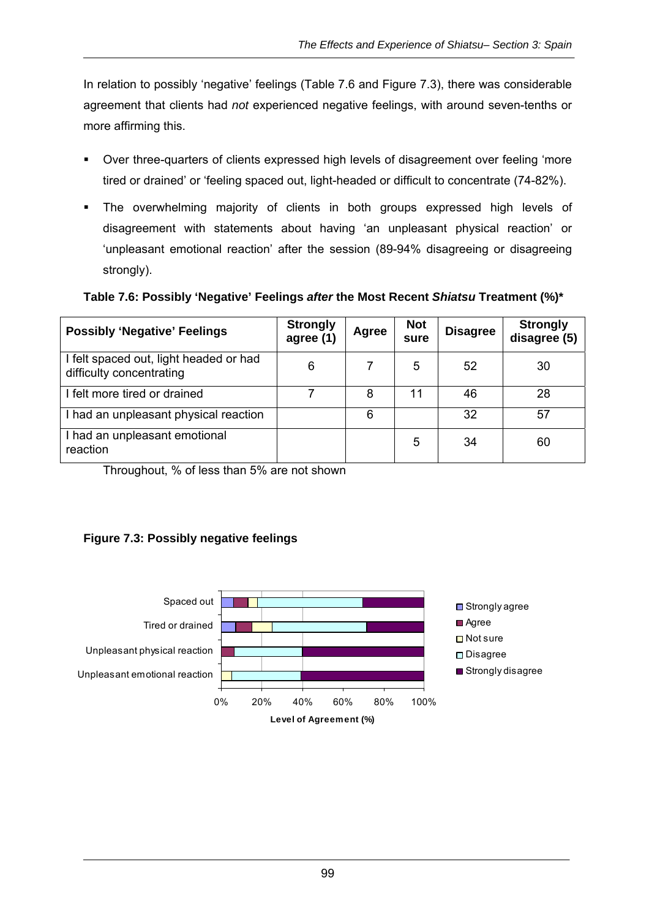In relation to possibly 'negative' feelings (Table 7.6 and Figure 7.3), there was considerable agreement that clients had *not* experienced negative feelings, with around seven-tenths or more affirming this.

- Over three-quarters of clients expressed high levels of disagreement over feeling 'more tired or drained' or 'feeling spaced out, light-headed or difficult to concentrate (74-82%).
- The overwhelming majority of clients in both groups expressed high levels of disagreement with statements about having 'an unpleasant physical reaction' or 'unpleasant emotional reaction' after the session (89-94% disagreeing or disagreeing strongly).

**Table 7.6: Possibly 'Negative' Feelings *after* the Most Recent *Shiatsu* Treatment (%)***

| Possibly 'Negative' Feelings | Strongly agree (1) | Agree | Not sure | Disagree | Strongly disagree (5) |
|---|---|---|---|---|---|
| I felt spaced out, light headed or had difficulty concentrating | 6 | 7 | 5 | 52 | 30 |
| I felt more tired or drained | 7 | 8 | 11 | 46 | 28 |
| I had an unpleasant physical reaction | | 6 | | 32 | 57 |
| I had an unpleasant emotional reaction | | | 5 | 34 | 60 |

Throughout, % of less than 5% are not shown

**Figure 7.3: Possibly negative feelings**

Spaced out
Tired or drained
Unpleasant physical reaction
Unpleasant emotional reaction

0% 20% 40% 60% 80% 100%

**Level of Agreement (%)**

Strongly agree
Agree
Not sure
Disagree
Strongly disagree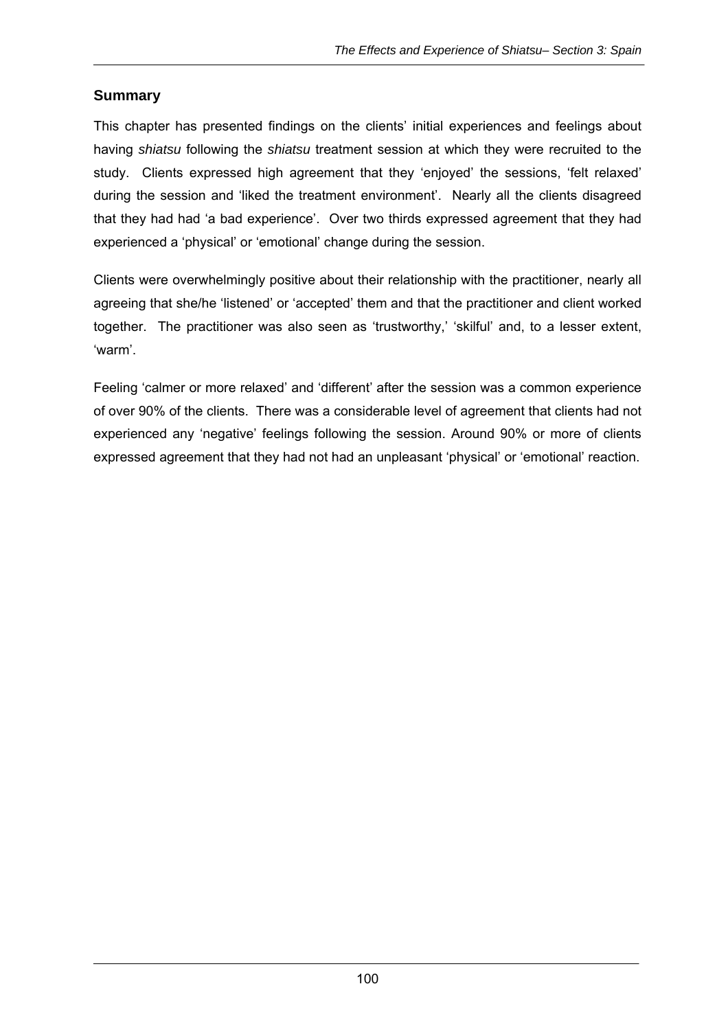## Summary

This chapter has presented findings on the clients' initial experiences and feelings about having *shiatsu* following the *shiatsu* treatment session at which they were recruited to the study. Clients expressed high agreement that they 'enjoyed' the sessions, 'felt relaxed' during the session and 'liked the treatment environment'. Nearly all the clients disagreed that they had had 'a bad experience'. Over two thirds expressed agreement that they had experienced a 'physical' or 'emotional' change during the session.

Clients were overwhelmingly positive about their relationship with the practitioner, nearly all agreeing that she/he 'listened' or 'accepted' them and that the practitioner and client worked together. The practitioner was also seen as 'trustworthy,' 'skilful' and, to a lesser extent, 'warm'.

Feeling 'calmer or more relaxed' and 'different' after the session was a common experience of over 90% of the clients. There was a considerable level of agreement that clients had not experienced any 'negative' feelings following the session. Around 90% or more of clients expressed agreement that they had not had an unpleasant 'physical' or 'emotional' reaction.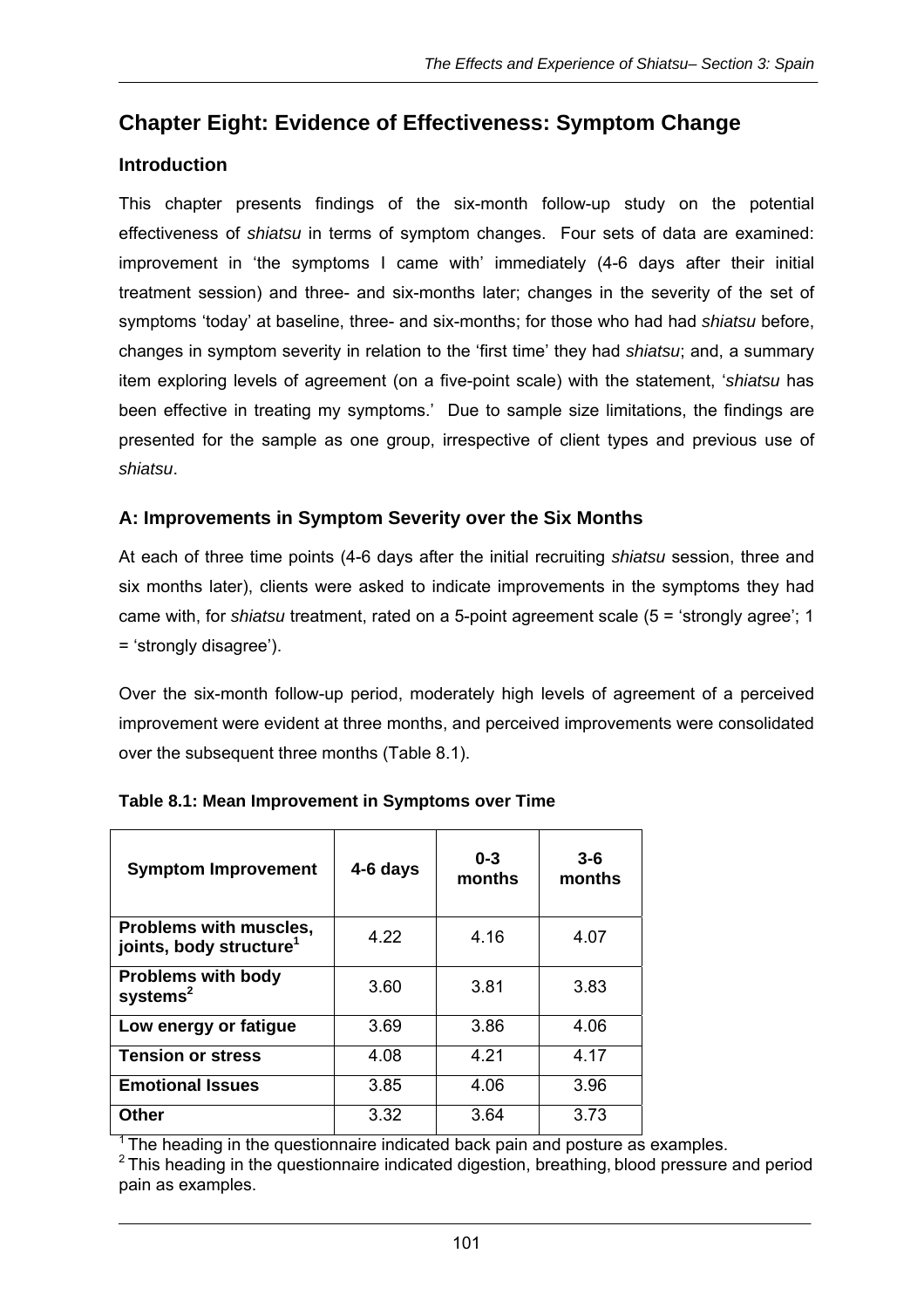## Chapter Eight: Evidence of Effectiveness: Symptom Change

### Introduction

This chapter presents findings of the six-month follow-up study on the potential effectiveness of *shiatsu* in terms of symptom changes. Four sets of data are examined: improvement in 'the symptoms I came with' immediately (4-6 days after their initial treatment session) and three- and six-months later; changes in the severity of the set of symptoms 'today' at baseline, three- and six-months; for those who had had *shiatsu* before, changes in symptom severity in relation to the 'first time' they had *shiatsu*; and, a summary item exploring levels of agreement (on a five-point scale) with the statement, '*shiatsu* has been effective in treating my symptoms.' Due to sample size limitations, the findings are presented for the sample as one group, irrespective of client types and previous use of *shiatsu*.

### A: Improvements in Symptom Severity over the Six Months

At each of three time points (4-6 days after the initial recruiting *shiatsu* session, three and six months later), clients were asked to indicate improvements in the symptoms they had came with, for *shiatsu* treatment, rated on a 5-point agreement scale (5 = 'strongly agree'; 1 = 'strongly disagree').

Over the six-month follow-up period, moderately high levels of agreement of a perceived improvement were evident at three months, and perceived improvements were consolidated over the subsequent three months (Table 8.1).

**Table 8.1: Mean Improvement in Symptoms over Time**

| Symptom Improvement | 4-6 days | 0-3 months | 3-6 months |
|---|---|---|---|
| **Problems with muscles, joints, body structure[1]** | 4.22 | 4.16 | 4.07 |
| **Problems with body systems[2]** | 3.60 | 3.81 | 3.83 |
| **Low energy or fatigue** | 3.69 | 3.86 | 4.06 |
| **Tension or stress** | 4.08 | 4.21 | 4.17 |
| **Emotional Issues** | 3.85 | 4.06 | 3.96 |
| **Other** | 3.32 | 3.64 | 3.73 |

[1] The heading in the questionnaire indicated back pain and posture as examples.
[2] This heading in the questionnaire indicated digestion, breathing, blood pressure and period pain as examples.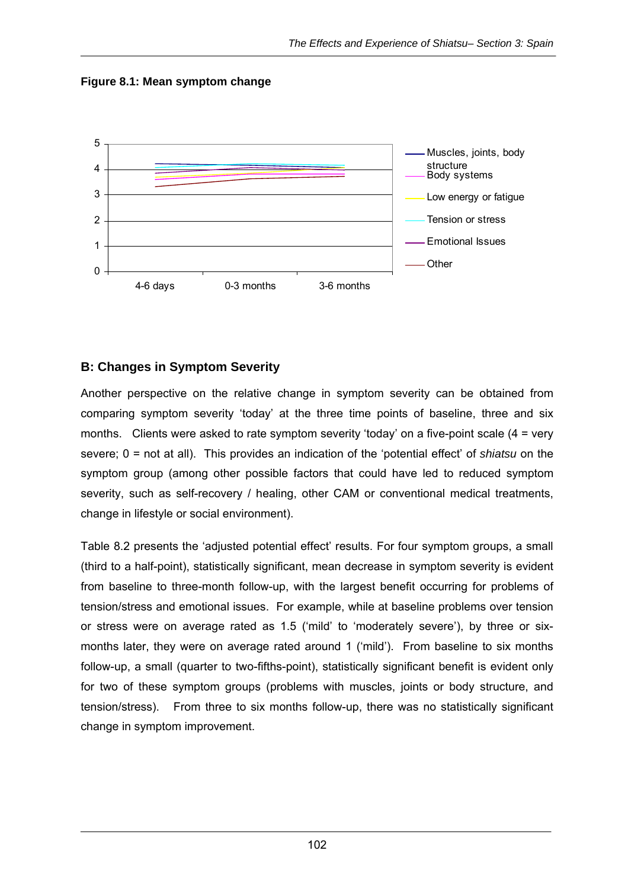**Figure 8.1: Mean symptom change**

## B: Changes in Symptom Severity

Another perspective on the relative change in symptom severity can be obtained from comparing symptom severity 'today' at the three time points of baseline, three and six months. Clients were asked to rate symptom severity 'today' on a five-point scale (4 = very severe; 0 = not at all). This provides an indication of the 'potential effect' of *shiatsu* on the symptom group (among other possible factors that could have led to reduced symptom severity, such as self-recovery / healing, other CAM or conventional medical treatments, change in lifestyle or social environment).

Table 8.2 presents the 'adjusted potential effect' results. For four symptom groups, a small (third to a half-point), statistically significant, mean decrease in symptom severity is evident from baseline to three-month follow-up, with the largest benefit occurring for problems of tension/stress and emotional issues. For example, while at baseline problems over tension or stress were on average rated as 1.5 ('mild' to 'moderately severe'), by three or six-months later, they were on average rated around 1 ('mild'). From baseline to six months follow-up, a small (quarter to two-fifths-point), statistically significant benefit is evident only for two of these symptom groups (problems with muscles, joints or body structure, and tension/stress). From three to six months follow-up, there was no statistically significant change in symptom improvement.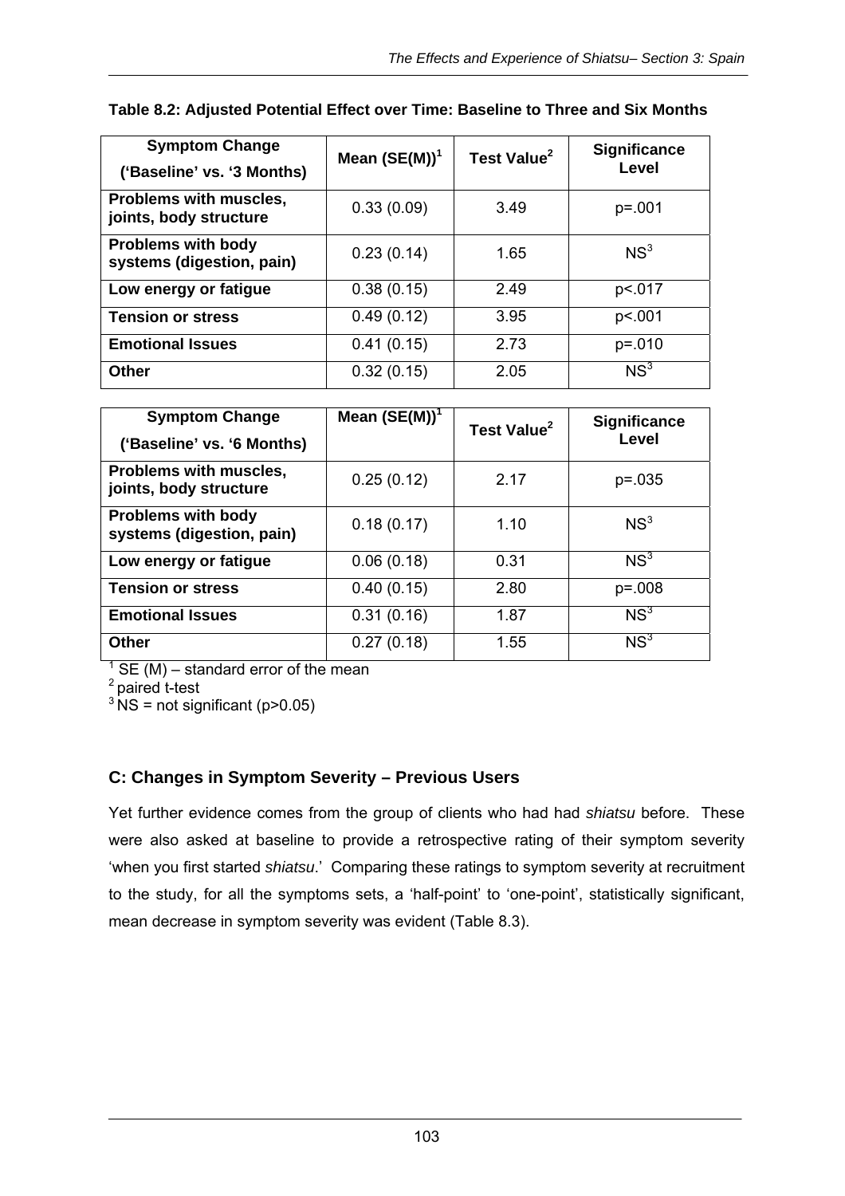**Table 8.2: Adjusted Potential Effect over Time: Baseline to Three and Six Months**

| Symptom Change ('Baseline' vs. '3 Months) | Mean (SE(M))[1] | Test Value[2] | Significance Level |
|---|---|---|---|
| **Problems with muscles, joints, body structure** | 0.33 (0.09) | 3.49 | p=.001 |
| **Problems with body systems (digestion, pain)** | 0.23 (0.14) | 1.65 | NS[3] |
| **Low energy or fatigue** | 0.38 (0.15) | 2.49 | p<.017 |
| **Tension or stress** | 0.49 (0.12) | 3.95 | p<.001 |
| **Emotional Issues** | 0.41 (0.15) | 2.73 | p=.010 |
| **Other** | 0.32 (0.15) | 2.05 | NS[3] |

| Symptom Change ('Baseline' vs. '6 Months) | Mean (SE(M))[1] | Test Value[2] | Significance Level |
|---|---|---|---|
| **Problems with muscles, joints, body structure** | 0.25 (0.12) | 2.17 | p=.035 |
| **Problems with body systems (digestion, pain)** | 0.18 (0.17) | 1.10 | NS[3] |
| **Low energy or fatigue** | 0.06 (0.18) | 0.31 | NS[3] |
| **Tension or stress** | 0.40 (0.15) | 2.80 | p=.008 |
| **Emotional Issues** | 0.31 (0.16) | 1.87 | NS[3] |
| **Other** | 0.27 (0.18) | 1.55 | NS[3] |

[1] SE (M) – standard error of the mean
[2] paired t-test
[3] NS = not significant (p>0.05)

### C: Changes in Symptom Severity – Previous Users

Yet further evidence comes from the group of clients who had had *shiatsu* before. These were also asked at baseline to provide a retrospective rating of their symptom severity 'when you first started *shiatsu*.' Comparing these ratings to symptom severity at recruitment to the study, for all the symptoms sets, a 'half-point' to 'one-point', statistically significant, mean decrease in symptom severity was evident (Table 8.3).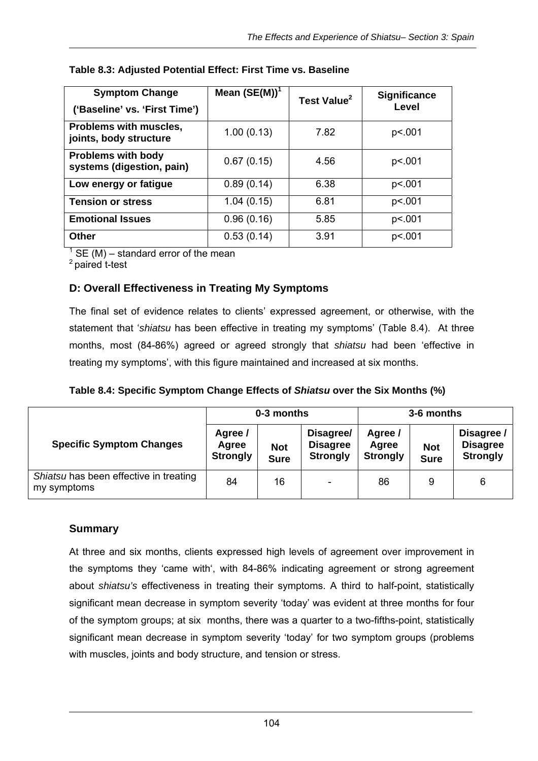**Table 8.3: Adjusted Potential Effect: First Time vs. Baseline**

| Symptom Change ('Baseline' vs. 'First Time') | Mean (SE(M))[1] | Test Value[2] | Significance Level |
|---|---|---|---|
| **Problems with muscles, joints, body structure** | 1.00 (0.13) | 7.82 | p<.001 |
| **Problems with body systems (digestion, pain)** | 0.67 (0.15) | 4.56 | p<.001 |
| **Low energy or fatigue** | 0.89 (0.14) | 6.38 | p<.001 |
| **Tension or stress** | 1.04 (0.15) | 6.81 | p<.001 |
| **Emotional Issues** | 0.96 (0.16) | 5.85 | p<.001 |
| **Other** | 0.53 (0.14) | 3.91 | p<.001 |

[1] SE (M) – standard error of the mean
[2] paired t-test

### D: Overall Effectiveness in Treating My Symptoms

The final set of evidence relates to clients' expressed agreement, or otherwise, with the statement that '*shiatsu* has been effective in treating my symptoms' (Table 8.4). At three months, most (84-86%) agreed or agreed strongly that *shiatsu* had been 'effective in treating my symptoms', with this figure maintained and increased at six months.

**Table 8.4: Specific Symptom Change Effects of *Shiatsu* over the Six Months (%)**

| Specific Symptom Changes | 0-3 months | | | 3-6 months | | |
|---|---|---|---|---|---|---|
| | **Agree / Agree Strongly** | **Not Sure** | **Disagree/ Disagree Strongly** | **Agree / Agree Strongly** | **Not Sure** | **Disagree / Disagree Strongly** |
| *Shiatsu* has been effective in treating my symptoms | 84 | 16 | - | 86 | 9 | 6 |

### Summary

At three and six months, clients expressed high levels of agreement over improvement in the symptoms they 'came with', with 84-86% indicating agreement or strong agreement about *shiatsu's* effectiveness in treating their symptoms. A third to half-point, statistically significant mean decrease in symptom severity 'today' was evident at three months for four of the symptom groups; at six months, there was a quarter to a two-fifths-point, statistically significant mean decrease in symptom severity 'today' for two symptom groups (problems with muscles, joints and body structure, and tension or stress.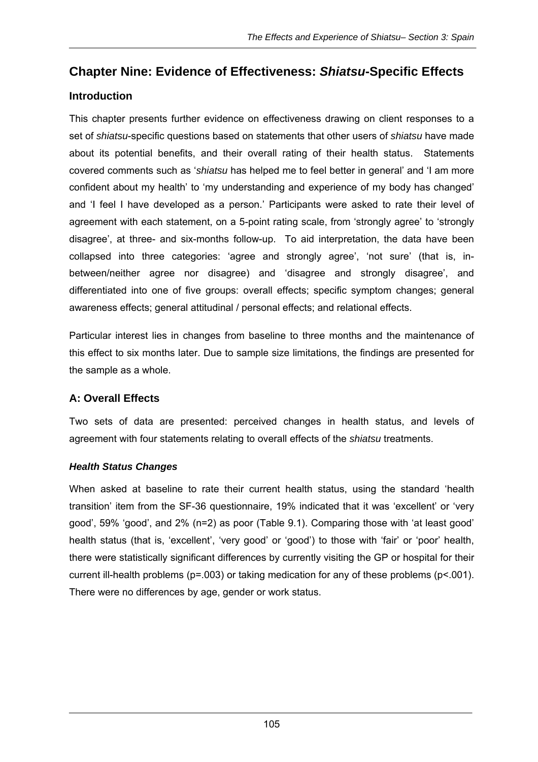# Chapter Nine: Evidence of Effectiveness: *Shiatsu*-Specific Effects

## Introduction

This chapter presents further evidence on effectiveness drawing on client responses to a set of *shiatsu*-specific questions based on statements that other users of *shiatsu* have made about its potential benefits, and their overall rating of their health status. Statements covered comments such as '*shiatsu* has helped me to feel better in general' and 'I am more confident about my health' to 'my understanding and experience of my body has changed' and 'I feel I have developed as a person.' Participants were asked to rate their level of agreement with each statement, on a 5-point rating scale, from 'strongly agree' to 'strongly disagree', at three- and six-months follow-up. To aid interpretation, the data have been collapsed into three categories: 'agree and strongly agree', 'not sure' (that is, in-between/neither agree nor disagree) and 'disagree and strongly disagree', and differentiated into one of five groups: overall effects; specific symptom changes; general awareness effects; general attitudinal / personal effects; and relational effects.

Particular interest lies in changes from baseline to three months and the maintenance of this effect to six months later. Due to sample size limitations, the findings are presented for the sample as a whole.

## A: Overall Effects

Two sets of data are presented: perceived changes in health status, and levels of agreement with four statements relating to overall effects of the *shiatsu* treatments.

### *Health Status Changes*

When asked at baseline to rate their current health status, using the standard 'health transition' item from the SF-36 questionnaire, 19% indicated that it was 'excellent' or 'very good', 59% 'good', and 2% (n=2) as poor (Table 9.1). Comparing those with 'at least good' health status (that is, 'excellent', 'very good' or 'good') to those with 'fair' or 'poor' health, there were statistically significant differences by currently visiting the GP or hospital for their current ill-health problems ($p=.003$) or taking medication for any of these problems ($p<.001$). There were no differences by age, gender or work status.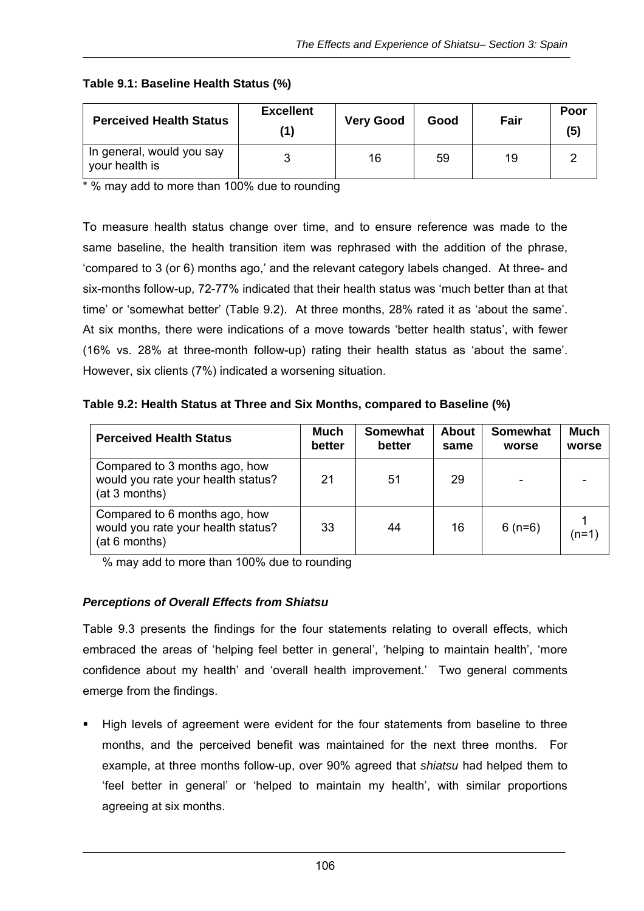**Table 9.1: Baseline Health Status (%)**

| Perceived Health Status | Excellent (1) | Very Good | Good | Fair | Poor (5) |
|---|---|---|---|---|---|
| In general, would you say your health is | 3 | 16 | 59 | 19 | 2 |

* % may add to more than 100% due to rounding

To measure health status change over time, and to ensure reference was made to the same baseline, the health transition item was rephrased with the addition of the phrase, 'compared to 3 (or 6) months ago,' and the relevant category labels changed. At three- and six-months follow-up, 72-77% indicated that their health status was 'much better than at that time' or 'somewhat better' (Table 9.2). At three months, 28% rated it as 'about the same'. At six months, there were indications of a move towards 'better health status', with fewer (16% vs. 28% at three-month follow-up) rating their health status as 'about the same'. However, six clients (7%) indicated a worsening situation.

**Table 9.2: Health Status at Three and Six Months, compared to Baseline (%)**

| Perceived Health Status | Much better | Somewhat better | About same | Somewhat worse | Much worse |
|---|---|---|---|---|---|
| Compared to 3 months ago, how would you rate your health status? (at 3 months) | 21 | 51 | 29 | - | - |
| Compared to 6 months ago, how would you rate your health status? (at 6 months) | 33 | 44 | 16 | 6 (n=6) | 1 (n=1) |

% may add to more than 100% due to rounding

### *Perceptions of Overall Effects from Shiatsu*

Table 9.3 presents the findings for the four statements relating to overall effects, which embraced the areas of 'helping feel better in general', 'helping to maintain health', 'more confidence about my health' and 'overall health improvement.' Two general comments emerge from the findings.

- High levels of agreement were evident for the four statements from baseline to three months, and the perceived benefit was maintained for the next three months. For example, at three months follow-up, over 90% agreed that *shiatsu* had helped them to 'feel better in general' or 'helped to maintain my health', with similar proportions agreeing at six months.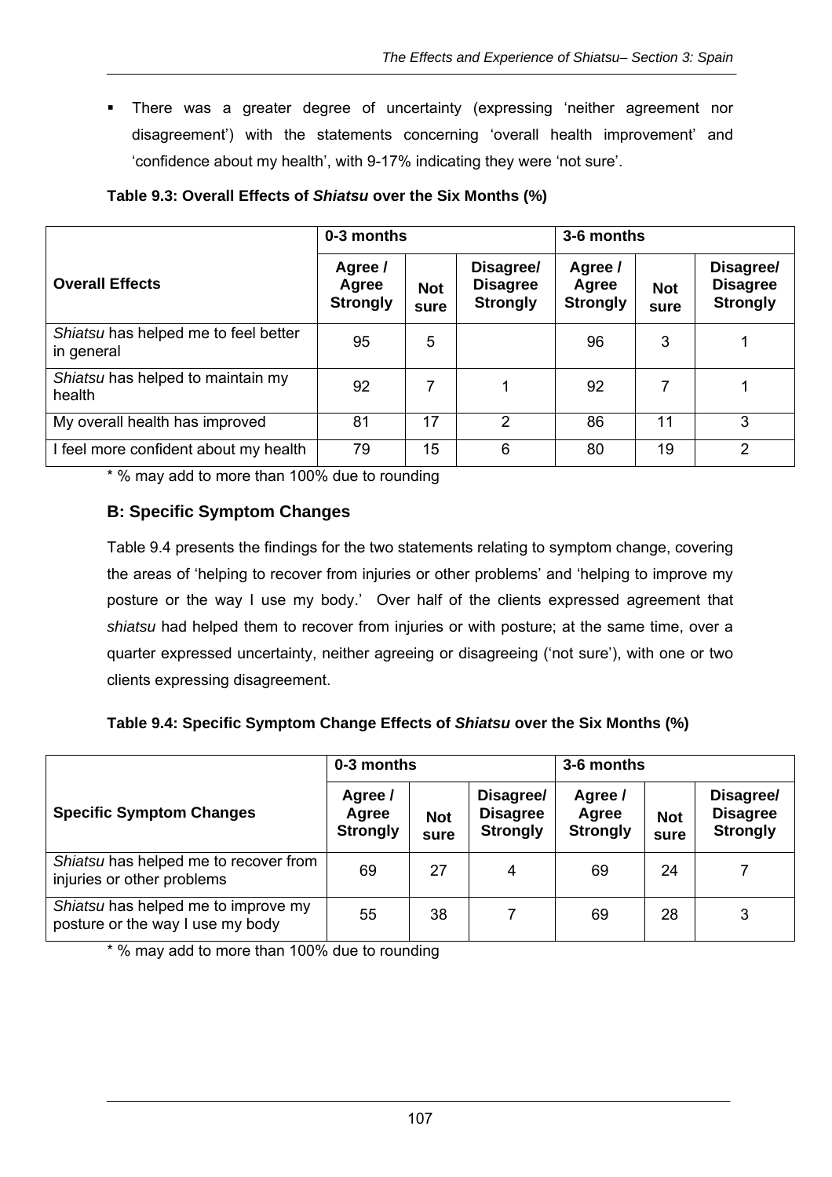- There was a greater degree of uncertainty (expressing 'neither agreement nor disagreement') with the statements concerning 'overall health improvement' and 'confidence about my health', with 9-17% indicating they were 'not sure'.

**Table 9.3: Overall Effects of *Shiatsu* over the Six Months (%)**

| Overall Effects | 0-3 months | | | 3-6 months | | |
|---|---|---|---|---|---|---|
| | Agree / Agree Strongly | Not sure | Disagree/ Disagree Strongly | Agree / Agree Strongly | Not sure | Disagree/ Disagree Strongly |
| *Shiatsu* has helped me to feel better in general | 95 | 5 | | 96 | 3 | 1 |
| *Shiatsu* has helped to maintain my health | 92 | 7 | 1 | 92 | 7 | 1 |
| My overall health has improved | 81 | 17 | 2 | 86 | 11 | 3 |
| I feel more confident about my health | 79 | 15 | 6 | 80 | 19 | 2 |

* % may add to more than 100% due to rounding

### B: Specific Symptom Changes

Table 9.4 presents the findings for the two statements relating to symptom change, covering the areas of 'helping to recover from injuries or other problems' and 'helping to improve my posture or the way I use my body.' Over half of the clients expressed agreement that *shiatsu* had helped them to recover from injuries or with posture; at the same time, over a quarter expressed uncertainty, neither agreeing or disagreeing ('not sure'), with one or two clients expressing disagreement.

**Table 9.4: Specific Symptom Change Effects of *Shiatsu* over the Six Months (%)**

| Specific Symptom Changes | 0-3 months | | | 3-6 months | | |
|---|---|---|---|---|---|---|
| | Agree / Agree Strongly | Not sure | Disagree/ Disagree Strongly | Agree / Agree Strongly | Not sure | Disagree/ Disagree Strongly |
| *Shiatsu* has helped me to recover from injuries or other problems | 69 | 27 | 4 | 69 | 24 | 7 |
| *Shiatsu* has helped me to improve my posture or the way I use my body | 55 | 38 | 7 | 69 | 28 | 3 |

* % may add to more than 100% due to rounding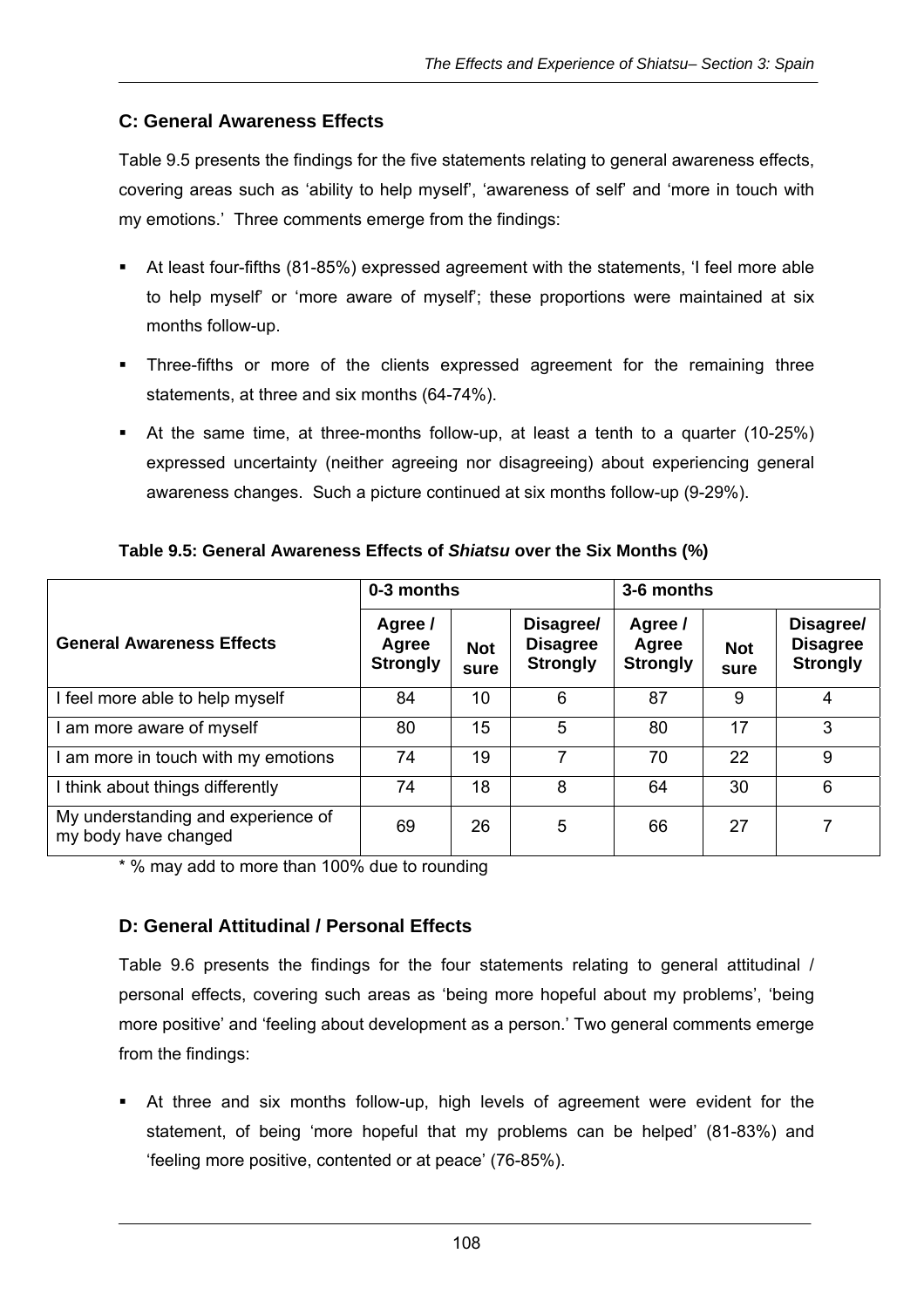## C: General Awareness Effects

Table 9.5 presents the findings for the five statements relating to general awareness effects, covering areas such as 'ability to help myself', 'awareness of self' and 'more in touch with my emotions.' Three comments emerge from the findings:

- At least four-fifths (81-85%) expressed agreement with the statements, 'I feel more able to help myself' or 'more aware of myself'; these proportions were maintained at six months follow-up.
- Three-fifths or more of the clients expressed agreement for the remaining three statements, at three and six months (64-74%).
- At the same time, at three-months follow-up, at least a tenth to a quarter (10-25%) expressed uncertainty (neither agreeing nor disagreeing) about experiencing general awareness changes. Such a picture continued at six months follow-up (9-29%).

**Table 9.5: General Awareness Effects of *Shiatsu* over the Six Months (%)**

| | 0-3 months | | | 3-6 months | | |
|---|---|---|---|---|---|---|
| **General Awareness Effects** | **Agree / Agree Strongly** | **Not sure** | **Disagree/ Disagree Strongly** | **Agree / Agree Strongly** | **Not sure** | **Disagree/ Disagree Strongly** |
| I feel more able to help myself | 84 | 10 | 6 | 87 | 9 | 4 |
| I am more aware of myself | 80 | 15 | 5 | 80 | 17 | 3 |
| I am more in touch with my emotions | 74 | 19 | 7 | 70 | 22 | 9 |
| I think about things differently | 74 | 18 | 8 | 64 | 30 | 6 |
| My understanding and experience of my body have changed | 69 | 26 | 5 | 66 | 27 | 7 |

* % may add to more than 100% due to rounding

## D: General Attitudinal / Personal Effects

Table 9.6 presents the findings for the four statements relating to general attitudinal / personal effects, covering such areas as 'being more hopeful about my problems', 'being more positive' and 'feeling about development as a person.' Two general comments emerge from the findings:

- At three and six months follow-up, high levels of agreement were evident for the statement, of being 'more hopeful that my problems can be helped' (81-83%) and 'feeling more positive, contented or at peace' (76-85%).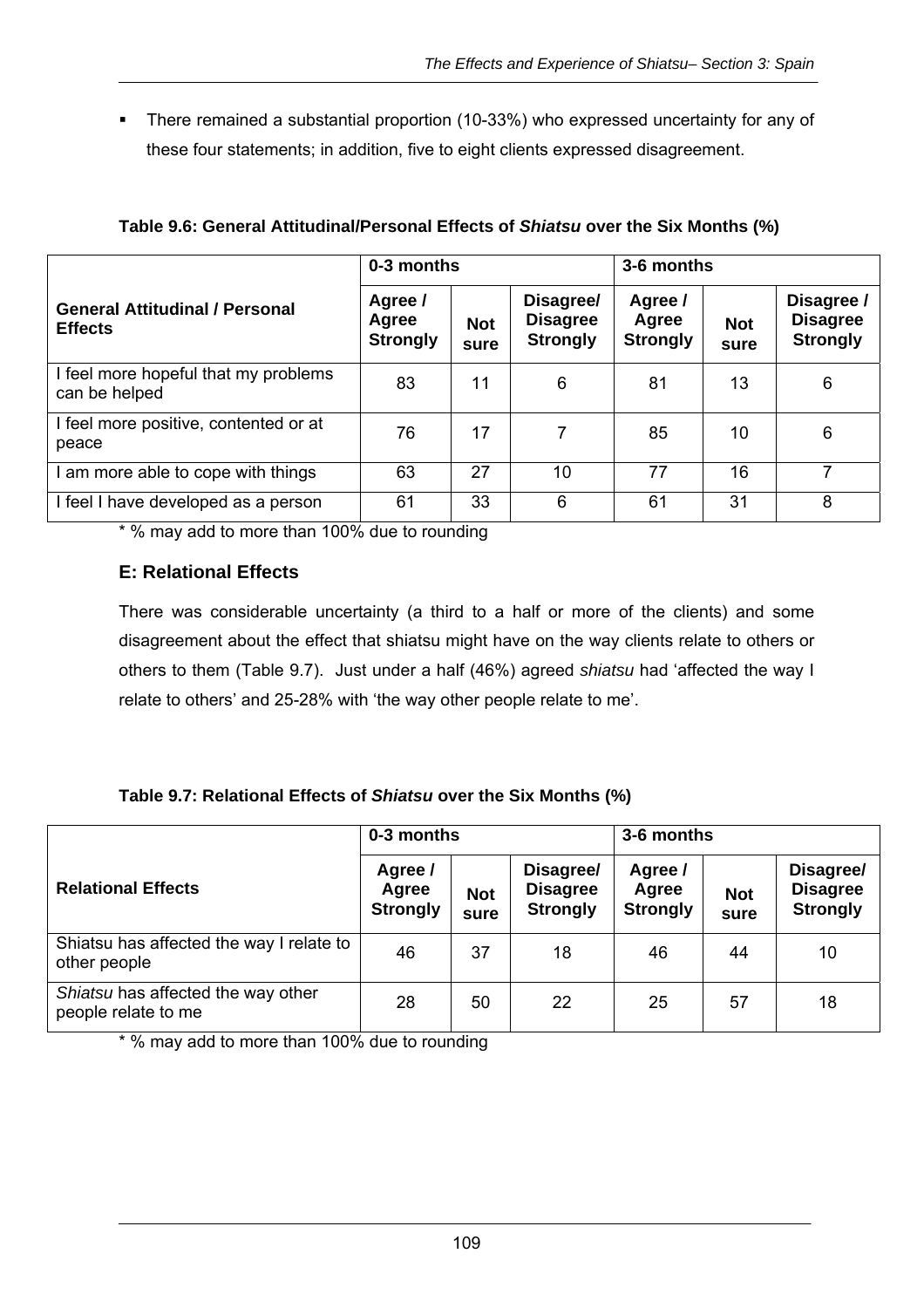- There remained a substantial proportion (10-33%) who expressed uncertainty for any of these four statements; in addition, five to eight clients expressed disagreement.

**Table 9.6: General Attitudinal/Personal Effects of *Shiatsu* over the Six Months (%)**

| General Attitudinal / Personal Effects | 0-3 months | | | 3-6 months | | |
|---|---|---|---|---|---|---|
| | Agree / Agree Strongly | Not sure | Disagree/ Disagree Strongly | Agree / Agree Strongly | Not sure | Disagree / Disagree Strongly |
| I feel more hopeful that my problems can be helped | 83 | 11 | 6 | 81 | 13 | 6 |
| I feel more positive, contented or at peace | 76 | 17 | 7 | 85 | 10 | 6 |
| I am more able to cope with things | 63 | 27 | 10 | 77 | 16 | 7 |
| I feel I have developed as a person | 61 | 33 | 6 | 61 | 31 | 8 |

\* % may add to more than 100% due to rounding

## E: Relational Effects

There was considerable uncertainty (a third to a half or more of the clients) and some disagreement about the effect that shiatsu might have on the way clients relate to others or others to them (Table 9.7). Just under a half (46%) agreed *shiatsu* had 'affected the way I relate to others' and 25-28% with 'the way other people relate to me'.

**Table 9.7: Relational Effects of *Shiatsu* over the Six Months (%)**

| Relational Effects | 0-3 months | | | 3-6 months | | |
|---|---|---|---|---|---|---|
| | Agree / Agree Strongly | Not sure | Disagree/ Disagree Strongly | Agree / Agree Strongly | Not sure | Disagree/ Disagree Strongly |
| Shiatsu has affected the way I relate to other people | 46 | 37 | 18 | 46 | 44 | 10 |
| *Shiatsu* has affected the way other people relate to me | 28 | 50 | 22 | 25 | 57 | 18 |

\* % may add to more than 100% due to rounding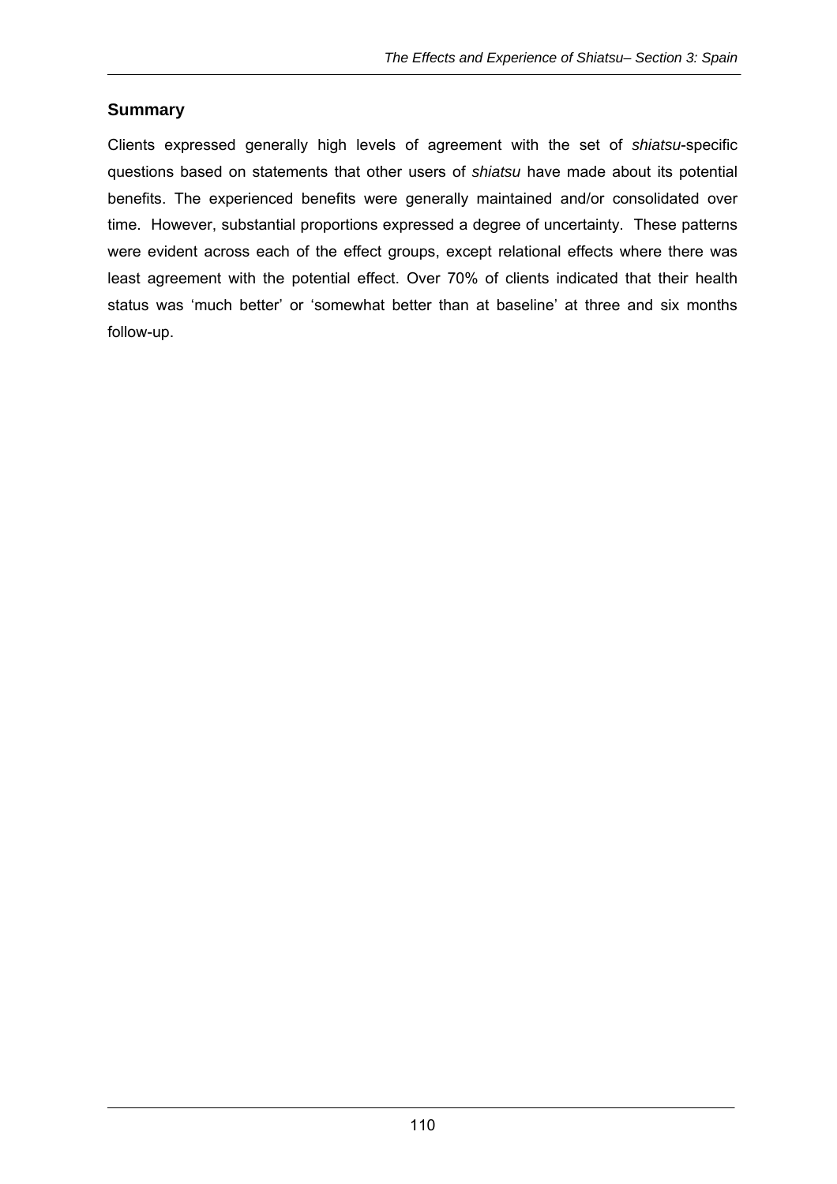## Summary

Clients expressed generally high levels of agreement with the set of *shiatsu*-specific questions based on statements that other users of *shiatsu* have made about its potential benefits. The experienced benefits were generally maintained and/or consolidated over time. However, substantial proportions expressed a degree of uncertainty. These patterns were evident across each of the effect groups, except relational effects where there was least agreement with the potential effect. Over 70% of clients indicated that their health status was 'much better' or 'somewhat better than at baseline' at three and six months follow-up.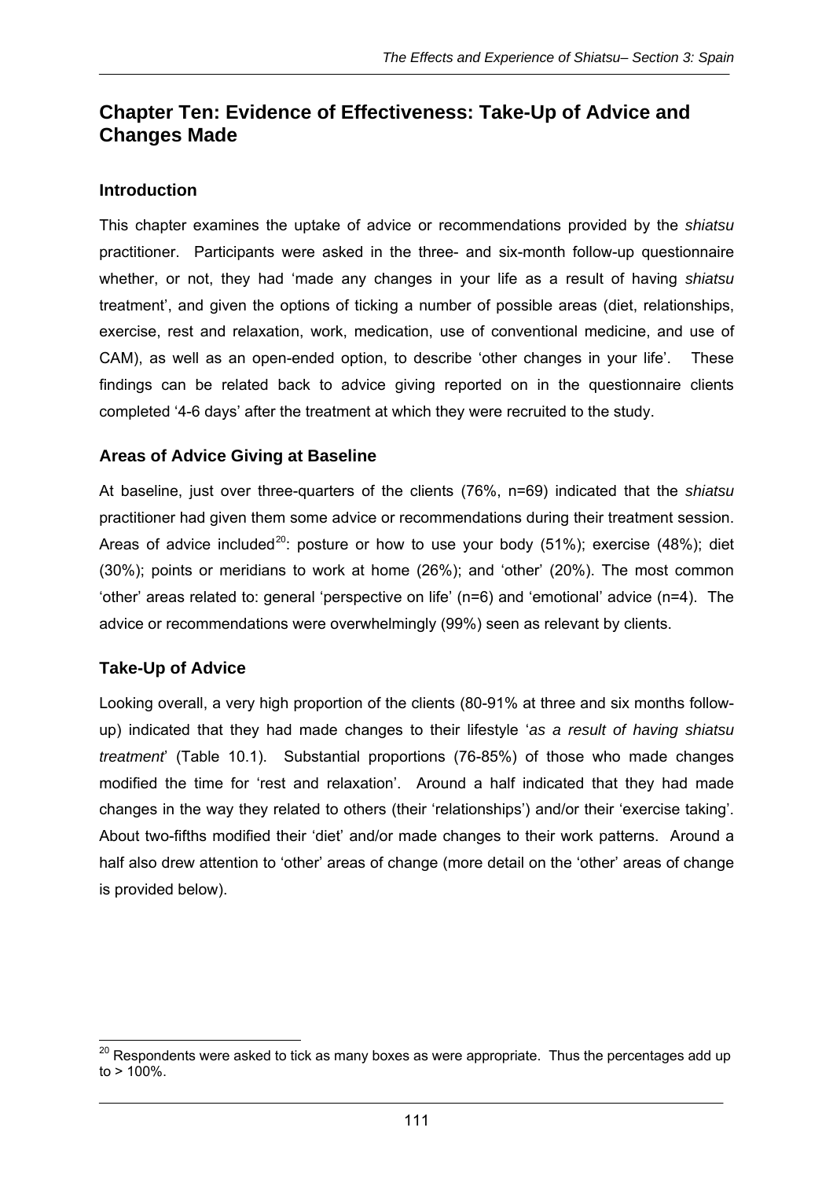## Chapter Ten: Evidence of Effectiveness: Take-Up of Advice and Changes Made

### Introduction

This chapter examines the uptake of advice or recommendations provided by the *shiatsu* practitioner. Participants were asked in the three- and six-month follow-up questionnaire whether, or not, they had 'made any changes in your life as a result of having *shiatsu* treatment', and given the options of ticking a number of possible areas (diet, relationships, exercise, rest and relaxation, work, medication, use of conventional medicine, and use of CAM), as well as an open-ended option, to describe 'other changes in your life'. These findings can be related back to advice giving reported on in the questionnaire clients completed '4-6 days' after the treatment at which they were recruited to the study.

### Areas of Advice Giving at Baseline

At baseline, just over three-quarters of the clients (76%, n=69) indicated that the *shiatsu* practitioner had given them some advice or recommendations during their treatment session. Areas of advice included[20]: posture or how to use your body (51%); exercise (48%); diet (30%); points or meridians to work at home (26%); and 'other' (20%). The most common 'other' areas related to: general 'perspective on life' (n=6) and 'emotional' advice (n=4). The advice or recommendations were overwhelmingly (99%) seen as relevant by clients.

### Take-Up of Advice

Looking overall, a very high proportion of the clients (80-91% at three and six months follow-up) indicated that they had made changes to their lifestyle '*as a result of having shiatsu treatment*' (Table 10.1). Substantial proportions (76-85%) of those who made changes modified the time for 'rest and relaxation'. Around a half indicated that they had made changes in the way they related to others (their 'relationships') and/or their 'exercise taking'. About two-fifths modified their 'diet' and/or made changes to their work patterns. Around a half also drew attention to 'other' areas of change (more detail on the 'other' areas of change is provided below).

[20] Respondents were asked to tick as many boxes as were appropriate. Thus the percentages add up to > 100%.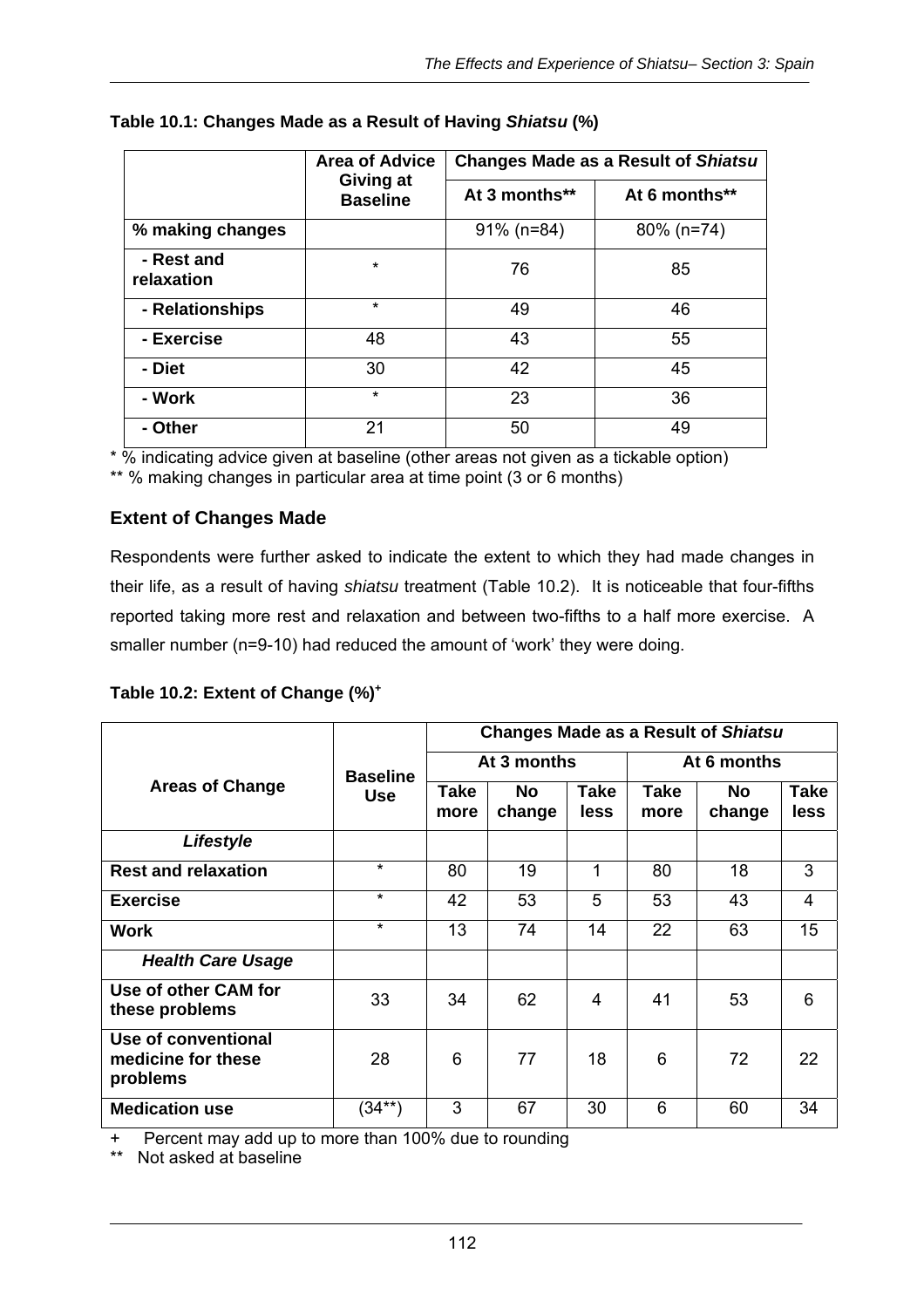**Table 10.1: Changes Made as a Result of Having *Shiatsu* (%)**

| | Area of Advice Giving at Baseline | Changes Made as a Result of *Shiatsu* | |
|---|---|---|---|
| | | At 3 months** | At 6 months** |
| **% making changes** | | 91% (n=84) | 80% (n=74) |
| **- Rest and relaxation** | * | 76 | 85 |
| **- Relationships** | * | 49 | 46 |
| **- Exercise** | 48 | 43 | 55 |
| **- Diet** | 30 | 42 | 45 |
| **- Work** | * | 23 | 36 |
| **- Other** | 21 | 50 | 49 |

\* % indicating advice given at baseline (other areas not given as a tickable option)
** % making changes in particular area at time point (3 or 6 months)

### Extent of Changes Made

Respondents were further asked to indicate the extent to which they had made changes in their life, as a result of having *shiatsu* treatment (Table 10.2). It is noticeable that four-fifths reported taking more rest and relaxation and between two-fifths to a half more exercise. A smaller number (n=9-10) had reduced the amount of 'work' they were doing.

**Table 10.2: Extent of Change (%)+**

| Areas of Change | Baseline Use | Changes Made as a Result of *Shiatsu* | | | | | |
|---|---|---|---|---|---|---|---|
| | | At 3 months | | | At 6 months | | |
| | | Take more | No change | Take less | Take more | No change | Take less |
| ***Lifestyle*** | | | | | | | |
| **Rest and relaxation** | * | 80 | 19 | 1 | 80 | 18 | 3 |
| **Exercise** | * | 42 | 53 | 5 | 53 | 43 | 4 |
| **Work** | * | 13 | 74 | 14 | 22 | 63 | 15 |
| ***Health Care Usage*** | | | | | | | |
| **Use of other CAM for these problems** | 33 | 34 | 62 | 4 | 41 | 53 | 6 |
| **Use of conventional medicine for these problems** | 28 | 6 | 77 | 18 | 6 | 72 | 22 |
| **Medication use** | (34**) | 3 | 67 | 30 | 6 | 60 | 34 |

\+ Percent may add up to more than 100% due to rounding
** Not asked at baseline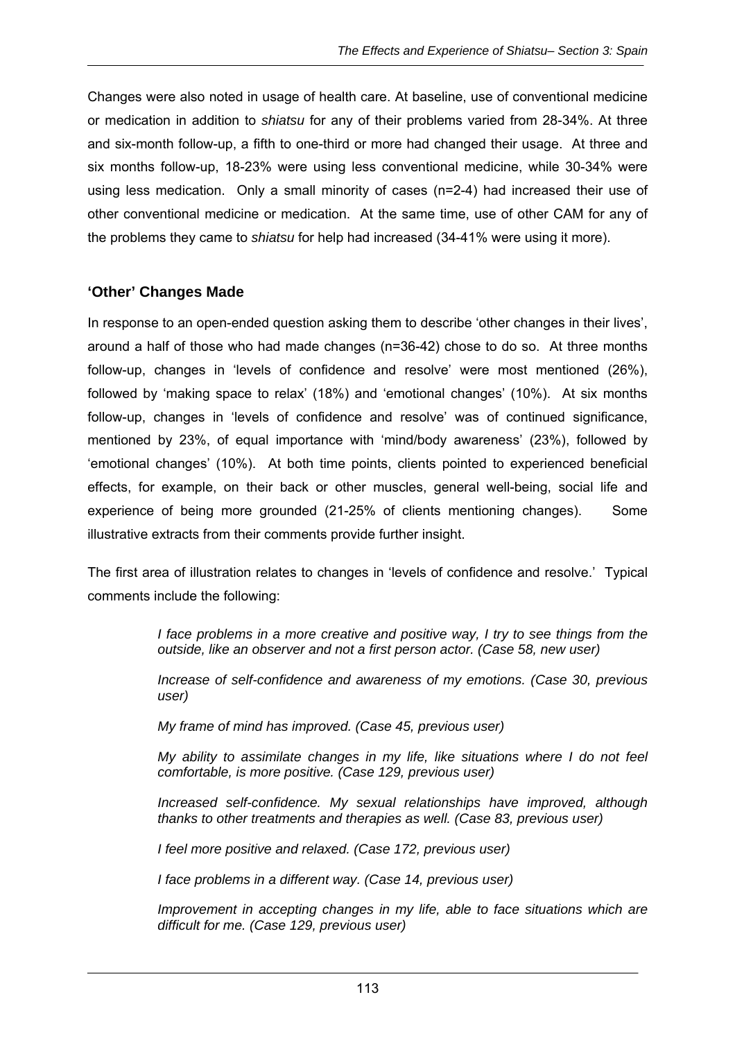Changes were also noted in usage of health care. At baseline, use of conventional medicine or medication in addition to *shiatsu* for any of their problems varied from 28-34%. At three and six-month follow-up, a fifth to one-third or more had changed their usage. At three and six months follow-up, 18-23% were using less conventional medicine, while 30-34% were using less medication. Only a small minority of cases (n=2-4) had increased their use of other conventional medicine or medication. At the same time, use of other CAM for any of the problems they came to *shiatsu* for help had increased (34-41% were using it more).

## 'Other' Changes Made

In response to an open-ended question asking them to describe 'other changes in their lives', around a half of those who had made changes (n=36-42) chose to do so. At three months follow-up, changes in 'levels of confidence and resolve' were most mentioned (26%), followed by 'making space to relax' (18%) and 'emotional changes' (10%). At six months follow-up, changes in 'levels of confidence and resolve' was of continued significance, mentioned by 23%, of equal importance with 'mind/body awareness' (23%), followed by 'emotional changes' (10%). At both time points, clients pointed to experienced beneficial effects, for example, on their back or other muscles, general well-being, social life and experience of being more grounded (21-25% of clients mentioning changes). Some illustrative extracts from their comments provide further insight.

The first area of illustration relates to changes in 'levels of confidence and resolve.' Typical comments include the following:

> *I face problems in a more creative and positive way, I try to see things from the outside, like an observer and not a first person actor. (Case 58, new user)*
>
> *Increase of self-confidence and awareness of my emotions. (Case 30, previous user)*
>
> *My frame of mind has improved. (Case 45, previous user)*
>
> *My ability to assimilate changes in my life, like situations where I do not feel comfortable, is more positive. (Case 129, previous user)*
>
> *Increased self-confidence. My sexual relationships have improved, although thanks to other treatments and therapies as well. (Case 83, previous user)*
>
> *I feel more positive and relaxed. (Case 172, previous user)*
>
> *I face problems in a different way. (Case 14, previous user)*
>
> *Improvement in accepting changes in my life, able to face situations which are difficult for me. (Case 129, previous user)*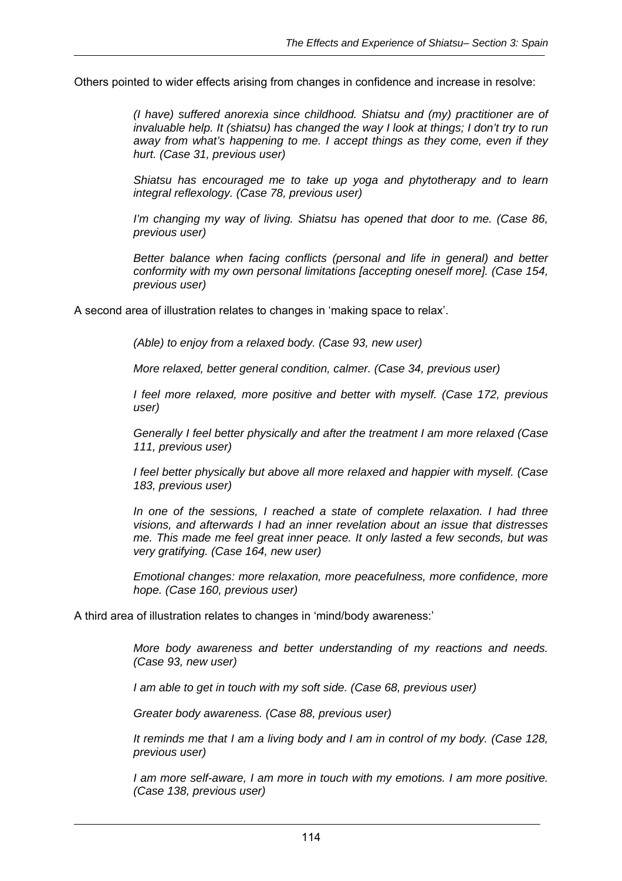Others pointed to wider effects arising from changes in confidence and increase in resolve:

> *(I have) suffered anorexia since childhood. Shiatsu and (my) practitioner are of invaluable help. It (shiatsu) has changed the way I look at things; I don't try to run away from what's happening to me. I accept things as they come, even if they hurt. (Case 31, previous user)*

> *Shiatsu has encouraged me to take up yoga and phytotherapy and to learn integral reflexology. (Case 78, previous user)*

> *I'm changing my way of living. Shiatsu has opened that door to me. (Case 86, previous user)*

> *Better balance when facing conflicts (personal and life in general) and better conformity with my own personal limitations [accepting oneself more]. (Case 154, previous user)*

A second area of illustration relates to changes in 'making space to relax'.

> *(Able) to enjoy from a relaxed body. (Case 93, new user)*

> *More relaxed, better general condition, calmer. (Case 34, previous user)*

> *I feel more relaxed, more positive and better with myself. (Case 172, previous user)*

> *Generally I feel better physically and after the treatment I am more relaxed (Case 111, previous user)*

> *I feel better physically but above all more relaxed and happier with myself. (Case 183, previous user)*

> *In one of the sessions, I reached a state of complete relaxation. I had three visions, and afterwards I had an inner revelation about an issue that distresses me. This made me feel great inner peace. It only lasted a few seconds, but was very gratifying. (Case 164, new user)*

> *Emotional changes: more relaxation, more peacefulness, more confidence, more hope. (Case 160, previous user)*

A third area of illustration relates to changes in 'mind/body awareness:'

> *More body awareness and better understanding of my reactions and needs. (Case 93, new user)*

> *I am able to get in touch with my soft side. (Case 68, previous user)*

> *Greater body awareness. (Case 88, previous user)*

> *It reminds me that I am a living body and I am in control of my body. (Case 128, previous user)*

> *I am more self-aware, I am more in touch with my emotions. I am more positive. (Case 138, previous user)*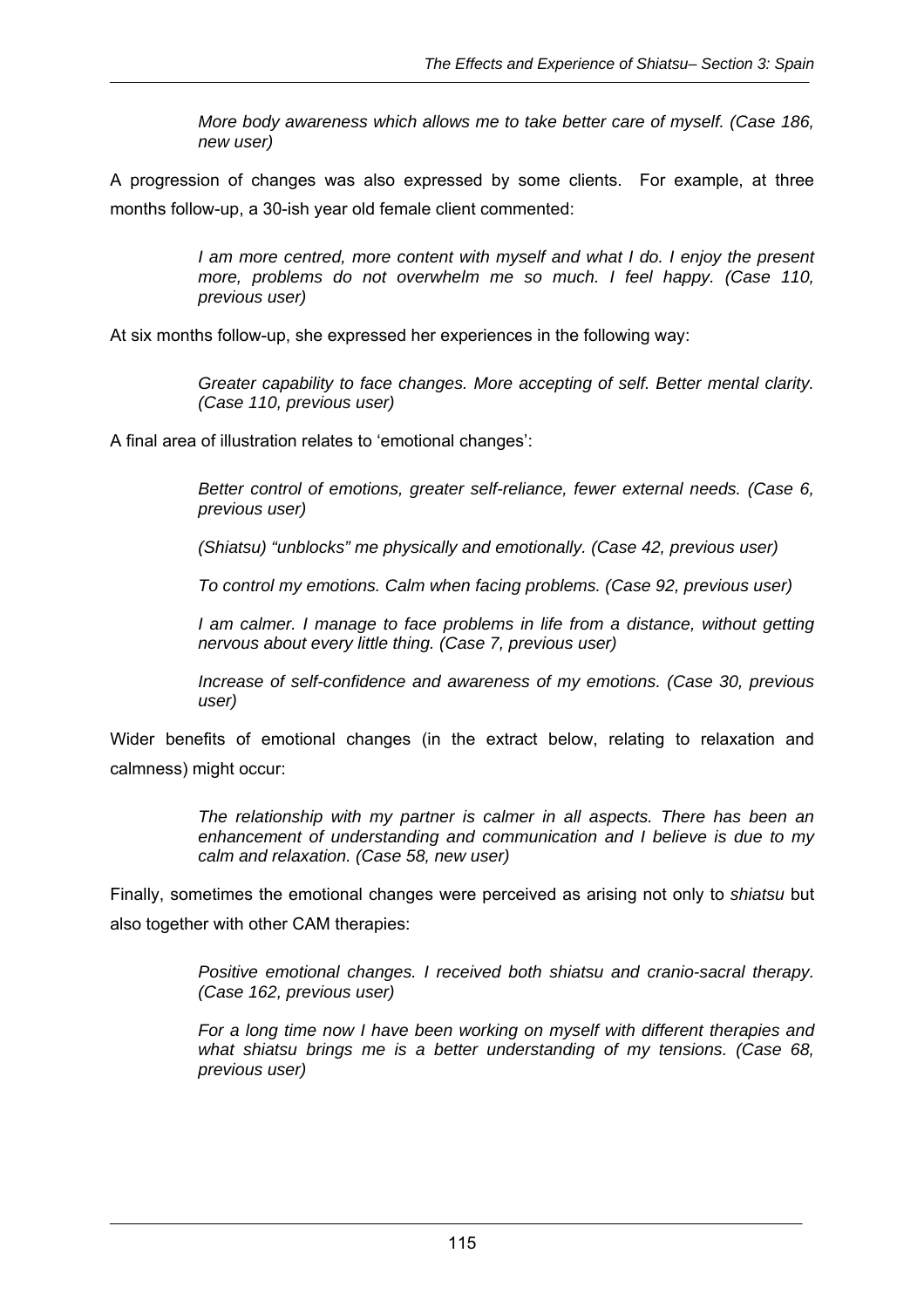> *More body awareness which allows me to take better care of myself. (Case 186, new user)*

A progression of changes was also expressed by some clients. For example, at three months follow-up, a 30-ish year old female client commented:

> *I am more centred, more content with myself and what I do. I enjoy the present more, problems do not overwhelm me so much. I feel happy. (Case 110, previous user)*

At six months follow-up, she expressed her experiences in the following way:

> *Greater capability to face changes. More accepting of self. Better mental clarity. (Case 110, previous user)*

A final area of illustration relates to 'emotional changes':

> *Better control of emotions, greater self-reliance, fewer external needs. (Case 6, previous user)*
>
> *(Shiatsu) "unblocks" me physically and emotionally. (Case 42, previous user)*
>
> *To control my emotions. Calm when facing problems. (Case 92, previous user)*
>
> *I am calmer. I manage to face problems in life from a distance, without getting nervous about every little thing. (Case 7, previous user)*
>
> *Increase of self-confidence and awareness of my emotions. (Case 30, previous user)*

Wider benefits of emotional changes (in the extract below, relating to relaxation and calmness) might occur:

> *The relationship with my partner is calmer in all aspects. There has been an enhancement of understanding and communication and I believe is due to my calm and relaxation. (Case 58, new user)*

Finally, sometimes the emotional changes were perceived as arising not only to *shiatsu* but also together with other CAM therapies:

> *Positive emotional changes. I received both shiatsu and cranio-sacral therapy. (Case 162, previous user)*
>
> *For a long time now I have been working on myself with different therapies and what shiatsu brings me is a better understanding of my tensions. (Case 68, previous user)*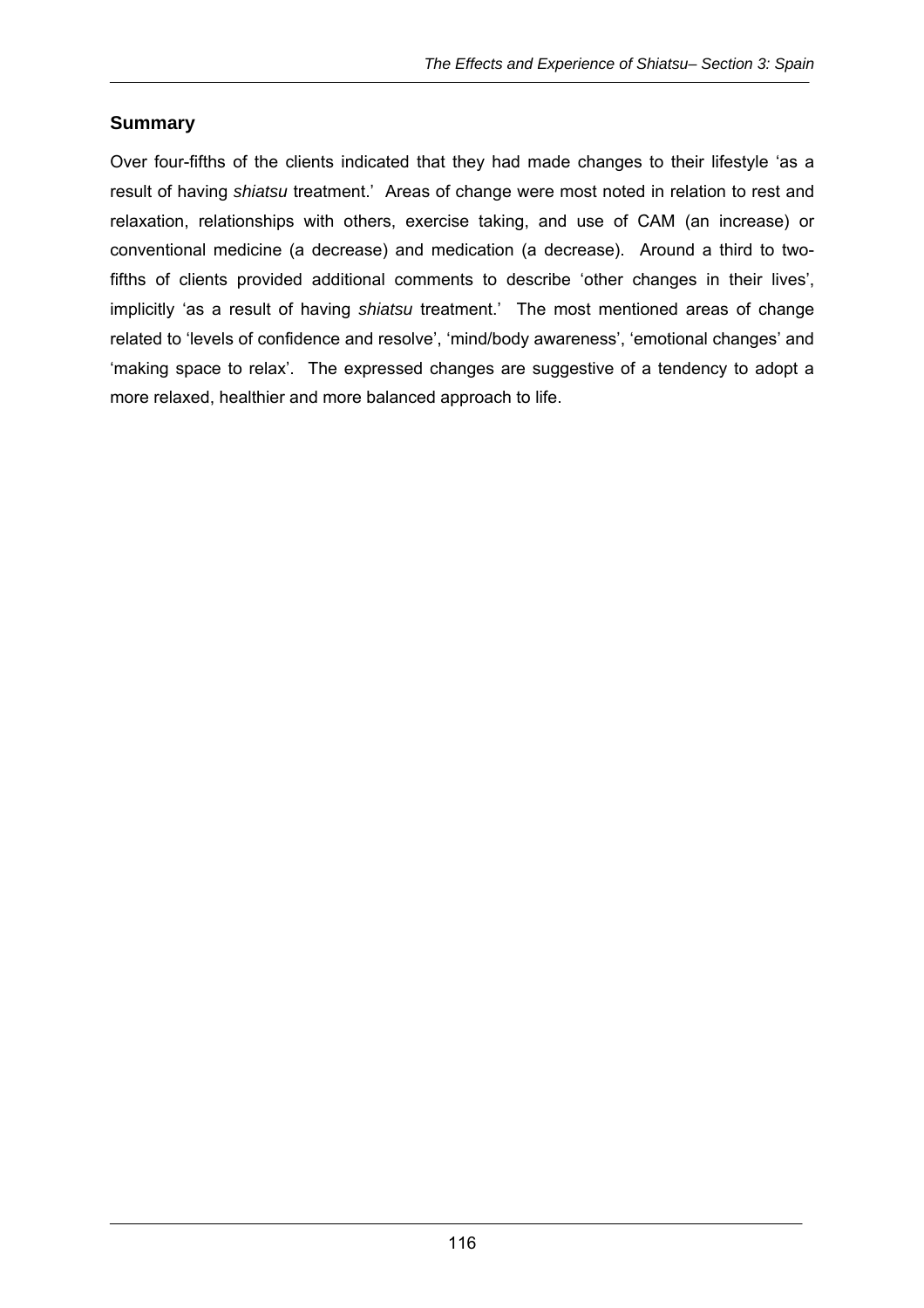## Summary

Over four-fifths of the clients indicated that they had made changes to their lifestyle 'as a result of having *shiatsu* treatment.' Areas of change were most noted in relation to rest and relaxation, relationships with others, exercise taking, and use of CAM (an increase) or conventional medicine (a decrease) and medication (a decrease). Around a third to two-fifths of clients provided additional comments to describe 'other changes in their lives', implicitly 'as a result of having *shiatsu* treatment.' The most mentioned areas of change related to 'levels of confidence and resolve', 'mind/body awareness', 'emotional changes' and 'making space to relax'. The expressed changes are suggestive of a tendency to adopt a more relaxed, healthier and more balanced approach to life.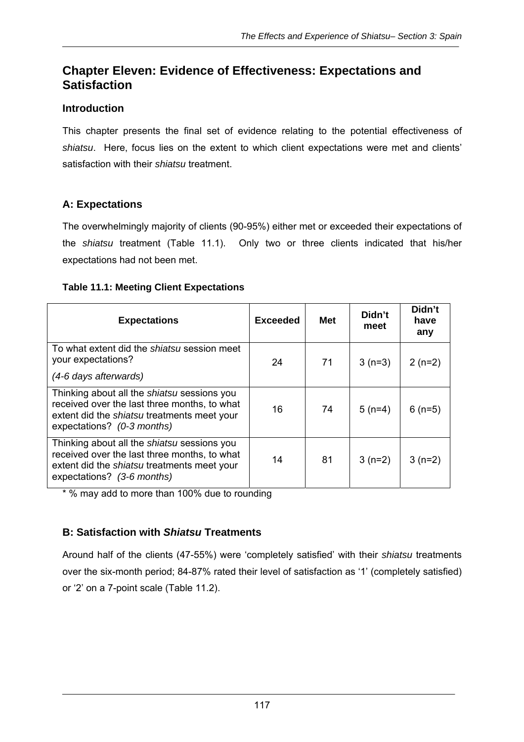# Chapter Eleven: Evidence of Effectiveness: Expectations and Satisfaction

### Introduction

This chapter presents the final set of evidence relating to the potential effectiveness of *shiatsu*. Here, focus lies on the extent to which client expectations were met and clients' satisfaction with their *shiatsu* treatment.

## A: Expectations

The overwhelmingly majority of clients (90-95%) either met or exceeded their expectations of the *shiatsu* treatment (Table 11.1). Only two or three clients indicated that his/her expectations had not been met.

**Table 11.1: Meeting Client Expectations**

| Expectations | Exceeded | Met | Didn't meet | Didn't have any |
|---|---|---|---|---|
| To what extent did the *shiatsu* session meet your expectations? *(4-6 days afterwards)* | 24 | 71 | 3 (n=3) | 2 (n=2) |
| Thinking about all the *shiatsu* sessions you received over the last three months, to what extent did the *shiatsu* treatments meet your expectations? *(0-3 months)* | 16 | 74 | 5 (n=4) | 6 (n=5) |
| Thinking about all the *shiatsu* sessions you received over the last three months, to what extent did the *shiatsu* treatments meet your expectations? *(3-6 months)* | 14 | 81 | 3 (n=2) | 3 (n=2) |

* % may add to more than 100% due to rounding

## B: Satisfaction with *Shiatsu* Treatments

Around half of the clients (47-55%) were 'completely satisfied' with their *shiatsu* treatments over the six-month period; 84-87% rated their level of satisfaction as '1' (completely satisfied) or '2' on a 7-point scale (Table 11.2).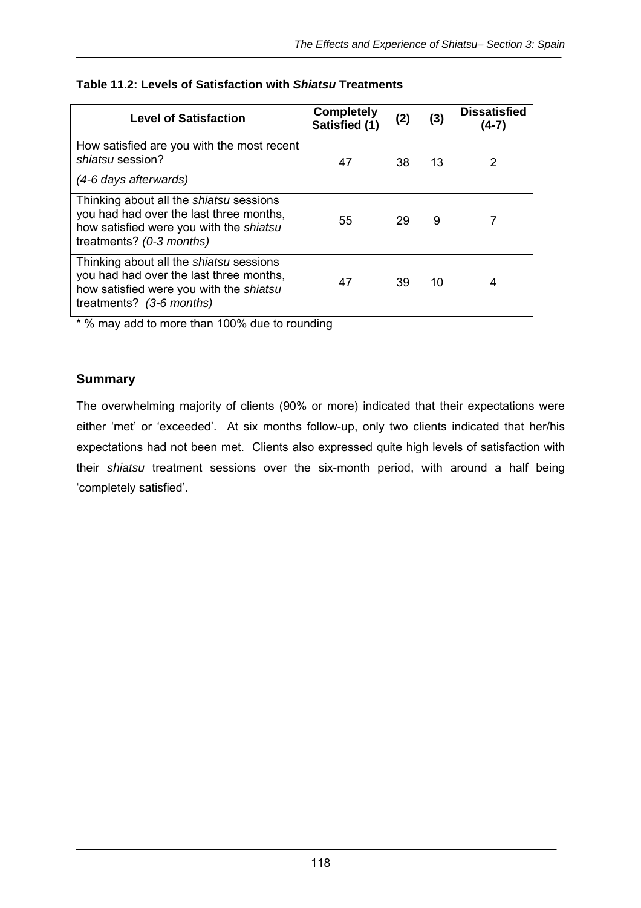**Table 11.2: Levels of Satisfaction with *Shiatsu* Treatments**

| Level of Satisfaction | Completely Satisfied (1) | (2) | (3) | Dissatisfied (4-7) |
|---|---|---|---|---|
| How satisfied are you with the most recent *shiatsu* session? *(4-6 days afterwards)* | 47 | 38 | 13 | 2 |
| Thinking about all the *shiatsu* sessions you had had over the last three months, how satisfied were you with the *shiatsu* treatments? *(0-3 months)* | 55 | 29 | 9 | 7 |
| Thinking about all the *shiatsu* sessions you had had over the last three months, how satisfied were you with the *shiatsu* treatments? *(3-6 months)* | 47 | 39 | 10 | 4 |

* % may add to more than 100% due to rounding

## Summary

The overwhelming majority of clients (90% or more) indicated that their expectations were either 'met' or 'exceeded'. At six months follow-up, only two clients indicated that her/his expectations had not been met. Clients also expressed quite high levels of satisfaction with their *shiatsu* treatment sessions over the six-month period, with around a half being 'completely satisfied'.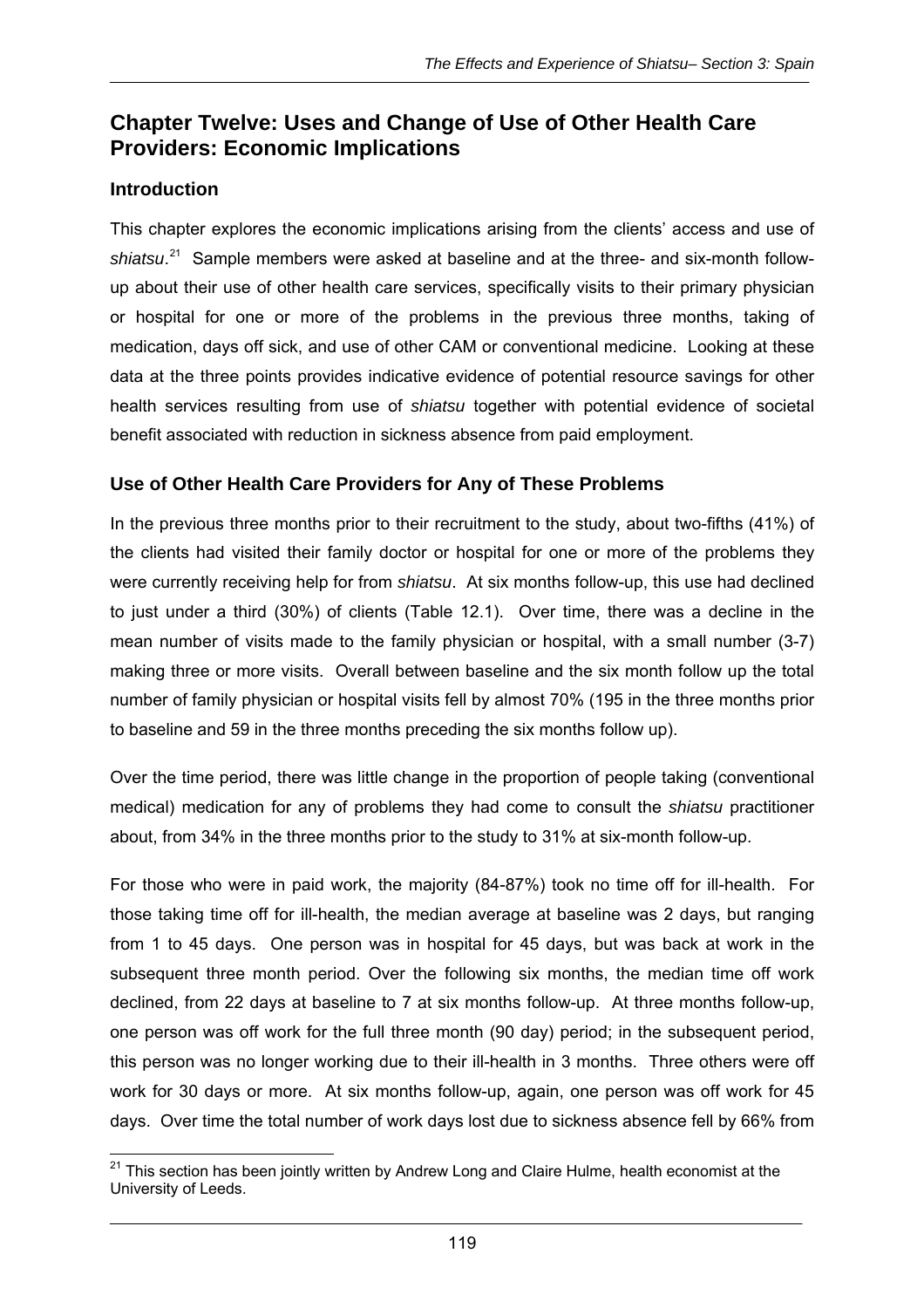# Chapter Twelve: Uses and Change of Use of Other Health Care Providers: Economic Implications

## Introduction

This chapter explores the economic implications arising from the clients' access and use of *shiatsu*.[21] Sample members were asked at baseline and at the three- and six-month follow-up about their use of other health care services, specifically visits to their primary physician or hospital for one or more of the problems in the previous three months, taking of medication, days off sick, and use of other CAM or conventional medicine. Looking at these data at the three points provides indicative evidence of potential resource savings for other health services resulting from use of *shiatsu* together with potential evidence of societal benefit associated with reduction in sickness absence from paid employment.

## Use of Other Health Care Providers for Any of These Problems

In the previous three months prior to their recruitment to the study, about two-fifths (41%) of the clients had visited their family doctor or hospital for one or more of the problems they were currently receiving help for from *shiatsu*. At six months follow-up, this use had declined to just under a third (30%) of clients (Table 12.1). Over time, there was a decline in the mean number of visits made to the family physician or hospital, with a small number (3-7) making three or more visits. Overall between baseline and the six month follow up the total number of family physician or hospital visits fell by almost 70% (195 in the three months prior to baseline and 59 in the three months preceding the six months follow up).

Over the time period, there was little change in the proportion of people taking (conventional medical) medication for any of problems they had come to consult the *shiatsu* practitioner about, from 34% in the three months prior to the study to 31% at six-month follow-up.

For those who were in paid work, the majority (84-87%) took no time off for ill-health. For those taking time off for ill-health, the median average at baseline was 2 days, but ranging from 1 to 45 days. One person was in hospital for 45 days, but was back at work in the subsequent three month period. Over the following six months, the median time off work declined, from 22 days at baseline to 7 at six months follow-up. At three months follow-up, one person was off work for the full three month (90 day) period; in the subsequent period, this person was no longer working due to their ill-health in 3 months. Three others were off work for 30 days or more. At six months follow-up, again, one person was off work for 45 days. Over time the total number of work days lost due to sickness absence fell by 66% from

[21] This section has been jointly written by Andrew Long and Claire Hulme, health economist at the University of Leeds.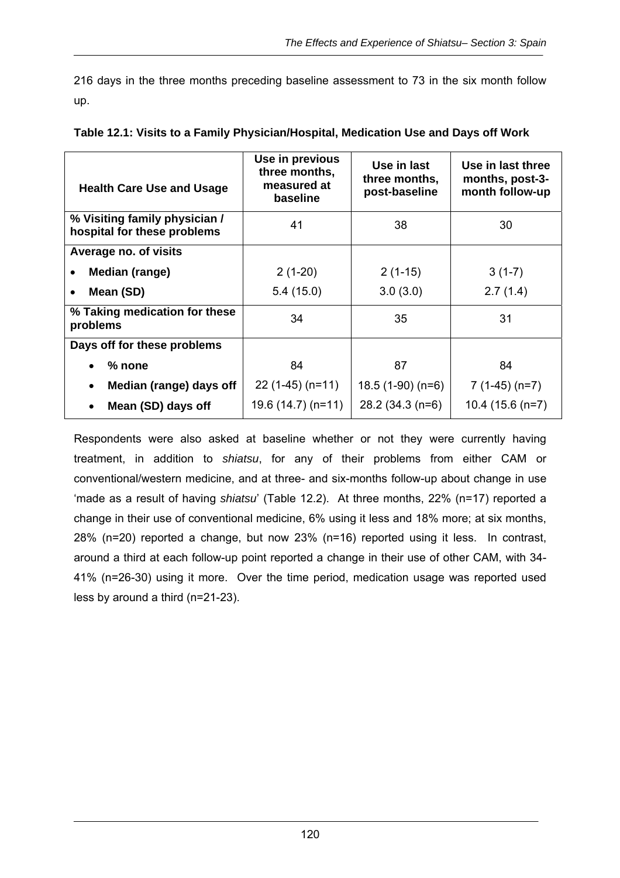216 days in the three months preceding baseline assessment to 73 in the six month follow up.

**Table 12.1: Visits to a Family Physician/Hospital, Medication Use and Days off Work**

| Health Care Use and Usage | Use in previous three months, measured at baseline | Use in last three months, post-baseline | Use in last three months, post-3-month follow-up |
|---|---|---|---|
| **% Visiting family physician / hospital for these problems** | 41 | 38 | 30 |
| **Average no. of visits** | | | |
| • **Median (range)** | 2 (1-20) | 2 (1-15) | 3 (1-7) |
| • **Mean (SD)** | 5.4 (15.0) | 3.0 (3.0) | 2.7 (1.4) |
| **% Taking medication for these problems** | 34 | 35 | 31 |
| **Days off for these problems** | | | |
| • **% none** | 84 | 87 | 84 |
| • **Median (range) days off** | 22 (1-45) (n=11) | 18.5 (1-90) (n=6) | 7 (1-45) (n=7) |
| • **Mean (SD) days off** | 19.6 (14.7) (n=11) | 28.2 (34.3 (n=6) | 10.4 (15.6 (n=7) |

Respondents were also asked at baseline whether or not they were currently having treatment, in addition to *shiatsu*, for any of their problems from either CAM or conventional/western medicine, and at three- and six-months follow-up about change in use 'made as a result of having *shiatsu*' (Table 12.2). At three months, 22% (n=17) reported a change in their use of conventional medicine, 6% using it less and 18% more; at six months, 28% (n=20) reported a change, but now 23% (n=16) reported using it less. In contrast, around a third at each follow-up point reported a change in their use of other CAM, with 34-41% (n=26-30) using it more. Over the time period, medication usage was reported used less by around a third (n=21-23).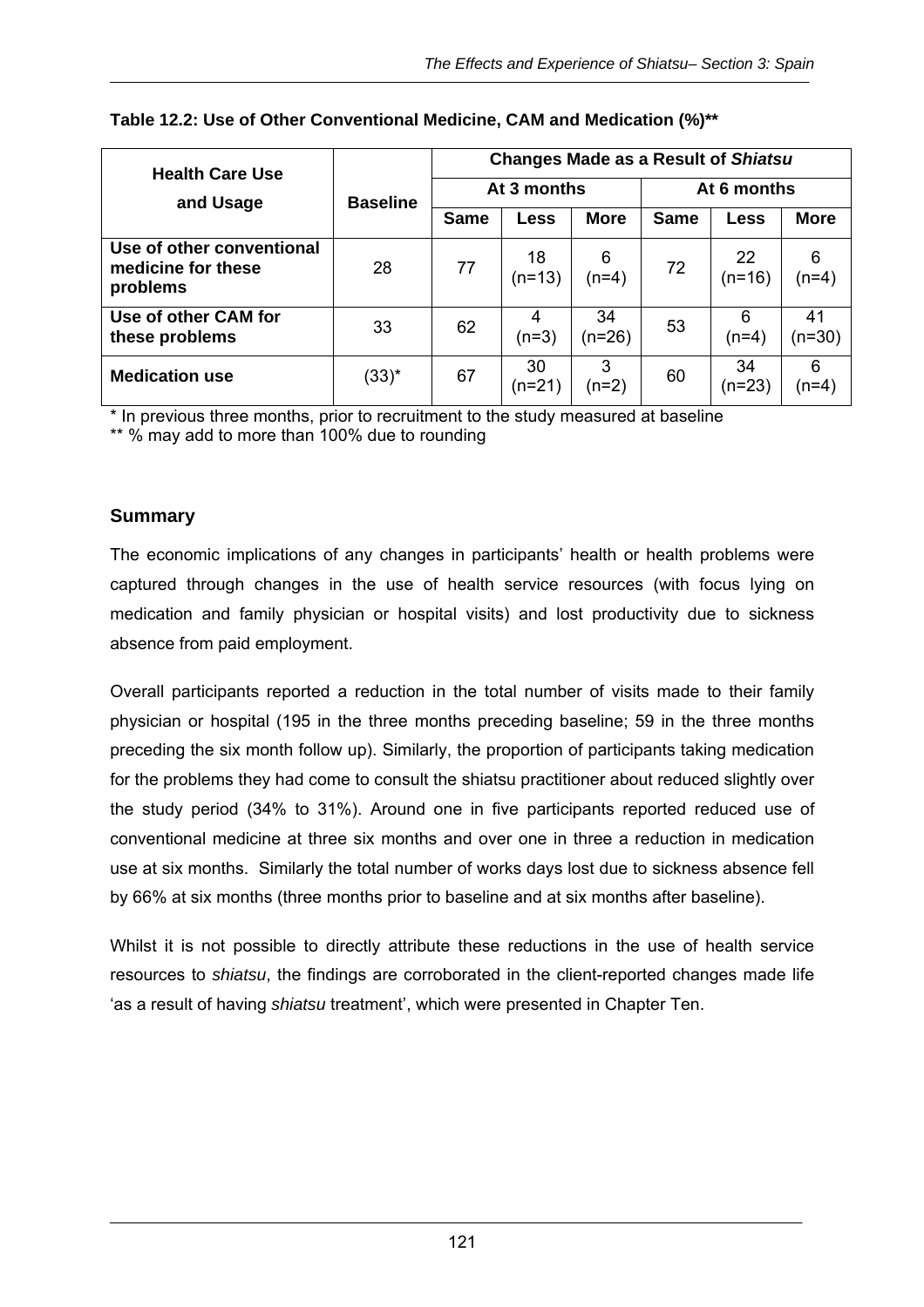**Table 12.2: Use of Other Conventional Medicine, CAM and Medication (%)****

| Health Care Use and Usage | Baseline | Changes Made as a Result of *Shiatsu* | | | | | |
|---|---|---|---|---|---|---|---|
| | | At 3 months | | | At 6 months | | |
| | | Same | Less | More | Same | Less | More |
| **Use of other conventional medicine for these problems** | 28 | 77 | 18 (n=13) | 6 (n=4) | 72 | 22 (n=16) | 6 (n=4) |
| **Use of other CAM for these problems** | 33 | 62 | 4 (n=3) | 34 (n=26) | 53 | 6 (n=4) | 41 (n=30) |
| **Medication use** | (33)* | 67 | 30 (n=21) | 3 (n=2) | 60 | 34 (n=23) | 6 (n=4) |

\* In previous three months, prior to recruitment to the study measured at baseline

\*\* % may add to more than 100% due to rounding

## Summary

The economic implications of any changes in participants' health or health problems were captured through changes in the use of health service resources (with focus lying on medication and family physician or hospital visits) and lost productivity due to sickness absence from paid employment.

Overall participants reported a reduction in the total number of visits made to their family physician or hospital (195 in the three months preceding baseline; 59 in the three months preceding the six month follow up). Similarly, the proportion of participants taking medication for the problems they had come to consult the shiatsu practitioner about reduced slightly over the study period (34% to 31%). Around one in five participants reported reduced use of conventional medicine at three six months and over one in three a reduction in medication use at six months. Similarly the total number of works days lost due to sickness absence fell by 66% at six months (three months prior to baseline and at six months after baseline).

Whilst it is not possible to directly attribute these reductions in the use of health service resources to *shiatsu*, the findings are corroborated in the client-reported changes made life 'as a result of having *shiatsu* treatment', which were presented in Chapter Ten.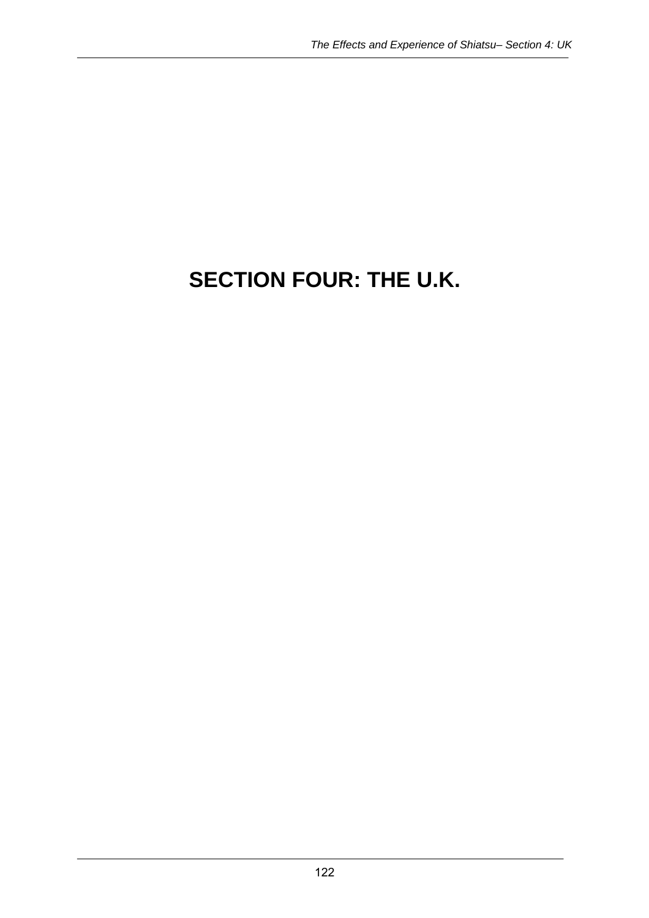# SECTION FOUR: THE U.K.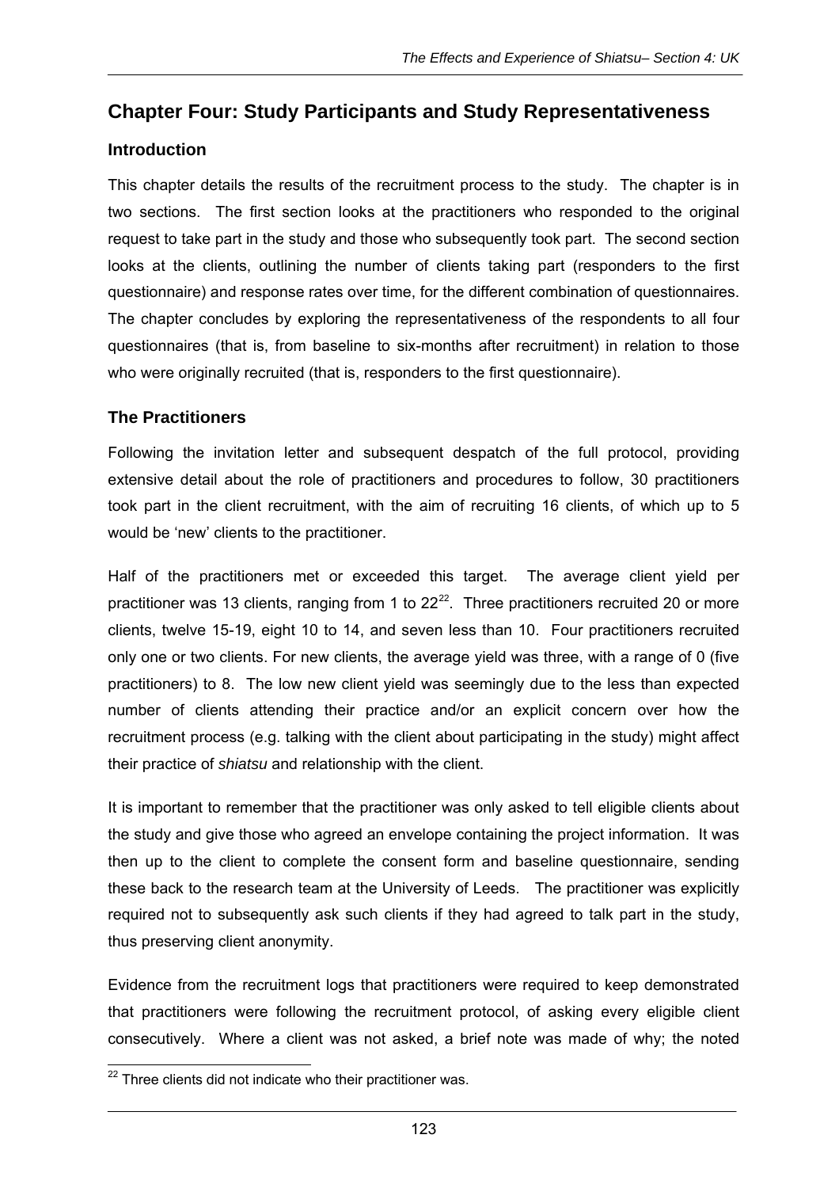## Chapter Four: Study Participants and Study Representativeness

### Introduction

This chapter details the results of the recruitment process to the study. The chapter is in two sections. The first section looks at the practitioners who responded to the original request to take part in the study and those who subsequently took part. The second section looks at the clients, outlining the number of clients taking part (responders to the first questionnaire) and response rates over time, for the different combination of questionnaires. The chapter concludes by exploring the representativeness of the respondents to all four questionnaires (that is, from baseline to six-months after recruitment) in relation to those who were originally recruited (that is, responders to the first questionnaire).

### The Practitioners

Following the invitation letter and subsequent despatch of the full protocol, providing extensive detail about the role of practitioners and procedures to follow, 30 practitioners took part in the client recruitment, with the aim of recruiting 16 clients, of which up to 5 would be 'new' clients to the practitioner.

Half of the practitioners met or exceeded this target. The average client yield per practitioner was 13 clients, ranging from 1 to 22[22]. Three practitioners recruited 20 or more clients, twelve 15-19, eight 10 to 14, and seven less than 10. Four practitioners recruited only one or two clients. For new clients, the average yield was three, with a range of 0 (five practitioners) to 8. The low new client yield was seemingly due to the less than expected number of clients attending their practice and/or an explicit concern over how the recruitment process (e.g. talking with the client about participating in the study) might affect their practice of *shiatsu* and relationship with the client.

It is important to remember that the practitioner was only asked to tell eligible clients about the study and give those who agreed an envelope containing the project information. It was then up to the client to complete the consent form and baseline questionnaire, sending these back to the research team at the University of Leeds. The practitioner was explicitly required not to subsequently ask such clients if they had agreed to talk part in the study, thus preserving client anonymity.

Evidence from the recruitment logs that practitioners were required to keep demonstrated that practitioners were following the recruitment protocol, of asking every eligible client consecutively. Where a client was not asked, a brief note was made of why; the noted

[22] Three clients did not indicate who their practitioner was.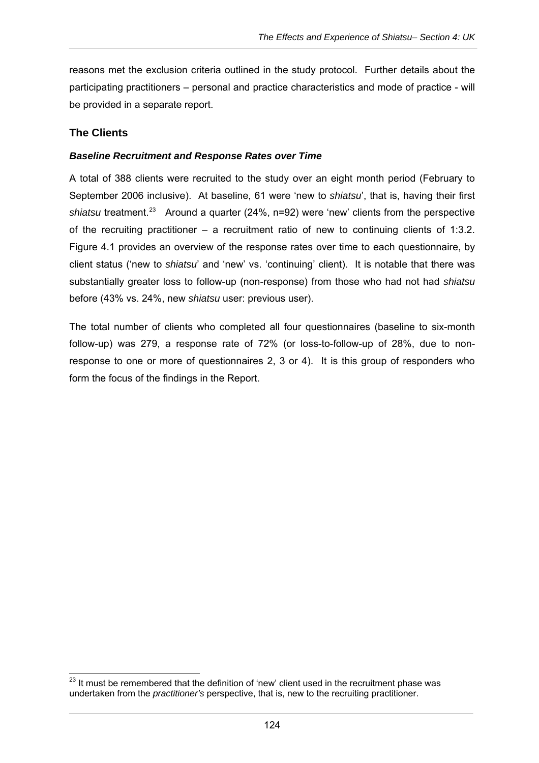reasons met the exclusion criteria outlined in the study protocol. Further details about the participating practitioners – personal and practice characteristics and mode of practice - will be provided in a separate report.

## The Clients

### *Baseline Recruitment and Response Rates over Time*

A total of 388 clients were recruited to the study over an eight month period (February to September 2006 inclusive). At baseline, 61 were 'new to *shiatsu*', that is, having their first *shiatsu* treatment.[23] Around a quarter (24%, n=92) were 'new' clients from the perspective of the recruiting practitioner – a recruitment ratio of new to continuing clients of 1:3.2. Figure 4.1 provides an overview of the response rates over time to each questionnaire, by client status ('new to *shiatsu*' and 'new' vs. 'continuing' client). It is notable that there was substantially greater loss to follow-up (non-response) from those who had not had *shiatsu* before (43% vs. 24%, new *shiatsu* user: previous user).

The total number of clients who completed all four questionnaires (baseline to six-month follow-up) was 279, a response rate of 72% (or loss-to-follow-up of 28%, due to non-response to one or more of questionnaires 2, 3 or 4). It is this group of responders who form the focus of the findings in the Report.

[23] It must be remembered that the definition of 'new' client used in the recruitment phase was undertaken from the *practitioner's* perspective, that is, new to the recruiting practitioner.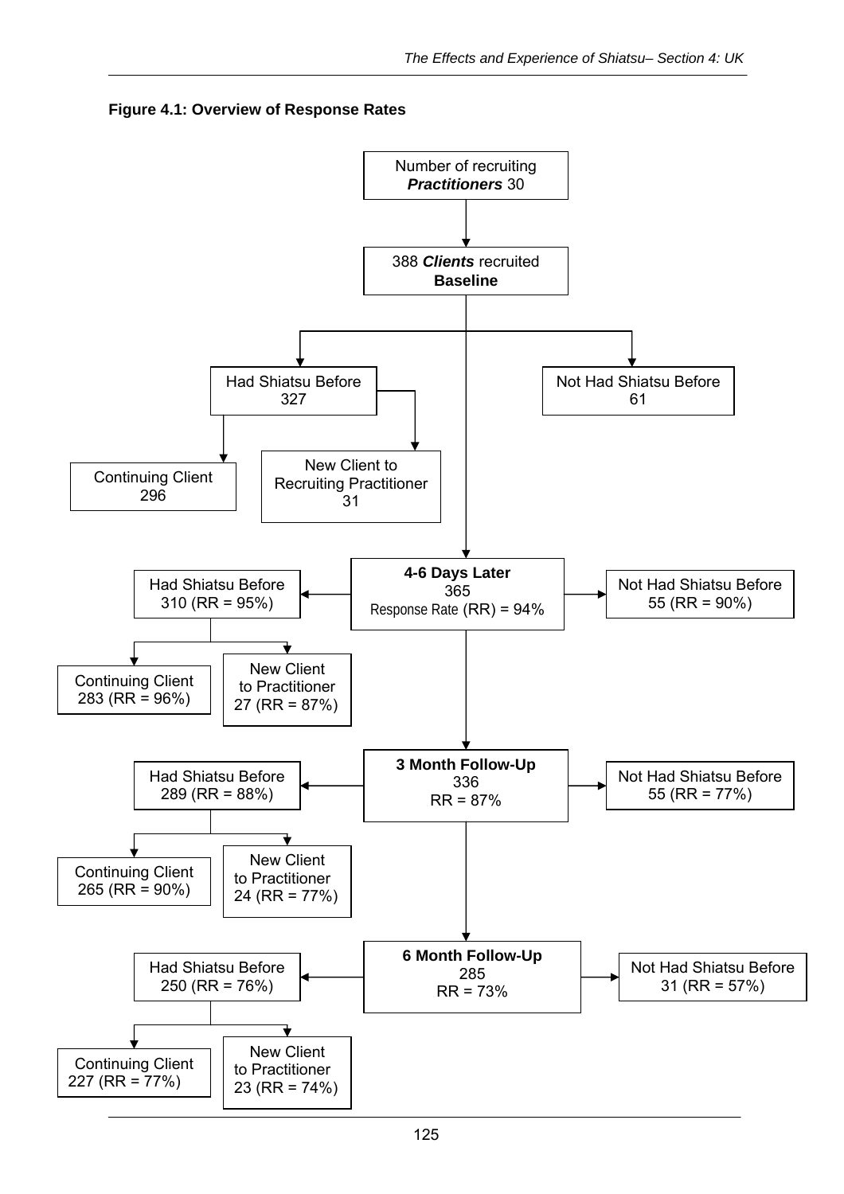**Figure 4.1: Overview of Response Rates**

Number of recruiting ***Practitioners*** 30

388 ***Clients*** recruited **Baseline**

- Had Shiatsu Before 327
  - Continuing Client 296
  - New Client to Recruiting Practitioner 31
- Not Had Shiatsu Before 61

**4-6 Days Later** 365 Response Rate (RR) = 94%

- Had Shiatsu Before 310 (RR = 95%)
  - Continuing Client 283 (RR = 96%)
  - New Client to Practitioner 27 (RR = 87%)
- Not Had Shiatsu Before 55 (RR = 90%)

**3 Month Follow-Up** 336 RR = 87%

- Had Shiatsu Before 289 (RR = 88%)
  - Continuing Client 265 (RR = 90%)
  - New Client to Practitioner 24 (RR = 77%)
- Not Had Shiatsu Before 55 (RR = 77%)

**6 Month Follow-Up** 285 RR = 73%

- Had Shiatsu Before 250 (RR = 76%)
  - Continuing Client 227 (RR = 77%)
  - New Client to Practitioner 23 (RR = 74%)
- Not Had Shiatsu Before 31 (RR = 57%)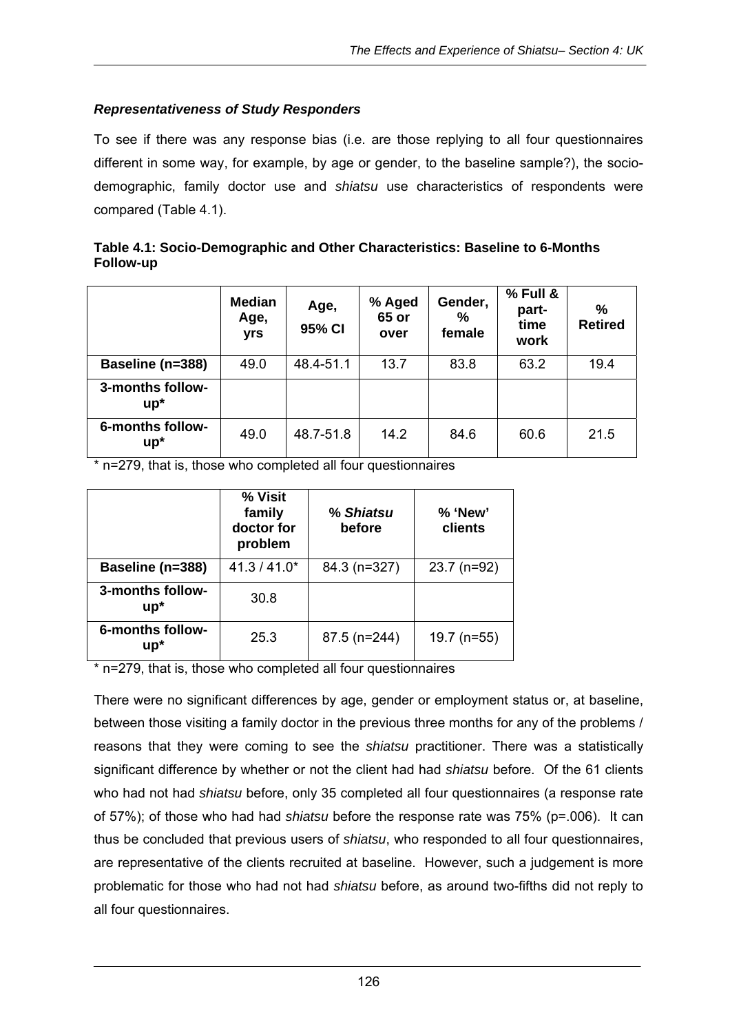### *Representativeness of Study Responders*

To see if there was any response bias (i.e. are those replying to all four questionnaires different in some way, for example, by age or gender, to the baseline sample?), the socio-demographic, family doctor use and *shiatsu* use characteristics of respondents were compared (Table 4.1).

**Table 4.1: Socio-Demographic and Other Characteristics: Baseline to 6-Months Follow-up**

| | Median Age, yrs | Age, 95% CI | % Aged 65 or over | Gender, % female | % Full & part-time work | % Retired |
|---|---|---|---|---|---|---|
| **Baseline (n=388)** | 49.0 | 48.4-51.1 | 13.7 | 83.8 | 63.2 | 19.4 |
| **3-months follow-up*** | | | | | | |
| **6-months follow-up*** | 49.0 | 48.7-51.8 | 14.2 | 84.6 | 60.6 | 21.5 |

* n=279, that is, those who completed all four questionnaires

| | % Visit family doctor for problem | % *Shiatsu* before | % 'New' clients |
|---|---|---|---|
| **Baseline (n=388)** | 41.3 / 41.0* | 84.3 (n=327) | 23.7 (n=92) |
| **3-months follow-up*** | 30.8 | | |
| **6-months follow-up*** | 25.3 | 87.5 (n=244) | 19.7 (n=55) |

* n=279, that is, those who completed all four questionnaires

There were no significant differences by age, gender or employment status or, at baseline, between those visiting a family doctor in the previous three months for any of the problems / reasons that they were coming to see the *shiatsu* practitioner. There was a statistically significant difference by whether or not the client had had *shiatsu* before. Of the 61 clients who had not had *shiatsu* before, only 35 completed all four questionnaires (a response rate of 57%); of those who had had *shiatsu* before the response rate was 75% ($p$=.006). It can thus be concluded that previous users of *shiatsu*, who responded to all four questionnaires, are representative of the clients recruited at baseline. However, such a judgement is more problematic for those who had not had *shiatsu* before, as around two-fifths did not reply to all four questionnaires.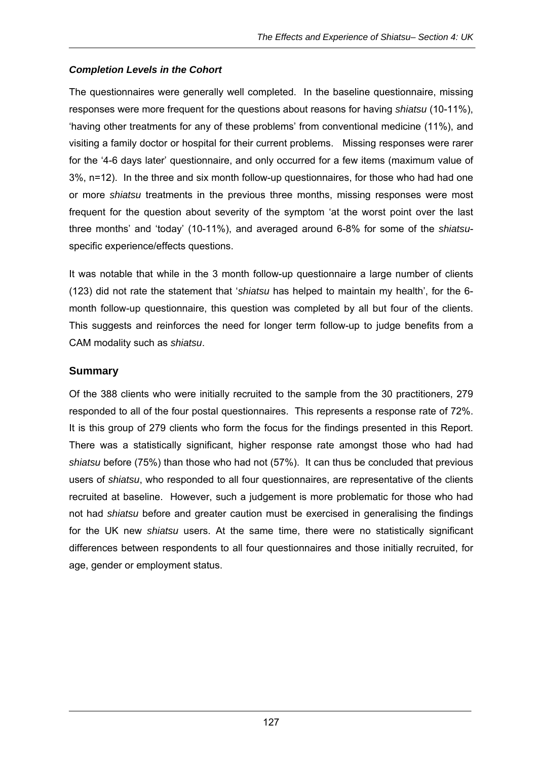### *Completion Levels in the Cohort*

The questionnaires were generally well completed. In the baseline questionnaire, missing responses were more frequent for the questions about reasons for having *shiatsu* (10-11%), 'having other treatments for any of these problems' from conventional medicine (11%), and visiting a family doctor or hospital for their current problems. Missing responses were rarer for the '4-6 days later' questionnaire, and only occurred for a few items (maximum value of 3%, n=12). In the three and six month follow-up questionnaires, for those who had had one or more *shiatsu* treatments in the previous three months, missing responses were most frequent for the question about severity of the symptom 'at the worst point over the last three months' and 'today' (10-11%), and averaged around 6-8% for some of the *shiatsu*-specific experience/effects questions.

It was notable that while in the 3 month follow-up questionnaire a large number of clients (123) did not rate the statement that '*shiatsu* has helped to maintain my health', for the 6-month follow-up questionnaire, this question was completed by all but four of the clients. This suggests and reinforces the need for longer term follow-up to judge benefits from a CAM modality such as *shiatsu*.

## Summary

Of the 388 clients who were initially recruited to the sample from the 30 practitioners, 279 responded to all of the four postal questionnaires. This represents a response rate of 72%. It is this group of 279 clients who form the focus for the findings presented in this Report. There was a statistically significant, higher response rate amongst those who had had *shiatsu* before (75%) than those who had not (57%). It can thus be concluded that previous users of *shiatsu*, who responded to all four questionnaires, are representative of the clients recruited at baseline. However, such a judgement is more problematic for those who had not had *shiatsu* before and greater caution must be exercised in generalising the findings for the UK new *shiatsu* users. At the same time, there were no statistically significant differences between respondents to all four questionnaires and those initially recruited, for age, gender or employment status.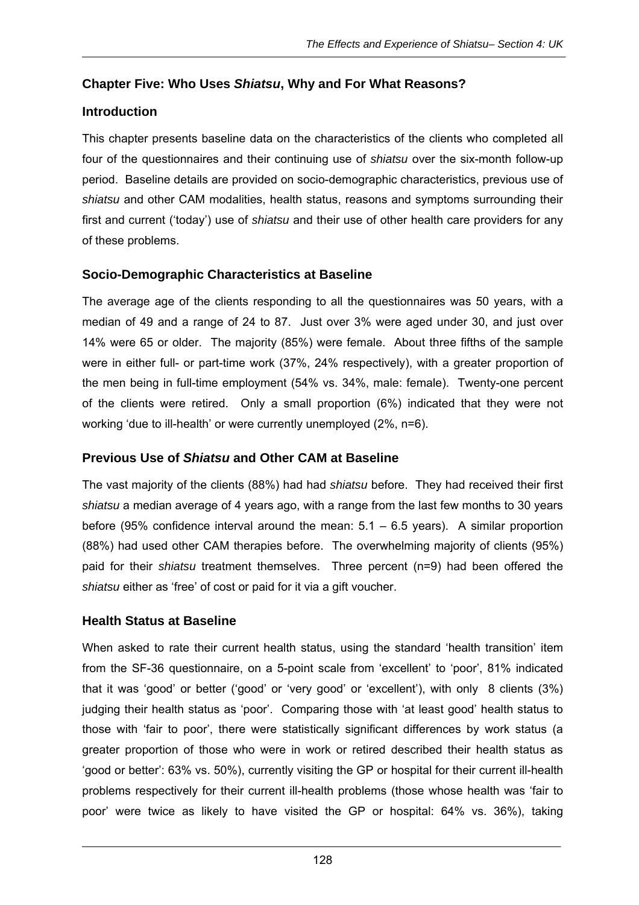## Chapter Five: Who Uses *Shiatsu*, Why and For What Reasons?

### Introduction

This chapter presents baseline data on the characteristics of the clients who completed all four of the questionnaires and their continuing use of *shiatsu* over the six-month follow-up period. Baseline details are provided on socio-demographic characteristics, previous use of *shiatsu* and other CAM modalities, health status, reasons and symptoms surrounding their first and current ('today') use of *shiatsu* and their use of other health care providers for any of these problems.

### Socio-Demographic Characteristics at Baseline

The average age of the clients responding to all the questionnaires was 50 years, with a median of 49 and a range of 24 to 87. Just over 3% were aged under 30, and just over 14% were 65 or older. The majority (85%) were female. About three fifths of the sample were in either full- or part-time work (37%, 24% respectively), with a greater proportion of the men being in full-time employment (54% vs. 34%, male: female). Twenty-one percent of the clients were retired. Only a small proportion (6%) indicated that they were not working 'due to ill-health' or were currently unemployed (2%, n=6).

### Previous Use of *Shiatsu* and Other CAM at Baseline

The vast majority of the clients (88%) had had *shiatsu* before. They had received their first *shiatsu* a median average of 4 years ago, with a range from the last few months to 30 years before (95% confidence interval around the mean: 5.1 – 6.5 years). A similar proportion (88%) had used other CAM therapies before. The overwhelming majority of clients (95%) paid for their *shiatsu* treatment themselves. Three percent (n=9) had been offered the *shiatsu* either as 'free' of cost or paid for it via a gift voucher.

### Health Status at Baseline

When asked to rate their current health status, using the standard 'health transition' item from the SF-36 questionnaire, on a 5-point scale from 'excellent' to 'poor', 81% indicated that it was 'good' or better ('good' or 'very good' or 'excellent'), with only 8 clients (3%) judging their health status as 'poor'. Comparing those with 'at least good' health status to those with 'fair to poor', there were statistically significant differences by work status (a greater proportion of those who were in work or retired described their health status as 'good or better': 63% vs. 50%), currently visiting the GP or hospital for their current ill-health problems respectively for their current ill-health problems (those whose health was 'fair to poor' were twice as likely to have visited the GP or hospital: 64% vs. 36%), taking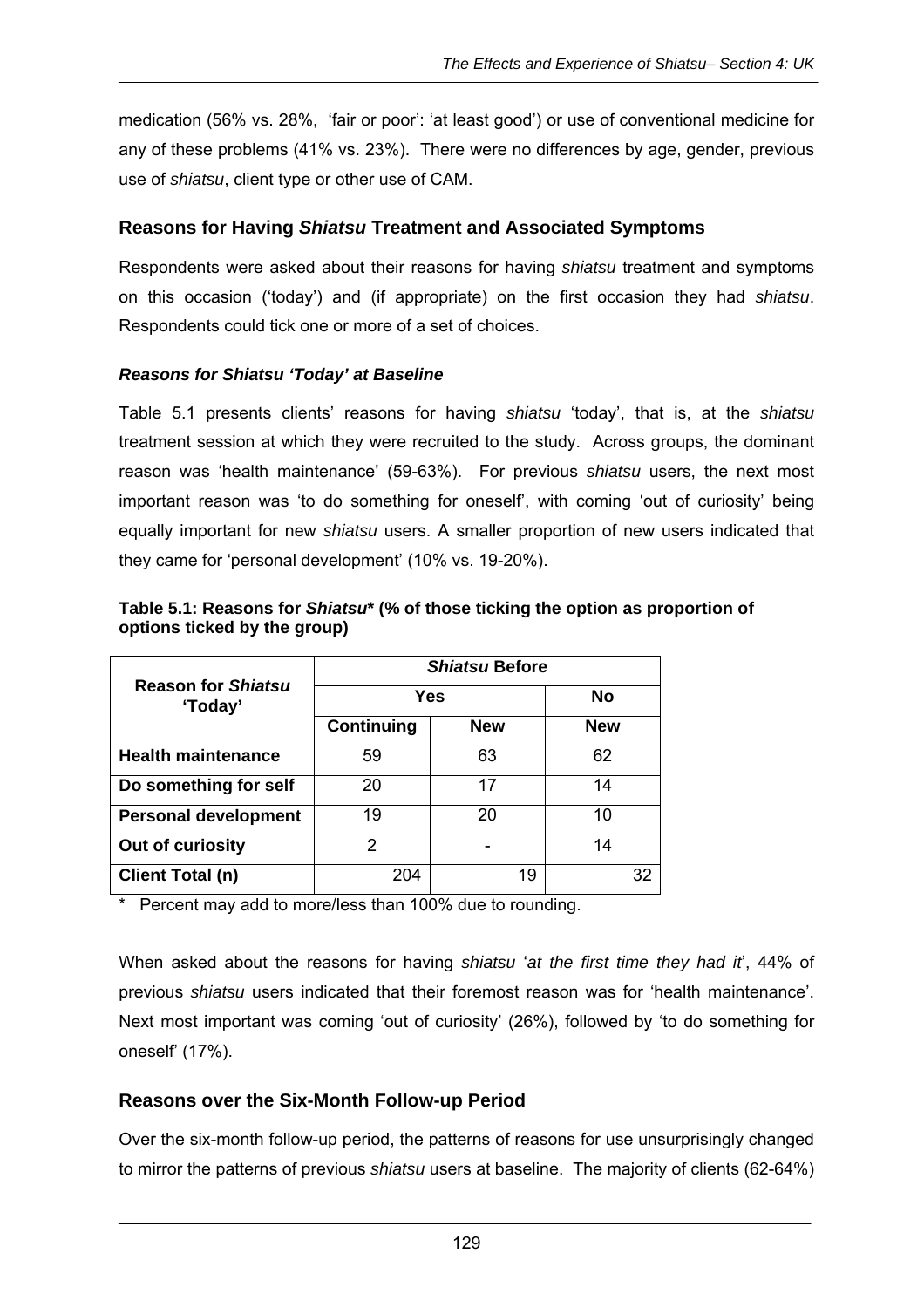medication (56% vs. 28%, 'fair or poor': 'at least good') or use of conventional medicine for any of these problems (41% vs. 23%). There were no differences by age, gender, previous use of *shiatsu*, client type or other use of CAM.

## Reasons for Having *Shiatsu* Treatment and Associated Symptoms

Respondents were asked about their reasons for having *shiatsu* treatment and symptoms on this occasion ('today') and (if appropriate) on the first occasion they had *shiatsu*. Respondents could tick one or more of a set of choices.

### *Reasons for Shiatsu 'Today' at Baseline*

Table 5.1 presents clients' reasons for having *shiatsu* 'today', that is, at the *shiatsu* treatment session at which they were recruited to the study. Across groups, the dominant reason was 'health maintenance' (59-63%). For previous *shiatsu* users, the next most important reason was 'to do something for oneself', with coming 'out of curiosity' being equally important for new *shiatsu* users. A smaller proportion of new users indicated that they came for 'personal development' (10% vs. 19-20%).

**Table 5.1: Reasons for *Shiatsu** (% of those ticking the option as proportion of options ticked by the group)**

| Reason for *Shiatsu* 'Today' | *Shiatsu* Before | | |
|---|---|---|---|
| | Yes | | No |
| | Continuing | New | New |
| **Health maintenance** | 59 | 63 | 62 |
| **Do something for self** | 20 | 17 | 14 |
| **Personal development** | 19 | 20 | 10 |
| **Out of curiosity** | 2 | - | 14 |
| **Client Total (n)** | 204 | 19 | 32 |

\* Percent may add to more/less than 100% due to rounding.

When asked about the reasons for having *shiatsu* '*at the first time they had it*', 44% of previous *shiatsu* users indicated that their foremost reason was for 'health maintenance'. Next most important was coming 'out of curiosity' (26%), followed by 'to do something for oneself' (17%).

## Reasons over the Six-Month Follow-up Period

Over the six-month follow-up period, the patterns of reasons for use unsurprisingly changed to mirror the patterns of previous *shiatsu* users at baseline. The majority of clients (62-64%)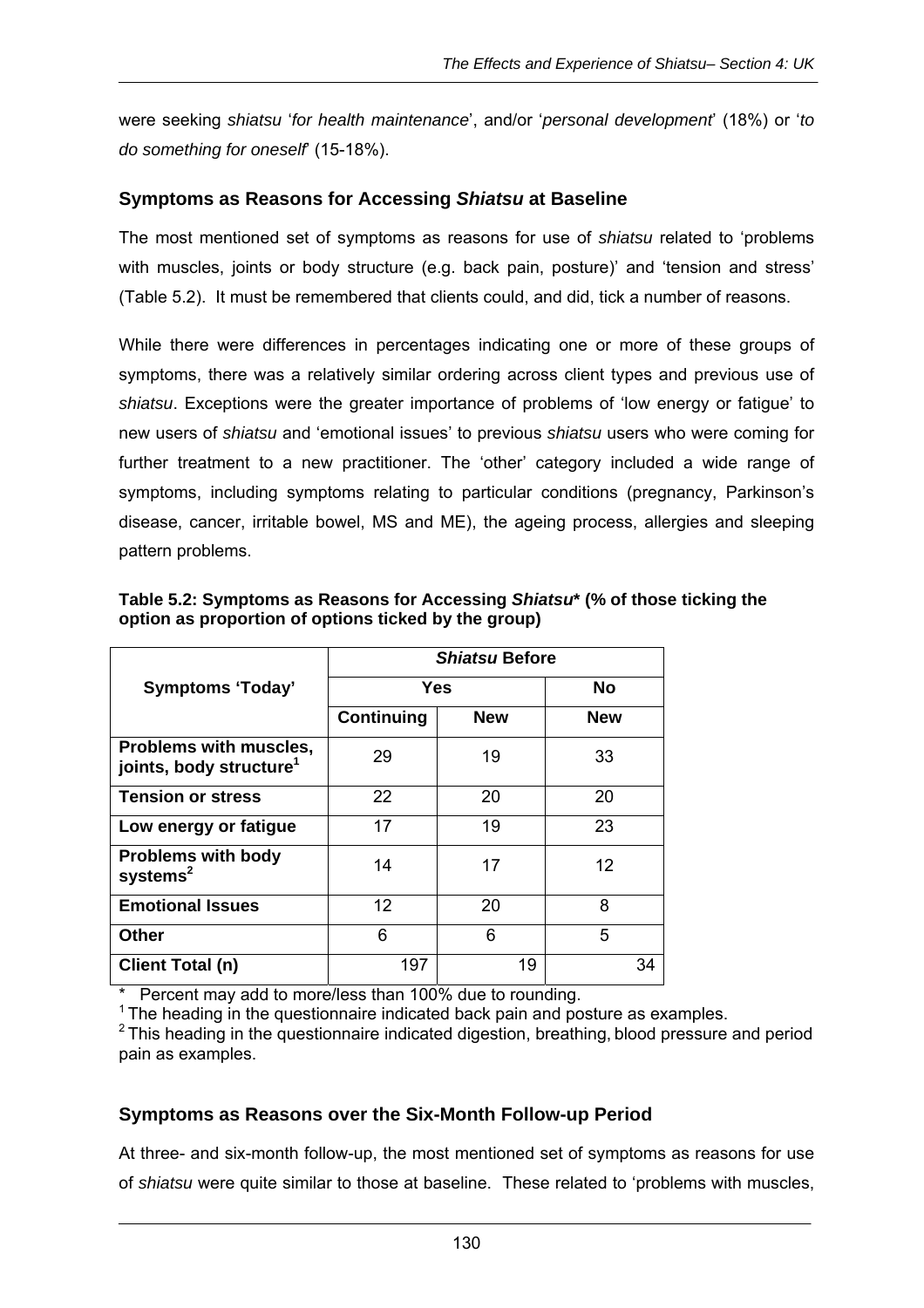were seeking *shiatsu* '*for health maintenance*', and/or '*personal development*' (18%) or '*to do something for oneself*' (15-18%).

### Symptoms as Reasons for Accessing *Shiatsu* at Baseline

The most mentioned set of symptoms as reasons for use of *shiatsu* related to 'problems with muscles, joints or body structure (e.g. back pain, posture)' and 'tension and stress' (Table 5.2). It must be remembered that clients could, and did, tick a number of reasons.

While there were differences in percentages indicating one or more of these groups of symptoms, there was a relatively similar ordering across client types and previous use of *shiatsu*. Exceptions were the greater importance of problems of 'low energy or fatigue' to new users of *shiatsu* and 'emotional issues' to previous *shiatsu* users who were coming for further treatment to a new practitioner. The 'other' category included a wide range of symptoms, including symptoms relating to particular conditions (pregnancy, Parkinson's disease, cancer, irritable bowel, MS and ME), the ageing process, allergies and sleeping pattern problems.

**Table 5.2: Symptoms as Reasons for Accessing *Shiatsu** (% of those ticking the option as proportion of options ticked by the group)**

| Symptoms 'Today' | *Shiatsu* Before | | |
|---|---|---|---|
| | Yes | | No |
| | Continuing | New | New |
| **Problems with muscles, joints, body structure[1]** | 29 | 19 | 33 |
| **Tension or stress** | 22 | 20 | 20 |
| **Low energy or fatigue** | 17 | 19 | 23 |
| **Problems with body systems[2]** | 14 | 17 | 12 |
| **Emotional Issues** | 12 | 20 | 8 |
| **Other** | 6 | 6 | 5 |
| **Client Total (n)** | 197 | 19 | 34 |

\* Percent may add to more/less than 100% due to rounding.
[1] The heading in the questionnaire indicated back pain and posture as examples.
[2] This heading in the questionnaire indicated digestion, breathing, blood pressure and period pain as examples.

### Symptoms as Reasons over the Six-Month Follow-up Period

At three- and six-month follow-up, the most mentioned set of symptoms as reasons for use of *shiatsu* were quite similar to those at baseline. These related to 'problems with muscles,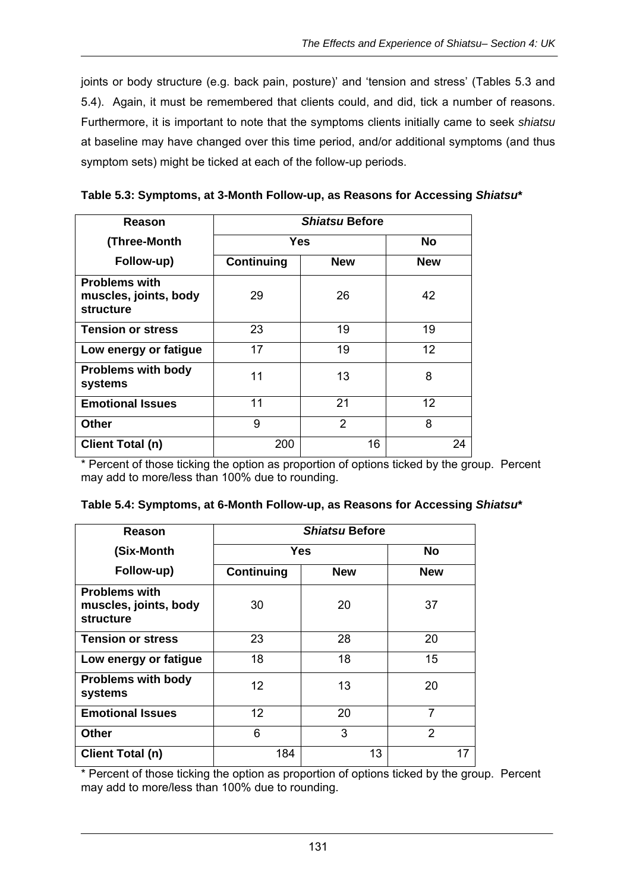joints or body structure (e.g. back pain, posture)' and 'tension and stress' (Tables 5.3 and 5.4). Again, it must be remembered that clients could, and did, tick a number of reasons. Furthermore, it is important to note that the symptoms clients initially came to seek *shiatsu* at baseline may have changed over this time period, and/or additional symptoms (and thus symptom sets) might be ticked at each of the follow-up periods.

**Table 5.3: Symptoms, at 3-Month Follow-up, as Reasons for Accessing *Shiatsu****

| Reason (Three-Month Follow-up) | *Shiatsu* Before | | |
|---|---|---|---|
| | Yes | | No |
| | Continuing | New | New |
| **Problems with muscles, joints, body structure** | 29 | 26 | 42 |
| **Tension or stress** | 23 | 19 | 19 |
| **Low energy or fatigue** | 17 | 19 | 12 |
| **Problems with body systems** | 11 | 13 | 8 |
| **Emotional Issues** | 11 | 21 | 12 |
| **Other** | 9 | 2 | 8 |
| **Client Total (n)** | 200 | 16 | 24 |

\* Percent of those ticking the option as proportion of options ticked by the group. Percent may add to more/less than 100% due to rounding.

**Table 5.4: Symptoms, at 6-Month Follow-up, as Reasons for Accessing *Shiatsu****

| Reason (Six-Month Follow-up) | *Shiatsu* Before | | |
|---|---|---|---|
| | Yes | | No |
| | Continuing | New | New |
| **Problems with muscles, joints, body structure** | 30 | 20 | 37 |
| **Tension or stress** | 23 | 28 | 20 |
| **Low energy or fatigue** | 18 | 18 | 15 |
| **Problems with body systems** | 12 | 13 | 20 |
| **Emotional Issues** | 12 | 20 | 7 |
| **Other** | 6 | 3 | 2 |
| **Client Total (n)** | 184 | 13 | 17 |

\* Percent of those ticking the option as proportion of options ticked by the group. Percent may add to more/less than 100% due to rounding.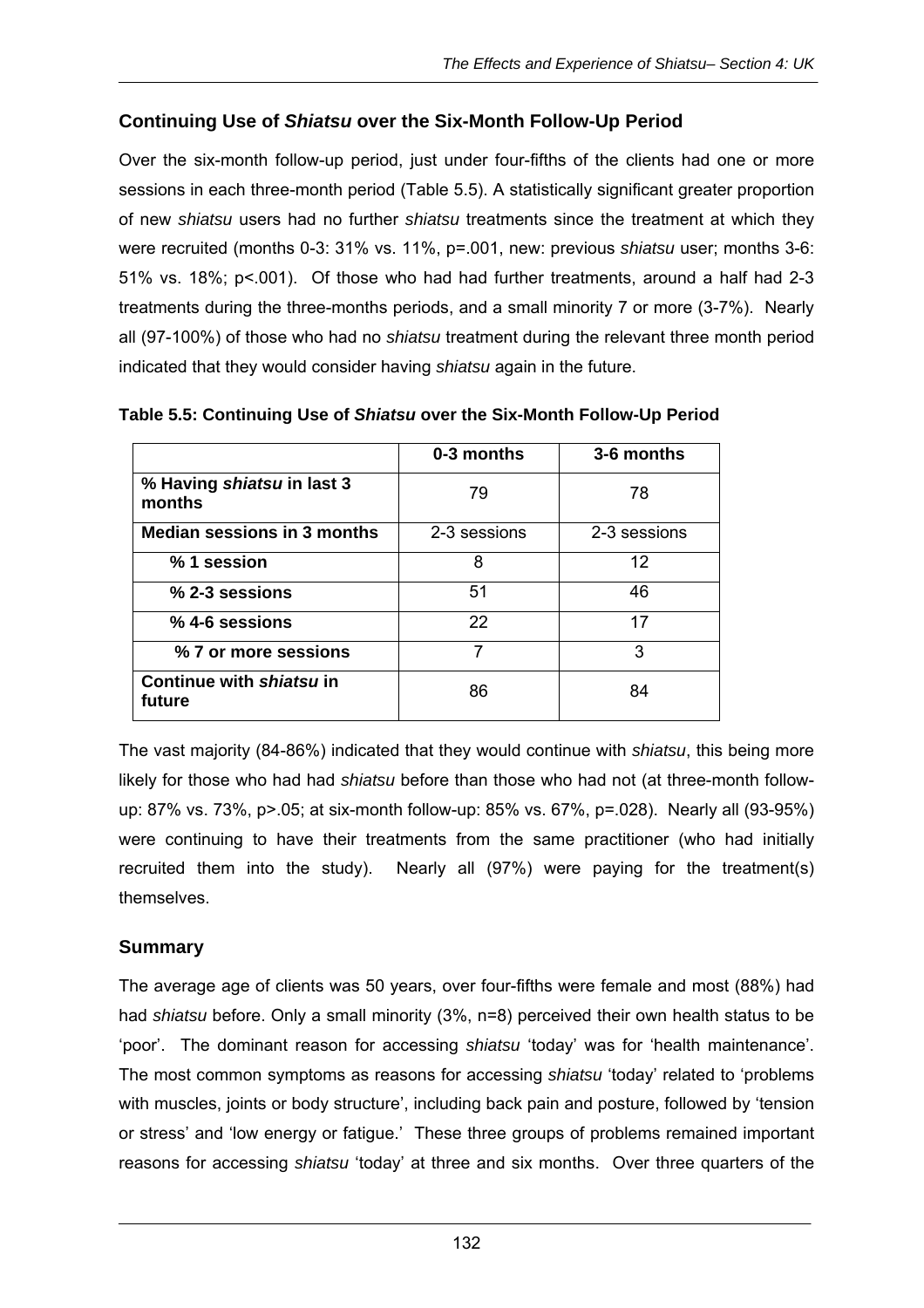## Continuing Use of *Shiatsu* over the Six-Month Follow-Up Period

Over the six-month follow-up period, just under four-fifths of the clients had one or more sessions in each three-month period (Table 5.5). A statistically significant greater proportion of new *shiatsu* users had no further *shiatsu* treatments since the treatment at which they were recruited (months 0-3: 31% vs. 11%, p=.001, new: previous *shiatsu* user; months 3-6: 51% vs. 18%; p<.001). Of those who had had further treatments, around a half had 2-3 treatments during the three-months periods, and a small minority 7 or more (3-7%). Nearly all (97-100%) of those who had no *shiatsu* treatment during the relevant three month period indicated that they would consider having *shiatsu* again in the future.

**Table 5.5: Continuing Use of *Shiatsu* over the Six-Month Follow-Up Period**

| | 0-3 months | 3-6 months |
|---|---|---|
| **% Having *shiatsu* in last 3 months** | 79 | 78 |
| **Median sessions in 3 months** | 2-3 sessions | 2-3 sessions |
| **% 1 session** | 8 | 12 |
| **% 2-3 sessions** | 51 | 46 |
| **% 4-6 sessions** | 22 | 17 |
| **% 7 or more sessions** | 7 | 3 |
| **Continue with *shiatsu* in future** | 86 | 84 |

The vast majority (84-86%) indicated that they would continue with *shiatsu*, this being more likely for those who had had *shiatsu* before than those who had not (at three-month follow-up: 87% vs. 73%, p>.05; at six-month follow-up: 85% vs. 67%, p=.028). Nearly all (93-95%) were continuing to have their treatments from the same practitioner (who had initially recruited them into the study). Nearly all (97%) were paying for the treatment(s) themselves.

## Summary

The average age of clients was 50 years, over four-fifths were female and most (88%) had had *shiatsu* before. Only a small minority (3%, n=8) perceived their own health status to be 'poor'. The dominant reason for accessing *shiatsu* 'today' was for 'health maintenance'. The most common symptoms as reasons for accessing *shiatsu* 'today' related to 'problems with muscles, joints or body structure', including back pain and posture, followed by 'tension or stress' and 'low energy or fatigue.' These three groups of problems remained important reasons for accessing *shiatsu* 'today' at three and six months. Over three quarters of the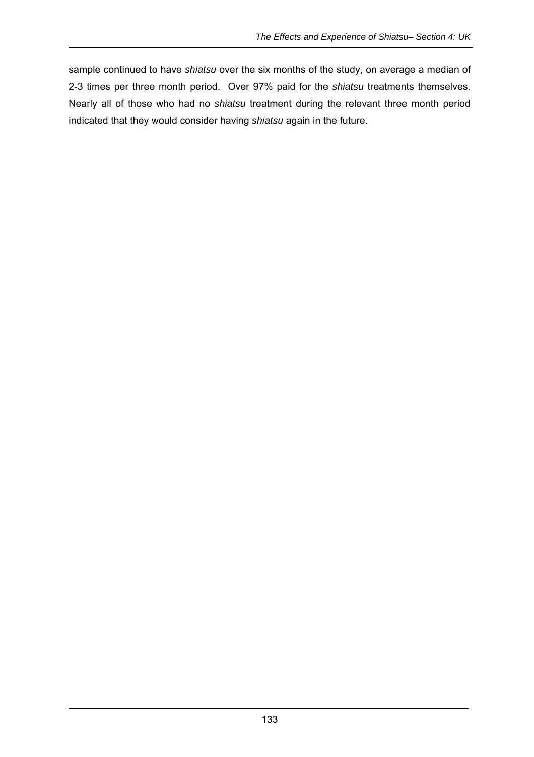sample continued to have *shiatsu* over the six months of the study, on average a median of 2-3 times per three month period. Over 97% paid for the *shiatsu* treatments themselves. Nearly all of those who had no *shiatsu* treatment during the relevant three month period indicated that they would consider having *shiatsu* again in the future.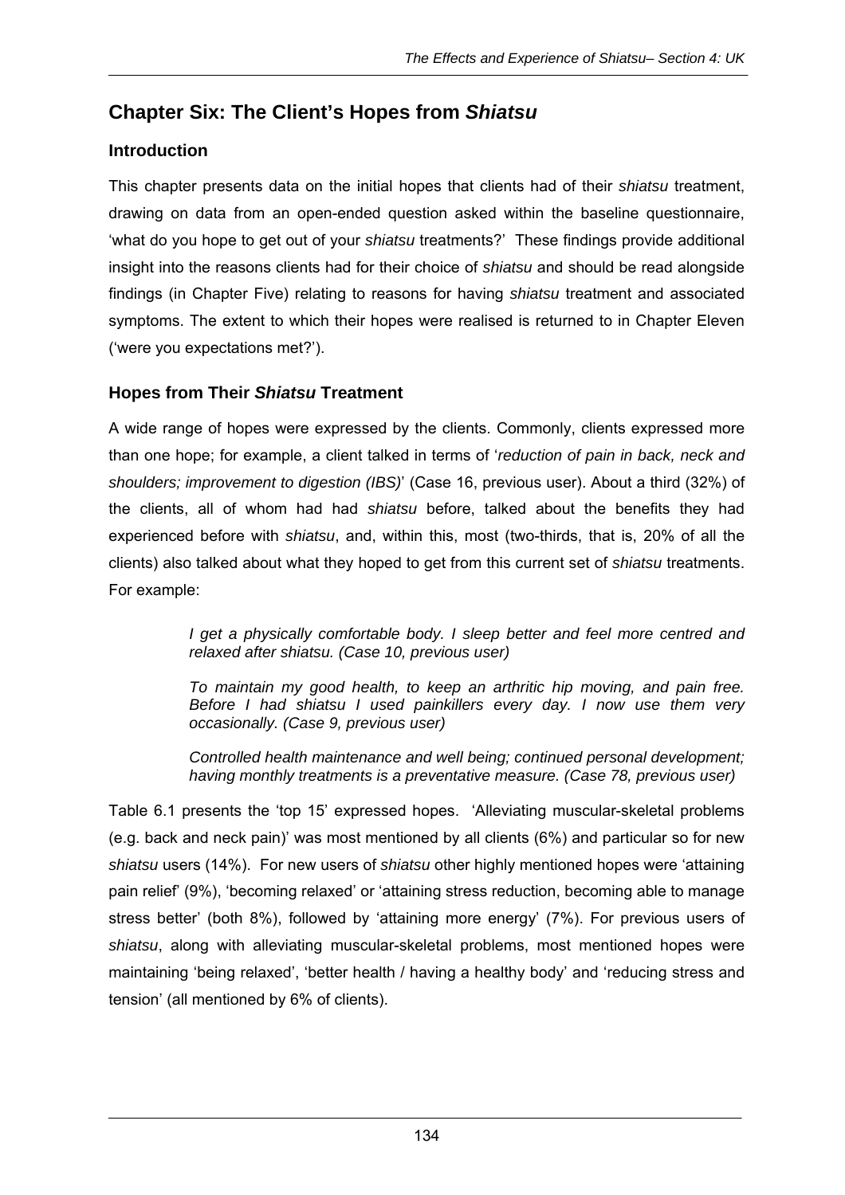# Chapter Six: The Client's Hopes from *Shiatsu*

## Introduction

This chapter presents data on the initial hopes that clients had of their *shiatsu* treatment, drawing on data from an open-ended question asked within the baseline questionnaire, 'what do you hope to get out of your *shiatsu* treatments?' These findings provide additional insight into the reasons clients had for their choice of *shiatsu* and should be read alongside findings (in Chapter Five) relating to reasons for having *shiatsu* treatment and associated symptoms. The extent to which their hopes were realised is returned to in Chapter Eleven ('were you expectations met?').

## Hopes from Their *Shiatsu* Treatment

A wide range of hopes were expressed by the clients. Commonly, clients expressed more than one hope; for example, a client talked in terms of '*reduction of pain in back, neck and shoulders; improvement to digestion (IBS)*' (Case 16, previous user). About a third (32%) of the clients, all of whom had had *shiatsu* before, talked about the benefits they had experienced before with *shiatsu*, and, within this, most (two-thirds, that is, 20% of all the clients) also talked about what they hoped to get from this current set of *shiatsu* treatments. For example:

> *I get a physically comfortable body. I sleep better and feel more centred and relaxed after shiatsu. (Case 10, previous user)*
>
> *To maintain my good health, to keep an arthritic hip moving, and pain free. Before I had shiatsu I used painkillers every day. I now use them very occasionally. (Case 9, previous user)*
>
> *Controlled health maintenance and well being; continued personal development; having monthly treatments is a preventative measure. (Case 78, previous user)*

Table 6.1 presents the 'top 15' expressed hopes. 'Alleviating muscular-skeletal problems (e.g. back and neck pain)' was most mentioned by all clients (6%) and particular so for new *shiatsu* users (14%). For new users of *shiatsu* other highly mentioned hopes were 'attaining pain relief' (9%), 'becoming relaxed' or 'attaining stress reduction, becoming able to manage stress better' (both 8%), followed by 'attaining more energy' (7%). For previous users of *shiatsu*, along with alleviating muscular-skeletal problems, most mentioned hopes were maintaining 'being relaxed', 'better health / having a healthy body' and 'reducing stress and tension' (all mentioned by 6% of clients).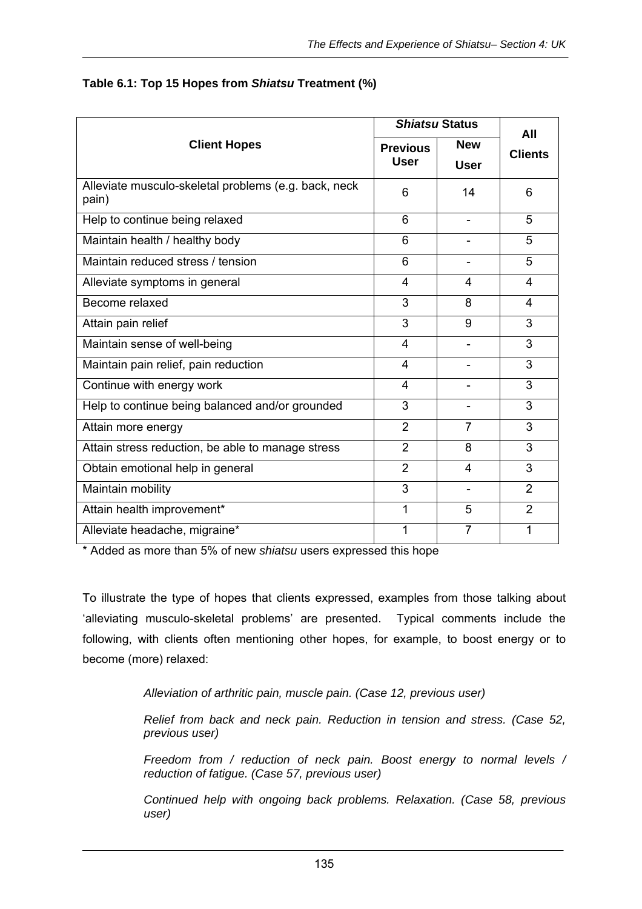**Table 6.1: Top 15 Hopes from *Shiatsu* Treatment (%)**

| Client Hopes | *Shiatsu* Status | | All Clients |
|---|---|---|---|
| | Previous User | New User | |
| Alleviate musculo-skeletal problems (e.g. back, neck pain) | 6 | 14 | 6 |
| Help to continue being relaxed | 6 | - | 5 |
| Maintain health / healthy body | 6 | - | 5 |
| Maintain reduced stress / tension | 6 | - | 5 |
| Alleviate symptoms in general | 4 | 4 | 4 |
| Become relaxed | 3 | 8 | 4 |
| Attain pain relief | 3 | 9 | 3 |
| Maintain sense of well-being | 4 | - | 3 |
| Maintain pain relief, pain reduction | 4 | - | 3 |
| Continue with energy work | 4 | - | 3 |
| Help to continue being balanced and/or grounded | 3 | - | 3 |
| Attain more energy | 2 | 7 | 3 |
| Attain stress reduction, be able to manage stress | 2 | 8 | 3 |
| Obtain emotional help in general | 2 | 4 | 3 |
| Maintain mobility | 3 | - | 2 |
| Attain health improvement* | 1 | 5 | 2 |
| Alleviate headache, migraine* | 1 | 7 | 1 |

\* Added as more than 5% of new *shiatsu* users expressed this hope

To illustrate the type of hopes that clients expressed, examples from those talking about 'alleviating musculo-skeletal problems' are presented. Typical comments include the following, with clients often mentioning other hopes, for example, to boost energy or to become (more) relaxed:

> *Alleviation of arthritic pain, muscle pain. (Case 12, previous user)*
>
> *Relief from back and neck pain. Reduction in tension and stress. (Case 52, previous user)*
>
> *Freedom from / reduction of neck pain. Boost energy to normal levels / reduction of fatigue. (Case 57, previous user)*
>
> *Continued help with ongoing back problems. Relaxation. (Case 58, previous user)*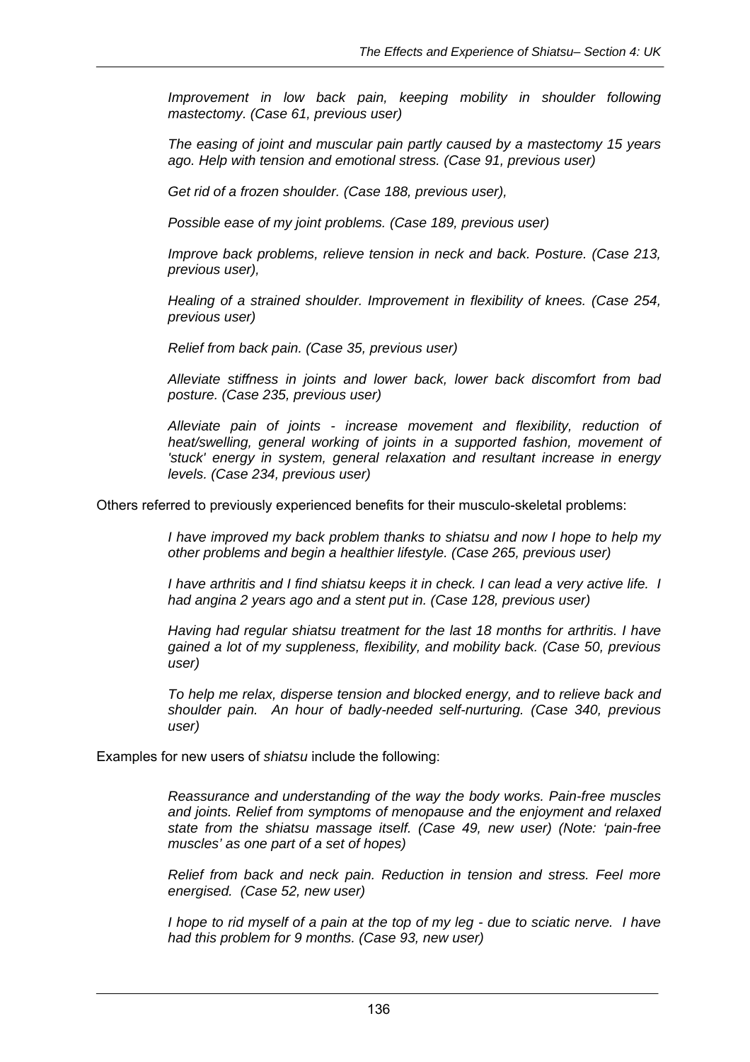*Improvement in low back pain, keeping mobility in shoulder following mastectomy. (Case 61, previous user)*

*The easing of joint and muscular pain partly caused by a mastectomy 15 years ago. Help with tension and emotional stress. (Case 91, previous user)*

*Get rid of a frozen shoulder. (Case 188, previous user),*

*Possible ease of my joint problems. (Case 189, previous user)*

*Improve back problems, relieve tension in neck and back. Posture. (Case 213, previous user),*

*Healing of a strained shoulder. Improvement in flexibility of knees. (Case 254, previous user)*

*Relief from back pain. (Case 35, previous user)*

*Alleviate stiffness in joints and lower back, lower back discomfort from bad posture. (Case 235, previous user)*

*Alleviate pain of joints - increase movement and flexibility, reduction of heat/swelling, general working of joints in a supported fashion, movement of 'stuck' energy in system, general relaxation and resultant increase in energy levels. (Case 234, previous user)*

Others referred to previously experienced benefits for their musculo-skeletal problems:

*I have improved my back problem thanks to shiatsu and now I hope to help my other problems and begin a healthier lifestyle. (Case 265, previous user)*

*I have arthritis and I find shiatsu keeps it in check. I can lead a very active life. I had angina 2 years ago and a stent put in. (Case 128, previous user)*

*Having had regular shiatsu treatment for the last 18 months for arthritis. I have gained a lot of my suppleness, flexibility, and mobility back. (Case 50, previous user)*

*To help me relax, disperse tension and blocked energy, and to relieve back and shoulder pain. An hour of badly-needed self-nurturing. (Case 340, previous user)*

Examples for new users of *shiatsu* include the following:

*Reassurance and understanding of the way the body works. Pain-free muscles and joints. Relief from symptoms of menopause and the enjoyment and relaxed state from the shiatsu massage itself. (Case 49, new user) (Note: 'pain-free muscles' as one part of a set of hopes)*

*Relief from back and neck pain. Reduction in tension and stress. Feel more energised. (Case 52, new user)*

*I hope to rid myself of a pain at the top of my leg - due to sciatic nerve. I have had this problem for 9 months. (Case 93, new user)*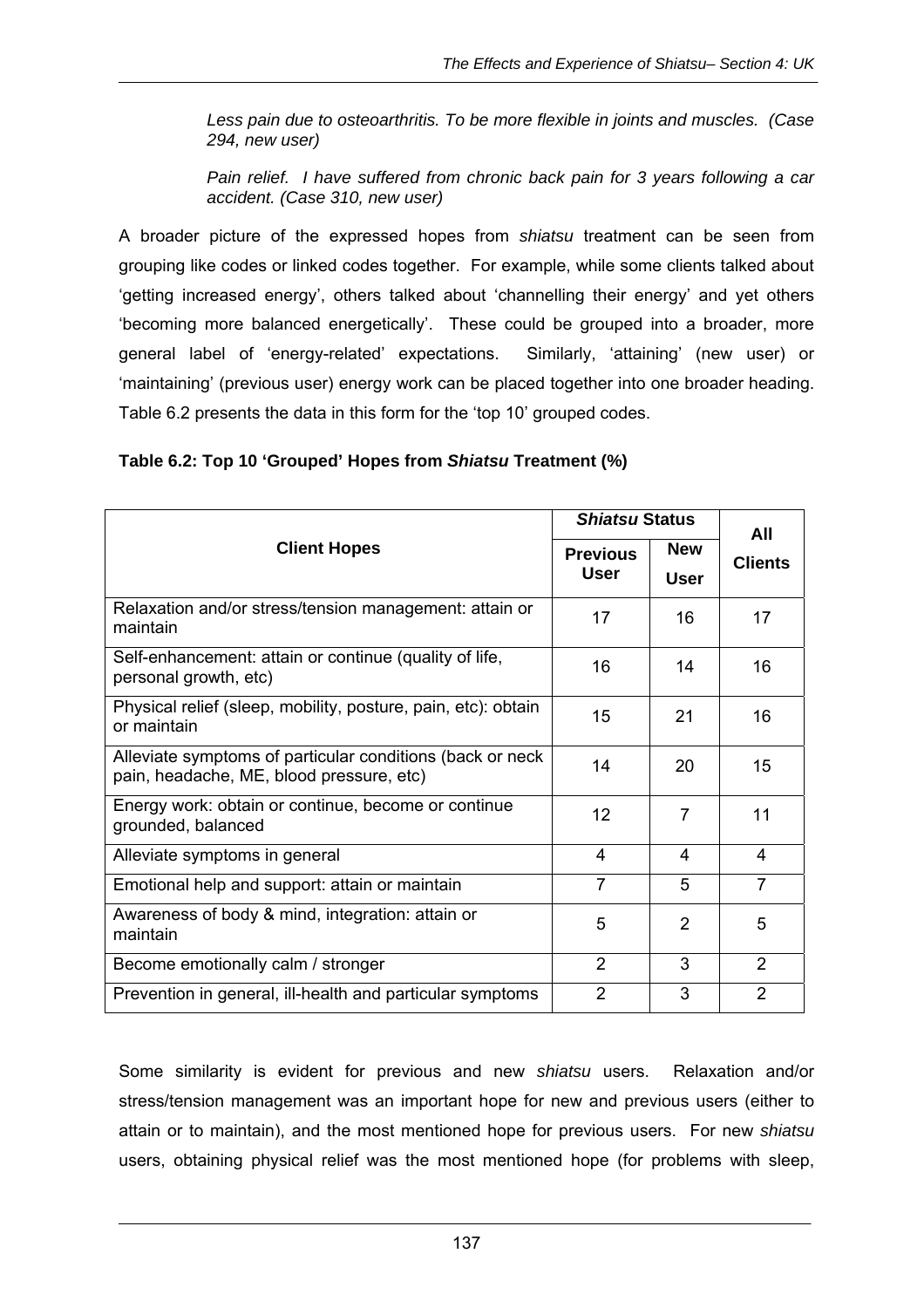*Less pain due to osteoarthritis. To be more flexible in joints and muscles. (Case 294, new user)*

*Pain relief. I have suffered from chronic back pain for 3 years following a car accident. (Case 310, new user)*

A broader picture of the expressed hopes from *shiatsu* treatment can be seen from grouping like codes or linked codes together. For example, while some clients talked about 'getting increased energy', others talked about 'channelling their energy' and yet others 'becoming more balanced energetically'. These could be grouped into a broader, more general label of 'energy-related' expectations. Similarly, 'attaining' (new user) or 'maintaining' (previous user) energy work can be placed together into one broader heading. Table 6.2 presents the data in this form for the 'top 10' grouped codes.

**Table 6.2: Top 10 'Grouped' Hopes from *Shiatsu* Treatment (%)**

| Client Hopes | ***Shiatsu* Status** | | All Clients |
|---|---|---|---|
| | **Previous User** | **New User** | |
| Relaxation and/or stress/tension management: attain or maintain | 17 | 16 | 17 |
| Self-enhancement: attain or continue (quality of life, personal growth, etc) | 16 | 14 | 16 |
| Physical relief (sleep, mobility, posture, pain, etc): obtain or maintain | 15 | 21 | 16 |
| Alleviate symptoms of particular conditions (back or neck pain, headache, ME, blood pressure, etc) | 14 | 20 | 15 |
| Energy work: obtain or continue, become or continue grounded, balanced | 12 | 7 | 11 |
| Alleviate symptoms in general | 4 | 4 | 4 |
| Emotional help and support: attain or maintain | 7 | 5 | 7 |
| Awareness of body & mind, integration: attain or maintain | 5 | 2 | 5 |
| Become emotionally calm / stronger | 2 | 3 | 2 |
| Prevention in general, ill-health and particular symptoms | 2 | 3 | 2 |

Some similarity is evident for previous and new *shiatsu* users. Relaxation and/or stress/tension management was an important hope for new and previous users (either to attain or to maintain), and the most mentioned hope for previous users. For new *shiatsu* users, obtaining physical relief was the most mentioned hope (for problems with sleep,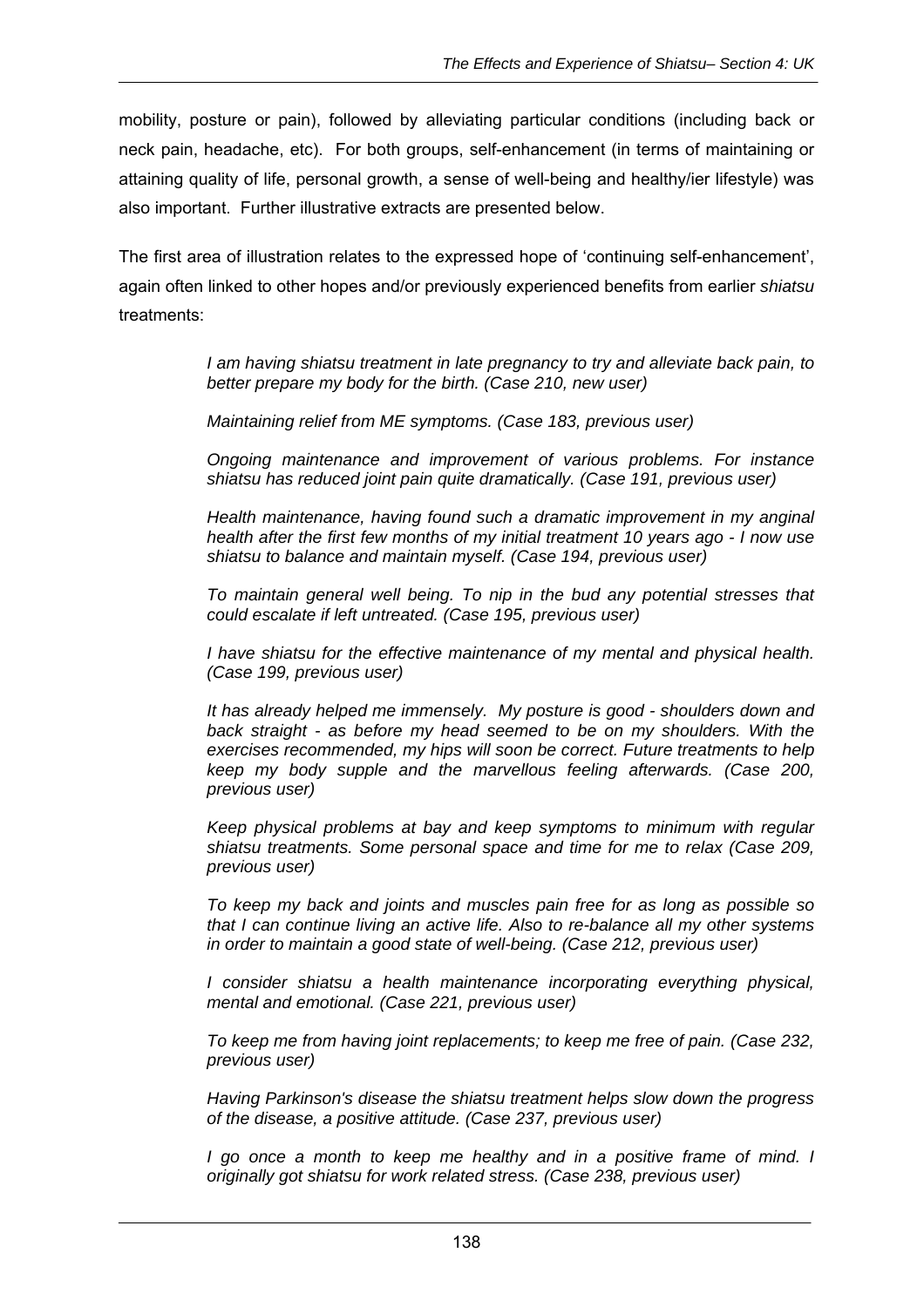mobility, posture or pain), followed by alleviating particular conditions (including back or neck pain, headache, etc). For both groups, self-enhancement (in terms of maintaining or attaining quality of life, personal growth, a sense of well-being and healthy/ier lifestyle) was also important. Further illustrative extracts are presented below.

The first area of illustration relates to the expressed hope of 'continuing self-enhancement', again often linked to other hopes and/or previously experienced benefits from earlier *shiatsu* treatments:

> *I am having shiatsu treatment in late pregnancy to try and alleviate back pain, to better prepare my body for the birth. (Case 210, new user)*
>
> *Maintaining relief from ME symptoms. (Case 183, previous user)*
>
> *Ongoing maintenance and improvement of various problems. For instance shiatsu has reduced joint pain quite dramatically. (Case 191, previous user)*
>
> *Health maintenance, having found such a dramatic improvement in my anginal health after the first few months of my initial treatment 10 years ago - I now use shiatsu to balance and maintain myself. (Case 194, previous user)*
>
> *To maintain general well being. To nip in the bud any potential stresses that could escalate if left untreated. (Case 195, previous user)*
>
> *I have shiatsu for the effective maintenance of my mental and physical health. (Case 199, previous user)*
>
> *It has already helped me immensely. My posture is good - shoulders down and back straight - as before my head seemed to be on my shoulders. With the exercises recommended, my hips will soon be correct. Future treatments to help keep my body supple and the marvellous feeling afterwards. (Case 200, previous user)*
>
> *Keep physical problems at bay and keep symptoms to minimum with regular shiatsu treatments. Some personal space and time for me to relax (Case 209, previous user)*
>
> *To keep my back and joints and muscles pain free for as long as possible so that I can continue living an active life. Also to re-balance all my other systems in order to maintain a good state of well-being. (Case 212, previous user)*
>
> *I consider shiatsu a health maintenance incorporating everything physical, mental and emotional. (Case 221, previous user)*
>
> *To keep me from having joint replacements; to keep me free of pain. (Case 232, previous user)*
>
> *Having Parkinson's disease the shiatsu treatment helps slow down the progress of the disease, a positive attitude. (Case 237, previous user)*
>
> *I go once a month to keep me healthy and in a positive frame of mind. I originally got shiatsu for work related stress. (Case 238, previous user)*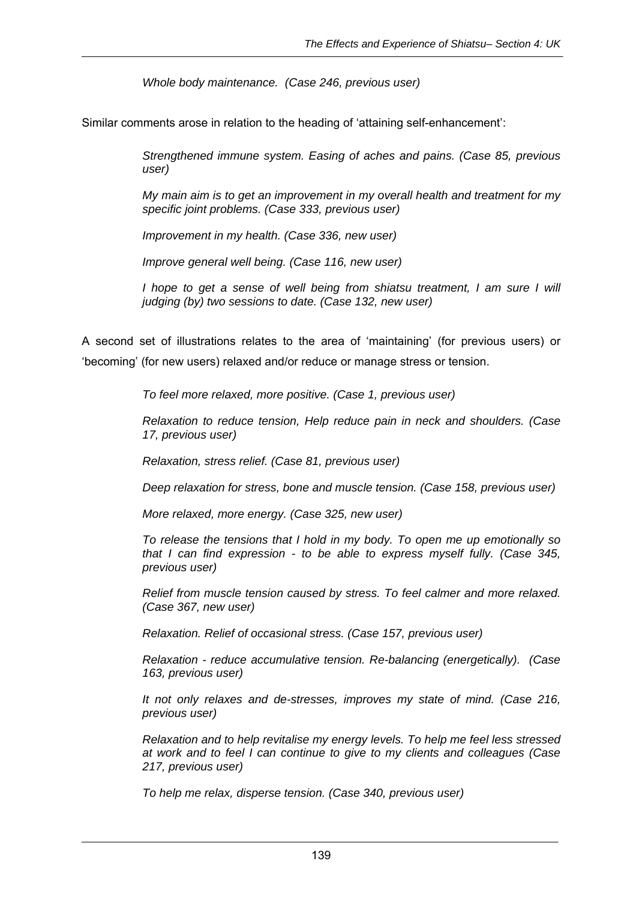*Whole body maintenance. (Case 246, previous user)*

Similar comments arose in relation to the heading of 'attaining self-enhancement':

> *Strengthened immune system. Easing of aches and pains. (Case 85, previous user)*
>
> *My main aim is to get an improvement in my overall health and treatment for my specific joint problems. (Case 333, previous user)*
>
> *Improvement in my health. (Case 336, new user)*
>
> *Improve general well being. (Case 116, new user)*
>
> *I hope to get a sense of well being from shiatsu treatment, I am sure I will judging (by) two sessions to date. (Case 132, new user)*

A second set of illustrations relates to the area of 'maintaining' (for previous users) or 'becoming' (for new users) relaxed and/or reduce or manage stress or tension.

> *To feel more relaxed, more positive. (Case 1, previous user)*
>
> *Relaxation to reduce tension, Help reduce pain in neck and shoulders. (Case 17, previous user)*
>
> *Relaxation, stress relief. (Case 81, previous user)*
>
> *Deep relaxation for stress, bone and muscle tension. (Case 158, previous user)*
>
> *More relaxed, more energy. (Case 325, new user)*
>
> *To release the tensions that I hold in my body. To open me up emotionally so that I can find expression - to be able to express myself fully. (Case 345, previous user)*
>
> *Relief from muscle tension caused by stress. To feel calmer and more relaxed. (Case 367, new user)*
>
> *Relaxation. Relief of occasional stress. (Case 157, previous user)*
>
> *Relaxation - reduce accumulative tension. Re-balancing (energetically). (Case 163, previous user)*
>
> *It not only relaxes and de-stresses, improves my state of mind. (Case 216, previous user)*
>
> *Relaxation and to help revitalise my energy levels. To help me feel less stressed at work and to feel I can continue to give to my clients and colleagues (Case 217, previous user)*
>
> *To help me relax, disperse tension. (Case 340, previous user)*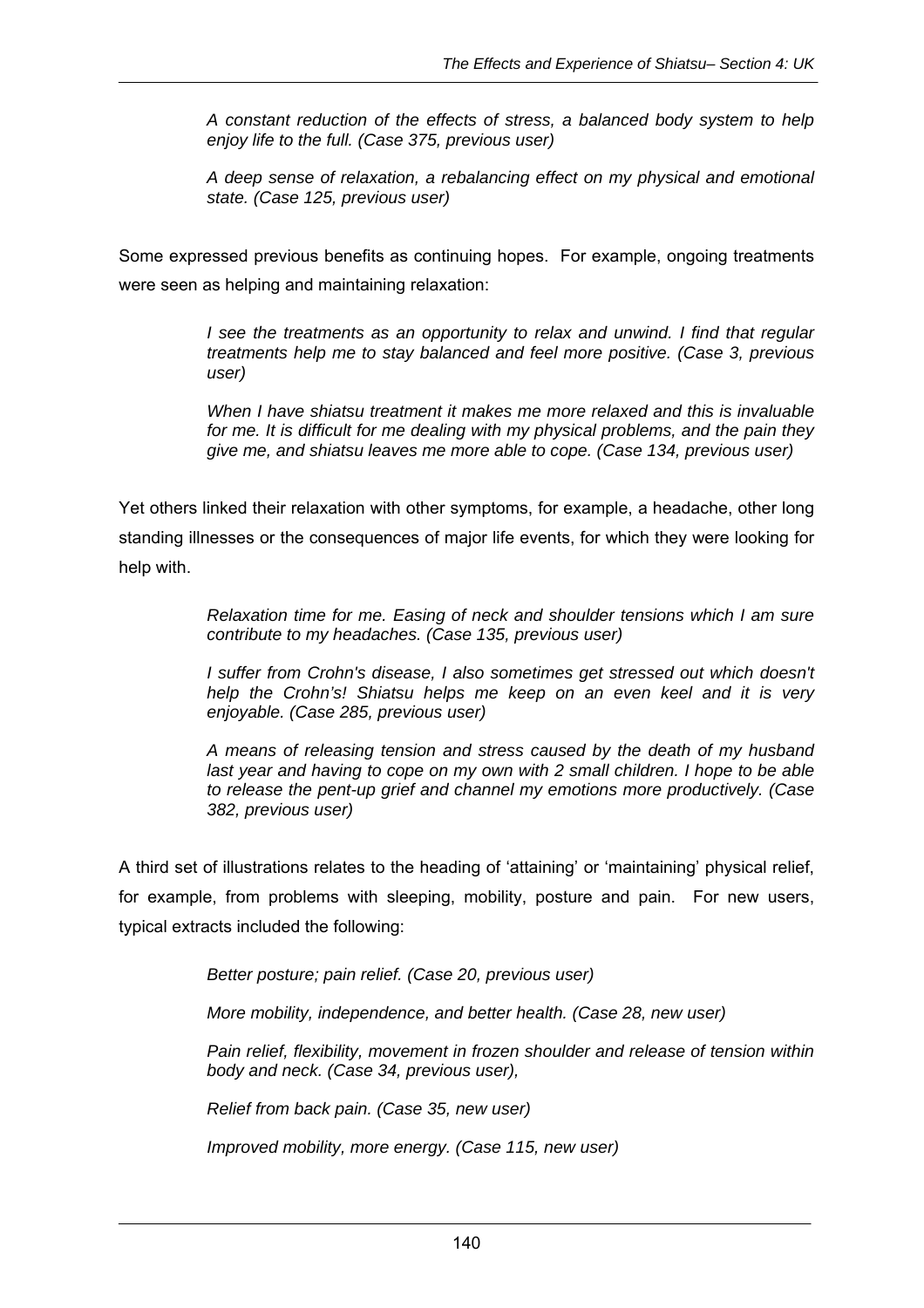> *A constant reduction of the effects of stress, a balanced body system to help enjoy life to the full. (Case 375, previous user)*
>
> *A deep sense of relaxation, a rebalancing effect on my physical and emotional state. (Case 125, previous user)*

Some expressed previous benefits as continuing hopes. For example, ongoing treatments were seen as helping and maintaining relaxation:

> *I see the treatments as an opportunity to relax and unwind. I find that regular treatments help me to stay balanced and feel more positive. (Case 3, previous user)*
>
> *When I have shiatsu treatment it makes me more relaxed and this is invaluable for me. It is difficult for me dealing with my physical problems, and the pain they give me, and shiatsu leaves me more able to cope. (Case 134, previous user)*

Yet others linked their relaxation with other symptoms, for example, a headache, other long standing illnesses or the consequences of major life events, for which they were looking for help with.

> *Relaxation time for me. Easing of neck and shoulder tensions which I am sure contribute to my headaches. (Case 135, previous user)*
>
> *I suffer from Crohn's disease, I also sometimes get stressed out which doesn't help the Crohn's! Shiatsu helps me keep on an even keel and it is very enjoyable. (Case 285, previous user)*
>
> *A means of releasing tension and stress caused by the death of my husband last year and having to cope on my own with 2 small children. I hope to be able to release the pent-up grief and channel my emotions more productively. (Case 382, previous user)*

A third set of illustrations relates to the heading of 'attaining' or 'maintaining' physical relief, for example, from problems with sleeping, mobility, posture and pain. For new users, typical extracts included the following:

> *Better posture; pain relief. (Case 20, previous user)*
>
> *More mobility, independence, and better health. (Case 28, new user)*
>
> *Pain relief, flexibility, movement in frozen shoulder and release of tension within body and neck. (Case 34, previous user),*
>
> *Relief from back pain. (Case 35, new user)*
>
> *Improved mobility, more energy. (Case 115, new user)*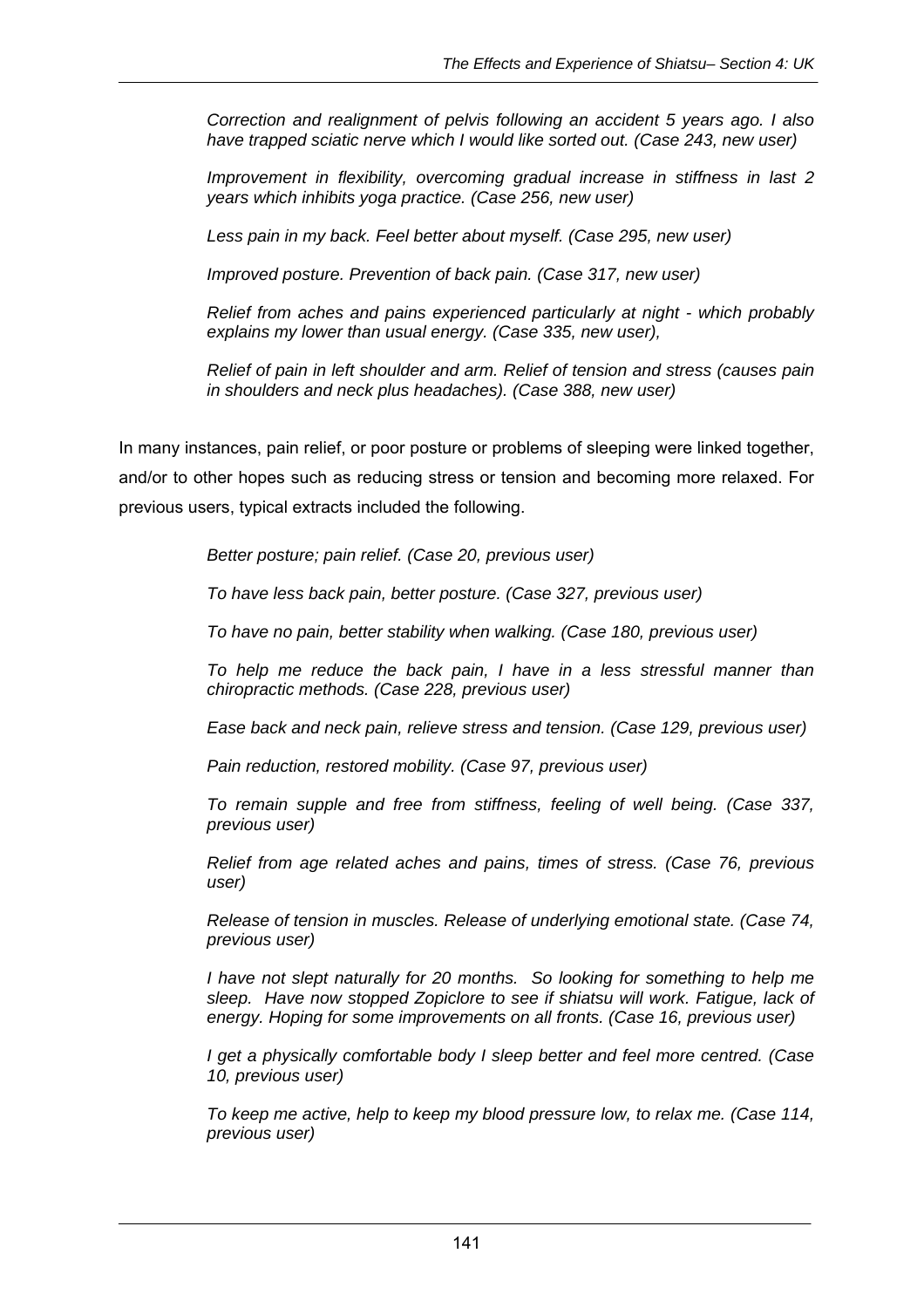*Correction and realignment of pelvis following an accident 5 years ago. I also have trapped sciatic nerve which I would like sorted out. (Case 243, new user)*

*Improvement in flexibility, overcoming gradual increase in stiffness in last 2 years which inhibits yoga practice. (Case 256, new user)*

*Less pain in my back. Feel better about myself. (Case 295, new user)*

*Improved posture. Prevention of back pain. (Case 317, new user)*

*Relief from aches and pains experienced particularly at night - which probably explains my lower than usual energy. (Case 335, new user),*

*Relief of pain in left shoulder and arm. Relief of tension and stress (causes pain in shoulders and neck plus headaches). (Case 388, new user)*

In many instances, pain relief, or poor posture or problems of sleeping were linked together, and/or to other hopes such as reducing stress or tension and becoming more relaxed. For previous users, typical extracts included the following.

*Better posture; pain relief. (Case 20, previous user)*

*To have less back pain, better posture. (Case 327, previous user)*

*To have no pain, better stability when walking. (Case 180, previous user)*

*To help me reduce the back pain, I have in a less stressful manner than chiropractic methods. (Case 228, previous user)*

*Ease back and neck pain, relieve stress and tension. (Case 129, previous user)*

*Pain reduction, restored mobility. (Case 97, previous user)*

*To remain supple and free from stiffness, feeling of well being. (Case 337, previous user)*

*Relief from age related aches and pains, times of stress. (Case 76, previous user)*

*Release of tension in muscles. Release of underlying emotional state. (Case 74, previous user)*

*I have not slept naturally for 20 months. So looking for something to help me sleep. Have now stopped Zopiclore to see if shiatsu will work. Fatigue, lack of energy. Hoping for some improvements on all fronts. (Case 16, previous user)*

*I get a physically comfortable body I sleep better and feel more centred. (Case 10, previous user)*

*To keep me active, help to keep my blood pressure low, to relax me. (Case 114, previous user)*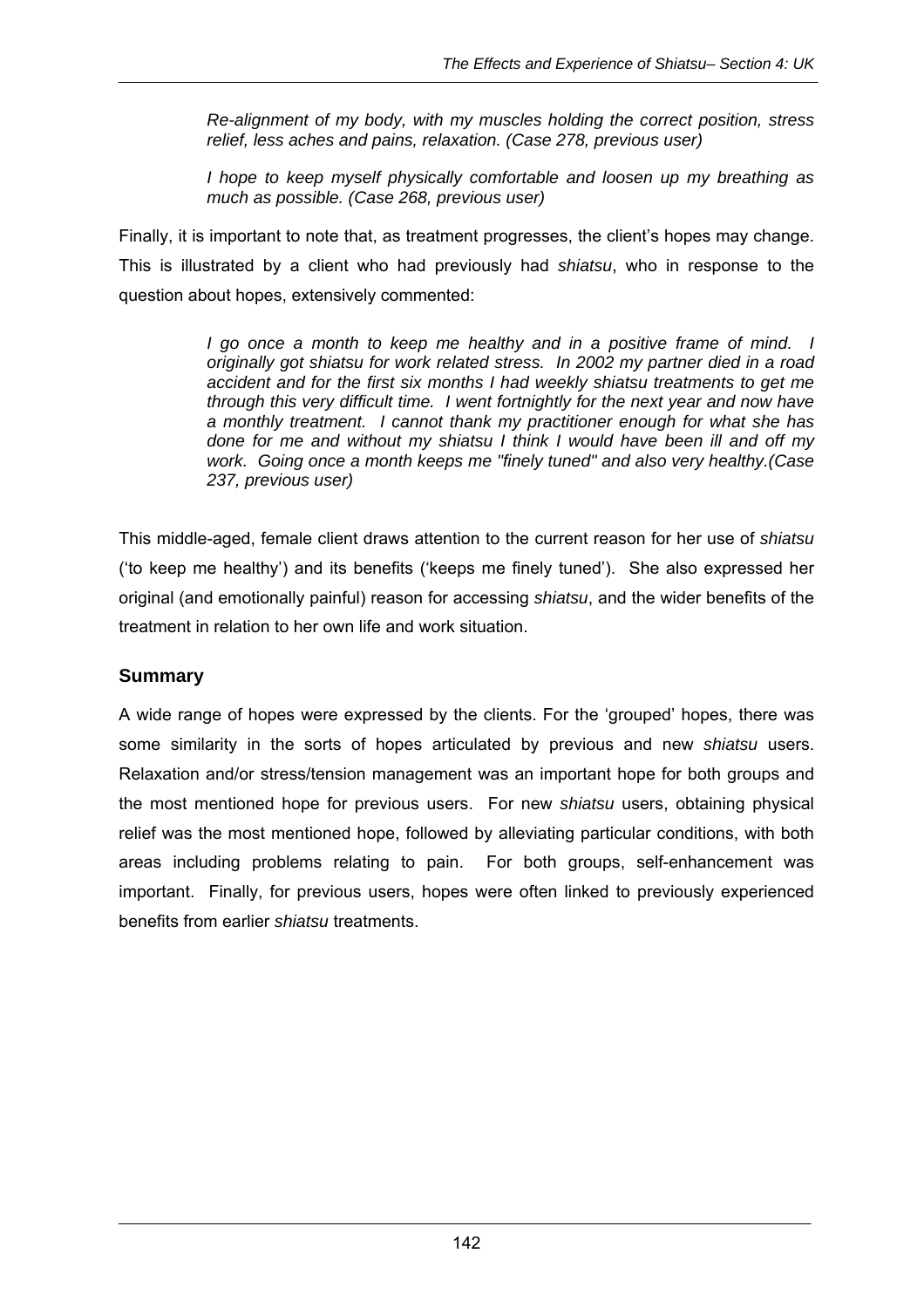> *Re-alignment of my body, with my muscles holding the correct position, stress relief, less aches and pains, relaxation. (Case 278, previous user)*

> *I hope to keep myself physically comfortable and loosen up my breathing as much as possible. (Case 268, previous user)*

Finally, it is important to note that, as treatment progresses, the client's hopes may change. This is illustrated by a client who had previously had *shiatsu*, who in response to the question about hopes, extensively commented:

> *I go once a month to keep me healthy and in a positive frame of mind. I originally got shiatsu for work related stress. In 2002 my partner died in a road accident and for the first six months I had weekly shiatsu treatments to get me through this very difficult time. I went fortnightly for the next year and now have a monthly treatment. I cannot thank my practitioner enough for what she has done for me and without my shiatsu I think I would have been ill and off my work. Going once a month keeps me "finely tuned" and also very healthy.(Case 237, previous user)*

This middle-aged, female client draws attention to the current reason for her use of *shiatsu* ('to keep me healthy') and its benefits ('keeps me finely tuned'). She also expressed her original (and emotionally painful) reason for accessing *shiatsu*, and the wider benefits of the treatment in relation to her own life and work situation.

### Summary

A wide range of hopes were expressed by the clients. For the 'grouped' hopes, there was some similarity in the sorts of hopes articulated by previous and new *shiatsu* users. Relaxation and/or stress/tension management was an important hope for both groups and the most mentioned hope for previous users. For new *shiatsu* users, obtaining physical relief was the most mentioned hope, followed by alleviating particular conditions, with both areas including problems relating to pain. For both groups, self-enhancement was important. Finally, for previous users, hopes were often linked to previously experienced benefits from earlier *shiatsu* treatments.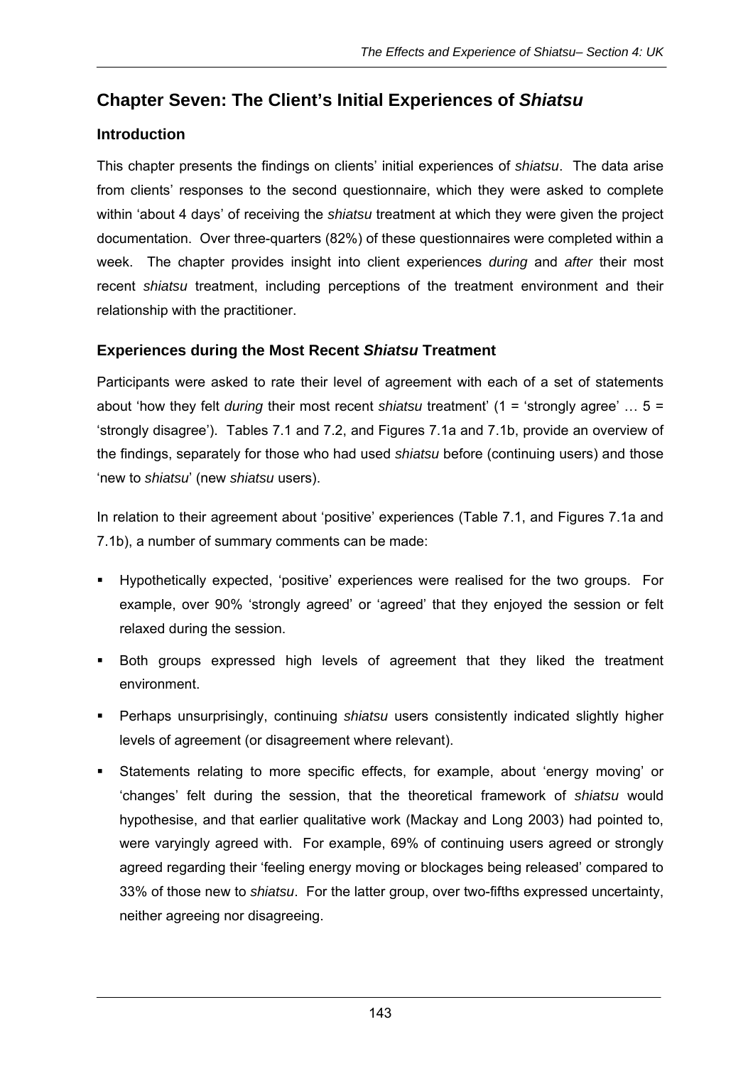# Chapter Seven: The Client's Initial Experiences of *Shiatsu*

## Introduction

This chapter presents the findings on clients' initial experiences of *shiatsu*. The data arise from clients' responses to the second questionnaire, which they were asked to complete within 'about 4 days' of receiving the *shiatsu* treatment at which they were given the project documentation. Over three-quarters (82%) of these questionnaires were completed within a week. The chapter provides insight into client experiences *during* and *after* their most recent *shiatsu* treatment, including perceptions of the treatment environment and their relationship with the practitioner.

## Experiences during the Most Recent *Shiatsu* Treatment

Participants were asked to rate their level of agreement with each of a set of statements about 'how they felt *during* their most recent *shiatsu* treatment' (1 = 'strongly agree' … 5 = 'strongly disagree'). Tables 7.1 and 7.2, and Figures 7.1a and 7.1b, provide an overview of the findings, separately for those who had used *shiatsu* before (continuing users) and those 'new to *shiatsu*' (new *shiatsu* users).

In relation to their agreement about 'positive' experiences (Table 7.1, and Figures 7.1a and 7.1b), a number of summary comments can be made:

- Hypothetically expected, 'positive' experiences were realised for the two groups. For example, over 90% 'strongly agreed' or 'agreed' that they enjoyed the session or felt relaxed during the session.
- Both groups expressed high levels of agreement that they liked the treatment environment.
- Perhaps unsurprisingly, continuing *shiatsu* users consistently indicated slightly higher levels of agreement (or disagreement where relevant).
- Statements relating to more specific effects, for example, about 'energy moving' or 'changes' felt during the session, that the theoretical framework of *shiatsu* would hypothesise, and that earlier qualitative work (Mackay and Long 2003) had pointed to, were varyingly agreed with. For example, 69% of continuing users agreed or strongly agreed regarding their 'feeling energy moving or blockages being released' compared to 33% of those new to *shiatsu*. For the latter group, over two-fifths expressed uncertainty, neither agreeing nor disagreeing.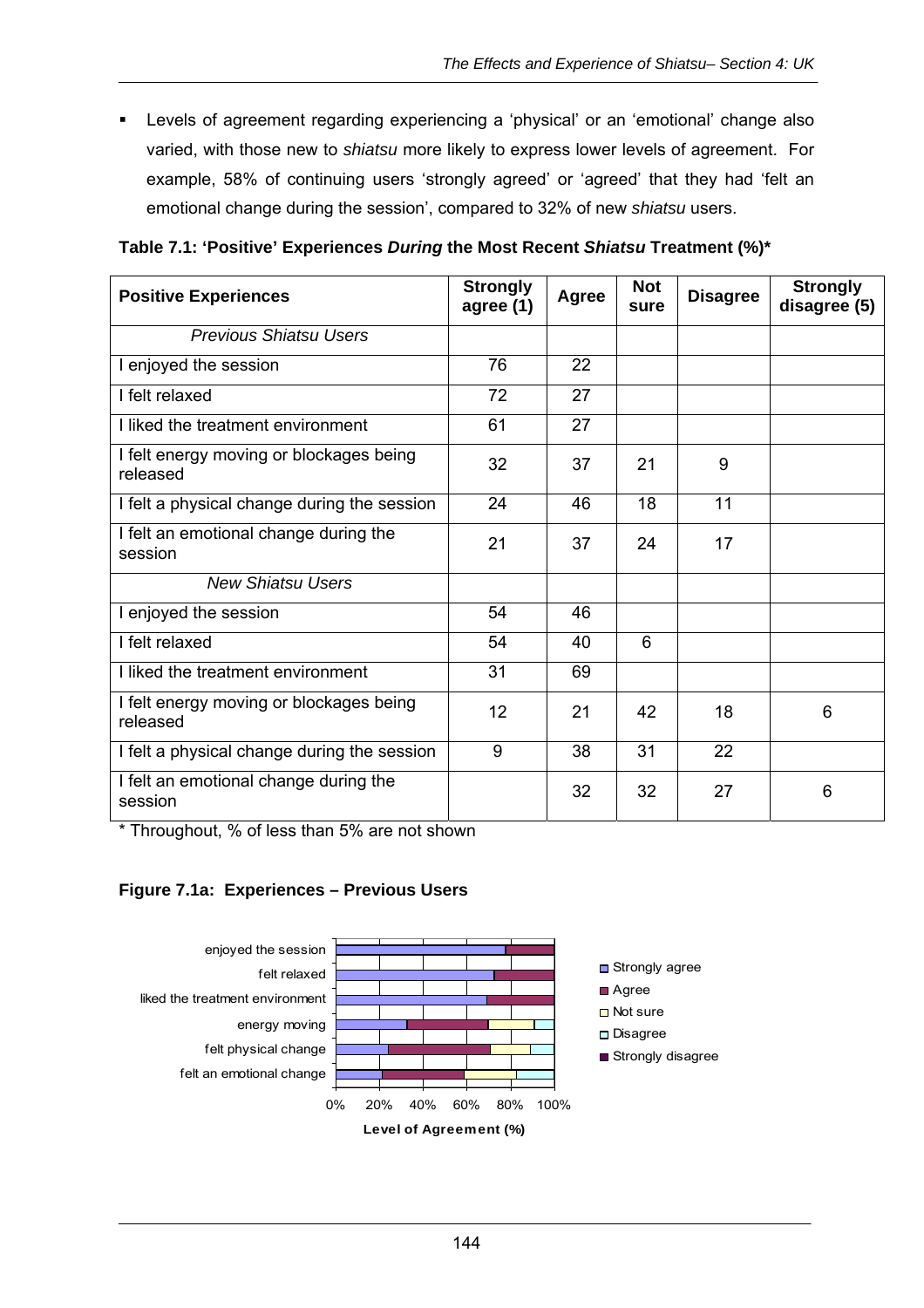- Levels of agreement regarding experiencing a 'physical' or an 'emotional' change also varied, with those new to *shiatsu* more likely to express lower levels of agreement. For example, 58% of continuing users 'strongly agreed' or 'agreed' that they had 'felt an emotional change during the session', compared to 32% of new *shiatsu* users.

**Table 7.1: 'Positive' Experiences *During* the Most Recent *Shiatsu* Treatment (%)***

| Positive Experiences | Strongly agree (1) | Agree | Not sure | Disagree | Strongly disagree (5) |
|---|---|---|---|---|---|
| *Previous Shiatsu Users* | | | | | |
| I enjoyed the session | 76 | 22 | | | |
| I felt relaxed | 72 | 27 | | | |
| I liked the treatment environment | 61 | 27 | | | |
| I felt energy moving or blockages being released | 32 | 37 | 21 | 9 | |
| I felt a physical change during the session | 24 | 46 | 18 | 11 | |
| I felt an emotional change during the session | 21 | 37 | 24 | 17 | |
| *New Shiatsu Users* | | | | | |
| I enjoyed the session | 54 | 46 | | | |
| I felt relaxed | 54 | 40 | 6 | | |
| I liked the treatment environment | 31 | 69 | | | |
| I felt energy moving or blockages being released | 12 | 21 | 42 | 18 | 6 |
| I felt a physical change during the session | 9 | 38 | 31 | 22 | |
| I felt an emotional change during the session | | 32 | 32 | 27 | 6 |

\* Throughout, % of less than 5% are not shown

**Figure 7.1a: Experiences – Previous Users**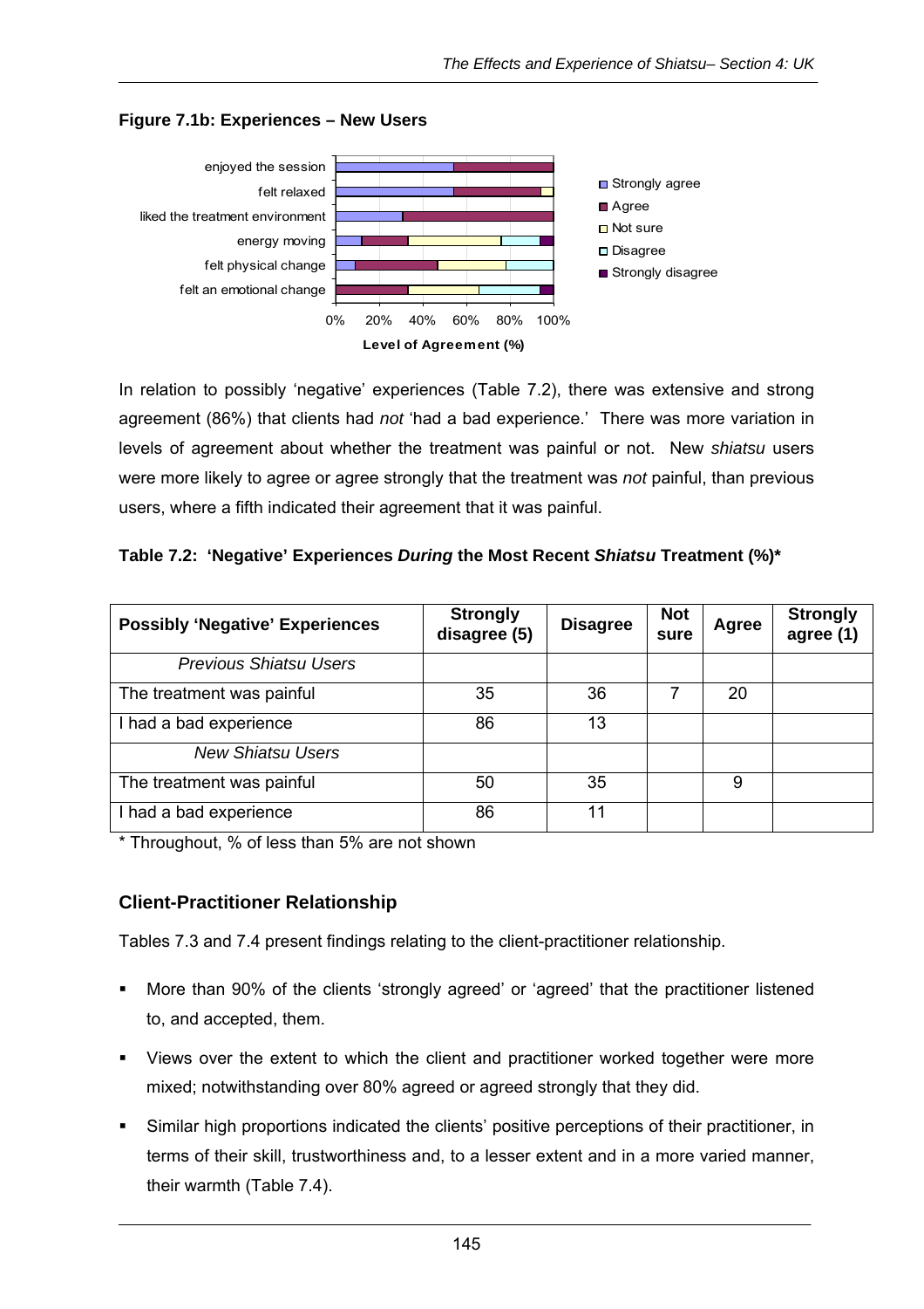**Figure 7.1b: Experiences – New Users**

In relation to possibly 'negative' experiences (Table 7.2), there was extensive and strong agreement (86%) that clients had *not* 'had a bad experience.' There was more variation in levels of agreement about whether the treatment was painful or not. New *shiatsu* users were more likely to agree or agree strongly that the treatment was *not* painful, than previous users, where a fifth indicated their agreement that it was painful.

**Table 7.2: 'Negative' Experiences *During* the Most Recent *Shiatsu* Treatment (%)\***

| Possibly 'Negative' Experiences | Strongly disagree (5) | Disagree | Not sure | Agree | Strongly agree (1) |
|---|---|---|---|---|---|
| *Previous Shiatsu Users* | | | | | |
| The treatment was painful | 35 | 36 | 7 | 20 | |
| I had a bad experience | 86 | 13 | | | |
| *New Shiatsu Users* | | | | | |
| The treatment was painful | 50 | 35 | | 9 | |
| I had a bad experience | 86 | 11 | | | |

\* Throughout, % of less than 5% are not shown

## Client-Practitioner Relationship

Tables 7.3 and 7.4 present findings relating to the client-practitioner relationship.

- More than 90% of the clients 'strongly agreed' or 'agreed' that the practitioner listened to, and accepted, them.
- Views over the extent to which the client and practitioner worked together were more mixed; notwithstanding over 80% agreed or agreed strongly that they did.
- Similar high proportions indicated the clients' positive perceptions of their practitioner, in terms of their skill, trustworthiness and, to a lesser extent and in a more varied manner, their warmth (Table 7.4).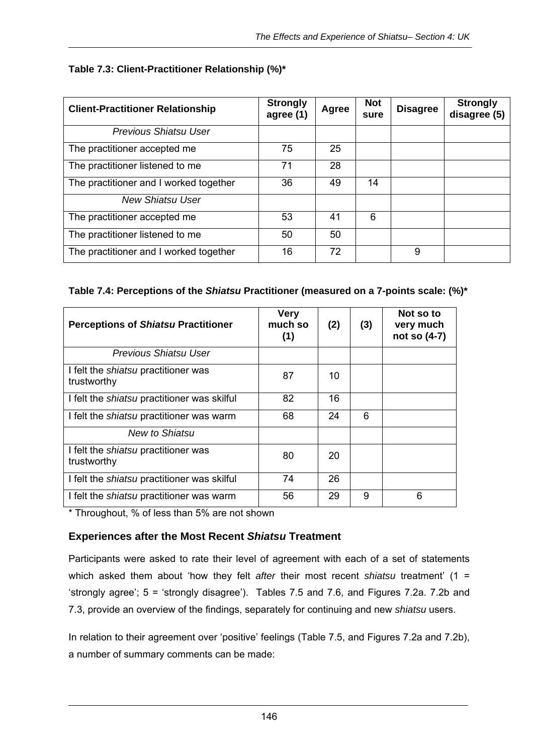**Table 7.3: Client-Practitioner Relationship (%)***

| Client-Practitioner Relationship | Strongly agree (1) | Agree | Not sure | Disagree | Strongly disagree (5) |
|---|---|---|---|---|---|
| *Previous Shiatsu User* | | | | | |
| The practitioner accepted me | 75 | 25 | | | |
| The practitioner listened to me | 71 | 28 | | | |
| The practitioner and I worked together | 36 | 49 | 14 | | |
| *New Shiatsu User* | | | | | |
| The practitioner accepted me | 53 | 41 | 6 | | |
| The practitioner listened to me | 50 | 50 | | | |
| The practitioner and I worked together | 16 | 72 | | 9 | |

**Table 7.4: Perceptions of the *Shiatsu* Practitioner (measured on a 7-points scale: (%)***

| Perceptions of *Shiatsu* Practitioner | Very much so (1) | (2) | (3) | Not so to very much not so (4-7) |
|---|---|---|---|---|
| *Previous Shiatsu User* | | | | |
| I felt the *shiatsu* practitioner was trustworthy | 87 | 10 | | |
| I felt the *shiatsu* practitioner was skilful | 82 | 16 | | |
| I felt the *shiatsu* practitioner was warm | 68 | 24 | 6 | |
| *New to Shiatsu* | | | | |
| I felt the *shiatsu* practitioner was trustworthy | 80 | 20 | | |
| I felt the *shiatsu* practitioner was skilful | 74 | 26 | | |
| I felt the *shiatsu* practitioner was warm | 56 | 29 | 9 | 6 |

\* Throughout, % of less than 5% are not shown

### Experiences after the Most Recent *Shiatsu* Treatment

Participants were asked to rate their level of agreement with each of a set of statements which asked them about 'how they felt *after* their most recent *shiatsu* treatment' (1 = 'strongly agree'; 5 = 'strongly disagree'). Tables 7.5 and 7.6, and Figures 7.2a. 7.2b and 7.3, provide an overview of the findings, separately for continuing and new *shiatsu* users.

In relation to their agreement over 'positive' feelings (Table 7.5, and Figures 7.2a and 7.2b), a number of summary comments can be made: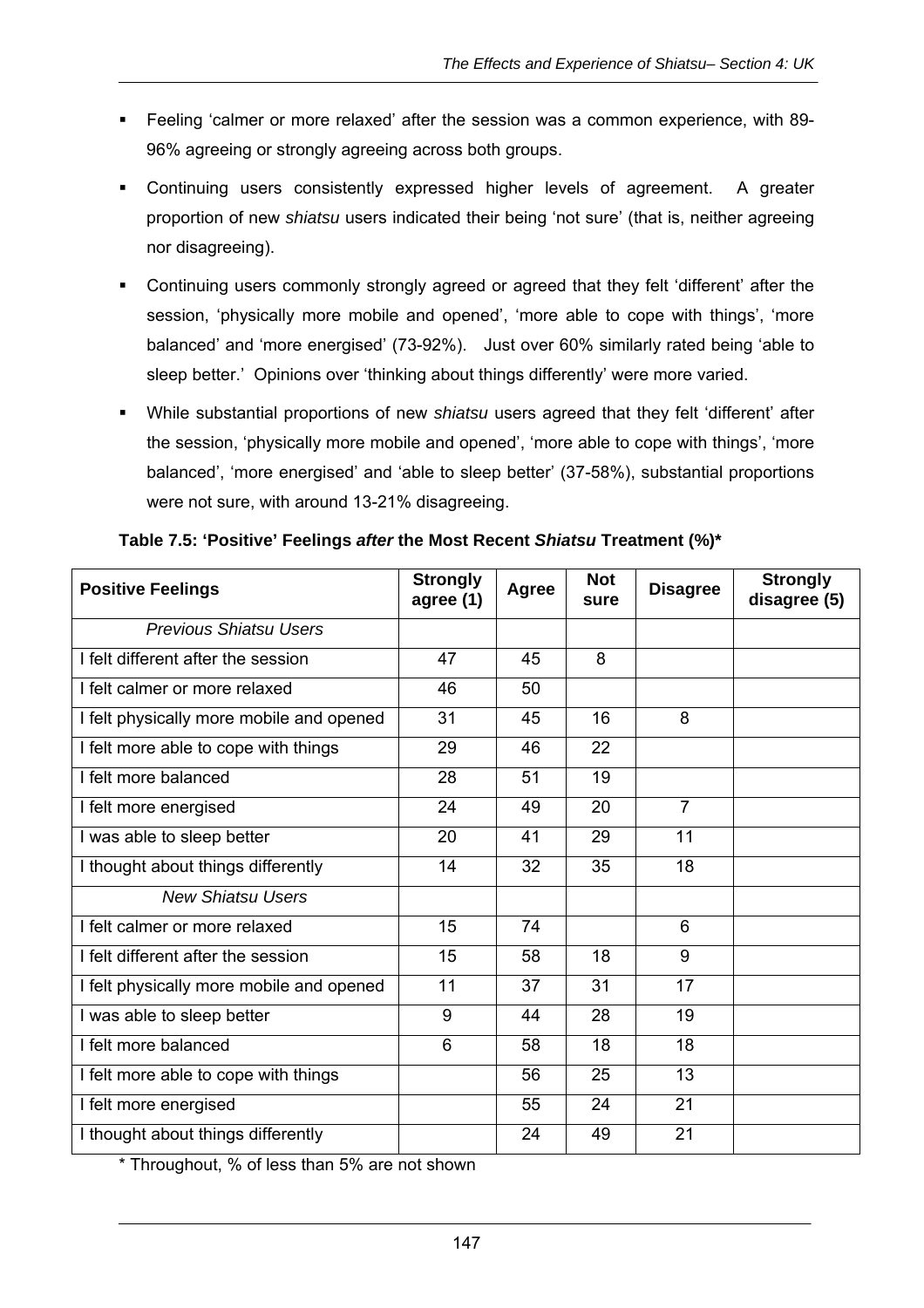- Feeling 'calmer or more relaxed' after the session was a common experience, with 89-96% agreeing or strongly agreeing across both groups.
- Continuing users consistently expressed higher levels of agreement. A greater proportion of new *shiatsu* users indicated their being 'not sure' (that is, neither agreeing nor disagreeing).
- Continuing users commonly strongly agreed or agreed that they felt 'different' after the session, 'physically more mobile and opened', 'more able to cope with things', 'more balanced' and 'more energised' (73-92%). Just over 60% similarly rated being 'able to sleep better.' Opinions over 'thinking about things differently' were more varied.
- While substantial proportions of new *shiatsu* users agreed that they felt 'different' after the session, 'physically more mobile and opened', 'more able to cope with things', 'more balanced', 'more energised' and 'able to sleep better' (37-58%), substantial proportions were not sure, with around 13-21% disagreeing.

**Table 7.5: 'Positive' Feelings *after* the Most Recent *Shiatsu* Treatment (%)***

| Positive Feelings | Strongly agree (1) | Agree | Not sure | Disagree | Strongly disagree (5) |
|---|---|---|---|---|---|
| *Previous Shiatsu Users* | | | | | |
| I felt different after the session | 47 | 45 | 8 | | |
| I felt calmer or more relaxed | 46 | 50 | | | |
| I felt physically more mobile and opened | 31 | 45 | 16 | 8 | |
| I felt more able to cope with things | 29 | 46 | 22 | | |
| I felt more balanced | 28 | 51 | 19 | | |
| I felt more energised | 24 | 49 | 20 | 7 | |
| I was able to sleep better | 20 | 41 | 29 | 11 | |
| I thought about things differently | 14 | 32 | 35 | 18 | |
| *New Shiatsu Users* | | | | | |
| I felt calmer or more relaxed | 15 | 74 | | 6 | |
| I felt different after the session | 15 | 58 | 18 | 9 | |
| I felt physically more mobile and opened | 11 | 37 | 31 | 17 | |
| I was able to sleep better | 9 | 44 | 28 | 19 | |
| I felt more balanced | 6 | 58 | 18 | 18 | |
| I felt more able to cope with things | | 56 | 25 | 13 | |
| I felt more energised | | 55 | 24 | 21 | |
| I thought about things differently | | 24 | 49 | 21 | |

\* Throughout, % of less than 5% are not shown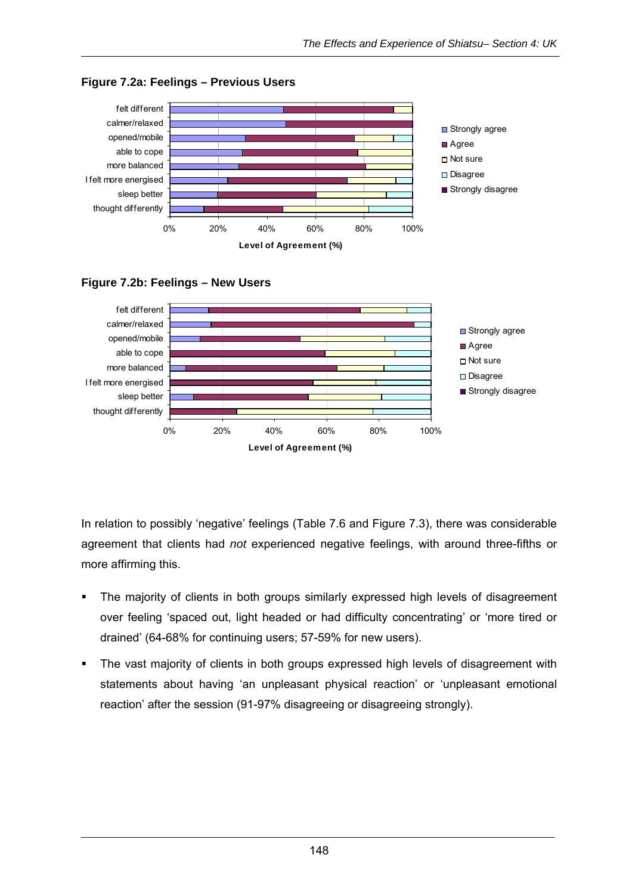**Figure 7.2a: Feelings – Previous Users**

**Figure 7.2b: Feelings – New Users**

In relation to possibly 'negative' feelings (Table 7.6 and Figure 7.3), there was considerable agreement that clients had *not* experienced negative feelings, with around three-fifths or more affirming this.

- The majority of clients in both groups similarly expressed high levels of disagreement over feeling 'spaced out, light headed or had difficulty concentrating' or 'more tired or drained' (64-68% for continuing users; 57-59% for new users).
- The vast majority of clients in both groups expressed high levels of disagreement with statements about having 'an unpleasant physical reaction' or 'unpleasant emotional reaction' after the session (91-97% disagreeing or disagreeing strongly).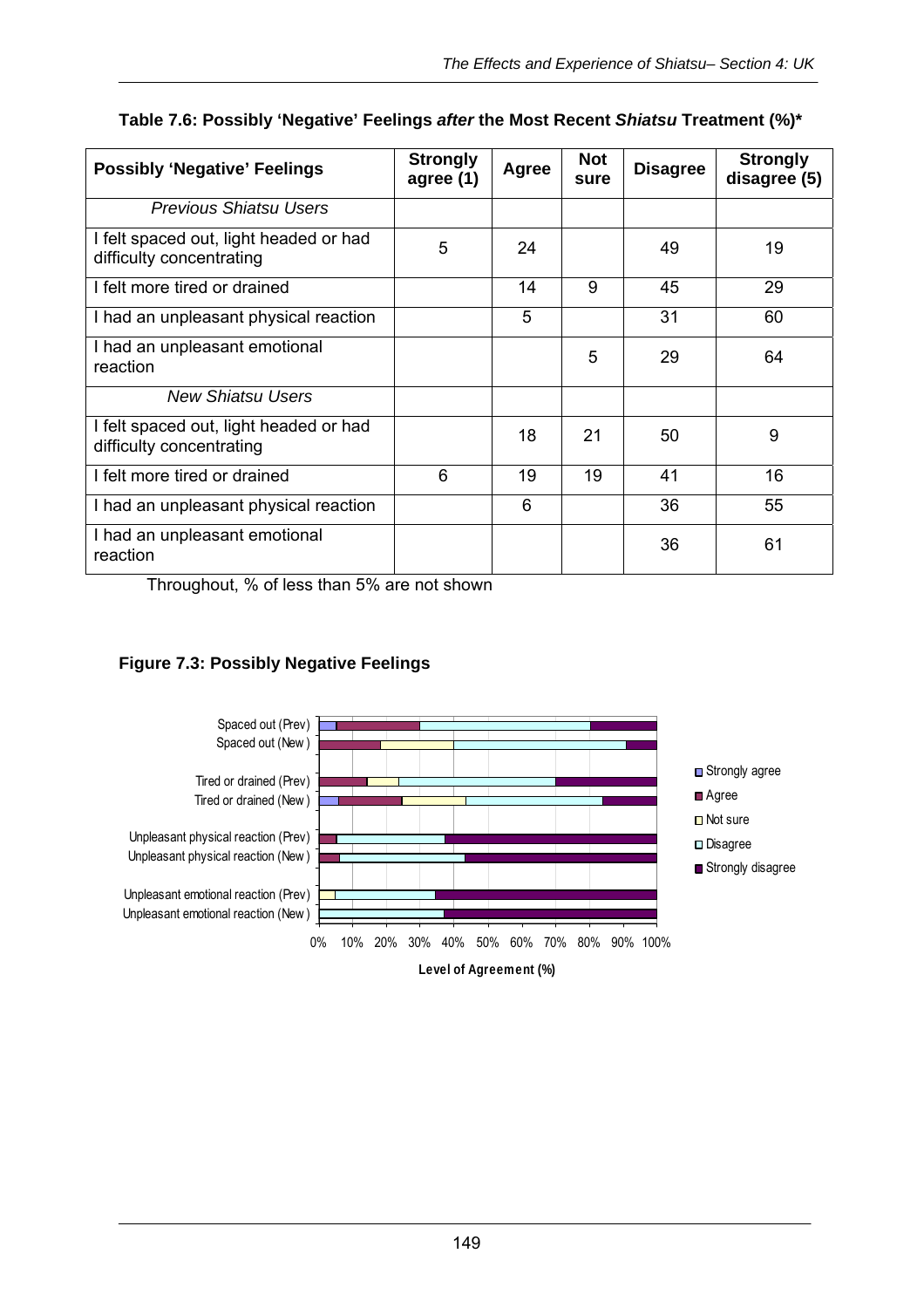**Table 7.6: Possibly 'Negative' Feelings *after* the Most Recent *Shiatsu* Treatment (%)***

| Possibly 'Negative' Feelings | Strongly agree (1) | Agree | Not sure | Disagree | Strongly disagree (5) |
|---|---|---|---|---|---|
| *Previous Shiatsu Users* | | | | | |
| I felt spaced out, light headed or had difficulty concentrating | 5 | 24 | | 49 | 19 |
| I felt more tired or drained | | 14 | 9 | 45 | 29 |
| I had an unpleasant physical reaction | | 5 | | 31 | 60 |
| I had an unpleasant emotional reaction | | | 5 | 29 | 64 |
| *New Shiatsu Users* | | | | | |
| I felt spaced out, light headed or had difficulty concentrating | | 18 | 21 | 50 | 9 |
| I felt more tired or drained | 6 | 19 | 19 | 41 | 16 |
| I had an unpleasant physical reaction | | 6 | | 36 | 55 |
| I had an unpleasant emotional reaction | | | | 36 | 61 |

Throughout, % of less than 5% are not shown

**Figure 7.3: Possibly Negative Feelings**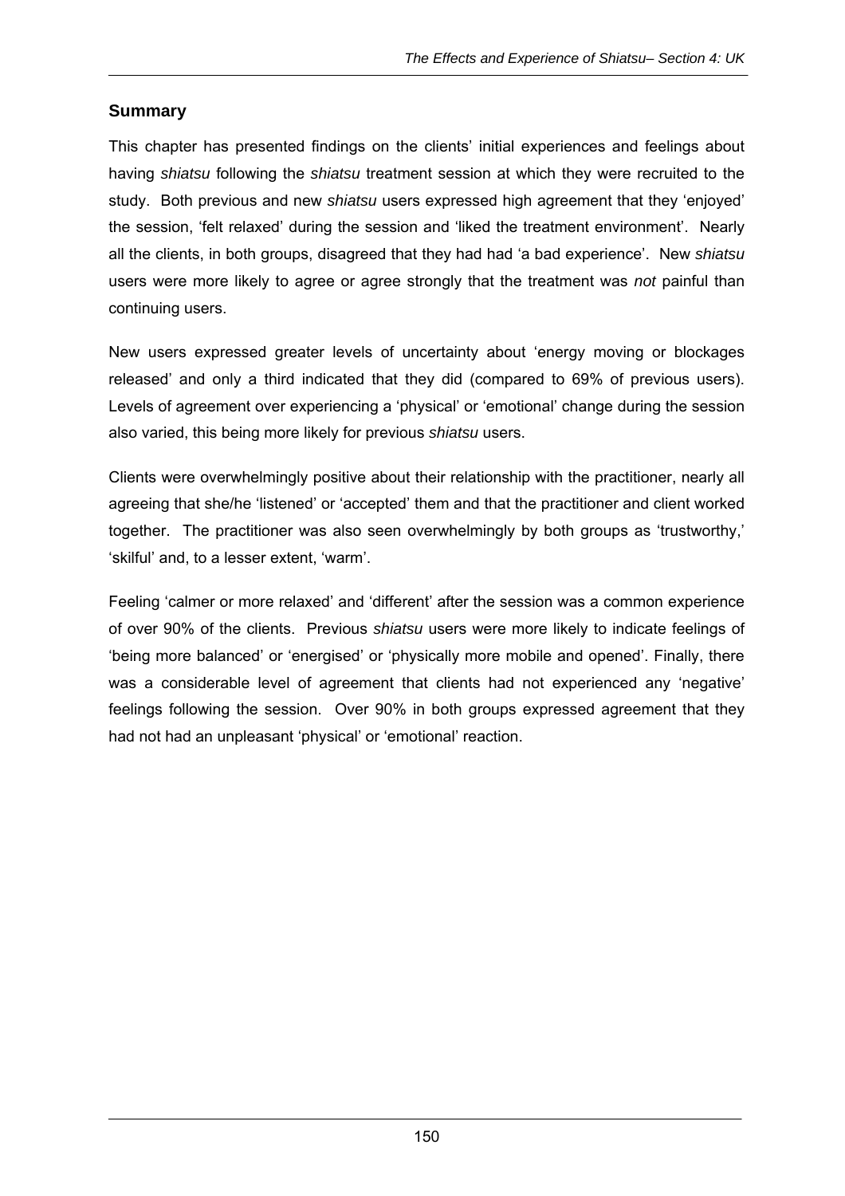## Summary

This chapter has presented findings on the clients' initial experiences and feelings about having *shiatsu* following the *shiatsu* treatment session at which they were recruited to the study. Both previous and new *shiatsu* users expressed high agreement that they 'enjoyed' the session, 'felt relaxed' during the session and 'liked the treatment environment'. Nearly all the clients, in both groups, disagreed that they had had 'a bad experience'. New *shiatsu* users were more likely to agree or agree strongly that the treatment was *not* painful than continuing users.

New users expressed greater levels of uncertainty about 'energy moving or blockages released' and only a third indicated that they did (compared to 69% of previous users). Levels of agreement over experiencing a 'physical' or 'emotional' change during the session also varied, this being more likely for previous *shiatsu* users.

Clients were overwhelmingly positive about their relationship with the practitioner, nearly all agreeing that she/he 'listened' or 'accepted' them and that the practitioner and client worked together. The practitioner was also seen overwhelmingly by both groups as 'trustworthy,' 'skilful' and, to a lesser extent, 'warm'.

Feeling 'calmer or more relaxed' and 'different' after the session was a common experience of over 90% of the clients. Previous *shiatsu* users were more likely to indicate feelings of 'being more balanced' or 'energised' or 'physically more mobile and opened'. Finally, there was a considerable level of agreement that clients had not experienced any 'negative' feelings following the session. Over 90% in both groups expressed agreement that they had not had an unpleasant 'physical' or 'emotional' reaction.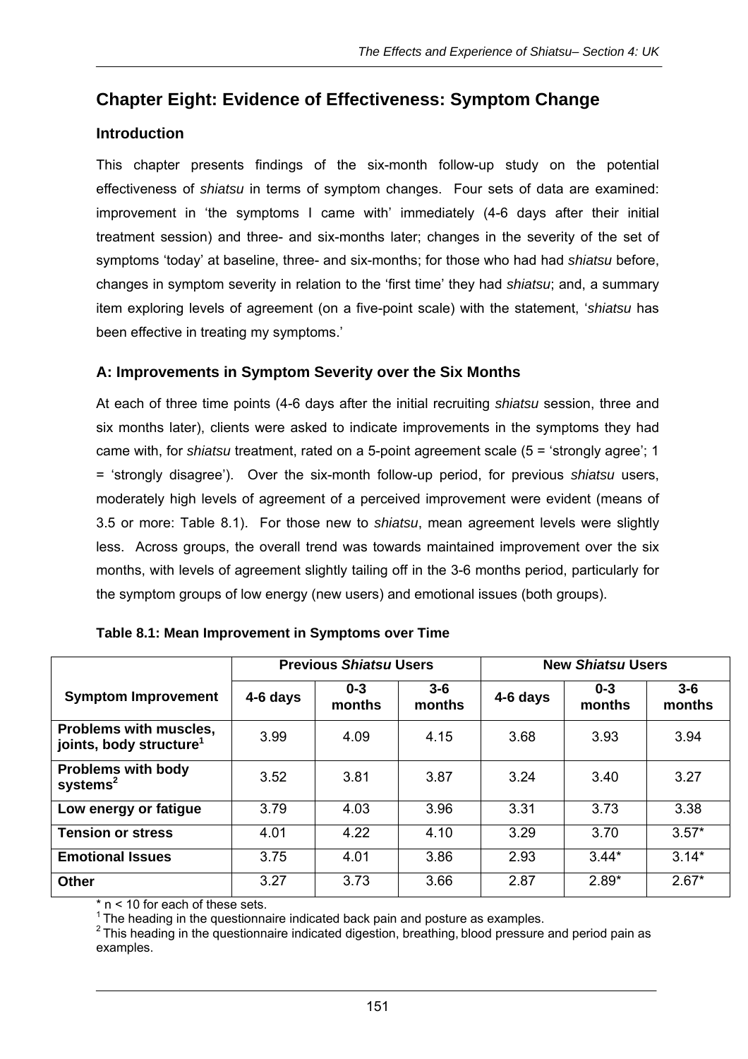# Chapter Eight: Evidence of Effectiveness: Symptom Change

## Introduction

This chapter presents findings of the six-month follow-up study on the potential effectiveness of *shiatsu* in terms of symptom changes. Four sets of data are examined: improvement in 'the symptoms I came with' immediately (4-6 days after their initial treatment session) and three- and six-months later; changes in the severity of the set of symptoms 'today' at baseline, three- and six-months; for those who had had *shiatsu* before, changes in symptom severity in relation to the 'first time' they had *shiatsu*; and, a summary item exploring levels of agreement (on a five-point scale) with the statement, '*shiatsu* has been effective in treating my symptoms.'

## A: Improvements in Symptom Severity over the Six Months

At each of three time points (4-6 days after the initial recruiting *shiatsu* session, three and six months later), clients were asked to indicate improvements in the symptoms they had came with, for *shiatsu* treatment, rated on a 5-point agreement scale (5 = 'strongly agree'; 1 = 'strongly disagree'). Over the six-month follow-up period, for previous *shiatsu* users, moderately high levels of agreement of a perceived improvement were evident (means of 3.5 or more: Table 8.1). For those new to *shiatsu*, mean agreement levels were slightly less. Across groups, the overall trend was towards maintained improvement over the six months, with levels of agreement slightly tailing off in the 3-6 months period, particularly for the symptom groups of low energy (new users) and emotional issues (both groups).

**Table 8.1: Mean Improvement in Symptoms over Time**

| Symptom Improvement | Previous *Shiatsu* Users | | | New *Shiatsu* Users | | |
|---|---|---|---|---|---|---|
| | 4-6 days | 0-3 months | 3-6 months | 4-6 days | 0-3 months | 3-6 months |
| **Problems with muscles, joints, body structure[1]** | 3.99 | 4.09 | 4.15 | 3.68 | 3.93 | 3.94 |
| **Problems with body systems[2]** | 3.52 | 3.81 | 3.87 | 3.24 | 3.40 | 3.27 |
| **Low energy or fatigue** | 3.79 | 4.03 | 3.96 | 3.31 | 3.73 | 3.38 |
| **Tension or stress** | 4.01 | 4.22 | 4.10 | 3.29 | 3.70 | 3.57* |
| **Emotional Issues** | 3.75 | 4.01 | 3.86 | 2.93 | 3.44* | 3.14* |
| **Other** | 3.27 | 3.73 | 3.66 | 2.87 | 2.89* | 2.67* |

* n < 10 for each of these sets.
[1] The heading in the questionnaire indicated back pain and posture as examples.
[2] This heading in the questionnaire indicated digestion, breathing, blood pressure and period pain as examples.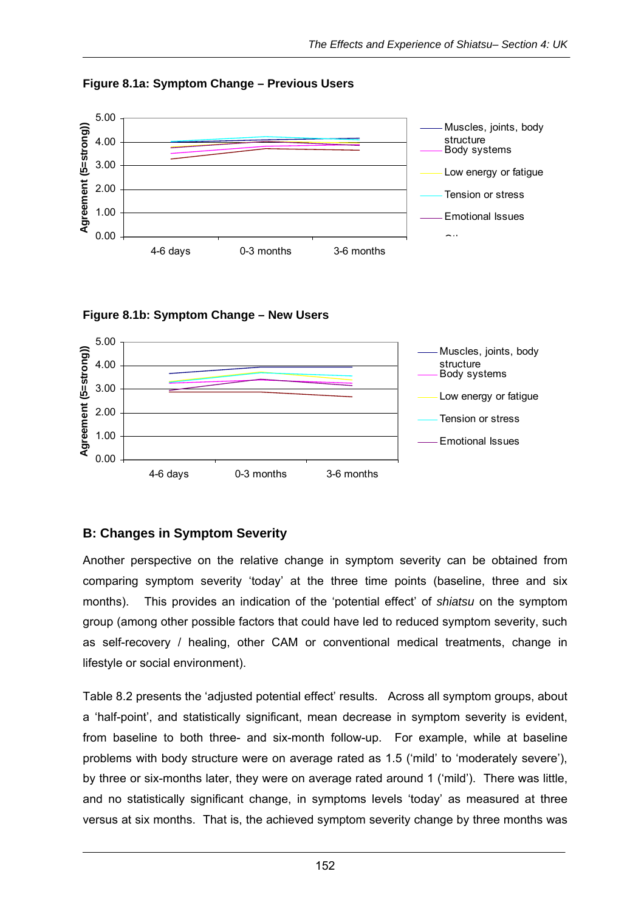**Figure 8.1a: Symptom Change – Previous Users**

**Figure 8.1b: Symptom Change – New Users**

## B: Changes in Symptom Severity

Another perspective on the relative change in symptom severity can be obtained from comparing symptom severity 'today' at the three time points (baseline, three and six months). This provides an indication of the 'potential effect' of *shiatsu* on the symptom group (among other possible factors that could have led to reduced symptom severity, such as self-recovery / healing, other CAM or conventional medical treatments, change in lifestyle or social environment).

Table 8.2 presents the 'adjusted potential effect' results. Across all symptom groups, about a 'half-point', and statistically significant, mean decrease in symptom severity is evident, from baseline to both three- and six-month follow-up. For example, while at baseline problems with body structure were on average rated as 1.5 ('mild' to 'moderately severe'), by three or six-months later, they were on average rated around 1 ('mild'). There was little, and no statistically significant change, in symptoms levels 'today' as measured at three versus at six months. That is, the achieved symptom severity change by three months was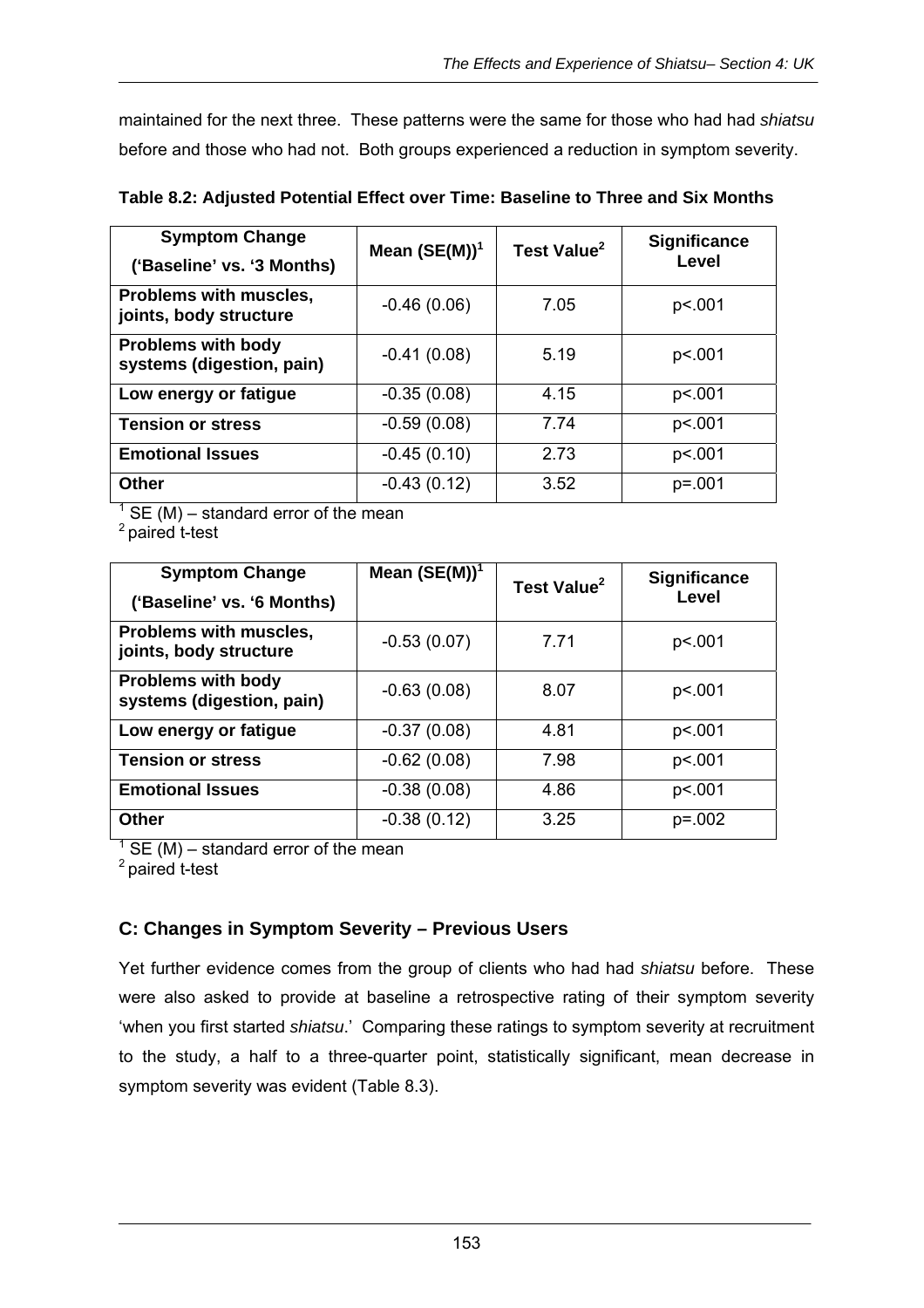maintained for the next three. These patterns were the same for those who had had *shiatsu* before and those who had not. Both groups experienced a reduction in symptom severity.

**Table 8.2: Adjusted Potential Effect over Time: Baseline to Three and Six Months**

| Symptom Change ('Baseline' vs. '3 Months) | Mean (SE(M))[1] | Test Value[2] | Significance Level |
|---|---|---|---|
| **Problems with muscles, joints, body structure** | -0.46 (0.06) | 7.05 | p<.001 |
| **Problems with body systems (digestion, pain)** | -0.41 (0.08) | 5.19 | p<.001 |
| **Low energy or fatigue** | -0.35 (0.08) | 4.15 | p<.001 |
| **Tension or stress** | -0.59 (0.08) | 7.74 | p<.001 |
| **Emotional Issues** | -0.45 (0.10) | 2.73 | p<.001 |
| **Other** | -0.43 (0.12) | 3.52 | p=.001 |

[1] SE (M) – standard error of the mean
[2] paired t-test

| Symptom Change ('Baseline' vs. '6 Months) | Mean (SE(M))[1] | Test Value[2] | Significance Level |
|---|---|---|---|
| **Problems with muscles, joints, body structure** | -0.53 (0.07) | 7.71 | p<.001 |
| **Problems with body systems (digestion, pain)** | -0.63 (0.08) | 8.07 | p<.001 |
| **Low energy or fatigue** | -0.37 (0.08) | 4.81 | p<.001 |
| **Tension or stress** | -0.62 (0.08) | 7.98 | p<.001 |
| **Emotional Issues** | -0.38 (0.08) | 4.86 | p<.001 |
| **Other** | -0.38 (0.12) | 3.25 | p=.002 |

[1] SE (M) – standard error of the mean
[2] paired t-test

### C: Changes in Symptom Severity – Previous Users

Yet further evidence comes from the group of clients who had had *shiatsu* before. These were also asked to provide at baseline a retrospective rating of their symptom severity 'when you first started *shiatsu*.' Comparing these ratings to symptom severity at recruitment to the study, a half to a three-quarter point, statistically significant, mean decrease in symptom severity was evident (Table 8.3).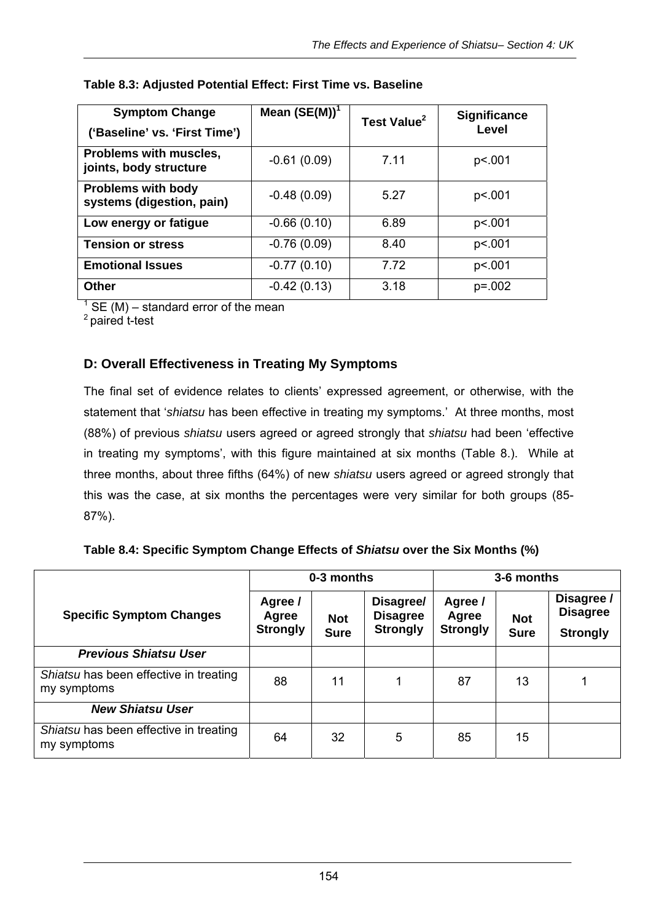**Table 8.3: Adjusted Potential Effect: First Time vs. Baseline**

| Symptom Change ('Baseline' vs. 'First Time') | Mean (SE(M))[1] | Test Value[2] | Significance Level |
|---|---|---|---|
| **Problems with muscles, joints, body structure** | -0.61 (0.09) | 7.11 | p<.001 |
| **Problems with body systems (digestion, pain)** | -0.48 (0.09) | 5.27 | p<.001 |
| **Low energy or fatigue** | -0.66 (0.10) | 6.89 | p<.001 |
| **Tension or stress** | -0.76 (0.09) | 8.40 | p<.001 |
| **Emotional Issues** | -0.77 (0.10) | 7.72 | p<.001 |
| **Other** | -0.42 (0.13) | 3.18 | p=.002 |

[1] SE (M) – standard error of the mean
[2] paired t-test

### D: Overall Effectiveness in Treating My Symptoms

The final set of evidence relates to clients' expressed agreement, or otherwise, with the statement that '*shiatsu* has been effective in treating my symptoms.' At three months, most (88%) of previous *shiatsu* users agreed or agreed strongly that *shiatsu* had been 'effective in treating my symptoms', with this figure maintained at six months (Table 8.). While at three months, about three fifths (64%) of new *shiatsu* users agreed or agreed strongly that this was the case, at six months the percentages were very similar for both groups (85-87%).

**Table 8.4: Specific Symptom Change Effects of *Shiatsu* over the Six Months (%)**

| Specific Symptom Changes | 0-3 months | | | 3-6 months | | |
|---|---|---|---|---|---|---|
| | **Agree / Agree Strongly** | **Not Sure** | **Disagree/ Disagree Strongly** | **Agree / Agree Strongly** | **Not Sure** | **Disagree / Disagree Strongly** |
| ***Previous Shiatsu User*** | | | | | | |
| *Shiatsu* has been effective in treating my symptoms | 88 | 11 | 1 | 87 | 13 | 1 |
| ***New Shiatsu User*** | | | | | | |
| *Shiatsu* has been effective in treating my symptoms | 64 | 32 | 5 | 85 | 15 | |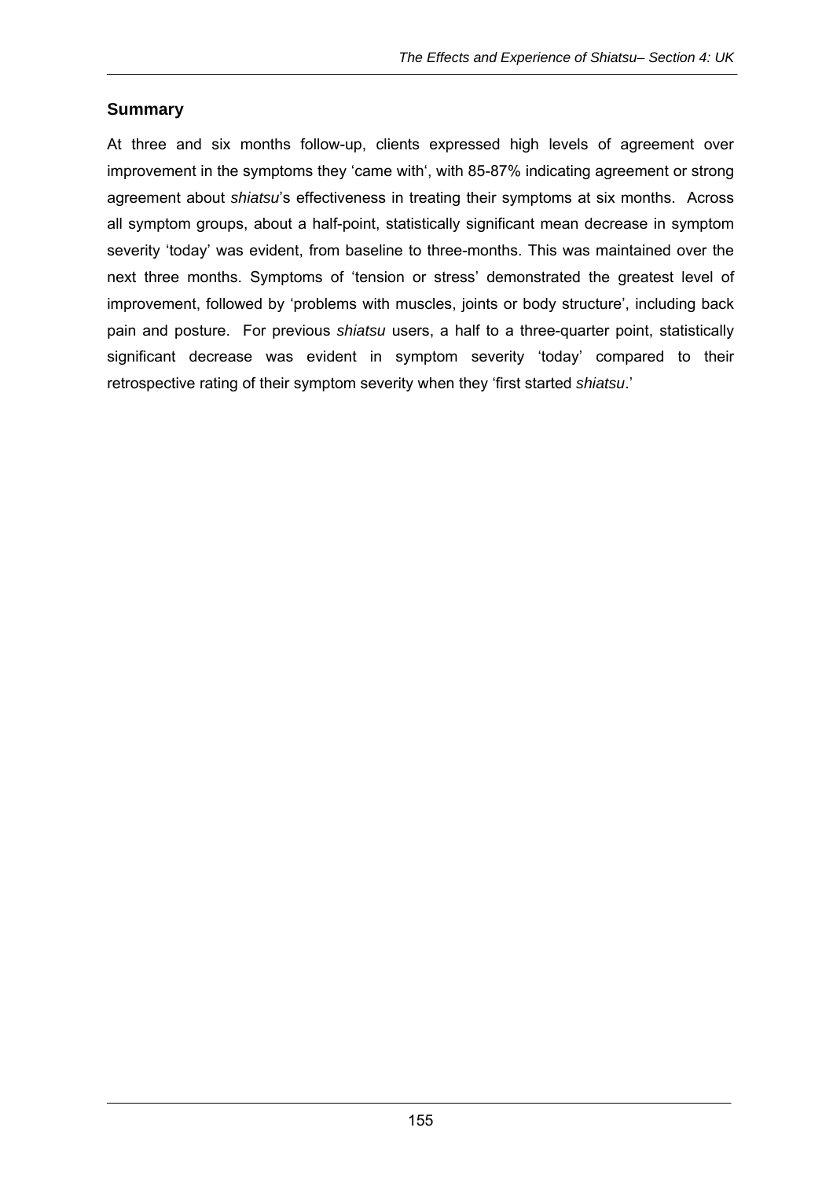## Summary

At three and six months follow-up, clients expressed high levels of agreement over improvement in the symptoms they 'came with', with 85-87% indicating agreement or strong agreement about *shiatsu*'s effectiveness in treating their symptoms at six months. Across all symptom groups, about a half-point, statistically significant mean decrease in symptom severity 'today' was evident, from baseline to three-months. This was maintained over the next three months. Symptoms of 'tension or stress' demonstrated the greatest level of improvement, followed by 'problems with muscles, joints or body structure', including back pain and posture. For previous *shiatsu* users, a half to a three-quarter point, statistically significant decrease was evident in symptom severity 'today' compared to their retrospective rating of their symptom severity when they 'first started *shiatsu*.'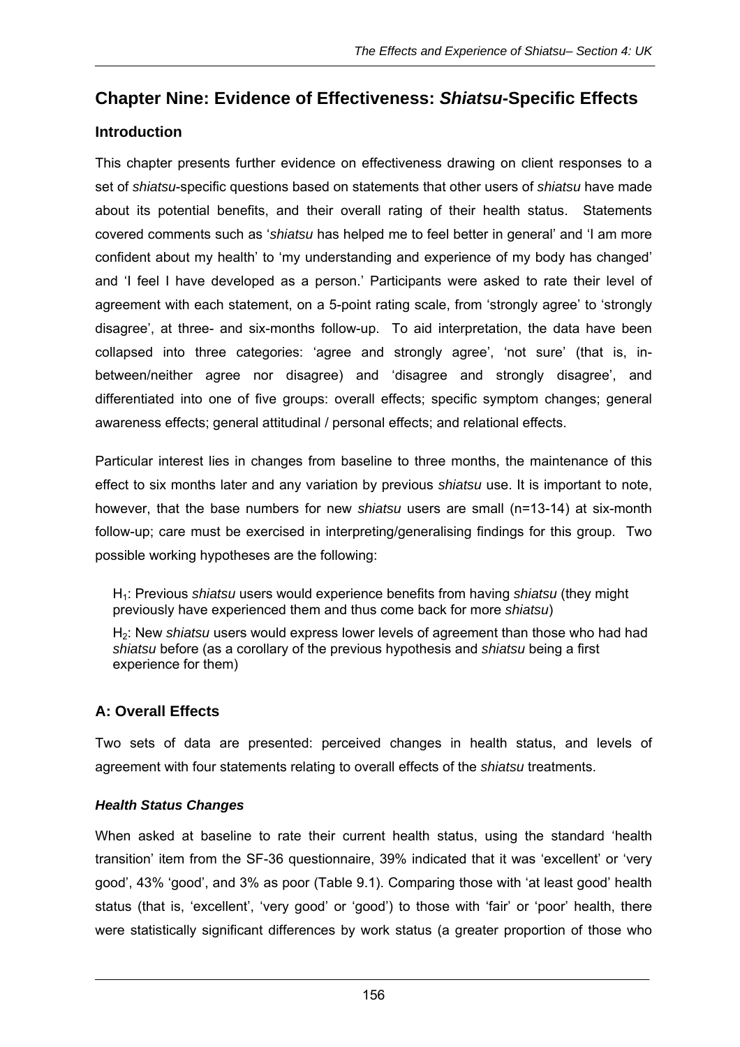# Chapter Nine: Evidence of Effectiveness: *Shiatsu*-Specific Effects

## Introduction

This chapter presents further evidence on effectiveness drawing on client responses to a set of *shiatsu*-specific questions based on statements that other users of *shiatsu* have made about its potential benefits, and their overall rating of their health status. Statements covered comments such as '*shiatsu* has helped me to feel better in general' and 'I am more confident about my health' to 'my understanding and experience of my body has changed' and 'I feel I have developed as a person.' Participants were asked to rate their level of agreement with each statement, on a 5-point rating scale, from 'strongly agree' to 'strongly disagree', at three- and six-months follow-up. To aid interpretation, the data have been collapsed into three categories: 'agree and strongly agree', 'not sure' (that is, in-between/neither agree nor disagree) and 'disagree and strongly disagree', and differentiated into one of five groups: overall effects; specific symptom changes; general awareness effects; general attitudinal / personal effects; and relational effects.

Particular interest lies in changes from baseline to three months, the maintenance of this effect to six months later and any variation by previous *shiatsu* use. It is important to note, however, that the base numbers for new *shiatsu* users are small (n=13-14) at six-month follow-up; care must be exercised in interpreting/generalising findings for this group. Two possible working hypotheses are the following:

> $H_1$: Previous *shiatsu* users would experience benefits from having *shiatsu* (they might previously have experienced them and thus come back for more *shiatsu*)
>
> $H_2$: New *shiatsu* users would express lower levels of agreement than those who had had *shiatsu* before (as a corollary of the previous hypothesis and *shiatsu* being a first experience for them)

## A: Overall Effects

Two sets of data are presented: perceived changes in health status, and levels of agreement with four statements relating to overall effects of the *shiatsu* treatments.

### *Health Status Changes*

When asked at baseline to rate their current health status, using the standard 'health transition' item from the SF-36 questionnaire, 39% indicated that it was 'excellent' or 'very good', 43% 'good', and 3% as poor (Table 9.1). Comparing those with 'at least good' health status (that is, 'excellent', 'very good' or 'good') to those with 'fair' or 'poor' health, there were statistically significant differences by work status (a greater proportion of those who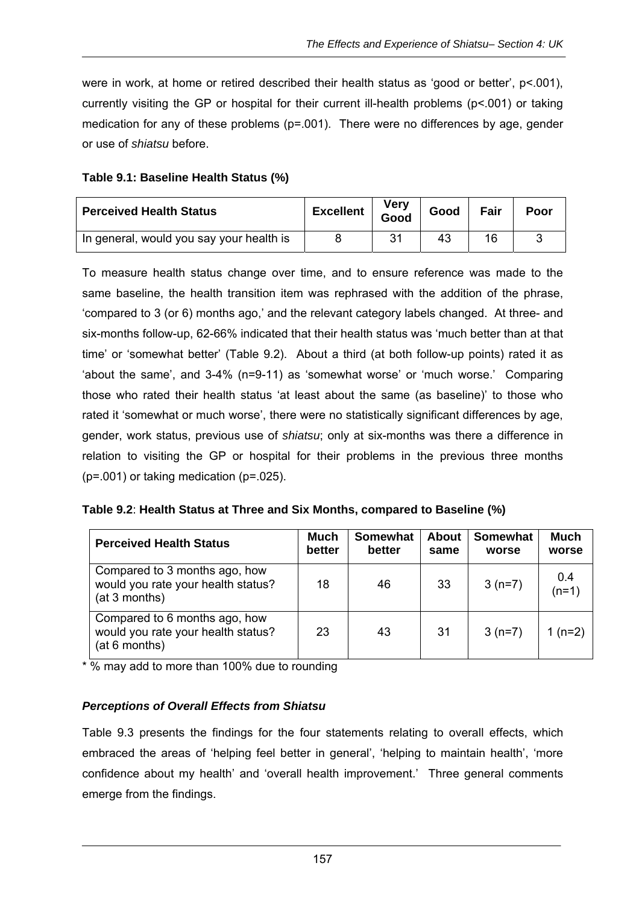were in work, at home or retired described their health status as 'good or better', $p<.001$), currently visiting the GP or hospital for their current ill-health problems ($p<.001$) or taking medication for any of these problems ($p=.001$). There were no differences by age, gender or use of *shiatsu* before.

**Table 9.1: Baseline Health Status (%)**

| Perceived Health Status | Excellent | Very Good | Good | Fair | Poor |
|---|---|---|---|---|---|
| In general, would you say your health is | 8 | 31 | 43 | 16 | 3 |

To measure health status change over time, and to ensure reference was made to the same baseline, the health transition item was rephrased with the addition of the phrase, 'compared to 3 (or 6) months ago,' and the relevant category labels changed. At three- and six-months follow-up, 62-66% indicated that their health status was 'much better than at that time' or 'somewhat better' (Table 9.2). About a third (at both follow-up points) rated it as 'about the same', and 3-4% (n=9-11) as 'somewhat worse' or 'much worse.' Comparing those who rated their health status 'at least about the same (as baseline)' to those who rated it 'somewhat or much worse', there were no statistically significant differences by age, gender, work status, previous use of *shiatsu*; only at six-months was there a difference in relation to visiting the GP or hospital for their problems in the previous three months ($p=.001$) or taking medication ($p=.025$).

**Table 9.2**: **Health Status at Three and Six Months, compared to Baseline (%)**

| Perceived Health Status | Much better | Somewhat better | About same | Somewhat worse | Much worse |
|---|---|---|---|---|---|
| Compared to 3 months ago, how would you rate your health status? (at 3 months) | 18 | 46 | 33 | 3 (n=7) | 0.4 (n=1) |
| Compared to 6 months ago, how would you rate your health status? (at 6 months) | 23 | 43 | 31 | 3 (n=7) | 1 (n=2) |

\* % may add to more than 100% due to rounding

### *Perceptions of Overall Effects from Shiatsu*

Table 9.3 presents the findings for the four statements relating to overall effects, which embraced the areas of 'helping feel better in general', 'helping to maintain health', 'more confidence about my health' and 'overall health improvement.' Three general comments emerge from the findings.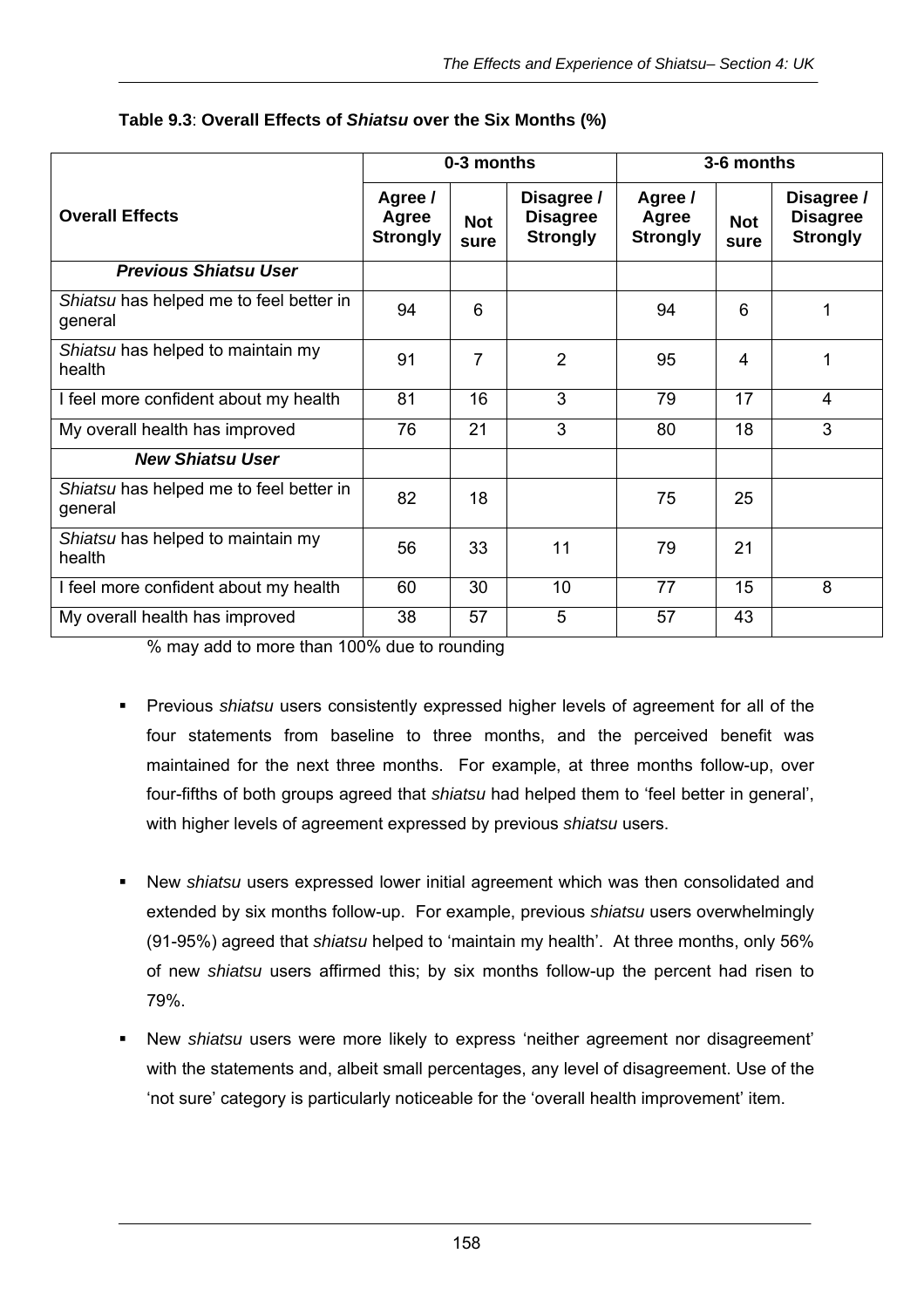**Table 9.3**: **Overall Effects of *Shiatsu* over the Six Months (%)**

| Overall Effects | 0-3 months | | | 3-6 months | | |
|---|---|---|---|---|---|---|
| | Agree / Agree Strongly | Not sure | Disagree / Disagree Strongly | Agree / Agree Strongly | Not sure | Disagree / Disagree Strongly |
| ***Previous Shiatsu User*** | | | | | | |
| *Shiatsu* has helped me to feel better in general | 94 | 6 | | 94 | 6 | 1 |
| *Shiatsu* has helped to maintain my health | 91 | 7 | 2 | 95 | 4 | 1 |
| I feel more confident about my health | 81 | 16 | 3 | 79 | 17 | 4 |
| My overall health has improved | 76 | 21 | 3 | 80 | 18 | 3 |
| ***New Shiatsu User*** | | | | | | |
| *Shiatsu* has helped me to feel better in general | 82 | 18 | | 75 | 25 | |
| *Shiatsu* has helped to maintain my health | 56 | 33 | 11 | 79 | 21 | |
| I feel more confident about my health | 60 | 30 | 10 | 77 | 15 | 8 |
| My overall health has improved | 38 | 57 | 5 | 57 | 43 | |

% may add to more than 100% due to rounding

- Previous *shiatsu* users consistently expressed higher levels of agreement for all of the four statements from baseline to three months, and the perceived benefit was maintained for the next three months. For example, at three months follow-up, over four-fifths of both groups agreed that *shiatsu* had helped them to 'feel better in general', with higher levels of agreement expressed by previous *shiatsu* users.

- New *shiatsu* users expressed lower initial agreement which was then consolidated and extended by six months follow-up. For example, previous *shiatsu* users overwhelmingly (91-95%) agreed that *shiatsu* helped to 'maintain my health'. At three months, only 56% of new *shiatsu* users affirmed this; by six months follow-up the percent had risen to 79%.

- New *shiatsu* users were more likely to express 'neither agreement nor disagreement' with the statements and, albeit small percentages, any level of disagreement. Use of the 'not sure' category is particularly noticeable for the 'overall health improvement' item.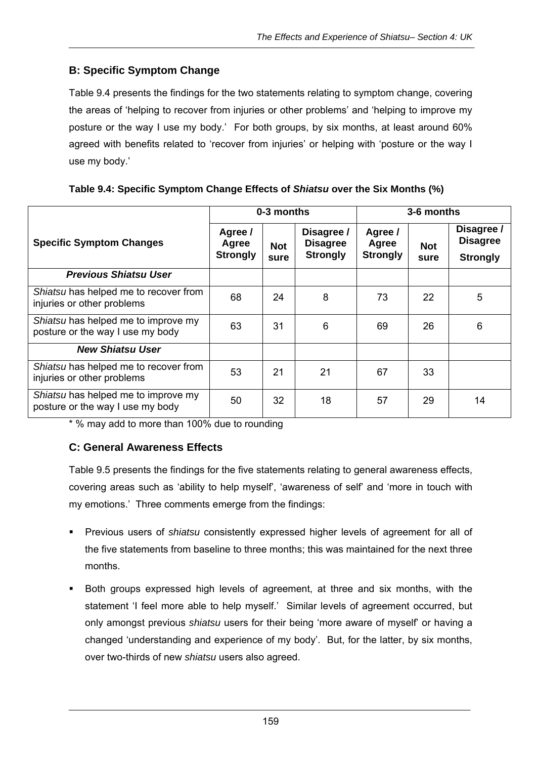## B: Specific Symptom Change

Table 9.4 presents the findings for the two statements relating to symptom change, covering the areas of 'helping to recover from injuries or other problems' and 'helping to improve my posture or the way I use my body.' For both groups, by six months, at least around 60% agreed with benefits related to 'recover from injuries' or helping with 'posture or the way I use my body.'

**Table 9.4: Specific Symptom Change Effects of *Shiatsu* over the Six Months (%)**

| Specific Symptom Changes | 0-3 months | | | 3-6 months | | |
|---|---|---|---|---|---|---|
| | Agree / Agree Strongly | Not sure | Disagree / Disagree Strongly | Agree / Agree Strongly | Not sure | Disagree / Disagree Strongly |
| ***Previous Shiatsu User*** | | | | | | |
| *Shiatsu* has helped me to recover from injuries or other problems | 68 | 24 | 8 | 73 | 22 | 5 |
| *Shiatsu* has helped me to improve my posture or the way I use my body | 63 | 31 | 6 | 69 | 26 | 6 |
| ***New Shiatsu User*** | | | | | | |
| *Shiatsu* has helped me to recover from injuries or other problems | 53 | 21 | 21 | 67 | 33 | |
| *Shiatsu* has helped me to improve my posture or the way I use my body | 50 | 32 | 18 | 57 | 29 | 14 |

\* % may add to more than 100% due to rounding

## C: General Awareness Effects

Table 9.5 presents the findings for the five statements relating to general awareness effects, covering areas such as 'ability to help myself', 'awareness of self' and 'more in touch with my emotions.' Three comments emerge from the findings:

- Previous users of *shiatsu* consistently expressed higher levels of agreement for all of the five statements from baseline to three months; this was maintained for the next three months.
- Both groups expressed high levels of agreement, at three and six months, with the statement 'I feel more able to help myself.' Similar levels of agreement occurred, but only amongst previous *shiatsu* users for their being 'more aware of myself' or having a changed 'understanding and experience of my body'. But, for the latter, by six months, over two-thirds of new *shiatsu* users also agreed.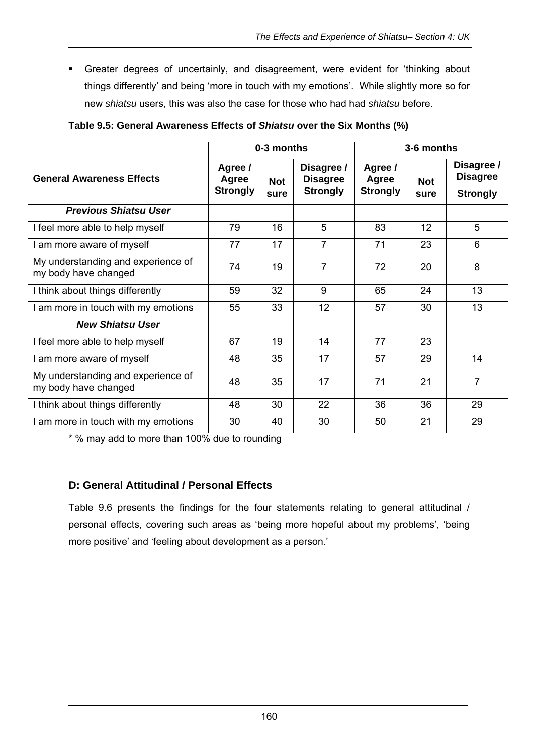- Greater degrees of uncertainly, and disagreement, were evident for 'thinking about things differently' and being 'more in touch with my emotions'. While slightly more so for new *shiatsu* users, this was also the case for those who had had *shiatsu* before.

**Table 9.5: General Awareness Effects of *Shiatsu* over the Six Months (%)**

| General Awareness Effects | 0-3 months | | | 3-6 months | | |
|---|---|---|---|---|---|---|
| | Agree / Agree Strongly | Not sure | Disagree / Disagree Strongly | Agree / Agree Strongly | Not sure | Disagree / Disagree Strongly |
| ***Previous Shiatsu User*** | | | | | | |
| I feel more able to help myself | 79 | 16 | 5 | 83 | 12 | 5 |
| I am more aware of myself | 77 | 17 | 7 | 71 | 23 | 6 |
| My understanding and experience of my body have changed | 74 | 19 | 7 | 72 | 20 | 8 |
| I think about things differently | 59 | 32 | 9 | 65 | 24 | 13 |
| I am more in touch with my emotions | 55 | 33 | 12 | 57 | 30 | 13 |
| ***New Shiatsu User*** | | | | | | |
| I feel more able to help myself | 67 | 19 | 14 | 77 | 23 | |
| I am more aware of myself | 48 | 35 | 17 | 57 | 29 | 14 |
| My understanding and experience of my body have changed | 48 | 35 | 17 | 71 | 21 | 7 |
| I think about things differently | 48 | 30 | 22 | 36 | 36 | 29 |
| I am more in touch with my emotions | 30 | 40 | 30 | 50 | 21 | 29 |

\* % may add to more than 100% due to rounding

## D: General Attitudinal / Personal Effects

Table 9.6 presents the findings for the four statements relating to general attitudinal / personal effects, covering such areas as 'being more hopeful about my problems', 'being more positive' and 'feeling about development as a person.'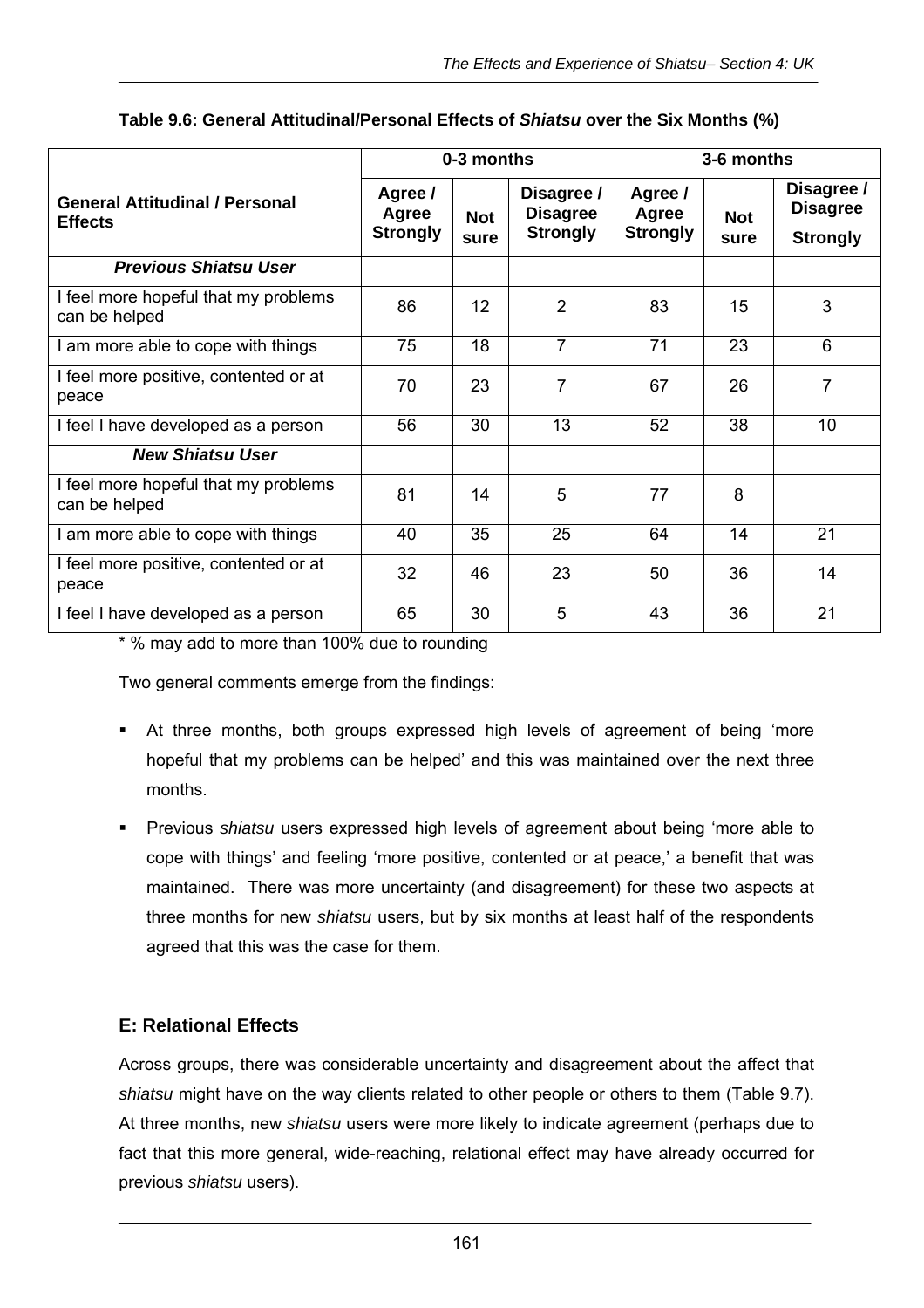**Table 9.6: General Attitudinal/Personal Effects of *Shiatsu* over the Six Months (%)**

| General Attitudinal / Personal Effects | 0-3 months | | | 3-6 months | | |
|---|---|---|---|---|---|---|
| | Agree / Agree Strongly | Not sure | Disagree / Disagree Strongly | Agree / Agree Strongly | Not sure | Disagree / Disagree Strongly |
| ***Previous Shiatsu User*** | | | | | | |
| I feel more hopeful that my problems can be helped | 86 | 12 | 2 | 83 | 15 | 3 |
| I am more able to cope with things | 75 | 18 | 7 | 71 | 23 | 6 |
| I feel more positive, contented or at peace | 70 | 23 | 7 | 67 | 26 | 7 |
| I feel I have developed as a person | 56 | 30 | 13 | 52 | 38 | 10 |
| ***New Shiatsu User*** | | | | | | |
| I feel more hopeful that my problems can be helped | 81 | 14 | 5 | 77 | 8 | |
| I am more able to cope with things | 40 | 35 | 25 | 64 | 14 | 21 |
| I feel more positive, contented or at peace | 32 | 46 | 23 | 50 | 36 | 14 |
| I feel I have developed as a person | 65 | 30 | 5 | 43 | 36 | 21 |

* % may add to more than 100% due to rounding

Two general comments emerge from the findings:

- At three months, both groups expressed high levels of agreement of being 'more hopeful that my problems can be helped' and this was maintained over the next three months.
- Previous *shiatsu* users expressed high levels of agreement about being 'more able to cope with things' and feeling 'more positive, contented or at peace,' a benefit that was maintained. There was more uncertainty (and disagreement) for these two aspects at three months for new *shiatsu* users, but by six months at least half of the respondents agreed that this was the case for them.

## E: Relational Effects

Across groups, there was considerable uncertainty and disagreement about the affect that *shiatsu* might have on the way clients related to other people or others to them (Table 9.7). At three months, new *shiatsu* users were more likely to indicate agreement (perhaps due to fact that this more general, wide-reaching, relational effect may have already occurred for previous *shiatsu* users).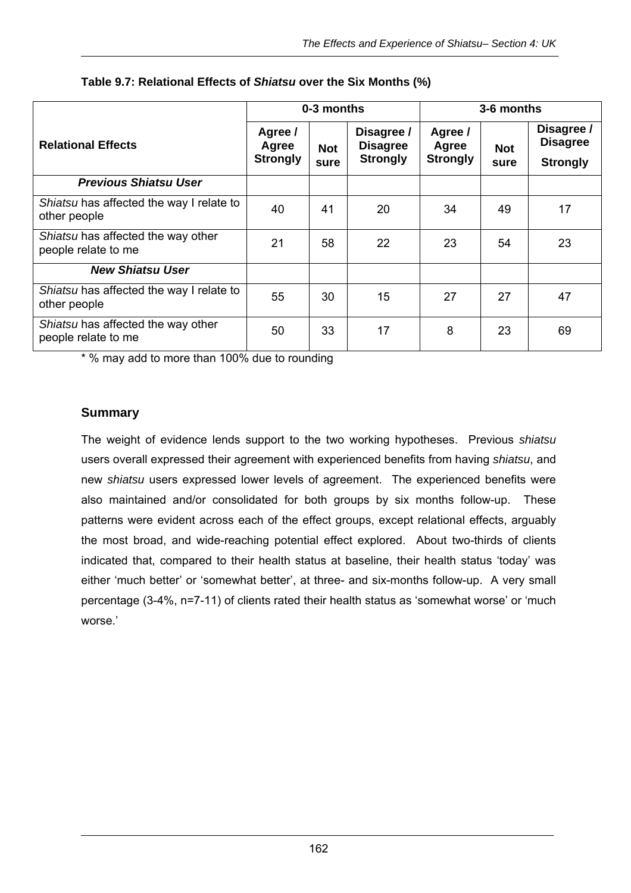**Table 9.7: Relational Effects of *Shiatsu* over the Six Months (%)**

| Relational Effects | 0-3 months | | | 3-6 months | | |
|---|---|---|---|---|---|---|
| | Agree / Agree Strongly | Not sure | Disagree / Disagree Strongly | Agree / Agree Strongly | Not sure | Disagree / Disagree Strongly |
| ***Previous Shiatsu User*** | | | | | | |
| *Shiatsu* has affected the way I relate to other people | 40 | 41 | 20 | 34 | 49 | 17 |
| *Shiatsu* has affected the way other people relate to me | 21 | 58 | 22 | 23 | 54 | 23 |
| ***New Shiatsu User*** | | | | | | |
| *Shiatsu* has affected the way I relate to other people | 55 | 30 | 15 | 27 | 27 | 47 |
| *Shiatsu* has affected the way other people relate to me | 50 | 33 | 17 | 8 | 23 | 69 |

* % may add to more than 100% due to rounding

### Summary

The weight of evidence lends support to the two working hypotheses. Previous *shiatsu* users overall expressed their agreement with experienced benefits from having *shiatsu*, and new *shiatsu* users expressed lower levels of agreement. The experienced benefits were also maintained and/or consolidated for both groups by six months follow-up. These patterns were evident across each of the effect groups, except relational effects, arguably the most broad, and wide-reaching potential effect explored. About two-thirds of clients indicated that, compared to their health status at baseline, their health status 'today' was either 'much better' or 'somewhat better', at three- and six-months follow-up. A very small percentage (3-4%, n=7-11) of clients rated their health status as 'somewhat worse' or 'much worse.'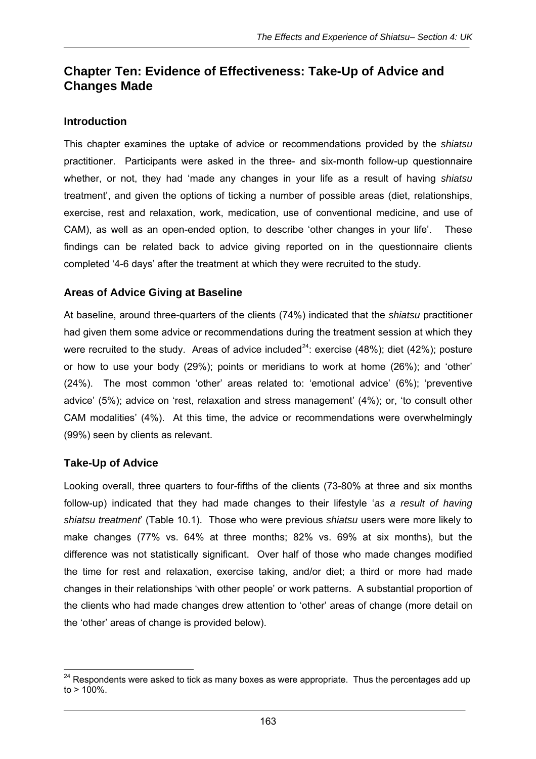## Chapter Ten: Evidence of Effectiveness: Take-Up of Advice and Changes Made

### Introduction

This chapter examines the uptake of advice or recommendations provided by the *shiatsu* practitioner. Participants were asked in the three- and six-month follow-up questionnaire whether, or not, they had 'made any changes in your life as a result of having *shiatsu* treatment', and given the options of ticking a number of possible areas (diet, relationships, exercise, rest and relaxation, work, medication, use of conventional medicine, and use of CAM), as well as an open-ended option, to describe 'other changes in your life'. These findings can be related back to advice giving reported on in the questionnaire clients completed '4-6 days' after the treatment at which they were recruited to the study.

### Areas of Advice Giving at Baseline

At baseline, around three-quarters of the clients (74%) indicated that the *shiatsu* practitioner had given them some advice or recommendations during the treatment session at which they were recruited to the study. Areas of advice included[24]: exercise (48%); diet (42%); posture or how to use your body (29%); points or meridians to work at home (26%); and 'other' (24%). The most common 'other' areas related to: 'emotional advice' (6%); 'preventive advice' (5%); advice on 'rest, relaxation and stress management' (4%); or, 'to consult other CAM modalities' (4%). At this time, the advice or recommendations were overwhelmingly (99%) seen by clients as relevant.

### Take-Up of Advice

Looking overall, three quarters to four-fifths of the clients (73-80% at three and six months follow-up) indicated that they had made changes to their lifestyle '*as a result of having shiatsu treatment*' (Table 10.1). Those who were previous *shiatsu* users were more likely to make changes (77% vs. 64% at three months; 82% vs. 69% at six months), but the difference was not statistically significant. Over half of those who made changes modified the time for rest and relaxation, exercise taking, and/or diet; a third or more had made changes in their relationships 'with other people' or work patterns. A substantial proportion of the clients who had made changes drew attention to 'other' areas of change (more detail on the 'other' areas of change is provided below).

[24] Respondents were asked to tick as many boxes as were appropriate. Thus the percentages add up to > 100%.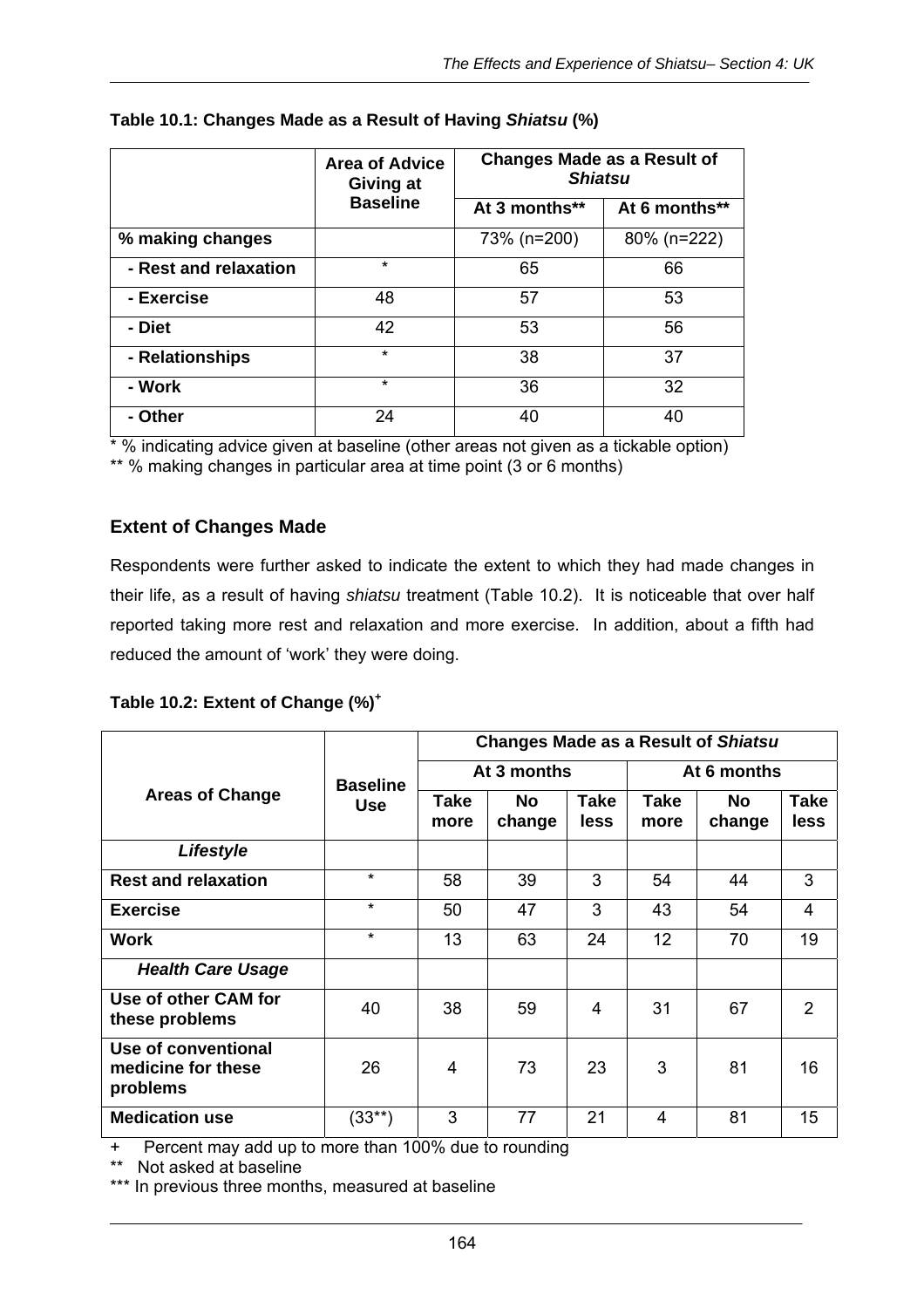**Table 10.1: Changes Made as a Result of Having *Shiatsu* (%)**

| | Area of Advice Giving at Baseline | Changes Made as a Result of *Shiatsu* | |
|---|---|---|---|
| | | At 3 months** | At 6 months** |
| **% making changes** | | 73% (n=200) | 80% (n=222) |
| **- Rest and relaxation** | * | 65 | 66 |
| **- Exercise** | 48 | 57 | 53 |
| **- Diet** | 42 | 53 | 56 |
| **- Relationships** | * | 38 | 37 |
| **- Work** | * | 36 | 32 |
| **- Other** | 24 | 40 | 40 |

\* % indicating advice given at baseline (other areas not given as a tickable option)

** % making changes in particular area at time point (3 or 6 months)

### Extent of Changes Made

Respondents were further asked to indicate the extent to which they had made changes in their life, as a result of having *shiatsu* treatment (Table 10.2). It is noticeable that over half reported taking more rest and relaxation and more exercise. In addition, about a fifth had reduced the amount of 'work' they were doing.

**Table 10.2: Extent of Change (%)+**

| Areas of Change | Baseline Use | Changes Made as a Result of *Shiatsu* | | | | | |
|---|---|---|---|---|---|---|---|
| | | At 3 months | | | At 6 months | | |
| | | Take more | No change | Take less | Take more | No change | Take less |
| ***Lifestyle*** | | | | | | | |
| **Rest and relaxation** | * | 58 | 39 | 3 | 54 | 44 | 3 |
| **Exercise** | * | 50 | 47 | 3 | 43 | 54 | 4 |
| **Work** | * | 13 | 63 | 24 | 12 | 70 | 19 |
| ***Health Care Usage*** | | | | | | | |
| **Use of other CAM for these problems** | 40 | 38 | 59 | 4 | 31 | 67 | 2 |
| **Use of conventional medicine for these problems** | 26 | 4 | 73 | 23 | 3 | 81 | 16 |
| **Medication use** | (33**) | 3 | 77 | 21 | 4 | 81 | 15 |

\+ Percent may add up to more than 100% due to rounding

** Not asked at baseline

*** In previous three months, measured at baseline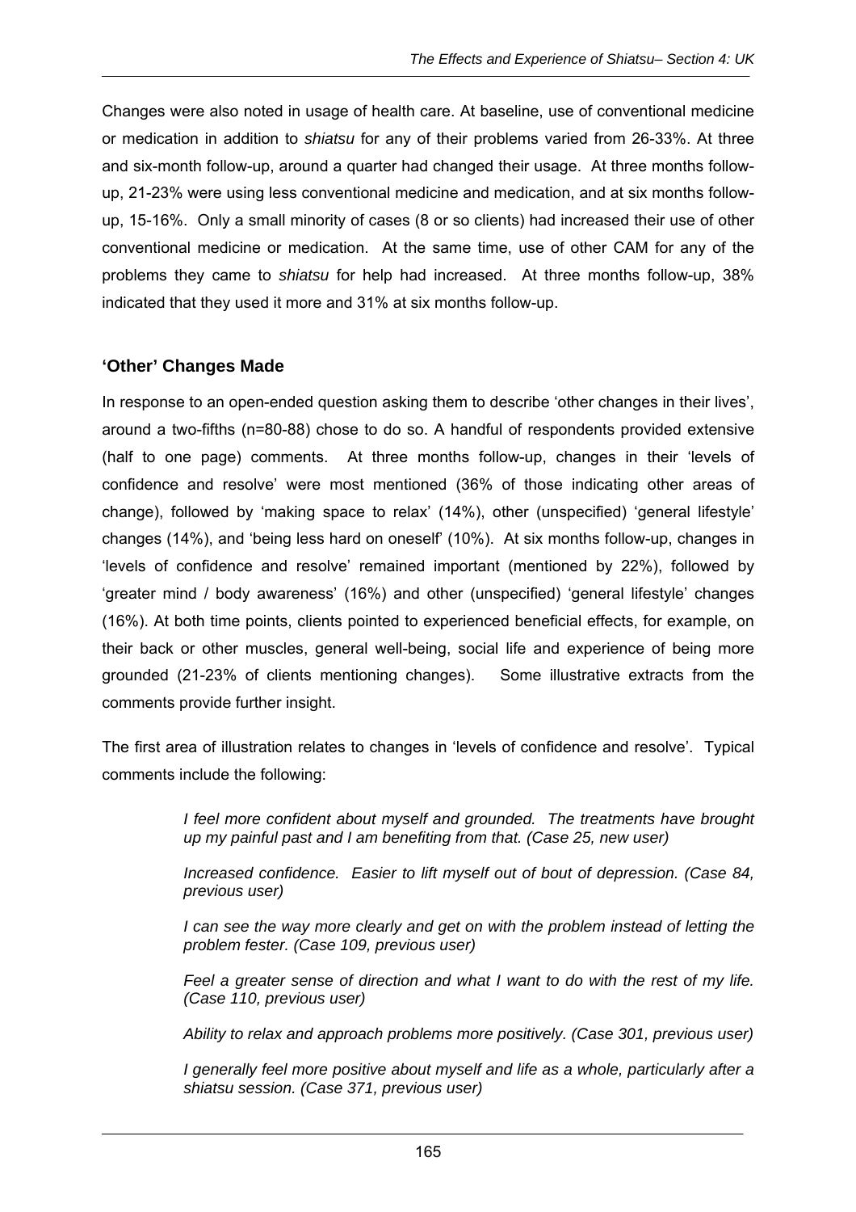Changes were also noted in usage of health care. At baseline, use of conventional medicine or medication in addition to *shiatsu* for any of their problems varied from 26-33%. At three and six-month follow-up, around a quarter had changed their usage. At three months follow-up, 21-23% were using less conventional medicine and medication, and at six months follow-up, 15-16%. Only a small minority of cases (8 or so clients) had increased their use of other conventional medicine or medication. At the same time, use of other CAM for any of the problems they came to *shiatsu* for help had increased. At three months follow-up, 38% indicated that they used it more and 31% at six months follow-up.

### 'Other' Changes Made

In response to an open-ended question asking them to describe 'other changes in their lives', around a two-fifths (n=80-88) chose to do so. A handful of respondents provided extensive (half to one page) comments. At three months follow-up, changes in their 'levels of confidence and resolve' were most mentioned (36% of those indicating other areas of change), followed by 'making space to relax' (14%), other (unspecified) 'general lifestyle' changes (14%), and 'being less hard on oneself' (10%). At six months follow-up, changes in 'levels of confidence and resolve' remained important (mentioned by 22%), followed by 'greater mind / body awareness' (16%) and other (unspecified) 'general lifestyle' changes (16%). At both time points, clients pointed to experienced beneficial effects, for example, on their back or other muscles, general well-being, social life and experience of being more grounded (21-23% of clients mentioning changes). Some illustrative extracts from the comments provide further insight.

The first area of illustration relates to changes in 'levels of confidence and resolve'. Typical comments include the following:

> *I feel more confident about myself and grounded. The treatments have brought up my painful past and I am benefiting from that. (Case 25, new user)*
>
> *Increased confidence. Easier to lift myself out of bout of depression. (Case 84, previous user)*
>
> *I can see the way more clearly and get on with the problem instead of letting the problem fester. (Case 109, previous user)*
>
> *Feel a greater sense of direction and what I want to do with the rest of my life. (Case 110, previous user)*
>
> *Ability to relax and approach problems more positively. (Case 301, previous user)*
>
> *I generally feel more positive about myself and life as a whole, particularly after a shiatsu session. (Case 371, previous user)*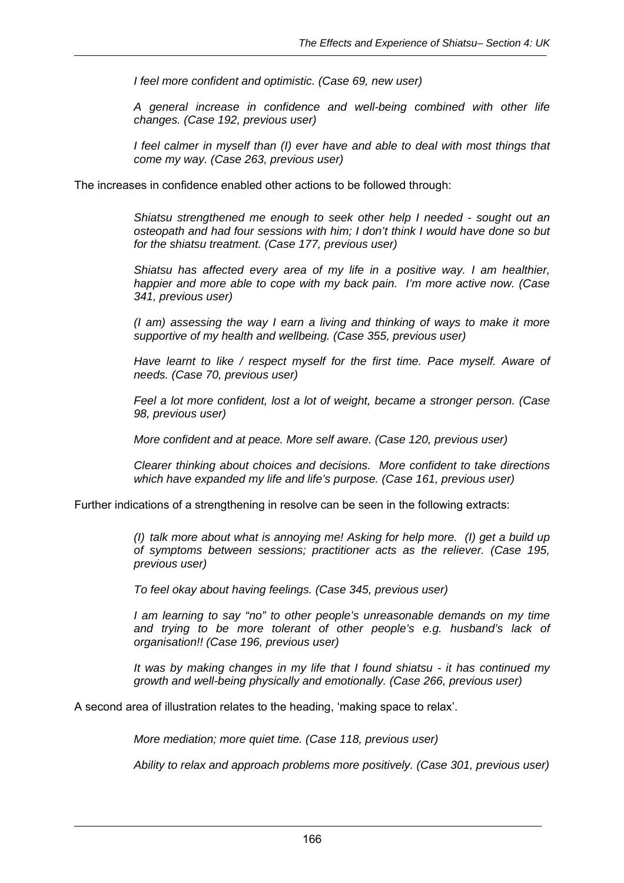*I feel more confident and optimistic. (Case 69, new user)*

*A general increase in confidence and well-being combined with other life changes. (Case 192, previous user)*

*I feel calmer in myself than (I) ever have and able to deal with most things that come my way. (Case 263, previous user)*

The increases in confidence enabled other actions to be followed through:

*Shiatsu strengthened me enough to seek other help I needed - sought out an osteopath and had four sessions with him; I don't think I would have done so but for the shiatsu treatment. (Case 177, previous user)*

*Shiatsu has affected every area of my life in a positive way. I am healthier, happier and more able to cope with my back pain. I'm more active now. (Case 341, previous user)*

*(I am) assessing the way I earn a living and thinking of ways to make it more supportive of my health and wellbeing. (Case 355, previous user)*

*Have learnt to like / respect myself for the first time. Pace myself. Aware of needs. (Case 70, previous user)*

*Feel a lot more confident, lost a lot of weight, became a stronger person. (Case 98, previous user)*

*More confident and at peace. More self aware. (Case 120, previous user)*

*Clearer thinking about choices and decisions. More confident to take directions which have expanded my life and life's purpose. (Case 161, previous user)*

Further indications of a strengthening in resolve can be seen in the following extracts:

*(I) talk more about what is annoying me! Asking for help more. (I) get a build up of symptoms between sessions; practitioner acts as the reliever. (Case 195, previous user)*

*To feel okay about having feelings. (Case 345, previous user)*

*I am learning to say "no" to other people's unreasonable demands on my time and trying to be more tolerant of other people's e.g. husband's lack of organisation!! (Case 196, previous user)*

*It was by making changes in my life that I found shiatsu - it has continued my growth and well-being physically and emotionally. (Case 266, previous user)*

A second area of illustration relates to the heading, 'making space to relax'.

*More mediation; more quiet time. (Case 118, previous user)*

*Ability to relax and approach problems more positively. (Case 301, previous user)*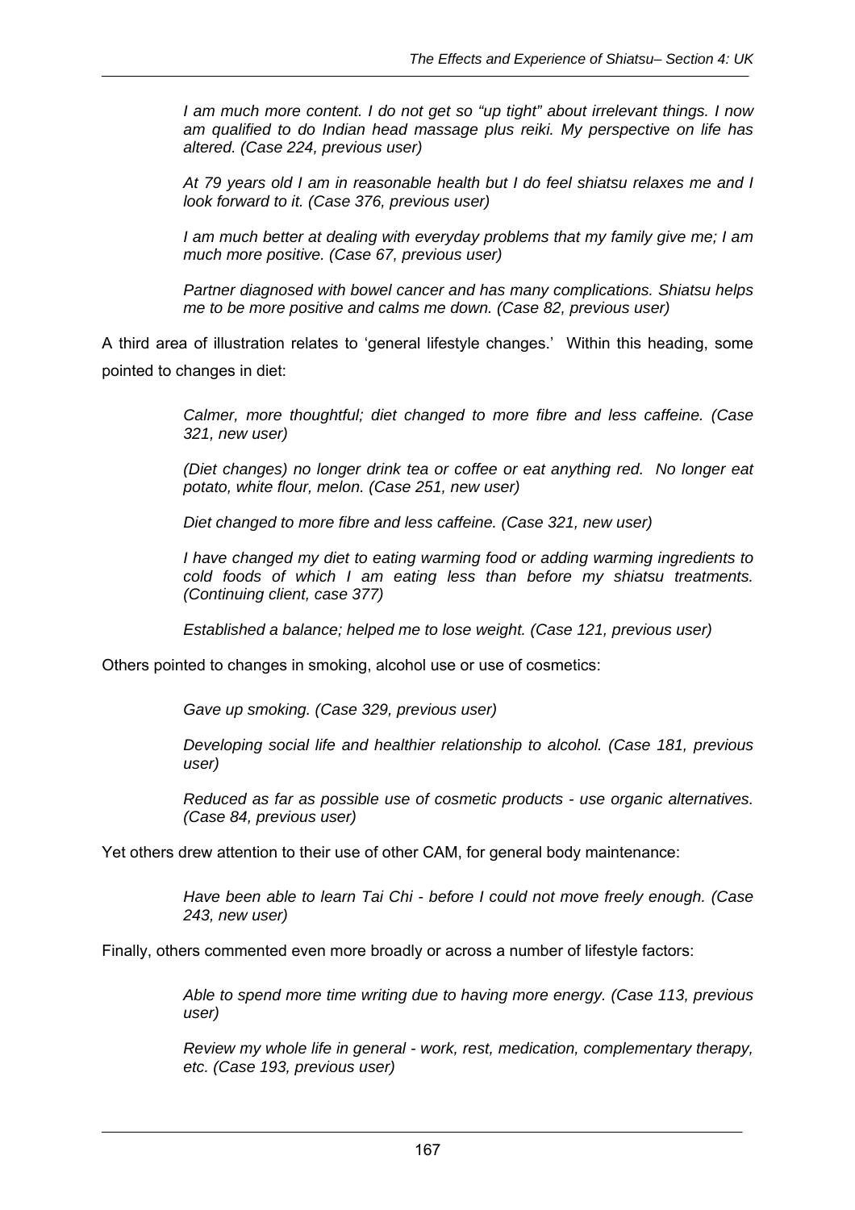*I am much more content. I do not get so “up tight” about irrelevant things. I now am qualified to do Indian head massage plus reiki. My perspective on life has altered. (Case 224, previous user)*

*At 79 years old I am in reasonable health but I do feel shiatsu relaxes me and I look forward to it. (Case 376, previous user)*

*I am much better at dealing with everyday problems that my family give me; I am much more positive. (Case 67, previous user)*

*Partner diagnosed with bowel cancer and has many complications. Shiatsu helps me to be more positive and calms me down. (Case 82, previous user)*

A third area of illustration relates to ‘general lifestyle changes.’ Within this heading, some pointed to changes in diet:

*Calmer, more thoughtful; diet changed to more fibre and less caffeine. (Case 321, new user)*

*(Diet changes) no longer drink tea or coffee or eat anything red. No longer eat potato, white flour, melon. (Case 251, new user)*

*Diet changed to more fibre and less caffeine. (Case 321, new user)*

*I have changed my diet to eating warming food or adding warming ingredients to cold foods of which I am eating less than before my shiatsu treatments. (Continuing client, case 377)*

*Established a balance; helped me to lose weight. (Case 121, previous user)*

Others pointed to changes in smoking, alcohol use or use of cosmetics:

*Gave up smoking. (Case 329, previous user)*

*Developing social life and healthier relationship to alcohol. (Case 181, previous user)*

*Reduced as far as possible use of cosmetic products - use organic alternatives. (Case 84, previous user)*

Yet others drew attention to their use of other CAM, for general body maintenance:

*Have been able to learn Tai Chi - before I could not move freely enough. (Case 243, new user)*

Finally, others commented even more broadly or across a number of lifestyle factors:

*Able to spend more time writing due to having more energy. (Case 113, previous user)*

*Review my whole life in general - work, rest, medication, complementary therapy, etc. (Case 193, previous user)*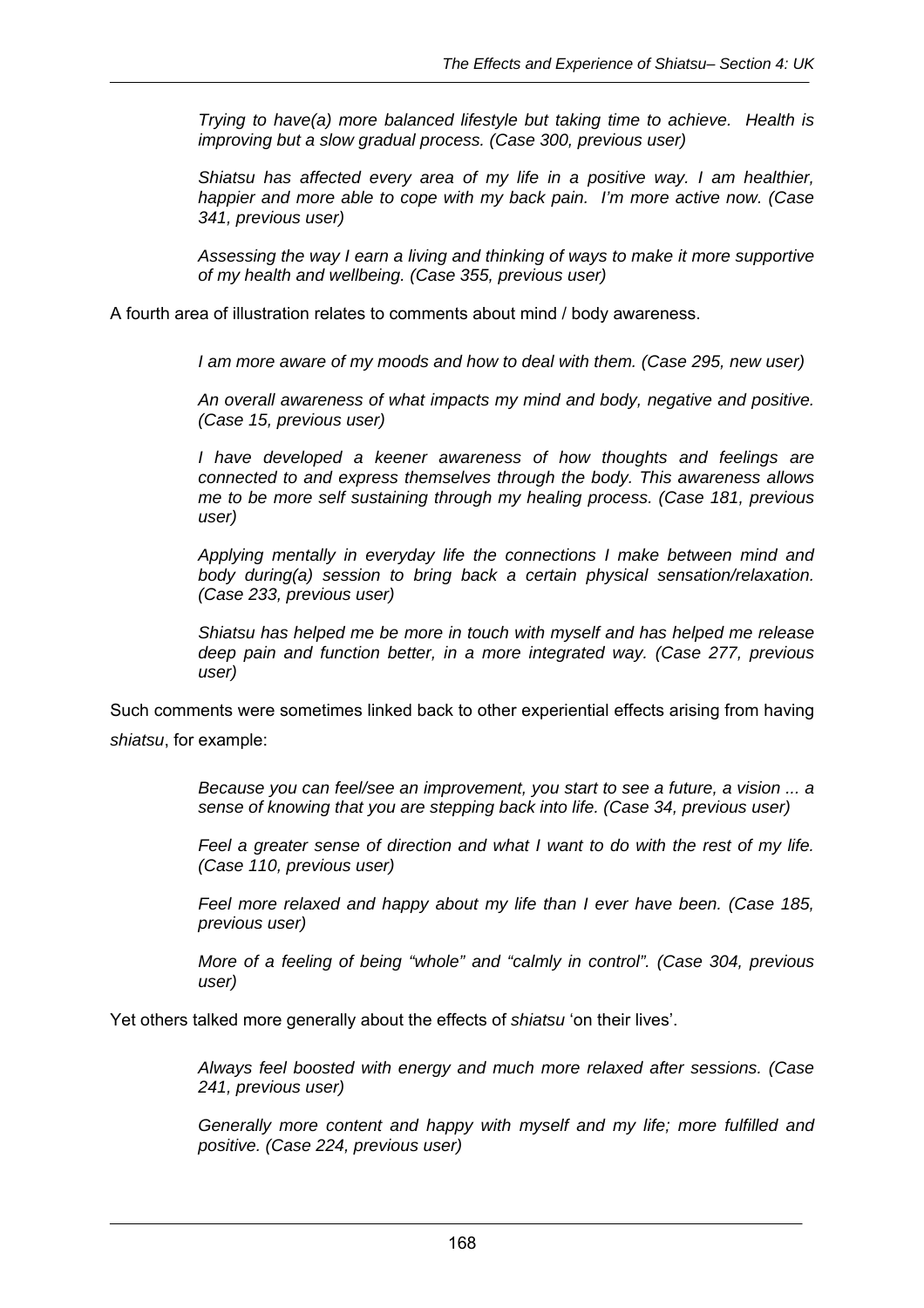*Trying to have(a) more balanced lifestyle but taking time to achieve. Health is improving but a slow gradual process. (Case 300, previous user)*

*Shiatsu has affected every area of my life in a positive way. I am healthier, happier and more able to cope with my back pain. I'm more active now. (Case 341, previous user)*

*Assessing the way I earn a living and thinking of ways to make it more supportive of my health and wellbeing. (Case 355, previous user)*

A fourth area of illustration relates to comments about mind / body awareness.

*I am more aware of my moods and how to deal with them. (Case 295, new user)*

*An overall awareness of what impacts my mind and body, negative and positive. (Case 15, previous user)*

*I have developed a keener awareness of how thoughts and feelings are connected to and express themselves through the body. This awareness allows me to be more self sustaining through my healing process. (Case 181, previous user)*

*Applying mentally in everyday life the connections I make between mind and body during(a) session to bring back a certain physical sensation/relaxation. (Case 233, previous user)*

*Shiatsu has helped me be more in touch with myself and has helped me release deep pain and function better, in a more integrated way. (Case 277, previous user)*

Such comments were sometimes linked back to other experiential effects arising from having *shiatsu*, for example:

*Because you can feel/see an improvement, you start to see a future, a vision ... a sense of knowing that you are stepping back into life. (Case 34, previous user)*

*Feel a greater sense of direction and what I want to do with the rest of my life. (Case 110, previous user)*

*Feel more relaxed and happy about my life than I ever have been. (Case 185, previous user)*

*More of a feeling of being "whole" and "calmly in control". (Case 304, previous user)*

Yet others talked more generally about the effects of *shiatsu* 'on their lives'.

*Always feel boosted with energy and much more relaxed after sessions. (Case 241, previous user)*

*Generally more content and happy with myself and my life; more fulfilled and positive. (Case 224, previous user)*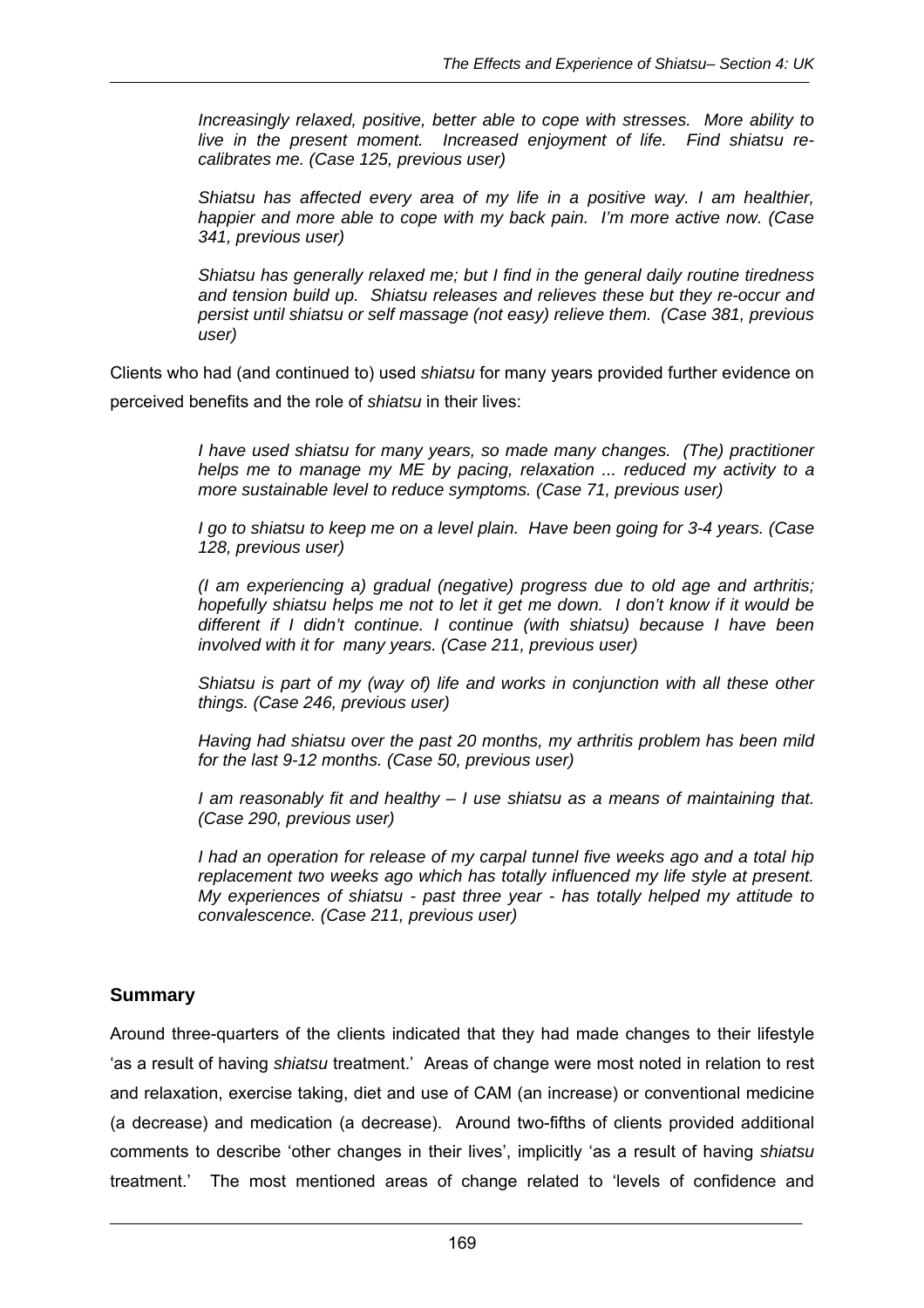> *Increasingly relaxed, positive, better able to cope with stresses. More ability to live in the present moment. Increased enjoyment of life. Find shiatsu re-calibrates me. (Case 125, previous user)*

> *Shiatsu has affected every area of my life in a positive way. I am healthier, happier and more able to cope with my back pain. I'm more active now. (Case 341, previous user)*

> *Shiatsu has generally relaxed me; but I find in the general daily routine tiredness and tension build up. Shiatsu releases and relieves these but they re-occur and persist until shiatsu or self massage (not easy) relieve them. (Case 381, previous user)*

Clients who had (and continued to) used *shiatsu* for many years provided further evidence on perceived benefits and the role of *shiatsu* in their lives:

> *I have used shiatsu for many years, so made many changes. (The) practitioner helps me to manage my ME by pacing, relaxation ... reduced my activity to a more sustainable level to reduce symptoms. (Case 71, previous user)*

> *I go to shiatsu to keep me on a level plain. Have been going for 3-4 years. (Case 128, previous user)*

> *(I am experiencing a) gradual (negative) progress due to old age and arthritis; hopefully shiatsu helps me not to let it get me down. I don't know if it would be different if I didn't continue. I continue (with shiatsu) because I have been involved with it for many years. (Case 211, previous user)*

> *Shiatsu is part of my (way of) life and works in conjunction with all these other things. (Case 246, previous user)*

> *Having had shiatsu over the past 20 months, my arthritis problem has been mild for the last 9-12 months. (Case 50, previous user)*

> *I am reasonably fit and healthy – I use shiatsu as a means of maintaining that. (Case 290, previous user)*

> *I had an operation for release of my carpal tunnel five weeks ago and a total hip replacement two weeks ago which has totally influenced my life style at present. My experiences of shiatsu - past three year - has totally helped my attitude to convalescence. (Case 211, previous user)*

## Summary

Around three-quarters of the clients indicated that they had made changes to their lifestyle 'as a result of having *shiatsu* treatment.' Areas of change were most noted in relation to rest and relaxation, exercise taking, diet and use of CAM (an increase) or conventional medicine (a decrease) and medication (a decrease). Around two-fifths of clients provided additional comments to describe 'other changes in their lives', implicitly 'as a result of having *shiatsu* treatment.' The most mentioned areas of change related to 'levels of confidence and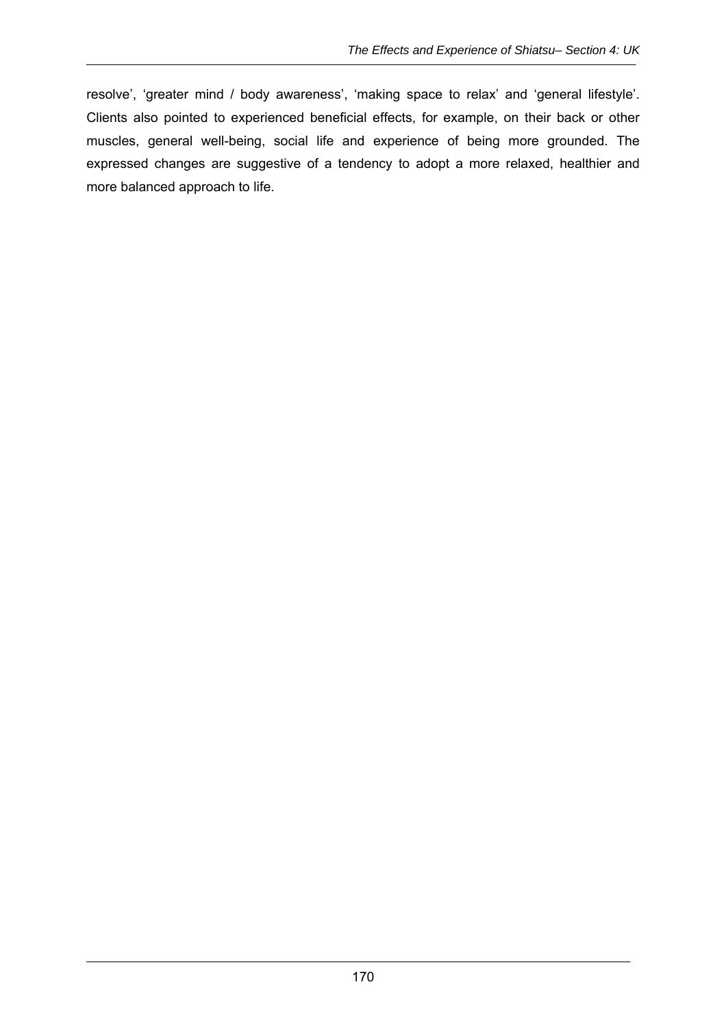resolve', 'greater mind / body awareness', 'making space to relax' and 'general lifestyle'. Clients also pointed to experienced beneficial effects, for example, on their back or other muscles, general well-being, social life and experience of being more grounded. The expressed changes are suggestive of a tendency to adopt a more relaxed, healthier and more balanced approach to life.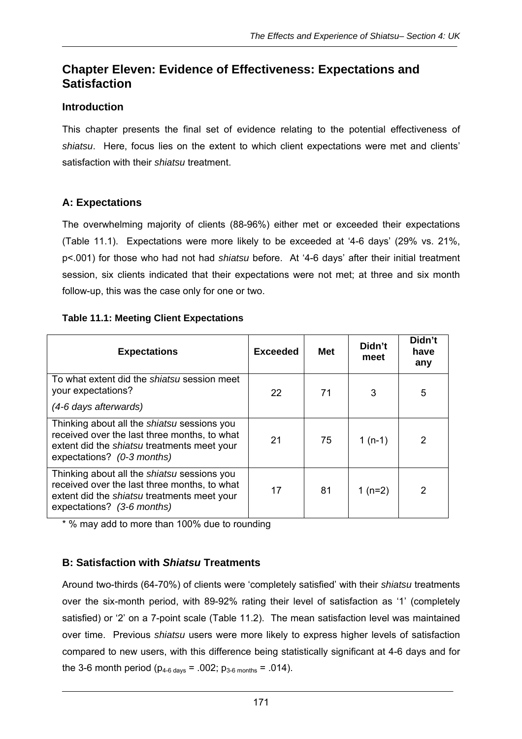## Chapter Eleven: Evidence of Effectiveness: Expectations and Satisfaction

### Introduction

This chapter presents the final set of evidence relating to the potential effectiveness of *shiatsu*. Here, focus lies on the extent to which client expectations were met and clients' satisfaction with their *shiatsu* treatment.

### A: Expectations

The overwhelming majority of clients (88-96%) either met or exceeded their expectations (Table 11.1). Expectations were more likely to be exceeded at '4-6 days' (29% vs. 21%, p<.001) for those who had not had *shiatsu* before. At '4-6 days' after their initial treatment session, six clients indicated that their expectations were not met; at three and six month follow-up, this was the case only for one or two.

**Table 11.1: Meeting Client Expectations**

| Expectations | Exceeded | Met | Didn't meet | Didn't have any |
|---|---|---|---|---|
| To what extent did the *shiatsu* session meet your expectations? *(4-6 days afterwards)* | 22 | 71 | 3 | 5 |
| Thinking about all the *shiatsu* sessions you received over the last three months, to what extent did the *shiatsu* treatments meet your expectations? *(0-3 months)* | 21 | 75 | 1 (n-1) | 2 |
| Thinking about all the *shiatsu* sessions you received over the last three months, to what extent did the *shiatsu* treatments meet your expectations? *(3-6 months)* | 17 | 81 | 1 (n=2) | 2 |

\* % may add to more than 100% due to rounding

### B: Satisfaction with *Shiatsu* Treatments

Around two-thirds (64-70%) of clients were 'completely satisfied' with their *shiatsu* treatments over the six-month period, with 89-92% rating their level of satisfaction as '1' (completely satisfied) or '2' on a 7-point scale (Table 11.2). The mean satisfaction level was maintained over time. Previous *shiatsu* users were more likely to express higher levels of satisfaction compared to new users, with this difference being statistically significant at 4-6 days and for the 3-6 month period ($p_{4\text{-}6\ days} = .002$; $p_{3\text{-}6\ months} = .014$).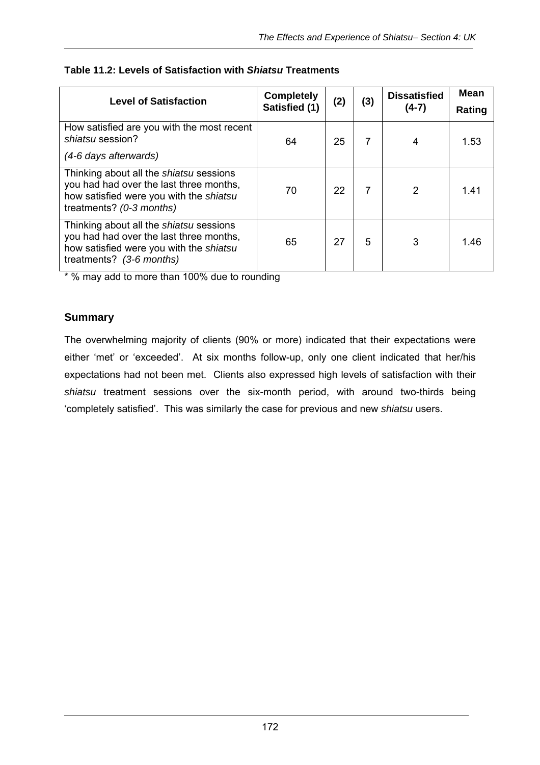**Table 11.2: Levels of Satisfaction with *Shiatsu* Treatments**

| Level of Satisfaction | Completely Satisfied (1) | (2) | (3) | Dissatisfied (4-7) | Mean Rating |
|---|---|---|---|---|---|
| How satisfied are you with the most recent *shiatsu* session? *(4-6 days afterwards)* | 64 | 25 | 7 | 4 | 1.53 |
| Thinking about all the *shiatsu* sessions you had had over the last three months, how satisfied were you with the *shiatsu* treatments? *(0-3 months)* | 70 | 22 | 7 | 2 | 1.41 |
| Thinking about all the *shiatsu* sessions you had had over the last three months, how satisfied were you with the *shiatsu* treatments? *(3-6 months)* | 65 | 27 | 5 | 3 | 1.46 |

* % may add to more than 100% due to rounding

### Summary

The overwhelming majority of clients (90% or more) indicated that their expectations were either 'met' or 'exceeded'. At six months follow-up, only one client indicated that her/his expectations had not been met. Clients also expressed high levels of satisfaction with their *shiatsu* treatment sessions over the six-month period, with around two-thirds being 'completely satisfied'. This was similarly the case for previous and new *shiatsu* users.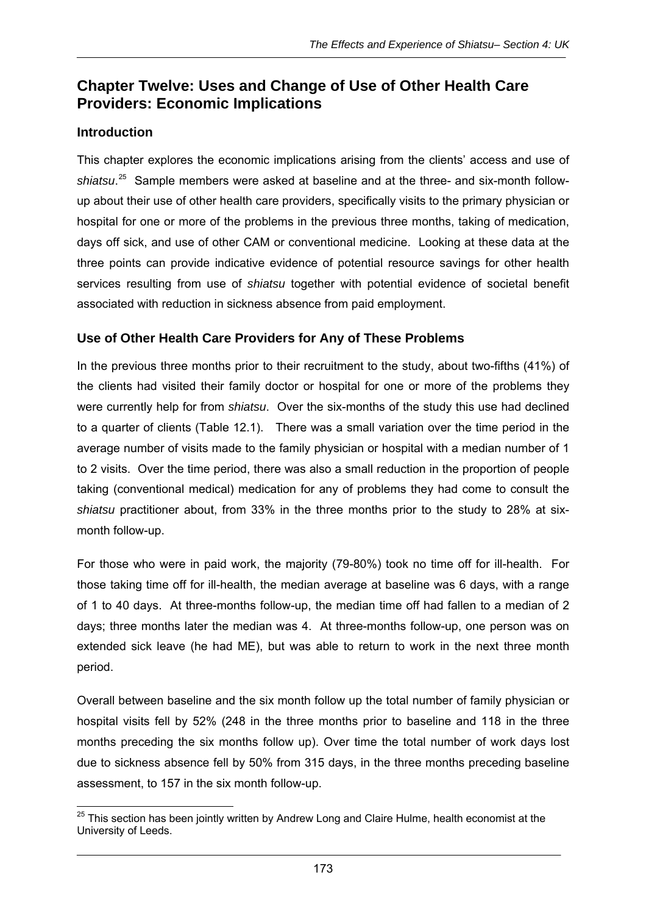## Chapter Twelve: Uses and Change of Use of Other Health Care Providers: Economic Implications

### Introduction

This chapter explores the economic implications arising from the clients' access and use of *shiatsu*.[25] Sample members were asked at baseline and at the three- and six-month follow-up about their use of other health care providers, specifically visits to the primary physician or hospital for one or more of the problems in the previous three months, taking of medication, days off sick, and use of other CAM or conventional medicine. Looking at these data at the three points can provide indicative evidence of potential resource savings for other health services resulting from use of *shiatsu* together with potential evidence of societal benefit associated with reduction in sickness absence from paid employment.

### Use of Other Health Care Providers for Any of These Problems

In the previous three months prior to their recruitment to the study, about two-fifths (41%) of the clients had visited their family doctor or hospital for one or more of the problems they were currently help for from *shiatsu*. Over the six-months of the study this use had declined to a quarter of clients (Table 12.1). There was a small variation over the time period in the average number of visits made to the family physician or hospital with a median number of 1 to 2 visits. Over the time period, there was also a small reduction in the proportion of people taking (conventional medical) medication for any of problems they had come to consult the *shiatsu* practitioner about, from 33% in the three months prior to the study to 28% at six-month follow-up.

For those who were in paid work, the majority (79-80%) took no time off for ill-health. For those taking time off for ill-health, the median average at baseline was 6 days, with a range of 1 to 40 days. At three-months follow-up, the median time off had fallen to a median of 2 days; three months later the median was 4. At three-months follow-up, one person was on extended sick leave (he had ME), but was able to return to work in the next three month period.

Overall between baseline and the six month follow up the total number of family physician or hospital visits fell by 52% (248 in the three months prior to baseline and 118 in the three months preceding the six months follow up). Over time the total number of work days lost due to sickness absence fell by 50% from 315 days, in the three months preceding baseline assessment, to 157 in the six month follow-up.

---

[25] This section has been jointly written by Andrew Long and Claire Hulme, health economist at the University of Leeds.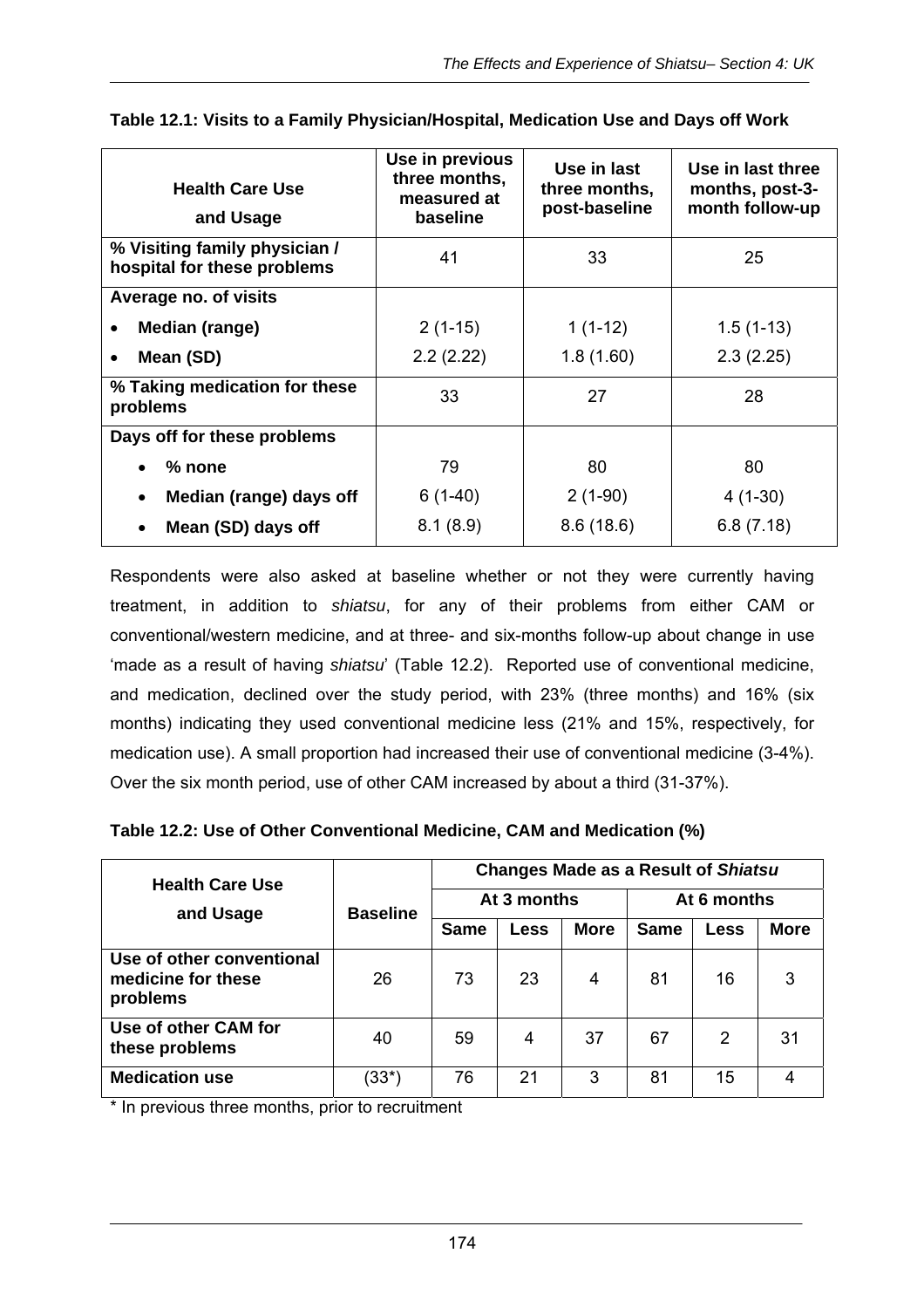**Table 12.1: Visits to a Family Physician/Hospital, Medication Use and Days off Work**

| Health Care Use and Usage | Use in previous three months, measured at baseline | Use in last three months, post-baseline | Use in last three months, post-3-month follow-up |
|---|---|---|---|
| **% Visiting family physician / hospital for these problems** | 41 | 33 | 25 |
| **Average no. of visits** | | | |
| • **Median (range)** | 2 (1-15) | 1 (1-12) | 1.5 (1-13) |
| • **Mean (SD)** | 2.2 (2.22) | 1.8 (1.60) | 2.3 (2.25) |
| **% Taking medication for these problems** | 33 | 27 | 28 |
| **Days off for these problems** | | | |
| • **% none** | 79 | 80 | 80 |
| • **Median (range) days off** | 6 (1-40) | 2 (1-90) | 4 (1-30) |
| • **Mean (SD) days off** | 8.1 (8.9) | 8.6 (18.6) | 6.8 (7.18) |

Respondents were also asked at baseline whether or not they were currently having treatment, in addition to *shiatsu*, for any of their problems from either CAM or conventional/western medicine, and at three- and six-months follow-up about change in use 'made as a result of having *shiatsu*' (Table 12.2). Reported use of conventional medicine, and medication, declined over the study period, with 23% (three months) and 16% (six months) indicating they used conventional medicine less (21% and 15%, respectively, for medication use). A small proportion had increased their use of conventional medicine (3-4%). Over the six month period, use of other CAM increased by about a third (31-37%).

**Table 12.2: Use of Other Conventional Medicine, CAM and Medication (%)**

| Health Care Use and Usage | Baseline | Changes Made as a Result of *Shiatsu* | | | | | |
|---|---|---|---|---|---|---|---|
| | | At 3 months | | | At 6 months | | |
| | | Same | Less | More | Same | Less | More |
| **Use of other conventional medicine for these problems** | 26 | 73 | 23 | 4 | 81 | 16 | 3 |
| **Use of other CAM for these problems** | 40 | 59 | 4 | 37 | 67 | 2 | 31 |
| **Medication use** | (33*) | 76 | 21 | 3 | 81 | 15 | 4 |

* In previous three months, prior to recruitment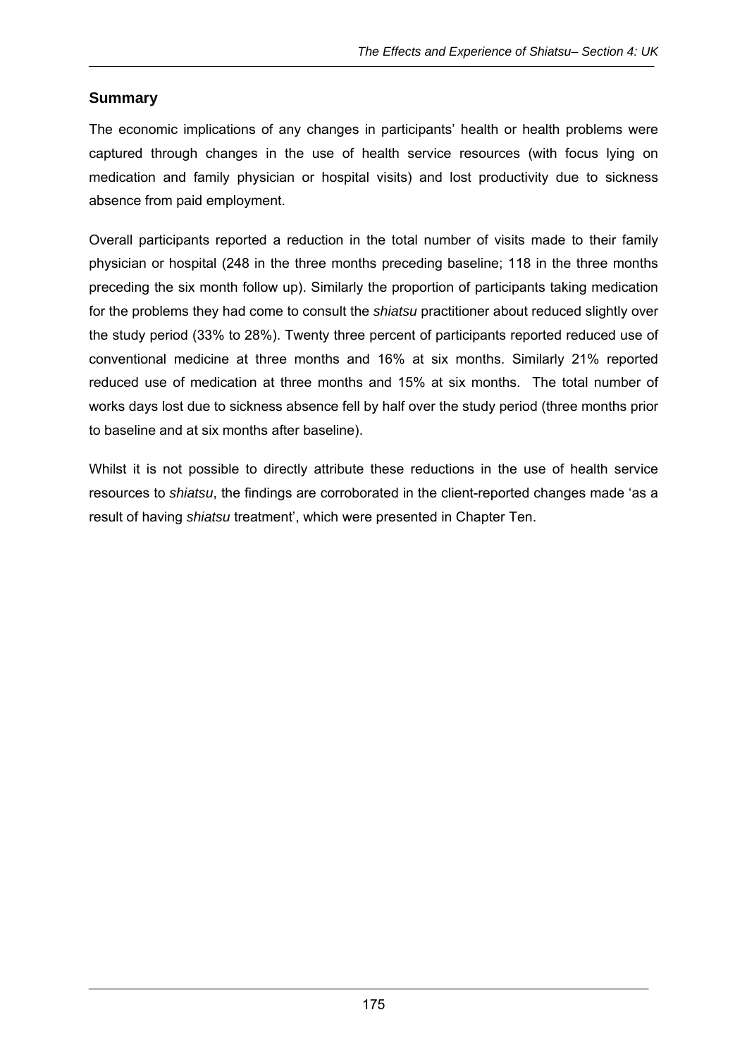## Summary

The economic implications of any changes in participants' health or health problems were captured through changes in the use of health service resources (with focus lying on medication and family physician or hospital visits) and lost productivity due to sickness absence from paid employment.

Overall participants reported a reduction in the total number of visits made to their family physician or hospital (248 in the three months preceding baseline; 118 in the three months preceding the six month follow up). Similarly the proportion of participants taking medication for the problems they had come to consult the *shiatsu* practitioner about reduced slightly over the study period (33% to 28%). Twenty three percent of participants reported reduced use of conventional medicine at three months and 16% at six months. Similarly 21% reported reduced use of medication at three months and 15% at six months. The total number of works days lost due to sickness absence fell by half over the study period (three months prior to baseline and at six months after baseline).

Whilst it is not possible to directly attribute these reductions in the use of health service resources to *shiatsu*, the findings are corroborated in the client-reported changes made 'as a result of having *shiatsu* treatment', which were presented in Chapter Ten.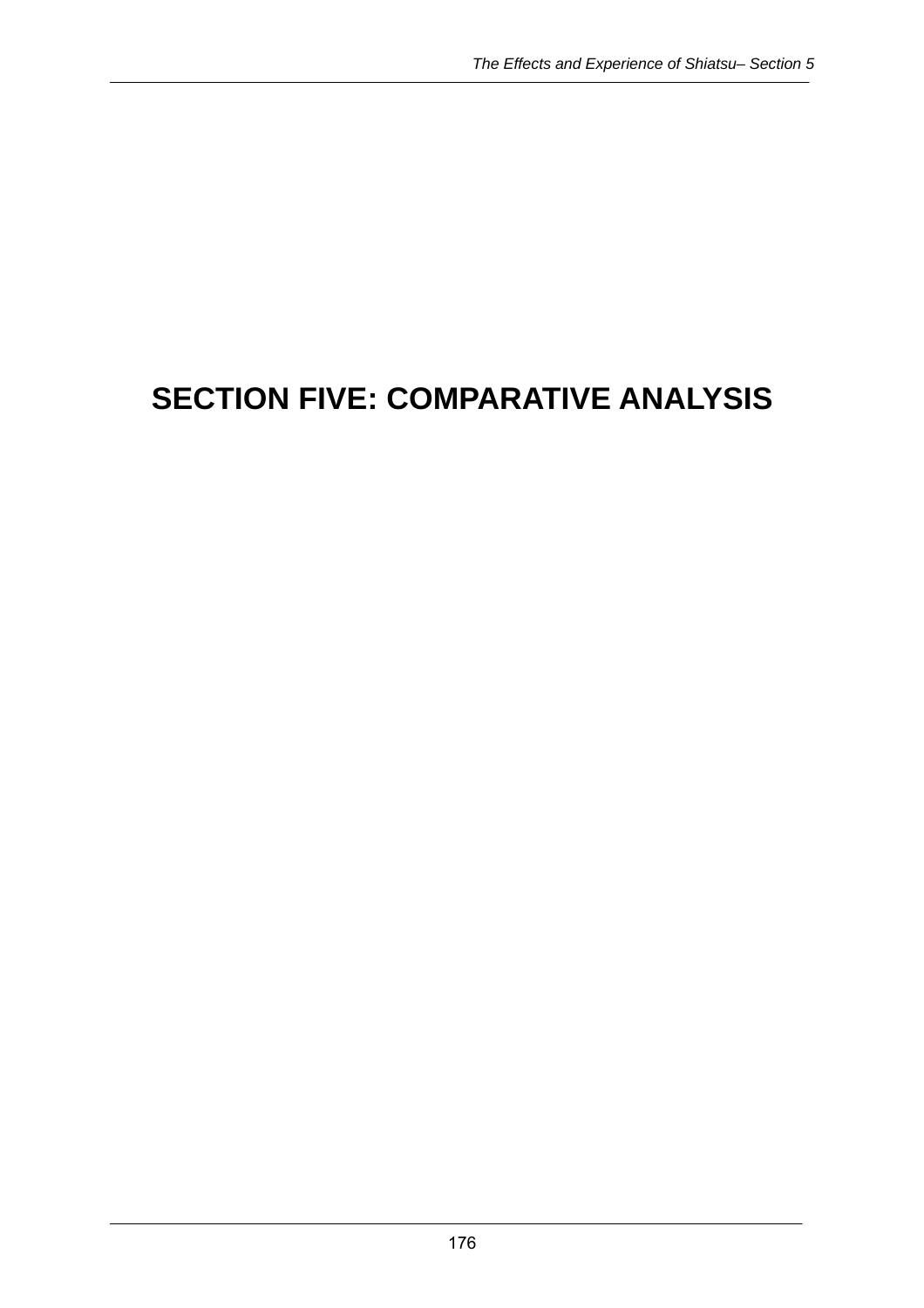# SECTION FIVE: COMPARATIVE ANALYSIS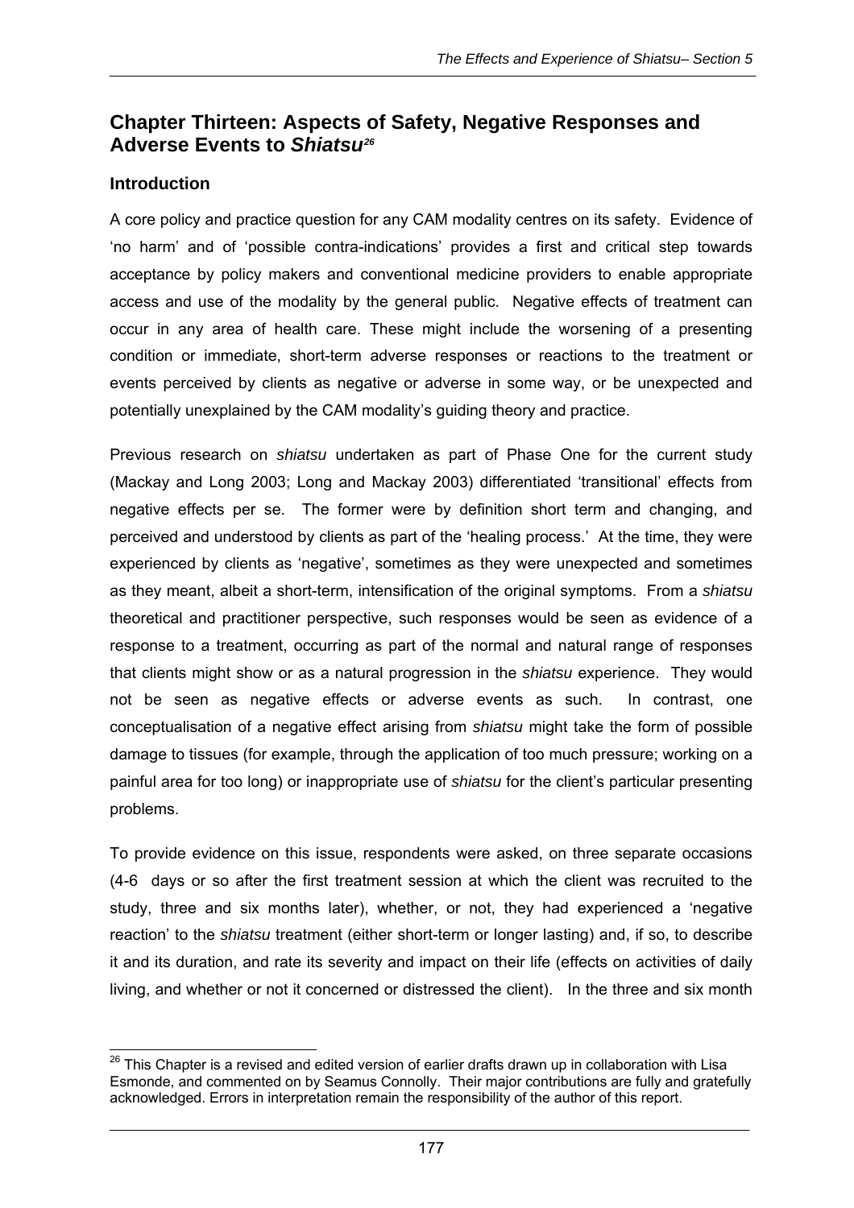## Chapter Thirteen: Aspects of Safety, Negative Responses and Adverse Events to *Shiatsu*[26]

### Introduction

A core policy and practice question for any CAM modality centres on its safety. Evidence of 'no harm' and of 'possible contra-indications' provides a first and critical step towards acceptance by policy makers and conventional medicine providers to enable appropriate access and use of the modality by the general public. Negative effects of treatment can occur in any area of health care. These might include the worsening of a presenting condition or immediate, short-term adverse responses or reactions to the treatment or events perceived by clients as negative or adverse in some way, or be unexpected and potentially unexplained by the CAM modality's guiding theory and practice.

Previous research on *shiatsu* undertaken as part of Phase One for the current study (Mackay and Long 2003; Long and Mackay 2003) differentiated 'transitional' effects from negative effects per se. The former were by definition short term and changing, and perceived and understood by clients as part of the 'healing process.' At the time, they were experienced by clients as 'negative', sometimes as they were unexpected and sometimes as they meant, albeit a short-term, intensification of the original symptoms. From a *shiatsu* theoretical and practitioner perspective, such responses would be seen as evidence of a response to a treatment, occurring as part of the normal and natural range of responses that clients might show or as a natural progression in the *shiatsu* experience. They would not be seen as negative effects or adverse events as such. In contrast, one conceptualisation of a negative effect arising from *shiatsu* might take the form of possible damage to tissues (for example, through the application of too much pressure; working on a painful area for too long) or inappropriate use of *shiatsu* for the client's particular presenting problems.

To provide evidence on this issue, respondents were asked, on three separate occasions (4-6 days or so after the first treatment session at which the client was recruited to the study, three and six months later), whether, or not, they had experienced a 'negative reaction' to the *shiatsu* treatment (either short-term or longer lasting) and, if so, to describe it and its duration, and rate its severity and impact on their life (effects on activities of daily living, and whether or not it concerned or distressed the client). In the three and six month

---

[26] This Chapter is a revised and edited version of earlier drafts drawn up in collaboration with Lisa Esmonde, and commented on by Seamus Connolly. Their major contributions are fully and gratefully acknowledged. Errors in interpretation remain the responsibility of the author of this report.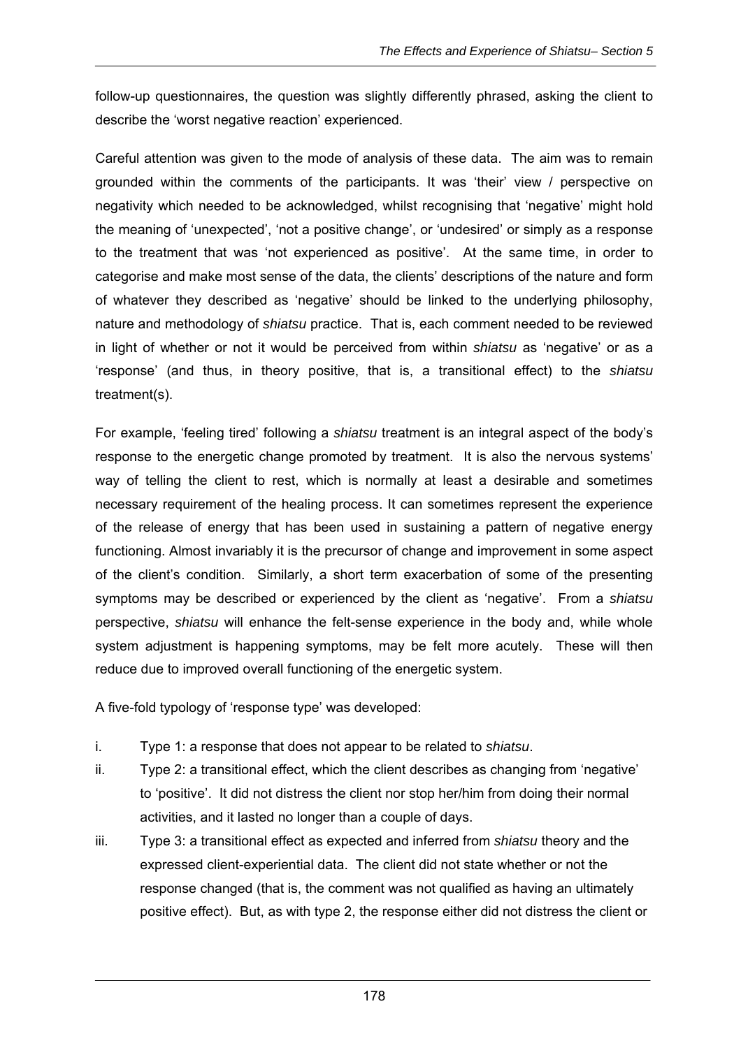follow-up questionnaires, the question was slightly differently phrased, asking the client to describe the 'worst negative reaction' experienced.

Careful attention was given to the mode of analysis of these data. The aim was to remain grounded within the comments of the participants. It was 'their' view / perspective on negativity which needed to be acknowledged, whilst recognising that 'negative' might hold the meaning of 'unexpected', 'not a positive change', or 'undesired' or simply as a response to the treatment that was 'not experienced as positive'. At the same time, in order to categorise and make most sense of the data, the clients' descriptions of the nature and form of whatever they described as 'negative' should be linked to the underlying philosophy, nature and methodology of *shiatsu* practice. That is, each comment needed to be reviewed in light of whether or not it would be perceived from within *shiatsu* as 'negative' or as a 'response' (and thus, in theory positive, that is, a transitional effect) to the *shiatsu* treatment(s).

For example, 'feeling tired' following a *shiatsu* treatment is an integral aspect of the body's response to the energetic change promoted by treatment. It is also the nervous systems' way of telling the client to rest, which is normally at least a desirable and sometimes necessary requirement of the healing process. It can sometimes represent the experience of the release of energy that has been used in sustaining a pattern of negative energy functioning. Almost invariably it is the precursor of change and improvement in some aspect of the client's condition. Similarly, a short term exacerbation of some of the presenting symptoms may be described or experienced by the client as 'negative'. From a *shiatsu* perspective, *shiatsu* will enhance the felt-sense experience in the body and, while whole system adjustment is happening symptoms, may be felt more acutely. These will then reduce due to improved overall functioning of the energetic system.

A five-fold typology of 'response type' was developed:

i. Type 1: a response that does not appear to be related to *shiatsu*.

ii. Type 2: a transitional effect, which the client describes as changing from 'negative' to 'positive'. It did not distress the client nor stop her/him from doing their normal activities, and it lasted no longer than a couple of days.

iii. Type 3: a transitional effect as expected and inferred from *shiatsu* theory and the expressed client-experiential data. The client did not state whether or not the response changed (that is, the comment was not qualified as having an ultimately positive effect). But, as with type 2, the response either did not distress the client or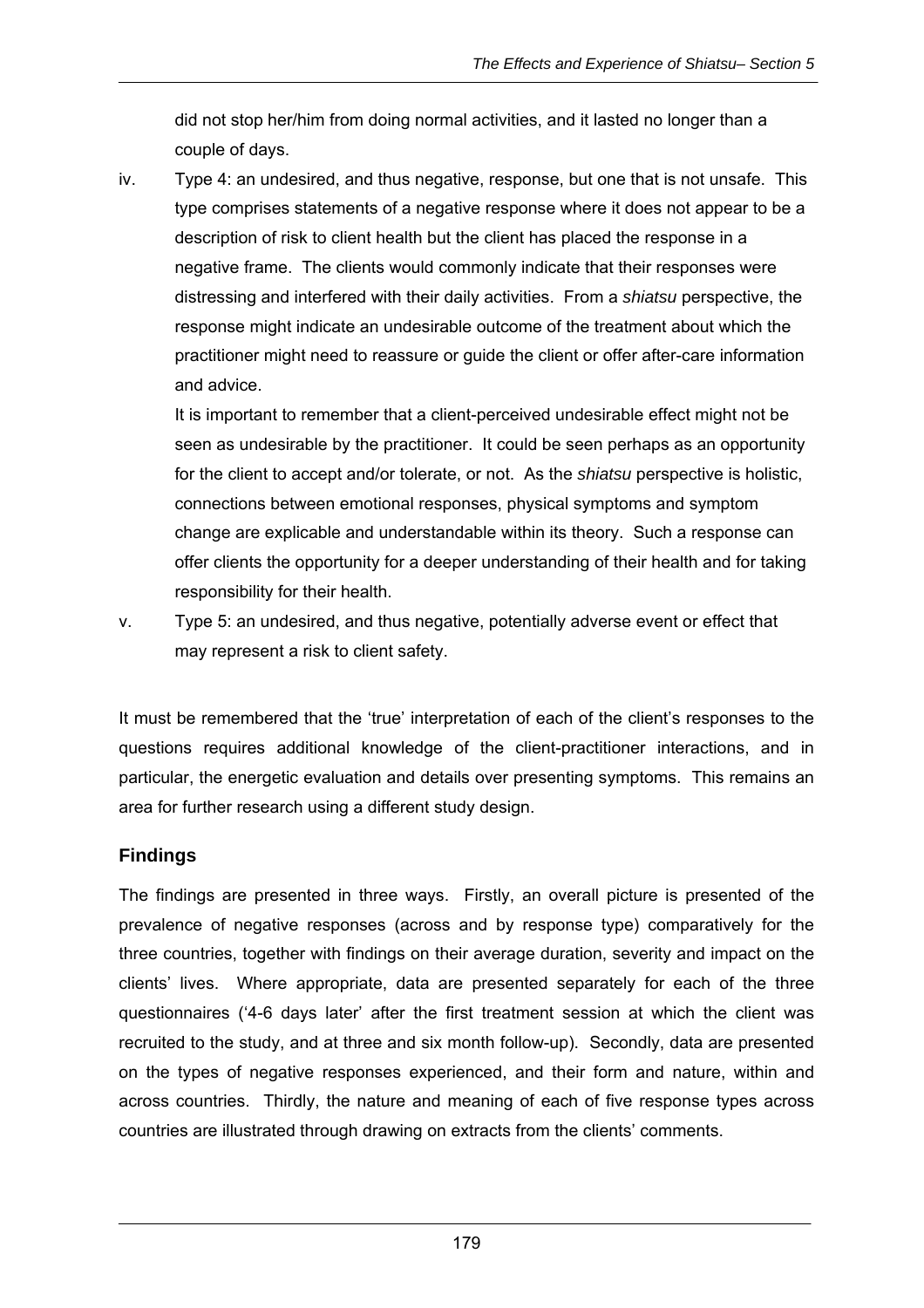did not stop her/him from doing normal activities, and it lasted no longer than a couple of days.

iv. Type 4: an undesired, and thus negative, response, but one that is not unsafe. This type comprises statements of a negative response where it does not appear to be a description of risk to client health but the client has placed the response in a negative frame. The clients would commonly indicate that their responses were distressing and interfered with their daily activities. From a *shiatsu* perspective, the response might indicate an undesirable outcome of the treatment about which the practitioner might need to reassure or guide the client or offer after-care information and advice.

   It is important to remember that a client-perceived undesirable effect might not be seen as undesirable by the practitioner. It could be seen perhaps as an opportunity for the client to accept and/or tolerate, or not. As the *shiatsu* perspective is holistic, connections between emotional responses, physical symptoms and symptom change are explicable and understandable within its theory. Such a response can offer clients the opportunity for a deeper understanding of their health and for taking responsibility for their health.

v. Type 5: an undesired, and thus negative, potentially adverse event or effect that may represent a risk to client safety.

It must be remembered that the 'true' interpretation of each of the client's responses to the questions requires additional knowledge of the client-practitioner interactions, and in particular, the energetic evaluation and details over presenting symptoms. This remains an area for further research using a different study design.

## Findings

The findings are presented in three ways. Firstly, an overall picture is presented of the prevalence of negative responses (across and by response type) comparatively for the three countries, together with findings on their average duration, severity and impact on the clients' lives. Where appropriate, data are presented separately for each of the three questionnaires ('4-6 days later' after the first treatment session at which the client was recruited to the study, and at three and six month follow-up). Secondly, data are presented on the types of negative responses experienced, and their form and nature, within and across countries. Thirdly, the nature and meaning of each of five response types across countries are illustrated through drawing on extracts from the clients' comments.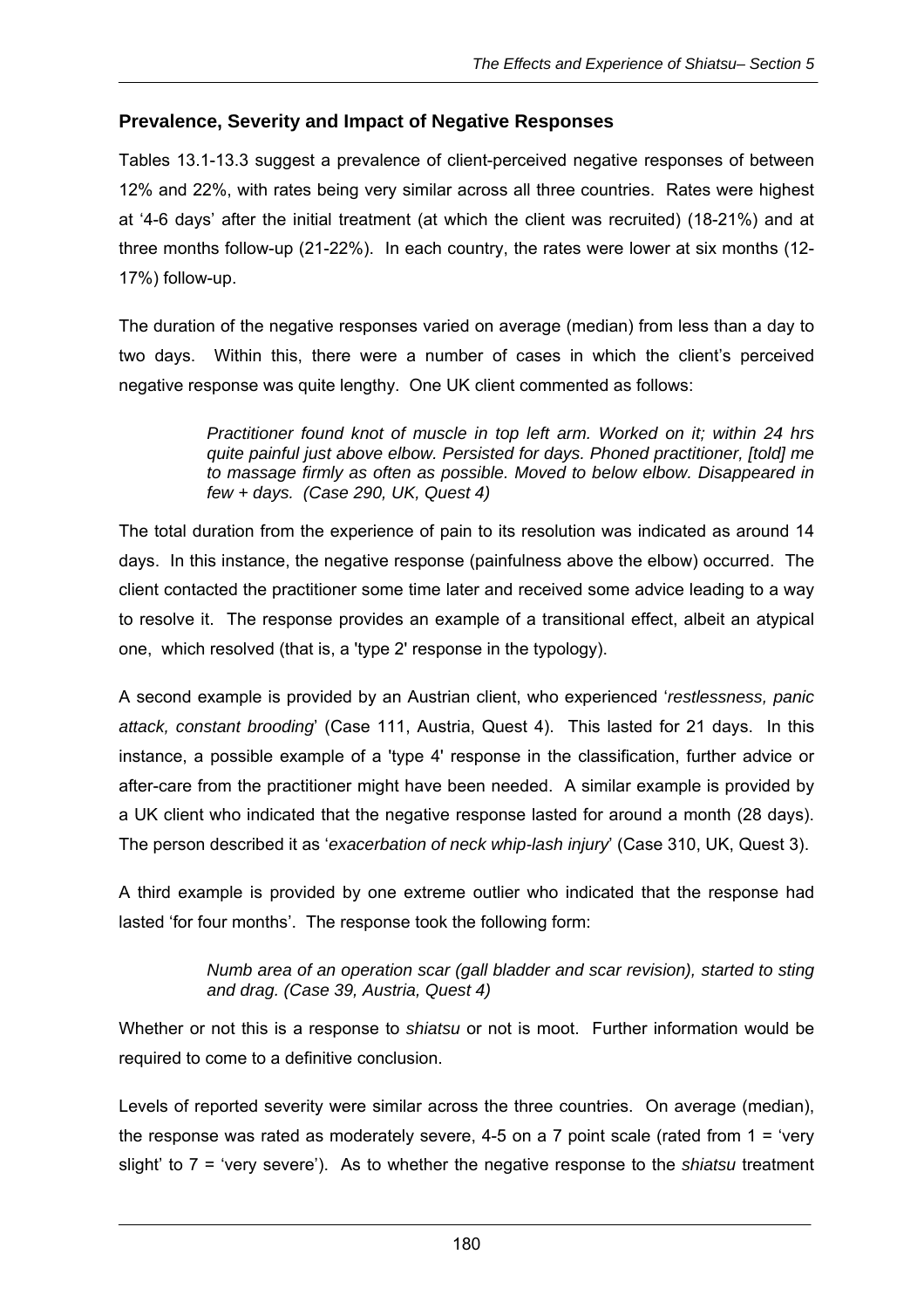## Prevalence, Severity and Impact of Negative Responses

Tables 13.1-13.3 suggest a prevalence of client-perceived negative responses of between 12% and 22%, with rates being very similar across all three countries. Rates were highest at '4-6 days' after the initial treatment (at which the client was recruited) (18-21%) and at three months follow-up (21-22%). In each country, the rates were lower at six months (12-17%) follow-up.

The duration of the negative responses varied on average (median) from less than a day to two days. Within this, there were a number of cases in which the client's perceived negative response was quite lengthy. One UK client commented as follows:

> *Practitioner found knot of muscle in top left arm. Worked on it; within 24 hrs quite painful just above elbow. Persisted for days. Phoned practitioner, [told] me to massage firmly as often as possible. Moved to below elbow. Disappeared in few + days. (Case 290, UK, Quest 4)*

The total duration from the experience of pain to its resolution was indicated as around 14 days. In this instance, the negative response (painfulness above the elbow) occurred. The client contacted the practitioner some time later and received some advice leading to a way to resolve it. The response provides an example of a transitional effect, albeit an atypical one, which resolved (that is, a 'type 2' response in the typology).

A second example is provided by an Austrian client, who experienced '*restlessness, panic attack, constant brooding*' (Case 111, Austria, Quest 4). This lasted for 21 days. In this instance, a possible example of a 'type 4' response in the classification, further advice or after-care from the practitioner might have been needed. A similar example is provided by a UK client who indicated that the negative response lasted for around a month (28 days). The person described it as '*exacerbation of neck whip-lash injury*' (Case 310, UK, Quest 3).

A third example is provided by one extreme outlier who indicated that the response had lasted 'for four months'. The response took the following form:

> *Numb area of an operation scar (gall bladder and scar revision), started to sting and drag. (Case 39, Austria, Quest 4)*

Whether or not this is a response to *shiatsu* or not is moot. Further information would be required to come to a definitive conclusion.

Levels of reported severity were similar across the three countries. On average (median), the response was rated as moderately severe, 4-5 on a 7 point scale (rated from 1 = 'very slight' to 7 = 'very severe'). As to whether the negative response to the *shiatsu* treatment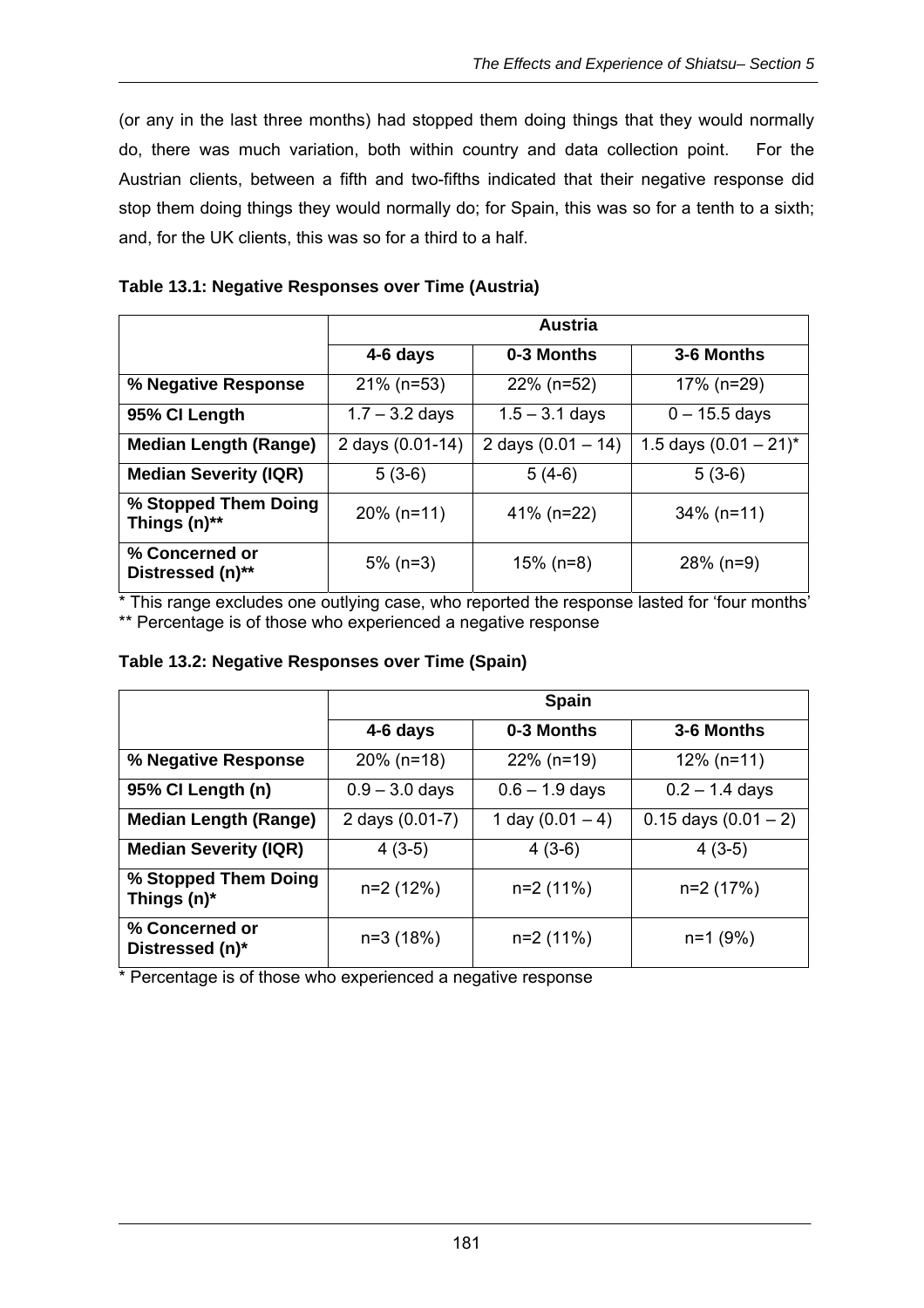(or any in the last three months) had stopped them doing things that they would normally do, there was much variation, both within country and data collection point. For the Austrian clients, between a fifth and two-fifths indicated that their negative response did stop them doing things they would normally do; for Spain, this was so for a tenth to a sixth; and, for the UK clients, this was so for a third to a half.

**Table 13.1: Negative Responses over Time (Austria)**

| | Austria | | |
|---|---|---|---|
| | **4-6 days** | **0-3 Months** | **3-6 Months** |
| **% Negative Response** | 21% (n=53) | 22% (n=52) | 17% (n=29) |
| **95% CI Length** | 1.7 – 3.2 days | 1.5 – 3.1 days | 0 – 15.5 days |
| **Median Length (Range)** | 2 days (0.01-14) | 2 days (0.01 – 14) | 1.5 days (0.01 – 21)* |
| **Median Severity (IQR)** | 5 (3-6) | 5 (4-6) | 5 (3-6) |
| **% Stopped Them Doing Things (n)**** | 20% (n=11) | 41% (n=22) | 34% (n=11) |
| **% Concerned or Distressed (n)**** | 5% (n=3) | 15% (n=8) | 28% (n=9) |

\* This range excludes one outlying case, who reported the response lasted for 'four months'
** Percentage is of those who experienced a negative response

**Table 13.2: Negative Responses over Time (Spain)**

| | Spain | | |
|---|---|---|---|
| | **4-6 days** | **0-3 Months** | **3-6 Months** |
| **% Negative Response** | 20% (n=18) | 22% (n=19) | 12% (n=11) |
| **95% CI Length (n)** | 0.9 – 3.0 days | 0.6 – 1.9 days | 0.2 – 1.4 days |
| **Median Length (Range)** | 2 days (0.01-7) | 1 day (0.01 – 4) | 0.15 days (0.01 – 2) |
| **Median Severity (IQR)** | 4 (3-5) | 4 (3-6) | 4 (3-5) |
| **% Stopped Them Doing Things (n)*** | n=2 (12%) | n=2 (11%) | n=2 (17%) |
| **% Concerned or Distressed (n)*** | n=3 (18%) | n=2 (11%) | n=1 (9%) |

\* Percentage is of those who experienced a negative response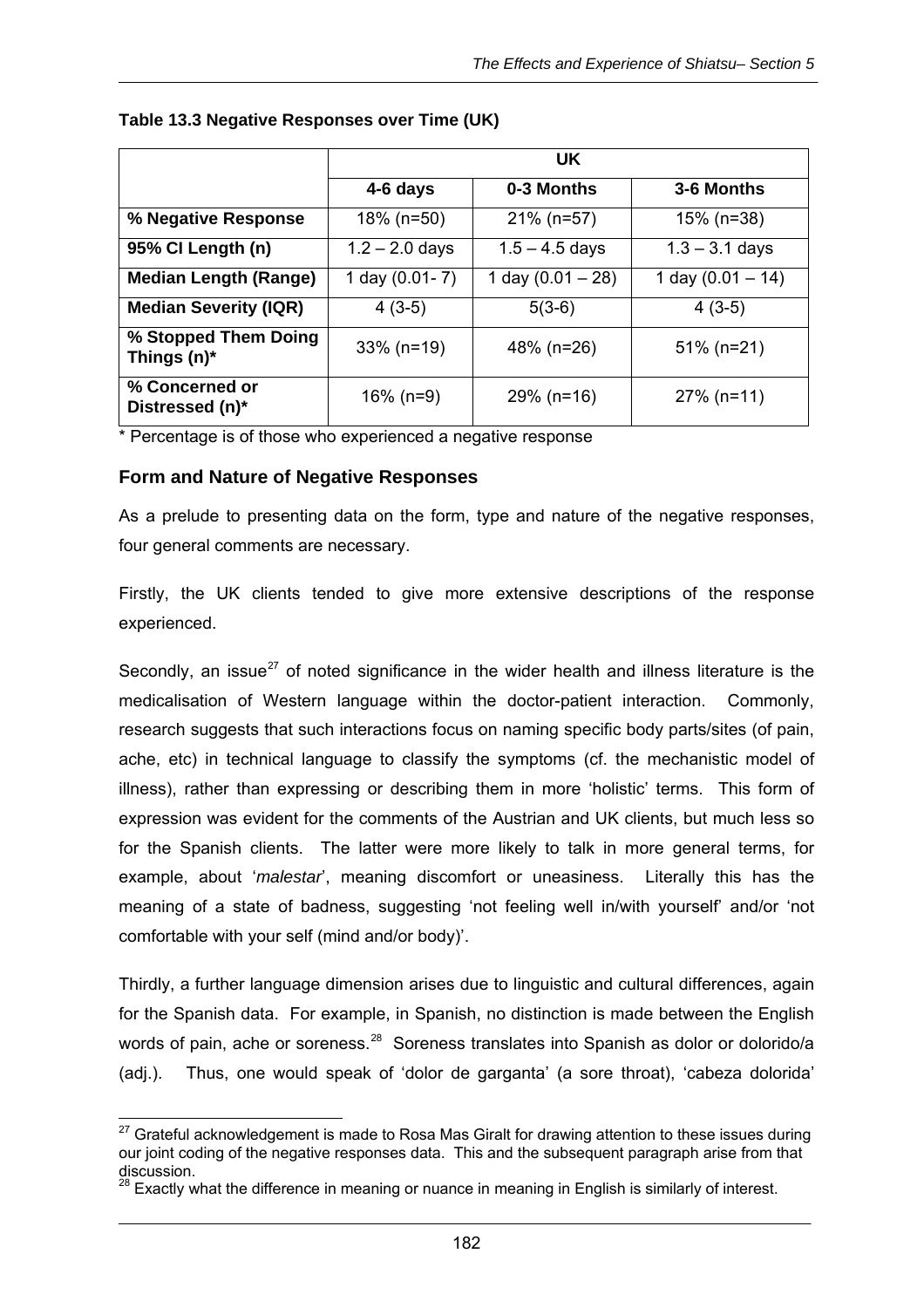**Table 13.3 Negative Responses over Time (UK)**

| | UK | | |
|---|---|---|---|
| | **4-6 days** | **0-3 Months** | **3-6 Months** |
| **% Negative Response** | 18% (n=50) | 21% (n=57) | 15% (n=38) |
| **95% CI Length (n)** | 1.2 – 2.0 days | 1.5 – 4.5 days | 1.3 – 3.1 days |
| **Median Length (Range)** | 1 day (0.01- 7) | 1 day (0.01 – 28) | 1 day (0.01 – 14) |
| **Median Severity (IQR)** | 4 (3-5) | 5(3-6) | 4 (3-5) |
| **% Stopped Them Doing Things (n)*** | 33% (n=19) | 48% (n=26) | 51% (n=21) |
| **% Concerned or Distressed (n)*** | 16% (n=9) | 29% (n=16) | 27% (n=11) |

* Percentage is of those who experienced a negative response

### Form and Nature of Negative Responses

As a prelude to presenting data on the form, type and nature of the negative responses, four general comments are necessary.

Firstly, the UK clients tended to give more extensive descriptions of the response experienced.

Secondly, an issue[27] of noted significance in the wider health and illness literature is the medicalisation of Western language within the doctor-patient interaction. Commonly, research suggests that such interactions focus on naming specific body parts/sites (of pain, ache, etc) in technical language to classify the symptoms (cf. the mechanistic model of illness), rather than expressing or describing them in more 'holistic' terms. This form of expression was evident for the comments of the Austrian and UK clients, but much less so for the Spanish clients. The latter were more likely to talk in more general terms, for example, about '*malestar*', meaning discomfort or uneasiness. Literally this has the meaning of a state of badness, suggesting 'not feeling well in/with yourself' and/or 'not comfortable with your self (mind and/or body)'.

Thirdly, a further language dimension arises due to linguistic and cultural differences, again for the Spanish data. For example, in Spanish, no distinction is made between the English words of pain, ache or soreness.[28] Soreness translates into Spanish as dolor or dolorido/a (adj.). Thus, one would speak of 'dolor de garganta' (a sore throat), 'cabeza dolorida'

---

[27] Grateful acknowledgement is made to Rosa Mas Giralt for drawing attention to these issues during our joint coding of the negative responses data. This and the subsequent paragraph arise from that discussion.

[28] Exactly what the difference in meaning or nuance in meaning in English is similarly of interest.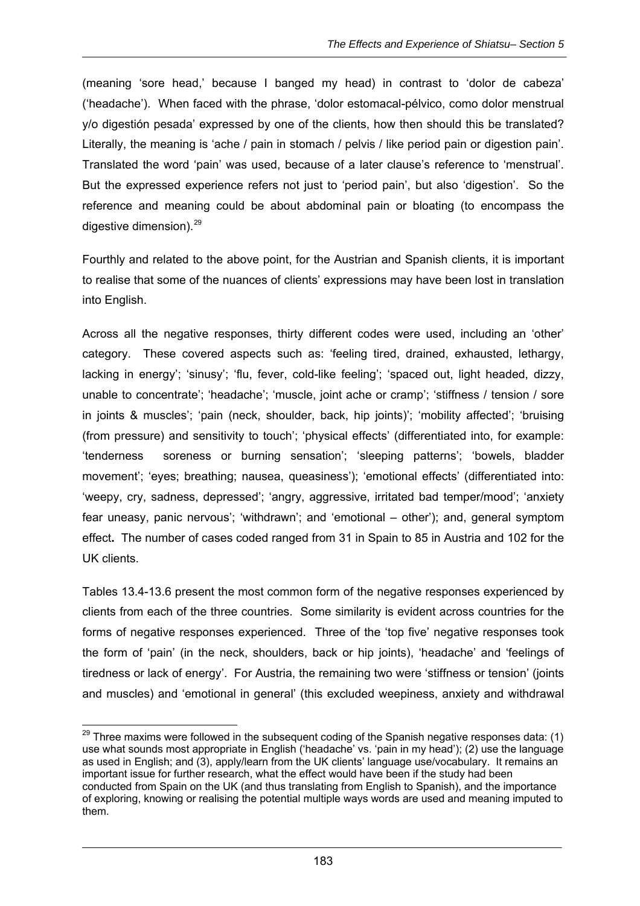(meaning 'sore head,' because I banged my head) in contrast to 'dolor de cabeza' ('headache'). When faced with the phrase, 'dolor estomacal-pélvico, como dolor menstrual y/o digestión pesada' expressed by one of the clients, how then should this be translated? Literally, the meaning is 'ache / pain in stomach / pelvis / like period pain or digestion pain'. Translated the word 'pain' was used, because of a later clause's reference to 'menstrual'. But the expressed experience refers not just to 'period pain', but also 'digestion'. So the reference and meaning could be about abdominal pain or bloating (to encompass the digestive dimension).[29]

Fourthly and related to the above point, for the Austrian and Spanish clients, it is important to realise that some of the nuances of clients' expressions may have been lost in translation into English.

Across all the negative responses, thirty different codes were used, including an 'other' category. These covered aspects such as: 'feeling tired, drained, exhausted, lethargy, lacking in energy'; 'sinusy'; 'flu, fever, cold-like feeling'; 'spaced out, light headed, dizzy, unable to concentrate'; 'headache'; 'muscle, joint ache or cramp'; 'stiffness / tension / sore in joints & muscles'; 'pain (neck, shoulder, back, hip joints)'; 'mobility affected'; 'bruising (from pressure) and sensitivity to touch'; 'physical effects' (differentiated into, for example: 'tenderness soreness or burning sensation'; 'sleeping patterns'; 'bowels, bladder movement'; 'eyes; breathing; nausea, queasiness'); 'emotional effects' (differentiated into: 'weepy, cry, sadness, depressed'; 'angry, aggressive, irritated bad temper/mood'; 'anxiety fear uneasy, panic nervous'; 'withdrawn'; and 'emotional – other'); and, general symptom effect**.** The number of cases coded ranged from 31 in Spain to 85 in Austria and 102 for the UK clients.

Tables 13.4-13.6 present the most common form of the negative responses experienced by clients from each of the three countries. Some similarity is evident across countries for the forms of negative responses experienced. Three of the 'top five' negative responses took the form of 'pain' (in the neck, shoulders, back or hip joints), 'headache' and 'feelings of tiredness or lack of energy'. For Austria, the remaining two were 'stiffness or tension' (joints and muscles) and 'emotional in general' (this excluded weepiness, anxiety and withdrawal

---

[29] Three maxims were followed in the subsequent coding of the Spanish negative responses data: (1) use what sounds most appropriate in English ('headache' vs. 'pain in my head'); (2) use the language as used in English; and (3), apply/learn from the UK clients' language use/vocabulary. It remains an important issue for further research, what the effect would have been if the study had been conducted from Spain on the UK (and thus translating from English to Spanish), and the importance of exploring, knowing or realising the potential multiple ways words are used and meaning imputed to them.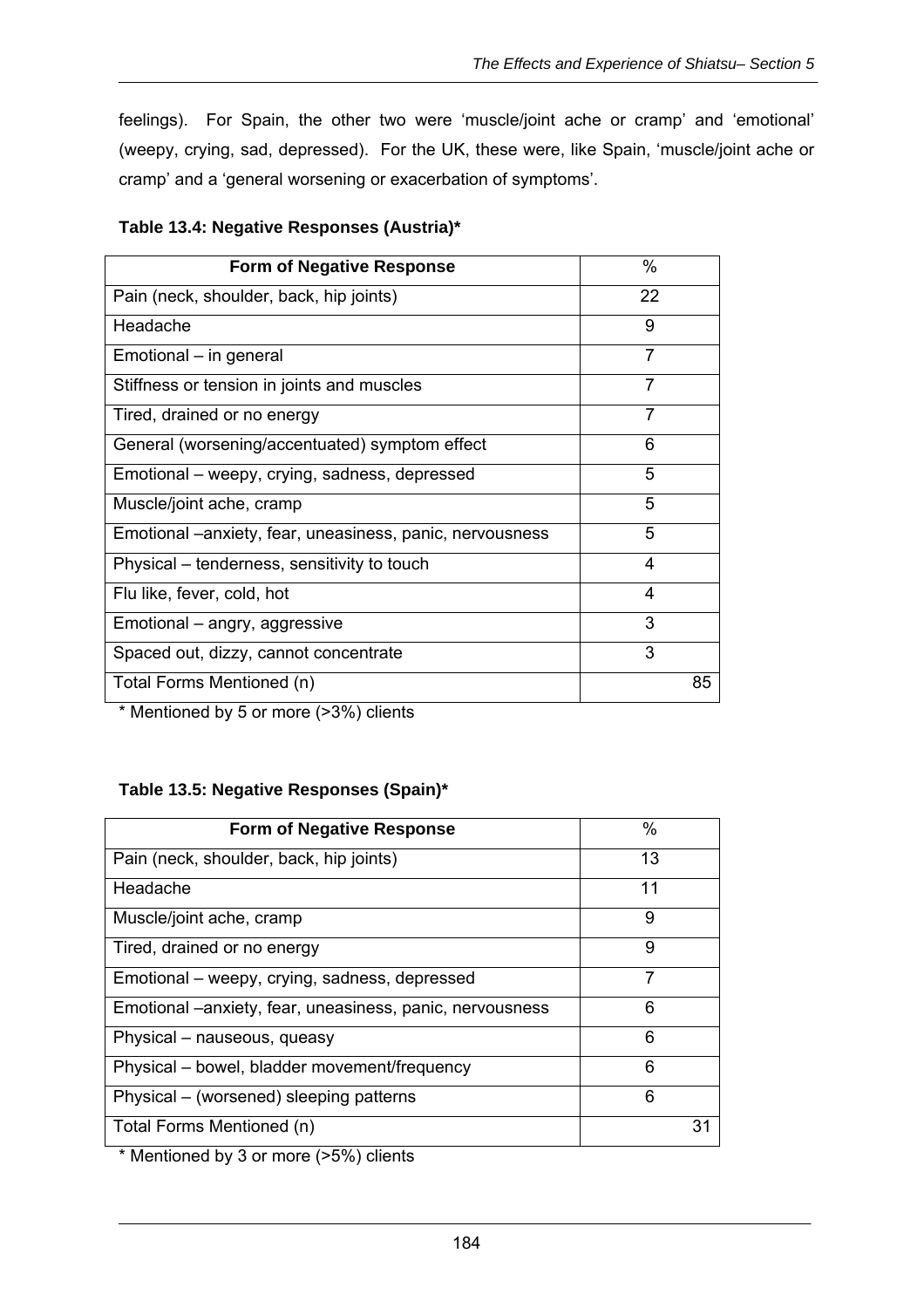feelings). For Spain, the other two were 'muscle/joint ache or cramp' and 'emotional' (weepy, crying, sad, depressed). For the UK, these were, like Spain, 'muscle/joint ache or cramp' and a 'general worsening or exacerbation of symptoms'.

**Table 13.4: Negative Responses (Austria)***

| Form of Negative Response | % |
|---|---|
| Pain (neck, shoulder, back, hip joints) | 22 |
| Headache | 9 |
| Emotional – in general | 7 |
| Stiffness or tension in joints and muscles | 7 |
| Tired, drained or no energy | 7 |
| General (worsening/accentuated) symptom effect | 6 |
| Emotional – weepy, crying, sadness, depressed | 5 |
| Muscle/joint ache, cramp | 5 |
| Emotional –anxiety, fear, uneasiness, panic, nervousness | 5 |
| Physical – tenderness, sensitivity to touch | 4 |
| Flu like, fever, cold, hot | 4 |
| Emotional – angry, aggressive | 3 |
| Spaced out, dizzy, cannot concentrate | 3 |
| Total Forms Mentioned (n) | 85 |

* Mentioned by 5 or more (>3%) clients

**Table 13.5: Negative Responses (Spain)***

| Form of Negative Response | % |
|---|---|
| Pain (neck, shoulder, back, hip joints) | 13 |
| Headache | 11 |
| Muscle/joint ache, cramp | 9 |
| Tired, drained or no energy | 9 |
| Emotional – weepy, crying, sadness, depressed | 7 |
| Emotional –anxiety, fear, uneasiness, panic, nervousness | 6 |
| Physical – nauseous, queasy | 6 |
| Physical – bowel, bladder movement/frequency | 6 |
| Physical – (worsened) sleeping patterns | 6 |
| Total Forms Mentioned (n) | 31 |

* Mentioned by 3 or more (>5%) clients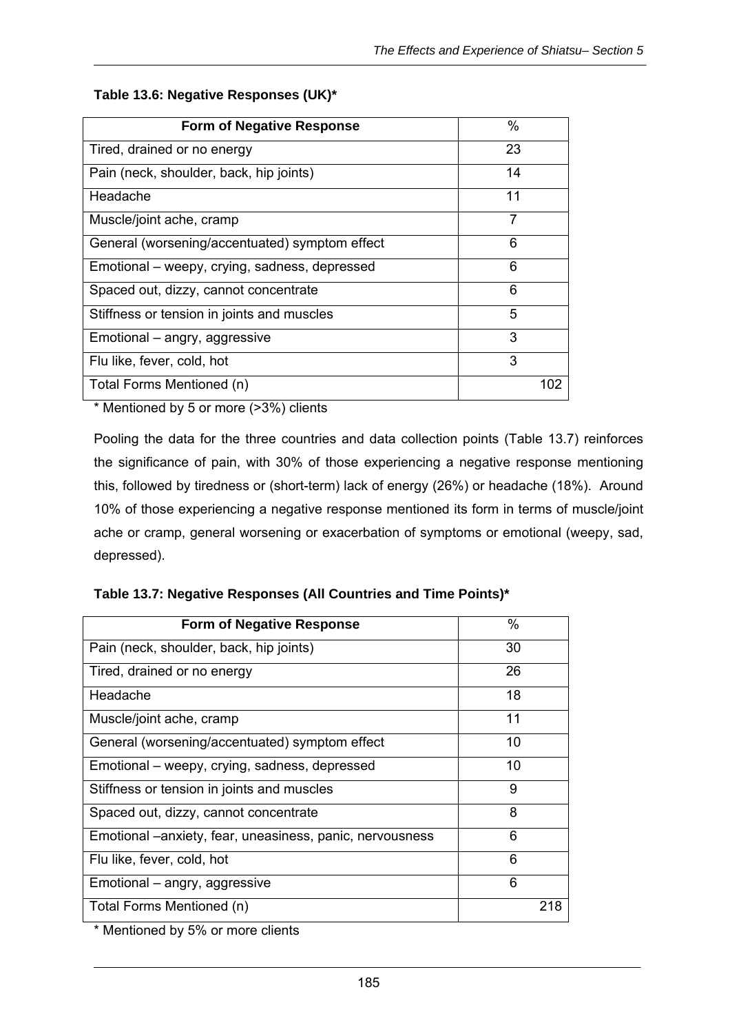**Table 13.6: Negative Responses (UK)***

| Form of Negative Response | % |
|---|---|
| Tired, drained or no energy | 23 |
| Pain (neck, shoulder, back, hip joints) | 14 |
| Headache | 11 |
| Muscle/joint ache, cramp | 7 |
| General (worsening/accentuated) symptom effect | 6 |
| Emotional – weepy, crying, sadness, depressed | 6 |
| Spaced out, dizzy, cannot concentrate | 6 |
| Stiffness or tension in joints and muscles | 5 |
| Emotional – angry, aggressive | 3 |
| Flu like, fever, cold, hot | 3 |
| Total Forms Mentioned (n) | 102 |

* Mentioned by 5 or more (>3%) clients

Pooling the data for the three countries and data collection points (Table 13.7) reinforces the significance of pain, with 30% of those experiencing a negative response mentioning this, followed by tiredness or (short-term) lack of energy (26%) or headache (18%). Around 10% of those experiencing a negative response mentioned its form in terms of muscle/joint ache or cramp, general worsening or exacerbation of symptoms or emotional (weepy, sad, depressed).

**Table 13.7: Negative Responses (All Countries and Time Points)***

| Form of Negative Response | % |
|---|---|
| Pain (neck, shoulder, back, hip joints) | 30 |
| Tired, drained or no energy | 26 |
| Headache | 18 |
| Muscle/joint ache, cramp | 11 |
| General (worsening/accentuated) symptom effect | 10 |
| Emotional – weepy, crying, sadness, depressed | 10 |
| Stiffness or tension in joints and muscles | 9 |
| Spaced out, dizzy, cannot concentrate | 8 |
| Emotional –anxiety, fear, uneasiness, panic, nervousness | 6 |
| Flu like, fever, cold, hot | 6 |
| Emotional – angry, aggressive | 6 |
| Total Forms Mentioned (n) | 218 |

* Mentioned by 5% or more clients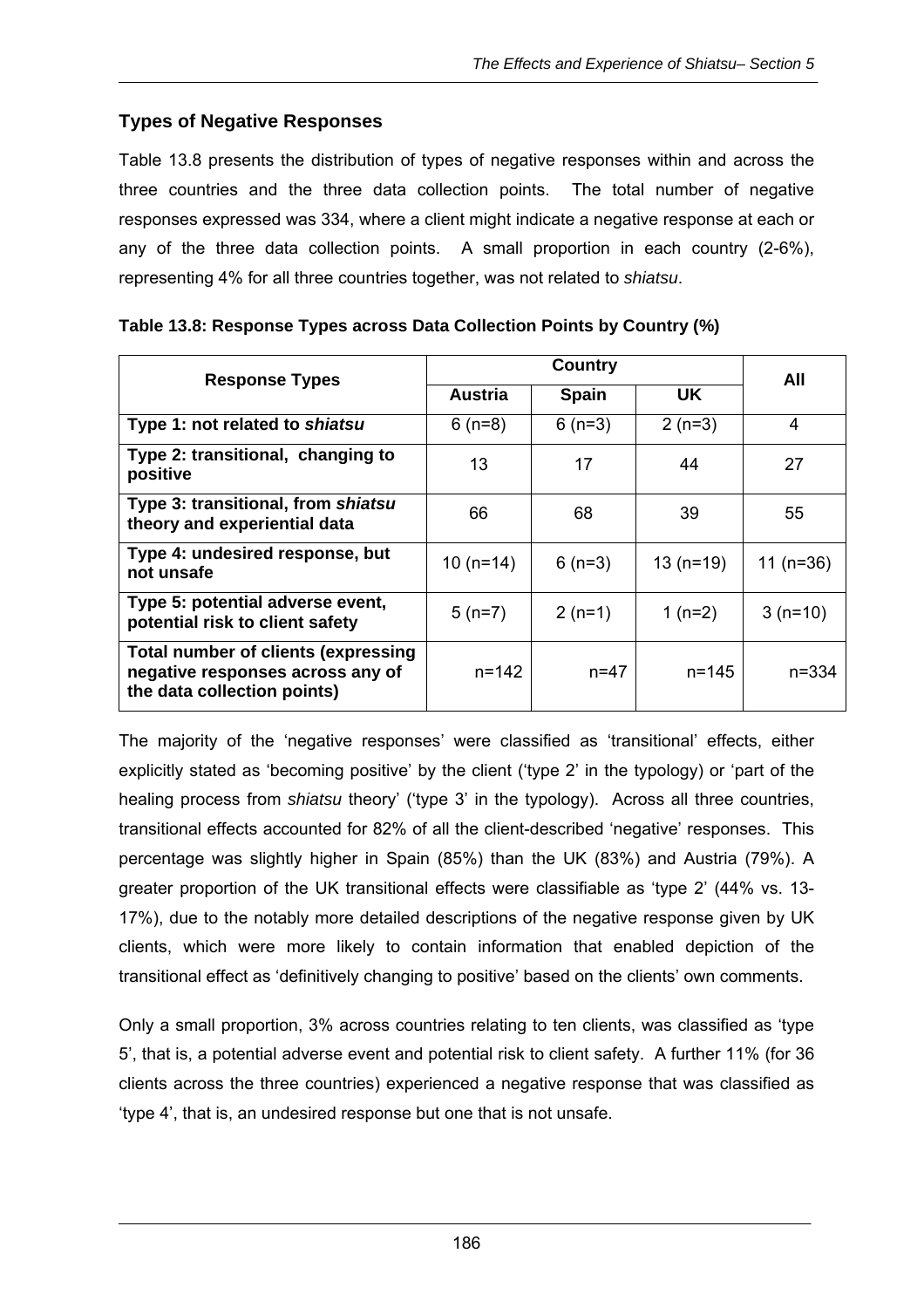### Types of Negative Responses

Table 13.8 presents the distribution of types of negative responses within and across the three countries and the three data collection points. The total number of negative responses expressed was 334, where a client might indicate a negative response at each or any of the three data collection points. A small proportion in each country (2-6%), representing 4% for all three countries together, was not related to *shiatsu*.

**Table 13.8: Response Types across Data Collection Points by Country (%)**

| Response Types | Country | | | All |
|---|---|---|---|---|
| | Austria | Spain | UK | |
| **Type 1: not related to *shiatsu*** | 6 (n=8) | 6 (n=3) | 2 (n=3) | 4 |
| **Type 2: transitional, changing to positive** | 13 | 17 | 44 | 27 |
| **Type 3: transitional, from *shiatsu* theory and experiential data** | 66 | 68 | 39 | 55 |
| **Type 4: undesired response, but not unsafe** | 10 (n=14) | 6 (n=3) | 13 (n=19) | 11 (n=36) |
| **Type 5: potential adverse event, potential risk to client safety** | 5 (n=7) | 2 (n=1) | 1 (n=2) | 3 (n=10) |
| **Total number of clients (expressing negative responses across any of the data collection points)** | n=142 | n=47 | n=145 | n=334 |

The majority of the 'negative responses' were classified as 'transitional' effects, either explicitly stated as 'becoming positive' by the client ('type 2' in the typology) or 'part of the healing process from *shiatsu* theory' ('type 3' in the typology). Across all three countries, transitional effects accounted for 82% of all the client-described 'negative' responses. This percentage was slightly higher in Spain (85%) than the UK (83%) and Austria (79%). A greater proportion of the UK transitional effects were classifiable as 'type 2' (44% vs. 13-17%), due to the notably more detailed descriptions of the negative response given by UK clients, which were more likely to contain information that enabled depiction of the transitional effect as 'definitively changing to positive' based on the clients' own comments.

Only a small proportion, 3% across countries relating to ten clients, was classified as 'type 5', that is, a potential adverse event and potential risk to client safety. A further 11% (for 36 clients across the three countries) experienced a negative response that was classified as 'type 4', that is, an undesired response but one that is not unsafe.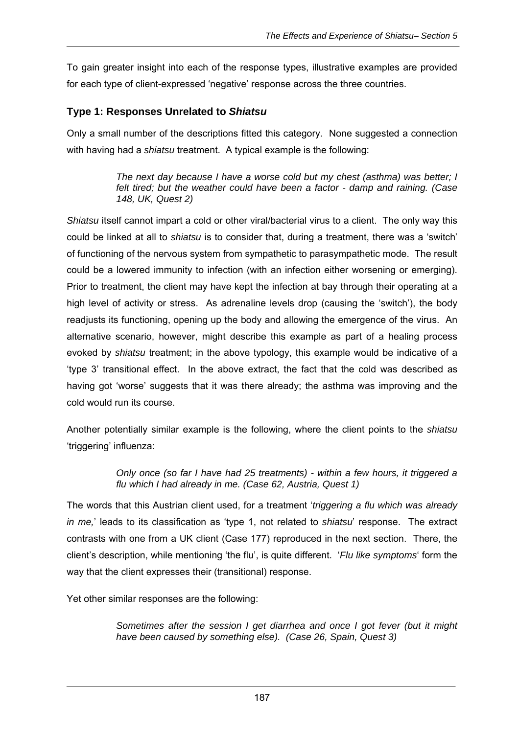To gain greater insight into each of the response types, illustrative examples are provided for each type of client-expressed 'negative' response across the three countries.

### Type 1: Responses Unrelated to *Shiatsu*

Only a small number of the descriptions fitted this category. None suggested a connection with having had a *shiatsu* treatment. A typical example is the following:

> *The next day because I have a worse cold but my chest (asthma) was better; I felt tired; but the weather could have been a factor - damp and raining. (Case 148, UK, Quest 2)*

*Shiatsu* itself cannot impart a cold or other viral/bacterial virus to a client. The only way this could be linked at all to *shiatsu* is to consider that, during a treatment, there was a 'switch' of functioning of the nervous system from sympathetic to parasympathetic mode. The result could be a lowered immunity to infection (with an infection either worsening or emerging). Prior to treatment, the client may have kept the infection at bay through their operating at a high level of activity or stress. As adrenaline levels drop (causing the 'switch'), the body readjusts its functioning, opening up the body and allowing the emergence of the virus. An alternative scenario, however, might describe this example as part of a healing process evoked by *shiatsu* treatment; in the above typology, this example would be indicative of a 'type 3' transitional effect. In the above extract, the fact that the cold was described as having got 'worse' suggests that it was there already; the asthma was improving and the cold would run its course.

Another potentially similar example is the following, where the client points to the *shiatsu* 'triggering' influenza:

> *Only once (so far I have had 25 treatments) - within a few hours, it triggered a flu which I had already in me. (Case 62, Austria, Quest 1)*

The words that this Austrian client used, for a treatment '*triggering a flu which was already in me,*' leads to its classification as 'type 1, not related to *shiatsu*' response. The extract contrasts with one from a UK client (Case 177) reproduced in the next section. There, the client's description, while mentioning 'the flu', is quite different. '*Flu like symptoms*' form the way that the client expresses their (transitional) response.

Yet other similar responses are the following:

> *Sometimes after the session I get diarrhea and once I got fever (but it might have been caused by something else). (Case 26, Spain, Quest 3)*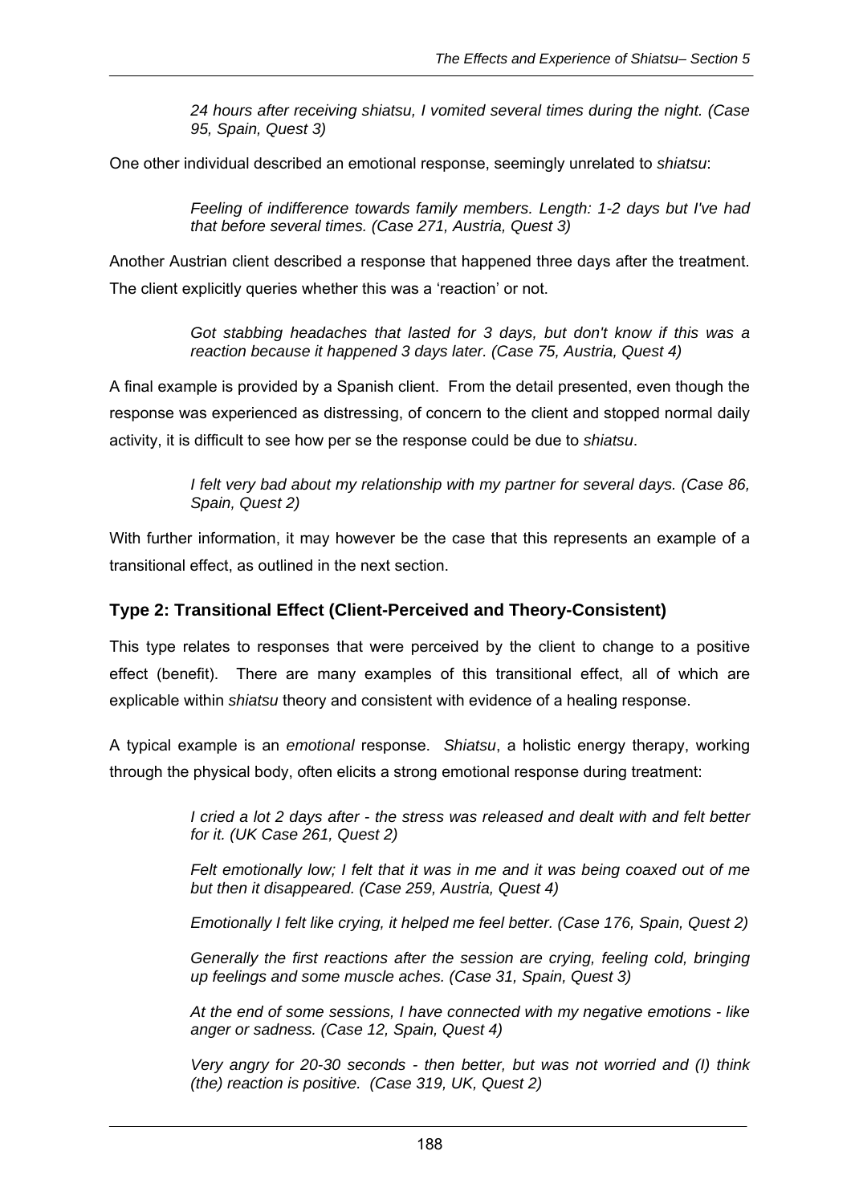> *24 hours after receiving shiatsu, I vomited several times during the night. (Case 95, Spain, Quest 3)*

One other individual described an emotional response, seemingly unrelated to *shiatsu*:

> *Feeling of indifference towards family members. Length: 1-2 days but I've had that before several times. (Case 271, Austria, Quest 3)*

Another Austrian client described a response that happened three days after the treatment. The client explicitly queries whether this was a 'reaction' or not.

> *Got stabbing headaches that lasted for 3 days, but don't know if this was a reaction because it happened 3 days later. (Case 75, Austria, Quest 4)*

A final example is provided by a Spanish client. From the detail presented, even though the response was experienced as distressing, of concern to the client and stopped normal daily activity, it is difficult to see how per se the response could be due to *shiatsu*.

> *I felt very bad about my relationship with my partner for several days. (Case 86, Spain, Quest 2)*

With further information, it may however be the case that this represents an example of a transitional effect, as outlined in the next section.

### Type 2: Transitional Effect (Client-Perceived and Theory-Consistent)

This type relates to responses that were perceived by the client to change to a positive effect (benefit). There are many examples of this transitional effect, all of which are explicable within *shiatsu* theory and consistent with evidence of a healing response.

A typical example is an *emotional* response. *Shiatsu*, a holistic energy therapy, working through the physical body, often elicits a strong emotional response during treatment:

> *I cried a lot 2 days after - the stress was released and dealt with and felt better for it. (UK Case 261, Quest 2)*
>
> *Felt emotionally low; I felt that it was in me and it was being coaxed out of me but then it disappeared. (Case 259, Austria, Quest 4)*
>
> *Emotionally I felt like crying, it helped me feel better. (Case 176, Spain, Quest 2)*
>
> *Generally the first reactions after the session are crying, feeling cold, bringing up feelings and some muscle aches. (Case 31, Spain, Quest 3)*
>
> *At the end of some sessions, I have connected with my negative emotions - like anger or sadness. (Case 12, Spain, Quest 4)*
>
> *Very angry for 20-30 seconds - then better, but was not worried and (I) think (the) reaction is positive. (Case 319, UK, Quest 2)*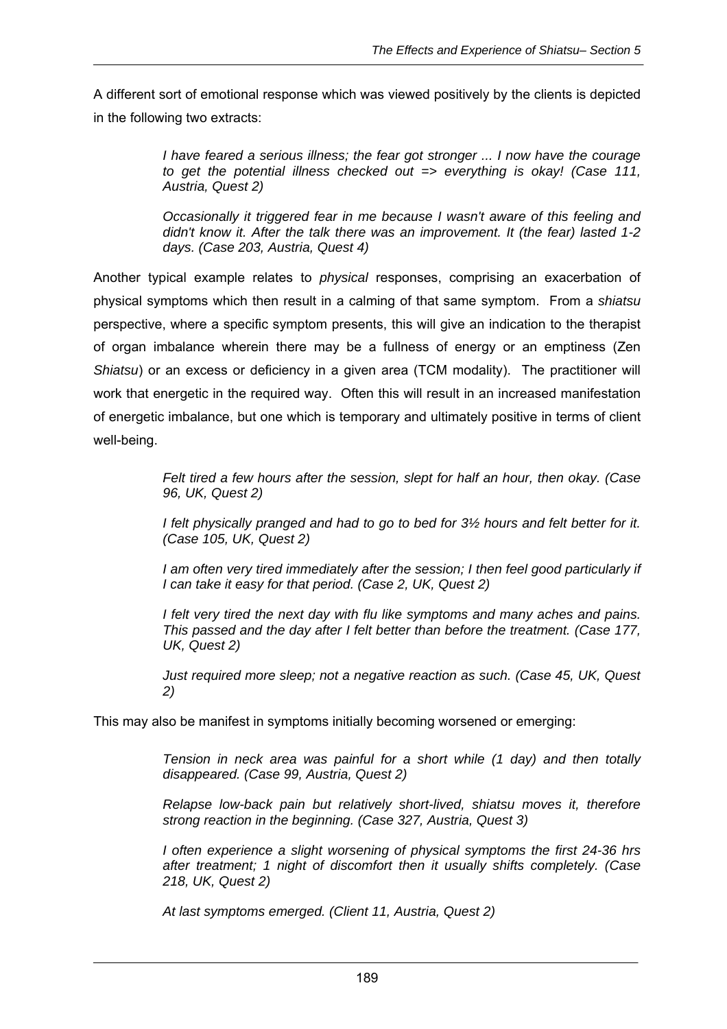A different sort of emotional response which was viewed positively by the clients is depicted in the following two extracts:

> *I have feared a serious illness; the fear got stronger ... I now have the courage to get the potential illness checked out => everything is okay! (Case 111, Austria, Quest 2)*
>
> *Occasionally it triggered fear in me because I wasn't aware of this feeling and didn't know it. After the talk there was an improvement. It (the fear) lasted 1-2 days. (Case 203, Austria, Quest 4)*

Another typical example relates to *physical* responses, comprising an exacerbation of physical symptoms which then result in a calming of that same symptom. From a *shiatsu* perspective, where a specific symptom presents, this will give an indication to the therapist of organ imbalance wherein there may be a fullness of energy or an emptiness (Zen *Shiatsu*) or an excess or deficiency in a given area (TCM modality). The practitioner will work that energetic in the required way. Often this will result in an increased manifestation of energetic imbalance, but one which is temporary and ultimately positive in terms of client well-being.

> *Felt tired a few hours after the session, slept for half an hour, then okay. (Case 96, UK, Quest 2)*
>
> *I felt physically pranged and had to go to bed for 3½ hours and felt better for it. (Case 105, UK, Quest 2)*
>
> *I am often very tired immediately after the session; I then feel good particularly if I can take it easy for that period. (Case 2, UK, Quest 2)*
>
> *I felt very tired the next day with flu like symptoms and many aches and pains. This passed and the day after I felt better than before the treatment. (Case 177, UK, Quest 2)*
>
> *Just required more sleep; not a negative reaction as such. (Case 45, UK, Quest 2)*

This may also be manifest in symptoms initially becoming worsened or emerging:

> *Tension in neck area was painful for a short while (1 day) and then totally disappeared. (Case 99, Austria, Quest 2)*
>
> *Relapse low-back pain but relatively short-lived, shiatsu moves it, therefore strong reaction in the beginning. (Case 327, Austria, Quest 3)*
>
> *I often experience a slight worsening of physical symptoms the first 24-36 hrs after treatment; 1 night of discomfort then it usually shifts completely. (Case 218, UK, Quest 2)*
>
> *At last symptoms emerged. (Client 11, Austria, Quest 2)*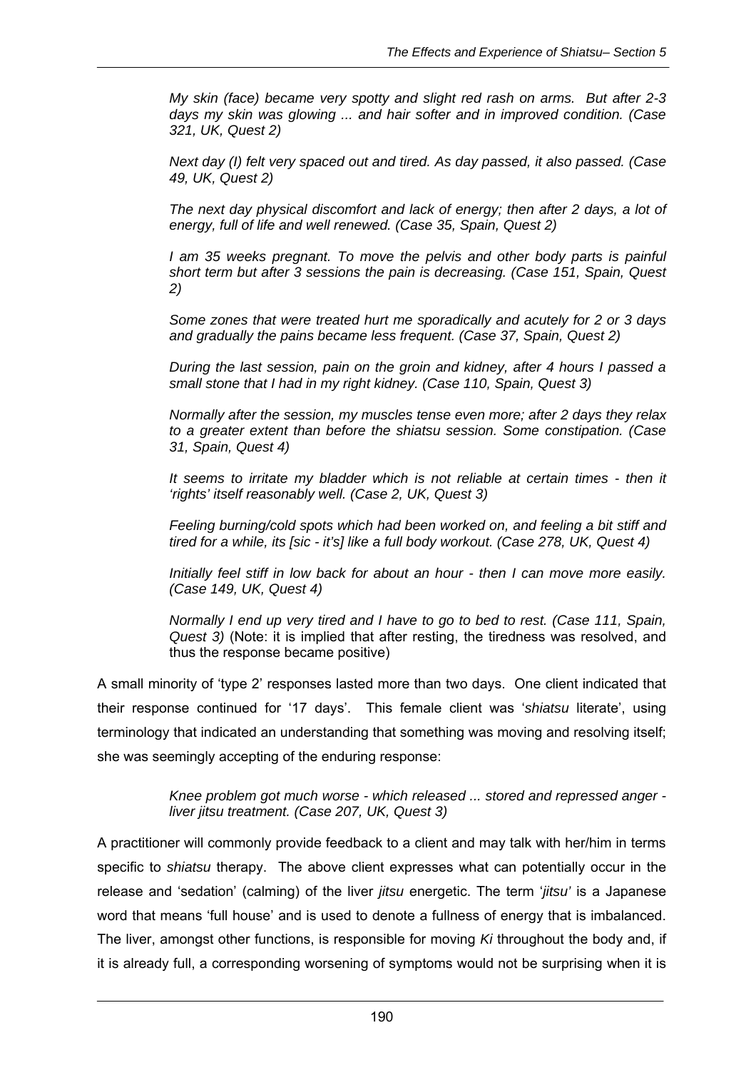> *My skin (face) became very spotty and slight red rash on arms. But after 2-3 days my skin was glowing ... and hair softer and in improved condition. (Case 321, UK, Quest 2)*
>
> *Next day (I) felt very spaced out and tired. As day passed, it also passed. (Case 49, UK, Quest 2)*
>
> *The next day physical discomfort and lack of energy; then after 2 days, a lot of energy, full of life and well renewed. (Case 35, Spain, Quest 2)*
>
> *I am 35 weeks pregnant. To move the pelvis and other body parts is painful short term but after 3 sessions the pain is decreasing. (Case 151, Spain, Quest 2)*
>
> *Some zones that were treated hurt me sporadically and acutely for 2 or 3 days and gradually the pains became less frequent. (Case 37, Spain, Quest 2)*
>
> *During the last session, pain on the groin and kidney, after 4 hours I passed a small stone that I had in my right kidney. (Case 110, Spain, Quest 3)*
>
> *Normally after the session, my muscles tense even more; after 2 days they relax to a greater extent than before the shiatsu session. Some constipation. (Case 31, Spain, Quest 4)*
>
> *It seems to irritate my bladder which is not reliable at certain times - then it 'rights' itself reasonably well. (Case 2, UK, Quest 3)*
>
> *Feeling burning/cold spots which had been worked on, and feeling a bit stiff and tired for a while, its [sic - it's] like a full body workout. (Case 278, UK, Quest 4)*
>
> *Initially feel stiff in low back for about an hour - then I can move more easily. (Case 149, UK, Quest 4)*
>
> *Normally I end up very tired and I have to go to bed to rest. (Case 111, Spain, Quest 3)* (Note: it is implied that after resting, the tiredness was resolved, and thus the response became positive)

A small minority of 'type 2' responses lasted more than two days. One client indicated that their response continued for '17 days'. This female client was '*shiatsu* literate', using terminology that indicated an understanding that something was moving and resolving itself; she was seemingly accepting of the enduring response:

> *Knee problem got much worse - which released ... stored and repressed anger - liver jitsu treatment. (Case 207, UK, Quest 3)*

A practitioner will commonly provide feedback to a client and may talk with her/him in terms specific to *shiatsu* therapy. The above client expresses what can potentially occur in the release and 'sedation' (calming) of the liver *jitsu* energetic. The term '*jitsu'* is a Japanese word that means 'full house' and is used to denote a fullness of energy that is imbalanced. The liver, amongst other functions, is responsible for moving *Ki* throughout the body and, if it is already full, a corresponding worsening of symptoms would not be surprising when it is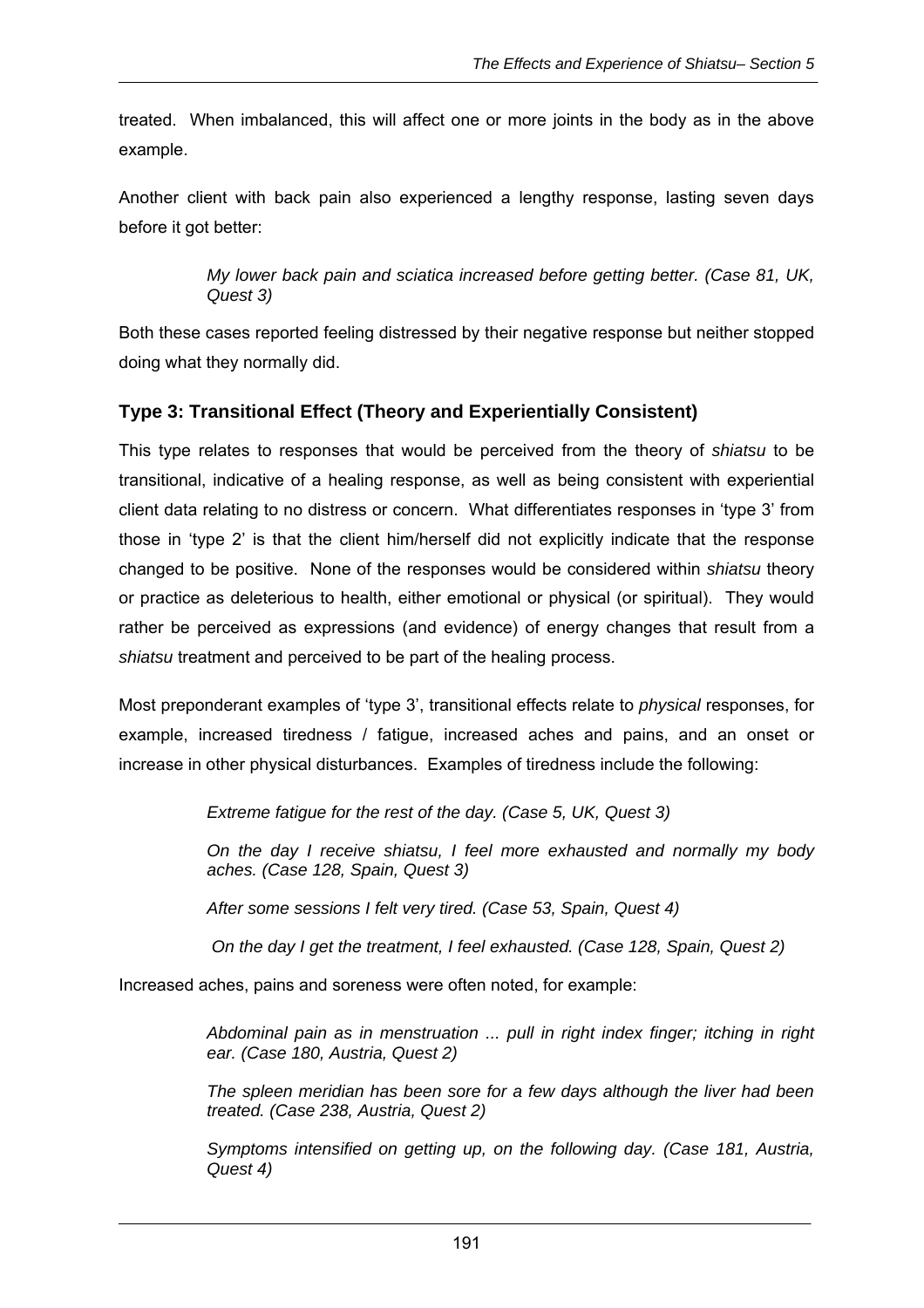treated. When imbalanced, this will affect one or more joints in the body as in the above example.

Another client with back pain also experienced a lengthy response, lasting seven days before it got better:

> *My lower back pain and sciatica increased before getting better. (Case 81, UK, Quest 3)*

Both these cases reported feeling distressed by their negative response but neither stopped doing what they normally did.

### Type 3: Transitional Effect (Theory and Experientially Consistent)

This type relates to responses that would be perceived from the theory of *shiatsu* to be transitional, indicative of a healing response, as well as being consistent with experiential client data relating to no distress or concern. What differentiates responses in 'type 3' from those in 'type 2' is that the client him/herself did not explicitly indicate that the response changed to be positive. None of the responses would be considered within *shiatsu* theory or practice as deleterious to health, either emotional or physical (or spiritual). They would rather be perceived as expressions (and evidence) of energy changes that result from a *shiatsu* treatment and perceived to be part of the healing process.

Most preponderant examples of 'type 3', transitional effects relate to *physical* responses, for example, increased tiredness / fatigue, increased aches and pains, and an onset or increase in other physical disturbances. Examples of tiredness include the following:

> *Extreme fatigue for the rest of the day. (Case 5, UK, Quest 3)*
>
> *On the day I receive shiatsu, I feel more exhausted and normally my body aches. (Case 128, Spain, Quest 3)*
>
> *After some sessions I felt very tired. (Case 53, Spain, Quest 4)*
>
> *On the day I get the treatment, I feel exhausted. (Case 128, Spain, Quest 2)*

Increased aches, pains and soreness were often noted, for example:

> *Abdominal pain as in menstruation ... pull in right index finger; itching in right ear. (Case 180, Austria, Quest 2)*
>
> *The spleen meridian has been sore for a few days although the liver had been treated. (Case 238, Austria, Quest 2)*
>
> *Symptoms intensified on getting up, on the following day. (Case 181, Austria, Quest 4)*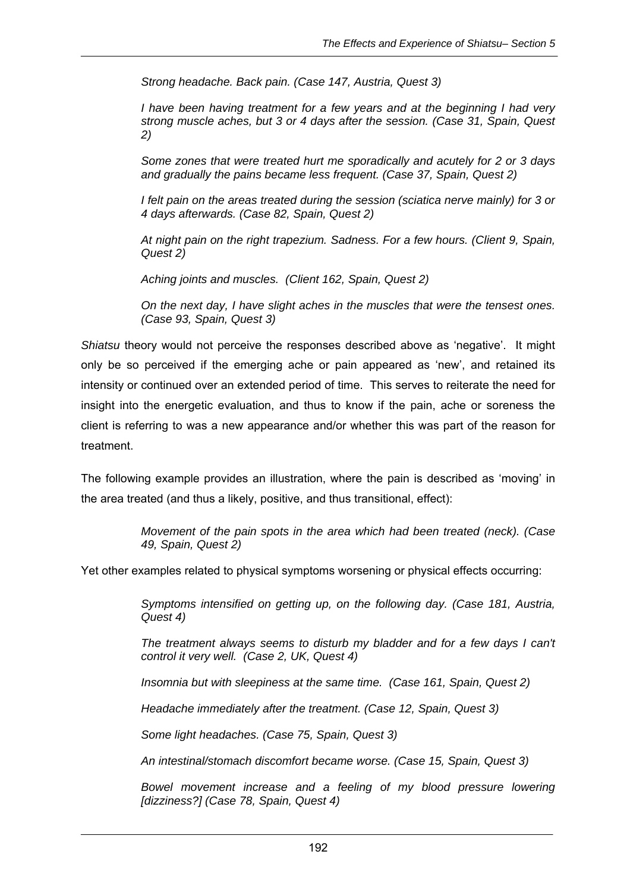*Strong headache. Back pain. (Case 147, Austria, Quest 3)*

*I have been having treatment for a few years and at the beginning I had very strong muscle aches, but 3 or 4 days after the session. (Case 31, Spain, Quest 2)*

*Some zones that were treated hurt me sporadically and acutely for 2 or 3 days and gradually the pains became less frequent. (Case 37, Spain, Quest 2)*

*I felt pain on the areas treated during the session (sciatica nerve mainly) for 3 or 4 days afterwards. (Case 82, Spain, Quest 2)*

*At night pain on the right trapezium. Sadness. For a few hours. (Client 9, Spain, Quest 2)*

*Aching joints and muscles. (Client 162, Spain, Quest 2)*

*On the next day, I have slight aches in the muscles that were the tensest ones. (Case 93, Spain, Quest 3)*

*Shiatsu* theory would not perceive the responses described above as 'negative'. It might only be so perceived if the emerging ache or pain appeared as 'new', and retained its intensity or continued over an extended period of time. This serves to reiterate the need for insight into the energetic evaluation, and thus to know if the pain, ache or soreness the client is referring to was a new appearance and/or whether this was part of the reason for treatment.

The following example provides an illustration, where the pain is described as 'moving' in the area treated (and thus a likely, positive, and thus transitional, effect):

*Movement of the pain spots in the area which had been treated (neck). (Case 49, Spain, Quest 2)*

Yet other examples related to physical symptoms worsening or physical effects occurring:

*Symptoms intensified on getting up, on the following day. (Case 181, Austria, Quest 4)*

*The treatment always seems to disturb my bladder and for a few days I can't control it very well. (Case 2, UK, Quest 4)*

*Insomnia but with sleepiness at the same time. (Case 161, Spain, Quest 2)*

*Headache immediately after the treatment. (Case 12, Spain, Quest 3)*

*Some light headaches. (Case 75, Spain, Quest 3)*

*An intestinal/stomach discomfort became worse. (Case 15, Spain, Quest 3)*

*Bowel movement increase and a feeling of my blood pressure lowering [dizziness?] (Case 78, Spain, Quest 4)*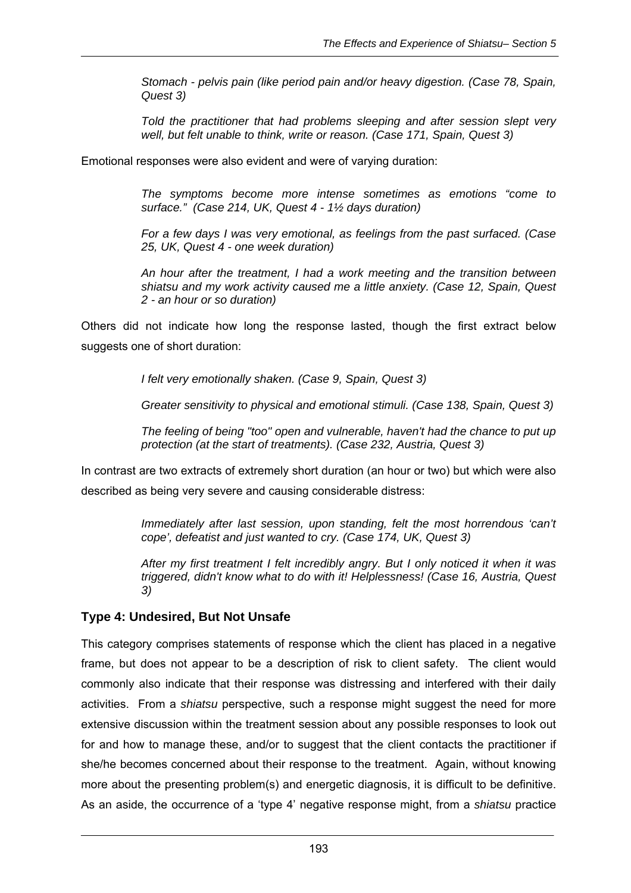> *Stomach - pelvis pain (like period pain and/or heavy digestion. (Case 78, Spain, Quest 3)*
>
> *Told the practitioner that had problems sleeping and after session slept very well, but felt unable to think, write or reason. (Case 171, Spain, Quest 3)*

Emotional responses were also evident and were of varying duration:

> *The symptoms become more intense sometimes as emotions "come to surface." (Case 214, UK, Quest 4 - 1½ days duration)*
>
> *For a few days I was very emotional, as feelings from the past surfaced. (Case 25, UK, Quest 4 - one week duration)*
>
> *An hour after the treatment, I had a work meeting and the transition between shiatsu and my work activity caused me a little anxiety. (Case 12, Spain, Quest 2 - an hour or so duration)*

Others did not indicate how long the response lasted, though the first extract below suggests one of short duration:

> *I felt very emotionally shaken. (Case 9, Spain, Quest 3)*
>
> *Greater sensitivity to physical and emotional stimuli. (Case 138, Spain, Quest 3)*
>
> *The feeling of being "too" open and vulnerable, haven't had the chance to put up protection (at the start of treatments). (Case 232, Austria, Quest 3)*

In contrast are two extracts of extremely short duration (an hour or two) but which were also described as being very severe and causing considerable distress:

> *Immediately after last session, upon standing, felt the most horrendous 'can't cope', defeatist and just wanted to cry. (Case 174, UK, Quest 3)*
>
> *After my first treatment I felt incredibly angry. But I only noticed it when it was triggered, didn't know what to do with it! Helplessness! (Case 16, Austria, Quest 3)*

### Type 4: Undesired, But Not Unsafe

This category comprises statements of response which the client has placed in a negative frame, but does not appear to be a description of risk to client safety. The client would commonly also indicate that their response was distressing and interfered with their daily activities. From a *shiatsu* perspective, such a response might suggest the need for more extensive discussion within the treatment session about any possible responses to look out for and how to manage these, and/or to suggest that the client contacts the practitioner if she/he becomes concerned about their response to the treatment. Again, without knowing more about the presenting problem(s) and energetic diagnosis, it is difficult to be definitive. As an aside, the occurrence of a 'type 4' negative response might, from a *shiatsu* practice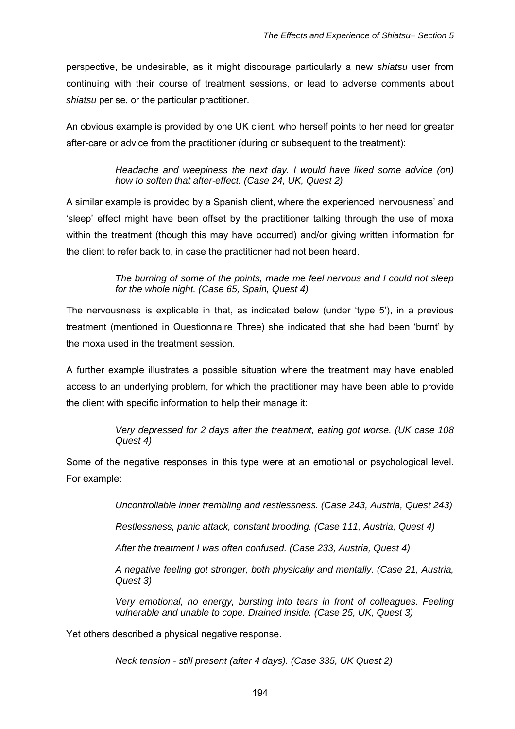perspective, be undesirable, as it might discourage particularly a new *shiatsu* user from continuing with their course of treatment sessions, or lead to adverse comments about *shiatsu* per se, or the particular practitioner.

An obvious example is provided by one UK client, who herself points to her need for greater after-care or advice from the practitioner (during or subsequent to the treatment):

> *Headache and weepiness the next day. I would have liked some advice (on) how to soften that after-effect. (Case 24, UK, Quest 2)*

A similar example is provided by a Spanish client, where the experienced 'nervousness' and 'sleep' effect might have been offset by the practitioner talking through the use of moxa within the treatment (though this may have occurred) and/or giving written information for the client to refer back to, in case the practitioner had not been heard.

> *The burning of some of the points, made me feel nervous and I could not sleep for the whole night. (Case 65, Spain, Quest 4)*

The nervousness is explicable in that, as indicated below (under 'type 5'), in a previous treatment (mentioned in Questionnaire Three) she indicated that she had been 'burnt' by the moxa used in the treatment session.

A further example illustrates a possible situation where the treatment may have enabled access to an underlying problem, for which the practitioner may have been able to provide the client with specific information to help their manage it:

> *Very depressed for 2 days after the treatment, eating got worse. (UK case 108 Quest 4)*

Some of the negative responses in this type were at an emotional or psychological level. For example:

> *Uncontrollable inner trembling and restlessness. (Case 243, Austria, Quest 243)*
>
> *Restlessness, panic attack, constant brooding. (Case 111, Austria, Quest 4)*
>
> *After the treatment I was often confused. (Case 233, Austria, Quest 4)*
>
> *A negative feeling got stronger, both physically and mentally. (Case 21, Austria, Quest 3)*
>
> *Very emotional, no energy, bursting into tears in front of colleagues. Feeling vulnerable and unable to cope. Drained inside. (Case 25, UK, Quest 3)*

Yet others described a physical negative response.

> *Neck tension - still present (after 4 days). (Case 335, UK Quest 2)*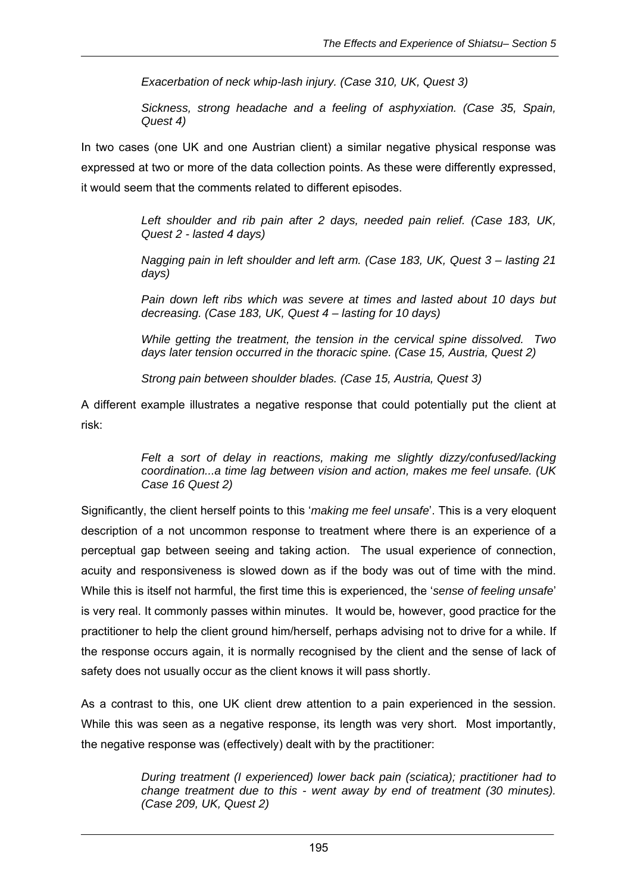*Exacerbation of neck whip-lash injury. (Case 310, UK, Quest 3)*

*Sickness, strong headache and a feeling of asphyxiation. (Case 35, Spain, Quest 4)*

In two cases (one UK and one Austrian client) a similar negative physical response was expressed at two or more of the data collection points. As these were differently expressed, it would seem that the comments related to different episodes.

*Left shoulder and rib pain after 2 days, needed pain relief. (Case 183, UK, Quest 2 - lasted 4 days)*

*Nagging pain in left shoulder and left arm. (Case 183, UK, Quest 3 – lasting 21 days)*

*Pain down left ribs which was severe at times and lasted about 10 days but decreasing. (Case 183, UK, Quest 4 – lasting for 10 days)*

*While getting the treatment, the tension in the cervical spine dissolved. Two days later tension occurred in the thoracic spine. (Case 15, Austria, Quest 2)*

*Strong pain between shoulder blades. (Case 15, Austria, Quest 3)*

A different example illustrates a negative response that could potentially put the client at risk:

*Felt a sort of delay in reactions, making me slightly dizzy/confused/lacking coordination...a time lag between vision and action, makes me feel unsafe. (UK Case 16 Quest 2)*

Significantly, the client herself points to this '*making me feel unsafe*'. This is a very eloquent description of a not uncommon response to treatment where there is an experience of a perceptual gap between seeing and taking action. The usual experience of connection, acuity and responsiveness is slowed down as if the body was out of time with the mind. While this is itself not harmful, the first time this is experienced, the '*sense of feeling unsafe*' is very real. It commonly passes within minutes. It would be, however, good practice for the practitioner to help the client ground him/herself, perhaps advising not to drive for a while. If the response occurs again, it is normally recognised by the client and the sense of lack of safety does not usually occur as the client knows it will pass shortly.

As a contrast to this, one UK client drew attention to a pain experienced in the session. While this was seen as a negative response, its length was very short. Most importantly, the negative response was (effectively) dealt with by the practitioner:

*During treatment (I experienced) lower back pain (sciatica); practitioner had to change treatment due to this - went away by end of treatment (30 minutes). (Case 209, UK, Quest 2)*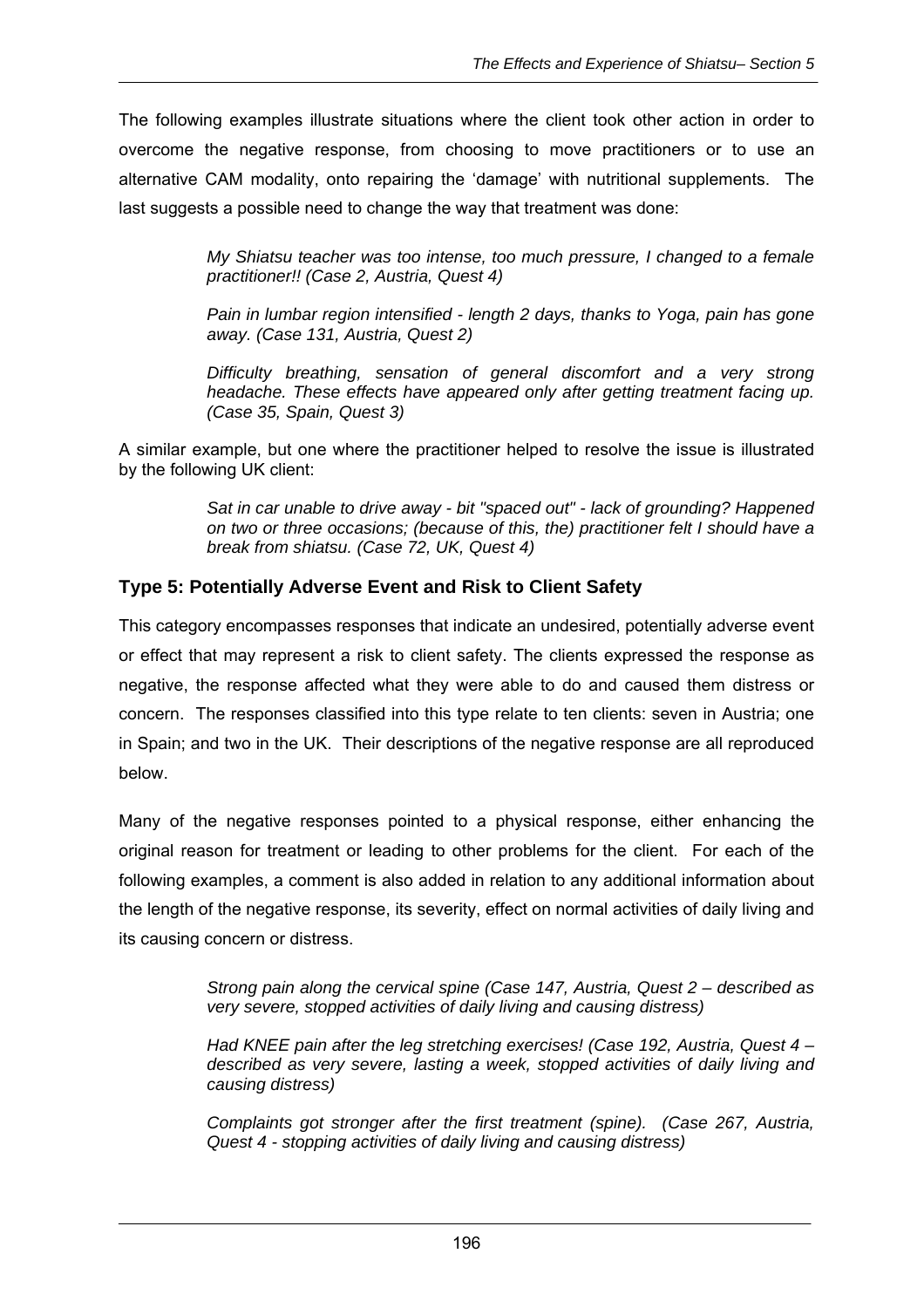The following examples illustrate situations where the client took other action in order to overcome the negative response, from choosing to move practitioners or to use an alternative CAM modality, onto repairing the 'damage' with nutritional supplements. The last suggests a possible need to change the way that treatment was done:

> *My Shiatsu teacher was too intense, too much pressure, I changed to a female practitioner!! (Case 2, Austria, Quest 4)*
>
> *Pain in lumbar region intensified - length 2 days, thanks to Yoga, pain has gone away. (Case 131, Austria, Quest 2)*
>
> *Difficulty breathing, sensation of general discomfort and a very strong headache. These effects have appeared only after getting treatment facing up. (Case 35, Spain, Quest 3)*

A similar example, but one where the practitioner helped to resolve the issue is illustrated by the following UK client:

> *Sat in car unable to drive away - bit "spaced out" - lack of grounding? Happened on two or three occasions; (because of this, the) practitioner felt I should have a break from shiatsu. (Case 72, UK, Quest 4)*

### Type 5: Potentially Adverse Event and Risk to Client Safety

This category encompasses responses that indicate an undesired, potentially adverse event or effect that may represent a risk to client safety. The clients expressed the response as negative, the response affected what they were able to do and caused them distress or concern. The responses classified into this type relate to ten clients: seven in Austria; one in Spain; and two in the UK. Their descriptions of the negative response are all reproduced below.

Many of the negative responses pointed to a physical response, either enhancing the original reason for treatment or leading to other problems for the client. For each of the following examples, a comment is also added in relation to any additional information about the length of the negative response, its severity, effect on normal activities of daily living and its causing concern or distress.

> *Strong pain along the cervical spine (Case 147, Austria, Quest 2 – described as very severe, stopped activities of daily living and causing distress)*
>
> *Had KNEE pain after the leg stretching exercises! (Case 192, Austria, Quest 4 – described as very severe, lasting a week, stopped activities of daily living and causing distress)*
>
> *Complaints got stronger after the first treatment (spine). (Case 267, Austria, Quest 4 - stopping activities of daily living and causing distress)*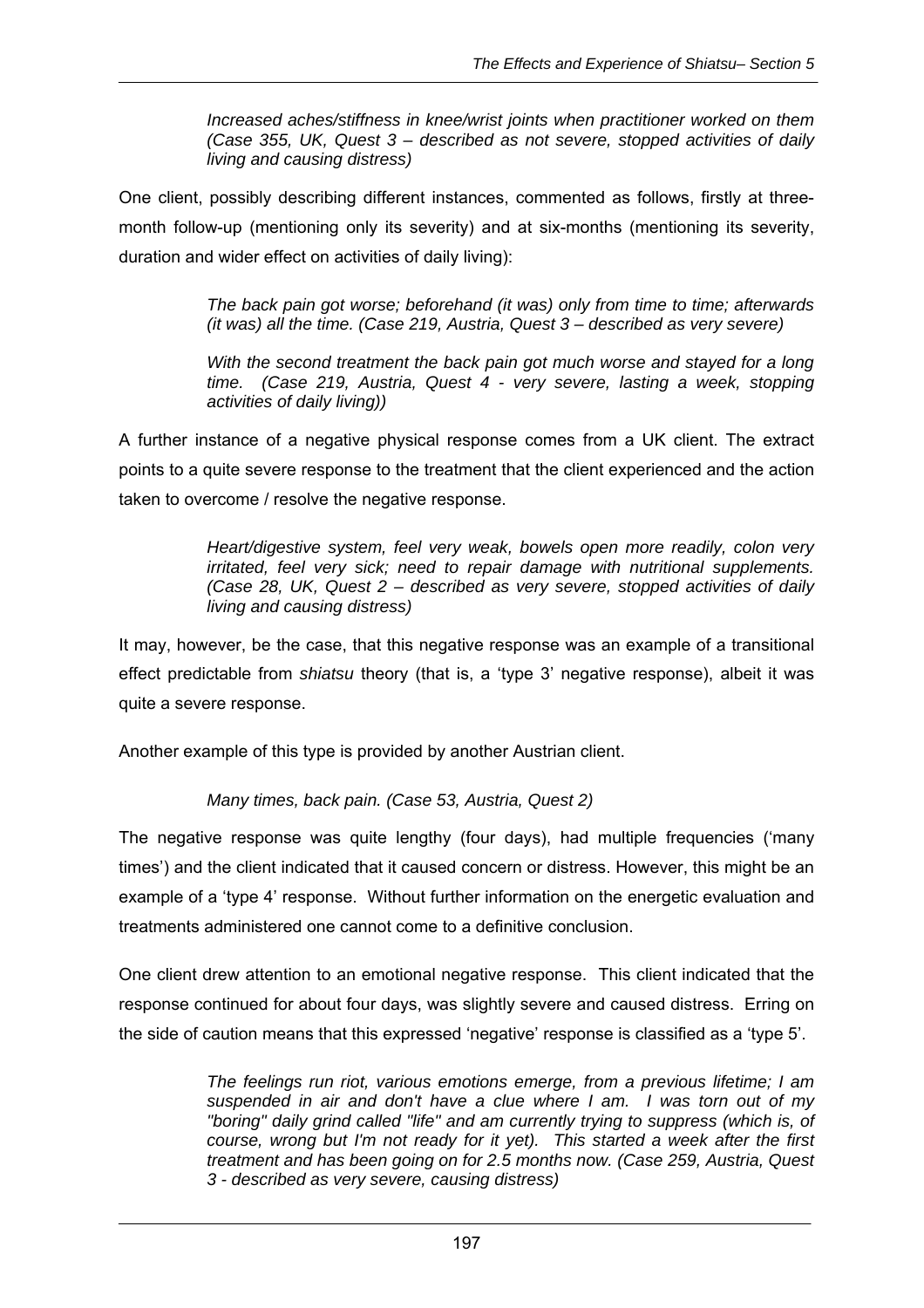> *Increased aches/stiffness in knee/wrist joints when practitioner worked on them (Case 355, UK, Quest 3 – described as not severe, stopped activities of daily living and causing distress)*

One client, possibly describing different instances, commented as follows, firstly at three-month follow-up (mentioning only its severity) and at six-months (mentioning its severity, duration and wider effect on activities of daily living):

> *The back pain got worse; beforehand (it was) only from time to time; afterwards (it was) all the time. (Case 219, Austria, Quest 3 – described as very severe)*
>
> *With the second treatment the back pain got much worse and stayed for a long time. (Case 219, Austria, Quest 4 - very severe, lasting a week, stopping activities of daily living))*

A further instance of a negative physical response comes from a UK client. The extract points to a quite severe response to the treatment that the client experienced and the action taken to overcome / resolve the negative response.

> *Heart/digestive system, feel very weak, bowels open more readily, colon very irritated, feel very sick; need to repair damage with nutritional supplements. (Case 28, UK, Quest 2 – described as very severe, stopped activities of daily living and causing distress)*

It may, however, be the case, that this negative response was an example of a transitional effect predictable from *shiatsu* theory (that is, a 'type 3' negative response), albeit it was quite a severe response.

Another example of this type is provided by another Austrian client.

> *Many times, back pain. (Case 53, Austria, Quest 2)*

The negative response was quite lengthy (four days), had multiple frequencies ('many times') and the client indicated that it caused concern or distress. However, this might be an example of a 'type 4' response. Without further information on the energetic evaluation and treatments administered one cannot come to a definitive conclusion.

One client drew attention to an emotional negative response. This client indicated that the response continued for about four days, was slightly severe and caused distress. Erring on the side of caution means that this expressed 'negative' response is classified as a 'type 5'.

> *The feelings run riot, various emotions emerge, from a previous lifetime; I am suspended in air and don't have a clue where I am. I was torn out of my "boring" daily grind called "life" and am currently trying to suppress (which is, of course, wrong but I'm not ready for it yet). This started a week after the first treatment and has been going on for 2.5 months now. (Case 259, Austria, Quest 3 - described as very severe, causing distress)*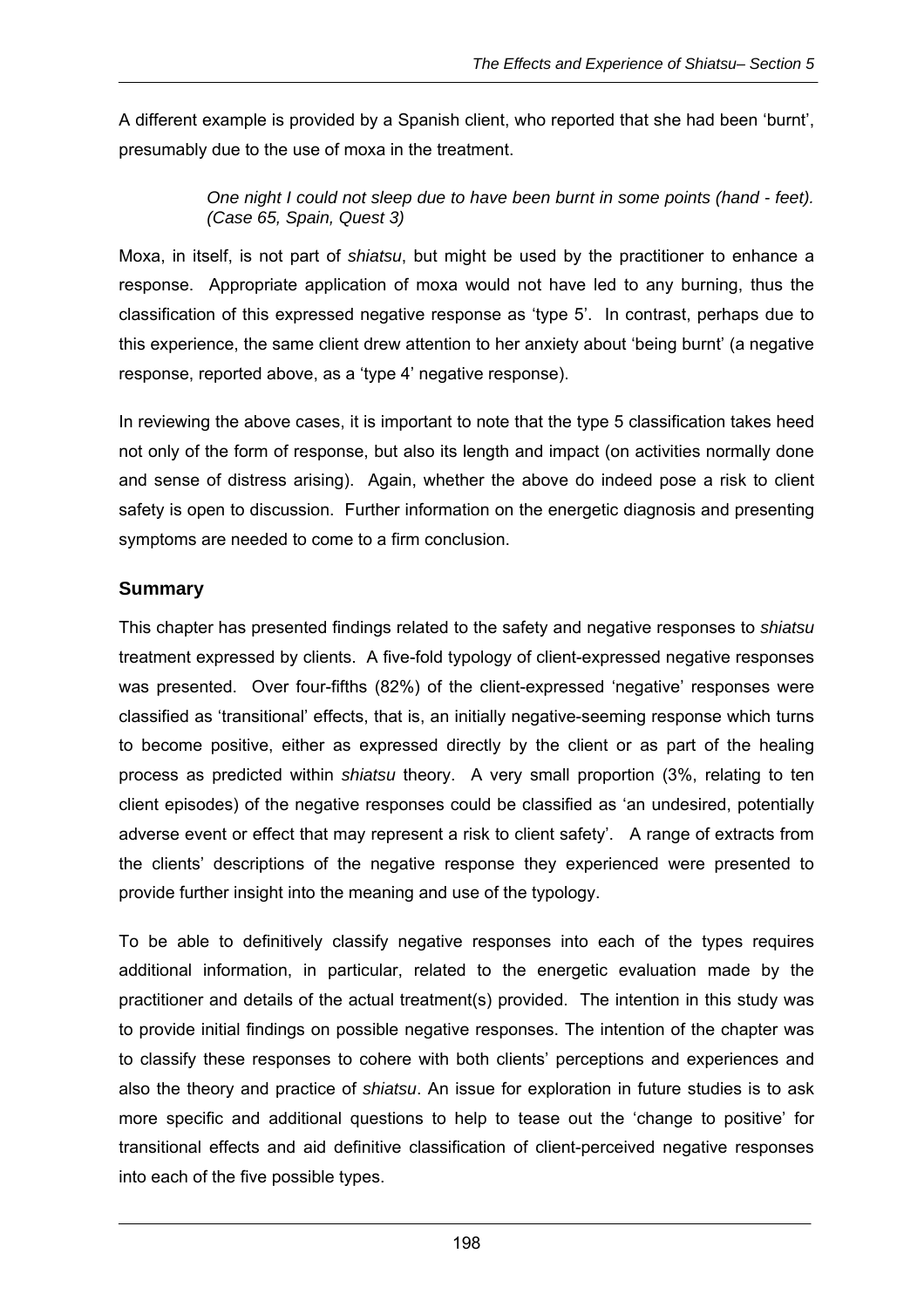A different example is provided by a Spanish client, who reported that she had been 'burnt', presumably due to the use of moxa in the treatment.

> *One night I could not sleep due to have been burnt in some points (hand - feet). (Case 65, Spain, Quest 3)*

Moxa, in itself, is not part of *shiatsu*, but might be used by the practitioner to enhance a response. Appropriate application of moxa would not have led to any burning, thus the classification of this expressed negative response as 'type 5'. In contrast, perhaps due to this experience, the same client drew attention to her anxiety about 'being burnt' (a negative response, reported above, as a 'type 4' negative response).

In reviewing the above cases, it is important to note that the type 5 classification takes heed not only of the form of response, but also its length and impact (on activities normally done and sense of distress arising). Again, whether the above do indeed pose a risk to client safety is open to discussion. Further information on the energetic diagnosis and presenting symptoms are needed to come to a firm conclusion.

## Summary

This chapter has presented findings related to the safety and negative responses to *shiatsu* treatment expressed by clients. A five-fold typology of client-expressed negative responses was presented. Over four-fifths (82%) of the client-expressed 'negative' responses were classified as 'transitional' effects, that is, an initially negative-seeming response which turns to become positive, either as expressed directly by the client or as part of the healing process as predicted within *shiatsu* theory. A very small proportion (3%, relating to ten client episodes) of the negative responses could be classified as 'an undesired, potentially adverse event or effect that may represent a risk to client safety'. A range of extracts from the clients' descriptions of the negative response they experienced were presented to provide further insight into the meaning and use of the typology.

To be able to definitively classify negative responses into each of the types requires additional information, in particular, related to the energetic evaluation made by the practitioner and details of the actual treatment(s) provided. The intention in this study was to provide initial findings on possible negative responses. The intention of the chapter was to classify these responses to cohere with both clients' perceptions and experiences and also the theory and practice of *shiatsu*. An issue for exploration in future studies is to ask more specific and additional questions to help to tease out the 'change to positive' for transitional effects and aid definitive classification of client-perceived negative responses into each of the five possible types.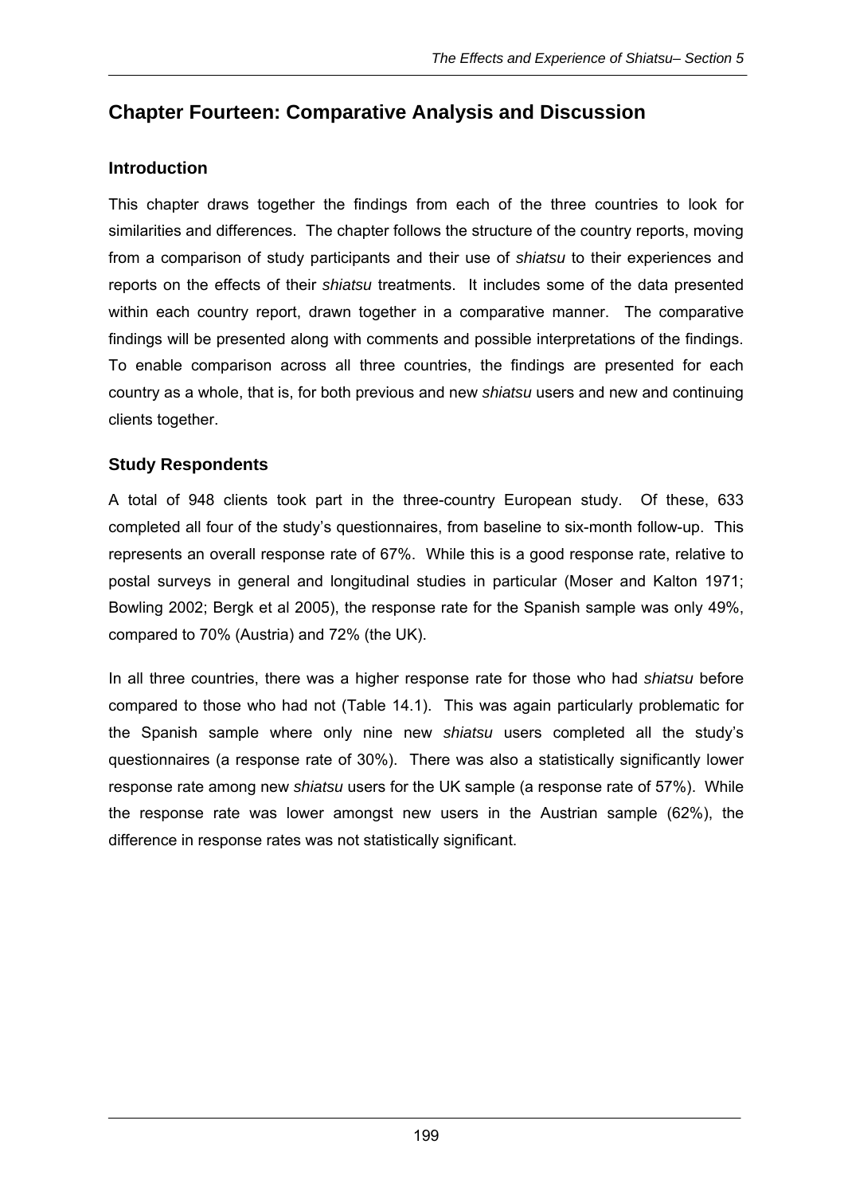# Chapter Fourteen: Comparative Analysis and Discussion

## Introduction

This chapter draws together the findings from each of the three countries to look for similarities and differences. The chapter follows the structure of the country reports, moving from a comparison of study participants and their use of *shiatsu* to their experiences and reports on the effects of their *shiatsu* treatments. It includes some of the data presented within each country report, drawn together in a comparative manner. The comparative findings will be presented along with comments and possible interpretations of the findings. To enable comparison across all three countries, the findings are presented for each country as a whole, that is, for both previous and new *shiatsu* users and new and continuing clients together.

## Study Respondents

A total of 948 clients took part in the three-country European study. Of these, 633 completed all four of the study's questionnaires, from baseline to six-month follow-up. This represents an overall response rate of 67%. While this is a good response rate, relative to postal surveys in general and longitudinal studies in particular (Moser and Kalton 1971; Bowling 2002; Bergk et al 2005), the response rate for the Spanish sample was only 49%, compared to 70% (Austria) and 72% (the UK).

In all three countries, there was a higher response rate for those who had *shiatsu* before compared to those who had not (Table 14.1). This was again particularly problematic for the Spanish sample where only nine new *shiatsu* users completed all the study's questionnaires (a response rate of 30%). There was also a statistically significantly lower response rate among new *shiatsu* users for the UK sample (a response rate of 57%). While the response rate was lower amongst new users in the Austrian sample (62%), the difference in response rates was not statistically significant.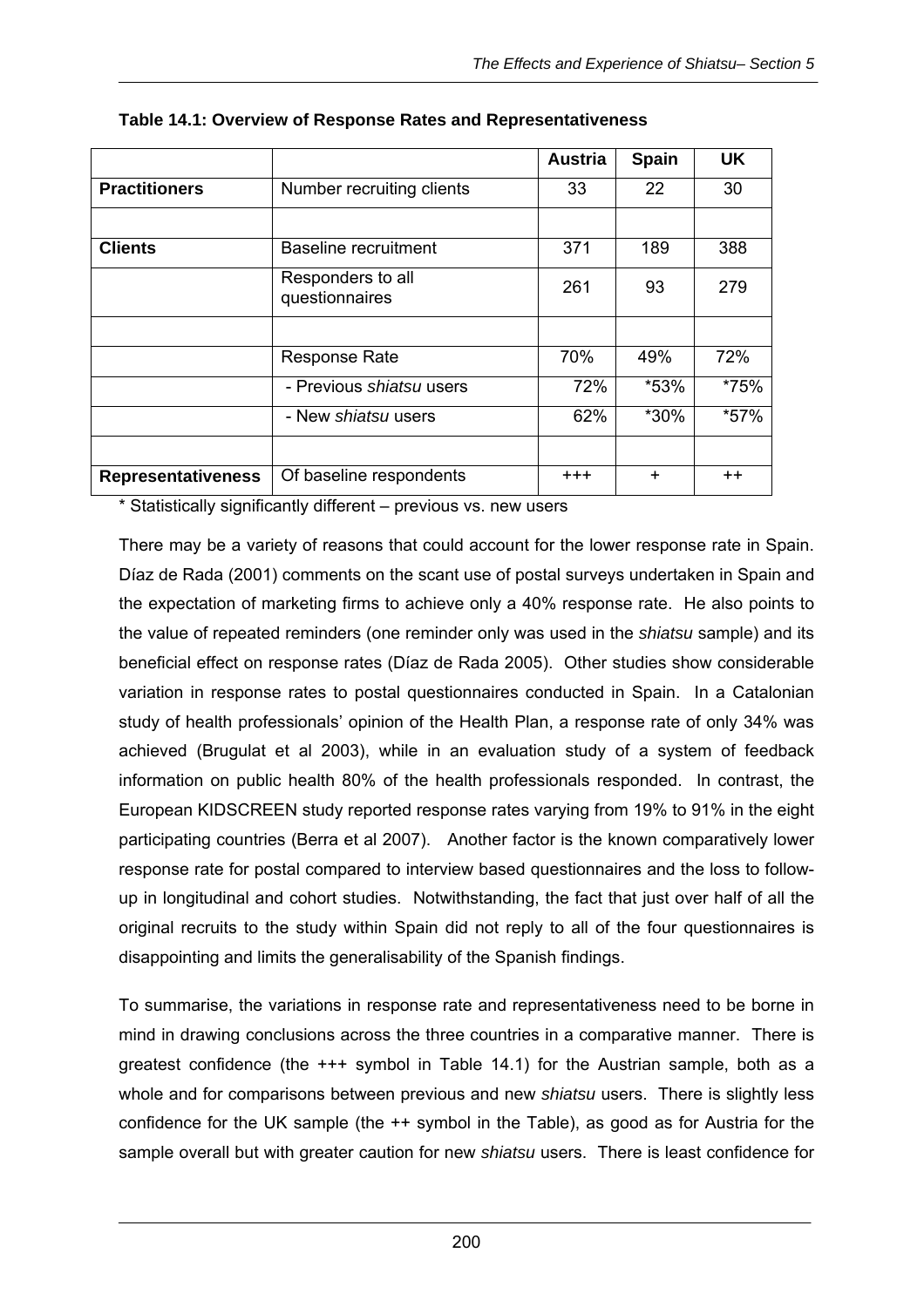**Table 14.1: Overview of Response Rates and Representativeness**

| | | Austria | Spain | UK |
|---|---|---|---|---|
| **Practitioners** | Number recruiting clients | 33 | 22 | 30 |
| | | | | |
| **Clients** | Baseline recruitment | 371 | 189 | 388 |
| | Responders to all questionnaires | 261 | 93 | 279 |
| | | | | |
| | Response Rate | 70% | 49% | 72% |
| | - Previous *shiatsu* users | 72% | *53% | *75% |
| | - New *shiatsu* users | 62% | *30% | *57% |
| | | | | |
| **Representativeness** | Of baseline respondents | +++ | + | ++ |

* Statistically significantly different – previous vs. new users

There may be a variety of reasons that could account for the lower response rate in Spain. Díaz de Rada (2001) comments on the scant use of postal surveys undertaken in Spain and the expectation of marketing firms to achieve only a 40% response rate. He also points to the value of repeated reminders (one reminder only was used in the *shiatsu* sample) and its beneficial effect on response rates (Díaz de Rada 2005). Other studies show considerable variation in response rates to postal questionnaires conducted in Spain. In a Catalonian study of health professionals' opinion of the Health Plan, a response rate of only 34% was achieved (Brugulat et al 2003), while in an evaluation study of a system of feedback information on public health 80% of the health professionals responded. In contrast, the European KIDSCREEN study reported response rates varying from 19% to 91% in the eight participating countries (Berra et al 2007). Another factor is the known comparatively lower response rate for postal compared to interview based questionnaires and the loss to follow-up in longitudinal and cohort studies. Notwithstanding, the fact that just over half of all the original recruits to the study within Spain did not reply to all of the four questionnaires is disappointing and limits the generalisability of the Spanish findings.

To summarise, the variations in response rate and representativeness need to be borne in mind in drawing conclusions across the three countries in a comparative manner. There is greatest confidence (the +++ symbol in Table 14.1) for the Austrian sample, both as a whole and for comparisons between previous and new *shiatsu* users. There is slightly less confidence for the UK sample (the ++ symbol in the Table), as good as for Austria for the sample overall but with greater caution for new *shiatsu* users. There is least confidence for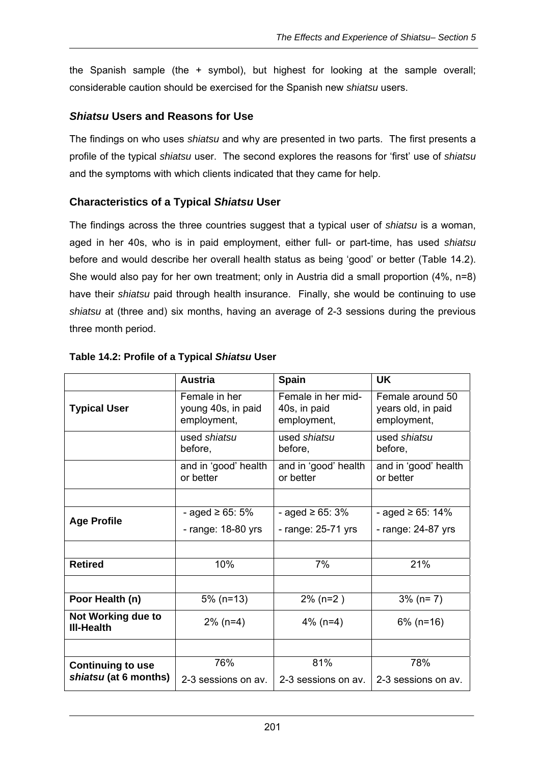the Spanish sample (the + symbol), but highest for looking at the sample overall; considerable caution should be exercised for the Spanish new *shiatsu* users.

## *Shiatsu* Users and Reasons for Use

The findings on who uses *shiatsu* and why are presented in two parts. The first presents a profile of the typical *shiatsu* user. The second explores the reasons for 'first' use of *shiatsu* and the symptoms with which clients indicated that they came for help.

### Characteristics of a Typical *Shiatsu* User

The findings across the three countries suggest that a typical user of *shiatsu* is a woman, aged in her 40s, who is in paid employment, either full- or part-time, has used *shiatsu* before and would describe her overall health status as being 'good' or better (Table 14.2). She would also pay for her own treatment; only in Austria did a small proportion (4%, n=8) have their *shiatsu* paid through health insurance. Finally, she would be continuing to use *shiatsu* at (three and) six months, having an average of 2-3 sessions during the previous three month period.

**Table 14.2: Profile of a Typical *Shiatsu* User**

| | **Austria** | **Spain** | **UK** |
|---|---|---|---|
| **Typical User** | Female in her young 40s, in paid employment, | Female in her mid-40s, in paid employment, | Female around 50 years old, in paid employment, |
| | used *shiatsu* before, | used *shiatsu* before, | used *shiatsu* before, |
| | and in 'good' health or better | and in 'good' health or better | and in 'good' health or better |
| | | | |
| **Age Profile** | - aged ≥ 65: 5%<br>- range: 18-80 yrs | - aged ≥ 65: 3%<br>- range: 25-71 yrs | - aged ≥ 65: 14%<br>- range: 24-87 yrs |
| | | | |
| **Retired** | 10% | 7% | 21% |
| | | | |
| **Poor Health (n)** | 5% (n=13) | 2% (n=2 ) | 3% (n= 7) |
| **Not Working due to Ill-Health** | 2% (n=4) | 4% (n=4) | 6% (n=16) |
| | | | |
| **Continuing to use *shiatsu* (at 6 months)** | 76%<br>2-3 sessions on av. | 81%<br>2-3 sessions on av. | 78%<br>2-3 sessions on av. |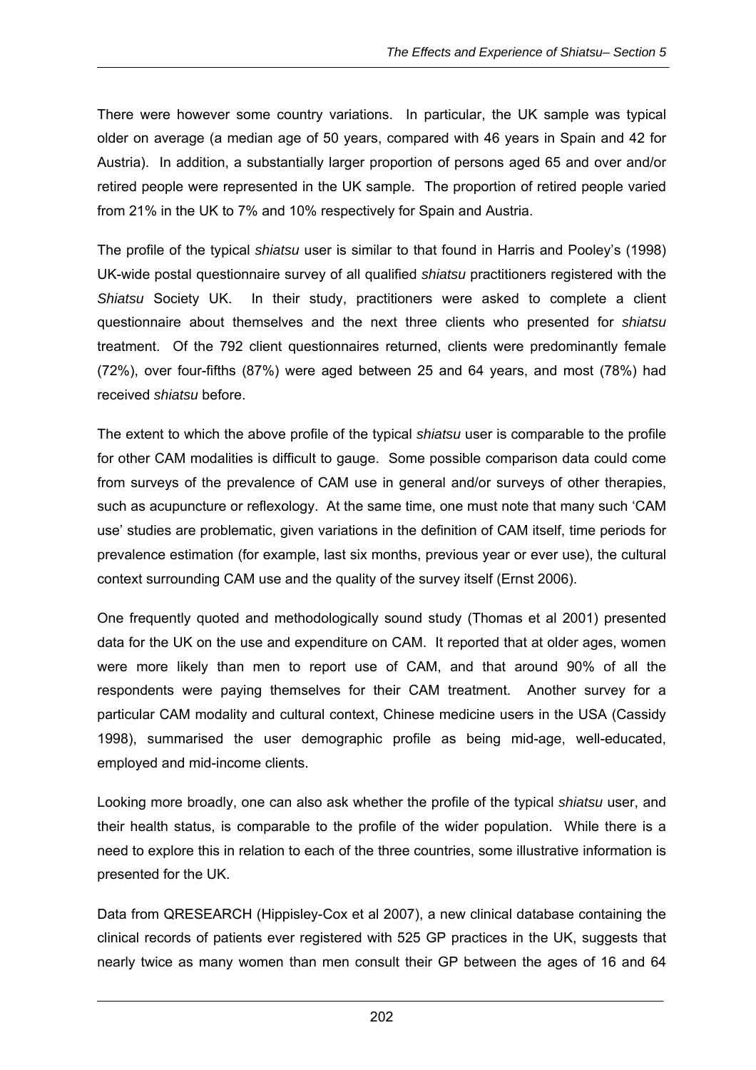There were however some country variations. In particular, the UK sample was typical older on average (a median age of 50 years, compared with 46 years in Spain and 42 for Austria). In addition, a substantially larger proportion of persons aged 65 and over and/or retired people were represented in the UK sample. The proportion of retired people varied from 21% in the UK to 7% and 10% respectively for Spain and Austria.

The profile of the typical *shiatsu* user is similar to that found in Harris and Pooley's (1998) UK-wide postal questionnaire survey of all qualified *shiatsu* practitioners registered with the *Shiatsu* Society UK. In their study, practitioners were asked to complete a client questionnaire about themselves and the next three clients who presented for *shiatsu* treatment. Of the 792 client questionnaires returned, clients were predominantly female (72%), over four-fifths (87%) were aged between 25 and 64 years, and most (78%) had received *shiatsu* before.

The extent to which the above profile of the typical *shiatsu* user is comparable to the profile for other CAM modalities is difficult to gauge. Some possible comparison data could come from surveys of the prevalence of CAM use in general and/or surveys of other therapies, such as acupuncture or reflexology. At the same time, one must note that many such 'CAM use' studies are problematic, given variations in the definition of CAM itself, time periods for prevalence estimation (for example, last six months, previous year or ever use), the cultural context surrounding CAM use and the quality of the survey itself (Ernst 2006).

One frequently quoted and methodologically sound study (Thomas et al 2001) presented data for the UK on the use and expenditure on CAM. It reported that at older ages, women were more likely than men to report use of CAM, and that around 90% of all the respondents were paying themselves for their CAM treatment. Another survey for a particular CAM modality and cultural context, Chinese medicine users in the USA (Cassidy 1998), summarised the user demographic profile as being mid-age, well-educated, employed and mid-income clients.

Looking more broadly, one can also ask whether the profile of the typical *shiatsu* user, and their health status, is comparable to the profile of the wider population. While there is a need to explore this in relation to each of the three countries, some illustrative information is presented for the UK.

Data from QRESEARCH (Hippisley-Cox et al 2007), a new clinical database containing the clinical records of patients ever registered with 525 GP practices in the UK, suggests that nearly twice as many women than men consult their GP between the ages of 16 and 64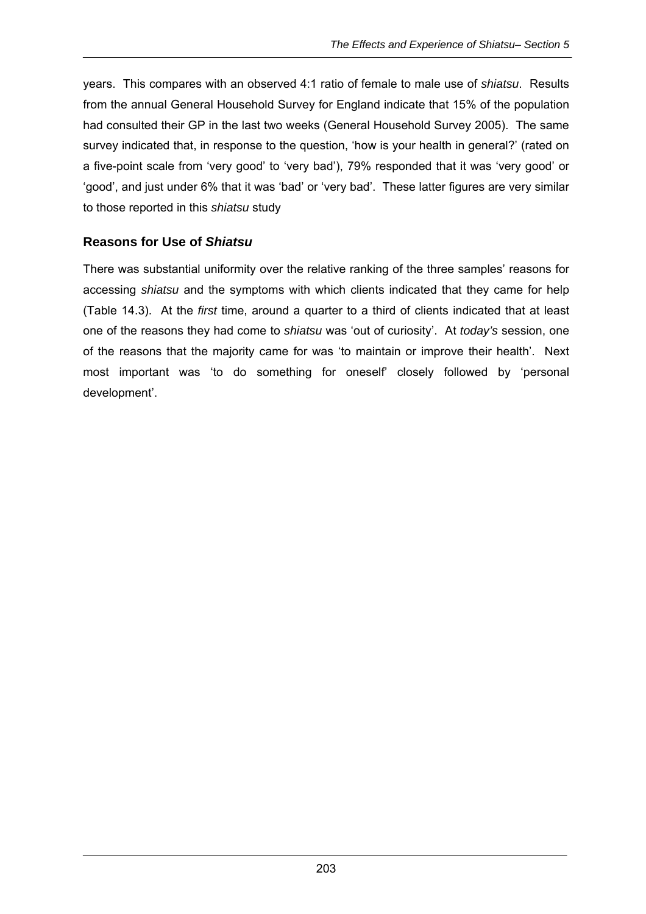years. This compares with an observed 4:1 ratio of female to male use of *shiatsu*. Results from the annual General Household Survey for England indicate that 15% of the population had consulted their GP in the last two weeks (General Household Survey 2005). The same survey indicated that, in response to the question, 'how is your health in general?' (rated on a five-point scale from 'very good' to 'very bad'), 79% responded that it was 'very good' or 'good', and just under 6% that it was 'bad' or 'very bad'. These latter figures are very similar to those reported in this *shiatsu* study

### Reasons for Use of *Shiatsu*

There was substantial uniformity over the relative ranking of the three samples' reasons for accessing *shiatsu* and the symptoms with which clients indicated that they came for help (Table 14.3). At the *first* time, around a quarter to a third of clients indicated that at least one of the reasons they had come to *shiatsu* was 'out of curiosity'. At *today's* session, one of the reasons that the majority came for was 'to maintain or improve their health'. Next most important was 'to do something for oneself' closely followed by 'personal development'.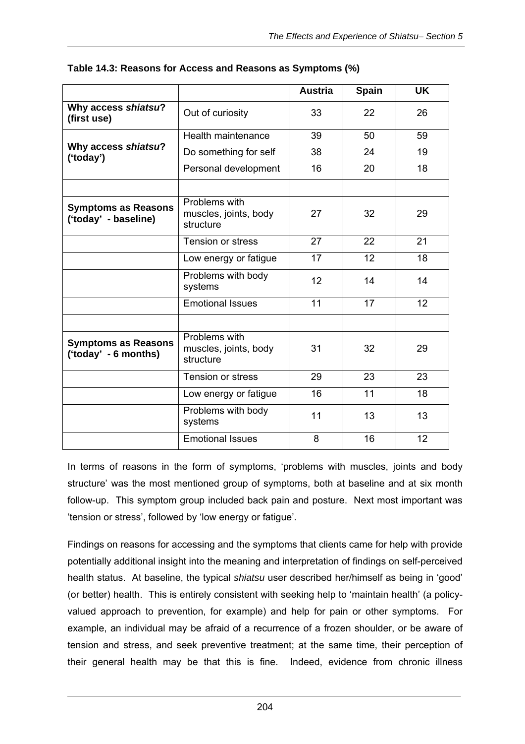**Table 14.3: Reasons for Access and Reasons as Symptoms (%)**

| | | Austria | Spain | UK |
|---|---|---|---|---|
| **Why access *shiatsu*? (first use)** | Out of curiosity | 33 | 22 | 26 |
| **Why access *shiatsu*? ('today')** | Health maintenance | 39 | 50 | 59 |
| | Do something for self | 38 | 24 | 19 |
| | Personal development | 16 | 20 | 18 |
| | | | | |
| **Symptoms as Reasons ('today' - baseline)** | Problems with muscles, joints, body structure | 27 | 32 | 29 |
| | Tension or stress | 27 | 22 | 21 |
| | Low energy or fatigue | 17 | 12 | 18 |
| | Problems with body systems | 12 | 14 | 14 |
| | Emotional Issues | 11 | 17 | 12 |
| | | | | |
| **Symptoms as Reasons ('today' - 6 months)** | Problems with muscles, joints, body structure | 31 | 32 | 29 |
| | Tension or stress | 29 | 23 | 23 |
| | Low energy or fatigue | 16 | 11 | 18 |
| | Problems with body systems | 11 | 13 | 13 |
| | Emotional Issues | 8 | 16 | 12 |

In terms of reasons in the form of symptoms, 'problems with muscles, joints and body structure' was the most mentioned group of symptoms, both at baseline and at six month follow-up. This symptom group included back pain and posture. Next most important was 'tension or stress', followed by 'low energy or fatigue'.

Findings on reasons for accessing and the symptoms that clients came for help with provide potentially additional insight into the meaning and interpretation of findings on self-perceived health status. At baseline, the typical *shiatsu* user described her/himself as being in 'good' (or better) health. This is entirely consistent with seeking help to 'maintain health' (a policy-valued approach to prevention, for example) and help for pain or other symptoms. For example, an individual may be afraid of a recurrence of a frozen shoulder, or be aware of tension and stress, and seek preventive treatment; at the same time, their perception of their general health may be that this is fine. Indeed, evidence from chronic illness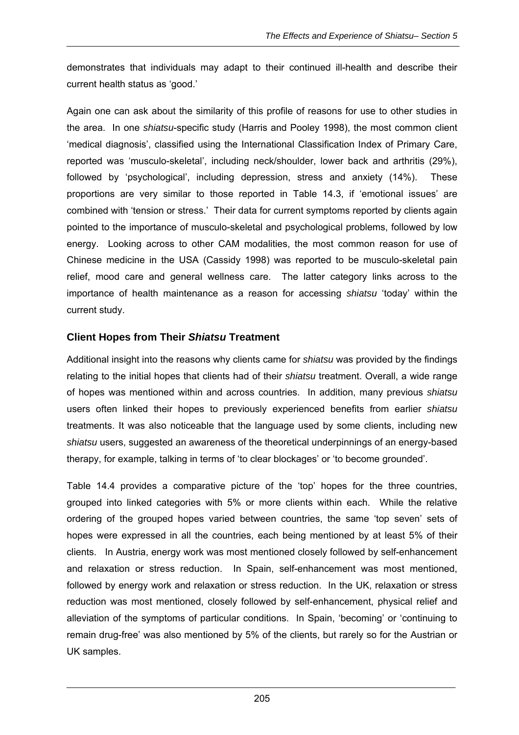demonstrates that individuals may adapt to their continued ill-health and describe their current health status as 'good.'

Again one can ask about the similarity of this profile of reasons for use to other studies in the area. In one *shiatsu*-specific study (Harris and Pooley 1998), the most common client 'medical diagnosis', classified using the International Classification Index of Primary Care, reported was 'musculo-skeletal', including neck/shoulder, lower back and arthritis (29%), followed by 'psychological', including depression, stress and anxiety (14%). These proportions are very similar to those reported in Table 14.3, if 'emotional issues' are combined with 'tension or stress.' Their data for current symptoms reported by clients again pointed to the importance of musculo-skeletal and psychological problems, followed by low energy. Looking across to other CAM modalities, the most common reason for use of Chinese medicine in the USA (Cassidy 1998) was reported to be musculo-skeletal pain relief, mood care and general wellness care. The latter category links across to the importance of health maintenance as a reason for accessing *shiatsu* 'today' within the current study.

### Client Hopes from Their *Shiatsu* Treatment

Additional insight into the reasons why clients came for *shiatsu* was provided by the findings relating to the initial hopes that clients had of their *shiatsu* treatment. Overall, a wide range of hopes was mentioned within and across countries. In addition, many previous *shiatsu* users often linked their hopes to previously experienced benefits from earlier *shiatsu* treatments. It was also noticeable that the language used by some clients, including new *shiatsu* users, suggested an awareness of the theoretical underpinnings of an energy-based therapy, for example, talking in terms of 'to clear blockages' or 'to become grounded'.

Table 14.4 provides a comparative picture of the 'top' hopes for the three countries, grouped into linked categories with 5% or more clients within each. While the relative ordering of the grouped hopes varied between countries, the same 'top seven' sets of hopes were expressed in all the countries, each being mentioned by at least 5% of their clients. In Austria, energy work was most mentioned closely followed by self-enhancement and relaxation or stress reduction. In Spain, self-enhancement was most mentioned, followed by energy work and relaxation or stress reduction. In the UK, relaxation or stress reduction was most mentioned, closely followed by self-enhancement, physical relief and alleviation of the symptoms of particular conditions. In Spain, 'becoming' or 'continuing to remain drug-free' was also mentioned by 5% of the clients, but rarely so for the Austrian or UK samples.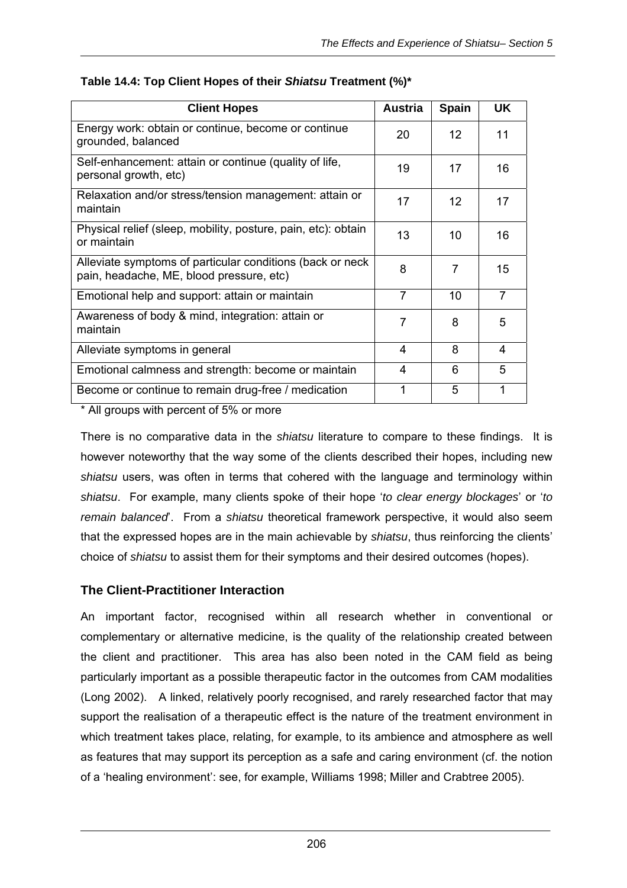**Table 14.4: Top Client Hopes of their *Shiatsu* Treatment (%)***

| Client Hopes | Austria | Spain | UK |
|---|---|---|---|
| Energy work: obtain or continue, become or continue grounded, balanced | 20 | 12 | 11 |
| Self-enhancement: attain or continue (quality of life, personal growth, etc) | 19 | 17 | 16 |
| Relaxation and/or stress/tension management: attain or maintain | 17 | 12 | 17 |
| Physical relief (sleep, mobility, posture, pain, etc): obtain or maintain | 13 | 10 | 16 |
| Alleviate symptoms of particular conditions (back or neck pain, headache, ME, blood pressure, etc) | 8 | 7 | 15 |
| Emotional help and support: attain or maintain | 7 | 10 | 7 |
| Awareness of body & mind, integration: attain or maintain | 7 | 8 | 5 |
| Alleviate symptoms in general | 4 | 8 | 4 |
| Emotional calmness and strength: become or maintain | 4 | 6 | 5 |
| Become or continue to remain drug-free / medication | 1 | 5 | 1 |

* All groups with percent of 5% or more

There is no comparative data in the *shiatsu* literature to compare to these findings. It is however noteworthy that the way some of the clients described their hopes, including new *shiatsu* users, was often in terms that cohered with the language and terminology within *shiatsu*. For example, many clients spoke of their hope '*to clear energy blockages*' or '*to remain balanced*'. From a *shiatsu* theoretical framework perspective, it would also seem that the expressed hopes are in the main achievable by *shiatsu*, thus reinforcing the clients' choice of *shiatsu* to assist them for their symptoms and their desired outcomes (hopes).

## The Client-Practitioner Interaction

An important factor, recognised within all research whether in conventional or complementary or alternative medicine, is the quality of the relationship created between the client and practitioner. This area has also been noted in the CAM field as being particularly important as a possible therapeutic factor in the outcomes from CAM modalities (Long 2002). A linked, relatively poorly recognised, and rarely researched factor that may support the realisation of a therapeutic effect is the nature of the treatment environment in which treatment takes place, relating, for example, to its ambience and atmosphere as well as features that may support its perception as a safe and caring environment (cf. the notion of a 'healing environment': see, for example, Williams 1998; Miller and Crabtree 2005).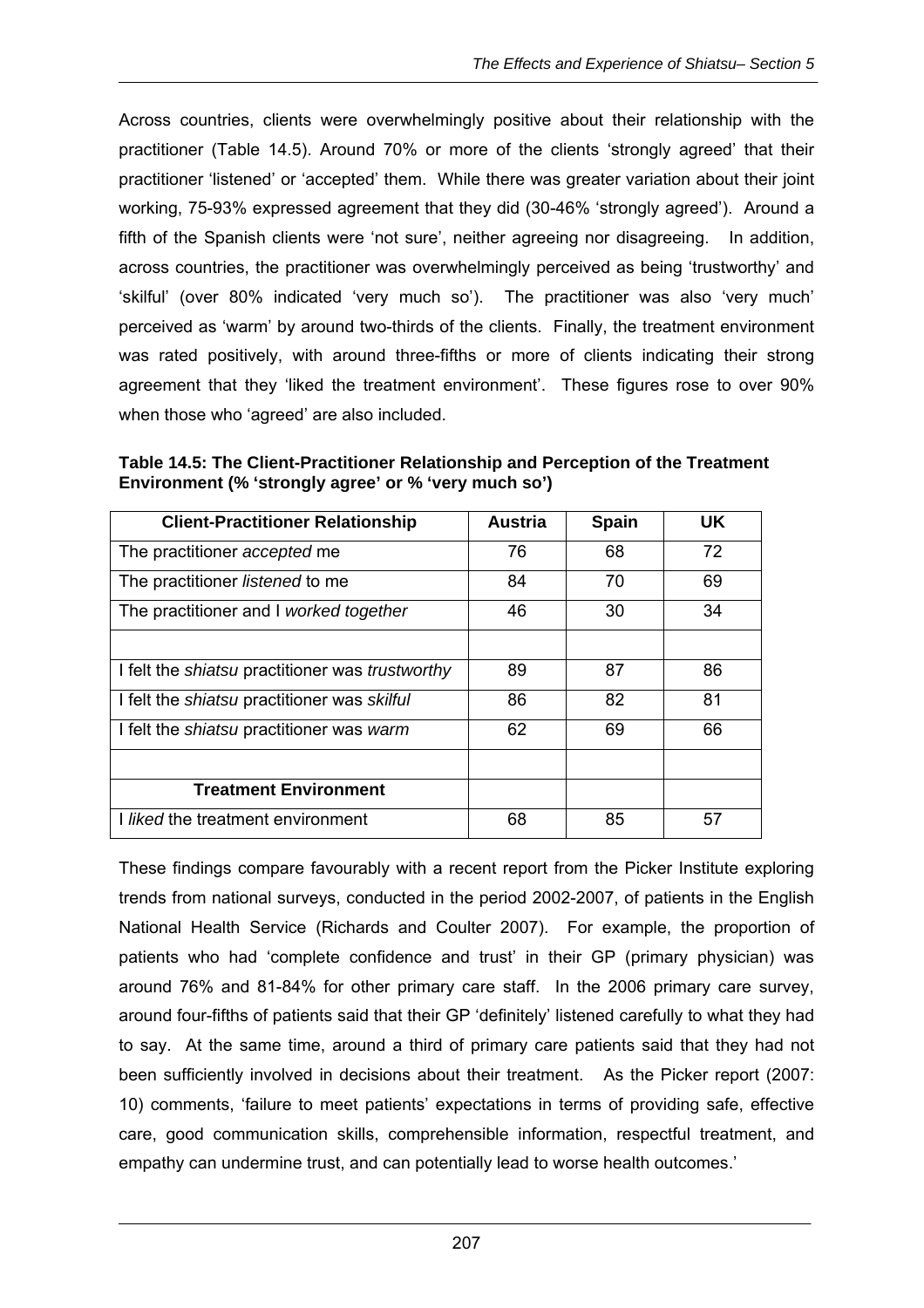Across countries, clients were overwhelmingly positive about their relationship with the practitioner (Table 14.5). Around 70% or more of the clients 'strongly agreed' that their practitioner 'listened' or 'accepted' them. While there was greater variation about their joint working, 75-93% expressed agreement that they did (30-46% 'strongly agreed'). Around a fifth of the Spanish clients were 'not sure', neither agreeing nor disagreeing. In addition, across countries, the practitioner was overwhelmingly perceived as being 'trustworthy' and 'skilful' (over 80% indicated 'very much so'). The practitioner was also 'very much' perceived as 'warm' by around two-thirds of the clients. Finally, the treatment environment was rated positively, with around three-fifths or more of clients indicating their strong agreement that they 'liked the treatment environment'. These figures rose to over 90% when those who 'agreed' are also included.

**Table 14.5: The Client-Practitioner Relationship and Perception of the Treatment Environment (% 'strongly agree' or % 'very much so')**

| Client-Practitioner Relationship | Austria | Spain | UK |
|---|---|---|---|
| The practitioner *accepted* me | 76 | 68 | 72 |
| The practitioner *listened* to me | 84 | 70 | 69 |
| The practitioner and I *worked together* | 46 | 30 | 34 |
| | | | |
| I felt the *shiatsu* practitioner was *trustworthy* | 89 | 87 | 86 |
| I felt the *shiatsu* practitioner was *skilful* | 86 | 82 | 81 |
| I felt the *shiatsu* practitioner was *warm* | 62 | 69 | 66 |
| | | | |
| **Treatment Environment** | | | |
| I *liked* the treatment environment | 68 | 85 | 57 |

These findings compare favourably with a recent report from the Picker Institute exploring trends from national surveys, conducted in the period 2002-2007, of patients in the English National Health Service (Richards and Coulter 2007). For example, the proportion of patients who had 'complete confidence and trust' in their GP (primary physician) was around 76% and 81-84% for other primary care staff. In the 2006 primary care survey, around four-fifths of patients said that their GP 'definitely' listened carefully to what they had to say. At the same time, around a third of primary care patients said that they had not been sufficiently involved in decisions about their treatment. As the Picker report (2007: 10) comments, 'failure to meet patients' expectations in terms of providing safe, effective care, good communication skills, comprehensible information, respectful treatment, and empathy can undermine trust, and can potentially lead to worse health outcomes.'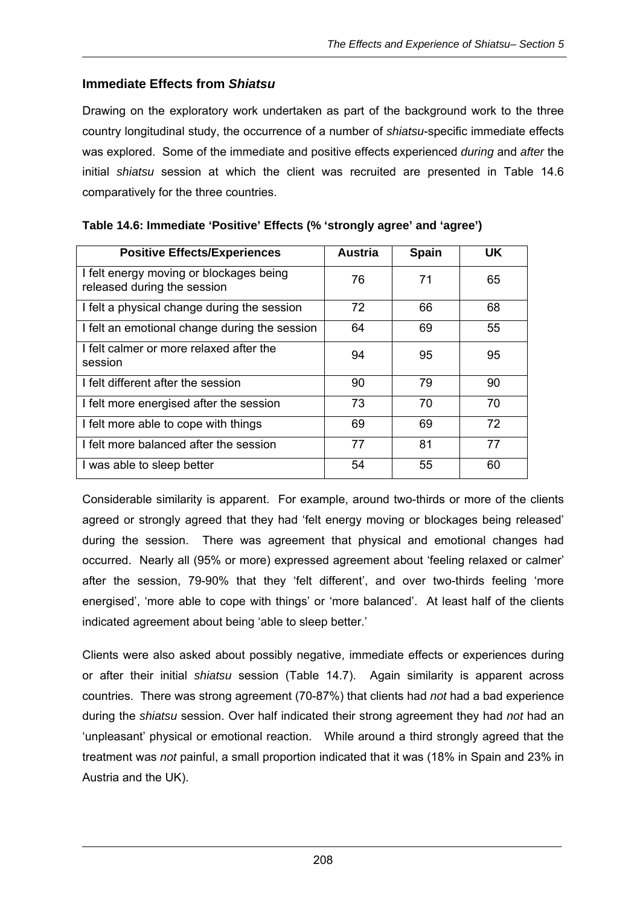## Immediate Effects from *Shiatsu*

Drawing on the exploratory work undertaken as part of the background work to the three country longitudinal study, the occurrence of a number of *shiatsu*-specific immediate effects was explored. Some of the immediate and positive effects experienced *during* and *after* the initial *shiatsu* session at which the client was recruited are presented in Table 14.6 comparatively for the three countries.

**Table 14.6: Immediate 'Positive' Effects (% 'strongly agree' and 'agree')**

| Positive Effects/Experiences | Austria | Spain | UK |
|---|---|---|---|
| I felt energy moving or blockages being released during the session | 76 | 71 | 65 |
| I felt a physical change during the session | 72 | 66 | 68 |
| I felt an emotional change during the session | 64 | 69 | 55 |
| I felt calmer or more relaxed after the session | 94 | 95 | 95 |
| I felt different after the session | 90 | 79 | 90 |
| I felt more energised after the session | 73 | 70 | 70 |
| I felt more able to cope with things | 69 | 69 | 72 |
| I felt more balanced after the session | 77 | 81 | 77 |
| I was able to sleep better | 54 | 55 | 60 |

Considerable similarity is apparent. For example, around two-thirds or more of the clients agreed or strongly agreed that they had 'felt energy moving or blockages being released' during the session. There was agreement that physical and emotional changes had occurred. Nearly all (95% or more) expressed agreement about 'feeling relaxed or calmer' after the session, 79-90% that they 'felt different', and over two-thirds feeling 'more energised', 'more able to cope with things' or 'more balanced'. At least half of the clients indicated agreement about being 'able to sleep better.'

Clients were also asked about possibly negative, immediate effects or experiences during or after their initial *shiatsu* session (Table 14.7). Again similarity is apparent across countries. There was strong agreement (70-87%) that clients had *not* had a bad experience during the *shiatsu* session. Over half indicated their strong agreement they had *not* had an 'unpleasant' physical or emotional reaction. While around a third strongly agreed that the treatment was *not* painful, a small proportion indicated that it was (18% in Spain and 23% in Austria and the UK).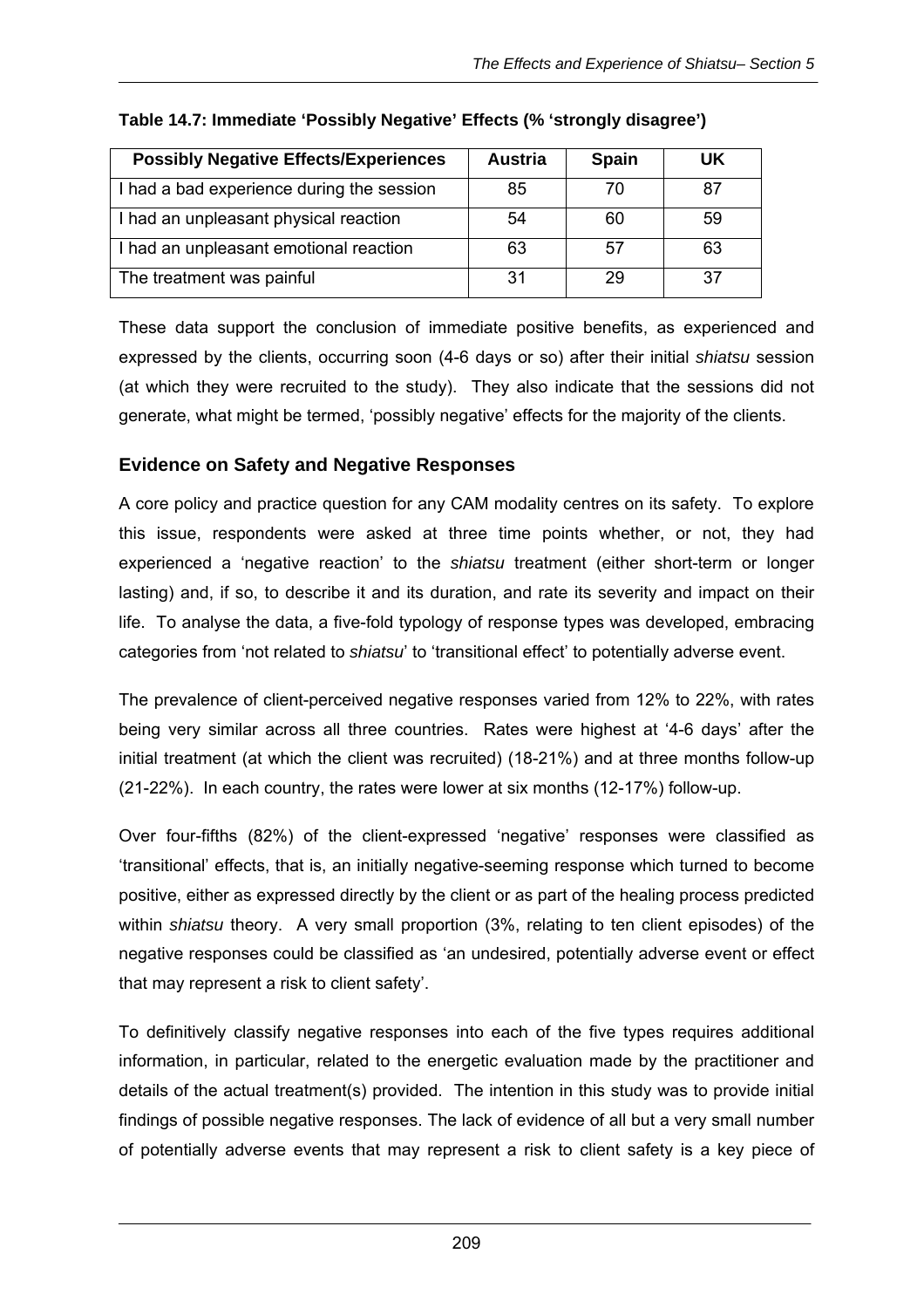**Table 14.7: Immediate 'Possibly Negative' Effects (% 'strongly disagree')**

| Possibly Negative Effects/Experiences | Austria | Spain | UK |
|---|---|---|---|
| I had a bad experience during the session | 85 | 70 | 87 |
| I had an unpleasant physical reaction | 54 | 60 | 59 |
| I had an unpleasant emotional reaction | 63 | 57 | 63 |
| The treatment was painful | 31 | 29 | 37 |

These data support the conclusion of immediate positive benefits, as experienced and expressed by the clients, occurring soon (4-6 days or so) after their initial *shiatsu* session (at which they were recruited to the study). They also indicate that the sessions did not generate, what might be termed, 'possibly negative' effects for the majority of the clients.

## Evidence on Safety and Negative Responses

A core policy and practice question for any CAM modality centres on its safety. To explore this issue, respondents were asked at three time points whether, or not, they had experienced a 'negative reaction' to the *shiatsu* treatment (either short-term or longer lasting) and, if so, to describe it and its duration, and rate its severity and impact on their life. To analyse the data, a five-fold typology of response types was developed, embracing categories from 'not related to *shiatsu*' to 'transitional effect' to potentially adverse event.

The prevalence of client-perceived negative responses varied from 12% to 22%, with rates being very similar across all three countries. Rates were highest at '4-6 days' after the initial treatment (at which the client was recruited) (18-21%) and at three months follow-up (21-22%). In each country, the rates were lower at six months (12-17%) follow-up.

Over four-fifths (82%) of the client-expressed 'negative' responses were classified as 'transitional' effects, that is, an initially negative-seeming response which turned to become positive, either as expressed directly by the client or as part of the healing process predicted within *shiatsu* theory. A very small proportion (3%, relating to ten client episodes) of the negative responses could be classified as 'an undesired, potentially adverse event or effect that may represent a risk to client safety'.

To definitively classify negative responses into each of the five types requires additional information, in particular, related to the energetic evaluation made by the practitioner and details of the actual treatment(s) provided. The intention in this study was to provide initial findings of possible negative responses. The lack of evidence of all but a very small number of potentially adverse events that may represent a risk to client safety is a key piece of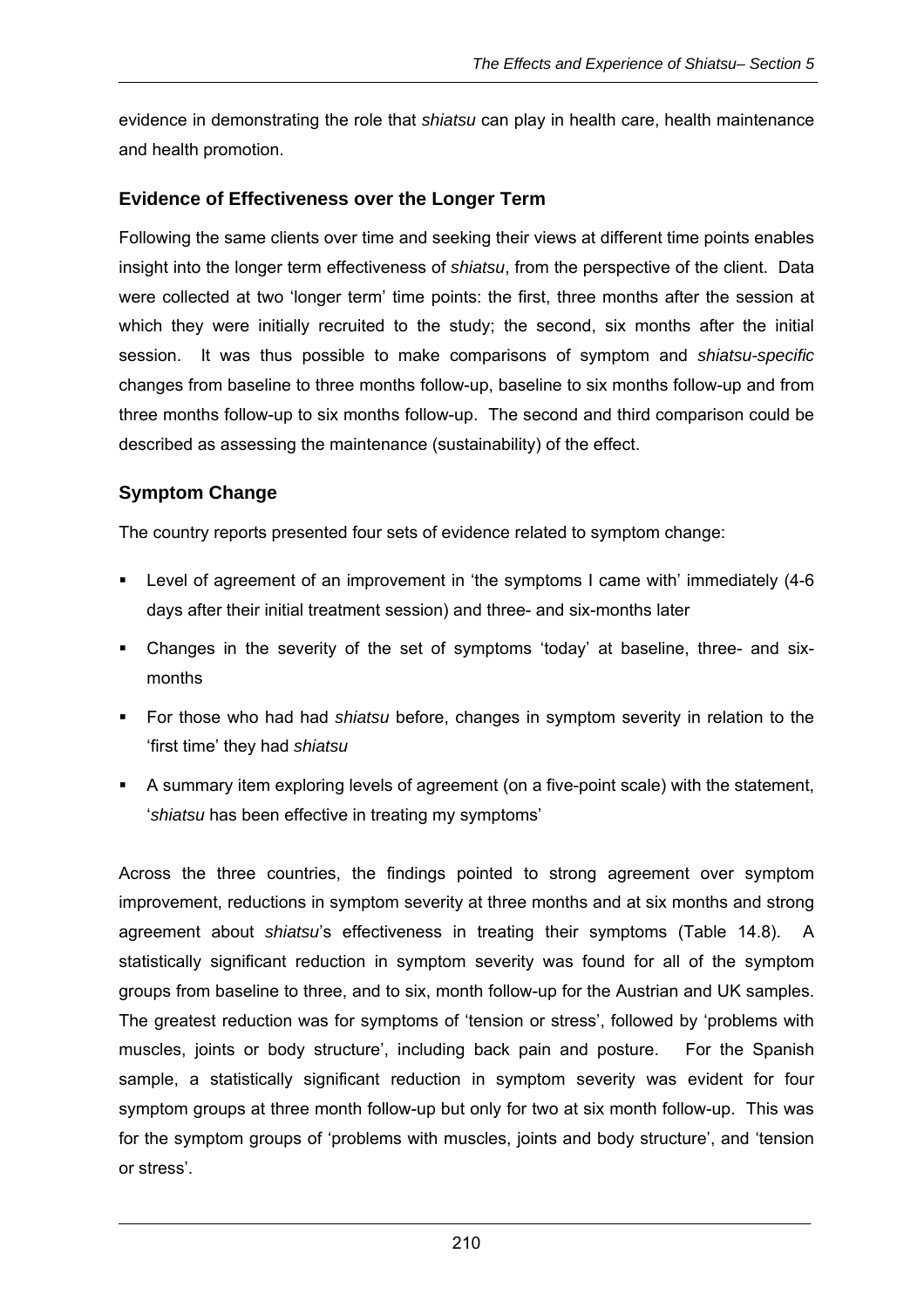evidence in demonstrating the role that *shiatsu* can play in health care, health maintenance and health promotion.

## Evidence of Effectiveness over the Longer Term

Following the same clients over time and seeking their views at different time points enables insight into the longer term effectiveness of *shiatsu*, from the perspective of the client. Data were collected at two 'longer term' time points: the first, three months after the session at which they were initially recruited to the study; the second, six months after the initial session. It was thus possible to make comparisons of symptom and *shiatsu-specific* changes from baseline to three months follow-up, baseline to six months follow-up and from three months follow-up to six months follow-up. The second and third comparison could be described as assessing the maintenance (sustainability) of the effect.

## Symptom Change

The country reports presented four sets of evidence related to symptom change:

- Level of agreement of an improvement in 'the symptoms I came with' immediately (4-6 days after their initial treatment session) and three- and six-months later
- Changes in the severity of the set of symptoms 'today' at baseline, three- and six-months
- For those who had had *shiatsu* before, changes in symptom severity in relation to the 'first time' they had *shiatsu*
- A summary item exploring levels of agreement (on a five-point scale) with the statement, '*shiatsu* has been effective in treating my symptoms'

Across the three countries, the findings pointed to strong agreement over symptom improvement, reductions in symptom severity at three months and at six months and strong agreement about *shiatsu*'s effectiveness in treating their symptoms (Table 14.8). A statistically significant reduction in symptom severity was found for all of the symptom groups from baseline to three, and to six, month follow-up for the Austrian and UK samples. The greatest reduction was for symptoms of 'tension or stress', followed by 'problems with muscles, joints or body structure', including back pain and posture. For the Spanish sample, a statistically significant reduction in symptom severity was evident for four symptom groups at three month follow-up but only for two at six month follow-up. This was for the symptom groups of 'problems with muscles, joints and body structure', and 'tension or stress'.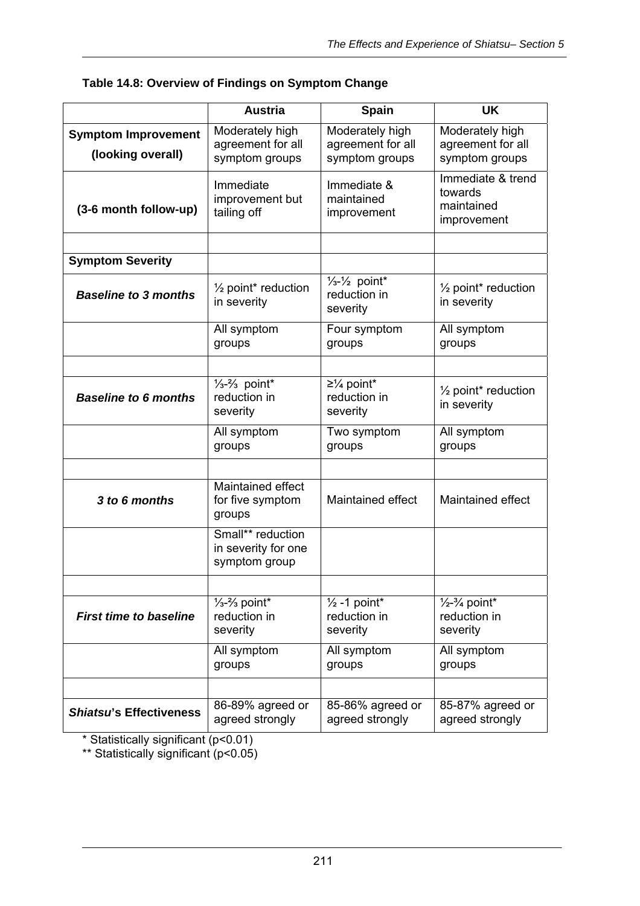**Table 14.8: Overview of Findings on Symptom Change**

| | Austria | Spain | UK |
|---|---|---|---|
| **Symptom Improvement (looking overall)** | Moderately high agreement for all symptom groups | Moderately high agreement for all symptom groups | Moderately high agreement for all symptom groups |
| **(3-6 month follow-up)** | Immediate improvement but tailing off | Immediate & maintained improvement | Immediate & trend towards maintained improvement |
| | | | |
| **Symptom Severity** | | | |
| ***Baseline to 3 months*** | ½ point* reduction in severity | ⅓-½ point* reduction in severity | ½ point* reduction in severity |
| | All symptom groups | Four symptom groups | All symptom groups |
| | | | |
| ***Baseline to 6 months*** | ⅓-⅔ point* reduction in severity | ≥¼ point* reduction in severity | ½ point* reduction in severity |
| | All symptom groups | Two symptom groups | All symptom groups |
| | | | |
| ***3 to 6 months*** | Maintained effect for five symptom groups | Maintained effect | Maintained effect |
| | Small** reduction in severity for one symptom group | | |
| | | | |
| ***First time to baseline*** | ⅓-⅔ point* reduction in severity | ½ -1 point* reduction in severity | ½-¾ point* reduction in severity |
| | All symptom groups | All symptom groups | All symptom groups |
| | | | |
| ***Shiatsu*'s Effectiveness** | 86-89% agreed or agreed strongly | 85-86% agreed or agreed strongly | 85-87% agreed or agreed strongly |

\* Statistically significant ($p<0.01$)

\*\* Statistically significant ($p<0.05$)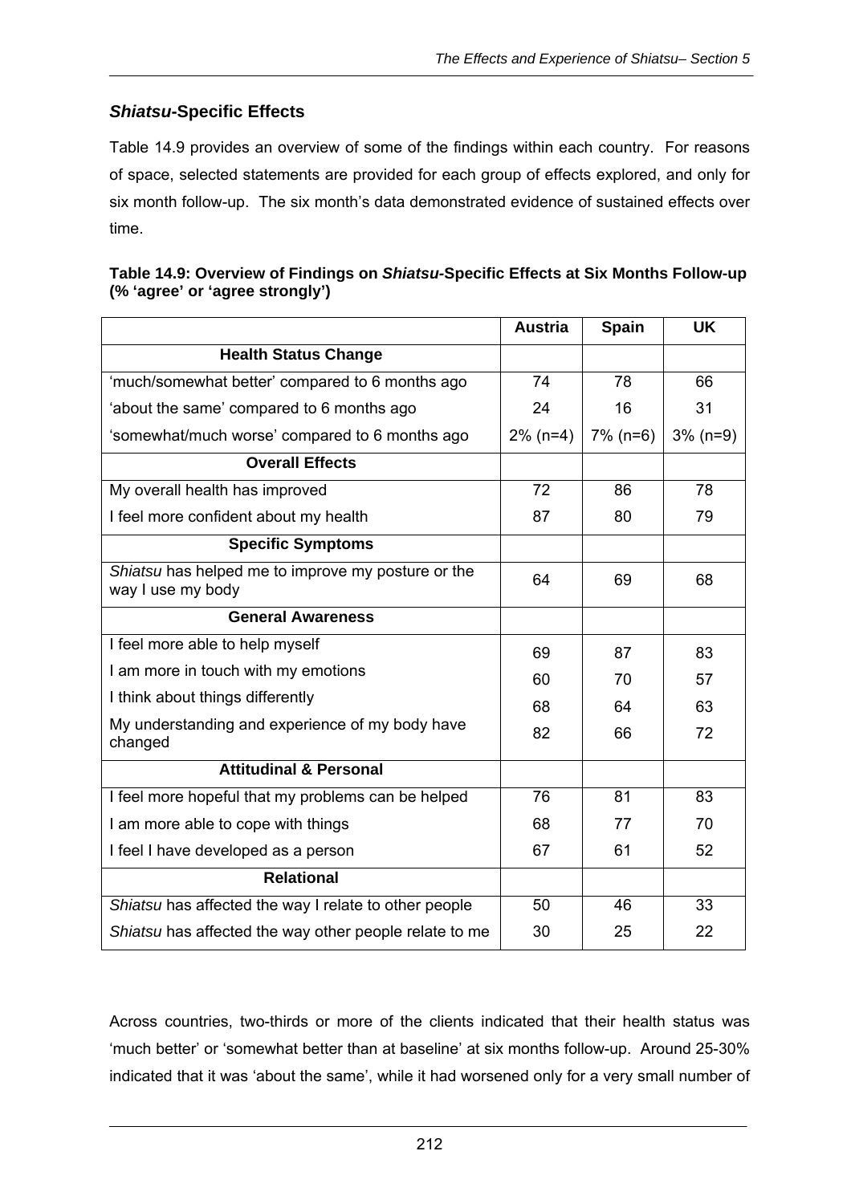## *Shiatsu*-Specific Effects

Table 14.9 provides an overview of some of the findings within each country. For reasons of space, selected statements are provided for each group of effects explored, and only for six month follow-up. The six month's data demonstrated evidence of sustained effects over time.

**Table 14.9: Overview of Findings on *Shiatsu*-Specific Effects at Six Months Follow-up (% 'agree' or 'agree strongly')**

| | Austria | Spain | UK |
|---|---|---|---|
| **Health Status Change** | | | |
| 'much/somewhat better' compared to 6 months ago | 74 | 78 | 66 |
| 'about the same' compared to 6 months ago | 24 | 16 | 31 |
| 'somewhat/much worse' compared to 6 months ago | 2% (n=4) | 7% (n=6) | 3% (n=9) |
| **Overall Effects** | | | |
| My overall health has improved | 72 | 86 | 78 |
| I feel more confident about my health | 87 | 80 | 79 |
| **Specific Symptoms** | | | |
| *Shiatsu* has helped me to improve my posture or the way I use my body | 64 | 69 | 68 |
| **General Awareness** | | | |
| I feel more able to help myself | 69 | 87 | 83 |
| I am more in touch with my emotions | 60 | 70 | 57 |
| I think about things differently | 68 | 64 | 63 |
| My understanding and experience of my body have changed | 82 | 66 | 72 |
| **Attitudinal & Personal** | | | |
| I feel more hopeful that my problems can be helped | 76 | 81 | 83 |
| I am more able to cope with things | 68 | 77 | 70 |
| I feel I have developed as a person | 67 | 61 | 52 |
| **Relational** | | | |
| *Shiatsu* has affected the way I relate to other people | 50 | 46 | 33 |
| *Shiatsu* has affected the way other people relate to me | 30 | 25 | 22 |

Across countries, two-thirds or more of the clients indicated that their health status was 'much better' or 'somewhat better than at baseline' at six months follow-up. Around 25-30% indicated that it was 'about the same', while it had worsened only for a very small number of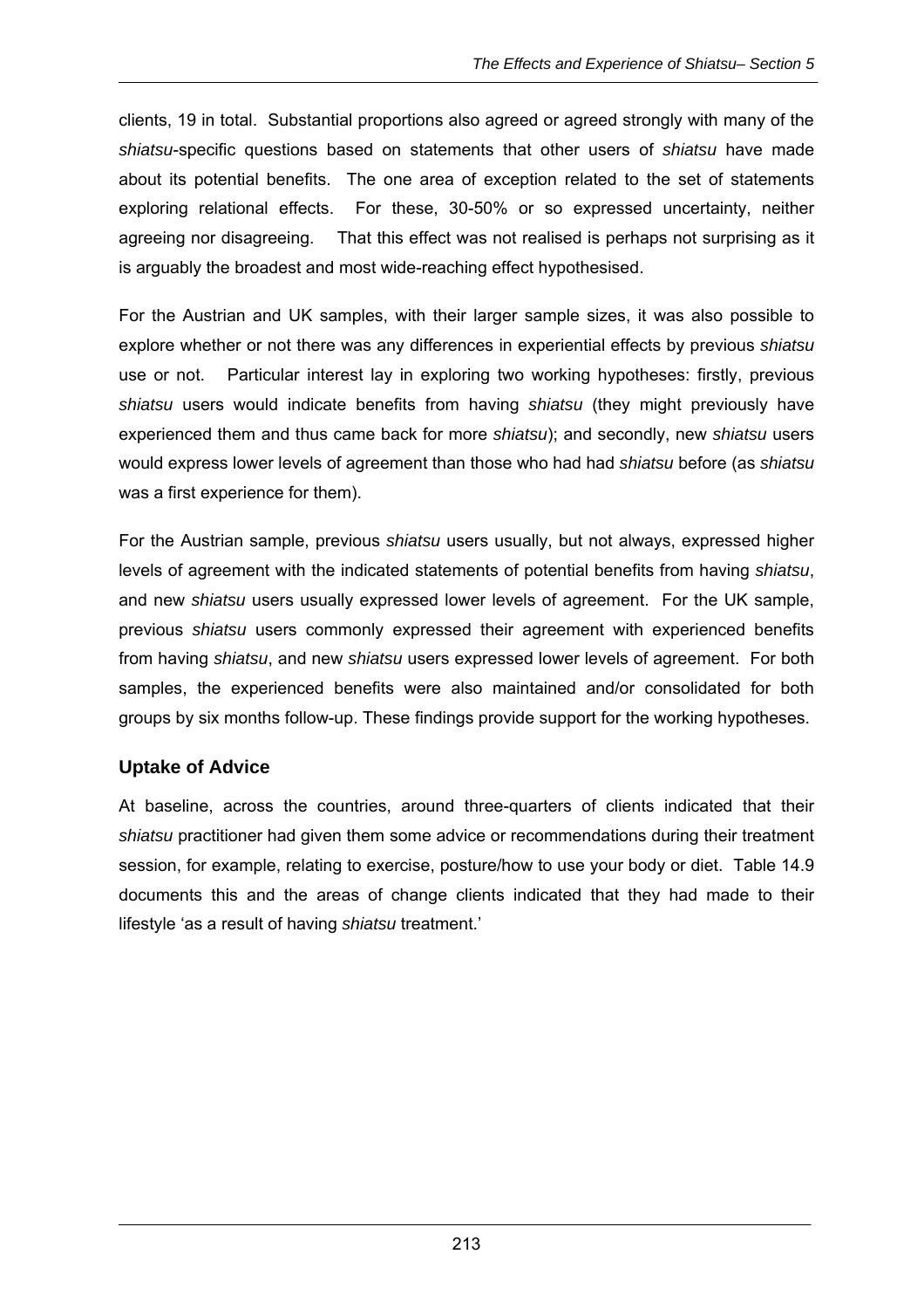clients, 19 in total. Substantial proportions also agreed or agreed strongly with many of the *shiatsu*-specific questions based on statements that other users of *shiatsu* have made about its potential benefits. The one area of exception related to the set of statements exploring relational effects. For these, 30-50% or so expressed uncertainty, neither agreeing nor disagreeing. That this effect was not realised is perhaps not surprising as it is arguably the broadest and most wide-reaching effect hypothesised.

For the Austrian and UK samples, with their larger sample sizes, it was also possible to explore whether or not there was any differences in experiential effects by previous *shiatsu* use or not. Particular interest lay in exploring two working hypotheses: firstly, previous *shiatsu* users would indicate benefits from having *shiatsu* (they might previously have experienced them and thus came back for more *shiatsu*); and secondly, new *shiatsu* users would express lower levels of agreement than those who had had *shiatsu* before (as *shiatsu* was a first experience for them).

For the Austrian sample, previous *shiatsu* users usually, but not always, expressed higher levels of agreement with the indicated statements of potential benefits from having *shiatsu*, and new *shiatsu* users usually expressed lower levels of agreement. For the UK sample, previous *shiatsu* users commonly expressed their agreement with experienced benefits from having *shiatsu*, and new *shiatsu* users expressed lower levels of agreement. For both samples, the experienced benefits were also maintained and/or consolidated for both groups by six months follow-up. These findings provide support for the working hypotheses.

### Uptake of Advice

At baseline, across the countries, around three-quarters of clients indicated that their *shiatsu* practitioner had given them some advice or recommendations during their treatment session, for example, relating to exercise, posture/how to use your body or diet. Table 14.9 documents this and the areas of change clients indicated that they had made to their lifestyle 'as a result of having *shiatsu* treatment.'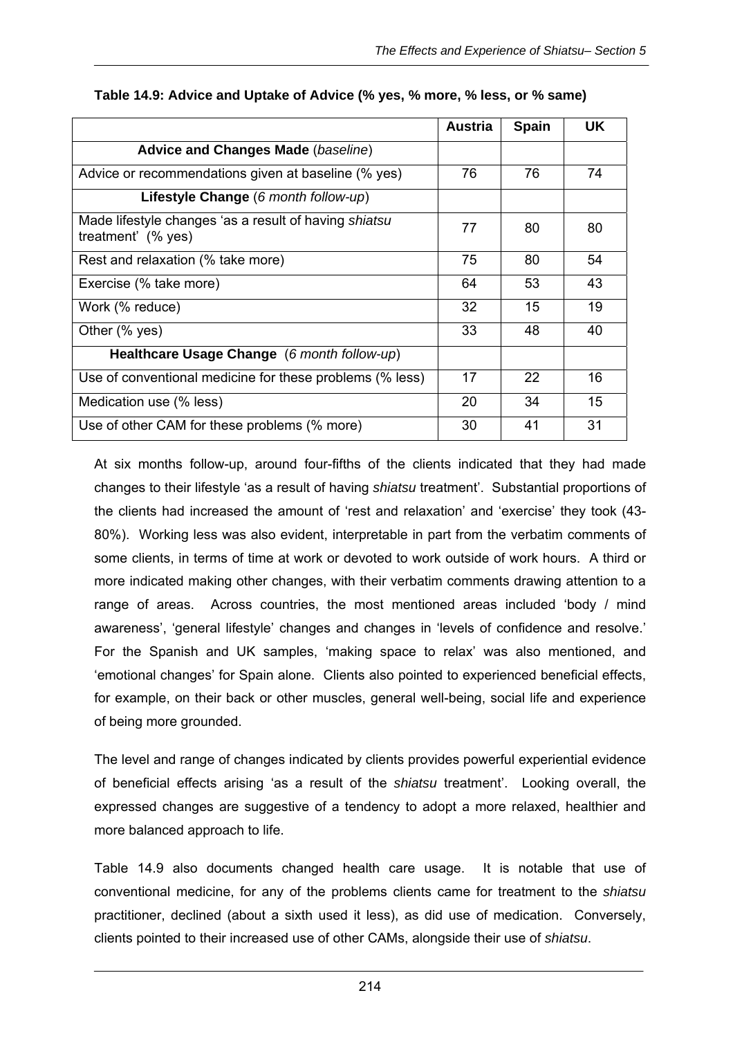**Table 14.9: Advice and Uptake of Advice (% yes, % more, % less, or % same)**

| | Austria | Spain | UK |
|---|---|---|---|
| **Advice and Changes Made** (*baseline*) | | | |
| Advice or recommendations given at baseline (% yes) | 76 | 76 | 74 |
| **Lifestyle Change** (*6 month follow-up*) | | | |
| Made lifestyle changes 'as a result of having *shiatsu* treatment' (% yes) | 77 | 80 | 80 |
| Rest and relaxation (% take more) | 75 | 80 | 54 |
| Exercise (% take more) | 64 | 53 | 43 |
| Work (% reduce) | 32 | 15 | 19 |
| Other (% yes) | 33 | 48 | 40 |
| **Healthcare Usage Change** (*6 month follow-up*) | | | |
| Use of conventional medicine for these problems (% less) | 17 | 22 | 16 |
| Medication use (% less) | 20 | 34 | 15 |
| Use of other CAM for these problems (% more) | 30 | 41 | 31 |

At six months follow-up, around four-fifths of the clients indicated that they had made changes to their lifestyle 'as a result of having *shiatsu* treatment'. Substantial proportions of the clients had increased the amount of 'rest and relaxation' and 'exercise' they took (43-80%). Working less was also evident, interpretable in part from the verbatim comments of some clients, in terms of time at work or devoted to work outside of work hours. A third or more indicated making other changes, with their verbatim comments drawing attention to a range of areas. Across countries, the most mentioned areas included 'body / mind awareness', 'general lifestyle' changes and changes in 'levels of confidence and resolve.' For the Spanish and UK samples, 'making space to relax' was also mentioned, and 'emotional changes' for Spain alone. Clients also pointed to experienced beneficial effects, for example, on their back or other muscles, general well-being, social life and experience of being more grounded.

The level and range of changes indicated by clients provides powerful experiential evidence of beneficial effects arising 'as a result of the *shiatsu* treatment'. Looking overall, the expressed changes are suggestive of a tendency to adopt a more relaxed, healthier and more balanced approach to life.

Table 14.9 also documents changed health care usage. It is notable that use of conventional medicine, for any of the problems clients came for treatment to the *shiatsu* practitioner, declined (about a sixth used it less), as did use of medication. Conversely, clients pointed to their increased use of other CAMs, alongside their use of *shiatsu*.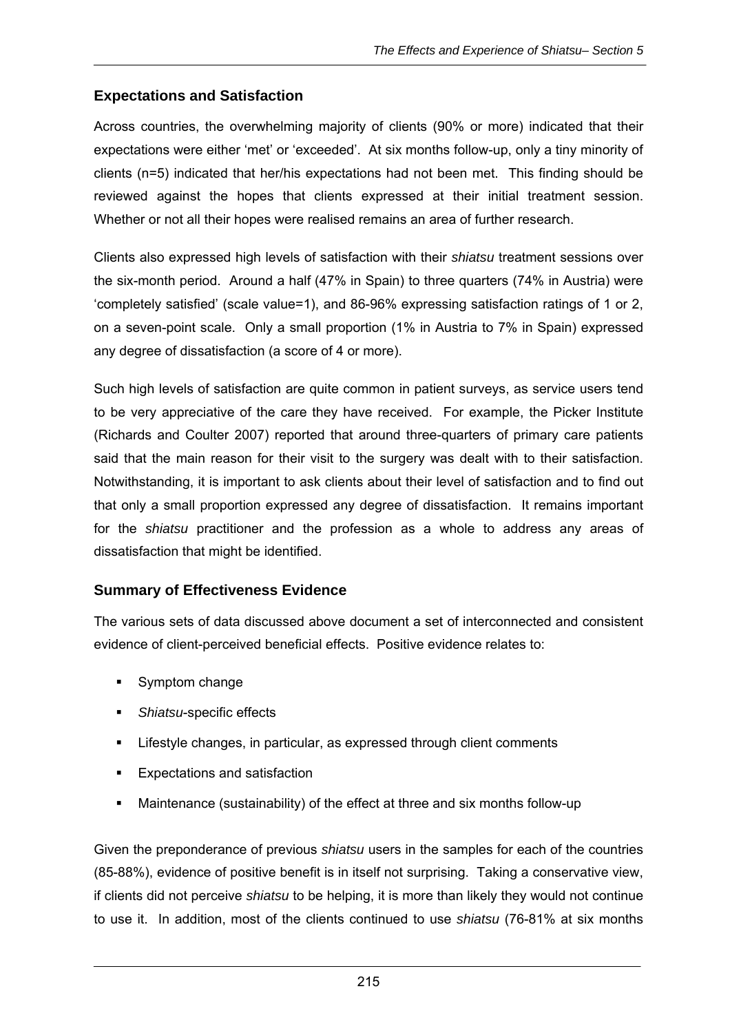## Expectations and Satisfaction

Across countries, the overwhelming majority of clients (90% or more) indicated that their expectations were either 'met' or 'exceeded'. At six months follow-up, only a tiny minority of clients (n=5) indicated that her/his expectations had not been met. This finding should be reviewed against the hopes that clients expressed at their initial treatment session. Whether or not all their hopes were realised remains an area of further research.

Clients also expressed high levels of satisfaction with their *shiatsu* treatment sessions over the six-month period. Around a half (47% in Spain) to three quarters (74% in Austria) were 'completely satisfied' (scale value=1), and 86-96% expressing satisfaction ratings of 1 or 2, on a seven-point scale. Only a small proportion (1% in Austria to 7% in Spain) expressed any degree of dissatisfaction (a score of 4 or more).

Such high levels of satisfaction are quite common in patient surveys, as service users tend to be very appreciative of the care they have received. For example, the Picker Institute (Richards and Coulter 2007) reported that around three-quarters of primary care patients said that the main reason for their visit to the surgery was dealt with to their satisfaction. Notwithstanding, it is important to ask clients about their level of satisfaction and to find out that only a small proportion expressed any degree of dissatisfaction. It remains important for the *shiatsu* practitioner and the profession as a whole to address any areas of dissatisfaction that might be identified.

## Summary of Effectiveness Evidence

The various sets of data discussed above document a set of interconnected and consistent evidence of client-perceived beneficial effects. Positive evidence relates to:

- Symptom change
- *Shiatsu*-specific effects
- Lifestyle changes, in particular, as expressed through client comments
- Expectations and satisfaction
- Maintenance (sustainability) of the effect at three and six months follow-up

Given the preponderance of previous *shiatsu* users in the samples for each of the countries (85-88%), evidence of positive benefit is in itself not surprising. Taking a conservative view, if clients did not perceive *shiatsu* to be helping, it is more than likely they would not continue to use it. In addition, most of the clients continued to use *shiatsu* (76-81% at six months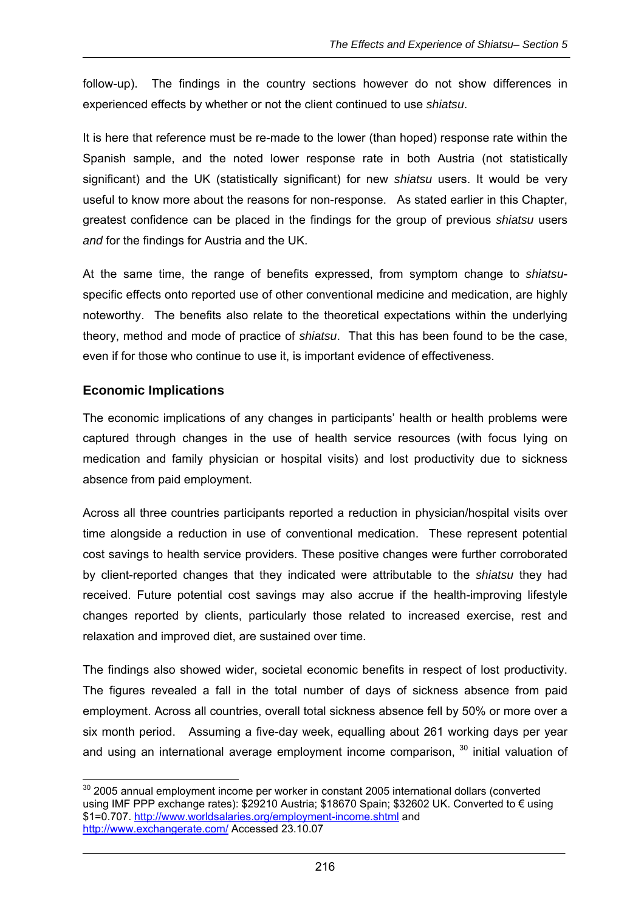follow-up). The findings in the country sections however do not show differences in experienced effects by whether or not the client continued to use *shiatsu*.

It is here that reference must be re-made to the lower (than hoped) response rate within the Spanish sample, and the noted lower response rate in both Austria (not statistically significant) and the UK (statistically significant) for new *shiatsu* users. It would be very useful to know more about the reasons for non-response. As stated earlier in this Chapter, greatest confidence can be placed in the findings for the group of previous *shiatsu* users *and* for the findings for Austria and the UK.

At the same time, the range of benefits expressed, from symptom change to *shiatsu*-specific effects onto reported use of other conventional medicine and medication, are highly noteworthy. The benefits also relate to the theoretical expectations within the underlying theory, method and mode of practice of *shiatsu*. That this has been found to be the case, even if for those who continue to use it, is important evidence of effectiveness.

## Economic Implications

The economic implications of any changes in participants' health or health problems were captured through changes in the use of health service resources (with focus lying on medication and family physician or hospital visits) and lost productivity due to sickness absence from paid employment.

Across all three countries participants reported a reduction in physician/hospital visits over time alongside a reduction in use of conventional medication. These represent potential cost savings to health service providers. These positive changes were further corroborated by client-reported changes that they indicated were attributable to the *shiatsu* they had received. Future potential cost savings may also accrue if the health-improving lifestyle changes reported by clients, particularly those related to increased exercise, rest and relaxation and improved diet, are sustained over time.

The findings also showed wider, societal economic benefits in respect of lost productivity. The figures revealed a fall in the total number of days of sickness absence from paid employment. Across all countries, overall total sickness absence fell by 50% or more over a six month period. Assuming a five-day week, equalling about 261 working days per year and using an international average employment income comparison, [30] initial valuation of

[30] 2005 annual employment income per worker in constant 2005 international dollars (converted using IMF PPP exchange rates): $29210 Austria; $18670 Spain; $32602 UK. Converted to € using $1=0.707. http://www.worldsalaries.org/employment-income.shtml and http://www.exchangerate.com/ Accessed 23.10.07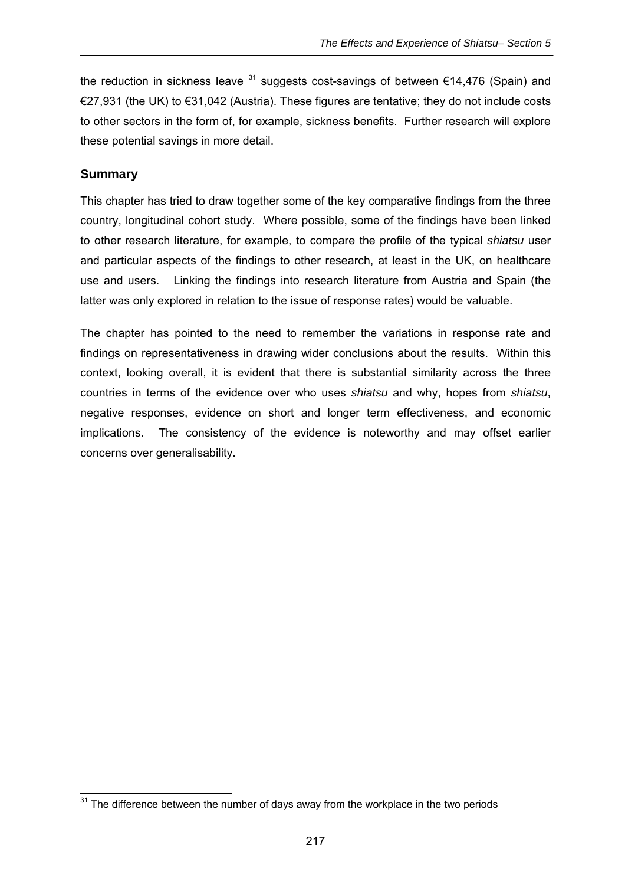the reduction in sickness leave [31] suggests cost-savings of between €14,476 (Spain) and €27,931 (the UK) to €31,042 (Austria). These figures are tentative; they do not include costs to other sectors in the form of, for example, sickness benefits. Further research will explore these potential savings in more detail.

### Summary

This chapter has tried to draw together some of the key comparative findings from the three country, longitudinal cohort study. Where possible, some of the findings have been linked to other research literature, for example, to compare the profile of the typical *shiatsu* user and particular aspects of the findings to other research, at least in the UK, on healthcare use and users. Linking the findings into research literature from Austria and Spain (the latter was only explored in relation to the issue of response rates) would be valuable.

The chapter has pointed to the need to remember the variations in response rate and findings on representativeness in drawing wider conclusions about the results. Within this context, looking overall, it is evident that there is substantial similarity across the three countries in terms of the evidence over who uses *shiatsu* and why, hopes from *shiatsu*, negative responses, evidence on short and longer term effectiveness, and economic implications. The consistency of the evidence is noteworthy and may offset earlier concerns over generalisability.

[31] The difference between the number of days away from the workplace in the two periods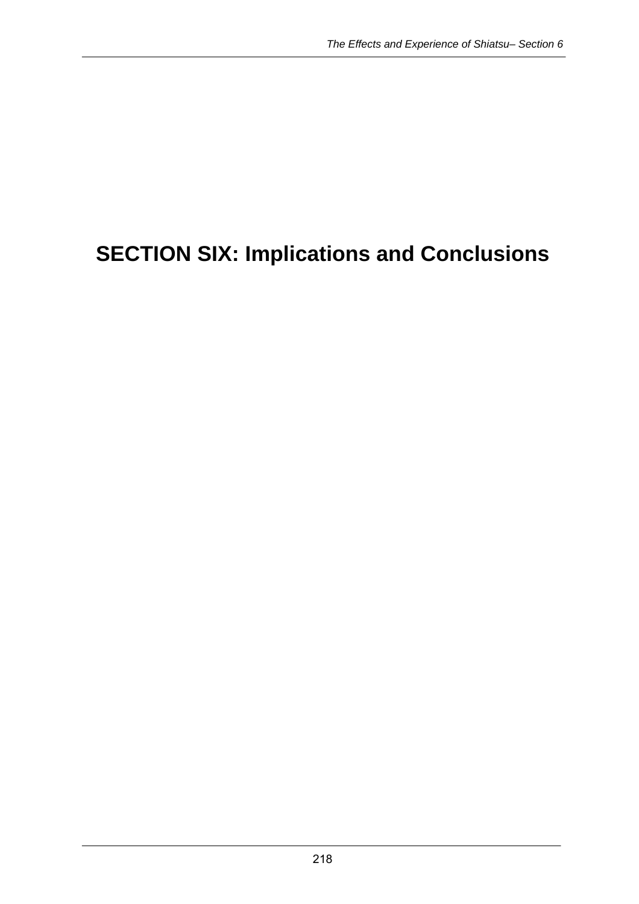# SECTION SIX: Implications and Conclusions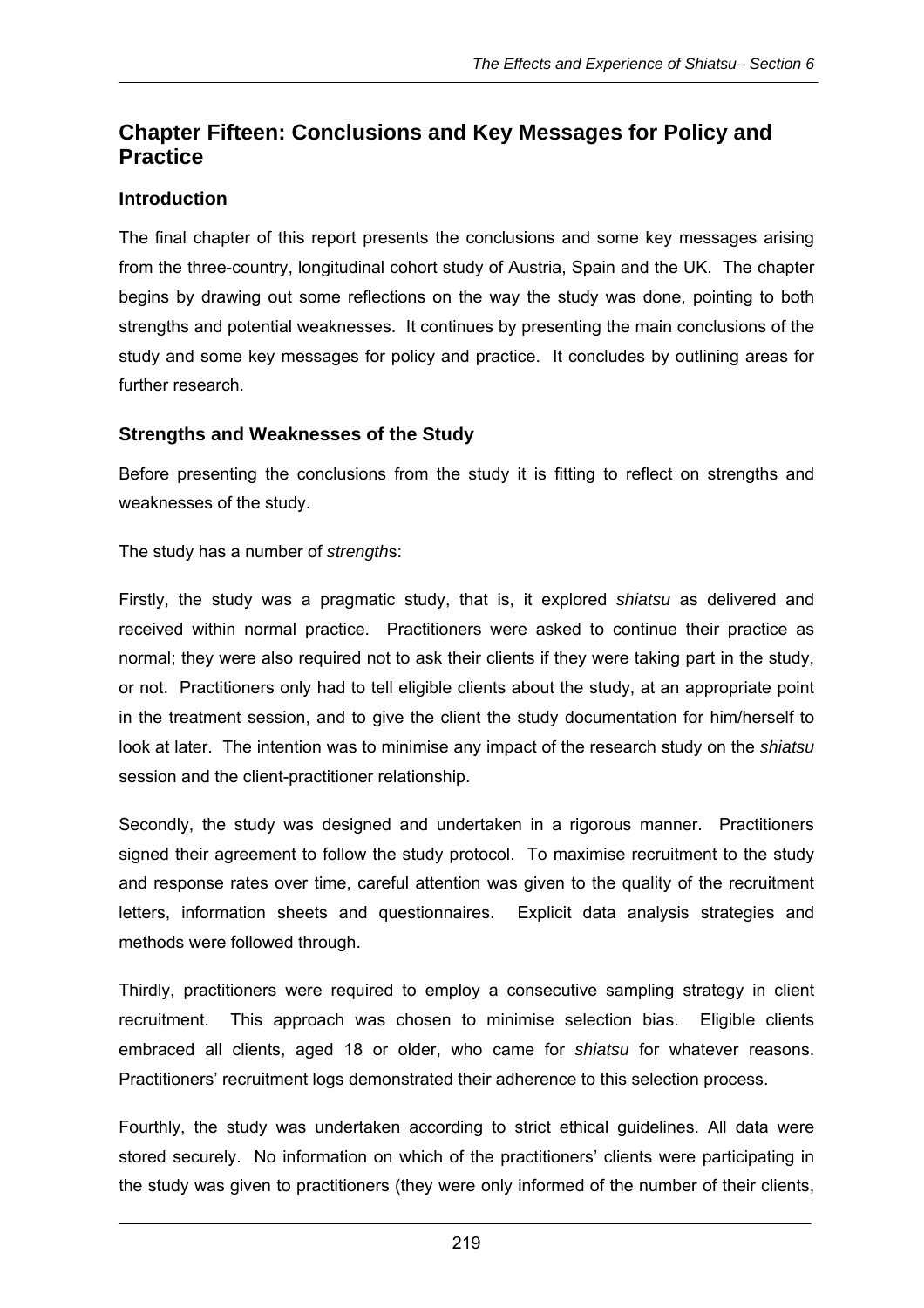## Chapter Fifteen: Conclusions and Key Messages for Policy and Practice

### Introduction

The final chapter of this report presents the conclusions and some key messages arising from the three-country, longitudinal cohort study of Austria, Spain and the UK. The chapter begins by drawing out some reflections on the way the study was done, pointing to both strengths and potential weaknesses. It continues by presenting the main conclusions of the study and some key messages for policy and practice. It concludes by outlining areas for further research.

### Strengths and Weaknesses of the Study

Before presenting the conclusions from the study it is fitting to reflect on strengths and weaknesses of the study.

The study has a number of *strength*s:

Firstly, the study was a pragmatic study, that is, it explored *shiatsu* as delivered and received within normal practice. Practitioners were asked to continue their practice as normal; they were also required not to ask their clients if they were taking part in the study, or not. Practitioners only had to tell eligible clients about the study, at an appropriate point in the treatment session, and to give the client the study documentation for him/herself to look at later. The intention was to minimise any impact of the research study on the *shiatsu* session and the client-practitioner relationship.

Secondly, the study was designed and undertaken in a rigorous manner. Practitioners signed their agreement to follow the study protocol. To maximise recruitment to the study and response rates over time, careful attention was given to the quality of the recruitment letters, information sheets and questionnaires. Explicit data analysis strategies and methods were followed through.

Thirdly, practitioners were required to employ a consecutive sampling strategy in client recruitment. This approach was chosen to minimise selection bias. Eligible clients embraced all clients, aged 18 or older, who came for *shiatsu* for whatever reasons. Practitioners' recruitment logs demonstrated their adherence to this selection process.

Fourthly, the study was undertaken according to strict ethical guidelines. All data were stored securely. No information on which of the practitioners' clients were participating in the study was given to practitioners (they were only informed of the number of their clients,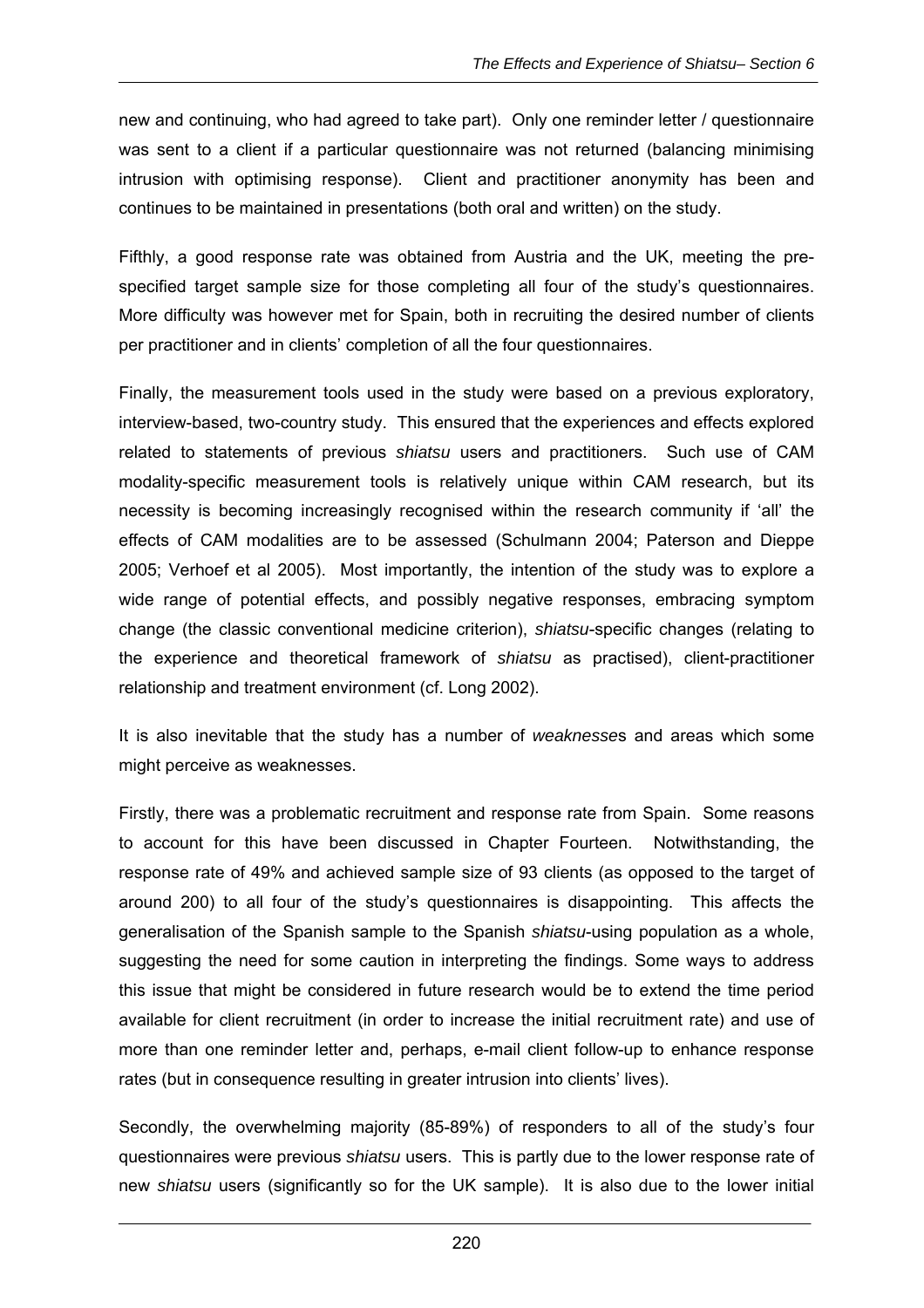new and continuing, who had agreed to take part). Only one reminder letter / questionnaire was sent to a client if a particular questionnaire was not returned (balancing minimising intrusion with optimising response). Client and practitioner anonymity has been and continues to be maintained in presentations (both oral and written) on the study.

Fifthly, a good response rate was obtained from Austria and the UK, meeting the pre-specified target sample size for those completing all four of the study's questionnaires. More difficulty was however met for Spain, both in recruiting the desired number of clients per practitioner and in clients' completion of all the four questionnaires.

Finally, the measurement tools used in the study were based on a previous exploratory, interview-based, two-country study. This ensured that the experiences and effects explored related to statements of previous *shiatsu* users and practitioners. Such use of CAM modality-specific measurement tools is relatively unique within CAM research, but its necessity is becoming increasingly recognised within the research community if 'all' the effects of CAM modalities are to be assessed (Schulmann 2004; Paterson and Dieppe 2005; Verhoef et al 2005). Most importantly, the intention of the study was to explore a wide range of potential effects, and possibly negative responses, embracing symptom change (the classic conventional medicine criterion), *shiatsu*-specific changes (relating to the experience and theoretical framework of *shiatsu* as practised), client-practitioner relationship and treatment environment (cf. Long 2002).

It is also inevitable that the study has a number of *weaknesse*s and areas which some might perceive as weaknesses.

Firstly, there was a problematic recruitment and response rate from Spain. Some reasons to account for this have been discussed in Chapter Fourteen. Notwithstanding, the response rate of 49% and achieved sample size of 93 clients (as opposed to the target of around 200) to all four of the study's questionnaires is disappointing. This affects the generalisation of the Spanish sample to the Spanish *shiatsu*-using population as a whole, suggesting the need for some caution in interpreting the findings. Some ways to address this issue that might be considered in future research would be to extend the time period available for client recruitment (in order to increase the initial recruitment rate) and use of more than one reminder letter and, perhaps, e-mail client follow-up to enhance response rates (but in consequence resulting in greater intrusion into clients' lives).

Secondly, the overwhelming majority (85-89%) of responders to all of the study's four questionnaires were previous *shiatsu* users. This is partly due to the lower response rate of new *shiatsu* users (significantly so for the UK sample). It is also due to the lower initial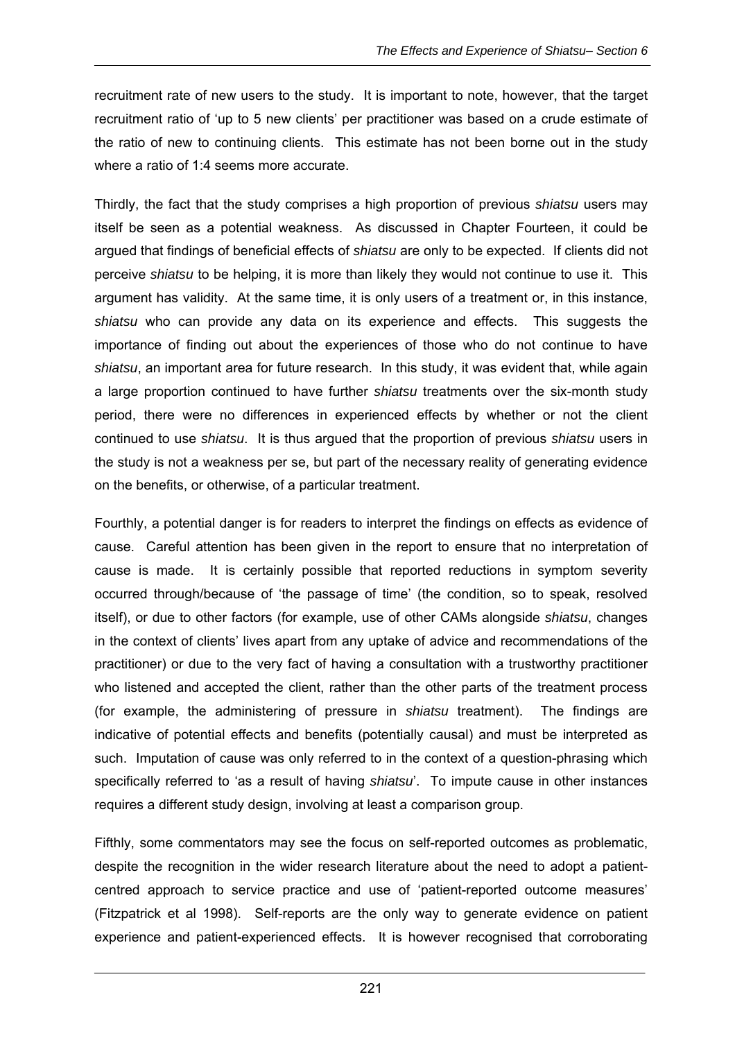recruitment rate of new users to the study. It is important to note, however, that the target recruitment ratio of 'up to 5 new clients' per practitioner was based on a crude estimate of the ratio of new to continuing clients. This estimate has not been borne out in the study where a ratio of 1:4 seems more accurate.

Thirdly, the fact that the study comprises a high proportion of previous *shiatsu* users may itself be seen as a potential weakness. As discussed in Chapter Fourteen, it could be argued that findings of beneficial effects of *shiatsu* are only to be expected. If clients did not perceive *shiatsu* to be helping, it is more than likely they would not continue to use it. This argument has validity. At the same time, it is only users of a treatment or, in this instance, *shiatsu* who can provide any data on its experience and effects. This suggests the importance of finding out about the experiences of those who do not continue to have *shiatsu*, an important area for future research. In this study, it was evident that, while again a large proportion continued to have further *shiatsu* treatments over the six-month study period, there were no differences in experienced effects by whether or not the client continued to use *shiatsu*. It is thus argued that the proportion of previous *shiatsu* users in the study is not a weakness per se, but part of the necessary reality of generating evidence on the benefits, or otherwise, of a particular treatment.

Fourthly, a potential danger is for readers to interpret the findings on effects as evidence of cause. Careful attention has been given in the report to ensure that no interpretation of cause is made. It is certainly possible that reported reductions in symptom severity occurred through/because of 'the passage of time' (the condition, so to speak, resolved itself), or due to other factors (for example, use of other CAMs alongside *shiatsu*, changes in the context of clients' lives apart from any uptake of advice and recommendations of the practitioner) or due to the very fact of having a consultation with a trustworthy practitioner who listened and accepted the client, rather than the other parts of the treatment process (for example, the administering of pressure in *shiatsu* treatment). The findings are indicative of potential effects and benefits (potentially causal) and must be interpreted as such. Imputation of cause was only referred to in the context of a question-phrasing which specifically referred to 'as a result of having *shiatsu*'. To impute cause in other instances requires a different study design, involving at least a comparison group.

Fifthly, some commentators may see the focus on self-reported outcomes as problematic, despite the recognition in the wider research literature about the need to adopt a patient-centred approach to service practice and use of 'patient-reported outcome measures' (Fitzpatrick et al 1998). Self-reports are the only way to generate evidence on patient experience and patient-experienced effects. It is however recognised that corroborating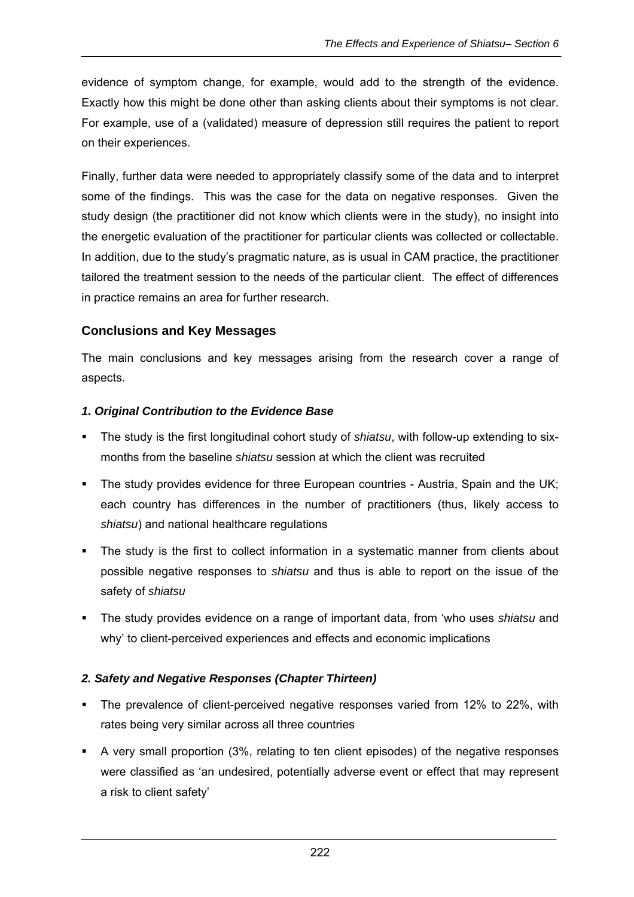evidence of symptom change, for example, would add to the strength of the evidence. Exactly how this might be done other than asking clients about their symptoms is not clear. For example, use of a (validated) measure of depression still requires the patient to report on their experiences.

Finally, further data were needed to appropriately classify some of the data and to interpret some of the findings. This was the case for the data on negative responses. Given the study design (the practitioner did not know which clients were in the study), no insight into the energetic evaluation of the practitioner for particular clients was collected or collectable. In addition, due to the study's pragmatic nature, as is usual in CAM practice, the practitioner tailored the treatment session to the needs of the particular client. The effect of differences in practice remains an area for further research.

### Conclusions and Key Messages

The main conclusions and key messages arising from the research cover a range of aspects.

#### *1. Original Contribution to the Evidence Base*

- The study is the first longitudinal cohort study of *shiatsu*, with follow-up extending to six-months from the baseline *shiatsu* session at which the client was recruited
- The study provides evidence for three European countries - Austria, Spain and the UK; each country has differences in the number of practitioners (thus, likely access to *shiatsu*) and national healthcare regulations
- The study is the first to collect information in a systematic manner from clients about possible negative responses to *shiatsu* and thus is able to report on the issue of the safety of *shiatsu*
- The study provides evidence on a range of important data, from 'who uses *shiatsu* and why' to client-perceived experiences and effects and economic implications

#### *2. Safety and Negative Responses (Chapter Thirteen)*

- The prevalence of client-perceived negative responses varied from 12% to 22%, with rates being very similar across all three countries
- A very small proportion (3%, relating to ten client episodes) of the negative responses were classified as 'an undesired, potentially adverse event or effect that may represent a risk to client safety'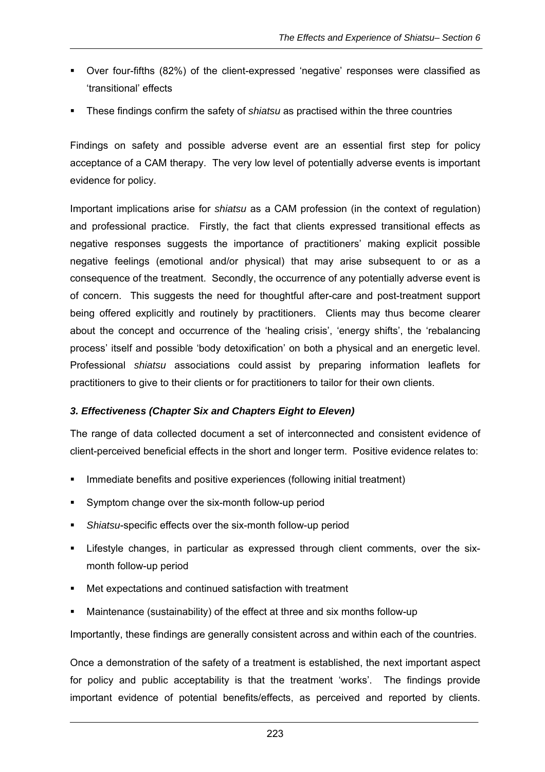- Over four-fifths (82%) of the client-expressed 'negative' responses were classified as 'transitional' effects
- These findings confirm the safety of *shiatsu* as practised within the three countries

Findings on safety and possible adverse event are an essential first step for policy acceptance of a CAM therapy. The very low level of potentially adverse events is important evidence for policy.

Important implications arise for *shiatsu* as a CAM profession (in the context of regulation) and professional practice. Firstly, the fact that clients expressed transitional effects as negative responses suggests the importance of practitioners' making explicit possible negative feelings (emotional and/or physical) that may arise subsequent to or as a consequence of the treatment. Secondly, the occurrence of any potentially adverse event is of concern. This suggests the need for thoughtful after-care and post-treatment support being offered explicitly and routinely by practitioners. Clients may thus become clearer about the concept and occurrence of the 'healing crisis', 'energy shifts', the 'rebalancing process' itself and possible 'body detoxification' on both a physical and an energetic level. Professional *shiatsu* associations could assist by preparing information leaflets for practitioners to give to their clients or for practitioners to tailor for their own clients.

### *3. Effectiveness (Chapter Six and Chapters Eight to Eleven)*

The range of data collected document a set of interconnected and consistent evidence of client-perceived beneficial effects in the short and longer term. Positive evidence relates to:

- Immediate benefits and positive experiences (following initial treatment)
- Symptom change over the six-month follow-up period
- *Shiatsu*-specific effects over the six-month follow-up period
- Lifestyle changes, in particular as expressed through client comments, over the six-month follow-up period
- Met expectations and continued satisfaction with treatment
- Maintenance (sustainability) of the effect at three and six months follow-up

Importantly, these findings are generally consistent across and within each of the countries.

Once a demonstration of the safety of a treatment is established, the next important aspect for policy and public acceptability is that the treatment 'works'. The findings provide important evidence of potential benefits/effects, as perceived and reported by clients.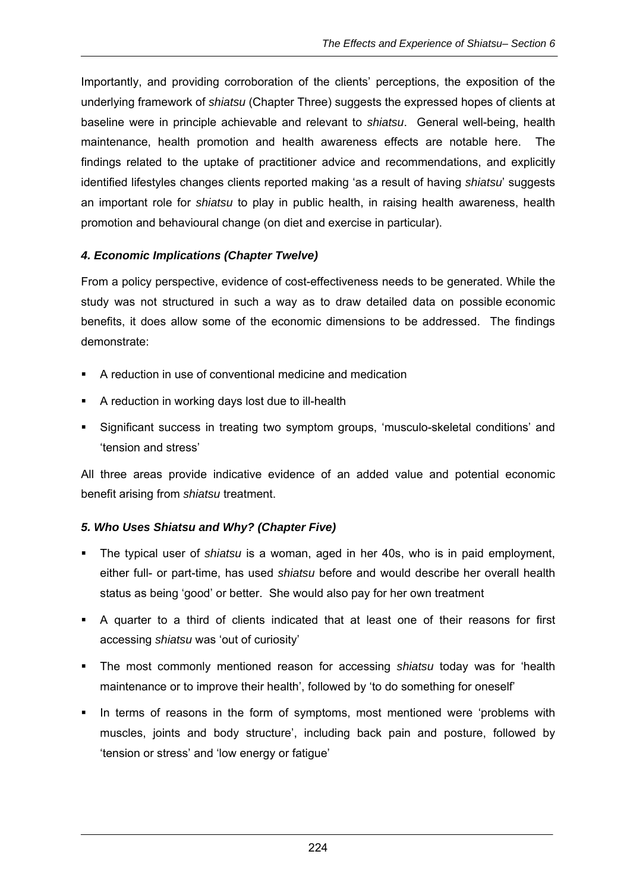Importantly, and providing corroboration of the clients' perceptions, the exposition of the underlying framework of *shiatsu* (Chapter Three) suggests the expressed hopes of clients at baseline were in principle achievable and relevant to *shiatsu*. General well-being, health maintenance, health promotion and health awareness effects are notable here. The findings related to the uptake of practitioner advice and recommendations, and explicitly identified lifestyles changes clients reported making 'as a result of having *shiatsu*' suggests an important role for *shiatsu* to play in public health, in raising health awareness, health promotion and behavioural change (on diet and exercise in particular).

### *4. Economic Implications (Chapter Twelve)*

From a policy perspective, evidence of cost-effectiveness needs to be generated. While the study was not structured in such a way as to draw detailed data on possible economic benefits, it does allow some of the economic dimensions to be addressed. The findings demonstrate:

- A reduction in use of conventional medicine and medication
- A reduction in working days lost due to ill-health
- Significant success in treating two symptom groups, 'musculo-skeletal conditions' and 'tension and stress'

All three areas provide indicative evidence of an added value and potential economic benefit arising from *shiatsu* treatment.

### *5. Who Uses Shiatsu and Why? (Chapter Five)*

- The typical user of *shiatsu* is a woman, aged in her 40s, who is in paid employment, either full- or part-time, has used *shiatsu* before and would describe her overall health status as being 'good' or better. She would also pay for her own treatment
- A quarter to a third of clients indicated that at least one of their reasons for first accessing *shiatsu* was 'out of curiosity'
- The most commonly mentioned reason for accessing *shiatsu* today was for 'health maintenance or to improve their health', followed by 'to do something for oneself'
- In terms of reasons in the form of symptoms, most mentioned were 'problems with muscles, joints and body structure', including back pain and posture, followed by 'tension or stress' and 'low energy or fatigue'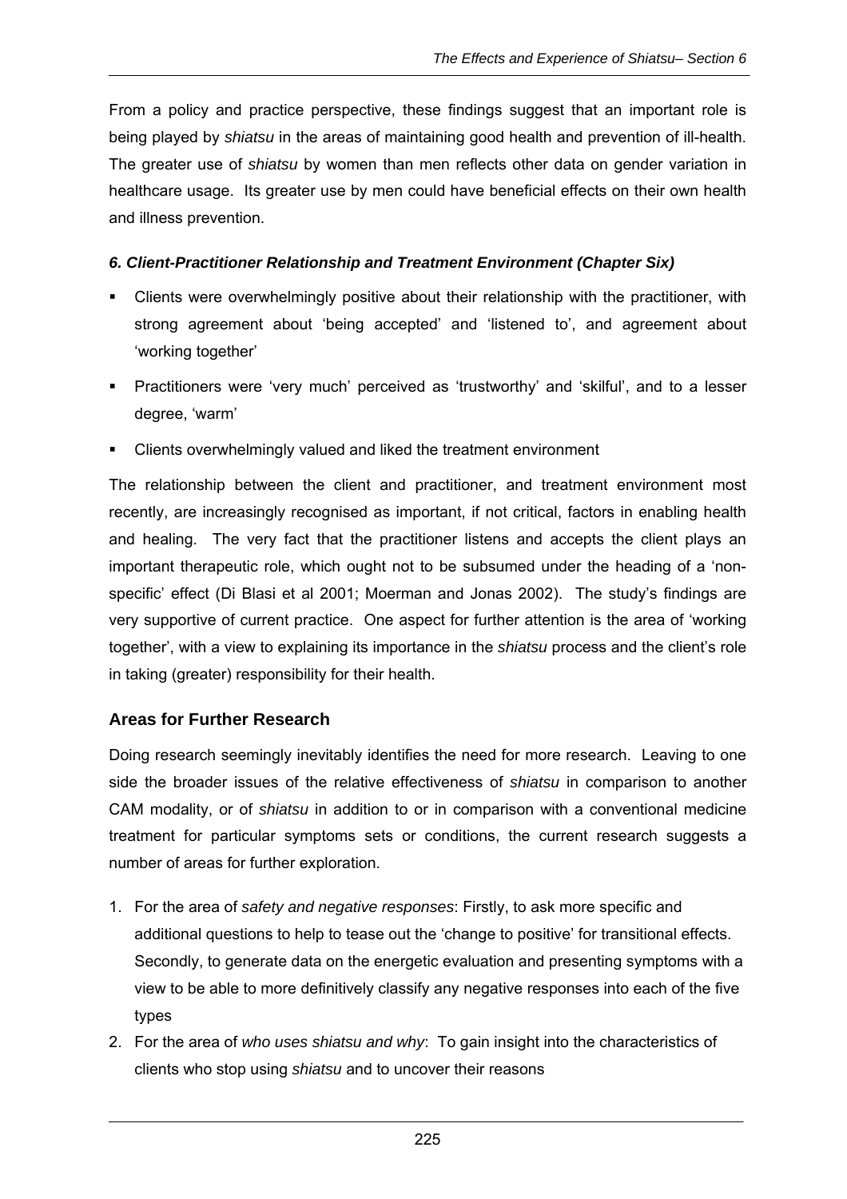From a policy and practice perspective, these findings suggest that an important role is being played by *shiatsu* in the areas of maintaining good health and prevention of ill-health. The greater use of *shiatsu* by women than men reflects other data on gender variation in healthcare usage. Its greater use by men could have beneficial effects on their own health and illness prevention.

***6. Client-Practitioner Relationship and Treatment Environment (Chapter Six)***

- Clients were overwhelmingly positive about their relationship with the practitioner, with strong agreement about 'being accepted' and 'listened to', and agreement about 'working together'
- Practitioners were 'very much' perceived as 'trustworthy' and 'skilful', and to a lesser degree, 'warm'
- Clients overwhelmingly valued and liked the treatment environment

The relationship between the client and practitioner, and treatment environment most recently, are increasingly recognised as important, if not critical, factors in enabling health and healing. The very fact that the practitioner listens and accepts the client plays an important therapeutic role, which ought not to be subsumed under the heading of a 'non-specific' effect (Di Blasi et al 2001; Moerman and Jonas 2002). The study's findings are very supportive of current practice. One aspect for further attention is the area of 'working together', with a view to explaining its importance in the *shiatsu* process and the client's role in taking (greater) responsibility for their health.

## Areas for Further Research

Doing research seemingly inevitably identifies the need for more research. Leaving to one side the broader issues of the relative effectiveness of *shiatsu* in comparison to another CAM modality, or of *shiatsu* in addition to or in comparison with a conventional medicine treatment for particular symptoms sets or conditions, the current research suggests a number of areas for further exploration.

1. For the area of *safety and negative responses*: Firstly, to ask more specific and additional questions to help to tease out the 'change to positive' for transitional effects. Secondly, to generate data on the energetic evaluation and presenting symptoms with a view to be able to more definitively classify any negative responses into each of the five types
2. For the area of *who uses shiatsu and why*: To gain insight into the characteristics of clients who stop using *shiatsu* and to uncover their reasons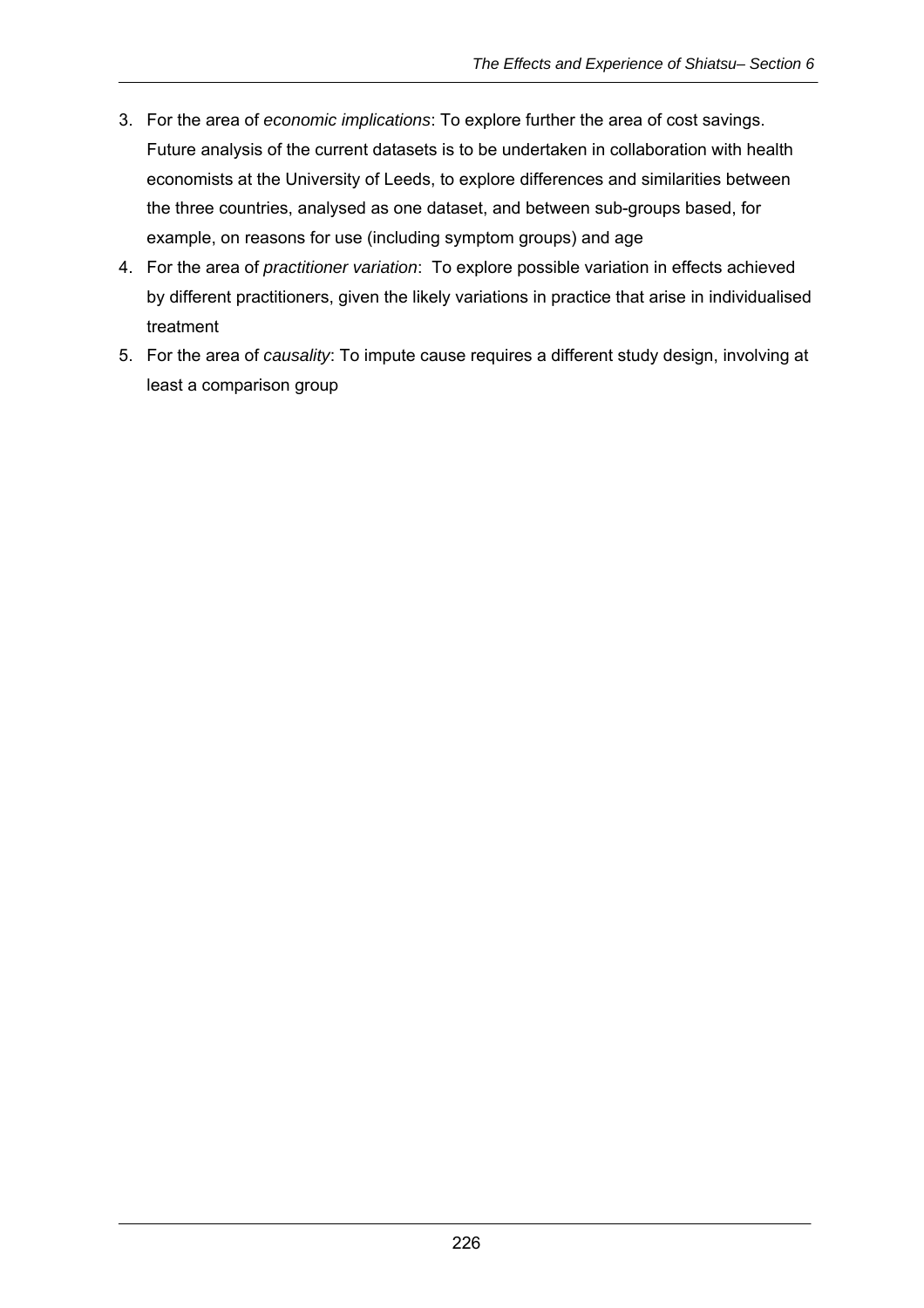3. For the area of *economic implications*: To explore further the area of cost savings. Future analysis of the current datasets is to be undertaken in collaboration with health economists at the University of Leeds, to explore differences and similarities between the three countries, analysed as one dataset, and between sub-groups based, for example, on reasons for use (including symptom groups) and age
4. For the area of *practitioner variation*: To explore possible variation in effects achieved by different practitioners, given the likely variations in practice that arise in individualised treatment
5. For the area of *causality*: To impute cause requires a different study design, involving at least a comparison group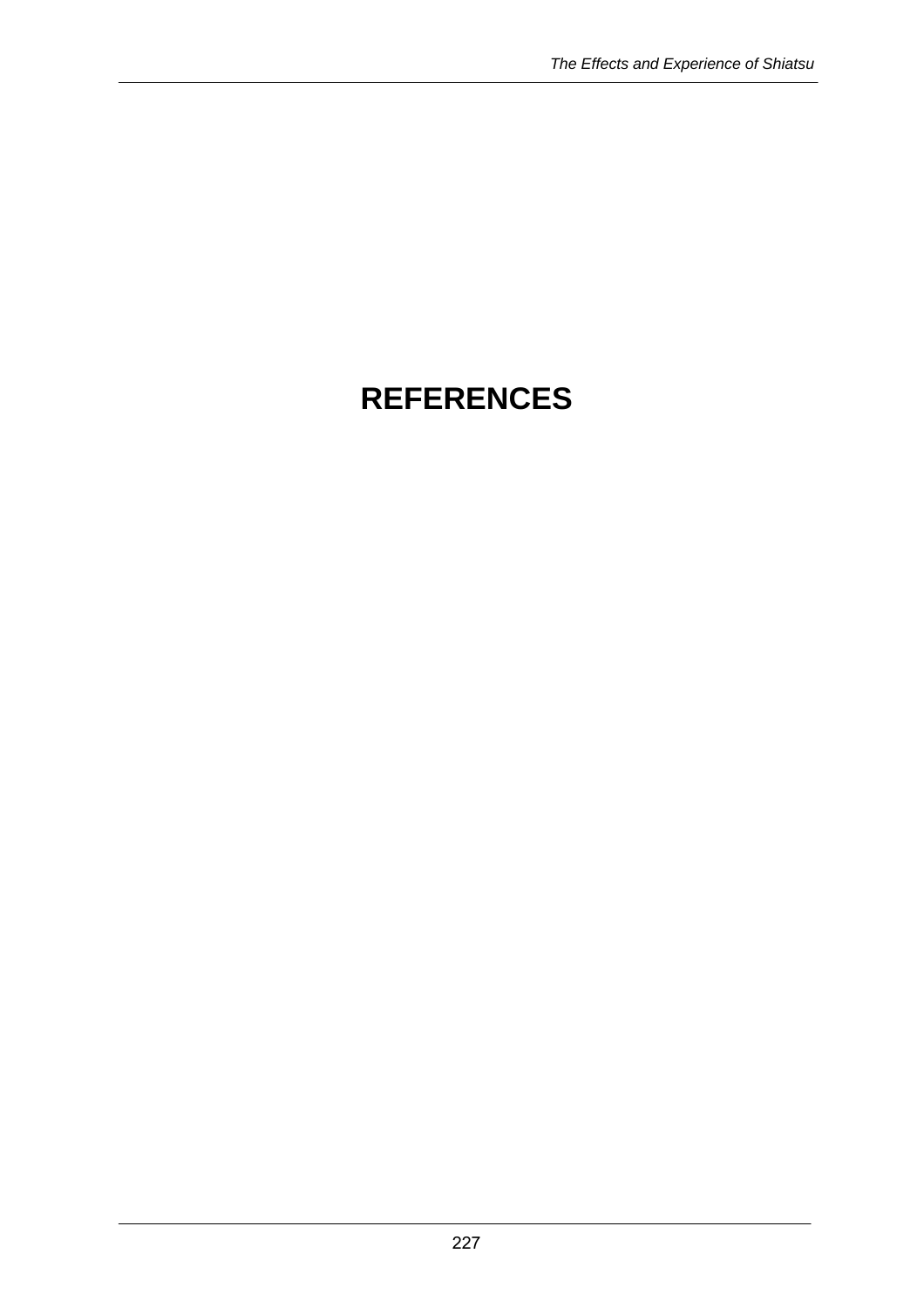# REFERENCES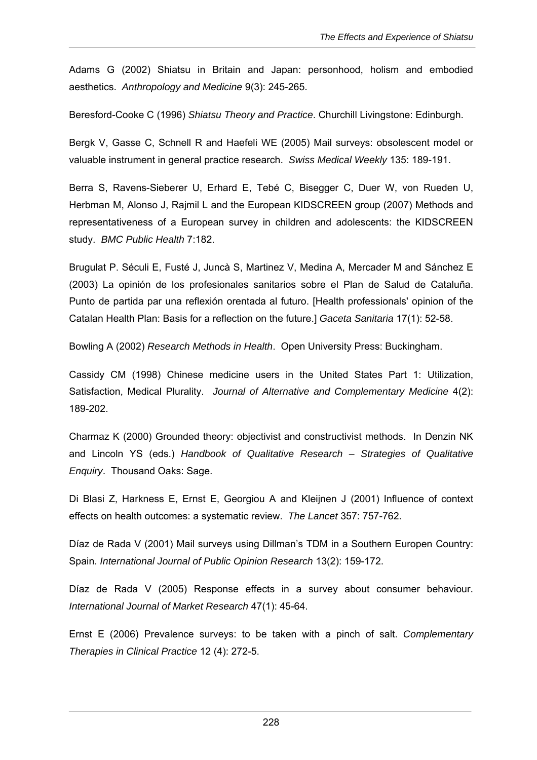Adams G (2002) Shiatsu in Britain and Japan: personhood, holism and embodied aesthetics. *Anthropology and Medicine* 9(3): 245-265.

Beresford-Cooke C (1996) *Shiatsu Theory and Practice*. Churchill Livingstone: Edinburgh.

Bergk V, Gasse C, Schnell R and Haefeli WE (2005) Mail surveys: obsolescent model or valuable instrument in general practice research. *Swiss Medical Weekly* 135: 189-191.

Berra S, Ravens-Sieberer U, Erhard E, Tebé C, Bisegger C, Duer W, von Rueden U, Herbman M, Alonso J, Rajmil L and the European KIDSCREEN group (2007) Methods and representativeness of a European survey in children and adolescents: the KIDSCREEN study. *BMC Public Health* 7:182.

Brugulat P. Séculi E, Fusté J, Juncà S, Martinez V, Medina A, Mercader M and Sánchez E (2003) La opinión de los profesionales sanitarios sobre el Plan de Salud de Cataluña. Punto de partida par una reflexión orentada al futuro. [Health professionals' opinion of the Catalan Health Plan: Basis for a reflection on the future.] *Gaceta Sanitaria* 17(1): 52-58.

Bowling A (2002) *Research Methods in Health*. Open University Press: Buckingham.

Cassidy CM (1998) Chinese medicine users in the United States Part 1: Utilization, Satisfaction, Medical Plurality. *Journal of Alternative and Complementary Medicine* 4(2): 189-202.

Charmaz K (2000) Grounded theory: objectivist and constructivist methods. In Denzin NK and Lincoln YS (eds.) *Handbook of Qualitative Research – Strategies of Qualitative Enquiry*. Thousand Oaks: Sage.

Di Blasi Z, Harkness E, Ernst E, Georgiou A and Kleijnen J (2001) Influence of context effects on health outcomes: a systematic review. *The Lancet* 357: 757-762.

Díaz de Rada V (2001) Mail surveys using Dillman's TDM in a Southern Europen Country: Spain. *International Journal of Public Opinion Research* 13(2): 159-172.

Díaz de Rada V (2005) Response effects in a survey about consumer behaviour. *International Journal of Market Research* 47(1): 45-64.

Ernst E (2006) Prevalence surveys: to be taken with a pinch of salt. *Complementary Therapies in Clinical Practice* 12 (4): 272-5.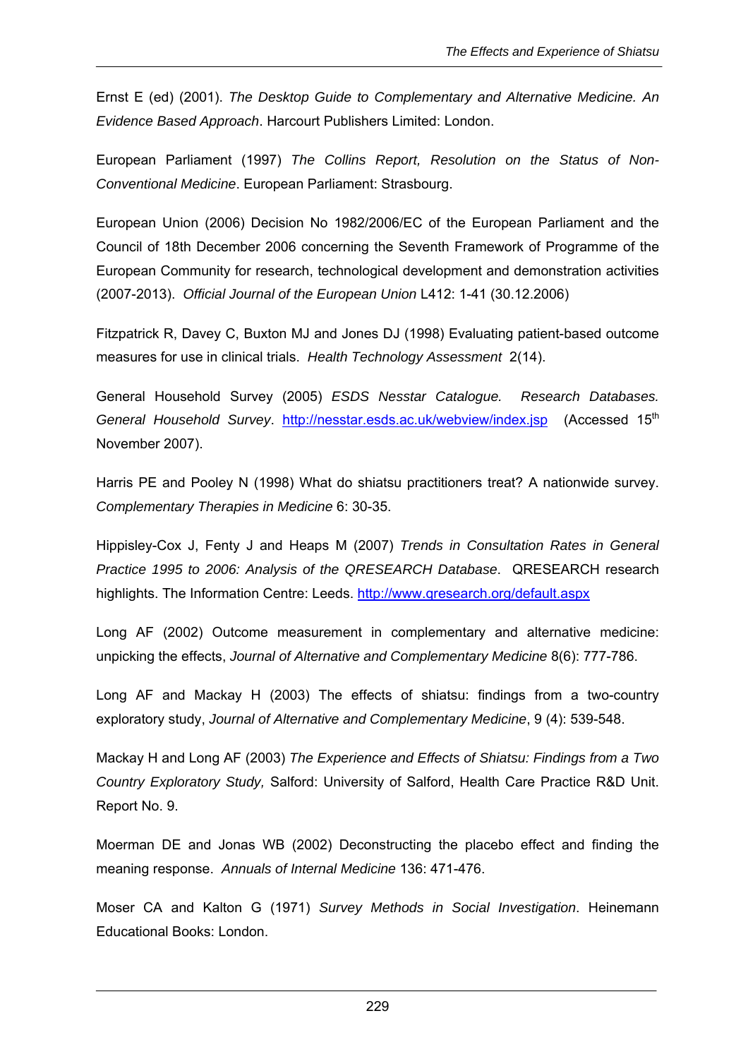Ernst E (ed) (2001). *The Desktop Guide to Complementary and Alternative Medicine. An Evidence Based Approach*. Harcourt Publishers Limited: London.

European Parliament (1997) *The Collins Report, Resolution on the Status of Non-Conventional Medicine*. European Parliament: Strasbourg.

European Union (2006) Decision No 1982/2006/EC of the European Parliament and the Council of 18th December 2006 concerning the Seventh Framework of Programme of the European Community for research, technological development and demonstration activities (2007-2013). *Official Journal of the European Union* L412: 1-41 (30.12.2006)

Fitzpatrick R, Davey C, Buxton MJ and Jones DJ (1998) Evaluating patient-based outcome measures for use in clinical trials. *Health Technology Assessment* 2(14).

General Household Survey (2005) *ESDS Nesstar Catalogue. Research Databases. General Household Survey*. http://nesstar.esds.ac.uk/webview/index.jsp (Accessed 15th November 2007).

Harris PE and Pooley N (1998) What do shiatsu practitioners treat? A nationwide survey. *Complementary Therapies in Medicine* 6: 30-35.

Hippisley-Cox J, Fenty J and Heaps M (2007) *Trends in Consultation Rates in General Practice 1995 to 2006: Analysis of the QRESEARCH Database*. QRESEARCH research highlights. The Information Centre: Leeds. http://www.qresearch.org/default.aspx

Long AF (2002) Outcome measurement in complementary and alternative medicine: unpicking the effects, *Journal of Alternative and Complementary Medicine* 8(6): 777-786.

Long AF and Mackay H (2003) The effects of shiatsu: findings from a two-country exploratory study, *Journal of Alternative and Complementary Medicine*, 9 (4): 539-548.

Mackay H and Long AF (2003) *The Experience and Effects of Shiatsu: Findings from a Two Country Exploratory Study,* Salford: University of Salford, Health Care Practice R&D Unit. Report No. 9.

Moerman DE and Jonas WB (2002) Deconstructing the placebo effect and finding the meaning response. *Annuals of Internal Medicine* 136: 471-476.

Moser CA and Kalton G (1971) *Survey Methods in Social Investigation*. Heinemann Educational Books: London.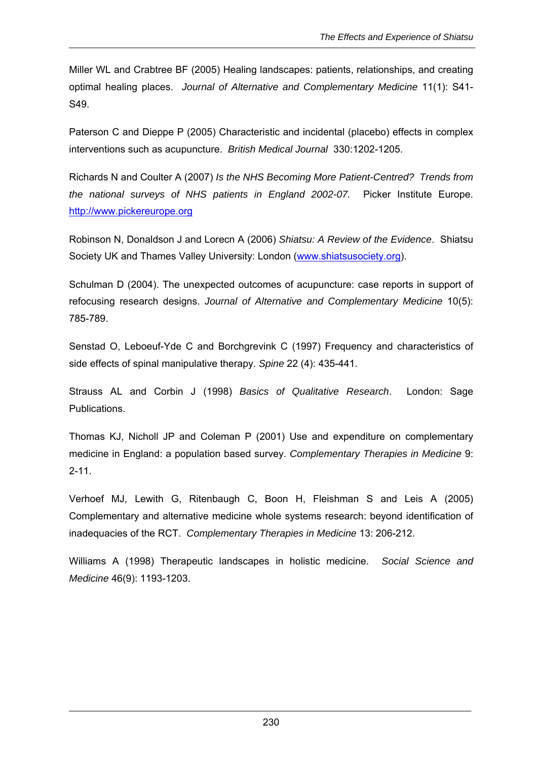Miller WL and Crabtree BF (2005) Healing landscapes: patients, relationships, and creating optimal healing places. *Journal of Alternative and Complementary Medicine* 11(1): S41-S49.

Paterson C and Dieppe P (2005) Characteristic and incidental (placebo) effects in complex interventions such as acupuncture. *British Medical Journal* 330:1202-1205.

Richards N and Coulter A (2007) *Is the NHS Becoming More Patient-Centred? Trends from the national surveys of NHS patients in England 2002-07.* Picker Institute Europe. http://www.pickereurope.org

Robinson N, Donaldson J and Lorecn A (2006) *Shiatsu: A Review of the Evidence*. Shiatsu Society UK and Thames Valley University: London (www.shiatsusociety.org).

Schulman D (2004). The unexpected outcomes of acupuncture: case reports in support of refocusing research designs. *Journal of Alternative and Complementary Medicine* 10(5): 785-789.

Senstad O, Leboeuf-Yde C and Borchgrevink C (1997) Frequency and characteristics of side effects of spinal manipulative therapy. *Spine* 22 (4): 435-441.

Strauss AL and Corbin J (1998) *Basics of Qualitative Research*. London: Sage Publications.

Thomas KJ, Nicholl JP and Coleman P (2001) Use and expenditure on complementary medicine in England: a population based survey. *Complementary Therapies in Medicine* 9: 2-11.

Verhoef MJ, Lewith G, Ritenbaugh C, Boon H, Fleishman S and Leis A (2005) Complementary and alternative medicine whole systems research: beyond identification of inadequacies of the RCT. *Complementary Therapies in Medicine* 13: 206-212.

Williams A (1998) Therapeutic landscapes in holistic medicine. *Social Science and Medicine* 46(9): 1193-1203.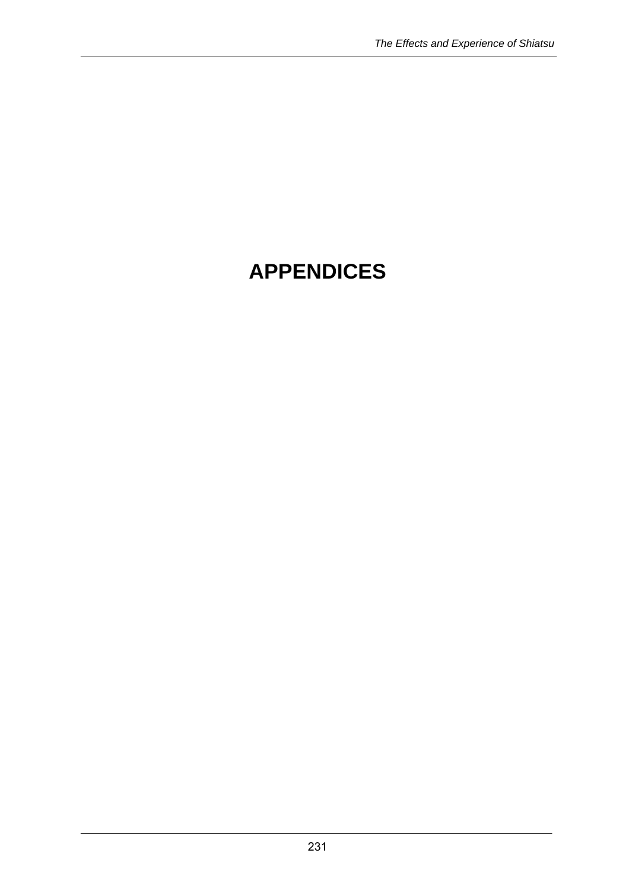# APPENDICES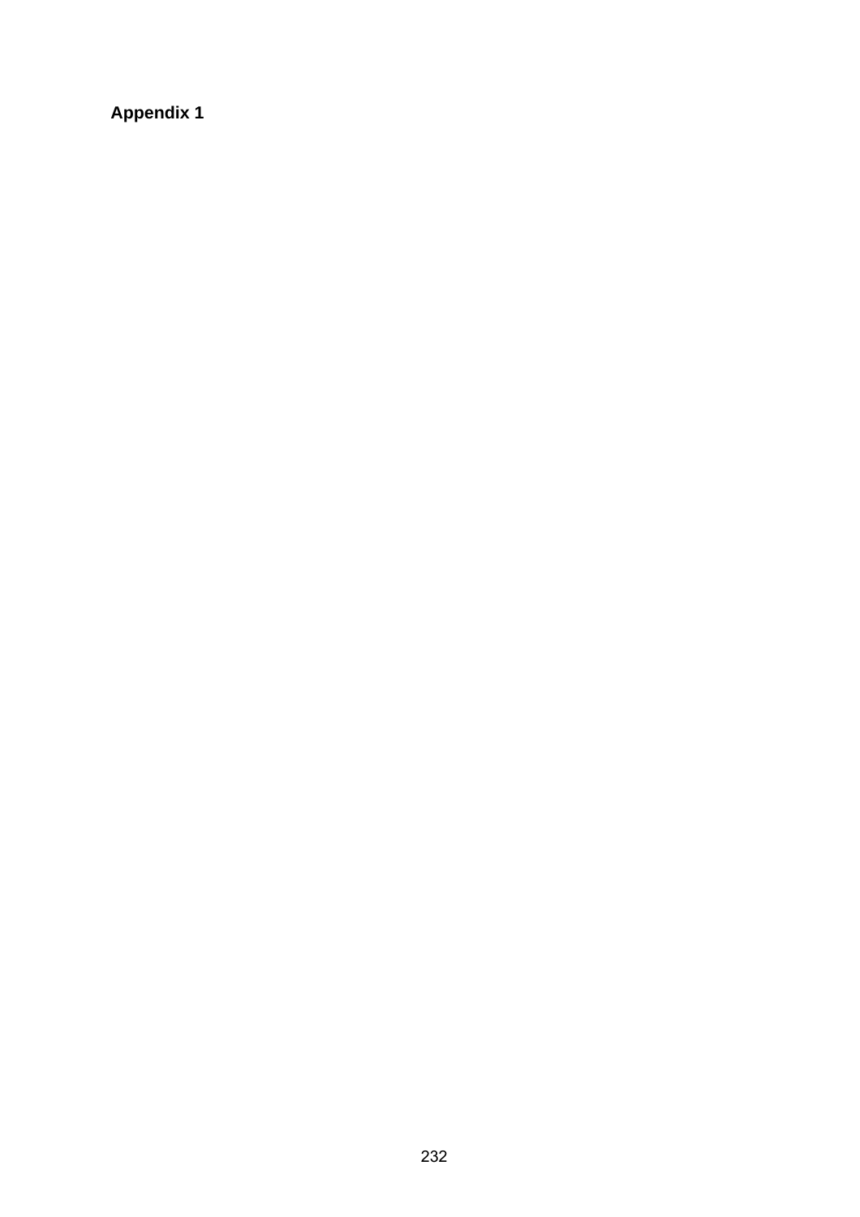**Appendix 1**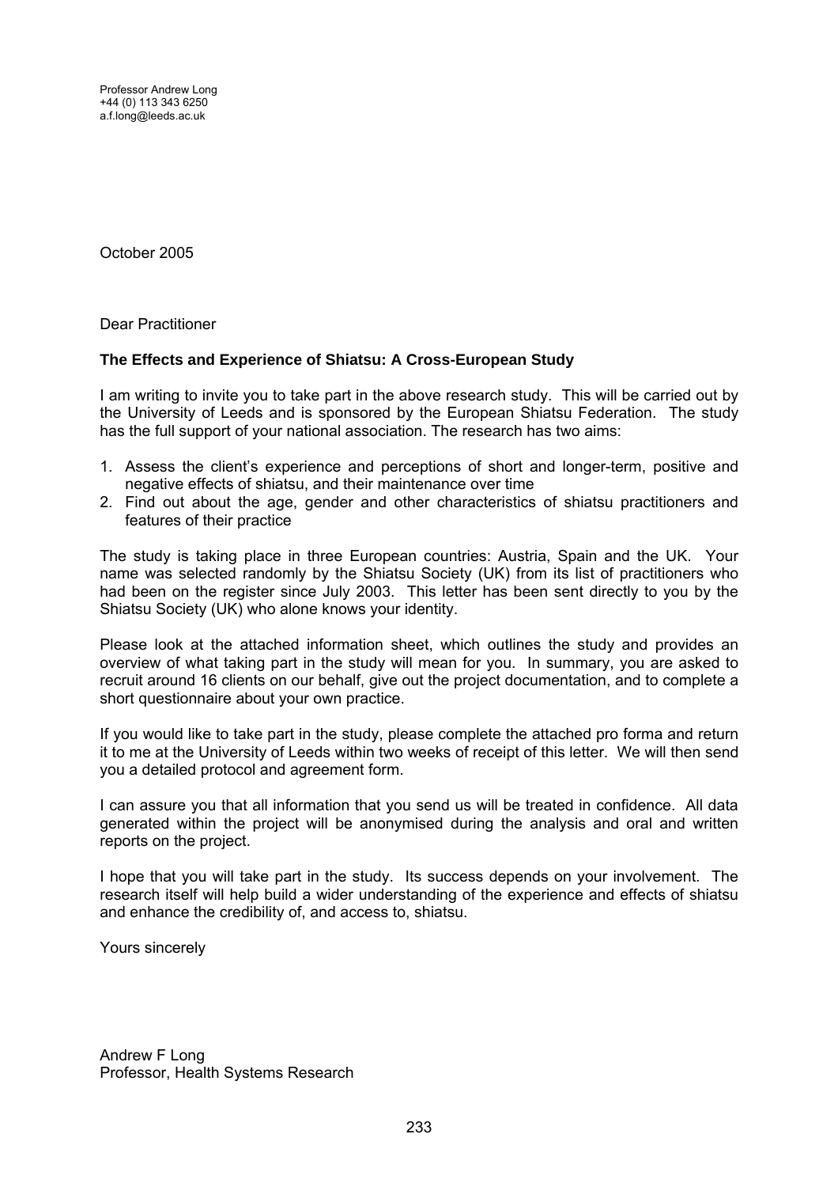Professor Andrew Long
+44 (0) 113 343 6250
a.f.long@leeds.ac.uk

October 2005

Dear Practitioner

**The Effects and Experience of Shiatsu: A Cross-European Study**

I am writing to invite you to take part in the above research study. This will be carried out by the University of Leeds and is sponsored by the European Shiatsu Federation. The study has the full support of your national association. The research has two aims:

1. Assess the client's experience and perceptions of short and longer-term, positive and negative effects of shiatsu, and their maintenance over time
2. Find out about the age, gender and other characteristics of shiatsu practitioners and features of their practice

The study is taking place in three European countries: Austria, Spain and the UK. Your name was selected randomly by the Shiatsu Society (UK) from its list of practitioners who had been on the register since July 2003. This letter has been sent directly to you by the Shiatsu Society (UK) who alone knows your identity.

Please look at the attached information sheet, which outlines the study and provides an overview of what taking part in the study will mean for you. In summary, you are asked to recruit around 16 clients on our behalf, give out the project documentation, and to complete a short questionnaire about your own practice.

If you would like to take part in the study, please complete the attached pro forma and return it to me at the University of Leeds within two weeks of receipt of this letter. We will then send you a detailed protocol and agreement form.

I can assure you that all information that you send us will be treated in confidence. All data generated within the project will be anonymised during the analysis and oral and written reports on the project.

I hope that you will take part in the study. Its success depends on your involvement. The research itself will help build a wider understanding of the experience and effects of shiatsu and enhance the credibility of, and access to, shiatsu.

Yours sincerely

Andrew F Long
Professor, Health Systems Research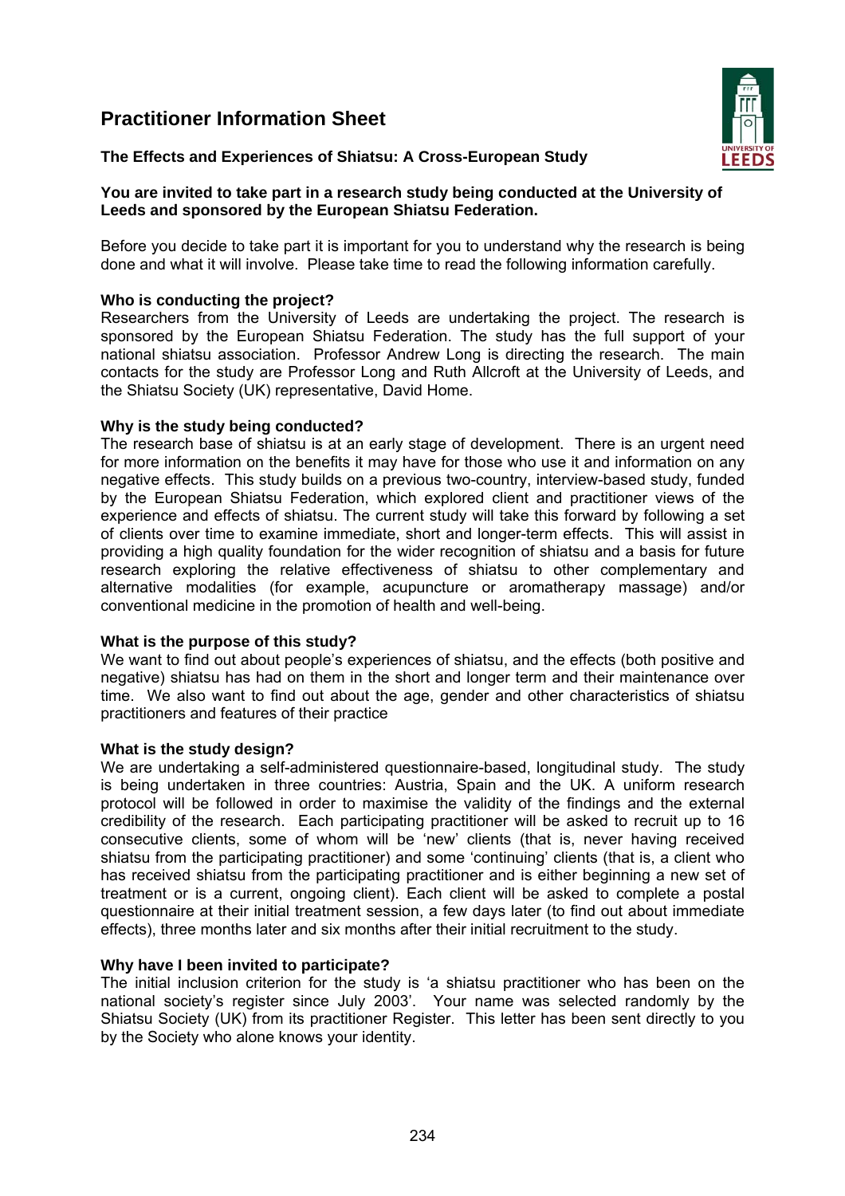# Practitioner Information Sheet

**The Effects and Experiences of Shiatsu: A Cross-European Study**

**You are invited to take part in a research study being conducted at the University of Leeds and sponsored by the European Shiatsu Federation.**

Before you decide to take part it is important for you to understand why the research is being done and what it will involve. Please take time to read the following information carefully.

**Who is conducting the project?**
Researchers from the University of Leeds are undertaking the project. The research is sponsored by the European Shiatsu Federation. The study has the full support of your national shiatsu association. Professor Andrew Long is directing the research. The main contacts for the study are Professor Long and Ruth Allcroft at the University of Leeds, and the Shiatsu Society (UK) representative, David Home.

**Why is the study being conducted?**
The research base of shiatsu is at an early stage of development. There is an urgent need for more information on the benefits it may have for those who use it and information on any negative effects. This study builds on a previous two-country, interview-based study, funded by the European Shiatsu Federation, which explored client and practitioner views of the experience and effects of shiatsu. The current study will take this forward by following a set of clients over time to examine immediate, short and longer-term effects. This will assist in providing a high quality foundation for the wider recognition of shiatsu and a basis for future research exploring the relative effectiveness of shiatsu to other complementary and alternative modalities (for example, acupuncture or aromatherapy massage) and/or conventional medicine in the promotion of health and well-being.

**What is the purpose of this study?**
We want to find out about people's experiences of shiatsu, and the effects (both positive and negative) shiatsu has had on them in the short and longer term and their maintenance over time. We also want to find out about the age, gender and other characteristics of shiatsu practitioners and features of their practice

**What is the study design?**
We are undertaking a self-administered questionnaire-based, longitudinal study. The study is being undertaken in three countries: Austria, Spain and the UK. A uniform research protocol will be followed in order to maximise the validity of the findings and the external credibility of the research. Each participating practitioner will be asked to recruit up to 16 consecutive clients, some of whom will be 'new' clients (that is, never having received shiatsu from the participating practitioner) and some 'continuing' clients (that is, a client who has received shiatsu from the participating practitioner and is either beginning a new set of treatment or is a current, ongoing client). Each client will be asked to complete a postal questionnaire at their initial treatment session, a few days later (to find out about immediate effects), three months later and six months after their initial recruitment to the study.

**Why have I been invited to participate?**
The initial inclusion criterion for the study is 'a shiatsu practitioner who has been on the national society's register since July 2003'. Your name was selected randomly by the Shiatsu Society (UK) from its practitioner Register. This letter has been sent directly to you by the Society who alone knows your identity.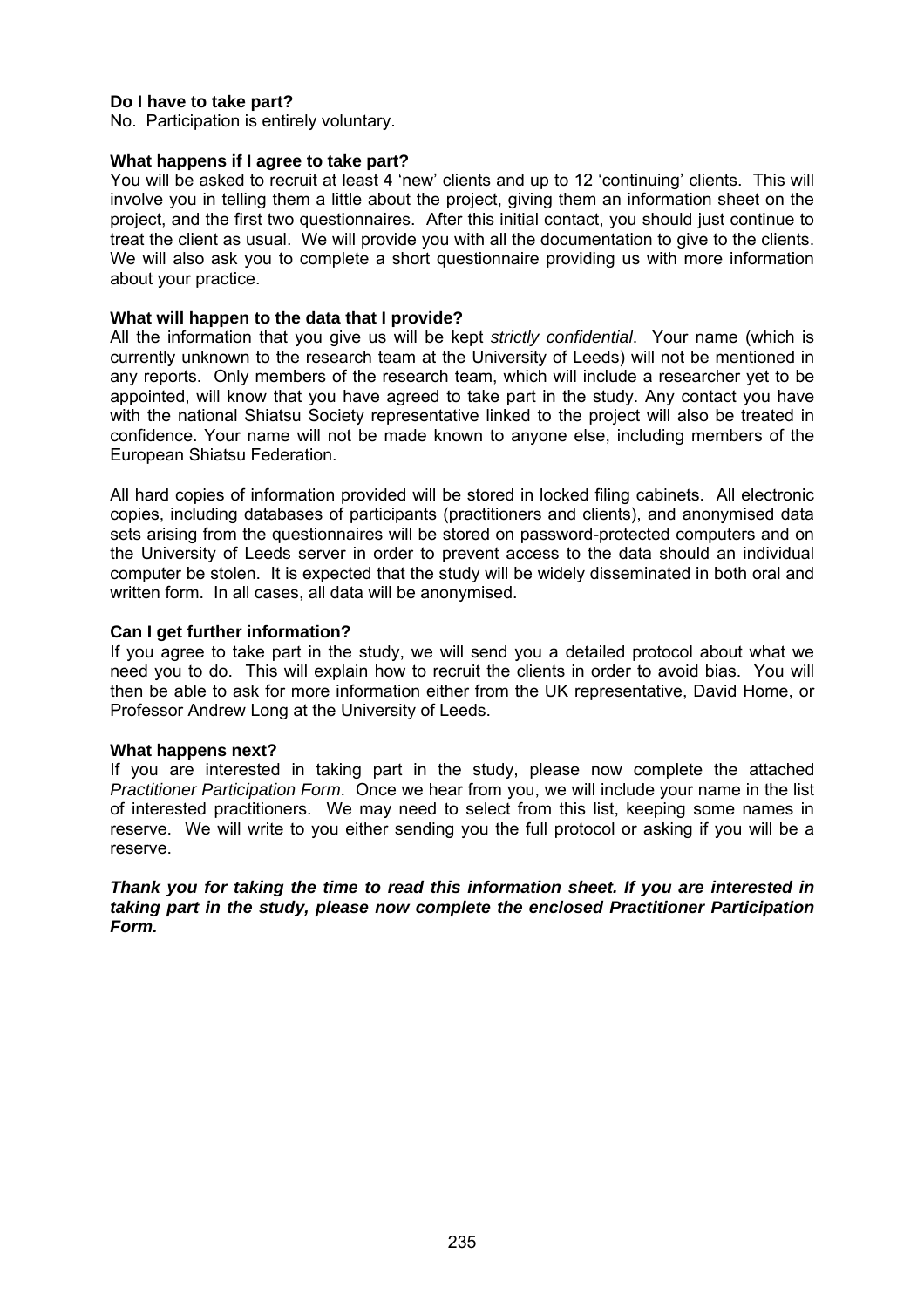**Do I have to take part?**
No. Participation is entirely voluntary.

**What happens if I agree to take part?**
You will be asked to recruit at least 4 'new' clients and up to 12 'continuing' clients. This will involve you in telling them a little about the project, giving them an information sheet on the project, and the first two questionnaires. After this initial contact, you should just continue to treat the client as usual. We will provide you with all the documentation to give to the clients. We will also ask you to complete a short questionnaire providing us with more information about your practice.

**What will happen to the data that I provide?**
All the information that you give us will be kept *strictly confidential*. Your name (which is currently unknown to the research team at the University of Leeds) will not be mentioned in any reports. Only members of the research team, which will include a researcher yet to be appointed, will know that you have agreed to take part in the study. Any contact you have with the national Shiatsu Society representative linked to the project will also be treated in confidence. Your name will not be made known to anyone else, including members of the European Shiatsu Federation.

All hard copies of information provided will be stored in locked filing cabinets. All electronic copies, including databases of participants (practitioners and clients), and anonymised data sets arising from the questionnaires will be stored on password-protected computers and on the University of Leeds server in order to prevent access to the data should an individual computer be stolen. It is expected that the study will be widely disseminated in both oral and written form. In all cases, all data will be anonymised.

**Can I get further information?**
If you agree to take part in the study, we will send you a detailed protocol about what we need you to do. This will explain how to recruit the clients in order to avoid bias. You will then be able to ask for more information either from the UK representative, David Home, or Professor Andrew Long at the University of Leeds.

**What happens next?**
If you are interested in taking part in the study, please now complete the attached *Practitioner Participation Form*. Once we hear from you, we will include your name in the list of interested practitioners. We may need to select from this list, keeping some names in reserve. We will write to you either sending you the full protocol or asking if you will be a reserve.

***Thank you for taking the time to read this information sheet. If you are interested in taking part in the study, please now complete the enclosed Practitioner Participation Form.***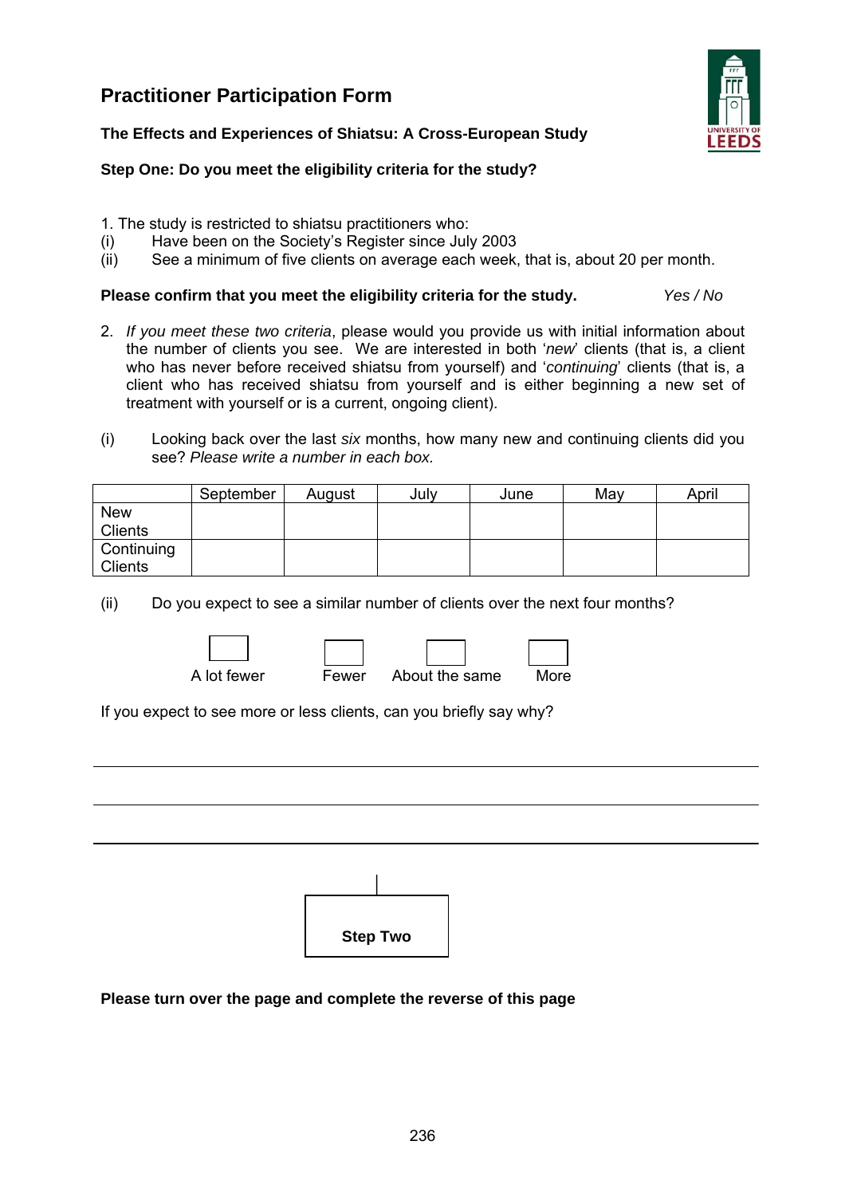# Practitioner Participation Form

**The Effects and Experiences of Shiatsu: A Cross-European Study**

**Step One: Do you meet the eligibility criteria for the study?**

1. The study is restricted to shiatsu practitioners who:
   - (i) Have been on the Society's Register since July 2003
   - (ii) See a minimum of five clients on average each week, that is, about 20 per month.

**Please confirm that you meet the eligibility criteria for the study.** *Yes / No*

2. *If you meet these two criteria*, please would you provide us with initial information about the number of clients you see. We are interested in both '*new*' clients (that is, a client who has never before received shiatsu from yourself) and '*continuing*' clients (that is, a client who has received shiatsu from yourself and is either beginning a new set of treatment with yourself or is a current, ongoing client).

(i) Looking back over the last *six* months, how many new and continuing clients did you see? *Please write a number in each box.*

| | September | August | July | June | May | April |
|---|---|---|---|---|---|---|
| New Clients | | | | | | |
| Continuing Clients | | | | | | |

(ii) Do you expect to see a similar number of clients over the next four months?

☐ A lot fewer ☐ Fewer ☐ About the same ☐ More

If you expect to see more or less clients, can you briefly say why?

______________________________________________________________

______________________________________________________________

______________________________________________________________

**Step Two**

**Please turn over the page and complete the reverse of this page**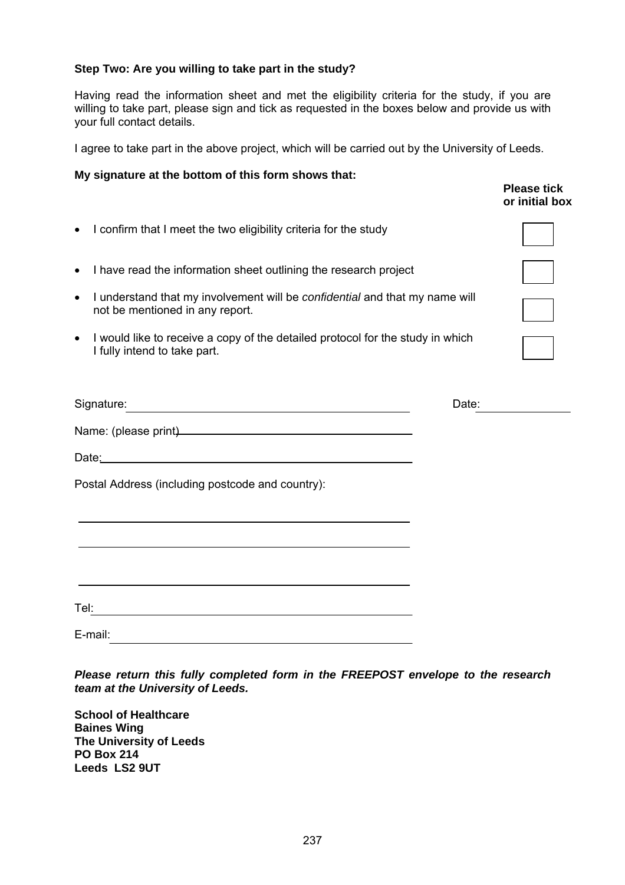**Step Two: Are you willing to take part in the study?**

Having read the information sheet and met the eligibility criteria for the study, if you are willing to take part, please sign and tick as requested in the boxes below and provide us with your full contact details.

I agree to take part in the above project, which will be carried out by the University of Leeds.

**My signature at the bottom of this form shows that:**

| | **Please tick or initial box** |
|---|---|
| • I confirm that I meet the two eligibility criteria for the study | ☐ |
| • I have read the information sheet outlining the research project | ☐ |
| • I understand that my involvement will be *confidential* and that my name will not be mentioned in any report. | ☐ |
| • I would like to receive a copy of the detailed protocol for the study in which I fully intend to take part. | ☐ |

Signature: ______________________________ Date: ______________

Name: (please print) ______________________________

Date: ______________________________

Postal Address (including postcode and country):

______________________________

______________________________

______________________________

Tel: ______________________________

E-mail: ______________________________

***Please return this fully completed form in the FREEPOST envelope to the research team at the University of Leeds.***

**School of Healthcare**
**Baines Wing**
**The University of Leeds**
**PO Box 214**
**Leeds LS2 9UT**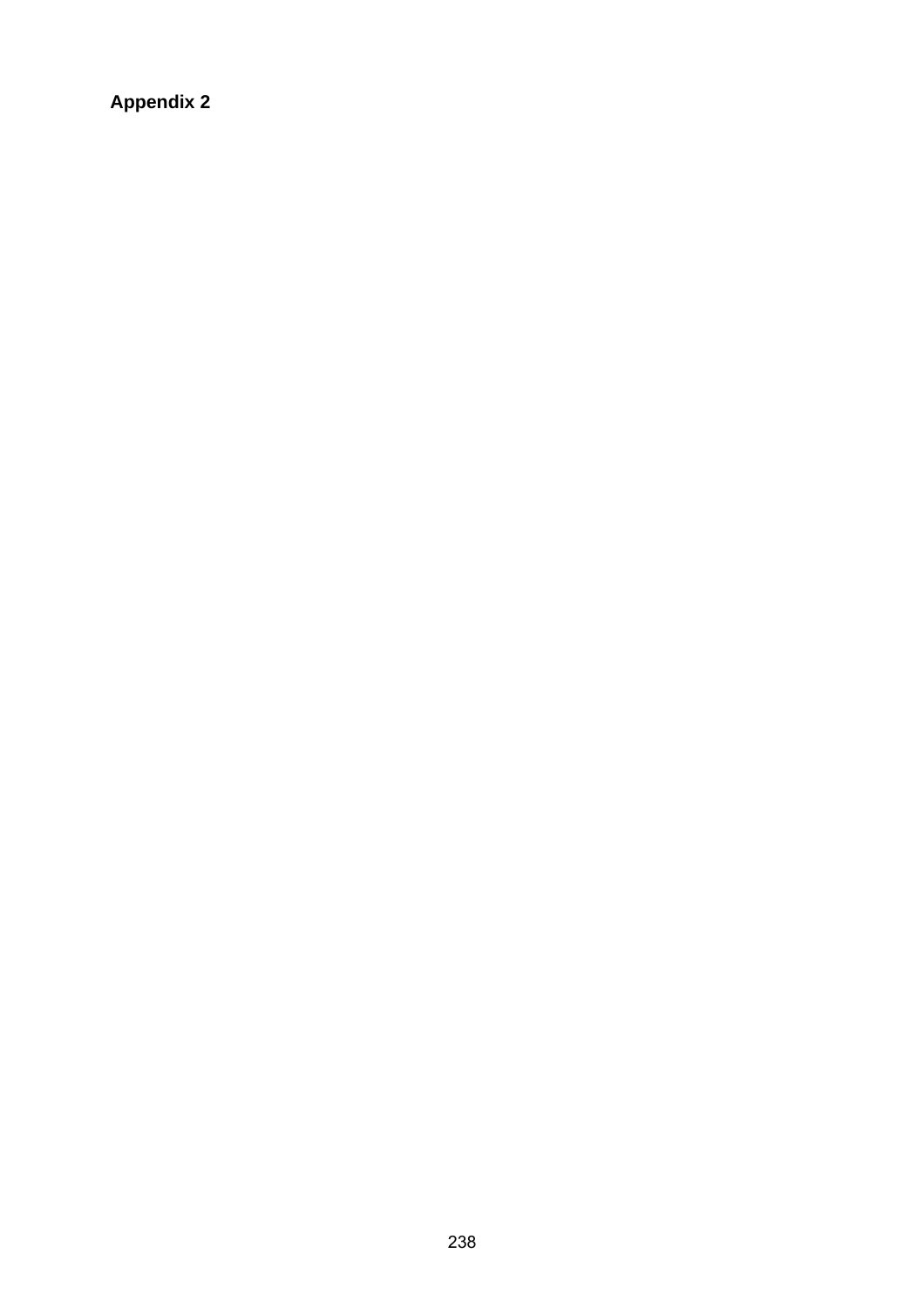**Appendix 2**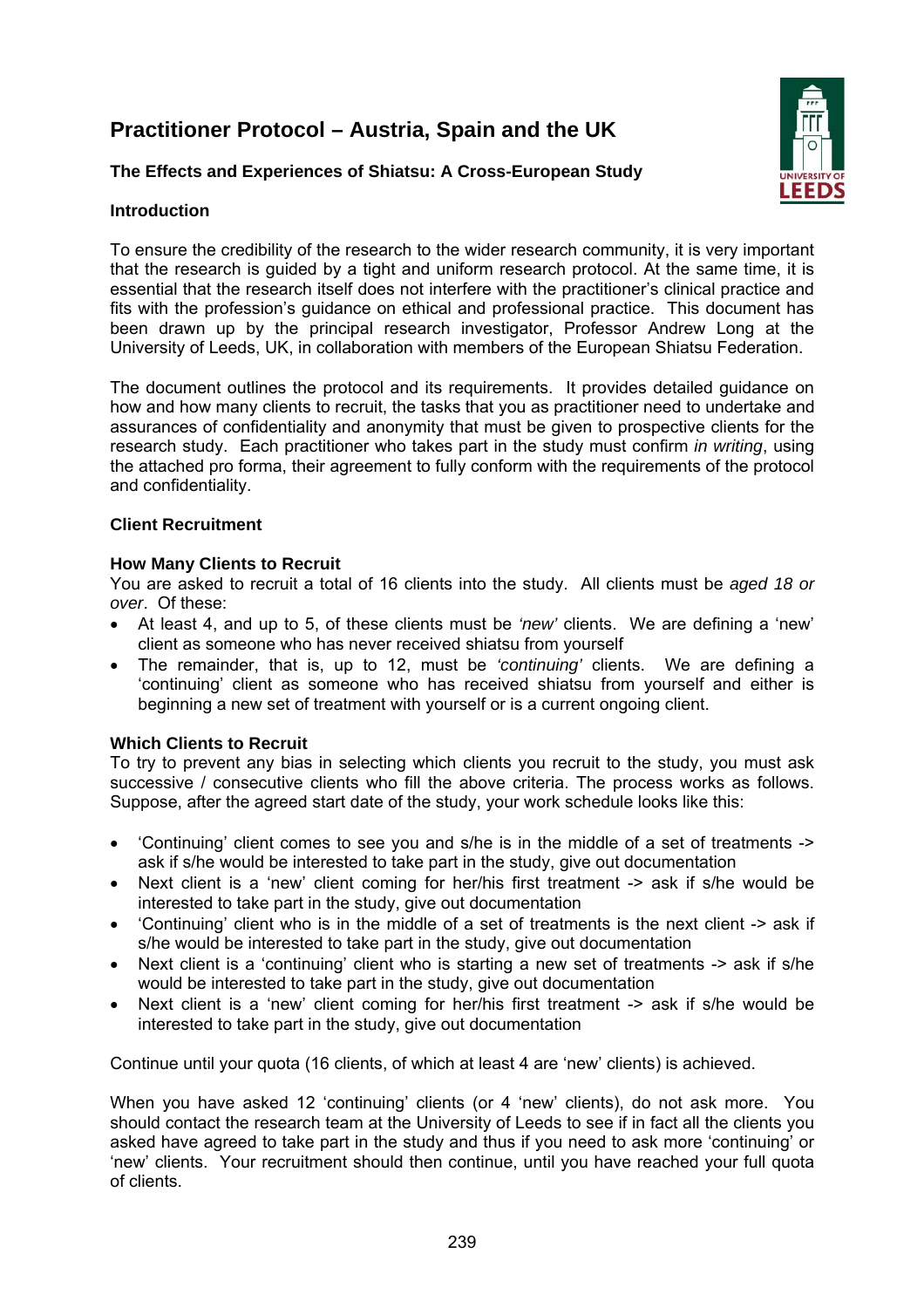# Practitioner Protocol – Austria, Spain and the UK

### The Effects and Experiences of Shiatsu: A Cross-European Study

### Introduction

To ensure the credibility of the research to the wider research community, it is very important that the research is guided by a tight and uniform research protocol. At the same time, it is essential that the research itself does not interfere with the practitioner's clinical practice and fits with the profession's guidance on ethical and professional practice. This document has been drawn up by the principal research investigator, Professor Andrew Long at the University of Leeds, UK, in collaboration with members of the European Shiatsu Federation.

The document outlines the protocol and its requirements. It provides detailed guidance on how and how many clients to recruit, the tasks that you as practitioner need to undertake and assurances of confidentiality and anonymity that must be given to prospective clients for the research study. Each practitioner who takes part in the study must confirm *in writing*, using the attached pro forma, their agreement to fully conform with the requirements of the protocol and confidentiality.

### Client Recruitment

#### How Many Clients to Recruit

You are asked to recruit a total of 16 clients into the study. All clients must be *aged 18 or over*. Of these:

- At least 4, and up to 5, of these clients must be *'new'* clients. We are defining a 'new' client as someone who has never received shiatsu from yourself
- The remainder, that is, up to 12, must be *'continuing'* clients. We are defining a 'continuing' client as someone who has received shiatsu from yourself and either is beginning a new set of treatment with yourself or is a current ongoing client.

#### Which Clients to Recruit

To try to prevent any bias in selecting which clients you recruit to the study, you must ask successive / consecutive clients who fill the above criteria. The process works as follows. Suppose, after the agreed start date of the study, your work schedule looks like this:

- 'Continuing' client comes to see you and s/he is in the middle of a set of treatments -> ask if s/he would be interested to take part in the study, give out documentation
- Next client is a 'new' client coming for her/his first treatment -> ask if s/he would be interested to take part in the study, give out documentation
- 'Continuing' client who is in the middle of a set of treatments is the next client -> ask if s/he would be interested to take part in the study, give out documentation
- Next client is a 'continuing' client who is starting a new set of treatments -> ask if s/he would be interested to take part in the study, give out documentation
- Next client is a 'new' client coming for her/his first treatment -> ask if s/he would be interested to take part in the study, give out documentation

Continue until your quota (16 clients, of which at least 4 are 'new' clients) is achieved.

When you have asked 12 'continuing' clients (or 4 'new' clients), do not ask more. You should contact the research team at the University of Leeds to see if in fact all the clients you asked have agreed to take part in the study and thus if you need to ask more 'continuing' or 'new' clients. Your recruitment should then continue, until you have reached your full quota of clients.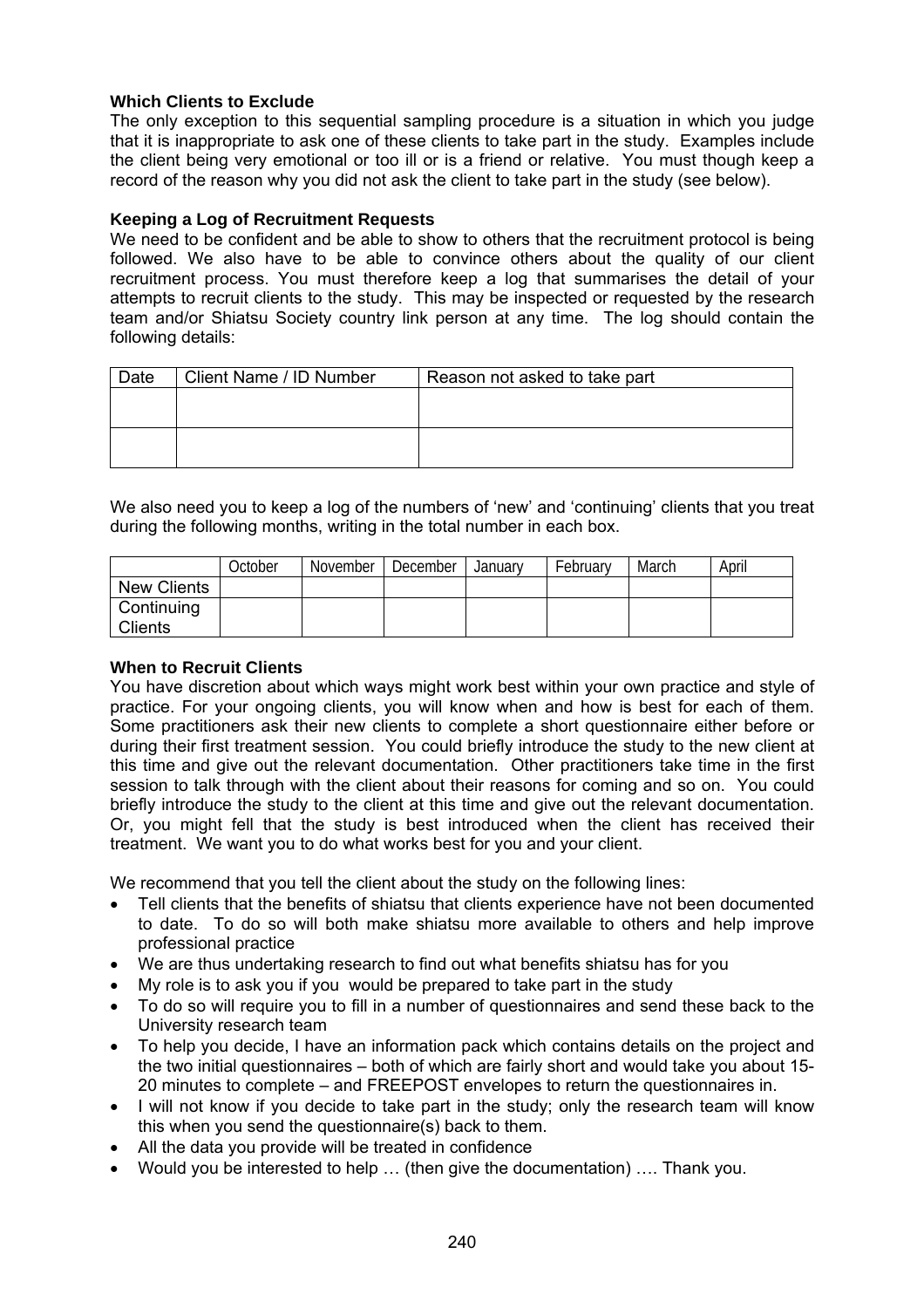**Which Clients to Exclude**

The only exception to this sequential sampling procedure is a situation in which you judge that it is inappropriate to ask one of these clients to take part in the study. Examples include the client being very emotional or too ill or is a friend or relative. You must though keep a record of the reason why you did not ask the client to take part in the study (see below).

**Keeping a Log of Recruitment Requests**

We need to be confident and be able to show to others that the recruitment protocol is being followed. We also have to be able to convince others about the quality of our client recruitment process. You must therefore keep a log that summarises the detail of your attempts to recruit clients to the study. This may be inspected or requested by the research team and/or Shiatsu Society country link person at any time. The log should contain the following details:

| Date | Client Name / ID Number | Reason not asked to take part |
|---|---|---|
| | | |
| | | |

We also need you to keep a log of the numbers of 'new' and 'continuing' clients that you treat during the following months, writing in the total number in each box.

| | October | November | December | January | February | March | April |
|---|---|---|---|---|---|---|---|
| New Clients | | | | | | | |
| Continuing Clients | | | | | | | |

**When to Recruit Clients**

You have discretion about which ways might work best within your own practice and style of practice. For your ongoing clients, you will know when and how is best for each of them. Some practitioners ask their new clients to complete a short questionnaire either before or during their first treatment session. You could briefly introduce the study to the new client at this time and give out the relevant documentation. Other practitioners take time in the first session to talk through with the client about their reasons for coming and so on. You could briefly introduce the study to the client at this time and give out the relevant documentation. Or, you might fell that the study is best introduced when the client has received their treatment. We want you to do what works best for you and your client.

We recommend that you tell the client about the study on the following lines:

- Tell clients that the benefits of shiatsu that clients experience have not been documented to date. To do so will both make shiatsu more available to others and help improve professional practice
- We are thus undertaking research to find out what benefits shiatsu has for you
- My role is to ask you if you would be prepared to take part in the study
- To do so will require you to fill in a number of questionnaires and send these back to the University research team
- To help you decide, I have an information pack which contains details on the project and the two initial questionnaires – both of which are fairly short and would take you about 15-20 minutes to complete – and FREEPOST envelopes to return the questionnaires in.
- I will not know if you decide to take part in the study; only the research team will know this when you send the questionnaire(s) back to them.
- All the data you provide will be treated in confidence
- Would you be interested to help … (then give the documentation) …. Thank you.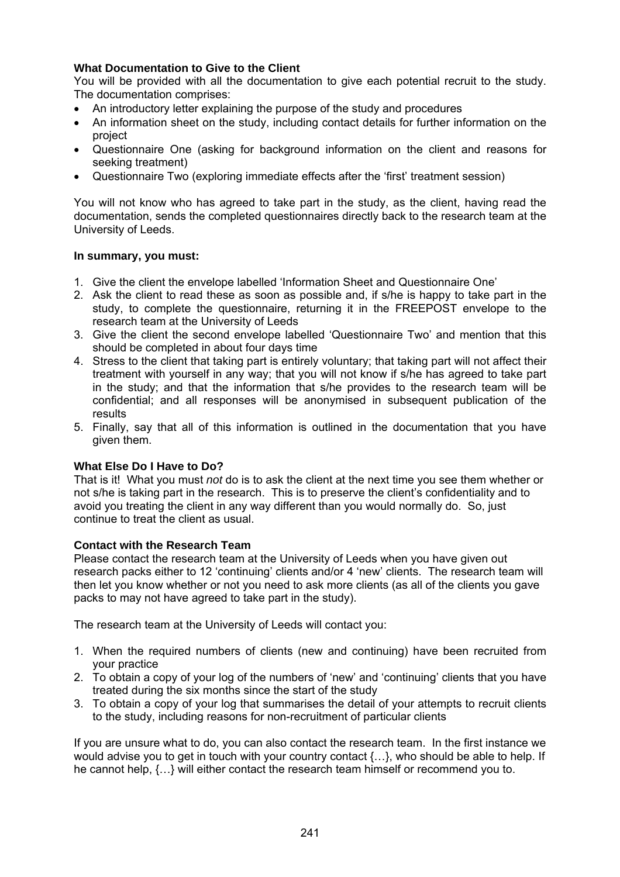**What Documentation to Give to the Client**

You will be provided with all the documentation to give each potential recruit to the study. The documentation comprises:

- An introductory letter explaining the purpose of the study and procedures
- An information sheet on the study, including contact details for further information on the project
- Questionnaire One (asking for background information on the client and reasons for seeking treatment)
- Questionnaire Two (exploring immediate effects after the 'first' treatment session)

You will not know who has agreed to take part in the study, as the client, having read the documentation, sends the completed questionnaires directly back to the research team at the University of Leeds.

**In summary, you must:**

1. Give the client the envelope labelled 'Information Sheet and Questionnaire One'
2. Ask the client to read these as soon as possible and, if s/he is happy to take part in the study, to complete the questionnaire, returning it in the FREEPOST envelope to the research team at the University of Leeds
3. Give the client the second envelope labelled 'Questionnaire Two' and mention that this should be completed in about four days time
4. Stress to the client that taking part is entirely voluntary; that taking part will not affect their treatment with yourself in any way; that you will not know if s/he has agreed to take part in the study; and that the information that s/he provides to the research team will be confidential; and all responses will be anonymised in subsequent publication of the results
5. Finally, say that all of this information is outlined in the documentation that you have given them.

**What Else Do I Have to Do?**

That is it! What you must *not* do is to ask the client at the next time you see them whether or not s/he is taking part in the research. This is to preserve the client's confidentiality and to avoid you treating the client in any way different than you would normally do. So, just continue to treat the client as usual.

**Contact with the Research Team**

Please contact the research team at the University of Leeds when you have given out research packs either to 12 'continuing' clients and/or 4 'new' clients. The research team will then let you know whether or not you need to ask more clients (as all of the clients you gave packs to may not have agreed to take part in the study).

The research team at the University of Leeds will contact you:

1. When the required numbers of clients (new and continuing) have been recruited from your practice
2. To obtain a copy of your log of the numbers of 'new' and 'continuing' clients that you have treated during the six months since the start of the study
3. To obtain a copy of your log that summarises the detail of your attempts to recruit clients to the study, including reasons for non-recruitment of particular clients

If you are unsure what to do, you can also contact the research team. In the first instance we would advise you to get in touch with your country contact {…}, who should be able to help. If he cannot help, {…} will either contact the research team himself or recommend you to.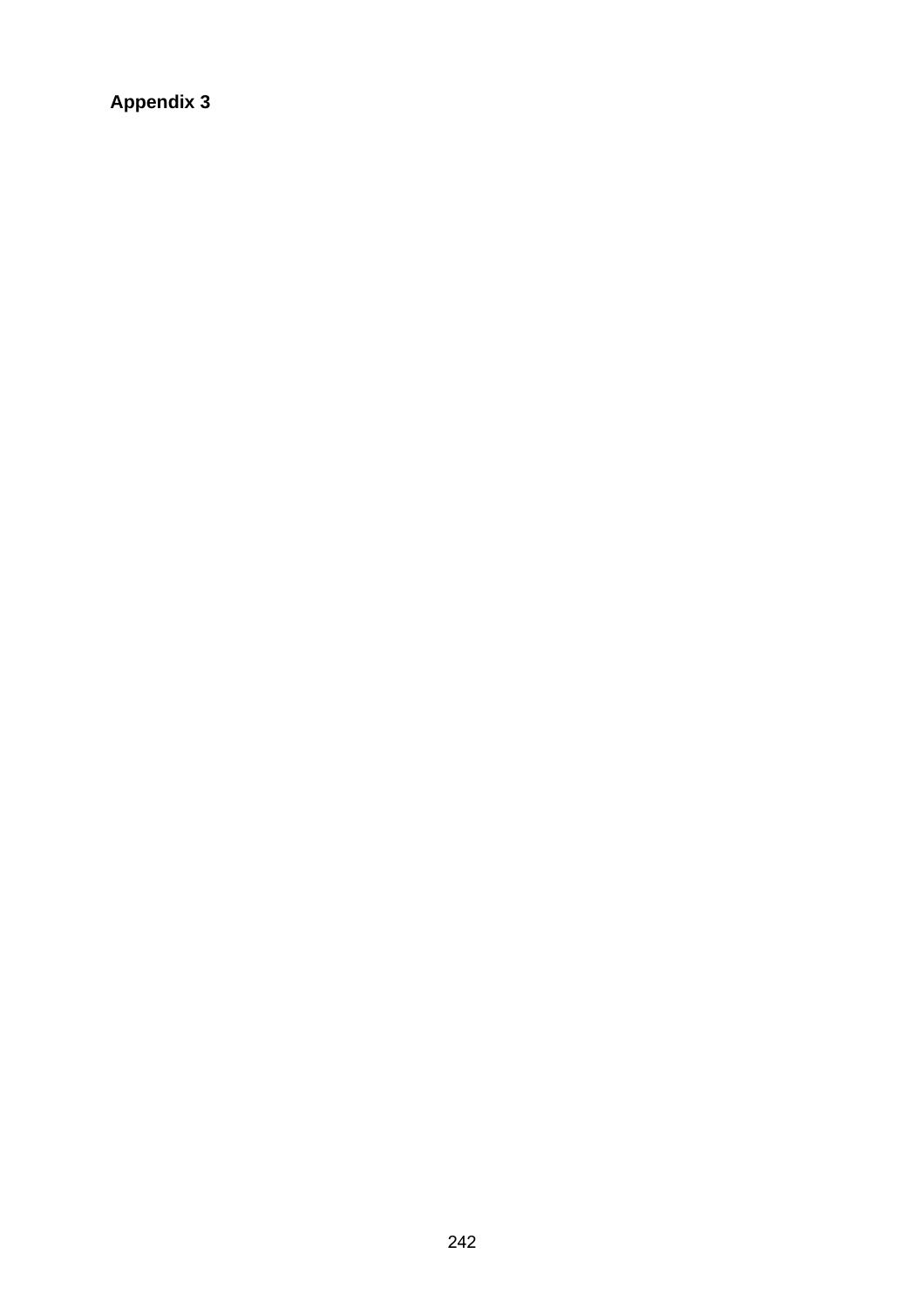**Appendix 3**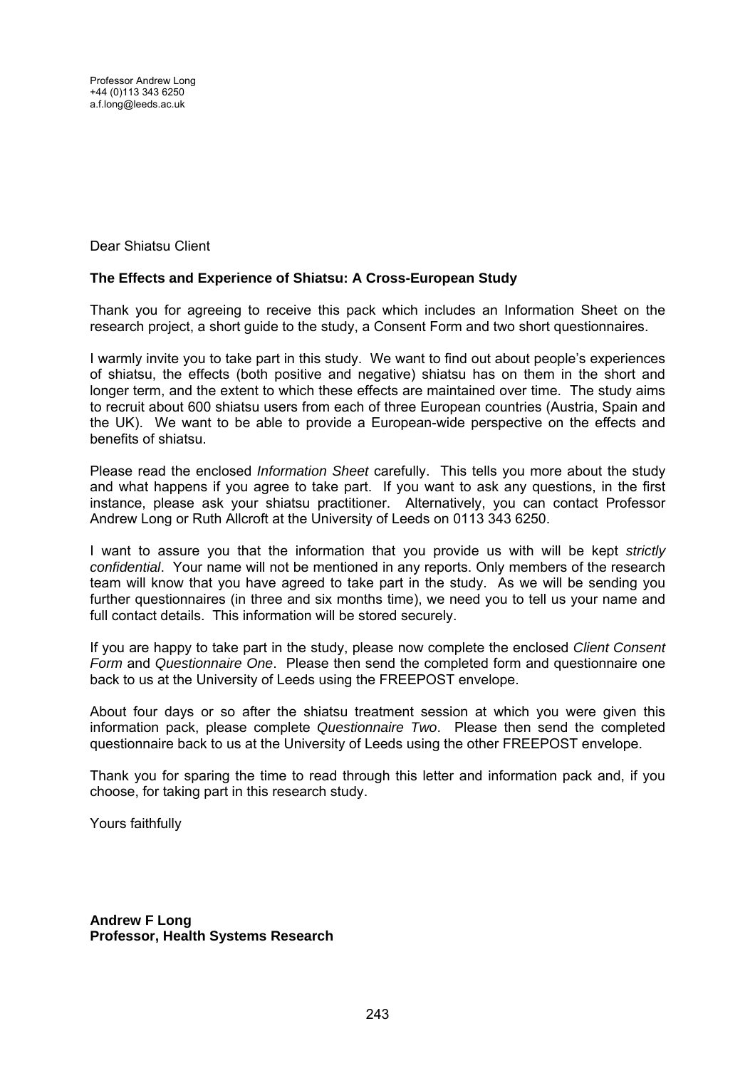Professor Andrew Long
+44 (0)113 343 6250
a.f.long@leeds.ac.uk

Dear Shiatsu Client

**The Effects and Experience of Shiatsu: A Cross-European Study**

Thank you for agreeing to receive this pack which includes an Information Sheet on the research project, a short guide to the study, a Consent Form and two short questionnaires.

I warmly invite you to take part in this study. We want to find out about people's experiences of shiatsu, the effects (both positive and negative) shiatsu has on them in the short and longer term, and the extent to which these effects are maintained over time. The study aims to recruit about 600 shiatsu users from each of three European countries (Austria, Spain and the UK). We want to be able to provide a European-wide perspective on the effects and benefits of shiatsu.

Please read the enclosed *Information Sheet* carefully. This tells you more about the study and what happens if you agree to take part. If you want to ask any questions, in the first instance, please ask your shiatsu practitioner. Alternatively, you can contact Professor Andrew Long or Ruth Allcroft at the University of Leeds on 0113 343 6250.

I want to assure you that the information that you provide us with will be kept *strictly confidential*. Your name will not be mentioned in any reports. Only members of the research team will know that you have agreed to take part in the study. As we will be sending you further questionnaires (in three and six months time), we need you to tell us your name and full contact details. This information will be stored securely.

If you are happy to take part in the study, please now complete the enclosed *Client Consent Form* and *Questionnaire One*. Please then send the completed form and questionnaire one back to us at the University of Leeds using the FREEPOST envelope.

About four days or so after the shiatsu treatment session at which you were given this information pack, please complete *Questionnaire Two*. Please then send the completed questionnaire back to us at the University of Leeds using the other FREEPOST envelope.

Thank you for sparing the time to read through this letter and information pack and, if you choose, for taking part in this research study.

Yours faithfully

**Andrew F Long**
**Professor, Health Systems Research**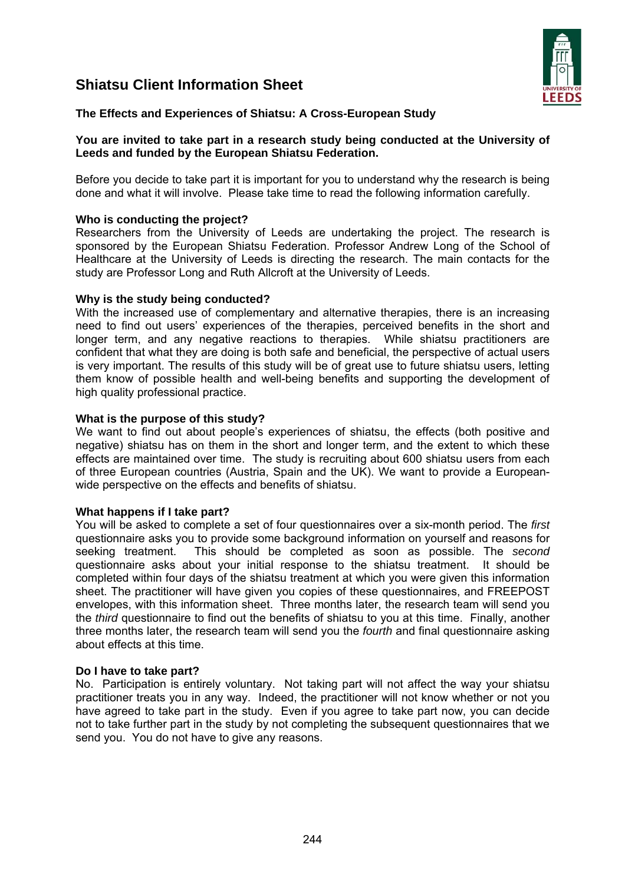# Shiatsu Client Information Sheet

**The Effects and Experiences of Shiatsu: A Cross-European Study**

**You are invited to take part in a research study being conducted at the University of Leeds and funded by the European Shiatsu Federation.**

Before you decide to take part it is important for you to understand why the research is being done and what it will involve. Please take time to read the following information carefully.

**Who is conducting the project?**
Researchers from the University of Leeds are undertaking the project. The research is sponsored by the European Shiatsu Federation. Professor Andrew Long of the School of Healthcare at the University of Leeds is directing the research. The main contacts for the study are Professor Long and Ruth Allcroft at the University of Leeds.

**Why is the study being conducted?**
With the increased use of complementary and alternative therapies, there is an increasing need to find out users' experiences of the therapies, perceived benefits in the short and longer term, and any negative reactions to therapies. While shiatsu practitioners are confident that what they are doing is both safe and beneficial, the perspective of actual users is very important. The results of this study will be of great use to future shiatsu users, letting them know of possible health and well-being benefits and supporting the development of high quality professional practice.

**What is the purpose of this study?**
We want to find out about people's experiences of shiatsu, the effects (both positive and negative) shiatsu has on them in the short and longer term, and the extent to which these effects are maintained over time. The study is recruiting about 600 shiatsu users from each of three European countries (Austria, Spain and the UK). We want to provide a European-wide perspective on the effects and benefits of shiatsu.

**What happens if I take part?**
You will be asked to complete a set of four questionnaires over a six-month period. The *first* questionnaire asks you to provide some background information on yourself and reasons for seeking treatment. This should be completed as soon as possible. The *second* questionnaire asks about your initial response to the shiatsu treatment. It should be completed within four days of the shiatsu treatment at which you were given this information sheet. The practitioner will have given you copies of these questionnaires, and FREEPOST envelopes, with this information sheet. Three months later, the research team will send you the *third* questionnaire to find out the benefits of shiatsu to you at this time. Finally, another three months later, the research team will send you the *fourth* and final questionnaire asking about effects at this time.

**Do I have to take part?**
No. Participation is entirely voluntary. Not taking part will not affect the way your shiatsu practitioner treats you in any way. Indeed, the practitioner will not know whether or not you have agreed to take part in the study. Even if you agree to take part now, you can decide not to take further part in the study by not completing the subsequent questionnaires that we send you. You do not have to give any reasons.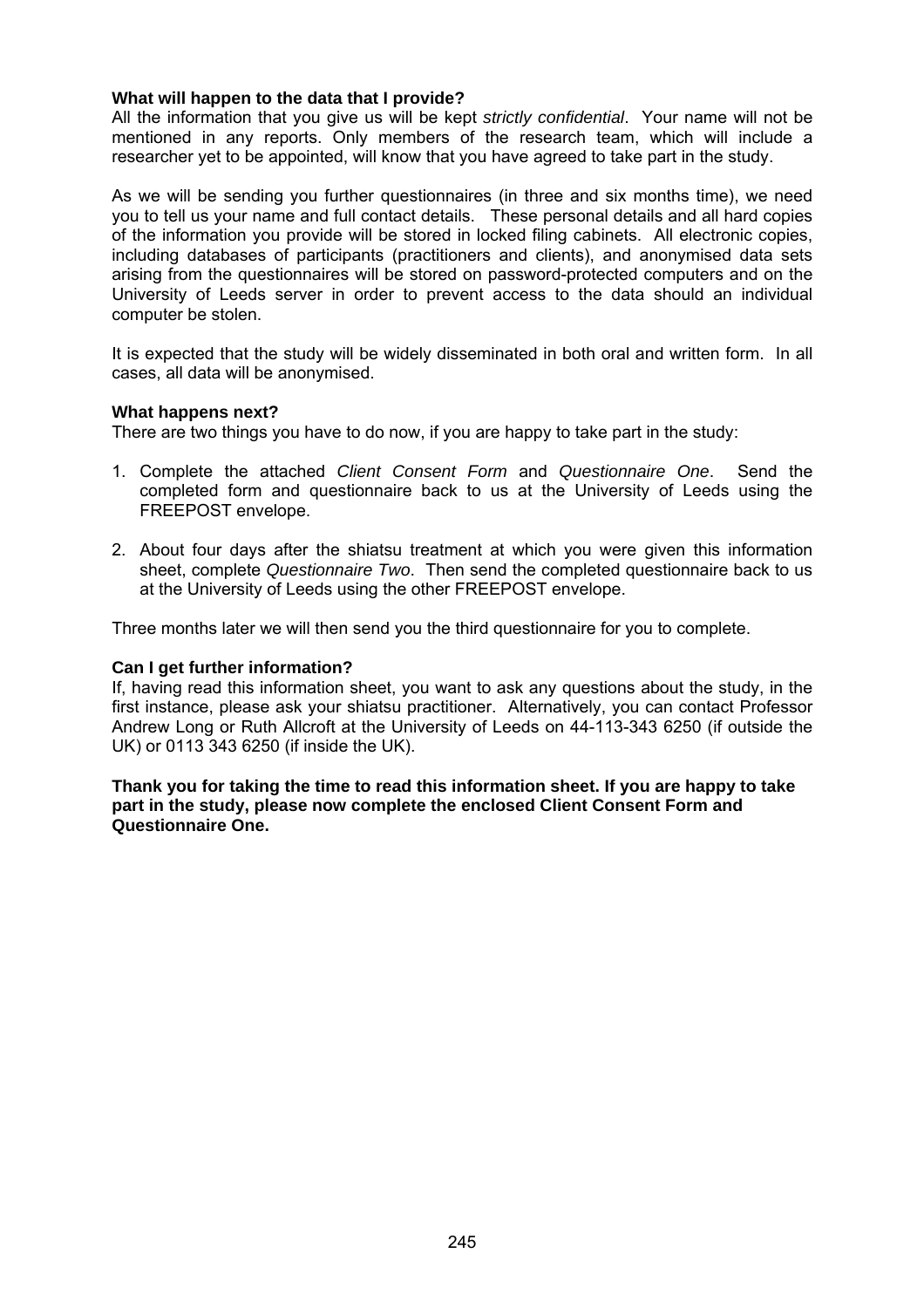**What will happen to the data that I provide?**
All the information that you give us will be kept *strictly confidential*. Your name will not be mentioned in any reports. Only members of the research team, which will include a researcher yet to be appointed, will know that you have agreed to take part in the study.

As we will be sending you further questionnaires (in three and six months time), we need you to tell us your name and full contact details. These personal details and all hard copies of the information you provide will be stored in locked filing cabinets. All electronic copies, including databases of participants (practitioners and clients), and anonymised data sets arising from the questionnaires will be stored on password-protected computers and on the University of Leeds server in order to prevent access to the data should an individual computer be stolen.

It is expected that the study will be widely disseminated in both oral and written form. In all cases, all data will be anonymised.

**What happens next?**
There are two things you have to do now, if you are happy to take part in the study:

1. Complete the attached *Client Consent Form* and *Questionnaire One*. Send the completed form and questionnaire back to us at the University of Leeds using the FREEPOST envelope.

2. About four days after the shiatsu treatment at which you were given this information sheet, complete *Questionnaire Two*. Then send the completed questionnaire back to us at the University of Leeds using the other FREEPOST envelope.

Three months later we will then send you the third questionnaire for you to complete.

**Can I get further information?**
If, having read this information sheet, you want to ask any questions about the study, in the first instance, please ask your shiatsu practitioner. Alternatively, you can contact Professor Andrew Long or Ruth Allcroft at the University of Leeds on 44-113-343 6250 (if outside the UK) or 0113 343 6250 (if inside the UK).

**Thank you for taking the time to read this information sheet. If you are happy to take part in the study, please now complete the enclosed Client Consent Form and Questionnaire One.**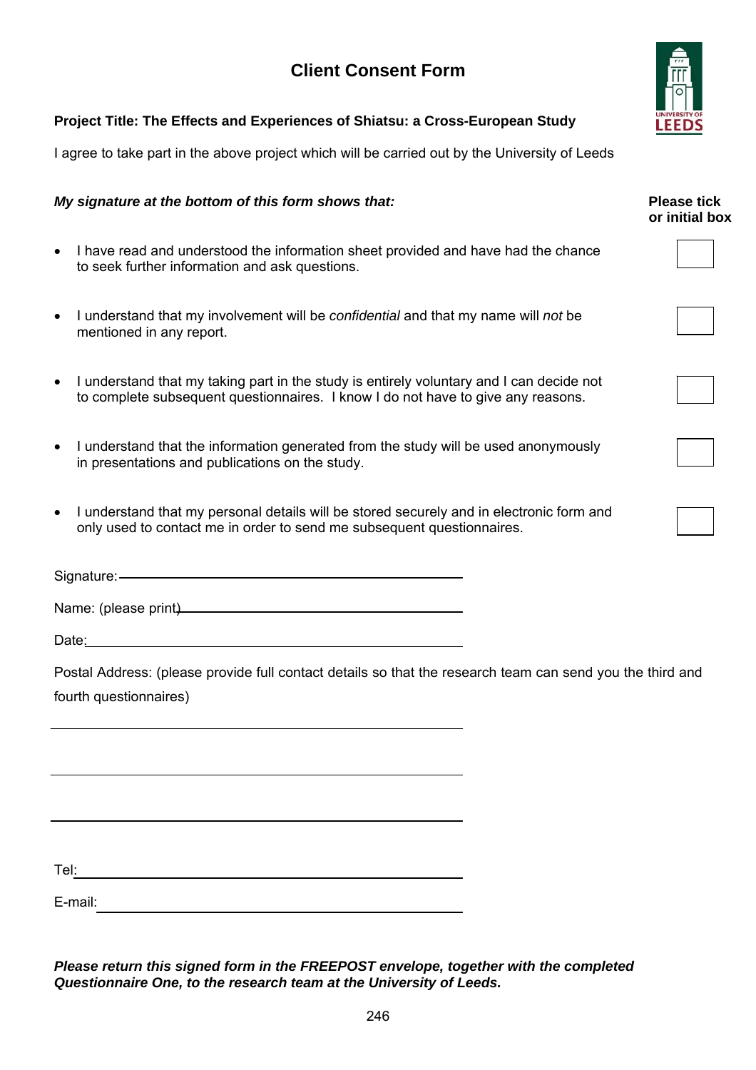# Client Consent Form

**Project Title: The Effects and Experiences of Shiatsu: a Cross-European Study**

I agree to take part in the above project which will be carried out by the University of Leeds

| ***My signature at the bottom of this form shows that:*** | **Please tick or initial box** |
|---|---|
| • I have read and understood the information sheet provided and have had the chance to seek further information and ask questions. | ☐ |
| • I understand that my involvement will be *confidential* and that my name will *not* be mentioned in any report. | ☐ |
| • I understand that my taking part in the study is entirely voluntary and I can decide not to complete subsequent questionnaires. I know I do not have to give any reasons. | ☐ |
| • I understand that the information generated from the study will be used anonymously in presentations and publications on the study. | ☐ |
| • I understand that my personal details will be stored securely and in electronic form and only used to contact me in order to send me subsequent questionnaires. | ☐ |

Signature: ______________________________________________

Name: (please print) ______________________________________

Date: __________________________________________________

Postal Address: (please provide full contact details so that the research team can send you the third and fourth questionnaires)

________________________________________________________

________________________________________________________

________________________________________________________

Tel: ____________________________________________________

E-mail: _________________________________________________

***Please return this signed form in the FREEPOST envelope, together with the completed Questionnaire One, to the research team at the University of Leeds.***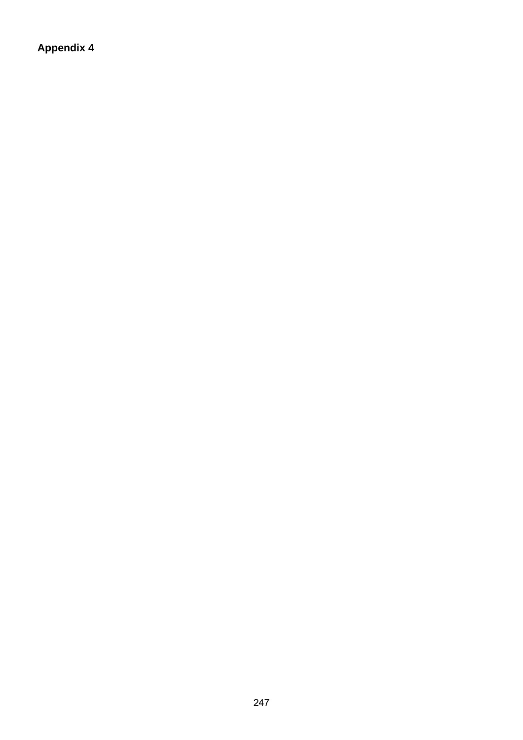**Appendix 4**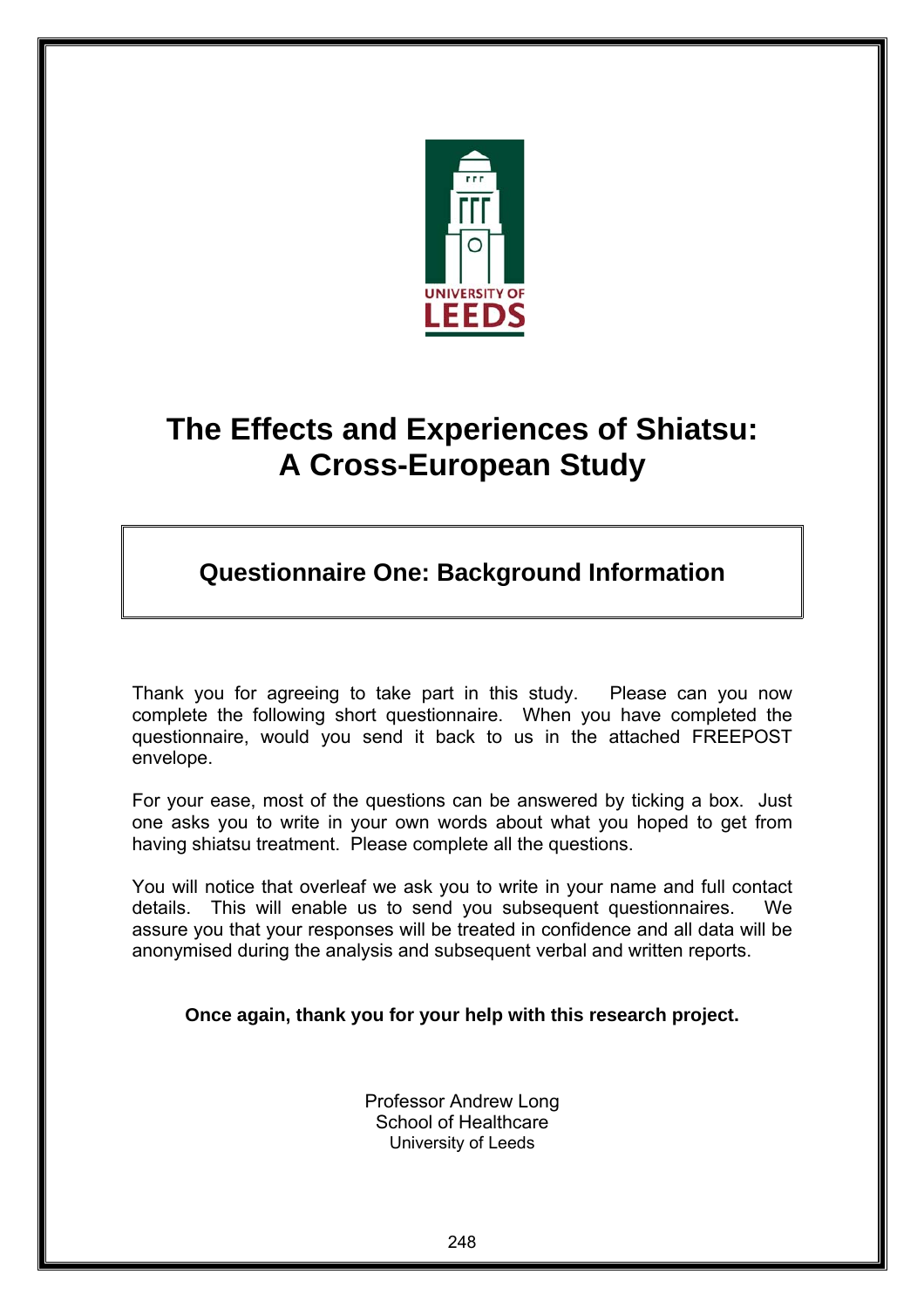UNIVERSITY OF LEEDS

# The Effects and Experiences of Shiatsu: A Cross-European Study

## Questionnaire One: Background Information

Thank you for agreeing to take part in this study. Please can you now complete the following short questionnaire. When you have completed the questionnaire, would you send it back to us in the attached FREEPOST envelope.

For your ease, most of the questions can be answered by ticking a box. Just one asks you to write in your own words about what you hoped to get from having shiatsu treatment. Please complete all the questions.

You will notice that overleaf we ask you to write in your name and full contact details. This will enable us to send you subsequent questionnaires. We assure you that your responses will be treated in confidence and all data will be anonymised during the analysis and subsequent verbal and written reports.

**Once again, thank you for your help with this research project.**

Professor Andrew Long
School of Healthcare
University of Leeds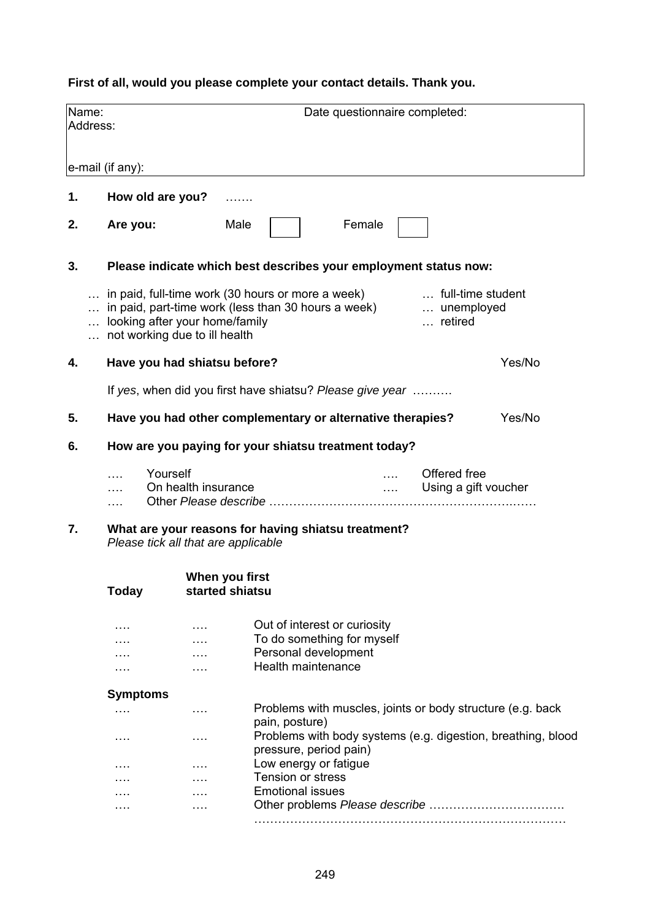**First of all, would you please complete your contact details. Thank you.**

| Name: | Date questionnaire completed: |
|---|---|
| Address: | |
| | |
| e-mail (if any): | |

**1. How old are you?** …….

**2. Are you:** Male ☐ Female ☐

**3. Please indicate which best describes your employment status now:**

… in paid, full-time work (30 hours or more a week)
… in paid, part-time work (less than 30 hours a week)
… looking after your home/family
… not working due to ill health
… full-time student
… unemployed
… retired

**4. Have you had shiatsu before?** Yes/No

If *yes*, when did you first have shiatsu? *Please give year* ……….

**5. Have you had other complementary or alternative therapies?** Yes/No

**6. How are you paying for your shiatsu treatment today?**

…. Yourself
…. On health insurance
…. Other *Please describe* …………………………………………………………
…. Offered free
…. Using a gift voucher

**7. What are your reasons for having shiatsu treatment?**
*Please tick all that applicable*

| **Today** | **When you first started shiatsu** | |
|---|---|---|
| …. | …. | Out of interest or curiosity |
| …. | …. | To do something for myself |
| …. | …. | Personal development |
| …. | …. | Health maintenance |
| **Symptoms** | | |
| …. | …. | Problems with muscles, joints or body structure (e.g. back pain, posture) |
| …. | …. | Problems with body systems (e.g. digestion, breathing, blood pressure, period pain) |
| …. | …. | Low energy or fatigue |
| …. | …. | Tension or stress |
| …. | …. | Emotional issues |
| …. | …. | Other problems *Please describe* ……………………………. ………………………………………………………………… |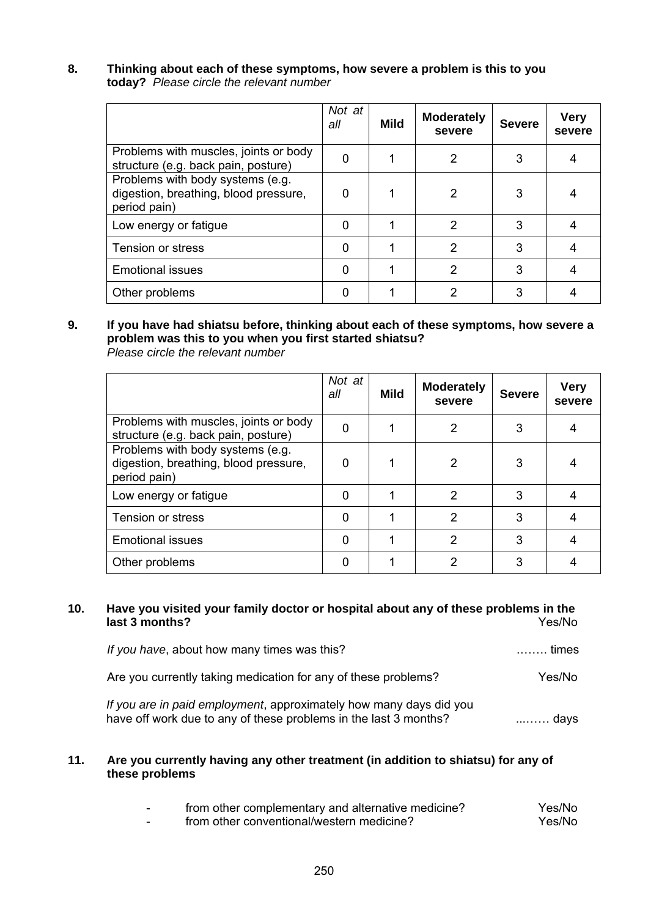**8. Thinking about each of these symptoms, how severe a problem is this to you today?** *Please circle the relevant number*

| | *Not at all* | **Mild** | **Moderately severe** | **Severe** | **Very severe** |
|---|---|---|---|---|---|
| Problems with muscles, joints or body structure (e.g. back pain, posture) | 0 | 1 | 2 | 3 | 4 |
| Problems with body systems (e.g. digestion, breathing, blood pressure, period pain) | 0 | 1 | 2 | 3 | 4 |
| Low energy or fatigue | 0 | 1 | 2 | 3 | 4 |
| Tension or stress | 0 | 1 | 2 | 3 | 4 |
| Emotional issues | 0 | 1 | 2 | 3 | 4 |
| Other problems | 0 | 1 | 2 | 3 | 4 |

**9. If you have had shiatsu before, thinking about each of these symptoms, how severe a problem was this to you when you first started shiatsu?**
*Please circle the relevant number*

| | *Not at all* | **Mild** | **Moderately severe** | **Severe** | **Very severe** |
|---|---|---|---|---|---|
| Problems with muscles, joints or body structure (e.g. back pain, posture) | 0 | 1 | 2 | 3 | 4 |
| Problems with body systems (e.g. digestion, breathing, blood pressure, period pain) | 0 | 1 | 2 | 3 | 4 |
| Low energy or fatigue | 0 | 1 | 2 | 3 | 4 |
| Tension or stress | 0 | 1 | 2 | 3 | 4 |
| Emotional issues | 0 | 1 | 2 | 3 | 4 |
| Other problems | 0 | 1 | 2 | 3 | 4 |

**10. Have you visited your family doctor or hospital about any of these problems in the last 3 months?** Yes/No

*If you have*, about how many times was this? …….. times

Are you currently taking medication for any of these problems? Yes/No

*If you are in paid employment*, approximately how many days did you have off work due to any of these problems in the last 3 months? ...……. days

**11. Are you currently having any other treatment (in addition to shiatsu) for any of these problems**

- from other complementary and alternative medicine? Yes/No
- from other conventional/western medicine? Yes/No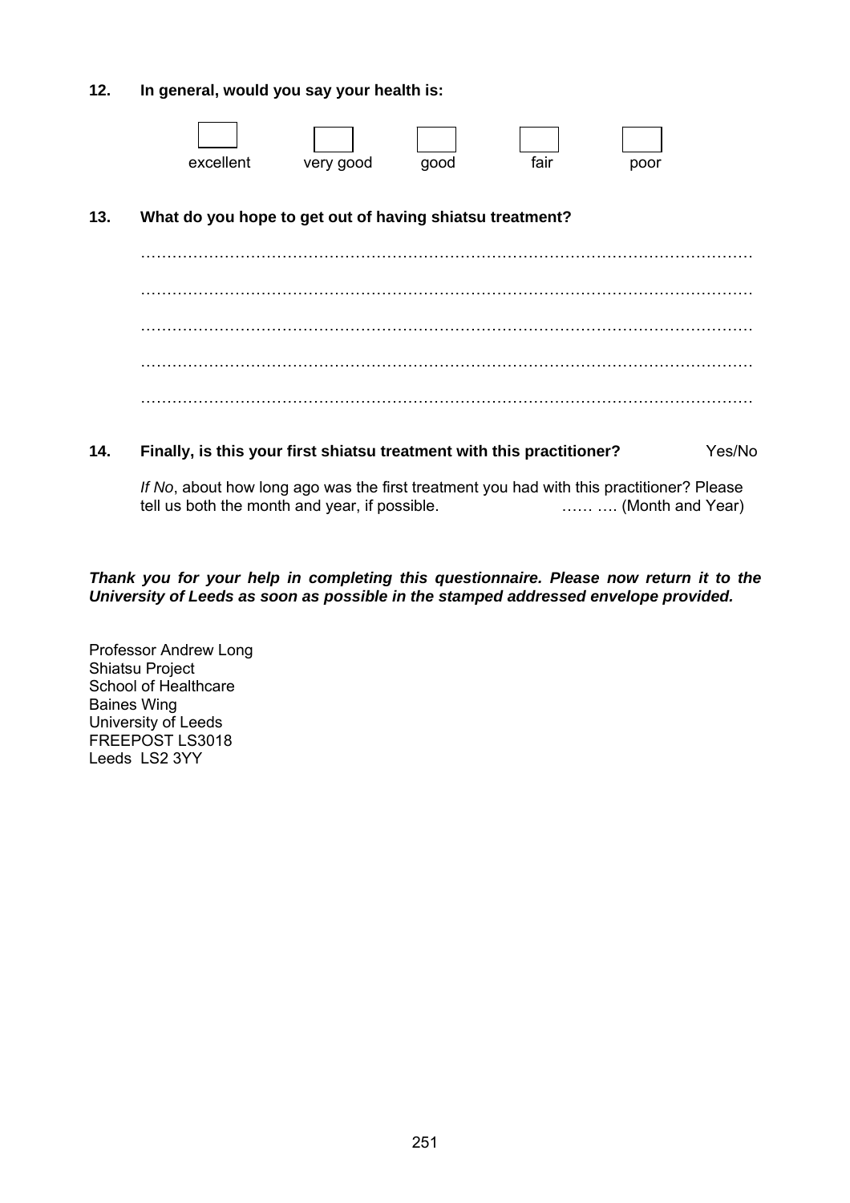**12. In general, would you say your health is:**

☐ excellent ☐ very good ☐ good ☐ fair ☐ poor

**13. What do you hope to get out of having shiatsu treatment?**

…………………………………………………………………………………………………………

…………………………………………………………………………………………………………

…………………………………………………………………………………………………………

…………………………………………………………………………………………………………

…………………………………………………………………………………………………………

**14. Finally, is this your first shiatsu treatment with this practitioner?** Yes/No

*If No*, about how long ago was the first treatment you had with this practitioner? Please tell us both the month and year, if possible. …… …. (Month and Year)

***Thank you for your help in completing this questionnaire. Please now return it to the University of Leeds as soon as possible in the stamped addressed envelope provided.***

Professor Andrew Long
Shiatsu Project
School of Healthcare
Baines Wing
University of Leeds
FREEPOST LS3018
Leeds LS2 3YY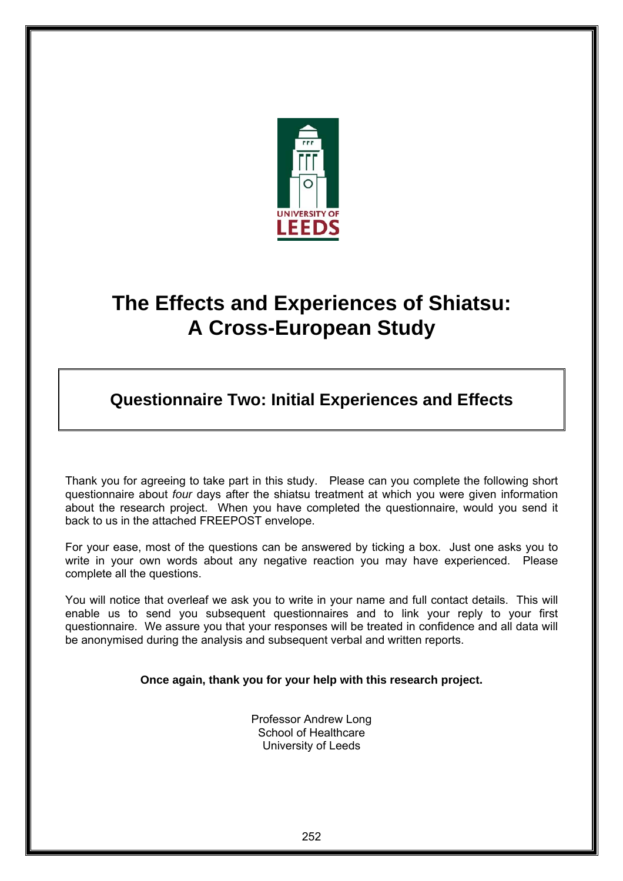UNIVERSITY OF LEEDS

# The Effects and Experiences of Shiatsu: A Cross-European Study

## Questionnaire Two: Initial Experiences and Effects

Thank you for agreeing to take part in this study. Please can you complete the following short questionnaire about *four* days after the shiatsu treatment at which you were given information about the research project. When you have completed the questionnaire, would you send it back to us in the attached FREEPOST envelope.

For your ease, most of the questions can be answered by ticking a box. Just one asks you to write in your own words about any negative reaction you may have experienced. Please complete all the questions.

You will notice that overleaf we ask you to write in your name and full contact details. This will enable us to send you subsequent questionnaires and to link your reply to your first questionnaire. We assure you that your responses will be treated in confidence and all data will be anonymised during the analysis and subsequent verbal and written reports.

**Once again, thank you for your help with this research project.**

Professor Andrew Long
School of Healthcare
University of Leeds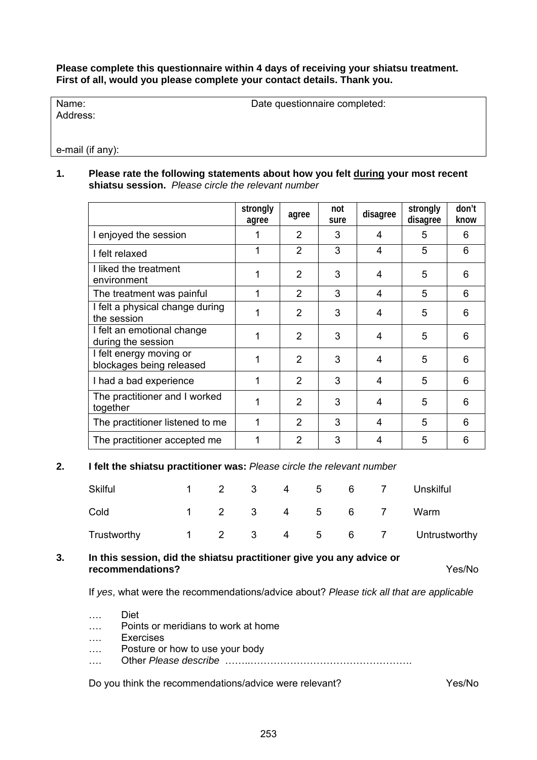**Please complete this questionnaire within 4 days of receiving your shiatsu treatment. First of all, would you please complete your contact details. Thank you.**

| Name: | Date questionnaire completed: |
|---|---|
| Address: | |
| e-mail (if any): | |

**1. Please rate the following statements about how you felt <u>during</u> your most recent shiatsu session.** *Please circle the relevant number*

| | strongly agree | agree | not sure | disagree | strongly disagree | don't know |
|---|---|---|---|---|---|---|
| I enjoyed the session | 1 | 2 | 3 | 4 | 5 | 6 |
| I felt relaxed | 1 | 2 | 3 | 4 | 5 | 6 |
| I liked the treatment environment | 1 | 2 | 3 | 4 | 5 | 6 |
| The treatment was painful | 1 | 2 | 3 | 4 | 5 | 6 |
| I felt a physical change during the session | 1 | 2 | 3 | 4 | 5 | 6 |
| I felt an emotional change during the session | 1 | 2 | 3 | 4 | 5 | 6 |
| I felt energy moving or blockages being released | 1 | 2 | 3 | 4 | 5 | 6 |
| I had a bad experience | 1 | 2 | 3 | 4 | 5 | 6 |
| The practitioner and I worked together | 1 | 2 | 3 | 4 | 5 | 6 |
| The practitioner listened to me | 1 | 2 | 3 | 4 | 5 | 6 |
| The practitioner accepted me | 1 | 2 | 3 | 4 | 5 | 6 |

**2. I felt the shiatsu practitioner was:** *Please circle the relevant number*

| | | | | | | | | |
|---|---|---|---|---|---|---|---|---|
| Skilful | 1 | 2 | 3 | 4 | 5 | 6 | 7 | Unskilful |
| Cold | 1 | 2 | 3 | 4 | 5 | 6 | 7 | Warm |
| Trustworthy | 1 | 2 | 3 | 4 | 5 | 6 | 7 | Untrustworthy |

**3. In this session, did the shiatsu practitioner give you any advice or recommendations?** Yes/No

If *yes*, what were the recommendations/advice about? *Please tick all that are applicable*

…. Diet
…. Points or meridians to work at home
…. Exercises
…. Posture or how to use your body
…. Other *Please describe* ……..…………………………………………

Do you think the recommendations/advice were relevant? Yes/No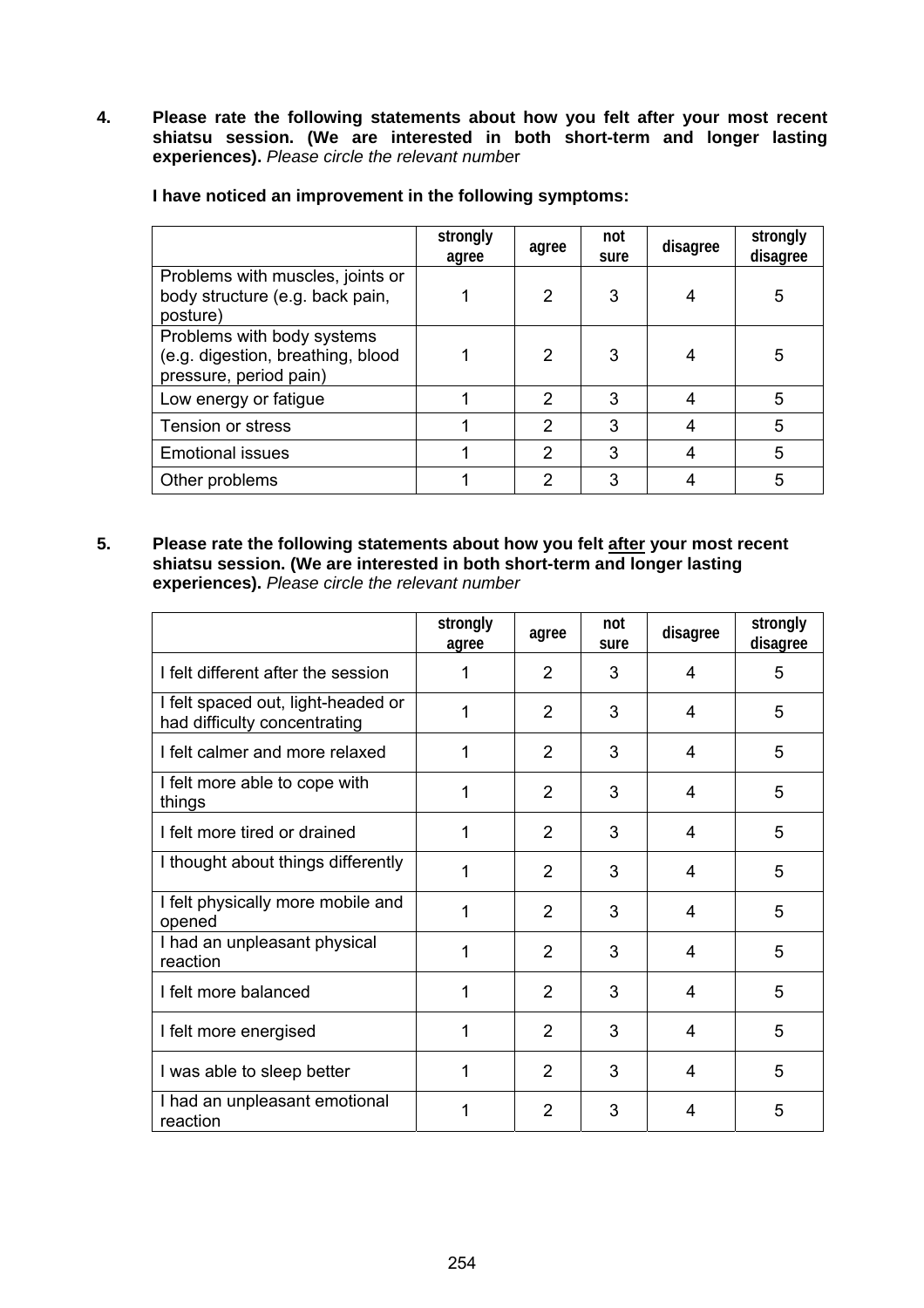4. **Please rate the following statements about how you felt after your most recent shiatsu session. (We are interested in both short-term and longer lasting experiences).** *Please circle the relevant number*

**I have noticed an improvement in the following symptoms:**

| | strongly agree | agree | not sure | disagree | strongly disagree |
|---|---|---|---|---|---|
| Problems with muscles, joints or body structure (e.g. back pain, posture) | 1 | 2 | 3 | 4 | 5 |
| Problems with body systems (e.g. digestion, breathing, blood pressure, period pain) | 1 | 2 | 3 | 4 | 5 |
| Low energy or fatigue | 1 | 2 | 3 | 4 | 5 |
| Tension or stress | 1 | 2 | 3 | 4 | 5 |
| Emotional issues | 1 | 2 | 3 | 4 | 5 |
| Other problems | 1 | 2 | 3 | 4 | 5 |

5. **Please rate the following statements about how you felt <u>after</u> your most recent shiatsu session. (We are interested in both short-term and longer lasting experiences).** *Please circle the relevant number*

| | strongly agree | agree | not sure | disagree | strongly disagree |
|---|---|---|---|---|---|
| I felt different after the session | 1 | 2 | 3 | 4 | 5 |
| I felt spaced out, light-headed or had difficulty concentrating | 1 | 2 | 3 | 4 | 5 |
| I felt calmer and more relaxed | 1 | 2 | 3 | 4 | 5 |
| I felt more able to cope with things | 1 | 2 | 3 | 4 | 5 |
| I felt more tired or drained | 1 | 2 | 3 | 4 | 5 |
| I thought about things differently | 1 | 2 | 3 | 4 | 5 |
| I felt physically more mobile and opened | 1 | 2 | 3 | 4 | 5 |
| I had an unpleasant physical reaction | 1 | 2 | 3 | 4 | 5 |
| I felt more balanced | 1 | 2 | 3 | 4 | 5 |
| I felt more energised | 1 | 2 | 3 | 4 | 5 |
| I was able to sleep better | 1 | 2 | 3 | 4 | 5 |
| I had an unpleasant emotional reaction | 1 | 2 | 3 | 4 | 5 |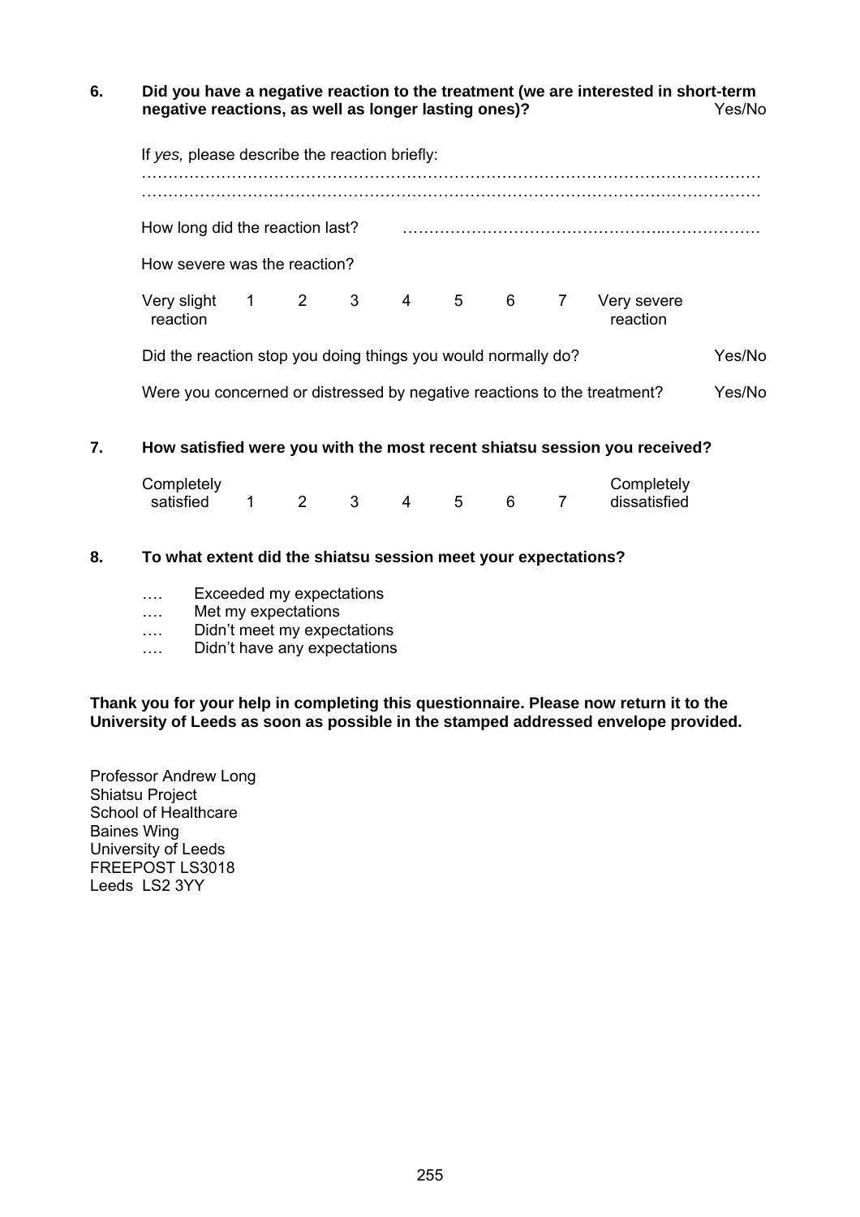**6. Did you have a negative reaction to the treatment (we are interested in short-term negative reactions, as well as longer lasting ones)?** Yes/No

If *yes,* please describe the reaction briefly:

…………………………………………………………………………………………………………

…………………………………………………………………………………………………………

How long did the reaction last? ………………………………………………..………………

How severe was the reaction?

| Very slight reaction | 1 | 2 | 3 | 4 | 5 | 6 | 7 | Very severe reaction |
|---|---|---|---|---|---|---|---|---|

Did the reaction stop you doing things you would normally do? Yes/No

Were you concerned or distressed by negative reactions to the treatment? Yes/No

**7. How satisfied were you with the most recent shiatsu session you received?**

| Completely satisfied | 1 | 2 | 3 | 4 | 5 | 6 | 7 | Completely dissatisfied |
|---|---|---|---|---|---|---|---|---|

**8. To what extent did the shiatsu session meet your expectations?**

…. Exceeded my expectations
…. Met my expectations
…. Didn't meet my expectations
…. Didn't have any expectations

**Thank you for your help in completing this questionnaire. Please now return it to the University of Leeds as soon as possible in the stamped addressed envelope provided.**

Professor Andrew Long
Shiatsu Project
School of Healthcare
Baines Wing
University of Leeds
FREEPOST LS3018
Leeds LS2 3YY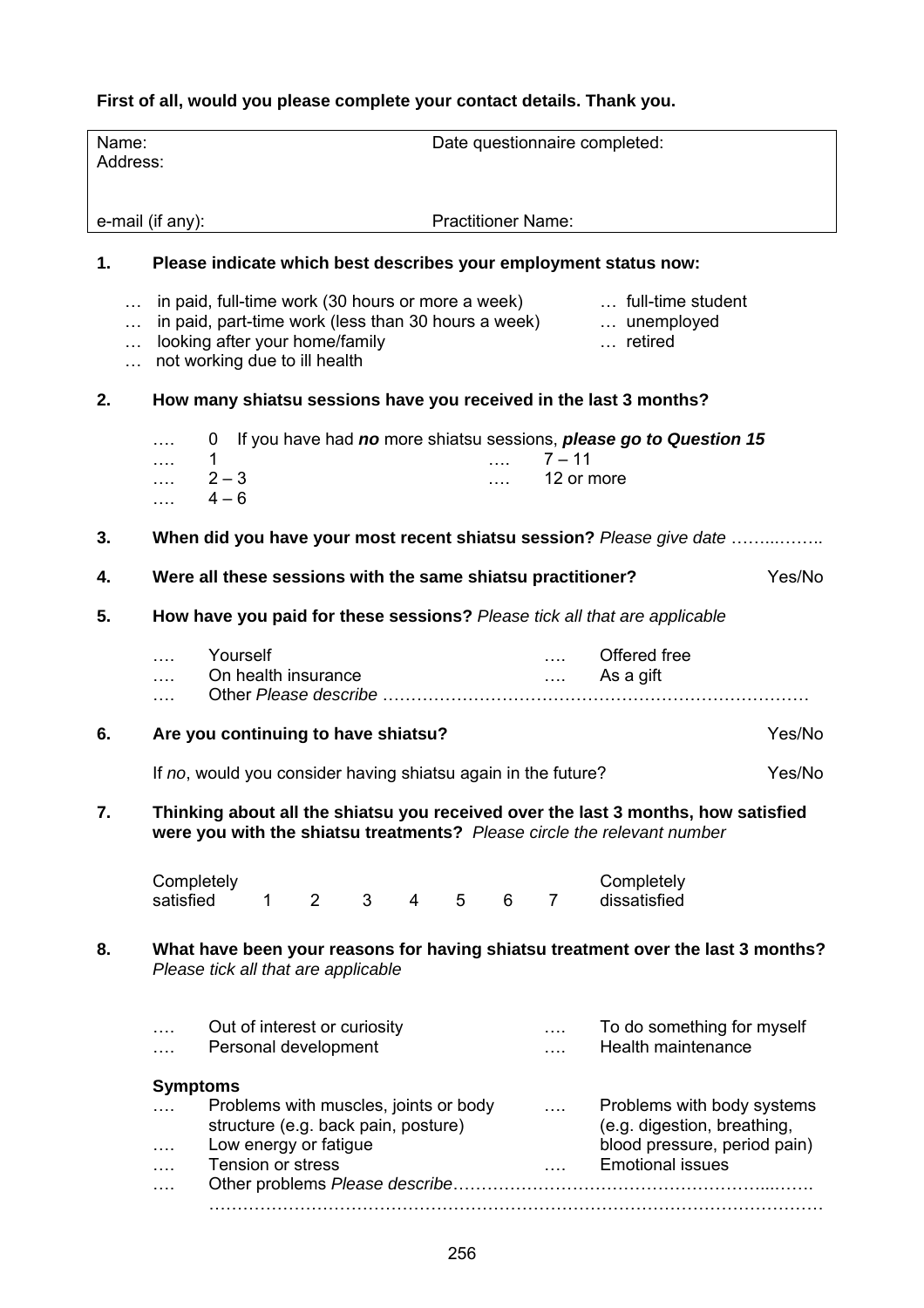**First of all, would you please complete your contact details. Thank you.**

| Name: | Date questionnaire completed: |
|---|---|
| Address: | |
| e-mail (if any): | Practitioner Name: |

**1. Please indicate which best describes your employment status now:**

… in paid, full-time work (30 hours or more a week)
… in paid, part-time work (less than 30 hours a week)
… looking after your home/family
… not working due to ill health
… full-time student
… unemployed
… retired

**2. How many shiatsu sessions have you received in the last 3 months?**

…. 0 If you have had ***no*** more shiatsu sessions, ***please go to Question 15***
…. 1
…. 2 – 3
…. 4 – 6
…. 7 – 11
…. 12 or more

**3. When did you have your most recent shiatsu session?** *Please give date* ……..……..

**4. Were all these sessions with the same shiatsu practitioner?** Yes/No

**5. How have you paid for these sessions?** *Please tick all that are applicable*

…. Yourself
…. On health insurance
…. Offered free
…. As a gift
…. Other *Please describe* …………………………………………………………………

**6. Are you continuing to have shiatsu?** Yes/No

If *no*, would you consider having shiatsu again in the future? Yes/No

**7. Thinking about all the shiatsu you received over the last 3 months, how satisfied were you with the shiatsu treatments?** *Please circle the relevant number*

Completely satisfied 1 2 3 4 5 6 7 Completely dissatisfied

**8. What have been your reasons for having shiatsu treatment over the last 3 months?** *Please tick all that are applicable*

…. Out of interest or curiosity
…. Personal development
…. To do something for myself
…. Health maintenance

**Symptoms**

…. Problems with muscles, joints or body structure (e.g. back pain, posture)
…. Low energy or fatigue
…. Tension or stress
…. Problems with body systems (e.g. digestion, breathing, blood pressure, period pain)
…. Emotional issues
…. Other problems *Please describe*……………………………………………………...…….
…………………………………………………………………………………………………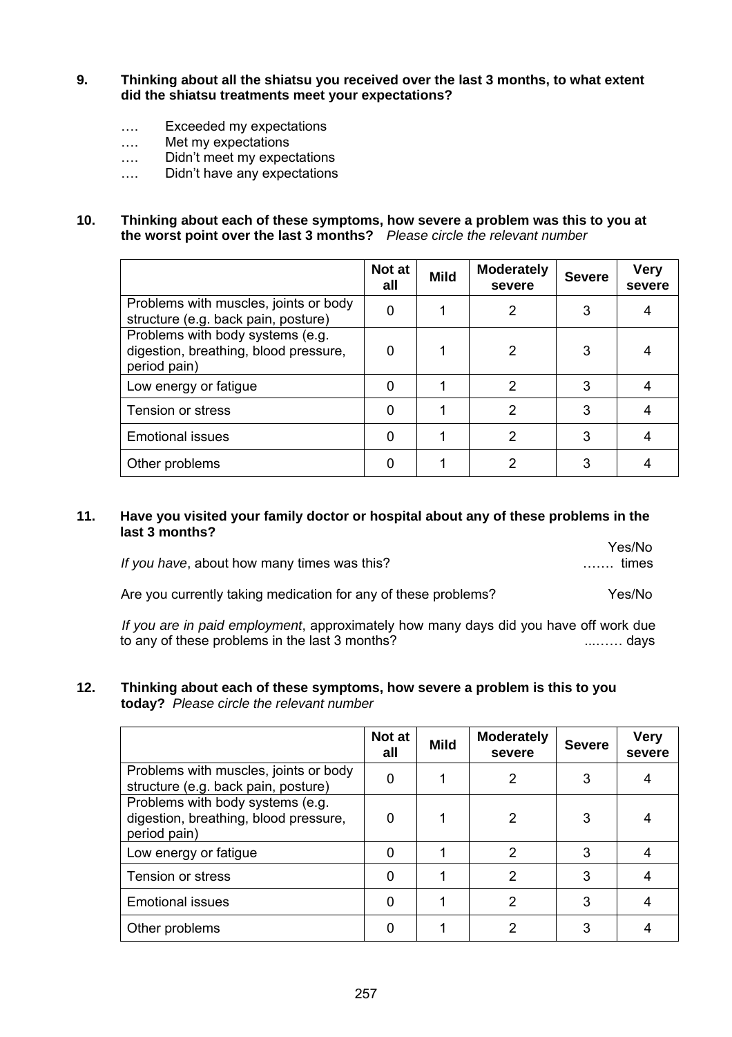**9. Thinking about all the shiatsu you received over the last 3 months, to what extent did the shiatsu treatments meet your expectations?**

…. Exceeded my expectations
…. Met my expectations
…. Didn't meet my expectations
…. Didn't have any expectations

**10. Thinking about each of these symptoms, how severe a problem was this to you at the worst point over the last 3 months?** *Please circle the relevant number*

| | Not at all | Mild | Moderately severe | Severe | Very severe |
|---|---|---|---|---|---|
| Problems with muscles, joints or body structure (e.g. back pain, posture) | 0 | 1 | 2 | 3 | 4 |
| Problems with body systems (e.g. digestion, breathing, blood pressure, period pain) | 0 | 1 | 2 | 3 | 4 |
| Low energy or fatigue | 0 | 1 | 2 | 3 | 4 |
| Tension or stress | 0 | 1 | 2 | 3 | 4 |
| Emotional issues | 0 | 1 | 2 | 3 | 4 |
| Other problems | 0 | 1 | 2 | 3 | 4 |

**11. Have you visited your family doctor or hospital about any of these problems in the last 3 months?** Yes/No

*If you have*, about how many times was this? ……. times

Are you currently taking medication for any of these problems? Yes/No

*If you are in paid employment*, approximately how many days did you have off work due to any of these problems in the last 3 months? ....…… days

**12. Thinking about each of these symptoms, how severe a problem is this to you today?** *Please circle the relevant number*

| | Not at all | Mild | Moderately severe | Severe | Very severe |
|---|---|---|---|---|---|
| Problems with muscles, joints or body structure (e.g. back pain, posture) | 0 | 1 | 2 | 3 | 4 |
| Problems with body systems (e.g. digestion, breathing, blood pressure, period pain) | 0 | 1 | 2 | 3 | 4 |
| Low energy or fatigue | 0 | 1 | 2 | 3 | 4 |
| Tension or stress | 0 | 1 | 2 | 3 | 4 |
| Emotional issues | 0 | 1 | 2 | 3 | 4 |
| Other problems | 0 | 1 | 2 | 3 | 4 |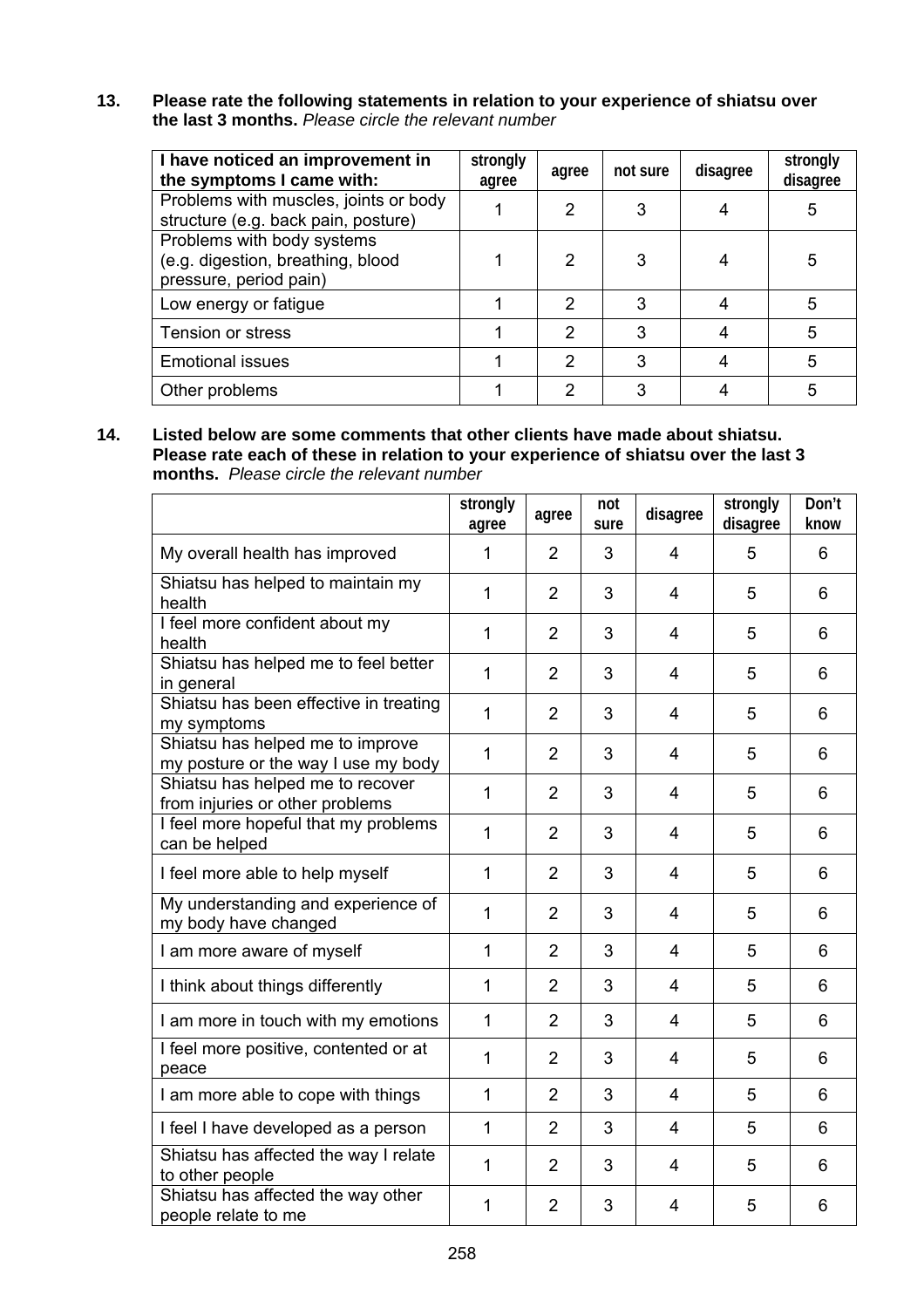**13. Please rate the following statements in relation to your experience of shiatsu over the last 3 months.** *Please circle the relevant number*

| I have noticed an improvement in the symptoms I came with: | strongly agree | agree | not sure | disagree | strongly disagree |
|---|---|---|---|---|---|
| Problems with muscles, joints or body structure (e.g. back pain, posture) | 1 | 2 | 3 | 4 | 5 |
| Problems with body systems (e.g. digestion, breathing, blood pressure, period pain) | 1 | 2 | 3 | 4 | 5 |
| Low energy or fatigue | 1 | 2 | 3 | 4 | 5 |
| Tension or stress | 1 | 2 | 3 | 4 | 5 |
| Emotional issues | 1 | 2 | 3 | 4 | 5 |
| Other problems | 1 | 2 | 3 | 4 | 5 |

**14. Listed below are some comments that other clients have made about shiatsu. Please rate each of these in relation to your experience of shiatsu over the last 3 months.** *Please circle the relevant number*

| | strongly agree | agree | not sure | disagree | strongly disagree | Don't know |
|---|---|---|---|---|---|---|
| My overall health has improved | 1 | 2 | 3 | 4 | 5 | 6 |
| Shiatsu has helped to maintain my health | 1 | 2 | 3 | 4 | 5 | 6 |
| I feel more confident about my health | 1 | 2 | 3 | 4 | 5 | 6 |
| Shiatsu has helped me to feel better in general | 1 | 2 | 3 | 4 | 5 | 6 |
| Shiatsu has been effective in treating my symptoms | 1 | 2 | 3 | 4 | 5 | 6 |
| Shiatsu has helped me to improve my posture or the way I use my body | 1 | 2 | 3 | 4 | 5 | 6 |
| Shiatsu has helped me to recover from injuries or other problems | 1 | 2 | 3 | 4 | 5 | 6 |
| I feel more hopeful that my problems can be helped | 1 | 2 | 3 | 4 | 5 | 6 |
| I feel more able to help myself | 1 | 2 | 3 | 4 | 5 | 6 |
| My understanding and experience of my body have changed | 1 | 2 | 3 | 4 | 5 | 6 |
| I am more aware of myself | 1 | 2 | 3 | 4 | 5 | 6 |
| I think about things differently | 1 | 2 | 3 | 4 | 5 | 6 |
| I am more in touch with my emotions | 1 | 2 | 3 | 4 | 5 | 6 |
| I feel more positive, contented or at peace | 1 | 2 | 3 | 4 | 5 | 6 |
| I am more able to cope with things | 1 | 2 | 3 | 4 | 5 | 6 |
| I feel I have developed as a person | 1 | 2 | 3 | 4 | 5 | 6 |
| Shiatsu has affected the way I relate to other people | 1 | 2 | 3 | 4 | 5 | 6 |
| Shiatsu has affected the way other people relate to me | 1 | 2 | 3 | 4 | 5 | 6 |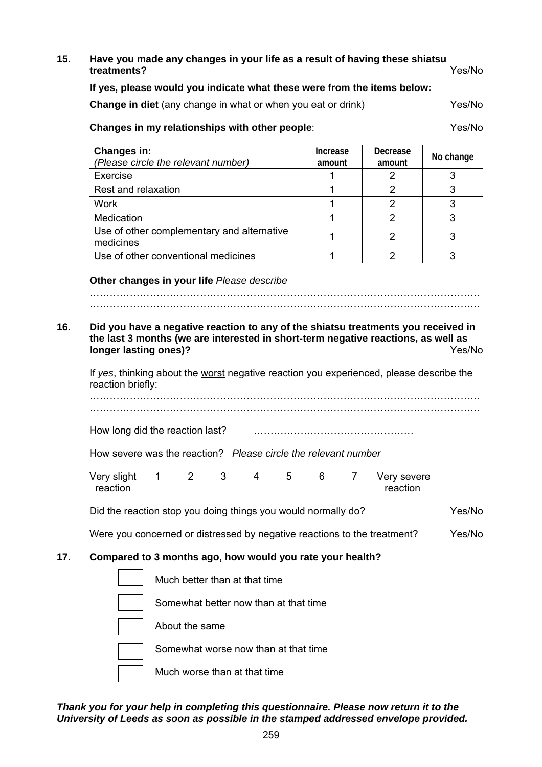**15. Have you made any changes in your life as a result of having these shiatsu treatments?** Yes/No

**If yes, please would you indicate what these were from the items below:**

**Change in diet** (any change in what or when you eat or drink) Yes/No

**Changes in my relationships with other people**: Yes/No

| **Changes in:** *(Please circle the relevant number)* | Increase amount | Decrease amount | No change |
|---|---|---|---|
| Exercise | 1 | 2 | 3 |
| Rest and relaxation | 1 | 2 | 3 |
| Work | 1 | 2 | 3 |
| Medication | 1 | 2 | 3 |
| Use of other complementary and alternative medicines | 1 | 2 | 3 |
| Use of other conventional medicines | 1 | 2 | 3 |

**Other changes in your life** *Please describe*

……………………………………………………………………………………………………………
……………………………………………………………………………………………………………

**16. Did you have a negative reaction to any of the shiatsu treatments you received in the last 3 months (we are interested in short-term negative reactions, as well as longer lasting ones)?** Yes/No

If *yes*, thinking about the worst negative reaction you experienced, please describe the reaction briefly:

……………………………………………………………………………………………………………
……………………………………………………………………………………………………………

How long did the reaction last? …………………………………………

How severe was the reaction? *Please circle the relevant number*

Very slight reaction 1 2 3 4 5 6 7 Very severe reaction

Did the reaction stop you doing things you would normally do? Yes/No

Were you concerned or distressed by negative reactions to the treatment? Yes/No

**17. Compared to 3 months ago, how would you rate your health?**

- ☐ Much better than at that time
- ☐ Somewhat better now than at that time
- ☐ About the same
- ☐ Somewhat worse now than at that time
- ☐ Much worse than at that time

***Thank you for your help in completing this questionnaire. Please now return it to the University of Leeds as soon as possible in the stamped addressed envelope provided.***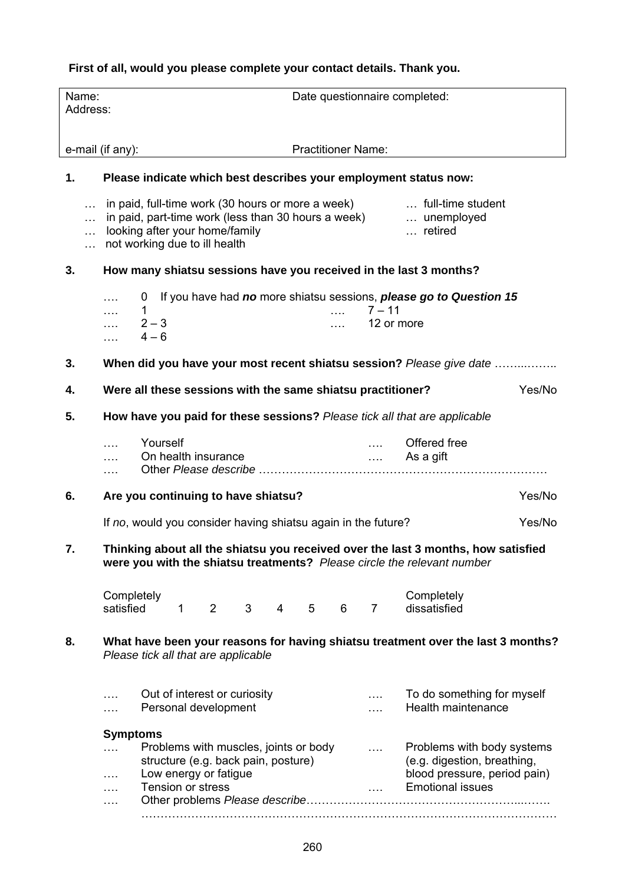**First of all, would you please complete your contact details. Thank you.**

| Name: | Date questionnaire completed: |
|---|---|
| Address: | |
| e-mail (if any): | Practitioner Name: |

**1. Please indicate which best describes your employment status now:**

… in paid, full-time work (30 hours or more a week)
… in paid, part-time work (less than 30 hours a week)
… looking after your home/family
… not working due to ill health
… full-time student
… unemployed
… retired

**3. How many shiatsu sessions have you received in the last 3 months?**

…. 0 If you have had ***no*** more shiatsu sessions, ***please go to Question 15***
…. 1
…. 2 – 3
…. 4 – 6
…. 7 – 11
…. 12 or more

**3. When did you have your most recent shiatsu session?** *Please give date* ……..……..

**4. Were all these sessions with the same shiatsu practitioner?** Yes/No

**5. How have you paid for these sessions?** *Please tick all that are applicable*

…. Yourself
…. On health insurance
…. Offered free
…. As a gift
…. Other *Please describe* …………………………………………………………………

**6. Are you continuing to have shiatsu?** Yes/No

If *no*, would you consider having shiatsu again in the future? Yes/No

**7. Thinking about all the shiatsu you received over the last 3 months, how satisfied were you with the shiatsu treatments?** *Please circle the relevant number*

Completely satisfied 1 2 3 4 5 6 7 Completely dissatisfied

**8. What have been your reasons for having shiatsu treatment over the last 3 months?** *Please tick all that are applicable*

…. Out of interest or curiosity
…. Personal development
…. To do something for myself
…. Health maintenance

**Symptoms**

…. Problems with muscles, joints or body structure (e.g. back pain, posture)
…. Low energy or fatigue
…. Tension or stress
…. Problems with body systems (e.g. digestion, breathing, blood pressure, period pain)
…. Emotional issues
…. Other problems *Please describe*……………………………………………………...…….
…………………………………………………………………………………………………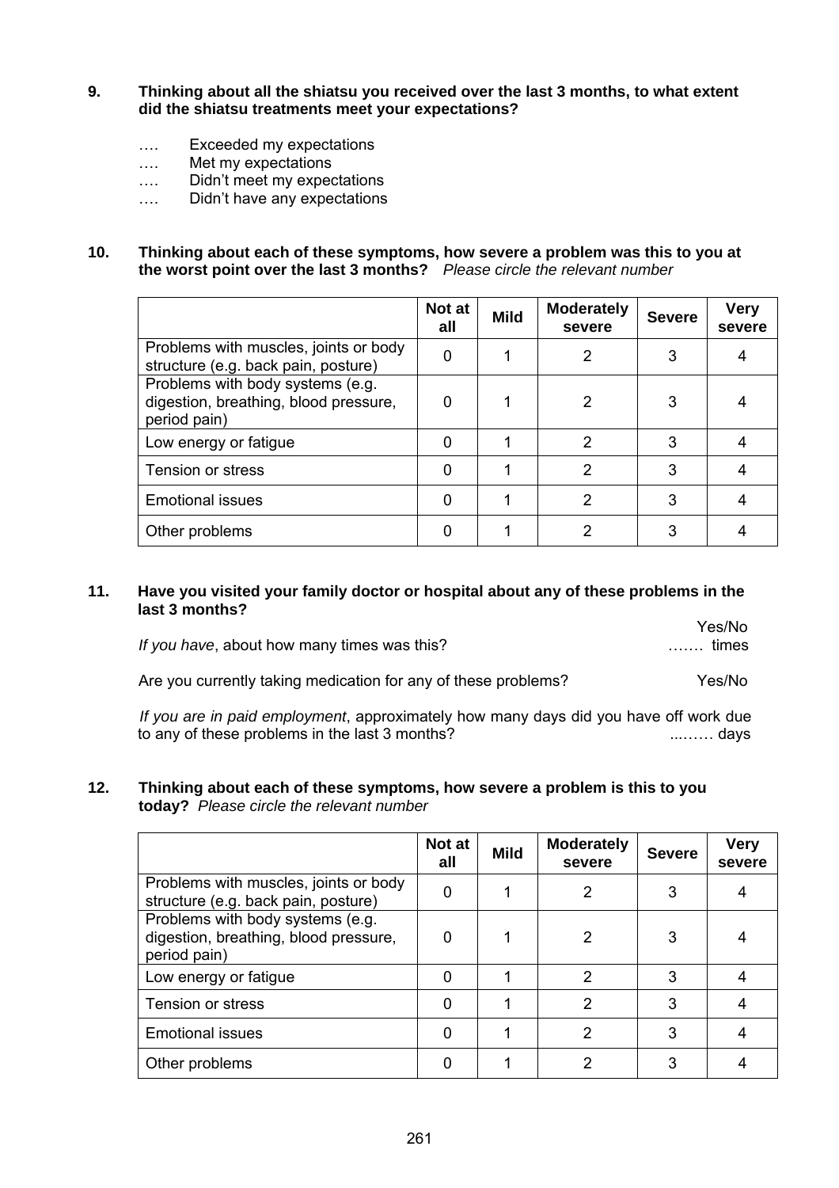**9. Thinking about all the shiatsu you received over the last 3 months, to what extent did the shiatsu treatments meet your expectations?**

…. Exceeded my expectations
…. Met my expectations
…. Didn't meet my expectations
…. Didn't have any expectations

**10. Thinking about each of these symptoms, how severe a problem was this to you at the worst point over the last 3 months?** *Please circle the relevant number*

| | Not at all | Mild | Moderately severe | Severe | Very severe |
|---|---|---|---|---|---|
| Problems with muscles, joints or body structure (e.g. back pain, posture) | 0 | 1 | 2 | 3 | 4 |
| Problems with body systems (e.g. digestion, breathing, blood pressure, period pain) | 0 | 1 | 2 | 3 | 4 |
| Low energy or fatigue | 0 | 1 | 2 | 3 | 4 |
| Tension or stress | 0 | 1 | 2 | 3 | 4 |
| Emotional issues | 0 | 1 | 2 | 3 | 4 |
| Other problems | 0 | 1 | 2 | 3 | 4 |

**11. Have you visited your family doctor or hospital about any of these problems in the last 3 months?** Yes/No

*If you have*, about how many times was this? ……. times

Are you currently taking medication for any of these problems? Yes/No

*If you are in paid employment*, approximately how many days did you have off work due to any of these problems in the last 3 months? ....…… days

**12. Thinking about each of these symptoms, how severe a problem is this to you today?** *Please circle the relevant number*

| | Not at all | Mild | Moderately severe | Severe | Very severe |
|---|---|---|---|---|---|
| Problems with muscles, joints or body structure (e.g. back pain, posture) | 0 | 1 | 2 | 3 | 4 |
| Problems with body systems (e.g. digestion, breathing, blood pressure, period pain) | 0 | 1 | 2 | 3 | 4 |
| Low energy or fatigue | 0 | 1 | 2 | 3 | 4 |
| Tension or stress | 0 | 1 | 2 | 3 | 4 |
| Emotional issues | 0 | 1 | 2 | 3 | 4 |
| Other problems | 0 | 1 | 2 | 3 | 4 |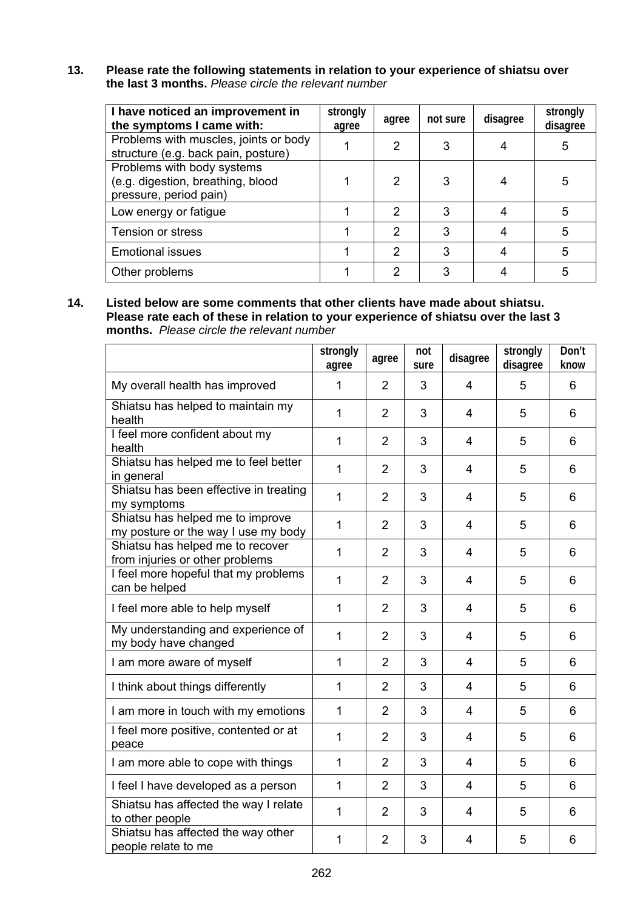**13. Please rate the following statements in relation to your experience of shiatsu over the last 3 months.** *Please circle the relevant number*

| I have noticed an improvement in the symptoms I came with: | strongly agree | agree | not sure | disagree | strongly disagree |
|---|---|---|---|---|---|
| Problems with muscles, joints or body structure (e.g. back pain, posture) | 1 | 2 | 3 | 4 | 5 |
| Problems with body systems (e.g. digestion, breathing, blood pressure, period pain) | 1 | 2 | 3 | 4 | 5 |
| Low energy or fatigue | 1 | 2 | 3 | 4 | 5 |
| Tension or stress | 1 | 2 | 3 | 4 | 5 |
| Emotional issues | 1 | 2 | 3 | 4 | 5 |
| Other problems | 1 | 2 | 3 | 4 | 5 |

**14. Listed below are some comments that other clients have made about shiatsu. Please rate each of these in relation to your experience of shiatsu over the last 3 months.** *Please circle the relevant number*

| | strongly agree | agree | not sure | disagree | strongly disagree | Don't know |
|---|---|---|---|---|---|---|
| My overall health has improved | 1 | 2 | 3 | 4 | 5 | 6 |
| Shiatsu has helped to maintain my health | 1 | 2 | 3 | 4 | 5 | 6 |
| I feel more confident about my health | 1 | 2 | 3 | 4 | 5 | 6 |
| Shiatsu has helped me to feel better in general | 1 | 2 | 3 | 4 | 5 | 6 |
| Shiatsu has been effective in treating my symptoms | 1 | 2 | 3 | 4 | 5 | 6 |
| Shiatsu has helped me to improve my posture or the way I use my body | 1 | 2 | 3 | 4 | 5 | 6 |
| Shiatsu has helped me to recover from injuries or other problems | 1 | 2 | 3 | 4 | 5 | 6 |
| I feel more hopeful that my problems can be helped | 1 | 2 | 3 | 4 | 5 | 6 |
| I feel more able to help myself | 1 | 2 | 3 | 4 | 5 | 6 |
| My understanding and experience of my body have changed | 1 | 2 | 3 | 4 | 5 | 6 |
| I am more aware of myself | 1 | 2 | 3 | 4 | 5 | 6 |
| I think about things differently | 1 | 2 | 3 | 4 | 5 | 6 |
| I am more in touch with my emotions | 1 | 2 | 3 | 4 | 5 | 6 |
| I feel more positive, contented or at peace | 1 | 2 | 3 | 4 | 5 | 6 |
| I am more able to cope with things | 1 | 2 | 3 | 4 | 5 | 6 |
| I feel I have developed as a person | 1 | 2 | 3 | 4 | 5 | 6 |
| Shiatsu has affected the way I relate to other people | 1 | 2 | 3 | 4 | 5 | 6 |
| Shiatsu has affected the way other people relate to me | 1 | 2 | 3 | 4 | 5 | 6 |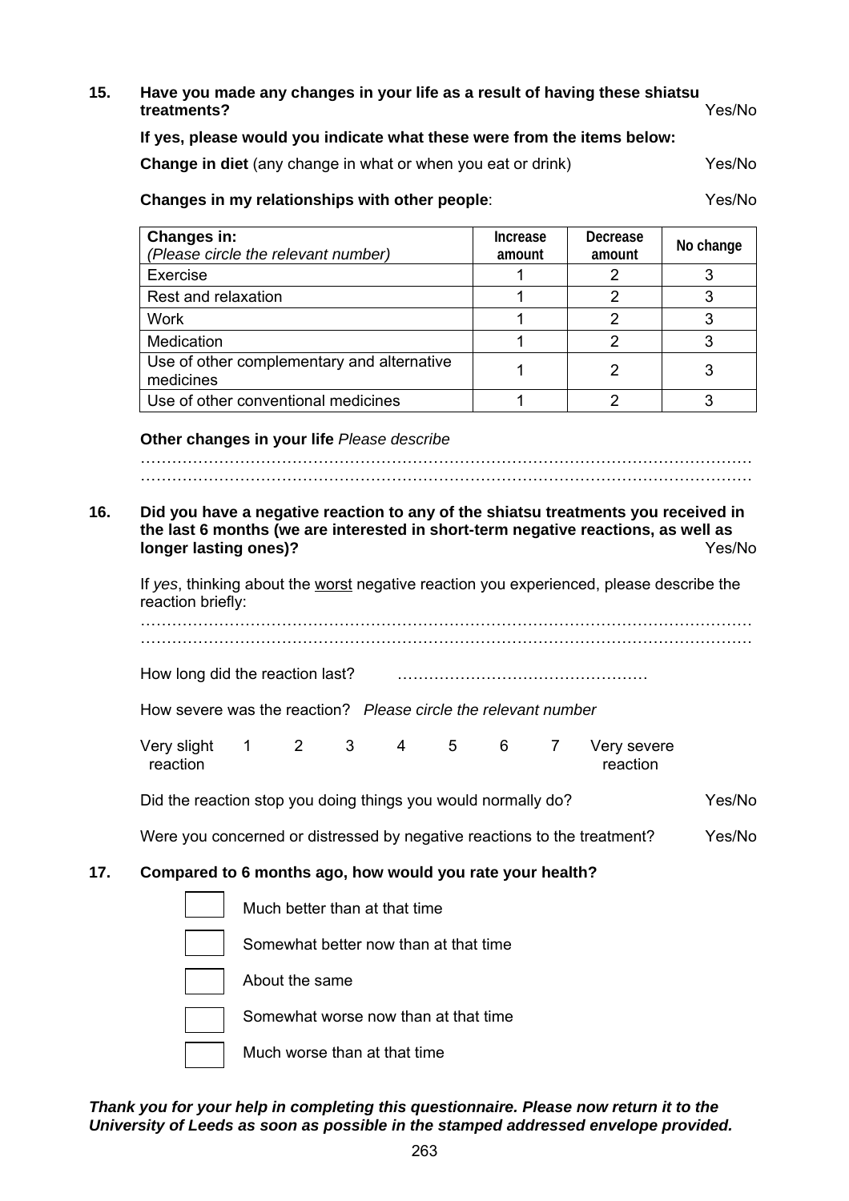**15. Have you made any changes in your life as a result of having these shiatsu treatments?** Yes/No

**If yes, please would you indicate what these were from the items below:**

**Change in diet** (any change in what or when you eat or drink) Yes/No

**Changes in my relationships with other people**: Yes/No

| **Changes in:** *(Please circle the relevant number)* | Increase amount | Decrease amount | No change |
|---|---|---|---|
| Exercise | 1 | 2 | 3 |
| Rest and relaxation | 1 | 2 | 3 |
| Work | 1 | 2 | 3 |
| Medication | 1 | 2 | 3 |
| Use of other complementary and alternative medicines | 1 | 2 | 3 |
| Use of other conventional medicines | 1 | 2 | 3 |

**Other changes in your life** *Please describe*

……………………………………………………………………………………………………
……………………………………………………………………………………………………

**16. Did you have a negative reaction to any of the shiatsu treatments you received in the last 6 months (we are interested in short-term negative reactions, as well as longer lasting ones)?** Yes/No

If *yes*, thinking about the worst negative reaction you experienced, please describe the reaction briefly:

……………………………………………………………………………………………………
……………………………………………………………………………………………………

How long did the reaction last? …………………………………………

How severe was the reaction? *Please circle the relevant number*

Very slight reaction 1 2 3 4 5 6 7 Very severe reaction

Did the reaction stop you doing things you would normally do? Yes/No

Were you concerned or distressed by negative reactions to the treatment? Yes/No

**17. Compared to 6 months ago, how would you rate your health?**

- ☐ Much better than at that time
- ☐ Somewhat better now than at that time
- ☐ About the same
- ☐ Somewhat worse now than at that time
- ☐ Much worse than at that time

***Thank you for your help in completing this questionnaire. Please now return it to the University of Leeds as soon as possible in the stamped addressed envelope provided.***